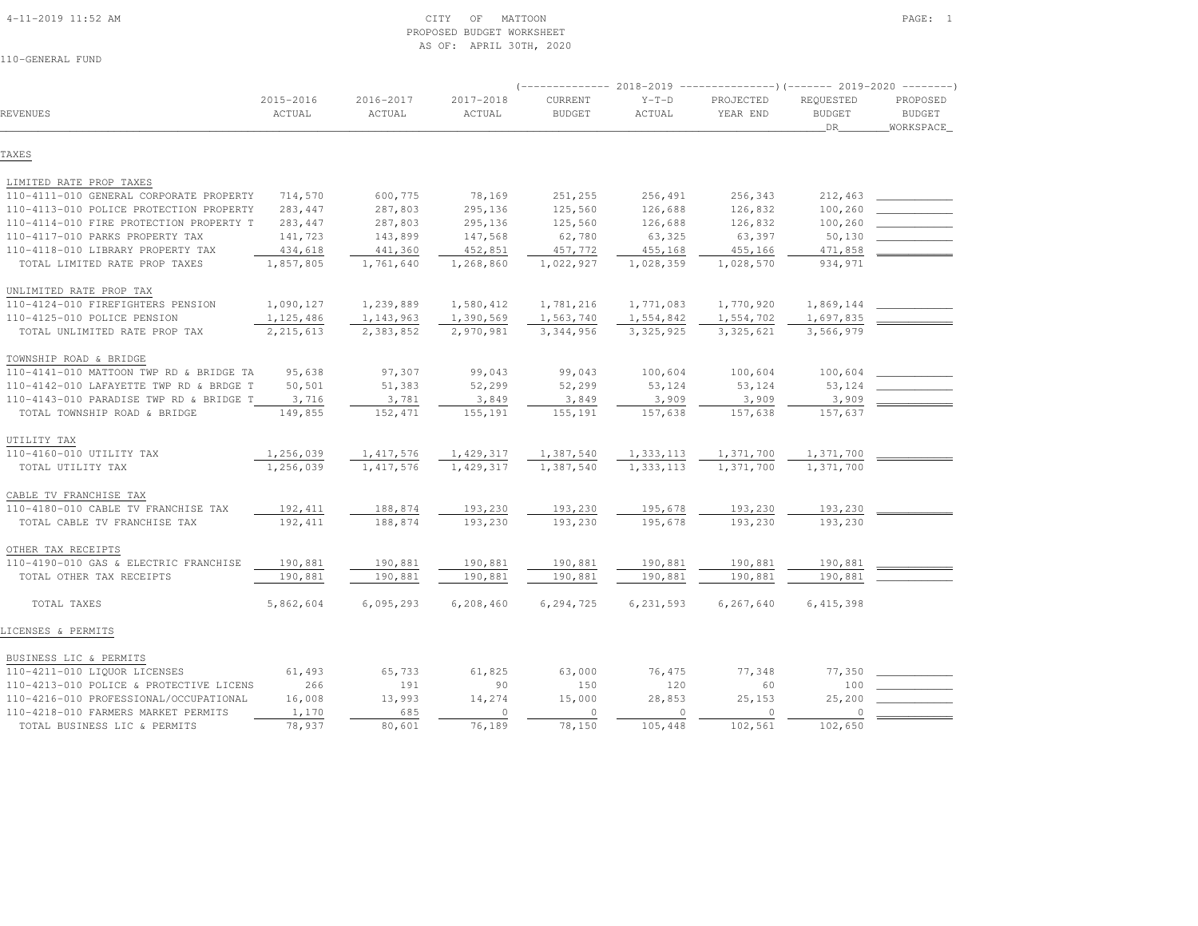CITY OF MATTOON
PROPOSED BUDGET WORKSHEET
AS OF: APRIL 30TH, 2020

110-GENERAL FUND

| REVENUES | 2015-2016 ACTUAL | 2016-2017 ACTUAL | 2017-2018 ACTUAL | 2018-2019 CURRENT BUDGET | 2018-2019 Y-T-D ACTUAL | 2018-2019 PROJECTED YEAR END | 2019-2020 REQUESTED BUDGET DR | 2019-2020 PROPOSED BUDGET WORKSPACE |
|---|---|---|---|---|---|---|---|---|
| **TAXES** | | | | | | | | |
| LIMITED RATE PROP TAXES | | | | | | | | |
| 110-4111-010 GENERAL CORPORATE PROPERTY | 714,570 | 600,775 | 78,169 | 251,255 | 256,491 | 256,343 | 212,463 | |
| 110-4113-010 POLICE PROTECTION PROPERTY | 283,447 | 287,803 | 295,136 | 125,560 | 126,688 | 126,832 | 100,260 | |
| 110-4114-010 FIRE PROTECTION PROPERTY T | 283,447 | 287,803 | 295,136 | 125,560 | 126,688 | 126,832 | 100,260 | |
| 110-4117-010 PARKS PROPERTY TAX | 141,723 | 143,899 | 147,568 | 62,780 | 63,325 | 63,397 | 50,130 | |
| 110-4118-010 LIBRARY PROPERTY TAX | 434,618 | 441,360 | 452,851 | 457,772 | 455,168 | 455,166 | 471,858 | |
| TOTAL LIMITED RATE PROP TAXES | 1,857,805 | 1,761,640 | 1,268,860 | 1,022,927 | 1,028,359 | 1,028,570 | 934,971 | |
| UNLIMITED RATE PROP TAX | | | | | | | | |
| 110-4124-010 FIREFIGHTERS PENSION | 1,090,127 | 1,239,889 | 1,580,412 | 1,781,216 | 1,771,083 | 1,770,920 | 1,869,144 | |
| 110-4125-010 POLICE PENSION | 1,125,486 | 1,143,963 | 1,390,569 | 1,563,740 | 1,554,842 | 1,554,702 | 1,697,835 | |
| TOTAL UNLIMITED RATE PROP TAX | 2,215,613 | 2,383,852 | 2,970,981 | 3,344,956 | 3,325,925 | 3,325,621 | 3,566,979 | |
| TOWNSHIP ROAD & BRIDGE | | | | | | | | |
| 110-4141-010 MATTOON TWP RD & BRIDGE TA | 95,638 | 97,307 | 99,043 | 99,043 | 100,604 | 100,604 | 100,604 | |
| 110-4142-010 LAFAYETTE TWP RD & BRDGE T | 50,501 | 51,383 | 52,299 | 52,299 | 53,124 | 53,124 | 53,124 | |
| 110-4143-010 PARADISE TWP RD & BRIDGE T | 3,716 | 3,781 | 3,849 | 3,849 | 3,909 | 3,909 | 3,909 | |
| TOTAL TOWNSHIP ROAD & BRIDGE | 149,855 | 152,471 | 155,191 | 155,191 | 157,638 | 157,638 | 157,637 | |
| UTILITY TAX | | | | | | | | |
| 110-4160-010 UTILITY TAX | 1,256,039 | 1,417,576 | 1,429,317 | 1,387,540 | 1,333,113 | 1,371,700 | 1,371,700 | |
| TOTAL UTILITY TAX | 1,256,039 | 1,417,576 | 1,429,317 | 1,387,540 | 1,333,113 | 1,371,700 | 1,371,700 | |
| CABLE TV FRANCHISE TAX | | | | | | | | |
| 110-4180-010 CABLE TV FRANCHISE TAX | 192,411 | 188,874 | 193,230 | 193,230 | 195,678 | 193,230 | 193,230 | |
| TOTAL CABLE TV FRANCHISE TAX | 192,411 | 188,874 | 193,230 | 193,230 | 195,678 | 193,230 | 193,230 | |
| OTHER TAX RECEIPTS | | | | | | | | |
| 110-4190-010 GAS & ELECTRIC FRANCHISE | 190,881 | 190,881 | 190,881 | 190,881 | 190,881 | 190,881 | 190,881 | |
| TOTAL OTHER TAX RECEIPTS | 190,881 | 190,881 | 190,881 | 190,881 | 190,881 | 190,881 | 190,881 | |
| TOTAL TAXES | 5,862,604 | 6,095,293 | 6,208,460 | 6,294,725 | 6,231,593 | 6,267,640 | 6,415,398 | |
| **LICENSES & PERMITS** | | | | | | | | |
| BUSINESS LIC & PERMITS | | | | | | | | |
| 110-4211-010 LIQUOR LICENSES | 61,493 | 65,733 | 61,825 | 63,000 | 76,475 | 77,348 | 77,350 | |
| 110-4213-010 POLICE & PROTECTIVE LICENS | 266 | 191 | 90 | 150 | 120 | 60 | 100 | |
| 110-4216-010 PROFESSIONAL/OCCUPATIONAL | 16,008 | 13,993 | 14,274 | 15,000 | 28,853 | 25,153 | 25,200 | |
| 110-4218-010 FARMERS MARKET PERMITS | 1,170 | 685 | 0 | 0 | 0 | 0 | 0 | |
| TOTAL BUSINESS LIC & PERMITS | 78,937 | 80,601 | 76,189 | 78,150 | 105,448 | 102,561 | 102,650 | |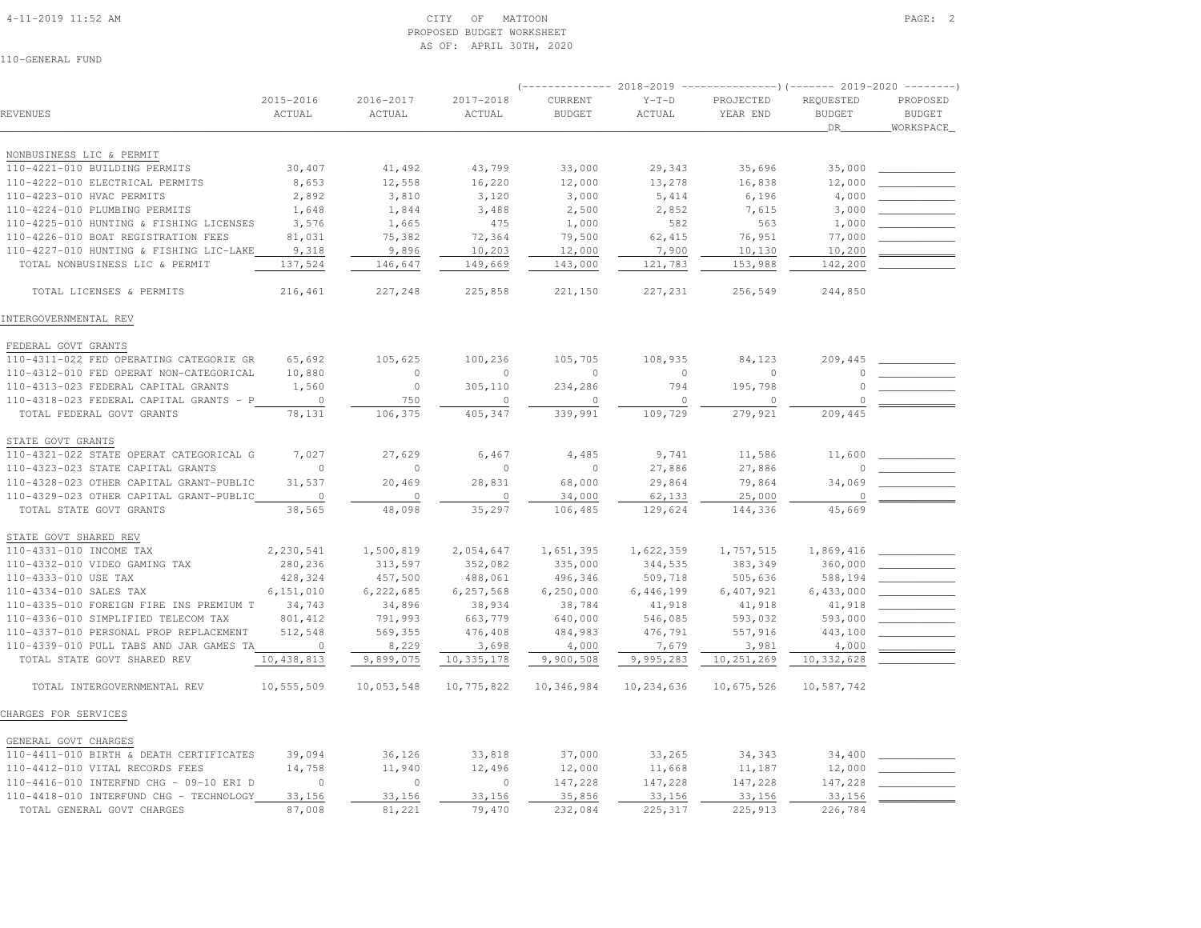CITY OF MATTOON
PROPOSED BUDGET WORKSHEET
AS OF: APRIL 30TH, 2020

110-GENERAL FUND

| REVENUES | 2015-2016 ACTUAL | 2016-2017 ACTUAL | 2017-2018 ACTUAL | 2018-2019 CURRENT BUDGET | 2018-2019 Y-T-D ACTUAL | 2018-2019 PROJECTED YEAR END | 2019-2020 REQUESTED BUDGET DR | 2019-2020 PROPOSED BUDGET WORKSPACE |
|---|---|---|---|---|---|---|---|---|
| NONBUSINESS LIC & PERMIT | | | | | | | | |
| 110-4221-010 BUILDING PERMITS | 30,407 | 41,492 | 43,799 | 33,000 | 29,343 | 35,696 | 35,000 | |
| 110-4222-010 ELECTRICAL PERMITS | 8,653 | 12,558 | 16,220 | 12,000 | 13,278 | 16,838 | 12,000 | |
| 110-4223-010 HVAC PERMITS | 2,892 | 3,810 | 3,120 | 3,000 | 5,414 | 6,196 | 4,000 | |
| 110-4224-010 PLUMBING PERMITS | 1,648 | 1,844 | 3,488 | 2,500 | 2,852 | 7,615 | 3,000 | |
| 110-4225-010 HUNTING & FISHING LICENSES | 3,576 | 1,665 | 475 | 1,000 | 582 | 563 | 1,000 | |
| 110-4226-010 BOAT REGISTRATION FEES | 81,031 | 75,382 | 72,364 | 79,500 | 62,415 | 76,951 | 77,000 | |
| 110-4227-010 HUNTING & FISHING LIC-LAKE | 9,318 | 9,896 | 10,203 | 12,000 | 7,900 | 10,130 | 10,200 | |
| TOTAL NONBUSINESS LIC & PERMIT | 137,524 | 146,647 | 149,669 | 143,000 | 121,783 | 153,988 | 142,200 | |
| TOTAL LICENSES & PERMITS | 216,461 | 227,248 | 225,858 | 221,150 | 227,231 | 256,549 | 244,850 | |
| INTERGOVERNMENTAL REV | | | | | | | | |
| FEDERAL GOVT GRANTS | | | | | | | | |
| 110-4311-022 FED OPERATING CATEGORIE GR | 65,692 | 105,625 | 100,236 | 105,705 | 108,935 | 84,123 | 209,445 | |
| 110-4312-010 FED OPERAT NON-CATEGORICAL | 10,880 | 0 | 0 | 0 | 0 | 0 | 0 | |
| 110-4313-023 FEDERAL CAPITAL GRANTS | 1,560 | 0 | 305,110 | 234,286 | 794 | 195,798 | 0 | |
| 110-4318-023 FEDERAL CAPITAL GRANTS - P | 0 | 750 | 0 | 0 | 0 | 0 | 0 | |
| TOTAL FEDERAL GOVT GRANTS | 78,131 | 106,375 | 405,347 | 339,991 | 109,729 | 279,921 | 209,445 | |
| STATE GOVT GRANTS | | | | | | | | |
| 110-4321-022 STATE OPERAT CATEGORICAL G | 7,027 | 27,629 | 6,467 | 4,485 | 9,741 | 11,586 | 11,600 | |
| 110-4323-023 STATE CAPITAL GRANTS | 0 | 0 | 0 | 0 | 27,886 | 27,886 | 0 | |
| 110-4328-023 OTHER CAPITAL GRANT-PUBLIC | 31,537 | 20,469 | 28,831 | 68,000 | 29,864 | 79,864 | 34,069 | |
| 110-4329-023 OTHER CAPITAL GRANT-PUBLIC | 0 | 0 | 0 | 34,000 | 62,133 | 25,000 | 0 | |
| TOTAL STATE GOVT GRANTS | 38,565 | 48,098 | 35,297 | 106,485 | 129,624 | 144,336 | 45,669 | |
| STATE GOVT SHARED REV | | | | | | | | |
| 110-4331-010 INCOME TAX | 2,230,541 | 1,500,819 | 2,054,647 | 1,651,395 | 1,622,359 | 1,757,515 | 1,869,416 | |
| 110-4332-010 VIDEO GAMING TAX | 280,236 | 313,597 | 352,082 | 335,000 | 344,535 | 383,349 | 360,000 | |
| 110-4333-010 USE TAX | 428,324 | 457,500 | 488,061 | 496,346 | 509,718 | 505,636 | 588,194 | |
| 110-4334-010 SALES TAX | 6,151,010 | 6,222,685 | 6,257,568 | 6,250,000 | 6,446,199 | 6,407,921 | 6,433,000 | |
| 110-4335-010 FOREIGN FIRE INS PREMIUM T | 34,743 | 34,896 | 38,934 | 38,784 | 41,918 | 41,918 | 41,918 | |
| 110-4336-010 SIMPLIFIED TELECOM TAX | 801,412 | 791,993 | 663,779 | 640,000 | 546,085 | 593,032 | 593,000 | |
| 110-4337-010 PERSONAL PROP REPLACEMENT | 512,548 | 569,355 | 476,408 | 484,983 | 476,791 | 557,916 | 443,100 | |
| 110-4339-010 PULL TABS AND JAR GAMES TA | 0 | 8,229 | 3,698 | 4,000 | 7,679 | 3,981 | 4,000 | |
| TOTAL STATE GOVT SHARED REV | 10,438,813 | 9,899,075 | 10,335,178 | 9,900,508 | 9,995,283 | 10,251,269 | 10,332,628 | |
| TOTAL INTERGOVERNMENTAL REV | 10,555,509 | 10,053,548 | 10,775,822 | 10,346,984 | 10,234,636 | 10,675,526 | 10,587,742 | |
| CHARGES FOR SERVICES | | | | | | | | |
| GENERAL GOVT CHARGES | | | | | | | | |
| 110-4411-010 BIRTH & DEATH CERTIFICATES | 39,094 | 36,126 | 33,818 | 37,000 | 33,265 | 34,343 | 34,400 | |
| 110-4412-010 VITAL RECORDS FEES | 14,758 | 11,940 | 12,496 | 12,000 | 11,668 | 11,187 | 12,000 | |
| 110-4416-010 INTERFND CHG - 09-10 ERI D | 0 | 0 | 0 | 147,228 | 147,228 | 147,228 | 147,228 | |
| 110-4418-010 INTERFUND CHG - TECHNOLOGY | 33,156 | 33,156 | 33,156 | 35,856 | 33,156 | 33,156 | 33,156 | |
| TOTAL GENERAL GOVT CHARGES | 87,008 | 81,221 | 79,470 | 232,084 | 225,317 | 225,913 | 226,784 | |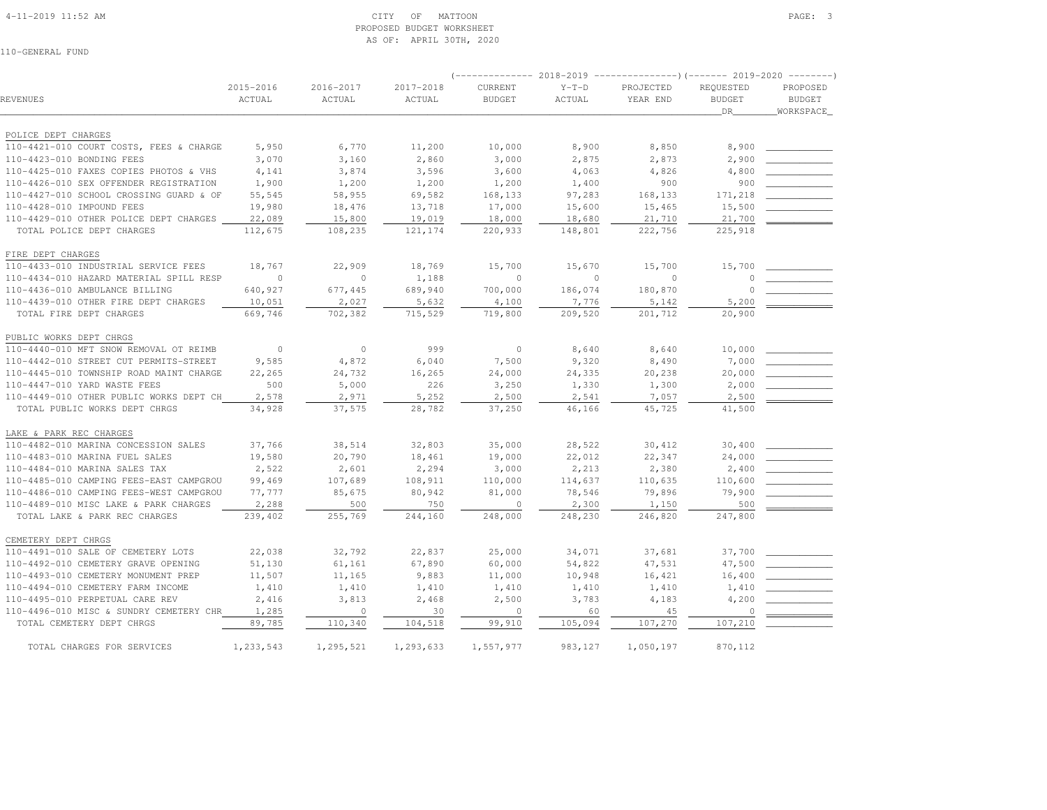CITY OF MATTOON
PROPOSED BUDGET WORKSHEET
AS OF: APRIL 30TH, 2020

110-GENERAL FUND

| REVENUES | 2015-2016 ACTUAL | 2016-2017 ACTUAL | 2017-2018 ACTUAL | 2018-2019 CURRENT BUDGET | 2018-2019 Y-T-D ACTUAL | 2018-2019 PROJECTED YEAR END | 2019-2020 REQUESTED BUDGET DR | 2019-2020 PROPOSED BUDGET WORKSPACE |
|---|---|---|---|---|---|---|---|---|
| **POLICE DEPT CHARGES** | | | | | | | | |
| 110-4421-010 COURT COSTS, FEES & CHARGE | 5,950 | 6,770 | 11,200 | 10,000 | 8,900 | 8,850 | 8,900 | |
| 110-4423-010 BONDING FEES | 3,070 | 3,160 | 2,860 | 3,000 | 2,875 | 2,873 | 2,900 | |
| 110-4425-010 FAXES COPIES PHOTOS & VHS | 4,141 | 3,874 | 3,596 | 3,600 | 4,063 | 4,826 | 4,800 | |
| 110-4426-010 SEX OFFENDER REGISTRATION | 1,900 | 1,200 | 1,200 | 1,200 | 1,400 | 900 | 900 | |
| 110-4427-010 SCHOOL CROSSING GUARD & OF | 55,545 | 58,955 | 69,582 | 168,133 | 97,283 | 168,133 | 171,218 | |
| 110-4428-010 IMPOUND FEES | 19,980 | 18,476 | 13,718 | 17,000 | 15,600 | 15,465 | 15,500 | |
| 110-4429-010 OTHER POLICE DEPT CHARGES | 22,089 | 15,800 | 19,019 | 18,000 | 18,680 | 21,710 | 21,700 | |
| TOTAL POLICE DEPT CHARGES | 112,675 | 108,235 | 121,174 | 220,933 | 148,801 | 222,756 | 225,918 | |
| **FIRE DEPT CHARGES** | | | | | | | | |
| 110-4433-010 INDUSTRIAL SERVICE FEES | 18,767 | 22,909 | 18,769 | 15,700 | 15,670 | 15,700 | 15,700 | |
| 110-4434-010 HAZARD MATERIAL SPILL RESP | 0 | 0 | 1,188 | 0 | 0 | 0 | 0 | |
| 110-4436-010 AMBULANCE BILLING | 640,927 | 677,445 | 689,940 | 700,000 | 186,074 | 180,870 | 0 | |
| 110-4439-010 OTHER FIRE DEPT CHARGES | 10,051 | 2,027 | 5,632 | 4,100 | 7,776 | 5,142 | 5,200 | |
| TOTAL FIRE DEPT CHARGES | 669,746 | 702,382 | 715,529 | 719,800 | 209,520 | 201,712 | 20,900 | |
| **PUBLIC WORKS DEPT CHRGS** | | | | | | | | |
| 110-4440-010 MFT SNOW REMOVAL OT REIMB | 0 | 0 | 999 | 0 | 8,640 | 8,640 | 10,000 | |
| 110-4442-010 STREET CUT PERMITS-STREET | 9,585 | 4,872 | 6,040 | 7,500 | 9,320 | 8,490 | 7,000 | |
| 110-4445-010 TOWNSHIP ROAD MAINT CHARGE | 22,265 | 24,732 | 16,265 | 24,000 | 24,335 | 20,238 | 20,000 | |
| 110-4447-010 YARD WASTE FEES | 500 | 5,000 | 226 | 3,250 | 1,330 | 1,300 | 2,000 | |
| 110-4449-010 OTHER PUBLIC WORKS DEPT CH | 2,578 | 2,971 | 5,252 | 2,500 | 2,541 | 7,057 | 2,500 | |
| TOTAL PUBLIC WORKS DEPT CHRGS | 34,928 | 37,575 | 28,782 | 37,250 | 46,166 | 45,725 | 41,500 | |
| **LAKE & PARK REC CHARGES** | | | | | | | | |
| 110-4482-010 MARINA CONCESSION SALES | 37,766 | 38,514 | 32,803 | 35,000 | 28,522 | 30,412 | 30,400 | |
| 110-4483-010 MARINA FUEL SALES | 19,580 | 20,790 | 18,461 | 19,000 | 22,012 | 22,347 | 24,000 | |
| 110-4484-010 MARINA SALES TAX | 2,522 | 2,601 | 2,294 | 3,000 | 2,213 | 2,380 | 2,400 | |
| 110-4485-010 CAMPING FEES-EAST CAMPGROU | 99,469 | 107,689 | 108,911 | 110,000 | 114,637 | 110,635 | 110,600 | |
| 110-4486-010 CAMPING FEES-WEST CAMPGROU | 77,777 | 85,675 | 80,942 | 81,000 | 78,546 | 79,896 | 79,900 | |
| 110-4489-010 MISC LAKE & PARK CHARGES | 2,288 | 500 | 750 | 0 | 2,300 | 1,150 | 500 | |
| TOTAL LAKE & PARK REC CHARGES | 239,402 | 255,769 | 244,160 | 248,000 | 248,230 | 246,820 | 247,800 | |
| **CEMETERY DEPT CHRGS** | | | | | | | | |
| 110-4491-010 SALE OF CEMETERY LOTS | 22,038 | 32,792 | 22,837 | 25,000 | 34,071 | 37,681 | 37,700 | |
| 110-4492-010 CEMETERY GRAVE OPENING | 51,130 | 61,161 | 67,890 | 60,000 | 54,822 | 47,531 | 47,500 | |
| 110-4493-010 CEMETERY MONUMENT PREP | 11,507 | 11,165 | 9,883 | 11,000 | 10,948 | 16,421 | 16,400 | |
| 110-4494-010 CEMETERY FARM INCOME | 1,410 | 1,410 | 1,410 | 1,410 | 1,410 | 1,410 | 1,410 | |
| 110-4495-010 PERPETUAL CARE REV | 2,416 | 3,813 | 2,468 | 2,500 | 3,783 | 4,183 | 4,200 | |
| 110-4496-010 MISC & SUNDRY CEMETERY CHR | 1,285 | 0 | 30 | 0 | 60 | 45 | 0 | |
| TOTAL CEMETERY DEPT CHRGS | 89,785 | 110,340 | 104,518 | 99,910 | 105,094 | 107,270 | 107,210 | |
| TOTAL CHARGES FOR SERVICES | 1,233,543 | 1,295,521 | 1,293,633 | 1,557,977 | 983,127 | 1,050,197 | 870,112 | |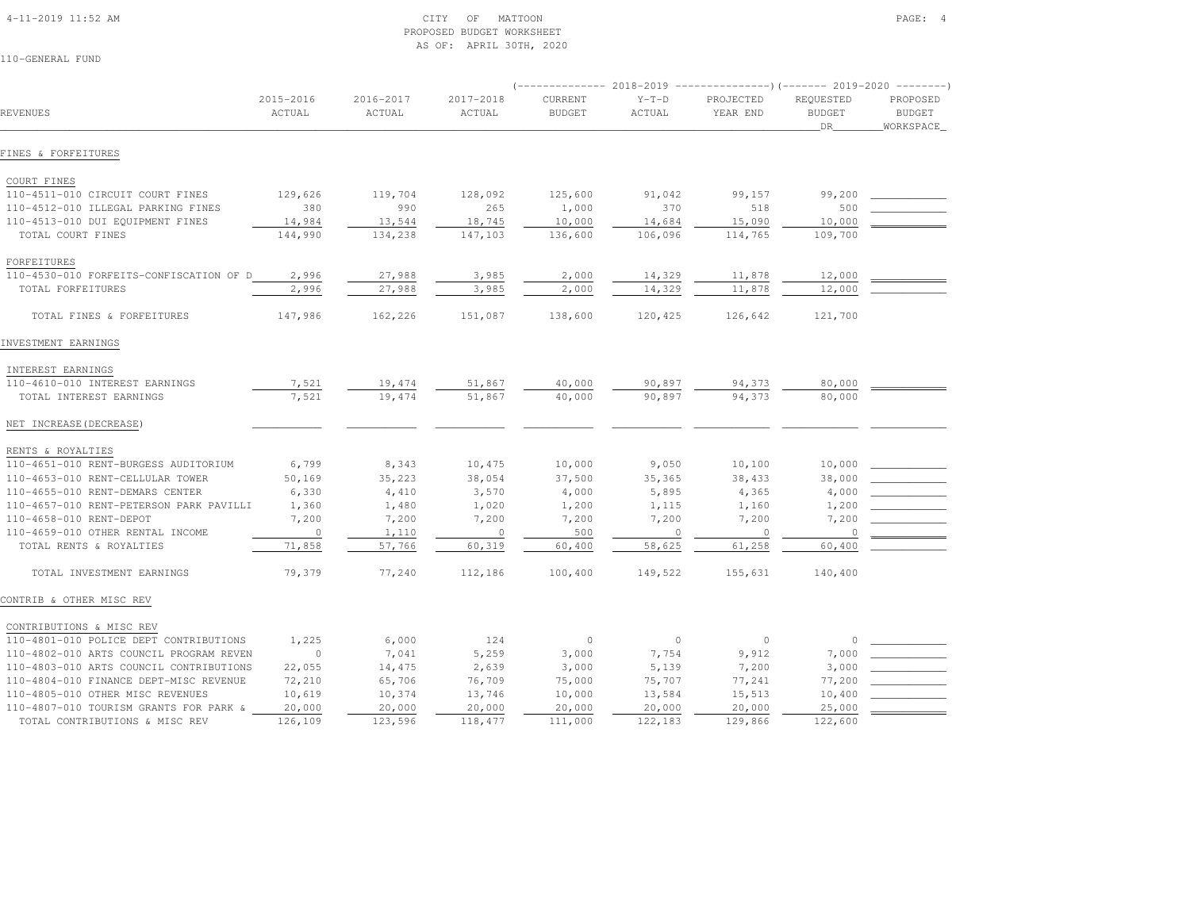CITY OF MATTOON
PROPOSED BUDGET WORKSHEET
AS OF: APRIL 30TH, 2020

110-GENERAL FUND

| REVENUES | 2015-2016 ACTUAL | 2016-2017 ACTUAL | 2017-2018 ACTUAL | 2018-2019 CURRENT BUDGET | 2018-2019 Y-T-D ACTUAL | 2018-2019 PROJECTED YEAR END | 2019-2020 REQUESTED BUDGET DR | 2019-2020 PROPOSED BUDGET WORKSPACE |
|---|---|---|---|---|---|---|---|---|
| **FINES & FORFEITURES** | | | | | | | | |
| COURT FINES | | | | | | | | |
| 110-4511-010 CIRCUIT COURT FINES | 129,626 | 119,704 | 128,092 | 125,600 | 91,042 | 99,157 | 99,200 | |
| 110-4512-010 ILLEGAL PARKING FINES | 380 | 990 | 265 | 1,000 | 370 | 518 | 500 | |
| 110-4513-010 DUI EQUIPMENT FINES | 14,984 | 13,544 | 18,745 | 10,000 | 14,684 | 15,090 | 10,000 | |
| TOTAL COURT FINES | 144,990 | 134,238 | 147,103 | 136,600 | 106,096 | 114,765 | 109,700 | |
| FORFEITURES | | | | | | | | |
| 110-4530-010 FORFEITS-CONFISCATION OF D | 2,996 | 27,988 | 3,985 | 2,000 | 14,329 | 11,878 | 12,000 | |
| TOTAL FORFEITURES | 2,996 | 27,988 | 3,985 | 2,000 | 14,329 | 11,878 | 12,000 | |
| TOTAL FINES & FORFEITURES | 147,986 | 162,226 | 151,087 | 138,600 | 120,425 | 126,642 | 121,700 | |
| **INVESTMENT EARNINGS** | | | | | | | | |
| INTEREST EARNINGS | | | | | | | | |
| 110-4610-010 INTEREST EARNINGS | 7,521 | 19,474 | 51,867 | 40,000 | 90,897 | 94,373 | 80,000 | |
| TOTAL INTEREST EARNINGS | 7,521 | 19,474 | 51,867 | 40,000 | 90,897 | 94,373 | 80,000 | |
| NET INCREASE(DECREASE) | | | | | | | | |
| RENTS & ROYALTIES | | | | | | | | |
| 110-4651-010 RENT-BURGESS AUDITORIUM | 6,799 | 8,343 | 10,475 | 10,000 | 9,050 | 10,100 | 10,000 | |
| 110-4653-010 RENT-CELLULAR TOWER | 50,169 | 35,223 | 38,054 | 37,500 | 35,365 | 38,433 | 38,000 | |
| 110-4655-010 RENT-DEMARS CENTER | 6,330 | 4,410 | 3,570 | 4,000 | 5,895 | 4,365 | 4,000 | |
| 110-4657-010 RENT-PETERSON PARK PAVILLI | 1,360 | 1,480 | 1,020 | 1,200 | 1,115 | 1,160 | 1,200 | |
| 110-4658-010 RENT-DEPOT | 7,200 | 7,200 | 7,200 | 7,200 | 7,200 | 7,200 | 7,200 | |
| 110-4659-010 OTHER RENTAL INCOME | 0 | 1,110 | 0 | 500 | 0 | 0 | 0 | |
| TOTAL RENTS & ROYALTIES | 71,858 | 57,766 | 60,319 | 60,400 | 58,625 | 61,258 | 60,400 | |
| TOTAL INVESTMENT EARNINGS | 79,379 | 77,240 | 112,186 | 100,400 | 149,522 | 155,631 | 140,400 | |
| **CONTRIB & OTHER MISC REV** | | | | | | | | |
| CONTRIBUTIONS & MISC REV | | | | | | | | |
| 110-4801-010 POLICE DEPT CONTRIBUTIONS | 1,225 | 6,000 | 124 | 0 | 0 | 0 | 0 | |
| 110-4802-010 ARTS COUNCIL PROGRAM REVEN | 0 | 7,041 | 5,259 | 3,000 | 7,754 | 9,912 | 7,000 | |
| 110-4803-010 ARTS COUNCIL CONTRIBUTIONS | 22,055 | 14,475 | 2,639 | 3,000 | 5,139 | 7,200 | 3,000 | |
| 110-4804-010 FINANCE DEPT-MISC REVENUE | 72,210 | 65,706 | 76,709 | 75,000 | 75,707 | 77,241 | 77,200 | |
| 110-4805-010 OTHER MISC REVENUES | 10,619 | 10,374 | 13,746 | 10,000 | 13,584 | 15,513 | 10,400 | |
| 110-4807-010 TOURISM GRANTS FOR PARK & | 20,000 | 20,000 | 20,000 | 20,000 | 20,000 | 20,000 | 25,000 | |
| TOTAL CONTRIBUTIONS & MISC REV | 126,109 | 123,596 | 118,477 | 111,000 | 122,183 | 129,866 | 122,600 | |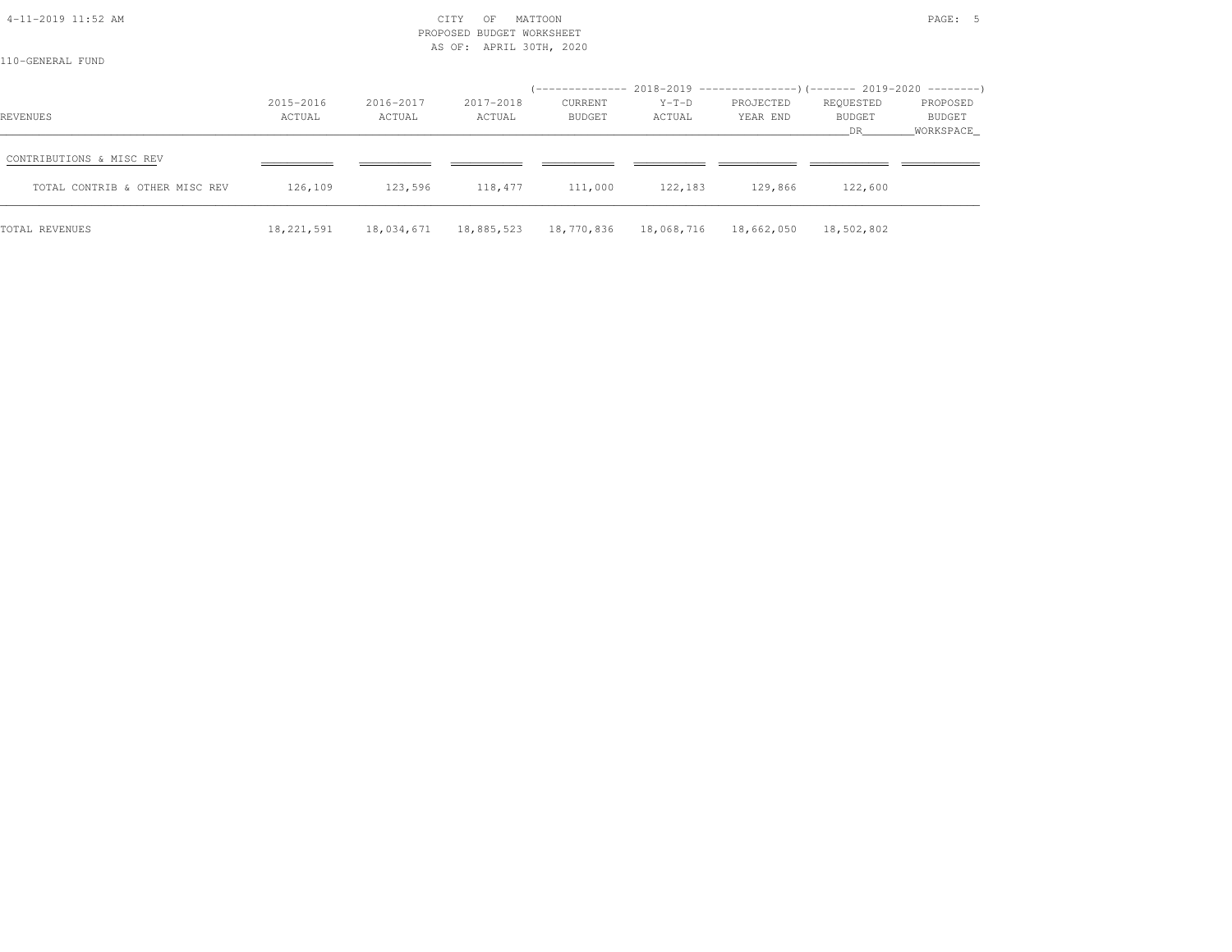CITY OF MATTOON
PROPOSED BUDGET WORKSHEET
AS OF: APRIL 30TH, 2020

110-GENERAL FUND

| REVENUES | 2015-2016 ACTUAL | 2016-2017 ACTUAL | 2017-2018 ACTUAL | 2018-2019 CURRENT BUDGET | 2018-2019 Y-T-D ACTUAL | 2018-2019 PROJECTED YEAR END | 2019-2020 REQUESTED BUDGET DR | 2019-2020 PROPOSED BUDGET WORKSPACE |
|---|---|---|---|---|---|---|---|---|
| CONTRIBUTIONS & MISC REV | | | | | | | | |
| TOTAL CONTRIB & OTHER MISC REV | 126,109 | 123,596 | 118,477 | 111,000 | 122,183 | 129,866 | 122,600 | |
| TOTAL REVENUES | 18,221,591 | 18,034,671 | 18,885,523 | 18,770,836 | 18,068,716 | 18,662,050 | 18,502,802 | |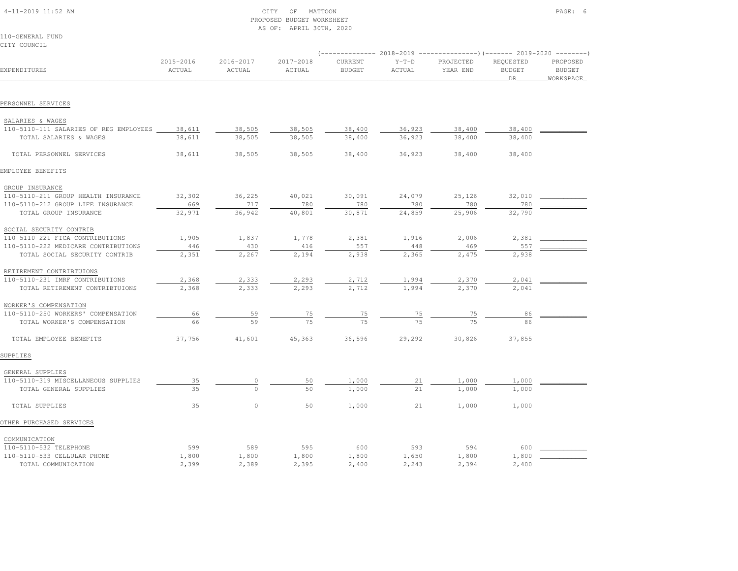CITY OF MATTOON
PROPOSED BUDGET WORKSHEET
AS OF: APRIL 30TH, 2020

110-GENERAL FUND
CITY COUNCIL

| EXPENDITURES | 2015-2016 ACTUAL | 2016-2017 ACTUAL | 2017-2018 ACTUAL | 2018-2019 CURRENT BUDGET | 2018-2019 Y-T-D ACTUAL | 2018-2019 PROJECTED YEAR END | 2019-2020 REQUESTED BUDGET DR | 2019-2020 PROPOSED BUDGET WORKSPACE |
|---|---|---|---|---|---|---|---|---|
| PERSONNEL SERVICES | | | | | | | | |
| SALARIES & WAGES | | | | | | | | |
| 110-5110-111 SALARIES OF REG EMPLOYEES | 38,611 | 38,505 | 38,505 | 38,400 | 36,923 | 38,400 | 38,400 | |
| TOTAL SALARIES & WAGES | 38,611 | 38,505 | 38,505 | 38,400 | 36,923 | 38,400 | 38,400 | |
| TOTAL PERSONNEL SERVICES | 38,611 | 38,505 | 38,505 | 38,400 | 36,923 | 38,400 | 38,400 | |
| EMPLOYEE BENEFITS | | | | | | | | |
| GROUP INSURANCE | | | | | | | | |
| 110-5110-211 GROUP HEALTH INSURANCE | 32,302 | 36,225 | 40,021 | 30,091 | 24,079 | 25,126 | 32,010 | |
| 110-5110-212 GROUP LIFE INSURANCE | 669 | 717 | 780 | 780 | 780 | 780 | 780 | |
| TOTAL GROUP INSURANCE | 32,971 | 36,942 | 40,801 | 30,871 | 24,859 | 25,906 | 32,790 | |
| SOCIAL SECURITY CONTRIB | | | | | | | | |
| 110-5110-221 FICA CONTRIBUTIONS | 1,905 | 1,837 | 1,778 | 2,381 | 1,916 | 2,006 | 2,381 | |
| 110-5110-222 MEDICARE CONTRIBUTIONS | 446 | 430 | 416 | 557 | 448 | 469 | 557 | |
| TOTAL SOCIAL SECURITY CONTRIB | 2,351 | 2,267 | 2,194 | 2,938 | 2,365 | 2,475 | 2,938 | |
| RETIREMENT CONTRIBTUIONS | | | | | | | | |
| 110-5110-231 IMRF CONTRIBUTIONS | 2,368 | 2,333 | 2,293 | 2,712 | 1,994 | 2,370 | 2,041 | |
| TOTAL RETIREMENT CONTRIBTUIONS | 2,368 | 2,333 | 2,293 | 2,712 | 1,994 | 2,370 | 2,041 | |
| WORKER'S COMPENSATION | | | | | | | | |
| 110-5110-250 WORKERS' COMPENSATION | 66 | 59 | 75 | 75 | 75 | 75 | 86 | |
| TOTAL WORKER'S COMPENSATION | 66 | 59 | 75 | 75 | 75 | 75 | 86 | |
| TOTAL EMPLOYEE BENEFITS | 37,756 | 41,601 | 45,363 | 36,596 | 29,292 | 30,826 | 37,855 | |
| SUPPLIES | | | | | | | | |
| GENERAL SUPPLIES | | | | | | | | |
| 110-5110-319 MISCELLANEOUS SUPPLIES | 35 | 0 | 50 | 1,000 | 21 | 1,000 | 1,000 | |
| TOTAL GENERAL SUPPLIES | 35 | 0 | 50 | 1,000 | 21 | 1,000 | 1,000 | |
| TOTAL SUPPLIES | 35 | 0 | 50 | 1,000 | 21 | 1,000 | 1,000 | |
| OTHER PURCHASED SERVICES | | | | | | | | |
| COMMUNICATION | | | | | | | | |
| 110-5110-532 TELEPHONE | 599 | 589 | 595 | 600 | 593 | 594 | 600 | |
| 110-5110-533 CELLULAR PHONE | 1,800 | 1,800 | 1,800 | 1,800 | 1,650 | 1,800 | 1,800 | |
| TOTAL COMMUNICATION | 2,399 | 2,389 | 2,395 | 2,400 | 2,243 | 2,394 | 2,400 | |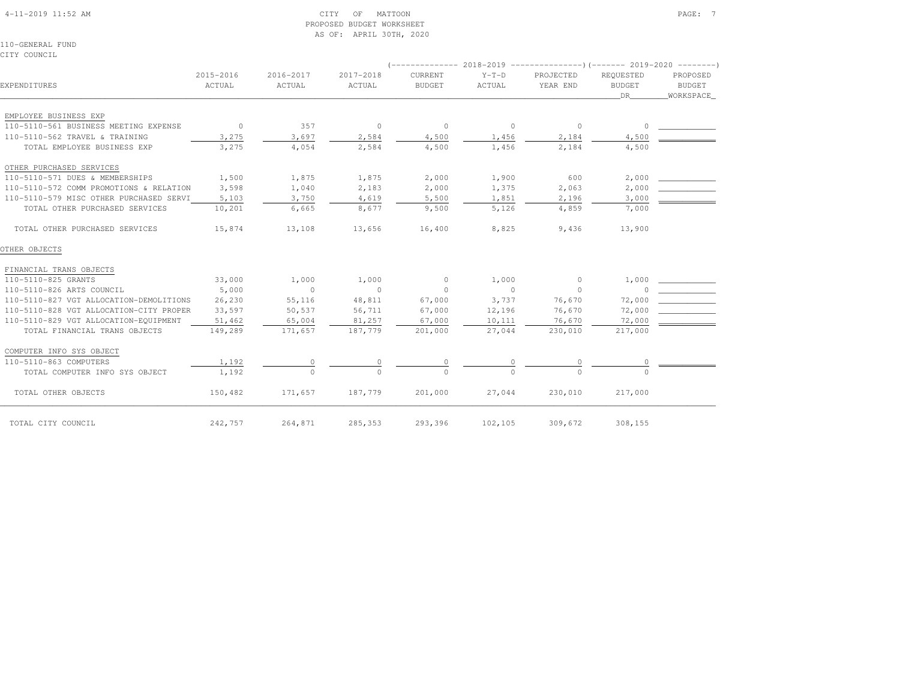CITY OF MATTOON
PROPOSED BUDGET WORKSHEET
AS OF: APRIL 30TH, 2020

110-GENERAL FUND
CITY COUNCIL

| EXPENDITURES | 2015-2016 ACTUAL | 2016-2017 ACTUAL | 2017-2018 ACTUAL | 2018-2019 CURRENT BUDGET | 2018-2019 Y-T-D ACTUAL | 2018-2019 PROJECTED YEAR END | 2019-2020 REQUESTED BUDGET DR | 2019-2020 PROPOSED BUDGET WORKSPACE |
|---|---|---|---|---|---|---|---|---|
| EMPLOYEE BUSINESS EXP | | | | | | | | |
| 110-5110-561 BUSINESS MEETING EXPENSE | 0 | 357 | 0 | 0 | 0 | 0 | 0 | |
| 110-5110-562 TRAVEL & TRAINING | 3,275 | 3,697 | 2,584 | 4,500 | 1,456 | 2,184 | 4,500 | |
| TOTAL EMPLOYEE BUSINESS EXP | 3,275 | 4,054 | 2,584 | 4,500 | 1,456 | 2,184 | 4,500 | |
| OTHER PURCHASED SERVICES | | | | | | | | |
| 110-5110-571 DUES & MEMBERSHIPS | 1,500 | 1,875 | 1,875 | 2,000 | 1,900 | 600 | 2,000 | |
| 110-5110-572 COMM PROMOTIONS & RELATION | 3,598 | 1,040 | 2,183 | 2,000 | 1,375 | 2,063 | 2,000 | |
| 110-5110-579 MISC OTHER PURCHASED SERVI | 5,103 | 3,750 | 4,619 | 5,500 | 1,851 | 2,196 | 3,000 | |
| TOTAL OTHER PURCHASED SERVICES | 10,201 | 6,665 | 8,677 | 9,500 | 5,126 | 4,859 | 7,000 | |
| TOTAL OTHER PURCHASED SERVICES | 15,874 | 13,108 | 13,656 | 16,400 | 8,825 | 9,436 | 13,900 | |
| OTHER OBJECTS | | | | | | | | |
| FINANCIAL TRANS OBJECTS | | | | | | | | |
| 110-5110-825 GRANTS | 33,000 | 1,000 | 1,000 | 0 | 1,000 | 0 | 1,000 | |
| 110-5110-826 ARTS COUNCIL | 5,000 | 0 | 0 | 0 | 0 | 0 | 0 | |
| 110-5110-827 VGT ALLOCATION-DEMOLITIONS | 26,230 | 55,116 | 48,811 | 67,000 | 3,737 | 76,670 | 72,000 | |
| 110-5110-828 VGT ALLOCATION-CITY PROPER | 33,597 | 50,537 | 56,711 | 67,000 | 12,196 | 76,670 | 72,000 | |
| 110-5110-829 VGT ALLOCATION-EQUIPMENT | 51,462 | 65,004 | 81,257 | 67,000 | 10,111 | 76,670 | 72,000 | |
| TOTAL FINANCIAL TRANS OBJECTS | 149,289 | 171,657 | 187,779 | 201,000 | 27,044 | 230,010 | 217,000 | |
| COMPUTER INFO SYS OBJECT | | | | | | | | |
| 110-5110-863 COMPUTERS | 1,192 | 0 | 0 | 0 | 0 | 0 | 0 | |
| TOTAL COMPUTER INFO SYS OBJECT | 1,192 | 0 | 0 | 0 | 0 | 0 | 0 | |
| TOTAL OTHER OBJECTS | 150,482 | 171,657 | 187,779 | 201,000 | 27,044 | 230,010 | 217,000 | |
| TOTAL CITY COUNCIL | 242,757 | 264,871 | 285,353 | 293,396 | 102,105 | 309,672 | 308,155 | |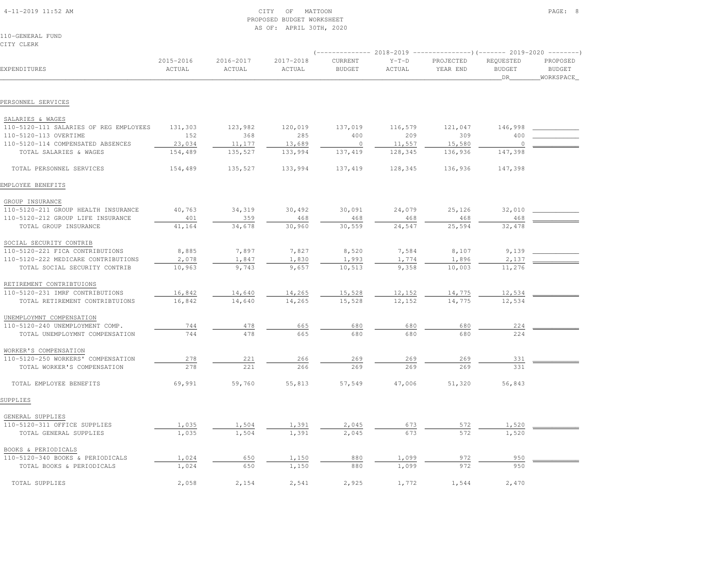4-11-2019 11:52 AM

CITY OF MATTOON
PROPOSED BUDGET WORKSHEET
AS OF: APRIL 30TH, 2020

110-GENERAL FUND
CITY CLERK

| EXPENDITURES | 2015-2016 ACTUAL | 2016-2017 ACTUAL | 2017-2018 ACTUAL | 2018-2019 CURRENT BUDGET | 2018-2019 Y-T-D ACTUAL | 2018-2019 PROJECTED YEAR END | 2019-2020 REQUESTED BUDGET DR | 2019-2020 PROPOSED BUDGET WORKSPACE |
|---|---|---|---|---|---|---|---|---|
| **PERSONNEL SERVICES** | | | | | | | | |
| SALARIES & WAGES | | | | | | | | |
| 110-5120-111 SALARIES OF REG EMPLOYEES | 131,303 | 123,982 | 120,019 | 137,019 | 116,579 | 121,047 | 146,998 | |
| 110-5120-113 OVERTIME | 152 | 368 | 285 | 400 | 209 | 309 | 400 | |
| 110-5120-114 COMPENSATED ABSENCES | 23,034 | 11,177 | 13,689 | 0 | 11,557 | 15,580 | 0 | |
| TOTAL SALARIES & WAGES | 154,489 | 135,527 | 133,994 | 137,419 | 128,345 | 136,936 | 147,398 | |
| TOTAL PERSONNEL SERVICES | 154,489 | 135,527 | 133,994 | 137,419 | 128,345 | 136,936 | 147,398 | |
| **EMPLOYEE BENEFITS** | | | | | | | | |
| GROUP INSURANCE | | | | | | | | |
| 110-5120-211 GROUP HEALTH INSURANCE | 40,763 | 34,319 | 30,492 | 30,091 | 24,079 | 25,126 | 32,010 | |
| 110-5120-212 GROUP LIFE INSURANCE | 401 | 359 | 468 | 468 | 468 | 468 | 468 | |
| TOTAL GROUP INSURANCE | 41,164 | 34,678 | 30,960 | 30,559 | 24,547 | 25,594 | 32,478 | |
| SOCIAL SECURITY CONTRIB | | | | | | | | |
| 110-5120-221 FICA CONTRIBUTIONS | 8,885 | 7,897 | 7,827 | 8,520 | 7,584 | 8,107 | 9,139 | |
| 110-5120-222 MEDICARE CONTRIBUTIONS | 2,078 | 1,847 | 1,830 | 1,993 | 1,774 | 1,896 | 2,137 | |
| TOTAL SOCIAL SECURITY CONTRIB | 10,963 | 9,743 | 9,657 | 10,513 | 9,358 | 10,003 | 11,276 | |
| RETIREMENT CONTRIBTUIONS | | | | | | | | |
| 110-5120-231 IMRF CONTRIBUTIONS | 16,842 | 14,640 | 14,265 | 15,528 | 12,152 | 14,775 | 12,534 | |
| TOTAL RETIREMENT CONTRIBTUIONS | 16,842 | 14,640 | 14,265 | 15,528 | 12,152 | 14,775 | 12,534 | |
| UNEMPLOYMNT COMPENSATION | | | | | | | | |
| 110-5120-240 UNEMPLOYMENT COMP. | 744 | 478 | 665 | 680 | 680 | 680 | 224 | |
| TOTAL UNEMPLOYMNT COMPENSATION | 744 | 478 | 665 | 680 | 680 | 680 | 224 | |
| WORKER'S COMPENSATION | | | | | | | | |
| 110-5120-250 WORKERS' COMPENSATION | 278 | 221 | 266 | 269 | 269 | 269 | 331 | |
| TOTAL WORKER'S COMPENSATION | 278 | 221 | 266 | 269 | 269 | 269 | 331 | |
| TOTAL EMPLOYEE BENEFITS | 69,991 | 59,760 | 55,813 | 57,549 | 47,006 | 51,320 | 56,843 | |
| **SUPPLIES** | | | | | | | | |
| GENERAL SUPPLIES | | | | | | | | |
| 110-5120-311 OFFICE SUPPLIES | 1,035 | 1,504 | 1,391 | 2,045 | 673 | 572 | 1,520 | |
| TOTAL GENERAL SUPPLIES | 1,035 | 1,504 | 1,391 | 2,045 | 673 | 572 | 1,520 | |
| BOOKS & PERIODICALS | | | | | | | | |
| 110-5120-340 BOOKS & PERIODICALS | 1,024 | 650 | 1,150 | 880 | 1,099 | 972 | 950 | |
| TOTAL BOOKS & PERIODICALS | 1,024 | 650 | 1,150 | 880 | 1,099 | 972 | 950 | |
| TOTAL SUPPLIES | 2,058 | 2,154 | 2,541 | 2,925 | 1,772 | 1,544 | 2,470 | |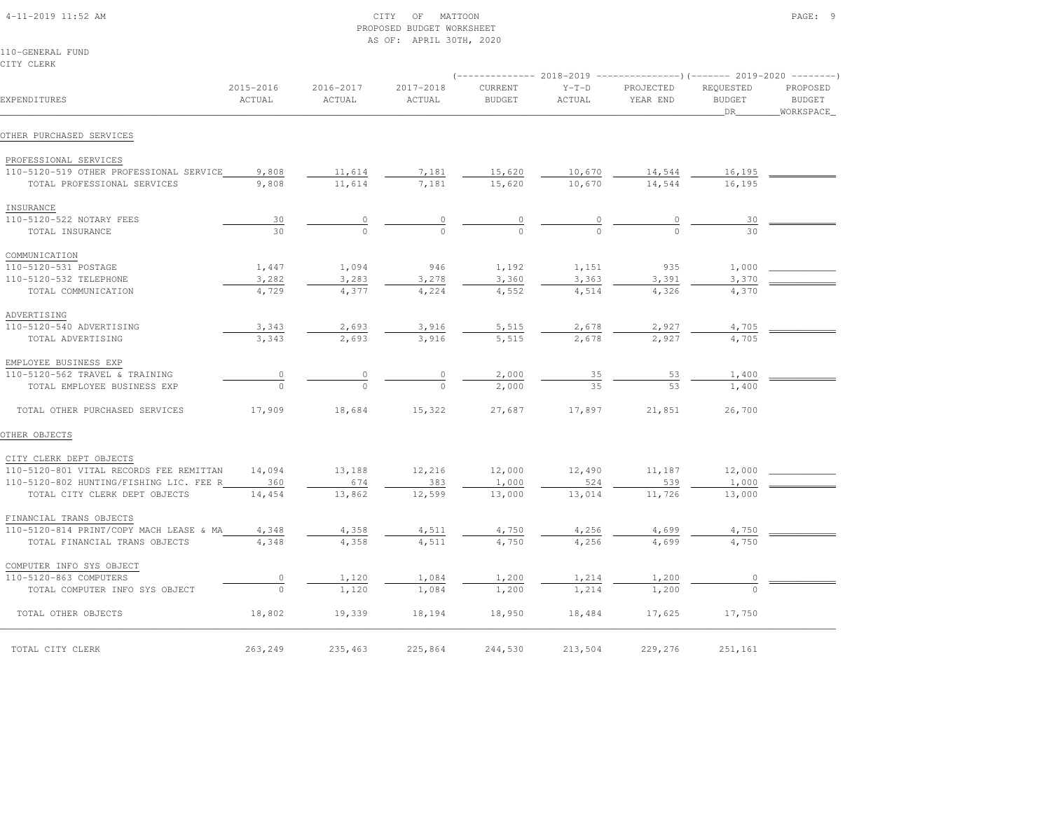CITY OF MATTOON
PROPOSED BUDGET WORKSHEET
AS OF: APRIL 30TH, 2020

110-GENERAL FUND
CITY CLERK

| EXPENDITURES | 2015-2016 ACTUAL | 2016-2017 ACTUAL | 2017-2018 ACTUAL | 2018-2019 CURRENT BUDGET | 2018-2019 Y-T-D ACTUAL | 2018-2019 PROJECTED YEAR END | 2019-2020 REQUESTED BUDGET DR | 2019-2020 PROPOSED BUDGET WORKSPACE |
|---|---|---|---|---|---|---|---|---|
| OTHER PURCHASED SERVICES | | | | | | | | |
| PROFESSIONAL SERVICES | | | | | | | | |
| 110-5120-519 OTHER PROFESSIONAL SERVICE | 9,808 | 11,614 | 7,181 | 15,620 | 10,670 | 14,544 | 16,195 | |
| TOTAL PROFESSIONAL SERVICES | 9,808 | 11,614 | 7,181 | 15,620 | 10,670 | 14,544 | 16,195 | |
| INSURANCE | | | | | | | | |
| 110-5120-522 NOTARY FEES | 30 | 0 | 0 | 0 | 0 | 0 | 30 | |
| TOTAL INSURANCE | 30 | 0 | 0 | 0 | 0 | 0 | 30 | |
| COMMUNICATION | | | | | | | | |
| 110-5120-531 POSTAGE | 1,447 | 1,094 | 946 | 1,192 | 1,151 | 935 | 1,000 | |
| 110-5120-532 TELEPHONE | 3,282 | 3,283 | 3,278 | 3,360 | 3,363 | 3,391 | 3,370 | |
| TOTAL COMMUNICATION | 4,729 | 4,377 | 4,224 | 4,552 | 4,514 | 4,326 | 4,370 | |
| ADVERTISING | | | | | | | | |
| 110-5120-540 ADVERTISING | 3,343 | 2,693 | 3,916 | 5,515 | 2,678 | 2,927 | 4,705 | |
| TOTAL ADVERTISING | 3,343 | 2,693 | 3,916 | 5,515 | 2,678 | 2,927 | 4,705 | |
| EMPLOYEE BUSINESS EXP | | | | | | | | |
| 110-5120-562 TRAVEL & TRAINING | 0 | 0 | 0 | 2,000 | 35 | 53 | 1,400 | |
| TOTAL EMPLOYEE BUSINESS EXP | 0 | 0 | 0 | 2,000 | 35 | 53 | 1,400 | |
| TOTAL OTHER PURCHASED SERVICES | 17,909 | 18,684 | 15,322 | 27,687 | 17,897 | 21,851 | 26,700 | |
| OTHER OBJECTS | | | | | | | | |
| CITY CLERK DEPT OBJECTS | | | | | | | | |
| 110-5120-801 VITAL RECORDS FEE REMITTAN | 14,094 | 13,188 | 12,216 | 12,000 | 12,490 | 11,187 | 12,000 | |
| 110-5120-802 HUNTING/FISHING LIC. FEE R | 360 | 674 | 383 | 1,000 | 524 | 539 | 1,000 | |
| TOTAL CITY CLERK DEPT OBJECTS | 14,454 | 13,862 | 12,599 | 13,000 | 13,014 | 11,726 | 13,000 | |
| FINANCIAL TRANS OBJECTS | | | | | | | | |
| 110-5120-814 PRINT/COPY MACH LEASE & MA | 4,348 | 4,358 | 4,511 | 4,750 | 4,256 | 4,699 | 4,750 | |
| TOTAL FINANCIAL TRANS OBJECTS | 4,348 | 4,358 | 4,511 | 4,750 | 4,256 | 4,699 | 4,750 | |
| COMPUTER INFO SYS OBJECT | | | | | | | | |
| 110-5120-863 COMPUTERS | 0 | 1,120 | 1,084 | 1,200 | 1,214 | 1,200 | 0 | |
| TOTAL COMPUTER INFO SYS OBJECT | 0 | 1,120 | 1,084 | 1,200 | 1,214 | 1,200 | 0 | |
| TOTAL OTHER OBJECTS | 18,802 | 19,339 | 18,194 | 18,950 | 18,484 | 17,625 | 17,750 | |
| TOTAL CITY CLERK | 263,249 | 235,463 | 225,864 | 244,530 | 213,504 | 229,276 | 251,161 | |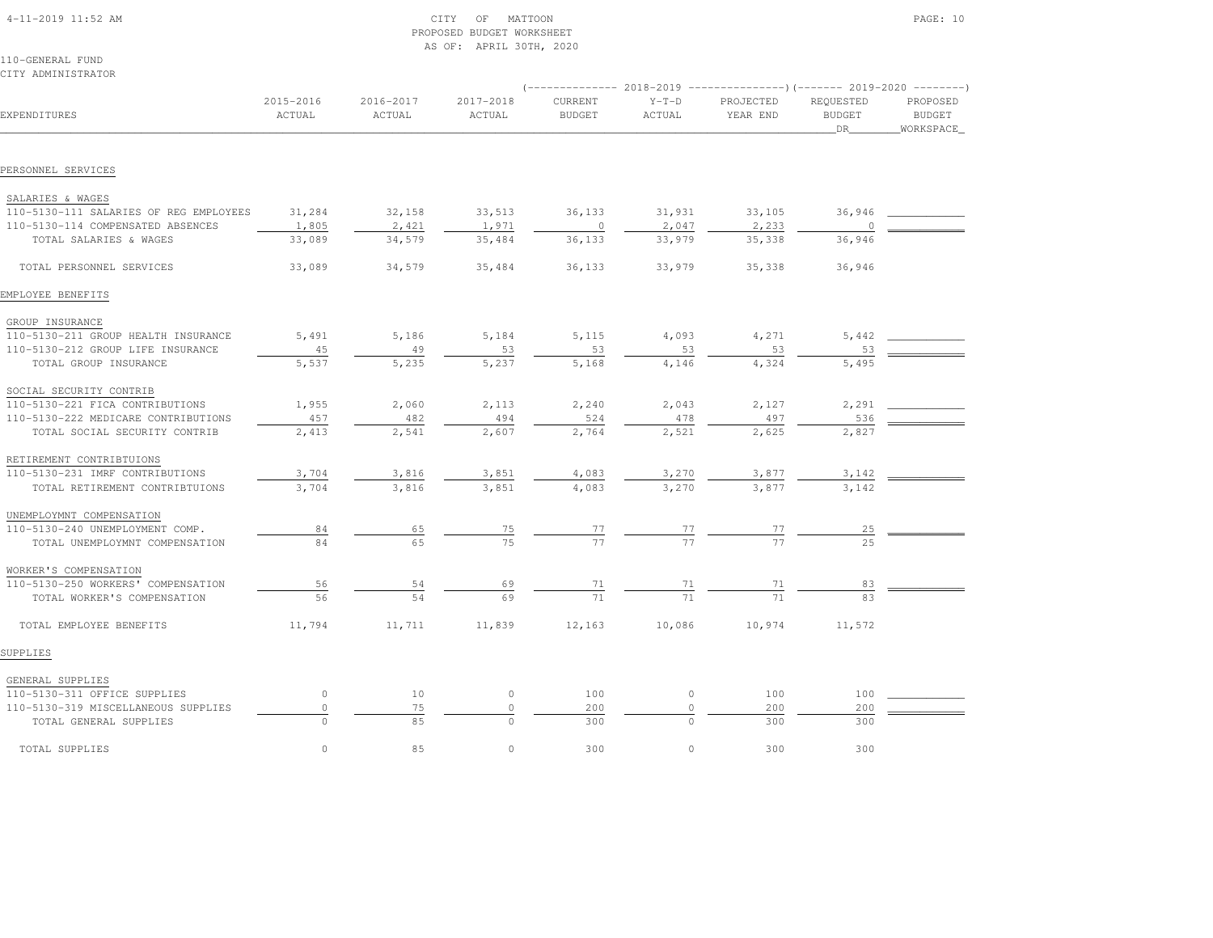CITY OF MATTOON
PROPOSED BUDGET WORKSHEET
AS OF: APRIL 30TH, 2020

110-GENERAL FUND
CITY ADMINISTRATOR

| EXPENDITURES | 2015-2016 ACTUAL | 2016-2017 ACTUAL | 2017-2018 ACTUAL | 2018-2019 CURRENT BUDGET | 2018-2019 Y-T-D ACTUAL | 2018-2019 PROJECTED YEAR END | 2019-2020 REQUESTED BUDGET DR | 2019-2020 PROPOSED BUDGET WORKSPACE |
|---|---|---|---|---|---|---|---|---|
| **PERSONNEL SERVICES** | | | | | | | | |
| SALARIES & WAGES | | | | | | | | |
| 110-5130-111 SALARIES OF REG EMPLOYEES | 31,284 | 32,158 | 33,513 | 36,133 | 31,931 | 33,105 | 36,946 | |
| 110-5130-114 COMPENSATED ABSENCES | 1,805 | 2,421 | 1,971 | 0 | 2,047 | 2,233 | 0 | |
| TOTAL SALARIES & WAGES | 33,089 | 34,579 | 35,484 | 36,133 | 33,979 | 35,338 | 36,946 | |
| TOTAL PERSONNEL SERVICES | 33,089 | 34,579 | 35,484 | 36,133 | 33,979 | 35,338 | 36,946 | |
| **EMPLOYEE BENEFITS** | | | | | | | | |
| GROUP INSURANCE | | | | | | | | |
| 110-5130-211 GROUP HEALTH INSURANCE | 5,491 | 5,186 | 5,184 | 5,115 | 4,093 | 4,271 | 5,442 | |
| 110-5130-212 GROUP LIFE INSURANCE | 45 | 49 | 53 | 53 | 53 | 53 | 53 | |
| TOTAL GROUP INSURANCE | 5,537 | 5,235 | 5,237 | 5,168 | 4,146 | 4,324 | 5,495 | |
| SOCIAL SECURITY CONTRIB | | | | | | | | |
| 110-5130-221 FICA CONTRIBUTIONS | 1,955 | 2,060 | 2,113 | 2,240 | 2,043 | 2,127 | 2,291 | |
| 110-5130-222 MEDICARE CONTRIBUTIONS | 457 | 482 | 494 | 524 | 478 | 497 | 536 | |
| TOTAL SOCIAL SECURITY CONTRIB | 2,413 | 2,541 | 2,607 | 2,764 | 2,521 | 2,625 | 2,827 | |
| RETIREMENT CONTRIBTUIONS | | | | | | | | |
| 110-5130-231 IMRF CONTRIBUTIONS | 3,704 | 3,816 | 3,851 | 4,083 | 3,270 | 3,877 | 3,142 | |
| TOTAL RETIREMENT CONTRIBTUIONS | 3,704 | 3,816 | 3,851 | 4,083 | 3,270 | 3,877 | 3,142 | |
| UNEMPLOYMNT COMPENSATION | | | | | | | | |
| 110-5130-240 UNEMPLOYMENT COMP. | 84 | 65 | 75 | 77 | 77 | 77 | 25 | |
| TOTAL UNEMPLOYMNT COMPENSATION | 84 | 65 | 75 | 77 | 77 | 77 | 25 | |
| WORKER'S COMPENSATION | | | | | | | | |
| 110-5130-250 WORKERS' COMPENSATION | 56 | 54 | 69 | 71 | 71 | 71 | 83 | |
| TOTAL WORKER'S COMPENSATION | 56 | 54 | 69 | 71 | 71 | 71 | 83 | |
| TOTAL EMPLOYEE BENEFITS | 11,794 | 11,711 | 11,839 | 12,163 | 10,086 | 10,974 | 11,572 | |
| **SUPPLIES** | | | | | | | | |
| GENERAL SUPPLIES | | | | | | | | |
| 110-5130-311 OFFICE SUPPLIES | 0 | 10 | 0 | 100 | 0 | 100 | 100 | |
| 110-5130-319 MISCELLANEOUS SUPPLIES | 0 | 75 | 0 | 200 | 0 | 200 | 200 | |
| TOTAL GENERAL SUPPLIES | 0 | 85 | 0 | 300 | 0 | 300 | 300 | |
| TOTAL SUPPLIES | 0 | 85 | 0 | 300 | 0 | 300 | 300 | |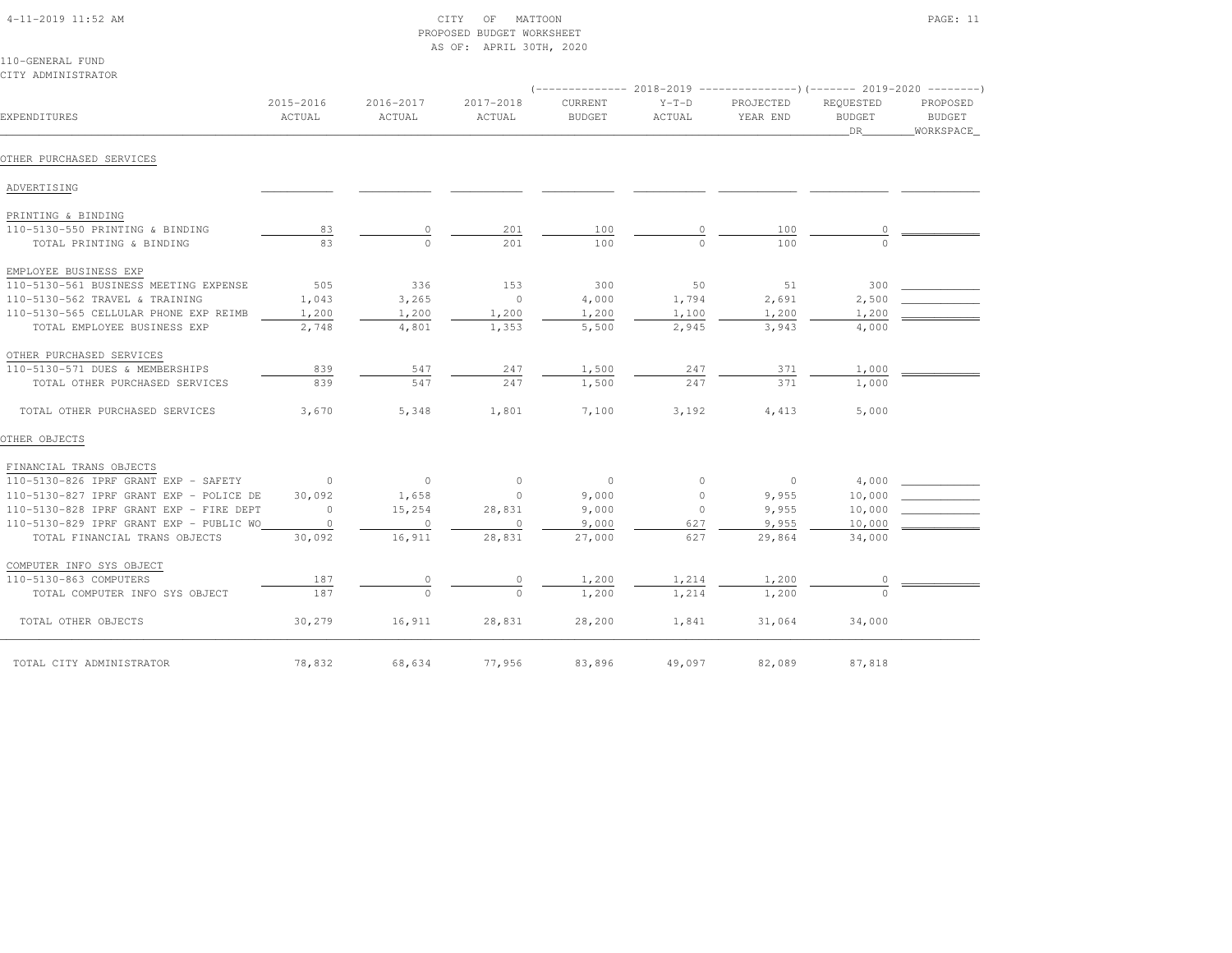CITY OF MATTOON
PROPOSED BUDGET WORKSHEET
AS OF: APRIL 30TH, 2020

110-GENERAL FUND
CITY ADMINISTRATOR

| EXPENDITURES | 2015-2016 ACTUAL | 2016-2017 ACTUAL | 2017-2018 ACTUAL | 2018-2019 CURRENT BUDGET | 2018-2019 Y-T-D ACTUAL | 2018-2019 PROJECTED YEAR END | 2019-2020 REQUESTED BUDGET DR | 2019-2020 PROPOSED BUDGET WORKSPACE |
|---|---|---|---|---|---|---|---|---|
| **OTHER PURCHASED SERVICES** | | | | | | | | |
| ADVERTISING | | | | | | | | |
| PRINTING & BINDING | | | | | | | | |
| 110-5130-550 PRINTING & BINDING | 83 | 0 | 201 | 100 | 0 | 100 | 0 | |
| TOTAL PRINTING & BINDING | 83 | 0 | 201 | 100 | 0 | 100 | 0 | |
| EMPLOYEE BUSINESS EXP | | | | | | | | |
| 110-5130-561 BUSINESS MEETING EXPENSE | 505 | 336 | 153 | 300 | 50 | 51 | 300 | |
| 110-5130-562 TRAVEL & TRAINING | 1,043 | 3,265 | 0 | 4,000 | 1,794 | 2,691 | 2,500 | |
| 110-5130-565 CELLULAR PHONE EXP REIMB | 1,200 | 1,200 | 1,200 | 1,200 | 1,100 | 1,200 | 1,200 | |
| TOTAL EMPLOYEE BUSINESS EXP | 2,748 | 4,801 | 1,353 | 5,500 | 2,945 | 3,943 | 4,000 | |
| OTHER PURCHASED SERVICES | | | | | | | | |
| 110-5130-571 DUES & MEMBERSHIPS | 839 | 547 | 247 | 1,500 | 247 | 371 | 1,000 | |
| TOTAL OTHER PURCHASED SERVICES | 839 | 547 | 247 | 1,500 | 247 | 371 | 1,000 | |
| TOTAL OTHER PURCHASED SERVICES | 3,670 | 5,348 | 1,801 | 7,100 | 3,192 | 4,413 | 5,000 | |
| **OTHER OBJECTS** | | | | | | | | |
| FINANCIAL TRANS OBJECTS | | | | | | | | |
| 110-5130-826 IPRF GRANT EXP - SAFETY | 0 | 0 | 0 | 0 | 0 | 0 | 4,000 | |
| 110-5130-827 IPRF GRANT EXP - POLICE DE | 30,092 | 1,658 | 0 | 9,000 | 0 | 9,955 | 10,000 | |
| 110-5130-828 IPRF GRANT EXP - FIRE DEPT | 0 | 15,254 | 28,831 | 9,000 | 0 | 9,955 | 10,000 | |
| 110-5130-829 IPRF GRANT EXP - PUBLIC WO | 0 | 0 | 0 | 9,000 | 627 | 9,955 | 10,000 | |
| TOTAL FINANCIAL TRANS OBJECTS | 30,092 | 16,911 | 28,831 | 27,000 | 627 | 29,864 | 34,000 | |
| COMPUTER INFO SYS OBJECT | | | | | | | | |
| 110-5130-863 COMPUTERS | 187 | 0 | 0 | 1,200 | 1,214 | 1,200 | 0 | |
| TOTAL COMPUTER INFO SYS OBJECT | 187 | 0 | 0 | 1,200 | 1,214 | 1,200 | 0 | |
| TOTAL OTHER OBJECTS | 30,279 | 16,911 | 28,831 | 28,200 | 1,841 | 31,064 | 34,000 | |
| TOTAL CITY ADMINISTRATOR | 78,832 | 68,634 | 77,956 | 83,896 | 49,097 | 82,089 | 87,818 | |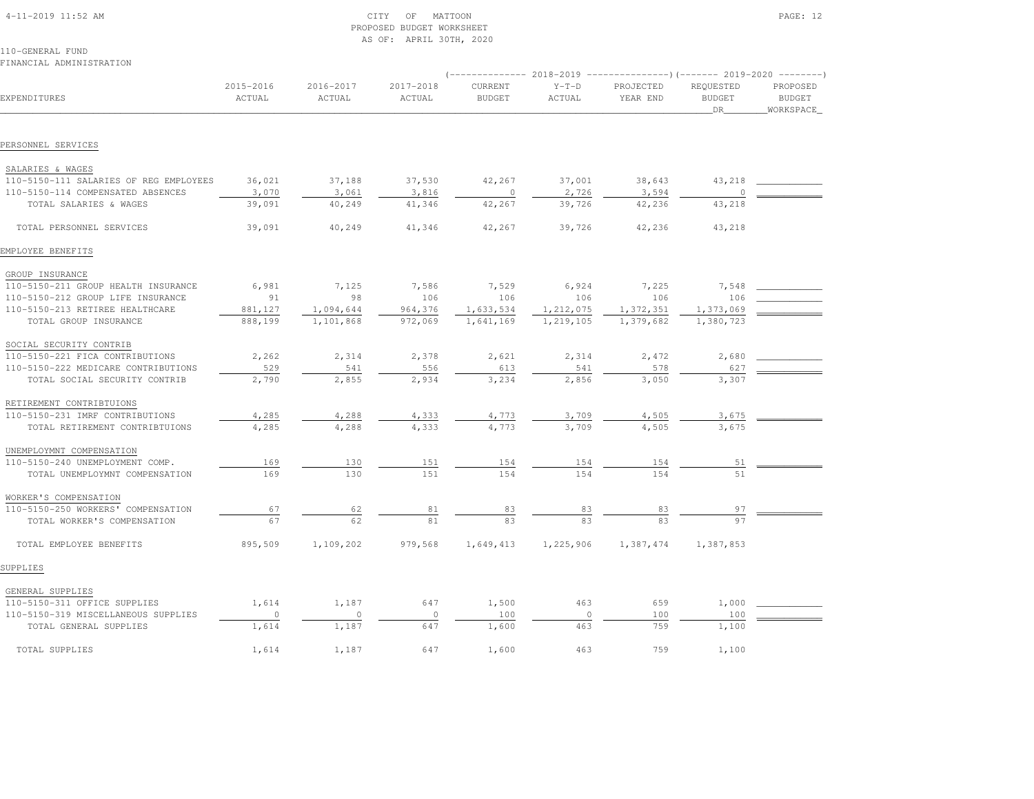CITY OF MATTOON
PROPOSED BUDGET WORKSHEET
AS OF: APRIL 30TH, 2020

110-GENERAL FUND
FINANCIAL ADMINISTRATION

| EXPENDITURES | 2015-2016 ACTUAL | 2016-2017 ACTUAL | 2017-2018 ACTUAL | 2018-2019 CURRENT BUDGET | 2018-2019 Y-T-D ACTUAL | 2018-2019 PROJECTED YEAR END | 2019-2020 REQUESTED BUDGET DR | 2019-2020 PROPOSED BUDGET WORKSPACE |
|---|---|---|---|---|---|---|---|---|
| PERSONNEL SERVICES | | | | | | | | |
| SALARIES & WAGES | | | | | | | | |
| 110-5150-111 SALARIES OF REG EMPLOYEES | 36,021 | 37,188 | 37,530 | 42,267 | 37,001 | 38,643 | 43,218 | |
| 110-5150-114 COMPENSATED ABSENCES | 3,070 | 3,061 | 3,816 | 0 | 2,726 | 3,594 | 0 | |
| TOTAL SALARIES & WAGES | 39,091 | 40,249 | 41,346 | 42,267 | 39,726 | 42,236 | 43,218 | |
| TOTAL PERSONNEL SERVICES | 39,091 | 40,249 | 41,346 | 42,267 | 39,726 | 42,236 | 43,218 | |
| EMPLOYEE BENEFITS | | | | | | | | |
| GROUP INSURANCE | | | | | | | | |
| 110-5150-211 GROUP HEALTH INSURANCE | 6,981 | 7,125 | 7,586 | 7,529 | 6,924 | 7,225 | 7,548 | |
| 110-5150-212 GROUP LIFE INSURANCE | 91 | 98 | 106 | 106 | 106 | 106 | 106 | |
| 110-5150-213 RETIREE HEALTHCARE | 881,127 | 1,094,644 | 964,376 | 1,633,534 | 1,212,075 | 1,372,351 | 1,373,069 | |
| TOTAL GROUP INSURANCE | 888,199 | 1,101,868 | 972,069 | 1,641,169 | 1,219,105 | 1,379,682 | 1,380,723 | |
| SOCIAL SECURITY CONTRIB | | | | | | | | |
| 110-5150-221 FICA CONTRIBUTIONS | 2,262 | 2,314 | 2,378 | 2,621 | 2,314 | 2,472 | 2,680 | |
| 110-5150-222 MEDICARE CONTRIBUTIONS | 529 | 541 | 556 | 613 | 541 | 578 | 627 | |
| TOTAL SOCIAL SECURITY CONTRIB | 2,790 | 2,855 | 2,934 | 3,234 | 2,856 | 3,050 | 3,307 | |
| RETIREMENT CONTRIBTUIONS | | | | | | | | |
| 110-5150-231 IMRF CONTRIBUTIONS | 4,285 | 4,288 | 4,333 | 4,773 | 3,709 | 4,505 | 3,675 | |
| TOTAL RETIREMENT CONTRIBTUIONS | 4,285 | 4,288 | 4,333 | 4,773 | 3,709 | 4,505 | 3,675 | |
| UNEMPLOYMNT COMPENSATION | | | | | | | | |
| 110-5150-240 UNEMPLOYMENT COMP. | 169 | 130 | 151 | 154 | 154 | 154 | 51 | |
| TOTAL UNEMPLOYMNT COMPENSATION | 169 | 130 | 151 | 154 | 154 | 154 | 51 | |
| WORKER'S COMPENSATION | | | | | | | | |
| 110-5150-250 WORKERS' COMPENSATION | 67 | 62 | 81 | 83 | 83 | 83 | 97 | |
| TOTAL WORKER'S COMPENSATION | 67 | 62 | 81 | 83 | 83 | 83 | 97 | |
| TOTAL EMPLOYEE BENEFITS | 895,509 | 1,109,202 | 979,568 | 1,649,413 | 1,225,906 | 1,387,474 | 1,387,853 | |
| SUPPLIES | | | | | | | | |
| GENERAL SUPPLIES | | | | | | | | |
| 110-5150-311 OFFICE SUPPLIES | 1,614 | 1,187 | 647 | 1,500 | 463 | 659 | 1,000 | |
| 110-5150-319 MISCELLANEOUS SUPPLIES | 0 | 0 | 0 | 100 | 0 | 100 | 100 | |
| TOTAL GENERAL SUPPLIES | 1,614 | 1,187 | 647 | 1,600 | 463 | 759 | 1,100 | |
| TOTAL SUPPLIES | 1,614 | 1,187 | 647 | 1,600 | 463 | 759 | 1,100 | |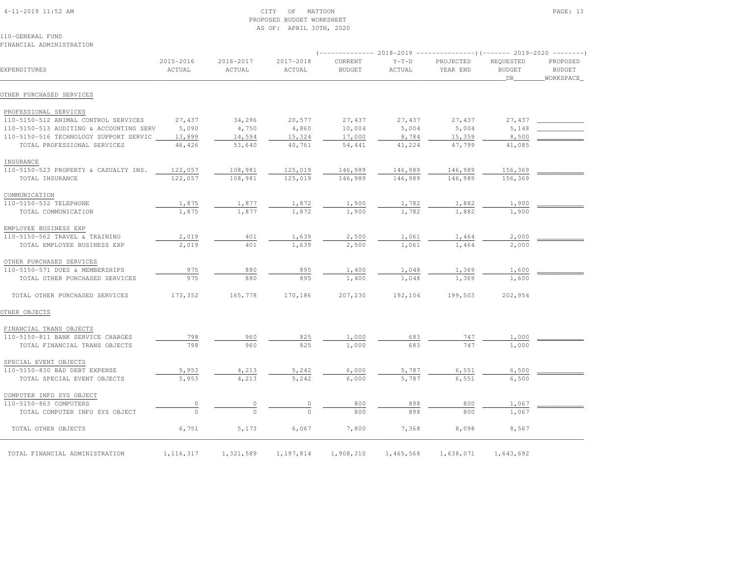CITY OF MATTOON
PROPOSED BUDGET WORKSHEET
AS OF: APRIL 30TH, 2020

110-GENERAL FUND
FINANCIAL ADMINISTRATION

| EXPENDITURES | 2015-2016 ACTUAL | 2016-2017 ACTUAL | 2017-2018 ACTUAL | 2018-2019 CURRENT BUDGET | 2018-2019 Y-T-D ACTUAL | 2018-2019 PROJECTED YEAR END | 2019-2020 REQUESTED BUDGET DR | 2019-2020 PROPOSED BUDGET WORKSPACE |
|---|---|---|---|---|---|---|---|---|
| OTHER PURCHASED SERVICES | | | | | | | | |
| PROFESSIONAL SERVICES | | | | | | | | |
| 110-5150-512 ANIMAL CONTROL SERVICES | 27,437 | 34,296 | 20,577 | 27,437 | 27,437 | 27,437 | 27,437 | |
| 110-5150-513 AUDITING & ACCOUNTING SERV | 5,090 | 4,750 | 4,860 | 10,004 | 5,004 | 5,004 | 5,148 | |
| 110-5150-516 TECHNOLOGY SUPPORT SERVIC | 13,899 | 14,594 | 15,324 | 17,000 | 8,784 | 15,359 | 8,500 | |
| TOTAL PROFESSIONAL SERVICES | 46,426 | 53,640 | 40,761 | 54,441 | 41,224 | 47,799 | 41,085 | |
| INSURANCE | | | | | | | | |
| 110-5150-523 PROPERTY & CASUALTY INS. | 122,057 | 108,981 | 125,019 | 146,989 | 146,989 | 146,989 | 156,369 | |
| TOTAL INSURANCE | 122,057 | 108,981 | 125,019 | 146,989 | 146,989 | 146,989 | 156,369 | |
| COMMUNICATION | | | | | | | | |
| 110-5150-532 TELEPHONE | 1,875 | 1,877 | 1,872 | 1,900 | 1,782 | 1,882 | 1,900 | |
| TOTAL COMMUNICATION | 1,875 | 1,877 | 1,872 | 1,900 | 1,782 | 1,882 | 1,900 | |
| EMPLOYEE BUSINESS EXP | | | | | | | | |
| 110-5150-562 TRAVEL & TRAINING | 2,019 | 401 | 1,639 | 2,500 | 1,061 | 1,464 | 2,000 | |
| TOTAL EMPLOYEE BUSINESS EXP | 2,019 | 401 | 1,639 | 2,500 | 1,061 | 1,464 | 2,000 | |
| OTHER PURCHASED SERVICES | | | | | | | | |
| 110-5150-571 DUES & MEMBERSHIPS | 975 | 880 | 895 | 1,400 | 1,048 | 1,369 | 1,600 | |
| TOTAL OTHER PURCHASED SERVICES | 975 | 880 | 895 | 1,400 | 1,048 | 1,369 | 1,600 | |
| TOTAL OTHER PURCHASED SERVICES | 173,352 | 165,778 | 170,186 | 207,230 | 192,104 | 199,503 | 202,954 | |
| OTHER OBJECTS | | | | | | | | |
| FINANCIAL TRANS OBJECTS | | | | | | | | |
| 110-5150-811 BANK SERVICE CHARGES | 798 | 960 | 825 | 1,000 | 683 | 747 | 1,000 | |
| TOTAL FINANCIAL TRANS OBJECTS | 798 | 960 | 825 | 1,000 | 683 | 747 | 1,000 | |
| SPECIAL EVENT OBJECTS | | | | | | | | |
| 110-5150-830 BAD DEBT EXPENSE | 5,953 | 4,213 | 5,242 | 6,000 | 5,787 | 6,551 | 6,500 | |
| TOTAL SPECIAL EVENT OBJECTS | 5,953 | 4,213 | 5,242 | 6,000 | 5,787 | 6,551 | 6,500 | |
| COMPUTER INFO SYS OBJECT | | | | | | | | |
| 110-5150-863 COMPUTERS | 0 | 0 | 0 | 800 | 898 | 800 | 1,067 | |
| TOTAL COMPUTER INFO SYS OBJECT | 0 | 0 | 0 | 800 | 898 | 800 | 1,067 | |
| TOTAL OTHER OBJECTS | 6,751 | 5,173 | 6,067 | 7,800 | 7,368 | 8,098 | 8,567 | |
| TOTAL FINANCIAL ADMINISTRATION | 1,116,317 | 1,321,589 | 1,197,814 | 1,908,310 | 1,465,568 | 1,638,071 | 1,643,692 | |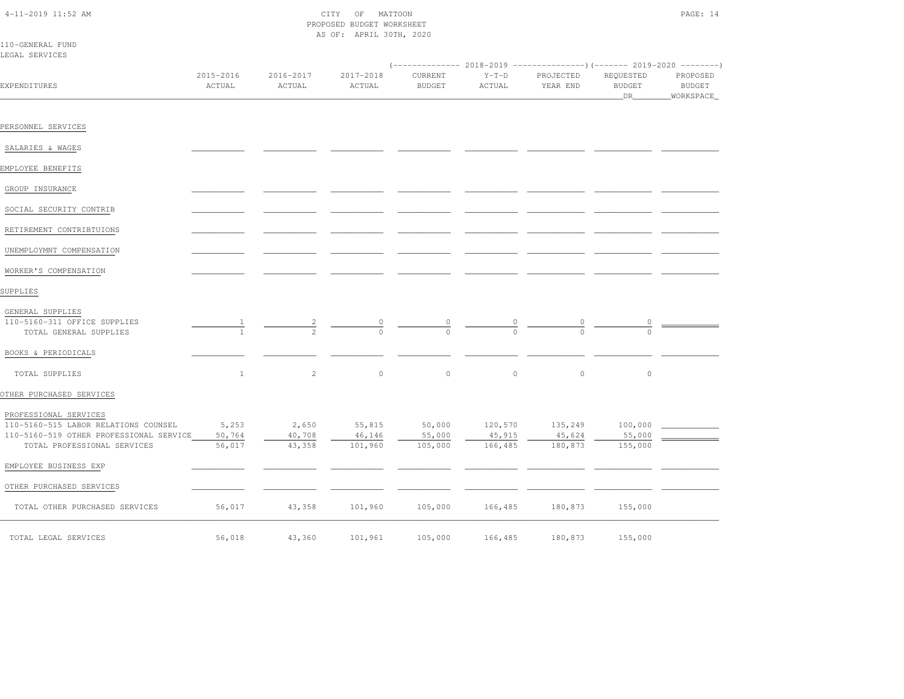CITY OF MATTOON
PROPOSED BUDGET WORKSHEET
AS OF: APRIL 30TH, 2020

110-GENERAL FUND
LEGAL SERVICES

| EXPENDITURES | 2015-2016 ACTUAL | 2016-2017 ACTUAL | 2017-2018 ACTUAL | 2018-2019 CURRENT BUDGET | 2018-2019 Y-T-D ACTUAL | 2018-2019 PROJECTED YEAR END | 2019-2020 REQUESTED BUDGET DR | 2019-2020 PROPOSED BUDGET WORKSPACE |
|---|---|---|---|---|---|---|---|---|
| PERSONNEL SERVICES | | | | | | | | |
| SALARIES & WAGES | | | | | | | | |
| EMPLOYEE BENEFITS | | | | | | | | |
| GROUP INSURANCE | | | | | | | | |
| SOCIAL SECURITY CONTRIB | | | | | | | | |
| RETIREMENT CONTRIBTUIONS | | | | | | | | |
| UNEMPLOYMNT COMPENSATION | | | | | | | | |
| WORKER'S COMPENSATION | | | | | | | | |
| SUPPLIES | | | | | | | | |
| GENERAL SUPPLIES | | | | | | | | |
| 110-5160-311 OFFICE SUPPLIES | 1 | 2 | 0 | 0 | 0 | 0 | 0 | |
| TOTAL GENERAL SUPPLIES | 1 | 2 | 0 | 0 | 0 | 0 | 0 | |
| BOOKS & PERIODICALS | | | | | | | | |
| TOTAL SUPPLIES | 1 | 2 | 0 | 0 | 0 | 0 | 0 | |
| OTHER PURCHASED SERVICES | | | | | | | | |
| PROFESSIONAL SERVICES | | | | | | | | |
| 110-5160-515 LABOR RELATIONS COUNSEL | 5,253 | 2,650 | 55,815 | 50,000 | 120,570 | 135,249 | 100,000 | |
| 110-5160-519 OTHER PROFESSIONAL SERVICE | 50,764 | 40,708 | 46,146 | 55,000 | 45,915 | 45,624 | 55,000 | |
| TOTAL PROFESSIONAL SERVICES | 56,017 | 43,358 | 101,960 | 105,000 | 166,485 | 180,873 | 155,000 | |
| EMPLOYEE BUSINESS EXP | | | | | | | | |
| OTHER PURCHASED SERVICES | | | | | | | | |
| TOTAL OTHER PURCHASED SERVICES | 56,017 | 43,358 | 101,960 | 105,000 | 166,485 | 180,873 | 155,000 | |
| TOTAL LEGAL SERVICES | 56,018 | 43,360 | 101,961 | 105,000 | 166,485 | 180,873 | 155,000 | |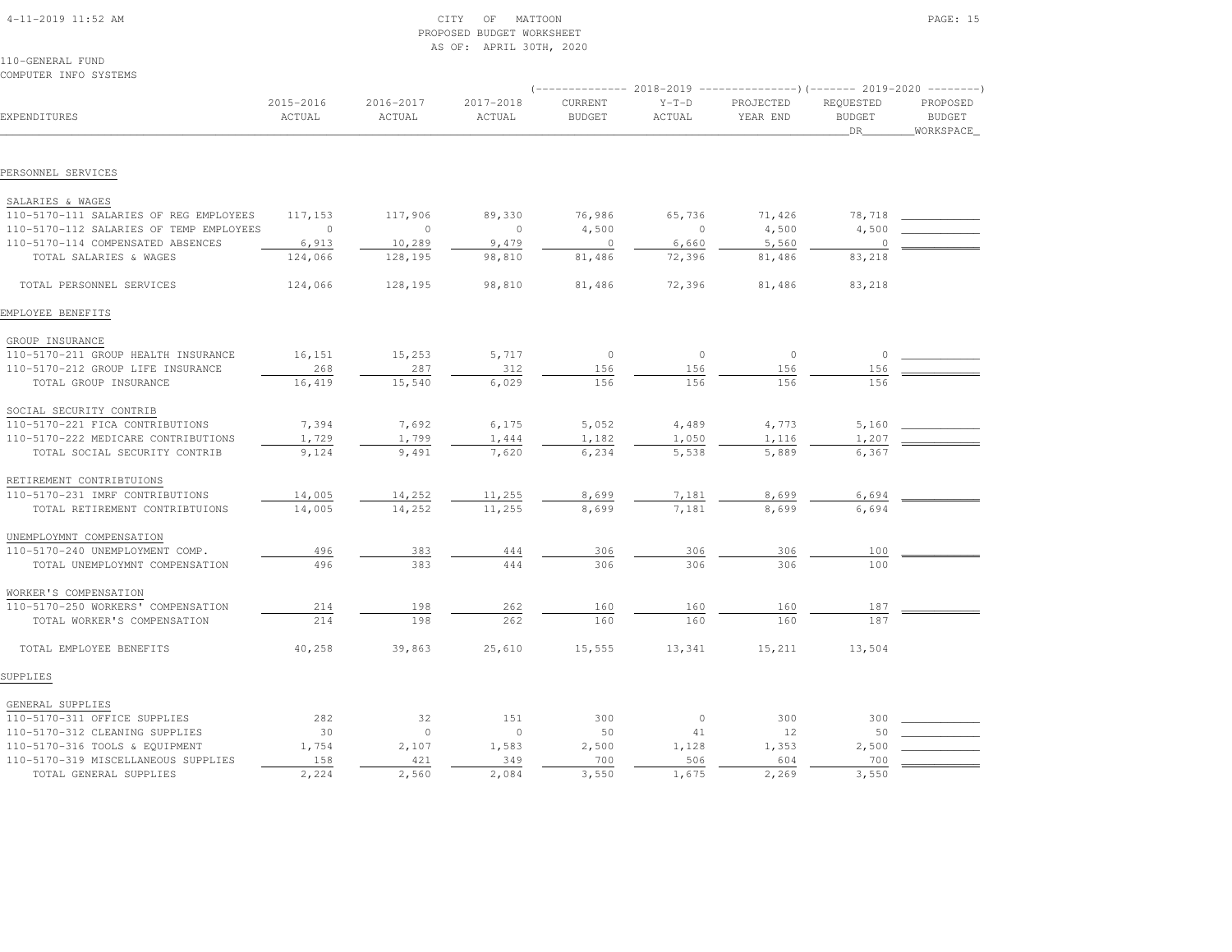CITY OF MATTOON
PROPOSED BUDGET WORKSHEET
AS OF: APRIL 30TH, 2020

110-GENERAL FUND
COMPUTER INFO SYSTEMS

| EXPENDITURES | 2015-2016 ACTUAL | 2016-2017 ACTUAL | 2017-2018 ACTUAL | 2018-2019 CURRENT BUDGET | 2018-2019 Y-T-D ACTUAL | 2018-2019 PROJECTED YEAR END | 2019-2020 REQUESTED BUDGET DR | 2019-2020 PROPOSED BUDGET WORKSPACE |
|---|---|---|---|---|---|---|---|---|
| PERSONNEL SERVICES | | | | | | | | |
| SALARIES & WAGES | | | | | | | | |
| 110-5170-111 SALARIES OF REG EMPLOYEES | 117,153 | 117,906 | 89,330 | 76,986 | 65,736 | 71,426 | 78,718 | |
| 110-5170-112 SALARIES OF TEMP EMPLOYEES | 0 | 0 | 0 | 4,500 | 0 | 4,500 | 4,500 | |
| 110-5170-114 COMPENSATED ABSENCES | 6,913 | 10,289 | 9,479 | 0 | 6,660 | 5,560 | 0 | |
| TOTAL SALARIES & WAGES | 124,066 | 128,195 | 98,810 | 81,486 | 72,396 | 81,486 | 83,218 | |
| TOTAL PERSONNEL SERVICES | 124,066 | 128,195 | 98,810 | 81,486 | 72,396 | 81,486 | 83,218 | |
| EMPLOYEE BENEFITS | | | | | | | | |
| GROUP INSURANCE | | | | | | | | |
| 110-5170-211 GROUP HEALTH INSURANCE | 16,151 | 15,253 | 5,717 | 0 | 0 | 0 | 0 | |
| 110-5170-212 GROUP LIFE INSURANCE | 268 | 287 | 312 | 156 | 156 | 156 | 156 | |
| TOTAL GROUP INSURANCE | 16,419 | 15,540 | 6,029 | 156 | 156 | 156 | 156 | |
| SOCIAL SECURITY CONTRIB | | | | | | | | |
| 110-5170-221 FICA CONTRIBUTIONS | 7,394 | 7,692 | 6,175 | 5,052 | 4,489 | 4,773 | 5,160 | |
| 110-5170-222 MEDICARE CONTRIBUTIONS | 1,729 | 1,799 | 1,444 | 1,182 | 1,050 | 1,116 | 1,207 | |
| TOTAL SOCIAL SECURITY CONTRIB | 9,124 | 9,491 | 7,620 | 6,234 | 5,538 | 5,889 | 6,367 | |
| RETIREMENT CONTRIBTUIONS | | | | | | | | |
| 110-5170-231 IMRF CONTRIBUTIONS | 14,005 | 14,252 | 11,255 | 8,699 | 7,181 | 8,699 | 6,694 | |
| TOTAL RETIREMENT CONTRIBTUIONS | 14,005 | 14,252 | 11,255 | 8,699 | 7,181 | 8,699 | 6,694 | |
| UNEMPLOYMNT COMPENSATION | | | | | | | | |
| 110-5170-240 UNEMPLOYMENT COMP. | 496 | 383 | 444 | 306 | 306 | 306 | 100 | |
| TOTAL UNEMPLOYMNT COMPENSATION | 496 | 383 | 444 | 306 | 306 | 306 | 100 | |
| WORKER'S COMPENSATION | | | | | | | | |
| 110-5170-250 WORKERS' COMPENSATION | 214 | 198 | 262 | 160 | 160 | 160 | 187 | |
| TOTAL WORKER'S COMPENSATION | 214 | 198 | 262 | 160 | 160 | 160 | 187 | |
| TOTAL EMPLOYEE BENEFITS | 40,258 | 39,863 | 25,610 | 15,555 | 13,341 | 15,211 | 13,504 | |
| SUPPLIES | | | | | | | | |
| GENERAL SUPPLIES | | | | | | | | |
| 110-5170-311 OFFICE SUPPLIES | 282 | 32 | 151 | 300 | 0 | 300 | 300 | |
| 110-5170-312 CLEANING SUPPLIES | 30 | 0 | 0 | 50 | 41 | 12 | 50 | |
| 110-5170-316 TOOLS & EQUIPMENT | 1,754 | 2,107 | 1,583 | 2,500 | 1,128 | 1,353 | 2,500 | |
| 110-5170-319 MISCELLANEOUS SUPPLIES | 158 | 421 | 349 | 700 | 506 | 604 | 700 | |
| TOTAL GENERAL SUPPLIES | 2,224 | 2,560 | 2,084 | 3,550 | 1,675 | 2,269 | 3,550 | |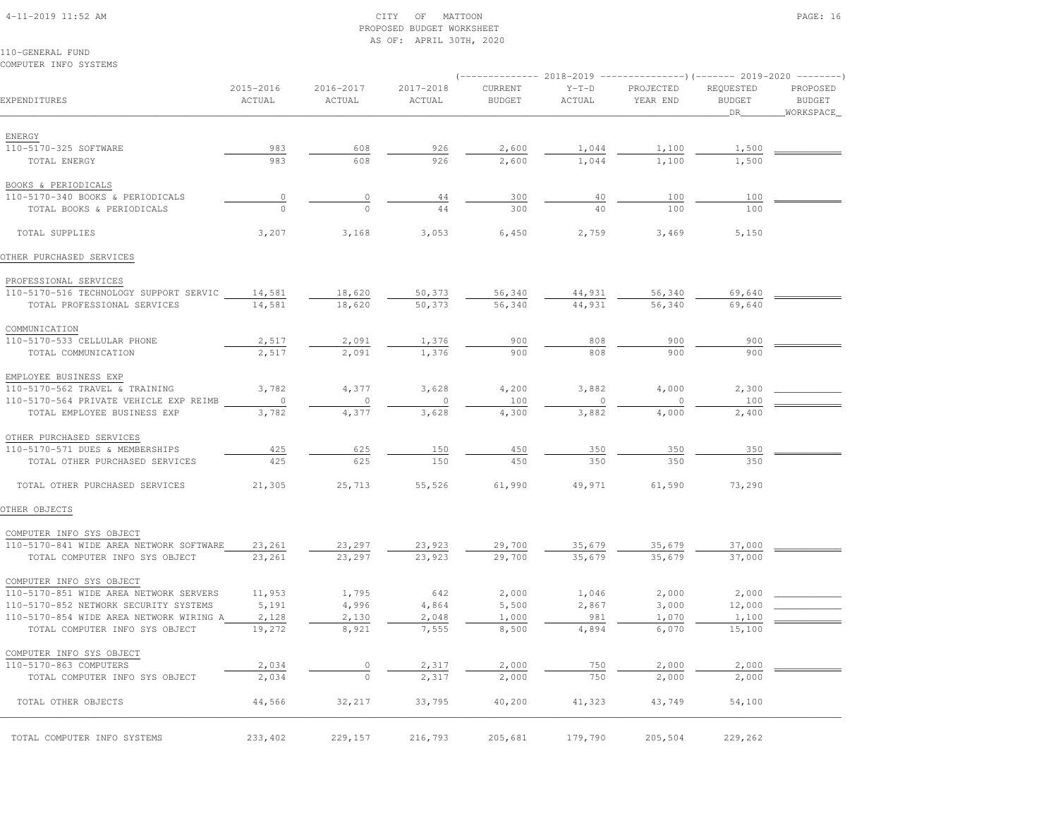CITY OF MATTOON
PROPOSED BUDGET WORKSHEET
AS OF: APRIL 30TH, 2020

110-GENERAL FUND
COMPUTER INFO SYSTEMS

| EXPENDITURES | 2015-2016 ACTUAL | 2016-2017 ACTUAL | 2017-2018 ACTUAL | 2018-2019 CURRENT BUDGET | 2018-2019 Y-T-D ACTUAL | 2018-2019 PROJECTED YEAR END | 2019-2020 REQUESTED BUDGET DR | 2019-2020 PROPOSED BUDGET WORKSPACE |
|---|---|---|---|---|---|---|---|---|
| ENERGY | | | | | | | | |
| 110-5170-325 SOFTWARE | 983 | 608 | 926 | 2,600 | 1,044 | 1,100 | 1,500 | |
| TOTAL ENERGY | 983 | 608 | 926 | 2,600 | 1,044 | 1,100 | 1,500 | |
| BOOKS & PERIODICALS | | | | | | | | |
| 110-5170-340 BOOKS & PERIODICALS | 0 | 0 | 44 | 300 | 40 | 100 | 100 | |
| TOTAL BOOKS & PERIODICALS | 0 | 0 | 44 | 300 | 40 | 100 | 100 | |
| TOTAL SUPPLIES | 3,207 | 3,168 | 3,053 | 6,450 | 2,759 | 3,469 | 5,150 | |
| OTHER PURCHASED SERVICES | | | | | | | | |
| PROFESSIONAL SERVICES | | | | | | | | |
| 110-5170-516 TECHNOLOGY SUPPORT SERVIC | 14,581 | 18,620 | 50,373 | 56,340 | 44,931 | 56,340 | 69,640 | |
| TOTAL PROFESSIONAL SERVICES | 14,581 | 18,620 | 50,373 | 56,340 | 44,931 | 56,340 | 69,640 | |
| COMMUNICATION | | | | | | | | |
| 110-5170-533 CELLULAR PHONE | 2,517 | 2,091 | 1,376 | 900 | 808 | 900 | 900 | |
| TOTAL COMMUNICATION | 2,517 | 2,091 | 1,376 | 900 | 808 | 900 | 900 | |
| EMPLOYEE BUSINESS EXP | | | | | | | | |
| 110-5170-562 TRAVEL & TRAINING | 3,782 | 4,377 | 3,628 | 4,200 | 3,882 | 4,000 | 2,300 | |
| 110-5170-564 PRIVATE VEHICLE EXP REIMB | 0 | 0 | 0 | 100 | 0 | 0 | 100 | |
| TOTAL EMPLOYEE BUSINESS EXP | 3,782 | 4,377 | 3,628 | 4,300 | 3,882 | 4,000 | 2,400 | |
| OTHER PURCHASED SERVICES | | | | | | | | |
| 110-5170-571 DUES & MEMBERSHIPS | 425 | 625 | 150 | 450 | 350 | 350 | 350 | |
| TOTAL OTHER PURCHASED SERVICES | 425 | 625 | 150 | 450 | 350 | 350 | 350 | |
| TOTAL OTHER PURCHASED SERVICES | 21,305 | 25,713 | 55,526 | 61,990 | 49,971 | 61,590 | 73,290 | |
| OTHER OBJECTS | | | | | | | | |
| COMPUTER INFO SYS OBJECT | | | | | | | | |
| 110-5170-841 WIDE AREA NETWORK SOFTWARE | 23,261 | 23,297 | 23,923 | 29,700 | 35,679 | 35,679 | 37,000 | |
| TOTAL COMPUTER INFO SYS OBJECT | 23,261 | 23,297 | 23,923 | 29,700 | 35,679 | 35,679 | 37,000 | |
| COMPUTER INFO SYS OBJECT | | | | | | | | |
| 110-5170-851 WIDE AREA NETWORK SERVERS | 11,953 | 1,795 | 642 | 2,000 | 1,046 | 2,000 | 2,000 | |
| 110-5170-852 NETWORK SECURITY SYSTEMS | 5,191 | 4,996 | 4,864 | 5,500 | 2,867 | 3,000 | 12,000 | |
| 110-5170-854 WIDE AREA NETWORK WIRING A | 2,128 | 2,130 | 2,048 | 1,000 | 981 | 1,070 | 1,100 | |
| TOTAL COMPUTER INFO SYS OBJECT | 19,272 | 8,921 | 7,555 | 8,500 | 4,894 | 6,070 | 15,100 | |
| COMPUTER INFO SYS OBJECT | | | | | | | | |
| 110-5170-863 COMPUTERS | 2,034 | 0 | 2,317 | 2,000 | 750 | 2,000 | 2,000 | |
| TOTAL COMPUTER INFO SYS OBJECT | 2,034 | 0 | 2,317 | 2,000 | 750 | 2,000 | 2,000 | |
| TOTAL OTHER OBJECTS | 44,566 | 32,217 | 33,795 | 40,200 | 41,323 | 43,749 | 54,100 | |
| TOTAL COMPUTER INFO SYSTEMS | 233,402 | 229,157 | 216,793 | 205,681 | 179,790 | 205,504 | 229,262 | |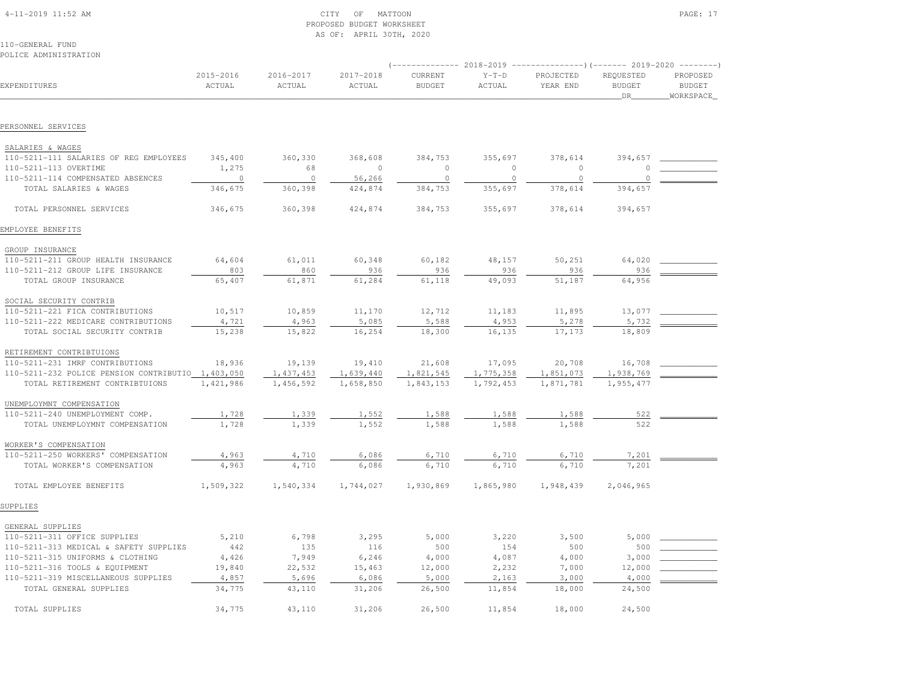CITY OF MATTOON
PROPOSED BUDGET WORKSHEET
AS OF: APRIL 30TH, 2020

110-GENERAL FUND
POLICE ADMINISTRATION

| EXPENDITURES | 2015-2016 ACTUAL | 2016-2017 ACTUAL | 2017-2018 ACTUAL | 2018-2019 CURRENT BUDGET | 2018-2019 Y-T-D ACTUAL | 2018-2019 PROJECTED YEAR END | 2019-2020 REQUESTED BUDGET DR | 2019-2020 PROPOSED BUDGET WORKSPACE |
|---|---|---|---|---|---|---|---|---|
| **PERSONNEL SERVICES** | | | | | | | | |
| SALARIES & WAGES | | | | | | | | |
| 110-5211-111 SALARIES OF REG EMPLOYEES | 345,400 | 360,330 | 368,608 | 384,753 | 355,697 | 378,614 | 394,657 | |
| 110-5211-113 OVERTIME | 1,275 | 68 | 0 | 0 | 0 | 0 | 0 | |
| 110-5211-114 COMPENSATED ABSENCES | 0 | 0 | 56,266 | 0 | 0 | 0 | 0 | |
| TOTAL SALARIES & WAGES | 346,675 | 360,398 | 424,874 | 384,753 | 355,697 | 378,614 | 394,657 | |
| TOTAL PERSONNEL SERVICES | 346,675 | 360,398 | 424,874 | 384,753 | 355,697 | 378,614 | 394,657 | |
| **EMPLOYEE BENEFITS** | | | | | | | | |
| GROUP INSURANCE | | | | | | | | |
| 110-5211-211 GROUP HEALTH INSURANCE | 64,604 | 61,011 | 60,348 | 60,182 | 48,157 | 50,251 | 64,020 | |
| 110-5211-212 GROUP LIFE INSURANCE | 803 | 860 | 936 | 936 | 936 | 936 | 936 | |
| TOTAL GROUP INSURANCE | 65,407 | 61,871 | 61,284 | 61,118 | 49,093 | 51,187 | 64,956 | |
| SOCIAL SECURITY CONTRIB | | | | | | | | |
| 110-5211-221 FICA CONTRIBUTIONS | 10,517 | 10,859 | 11,170 | 12,712 | 11,183 | 11,895 | 13,077 | |
| 110-5211-222 MEDICARE CONTRIBUTIONS | 4,721 | 4,963 | 5,085 | 5,588 | 4,953 | 5,278 | 5,732 | |
| TOTAL SOCIAL SECURITY CONTRIB | 15,238 | 15,822 | 16,254 | 18,300 | 16,135 | 17,173 | 18,809 | |
| RETIREMENT CONTRIBTUIONS | | | | | | | | |
| 110-5211-231 IMRF CONTRIBUTIONS | 18,936 | 19,139 | 19,410 | 21,608 | 17,095 | 20,708 | 16,708 | |
| 110-5211-232 POLICE PENSION CONTRIBUTIO | 1,403,050 | 1,437,453 | 1,639,440 | 1,821,545 | 1,775,358 | 1,851,073 | 1,938,769 | |
| TOTAL RETIREMENT CONTRIBTUIONS | 1,421,986 | 1,456,592 | 1,658,850 | 1,843,153 | 1,792,453 | 1,871,781 | 1,955,477 | |
| UNEMPLOYMNT COMPENSATION | | | | | | | | |
| 110-5211-240 UNEMPLOYMENT COMP. | 1,728 | 1,339 | 1,552 | 1,588 | 1,588 | 1,588 | 522 | |
| TOTAL UNEMPLOYMNT COMPENSATION | 1,728 | 1,339 | 1,552 | 1,588 | 1,588 | 1,588 | 522 | |
| WORKER'S COMPENSATION | | | | | | | | |
| 110-5211-250 WORKERS' COMPENSATION | 4,963 | 4,710 | 6,086 | 6,710 | 6,710 | 6,710 | 7,201 | |
| TOTAL WORKER'S COMPENSATION | 4,963 | 4,710 | 6,086 | 6,710 | 6,710 | 6,710 | 7,201 | |
| TOTAL EMPLOYEE BENEFITS | 1,509,322 | 1,540,334 | 1,744,027 | 1,930,869 | 1,865,980 | 1,948,439 | 2,046,965 | |
| **SUPPLIES** | | | | | | | | |
| GENERAL SUPPLIES | | | | | | | | |
| 110-5211-311 OFFICE SUPPLIES | 5,210 | 6,798 | 3,295 | 5,000 | 3,220 | 3,500 | 5,000 | |
| 110-5211-313 MEDICAL & SAFETY SUPPLIES | 442 | 135 | 116 | 500 | 154 | 500 | 500 | |
| 110-5211-315 UNIFORMS & CLOTHING | 4,426 | 7,949 | 6,246 | 4,000 | 4,087 | 4,000 | 3,000 | |
| 110-5211-316 TOOLS & EQUIPMENT | 19,840 | 22,532 | 15,463 | 12,000 | 2,232 | 7,000 | 12,000 | |
| 110-5211-319 MISCELLANEOUS SUPPLIES | 4,857 | 5,696 | 6,086 | 5,000 | 2,163 | 3,000 | 4,000 | |
| TOTAL GENERAL SUPPLIES | 34,775 | 43,110 | 31,206 | 26,500 | 11,854 | 18,000 | 24,500 | |
| TOTAL SUPPLIES | 34,775 | 43,110 | 31,206 | 26,500 | 11,854 | 18,000 | 24,500 | |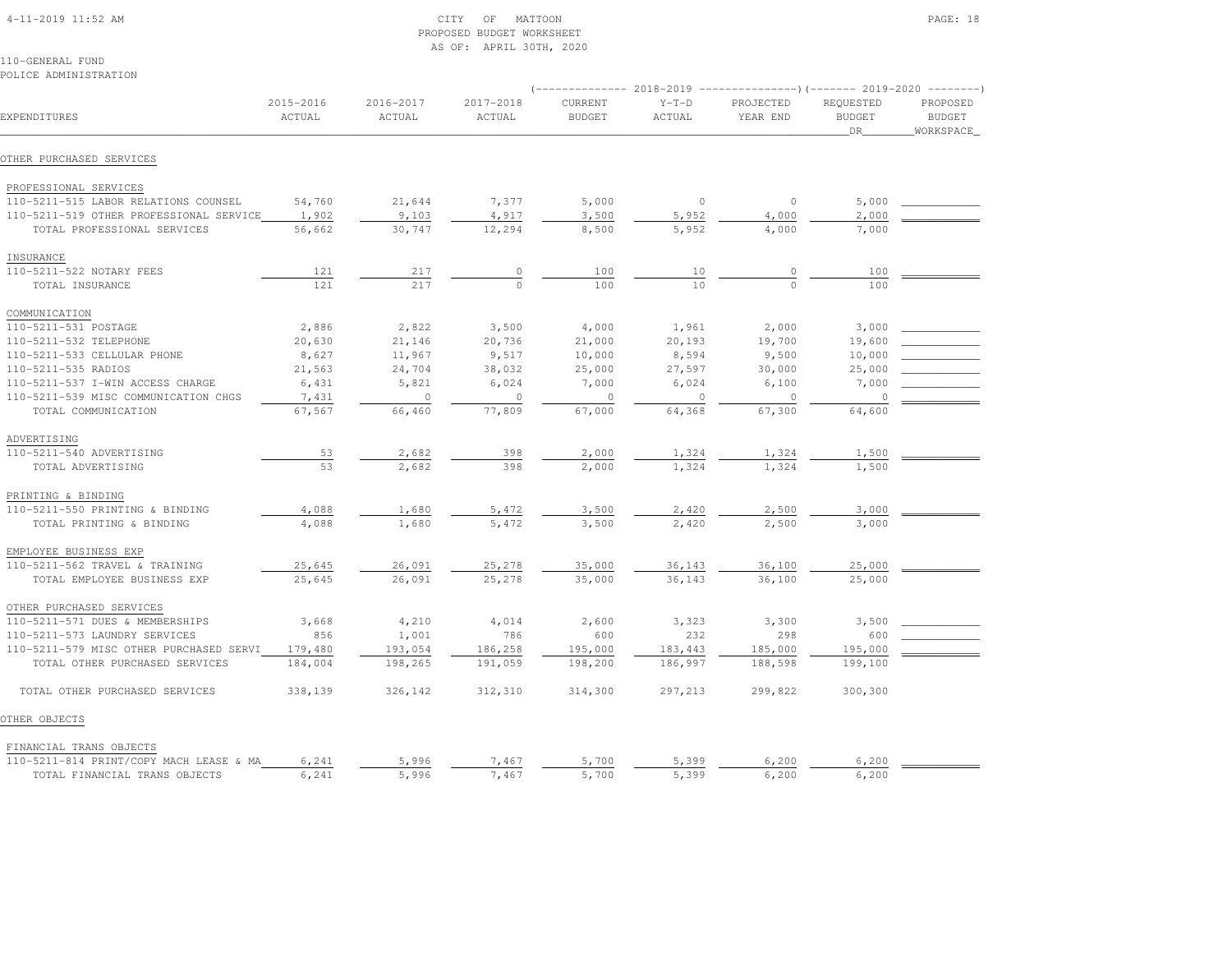CITY OF MATTOON
PROPOSED BUDGET WORKSHEET
AS OF: APRIL 30TH, 2020

110-GENERAL FUND
POLICE ADMINISTRATION

| EXPENDITURES | 2015-2016 ACTUAL | 2016-2017 ACTUAL | 2017-2018 ACTUAL | 2018-2019 CURRENT BUDGET | 2018-2019 Y-T-D ACTUAL | 2018-2019 PROJECTED YEAR END | 2019-2020 REQUESTED BUDGET DR | 2019-2020 PROPOSED BUDGET WORKSPACE |
|---|---|---|---|---|---|---|---|---|
| **OTHER PURCHASED SERVICES** | | | | | | | | |
| PROFESSIONAL SERVICES | | | | | | | | |
| 110-5211-515 LABOR RELATIONS COUNSEL | 54,760 | 21,644 | 7,377 | 5,000 | 0 | 0 | 5,000 | |
| 110-5211-519 OTHER PROFESSIONAL SERVICE | 1,902 | 9,103 | 4,917 | 3,500 | 5,952 | 4,000 | 2,000 | |
| TOTAL PROFESSIONAL SERVICES | 56,662 | 30,747 | 12,294 | 8,500 | 5,952 | 4,000 | 7,000 | |
| INSURANCE | | | | | | | | |
| 110-5211-522 NOTARY FEES | 121 | 217 | 0 | 100 | 10 | 0 | 100 | |
| TOTAL INSURANCE | 121 | 217 | 0 | 100 | 10 | 0 | 100 | |
| COMMUNICATION | | | | | | | | |
| 110-5211-531 POSTAGE | 2,886 | 2,822 | 3,500 | 4,000 | 1,961 | 2,000 | 3,000 | |
| 110-5211-532 TELEPHONE | 20,630 | 21,146 | 20,736 | 21,000 | 20,193 | 19,700 | 19,600 | |
| 110-5211-533 CELLULAR PHONE | 8,627 | 11,967 | 9,517 | 10,000 | 8,594 | 9,500 | 10,000 | |
| 110-5211-535 RADIOS | 21,563 | 24,704 | 38,032 | 25,000 | 27,597 | 30,000 | 25,000 | |
| 110-5211-537 I-WIN ACCESS CHARGE | 6,431 | 5,821 | 6,024 | 7,000 | 6,024 | 6,100 | 7,000 | |
| 110-5211-539 MISC COMMUNICATION CHGS | 7,431 | 0 | 0 | 0 | 0 | 0 | 0 | |
| TOTAL COMMUNICATION | 67,567 | 66,460 | 77,809 | 67,000 | 64,368 | 67,300 | 64,600 | |
| ADVERTISING | | | | | | | | |
| 110-5211-540 ADVERTISING | 53 | 2,682 | 398 | 2,000 | 1,324 | 1,324 | 1,500 | |
| TOTAL ADVERTISING | 53 | 2,682 | 398 | 2,000 | 1,324 | 1,324 | 1,500 | |
| PRINTING & BINDING | | | | | | | | |
| 110-5211-550 PRINTING & BINDING | 4,088 | 1,680 | 5,472 | 3,500 | 2,420 | 2,500 | 3,000 | |
| TOTAL PRINTING & BINDING | 4,088 | 1,680 | 5,472 | 3,500 | 2,420 | 2,500 | 3,000 | |
| EMPLOYEE BUSINESS EXP | | | | | | | | |
| 110-5211-562 TRAVEL & TRAINING | 25,645 | 26,091 | 25,278 | 35,000 | 36,143 | 36,100 | 25,000 | |
| TOTAL EMPLOYEE BUSINESS EXP | 25,645 | 26,091 | 25,278 | 35,000 | 36,143 | 36,100 | 25,000 | |
| OTHER PURCHASED SERVICES | | | | | | | | |
| 110-5211-571 DUES & MEMBERSHIPS | 3,668 | 4,210 | 4,014 | 2,600 | 3,323 | 3,300 | 3,500 | |
| 110-5211-573 LAUNDRY SERVICES | 856 | 1,001 | 786 | 600 | 232 | 298 | 600 | |
| 110-5211-579 MISC OTHER PURCHASED SERVI | 179,480 | 193,054 | 186,258 | 195,000 | 183,443 | 185,000 | 195,000 | |
| TOTAL OTHER PURCHASED SERVICES | 184,004 | 198,265 | 191,059 | 198,200 | 186,997 | 188,598 | 199,100 | |
| TOTAL OTHER PURCHASED SERVICES | 338,139 | 326,142 | 312,310 | 314,300 | 297,213 | 299,822 | 300,300 | |
| **OTHER OBJECTS** | | | | | | | | |
| FINANCIAL TRANS OBJECTS | | | | | | | | |
| 110-5211-814 PRINT/COPY MACH LEASE & MA | 6,241 | 5,996 | 7,467 | 5,700 | 5,399 | 6,200 | 6,200 | |
| TOTAL FINANCIAL TRANS OBJECTS | 6,241 | 5,996 | 7,467 | 5,700 | 5,399 | 6,200 | 6,200 | |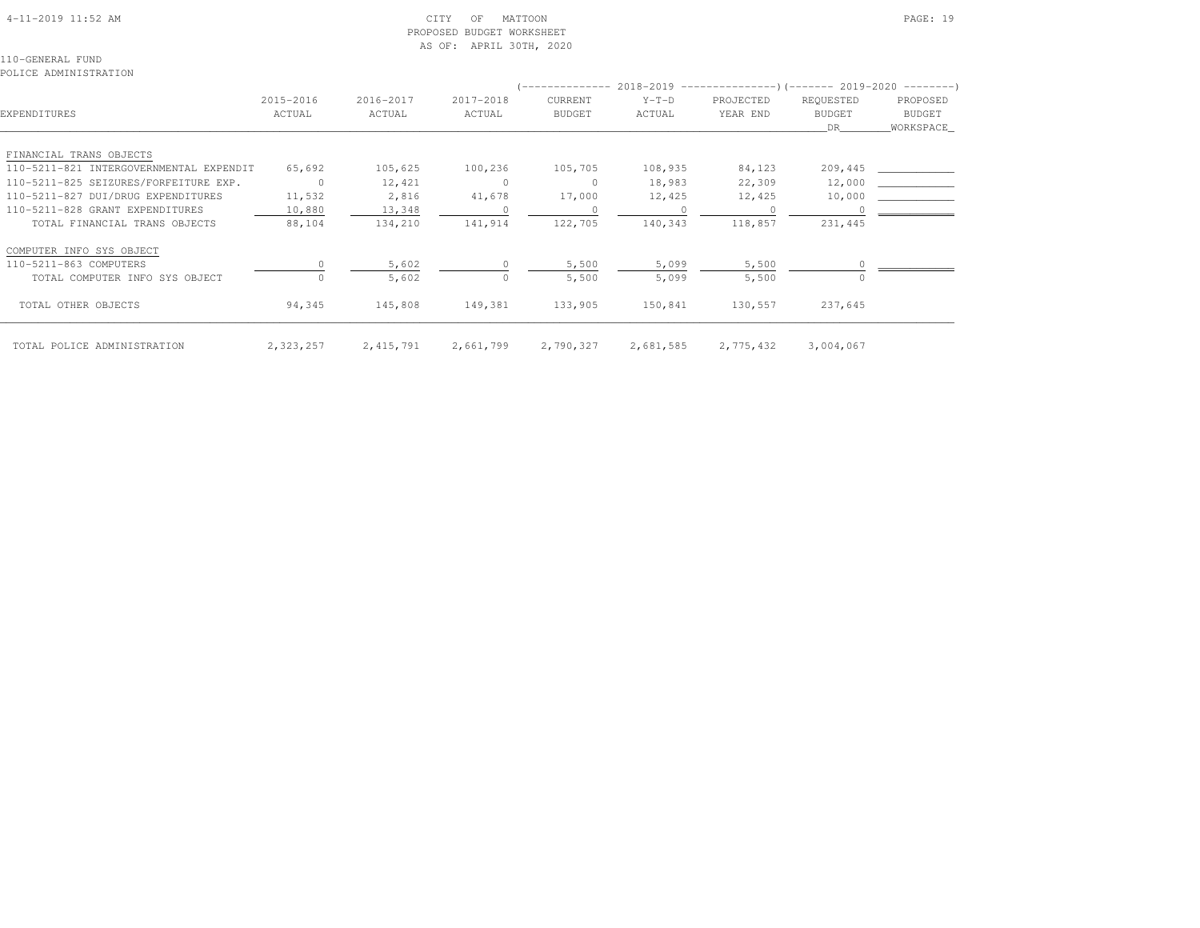CITY OF MATTOON
PROPOSED BUDGET WORKSHEET
AS OF: APRIL 30TH, 2020

110-GENERAL FUND
POLICE ADMINISTRATION

| EXPENDITURES | 2015-2016 ACTUAL | 2016-2017 ACTUAL | 2017-2018 ACTUAL | 2018-2019 CURRENT BUDGET | 2018-2019 Y-T-D ACTUAL | 2018-2019 PROJECTED YEAR END | 2019-2020 REQUESTED BUDGET DR | 2019-2020 PROPOSED BUDGET WORKSPACE |
|---|---|---|---|---|---|---|---|---|
| FINANCIAL TRANS OBJECTS | | | | | | | | |
| 110-5211-821 INTERGOVERNMENTAL EXPENDIT | 65,692 | 105,625 | 100,236 | 105,705 | 108,935 | 84,123 | 209,445 | |
| 110-5211-825 SEIZURES/FORFEITURE EXP. | 0 | 12,421 | 0 | 0 | 18,983 | 22,309 | 12,000 | |
| 110-5211-827 DUI/DRUG EXPENDITURES | 11,532 | 2,816 | 41,678 | 17,000 | 12,425 | 12,425 | 10,000 | |
| 110-5211-828 GRANT EXPENDITURES | 10,880 | 13,348 | 0 | 0 | 0 | 0 | 0 | |
| TOTAL FINANCIAL TRANS OBJECTS | 88,104 | 134,210 | 141,914 | 122,705 | 140,343 | 118,857 | 231,445 | |
| COMPUTER INFO SYS OBJECT | | | | | | | | |
| 110-5211-863 COMPUTERS | 0 | 5,602 | 0 | 5,500 | 5,099 | 5,500 | 0 | |
| TOTAL COMPUTER INFO SYS OBJECT | 0 | 5,602 | 0 | 5,500 | 5,099 | 5,500 | 0 | |
| TOTAL OTHER OBJECTS | 94,345 | 145,808 | 149,381 | 133,905 | 150,841 | 130,557 | 237,645 | |
| TOTAL POLICE ADMINISTRATION | 2,323,257 | 2,415,791 | 2,661,799 | 2,790,327 | 2,681,585 | 2,775,432 | 3,004,067 | |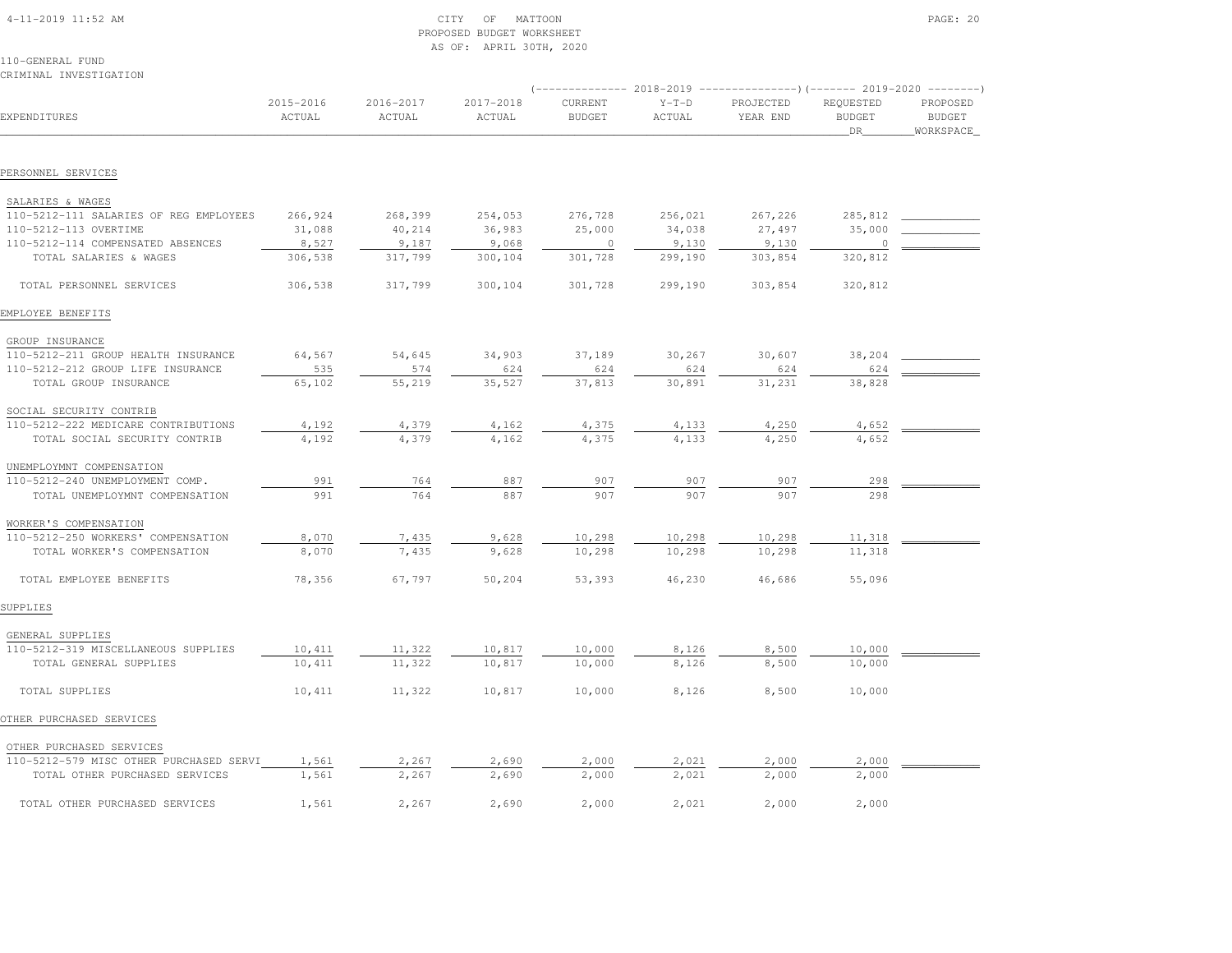CITY OF MATTOON
PROPOSED BUDGET WORKSHEET
AS OF: APRIL 30TH, 2020

110-GENERAL FUND
CRIMINAL INVESTIGATION

| EXPENDITURES | 2015-2016 ACTUAL | 2016-2017 ACTUAL | 2017-2018 ACTUAL | 2018-2019 CURRENT BUDGET | 2018-2019 Y-T-D ACTUAL | 2018-2019 PROJECTED YEAR END | 2019-2020 REQUESTED BUDGET DR | 2019-2020 PROPOSED BUDGET WORKSPACE |
|---|---|---|---|---|---|---|---|---|
| **PERSONNEL SERVICES** | | | | | | | | |
| SALARIES & WAGES | | | | | | | | |
| 110-5212-111 SALARIES OF REG EMPLOYEES | 266,924 | 268,399 | 254,053 | 276,728 | 256,021 | 267,226 | 285,812 | |
| 110-5212-113 OVERTIME | 31,088 | 40,214 | 36,983 | 25,000 | 34,038 | 27,497 | 35,000 | |
| 110-5212-114 COMPENSATED ABSENCES | 8,527 | 9,187 | 9,068 | 0 | 9,130 | 9,130 | 0 | |
| TOTAL SALARIES & WAGES | 306,538 | 317,799 | 300,104 | 301,728 | 299,190 | 303,854 | 320,812 | |
| TOTAL PERSONNEL SERVICES | 306,538 | 317,799 | 300,104 | 301,728 | 299,190 | 303,854 | 320,812 | |
| **EMPLOYEE BENEFITS** | | | | | | | | |
| GROUP INSURANCE | | | | | | | | |
| 110-5212-211 GROUP HEALTH INSURANCE | 64,567 | 54,645 | 34,903 | 37,189 | 30,267 | 30,607 | 38,204 | |
| 110-5212-212 GROUP LIFE INSURANCE | 535 | 574 | 624 | 624 | 624 | 624 | 624 | |
| TOTAL GROUP INSURANCE | 65,102 | 55,219 | 35,527 | 37,813 | 30,891 | 31,231 | 38,828 | |
| SOCIAL SECURITY CONTRIB | | | | | | | | |
| 110-5212-222 MEDICARE CONTRIBUTIONS | 4,192 | 4,379 | 4,162 | 4,375 | 4,133 | 4,250 | 4,652 | |
| TOTAL SOCIAL SECURITY CONTRIB | 4,192 | 4,379 | 4,162 | 4,375 | 4,133 | 4,250 | 4,652 | |
| UNEMPLOYMNT COMPENSATION | | | | | | | | |
| 110-5212-240 UNEMPLOYMENT COMP. | 991 | 764 | 887 | 907 | 907 | 907 | 298 | |
| TOTAL UNEMPLOYMNT COMPENSATION | 991 | 764 | 887 | 907 | 907 | 907 | 298 | |
| WORKER'S COMPENSATION | | | | | | | | |
| 110-5212-250 WORKERS' COMPENSATION | 8,070 | 7,435 | 9,628 | 10,298 | 10,298 | 10,298 | 11,318 | |
| TOTAL WORKER'S COMPENSATION | 8,070 | 7,435 | 9,628 | 10,298 | 10,298 | 10,298 | 11,318 | |
| TOTAL EMPLOYEE BENEFITS | 78,356 | 67,797 | 50,204 | 53,393 | 46,230 | 46,686 | 55,096 | |
| **SUPPLIES** | | | | | | | | |
| GENERAL SUPPLIES | | | | | | | | |
| 110-5212-319 MISCELLANEOUS SUPPLIES | 10,411 | 11,322 | 10,817 | 10,000 | 8,126 | 8,500 | 10,000 | |
| TOTAL GENERAL SUPPLIES | 10,411 | 11,322 | 10,817 | 10,000 | 8,126 | 8,500 | 10,000 | |
| TOTAL SUPPLIES | 10,411 | 11,322 | 10,817 | 10,000 | 8,126 | 8,500 | 10,000 | |
| **OTHER PURCHASED SERVICES** | | | | | | | | |
| OTHER PURCHASED SERVICES | | | | | | | | |
| 110-5212-579 MISC OTHER PURCHASED SERVI | 1,561 | 2,267 | 2,690 | 2,000 | 2,021 | 2,000 | 2,000 | |
| TOTAL OTHER PURCHASED SERVICES | 1,561 | 2,267 | 2,690 | 2,000 | 2,021 | 2,000 | 2,000 | |
| TOTAL OTHER PURCHASED SERVICES | 1,561 | 2,267 | 2,690 | 2,000 | 2,021 | 2,000 | 2,000 | |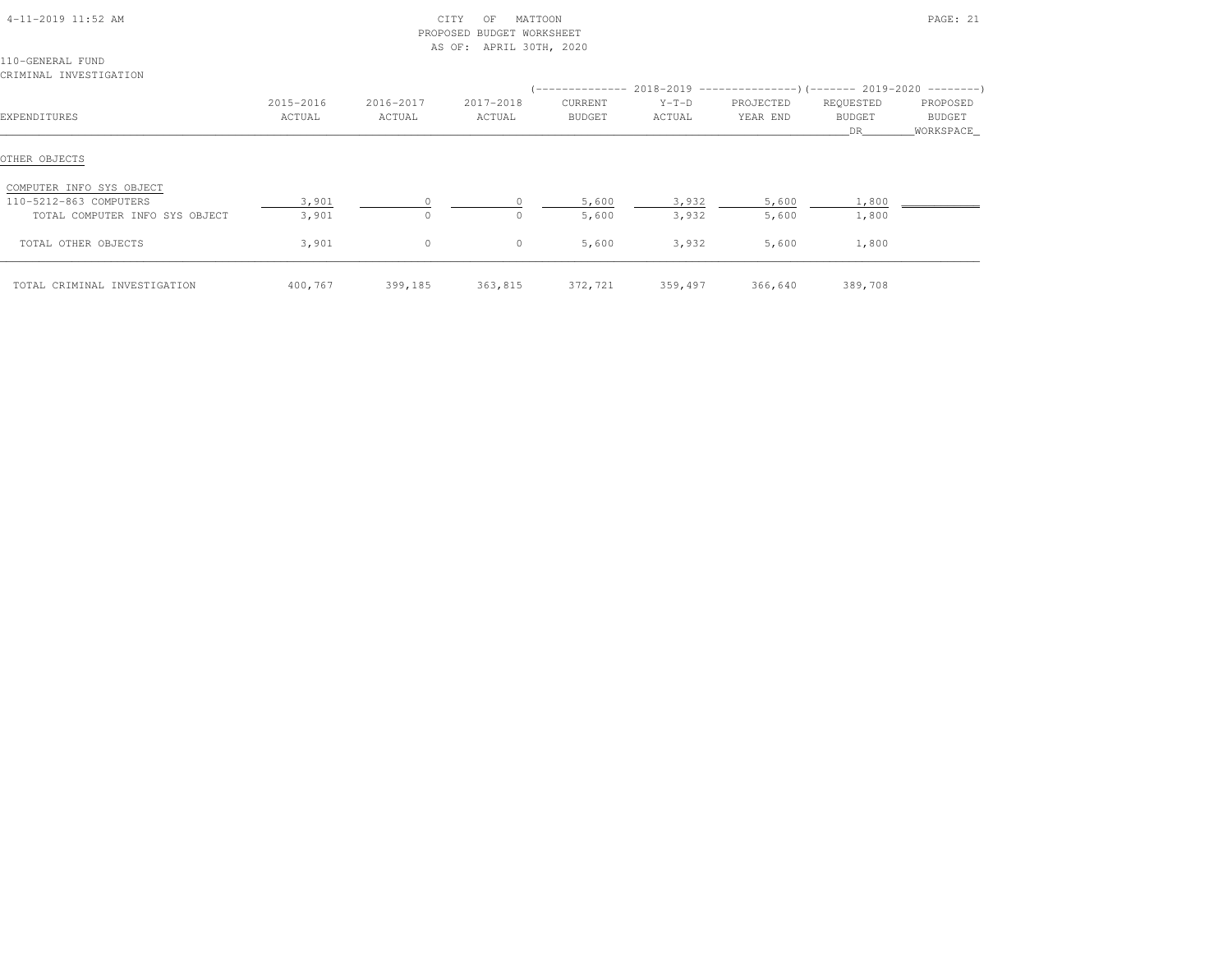CITY OF MATTOON
PROPOSED BUDGET WORKSHEET
AS OF: APRIL 30TH, 2020

110-GENERAL FUND
CRIMINAL INVESTIGATION

| EXPENDITURES | 2015-2016 ACTUAL | 2016-2017 ACTUAL | 2017-2018 ACTUAL | 2018-2019 CURRENT BUDGET | 2018-2019 Y-T-D ACTUAL | 2018-2019 PROJECTED YEAR END | 2019-2020 REQUESTED BUDGET DR | 2019-2020 PROPOSED BUDGET WORKSPACE |
|---|---|---|---|---|---|---|---|---|
| **OTHER OBJECTS** | | | | | | | | |
| COMPUTER INFO SYS OBJECT | | | | | | | | |
| 110-5212-863 COMPUTERS | 3,901 | 0 | 0 | 5,600 | 3,932 | 5,600 | 1,800 | |
| TOTAL COMPUTER INFO SYS OBJECT | 3,901 | 0 | 0 | 5,600 | 3,932 | 5,600 | 1,800 | |
| TOTAL OTHER OBJECTS | 3,901 | 0 | 0 | 5,600 | 3,932 | 5,600 | 1,800 | |
| TOTAL CRIMINAL INVESTIGATION | 400,767 | 399,185 | 363,815 | 372,721 | 359,497 | 366,640 | 389,708 | |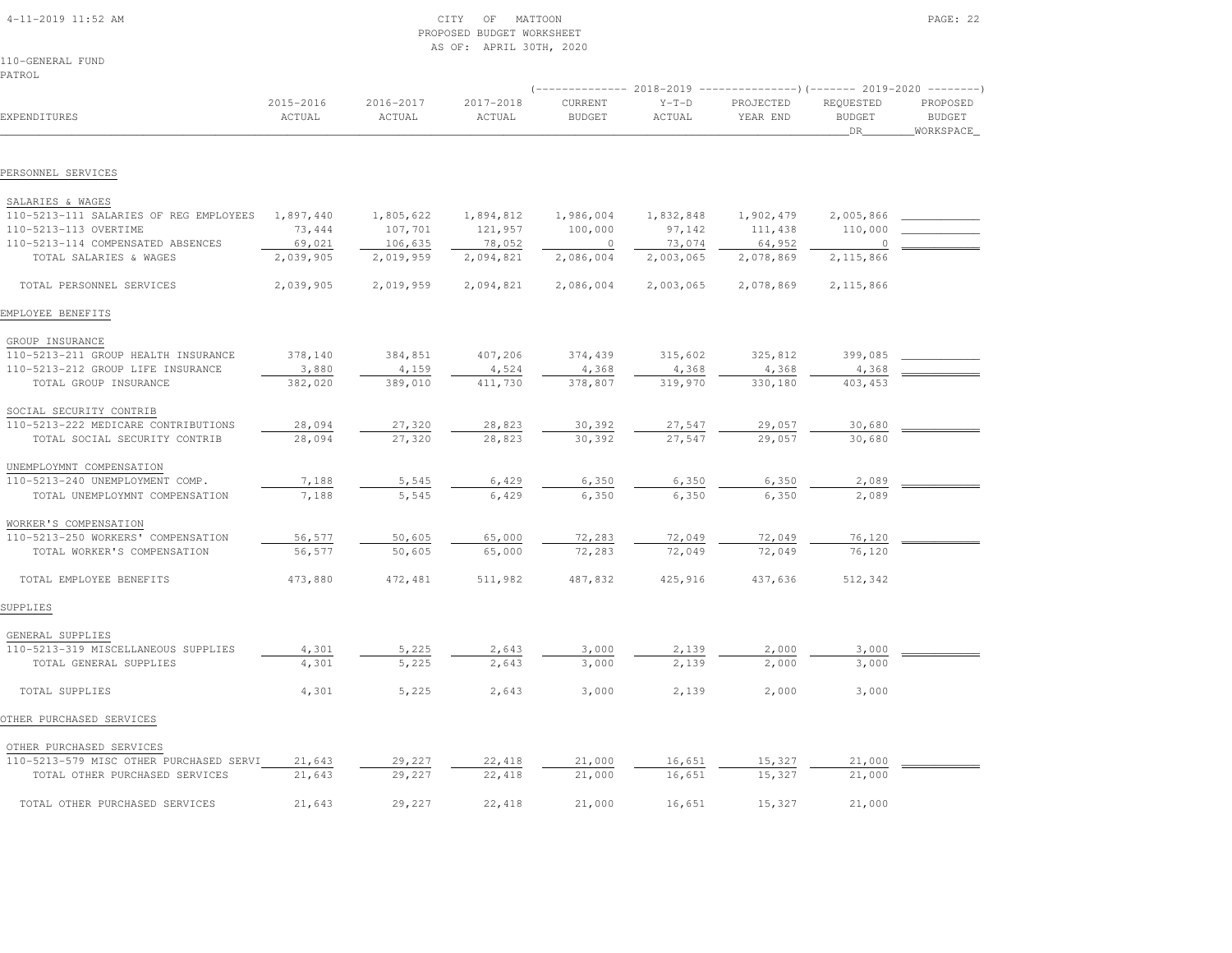CITY OF MATTOON
PROPOSED BUDGET WORKSHEET
AS OF: APRIL 30TH, 2020

110-GENERAL FUND
PATROL

| EXPENDITURES | 2015-2016 ACTUAL | 2016-2017 ACTUAL | 2017-2018 ACTUAL | 2018-2019 CURRENT BUDGET | 2018-2019 Y-T-D ACTUAL | 2018-2019 PROJECTED YEAR END | 2019-2020 REQUESTED BUDGET DR | 2019-2020 PROPOSED BUDGET WORKSPACE |
|---|---|---|---|---|---|---|---|---|
| PERSONNEL SERVICES | | | | | | | | |
| SALARIES & WAGES | | | | | | | | |
| 110-5213-111 SALARIES OF REG EMPLOYEES | 1,897,440 | 1,805,622 | 1,894,812 | 1,986,004 | 1,832,848 | 1,902,479 | 2,005,866 | |
| 110-5213-113 OVERTIME | 73,444 | 107,701 | 121,957 | 100,000 | 97,142 | 111,438 | 110,000 | |
| 110-5213-114 COMPENSATED ABSENCES | 69,021 | 106,635 | 78,052 | 0 | 73,074 | 64,952 | 0 | |
| TOTAL SALARIES & WAGES | 2,039,905 | 2,019,959 | 2,094,821 | 2,086,004 | 2,003,065 | 2,078,869 | 2,115,866 | |
| TOTAL PERSONNEL SERVICES | 2,039,905 | 2,019,959 | 2,094,821 | 2,086,004 | 2,003,065 | 2,078,869 | 2,115,866 | |
| EMPLOYEE BENEFITS | | | | | | | | |
| GROUP INSURANCE | | | | | | | | |
| 110-5213-211 GROUP HEALTH INSURANCE | 378,140 | 384,851 | 407,206 | 374,439 | 315,602 | 325,812 | 399,085 | |
| 110-5213-212 GROUP LIFE INSURANCE | 3,880 | 4,159 | 4,524 | 4,368 | 4,368 | 4,368 | 4,368 | |
| TOTAL GROUP INSURANCE | 382,020 | 389,010 | 411,730 | 378,807 | 319,970 | 330,180 | 403,453 | |
| SOCIAL SECURITY CONTRIB | | | | | | | | |
| 110-5213-222 MEDICARE CONTRIBUTIONS | 28,094 | 27,320 | 28,823 | 30,392 | 27,547 | 29,057 | 30,680 | |
| TOTAL SOCIAL SECURITY CONTRIB | 28,094 | 27,320 | 28,823 | 30,392 | 27,547 | 29,057 | 30,680 | |
| UNEMPLOYMNT COMPENSATION | | | | | | | | |
| 110-5213-240 UNEMPLOYMENT COMP. | 7,188 | 5,545 | 6,429 | 6,350 | 6,350 | 6,350 | 2,089 | |
| TOTAL UNEMPLOYMNT COMPENSATION | 7,188 | 5,545 | 6,429 | 6,350 | 6,350 | 6,350 | 2,089 | |
| WORKER'S COMPENSATION | | | | | | | | |
| 110-5213-250 WORKERS' COMPENSATION | 56,577 | 50,605 | 65,000 | 72,283 | 72,049 | 72,049 | 76,120 | |
| TOTAL WORKER'S COMPENSATION | 56,577 | 50,605 | 65,000 | 72,283 | 72,049 | 72,049 | 76,120 | |
| TOTAL EMPLOYEE BENEFITS | 473,880 | 472,481 | 511,982 | 487,832 | 425,916 | 437,636 | 512,342 | |
| SUPPLIES | | | | | | | | |
| GENERAL SUPPLIES | | | | | | | | |
| 110-5213-319 MISCELLANEOUS SUPPLIES | 4,301 | 5,225 | 2,643 | 3,000 | 2,139 | 2,000 | 3,000 | |
| TOTAL GENERAL SUPPLIES | 4,301 | 5,225 | 2,643 | 3,000 | 2,139 | 2,000 | 3,000 | |
| TOTAL SUPPLIES | 4,301 | 5,225 | 2,643 | 3,000 | 2,139 | 2,000 | 3,000 | |
| OTHER PURCHASED SERVICES | | | | | | | | |
| OTHER PURCHASED SERVICES | | | | | | | | |
| 110-5213-579 MISC OTHER PURCHASED SERVI | 21,643 | 29,227 | 22,418 | 21,000 | 16,651 | 15,327 | 21,000 | |
| TOTAL OTHER PURCHASED SERVICES | 21,643 | 29,227 | 22,418 | 21,000 | 16,651 | 15,327 | 21,000 | |
| TOTAL OTHER PURCHASED SERVICES | 21,643 | 29,227 | 22,418 | 21,000 | 16,651 | 15,327 | 21,000 | |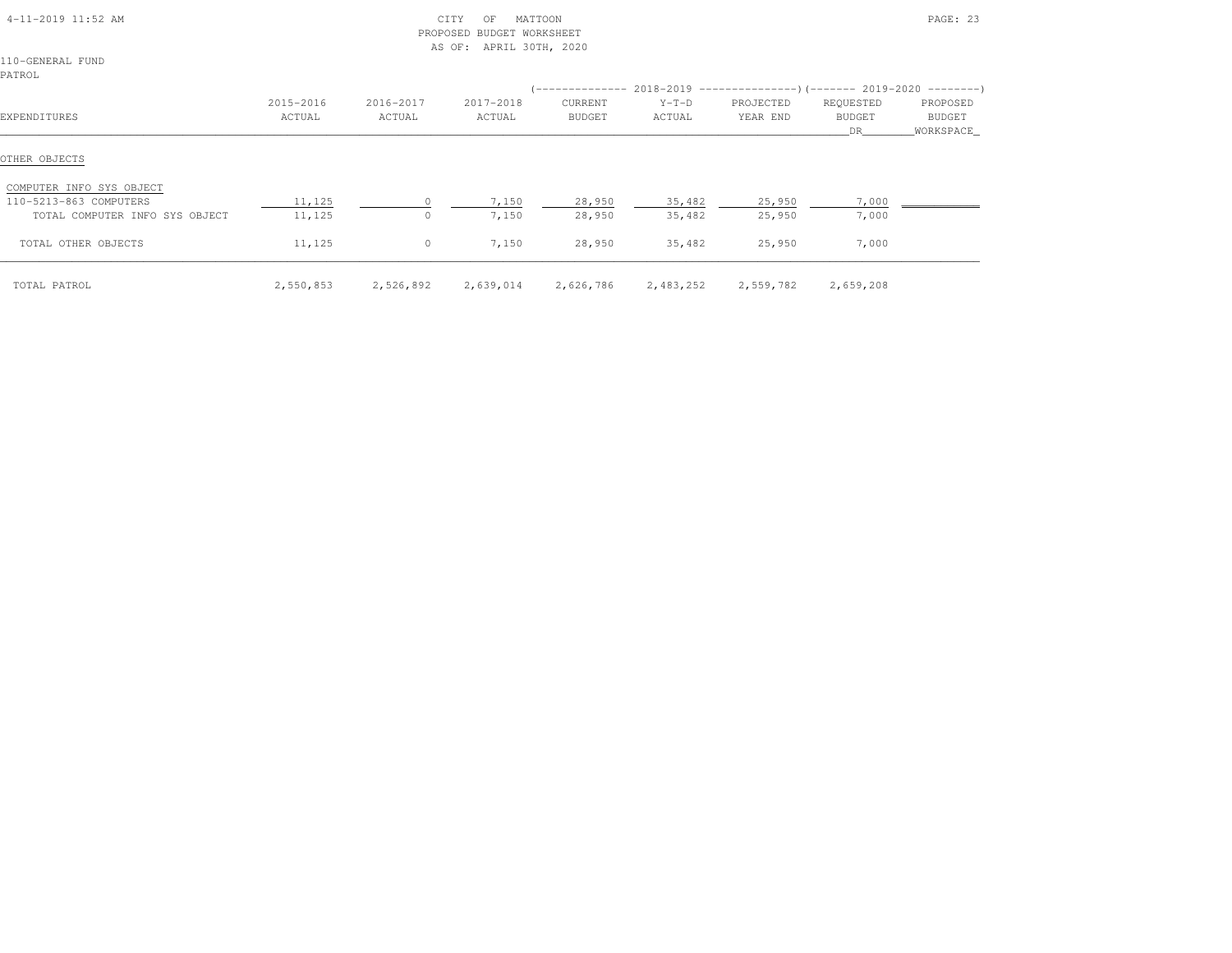CITY OF MATTOON
PROPOSED BUDGET WORKSHEET
AS OF: APRIL 30TH, 2020

110-GENERAL FUND
PATROL

| EXPENDITURES | 2015-2016 ACTUAL | 2016-2017 ACTUAL | 2017-2018 ACTUAL | 2018-2019 CURRENT BUDGET | 2018-2019 Y-T-D ACTUAL | 2018-2019 PROJECTED YEAR END | 2019-2020 REQUESTED BUDGET DR | 2019-2020 PROPOSED BUDGET WORKSPACE |
|---|---|---|---|---|---|---|---|---|
| OTHER OBJECTS | | | | | | | | |
| COMPUTER INFO SYS OBJECT | | | | | | | | |
| 110-5213-863 COMPUTERS | 11,125 | 0 | 7,150 | 28,950 | 35,482 | 25,950 | 7,000 | |
| TOTAL COMPUTER INFO SYS OBJECT | 11,125 | 0 | 7,150 | 28,950 | 35,482 | 25,950 | 7,000 | |
| TOTAL OTHER OBJECTS | 11,125 | 0 | 7,150 | 28,950 | 35,482 | 25,950 | 7,000 | |
| TOTAL PATROL | 2,550,853 | 2,526,892 | 2,639,014 | 2,626,786 | 2,483,252 | 2,559,782 | 2,659,208 | |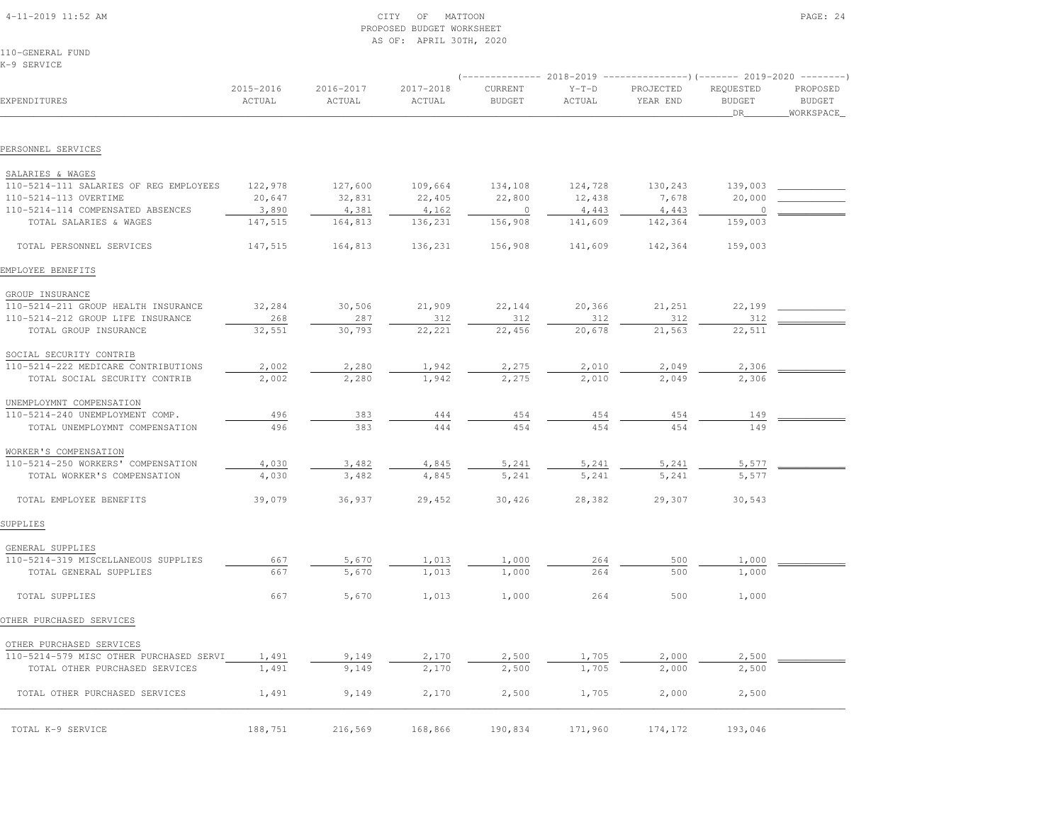CITY OF MATTOON
PROPOSED BUDGET WORKSHEET
AS OF: APRIL 30TH, 2020

110-GENERAL FUND
K-9 SERVICE

| EXPENDITURES | 2015-2016 ACTUAL | 2016-2017 ACTUAL | 2017-2018 ACTUAL | 2018-2019 CURRENT BUDGET | 2018-2019 Y-T-D ACTUAL | 2018-2019 PROJECTED YEAR END | 2019-2020 REQUESTED BUDGET DR | 2019-2020 PROPOSED BUDGET WORKSPACE |
|---|---|---|---|---|---|---|---|---|
| **PERSONNEL SERVICES** | | | | | | | | |
| SALARIES & WAGES | | | | | | | | |
| 110-5214-111 SALARIES OF REG EMPLOYEES | 122,978 | 127,600 | 109,664 | 134,108 | 124,728 | 130,243 | 139,003 | |
| 110-5214-113 OVERTIME | 20,647 | 32,831 | 22,405 | 22,800 | 12,438 | 7,678 | 20,000 | |
| 110-5214-114 COMPENSATED ABSENCES | 3,890 | 4,381 | 4,162 | 0 | 4,443 | 4,443 | 0 | |
| TOTAL SALARIES & WAGES | 147,515 | 164,813 | 136,231 | 156,908 | 141,609 | 142,364 | 159,003 | |
| TOTAL PERSONNEL SERVICES | 147,515 | 164,813 | 136,231 | 156,908 | 141,609 | 142,364 | 159,003 | |
| **EMPLOYEE BENEFITS** | | | | | | | | |
| GROUP INSURANCE | | | | | | | | |
| 110-5214-211 GROUP HEALTH INSURANCE | 32,284 | 30,506 | 21,909 | 22,144 | 20,366 | 21,251 | 22,199 | |
| 110-5214-212 GROUP LIFE INSURANCE | 268 | 287 | 312 | 312 | 312 | 312 | 312 | |
| TOTAL GROUP INSURANCE | 32,551 | 30,793 | 22,221 | 22,456 | 20,678 | 21,563 | 22,511 | |
| SOCIAL SECURITY CONTRIB | | | | | | | | |
| 110-5214-222 MEDICARE CONTRIBUTIONS | 2,002 | 2,280 | 1,942 | 2,275 | 2,010 | 2,049 | 2,306 | |
| TOTAL SOCIAL SECURITY CONTRIB | 2,002 | 2,280 | 1,942 | 2,275 | 2,010 | 2,049 | 2,306 | |
| UNEMPLOYMNT COMPENSATION | | | | | | | | |
| 110-5214-240 UNEMPLOYMENT COMP. | 496 | 383 | 444 | 454 | 454 | 454 | 149 | |
| TOTAL UNEMPLOYMNT COMPENSATION | 496 | 383 | 444 | 454 | 454 | 454 | 149 | |
| WORKER'S COMPENSATION | | | | | | | | |
| 110-5214-250 WORKERS' COMPENSATION | 4,030 | 3,482 | 4,845 | 5,241 | 5,241 | 5,241 | 5,577 | |
| TOTAL WORKER'S COMPENSATION | 4,030 | 3,482 | 4,845 | 5,241 | 5,241 | 5,241 | 5,577 | |
| TOTAL EMPLOYEE BENEFITS | 39,079 | 36,937 | 29,452 | 30,426 | 28,382 | 29,307 | 30,543 | |
| **SUPPLIES** | | | | | | | | |
| GENERAL SUPPLIES | | | | | | | | |
| 110-5214-319 MISCELLANEOUS SUPPLIES | 667 | 5,670 | 1,013 | 1,000 | 264 | 500 | 1,000 | |
| TOTAL GENERAL SUPPLIES | 667 | 5,670 | 1,013 | 1,000 | 264 | 500 | 1,000 | |
| TOTAL SUPPLIES | 667 | 5,670 | 1,013 | 1,000 | 264 | 500 | 1,000 | |
| **OTHER PURCHASED SERVICES** | | | | | | | | |
| OTHER PURCHASED SERVICES | | | | | | | | |
| 110-5214-579 MISC OTHER PURCHASED SERVI | 1,491 | 9,149 | 2,170 | 2,500 | 1,705 | 2,000 | 2,500 | |
| TOTAL OTHER PURCHASED SERVICES | 1,491 | 9,149 | 2,170 | 2,500 | 1,705 | 2,000 | 2,500 | |
| TOTAL OTHER PURCHASED SERVICES | 1,491 | 9,149 | 2,170 | 2,500 | 1,705 | 2,000 | 2,500 | |
| TOTAL K-9 SERVICE | 188,751 | 216,569 | 168,866 | 190,834 | 171,960 | 174,172 | 193,046 | |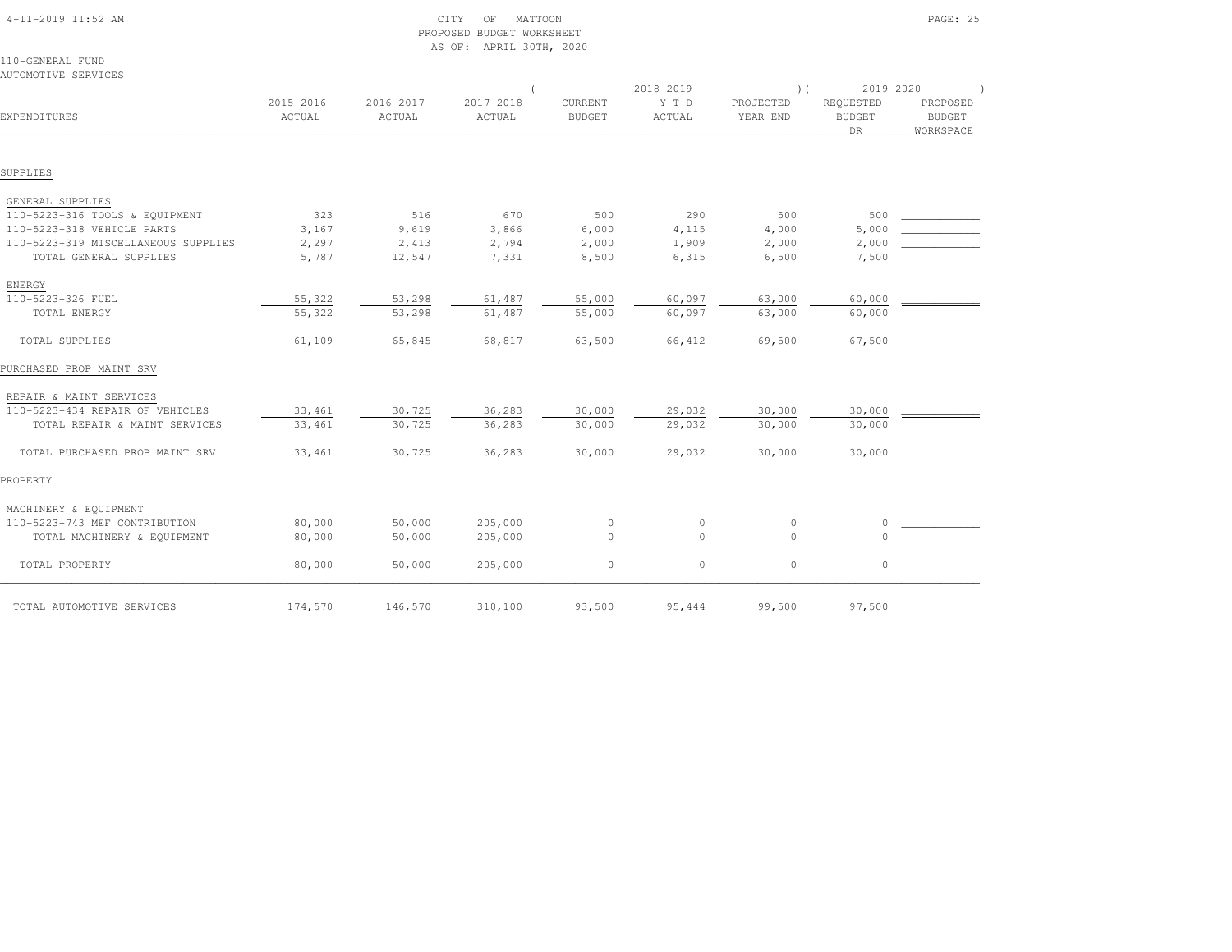CITY OF MATTOON
PROPOSED BUDGET WORKSHEET
AS OF: APRIL 30TH, 2020

110-GENERAL FUND
AUTOMOTIVE SERVICES

| EXPENDITURES | 2015-2016 ACTUAL | 2016-2017 ACTUAL | 2017-2018 ACTUAL | 2018-2019 CURRENT BUDGET | 2018-2019 Y-T-D ACTUAL | 2018-2019 PROJECTED YEAR END | 2019-2020 REQUESTED BUDGET DR | 2019-2020 PROPOSED BUDGET WORKSPACE |
|---|---|---|---|---|---|---|---|---|
| **SUPPLIES** | | | | | | | | |
| GENERAL SUPPLIES | | | | | | | | |
| 110-5223-316 TOOLS & EQUIPMENT | 323 | 516 | 670 | 500 | 290 | 500 | 500 | |
| 110-5223-318 VEHICLE PARTS | 3,167 | 9,619 | 3,866 | 6,000 | 4,115 | 4,000 | 5,000 | |
| 110-5223-319 MISCELLANEOUS SUPPLIES | 2,297 | 2,413 | 2,794 | 2,000 | 1,909 | 2,000 | 2,000 | |
| TOTAL GENERAL SUPPLIES | 5,787 | 12,547 | 7,331 | 8,500 | 6,315 | 6,500 | 7,500 | |
| ENERGY | | | | | | | | |
| 110-5223-326 FUEL | 55,322 | 53,298 | 61,487 | 55,000 | 60,097 | 63,000 | 60,000 | |
| TOTAL ENERGY | 55,322 | 53,298 | 61,487 | 55,000 | 60,097 | 63,000 | 60,000 | |
| TOTAL SUPPLIES | 61,109 | 65,845 | 68,817 | 63,500 | 66,412 | 69,500 | 67,500 | |
| **PURCHASED PROP MAINT SRV** | | | | | | | | |
| REPAIR & MAINT SERVICES | | | | | | | | |
| 110-5223-434 REPAIR OF VEHICLES | 33,461 | 30,725 | 36,283 | 30,000 | 29,032 | 30,000 | 30,000 | |
| TOTAL REPAIR & MAINT SERVICES | 33,461 | 30,725 | 36,283 | 30,000 | 29,032 | 30,000 | 30,000 | |
| TOTAL PURCHASED PROP MAINT SRV | 33,461 | 30,725 | 36,283 | 30,000 | 29,032 | 30,000 | 30,000 | |
| **PROPERTY** | | | | | | | | |
| MACHINERY & EQUIPMENT | | | | | | | | |
| 110-5223-743 MEF CONTRIBUTION | 80,000 | 50,000 | 205,000 | 0 | 0 | 0 | 0 | |
| TOTAL MACHINERY & EQUIPMENT | 80,000 | 50,000 | 205,000 | 0 | 0 | 0 | 0 | |
| TOTAL PROPERTY | 80,000 | 50,000 | 205,000 | 0 | 0 | 0 | 0 | |
| TOTAL AUTOMOTIVE SERVICES | 174,570 | 146,570 | 310,100 | 93,500 | 95,444 | 99,500 | 97,500 | |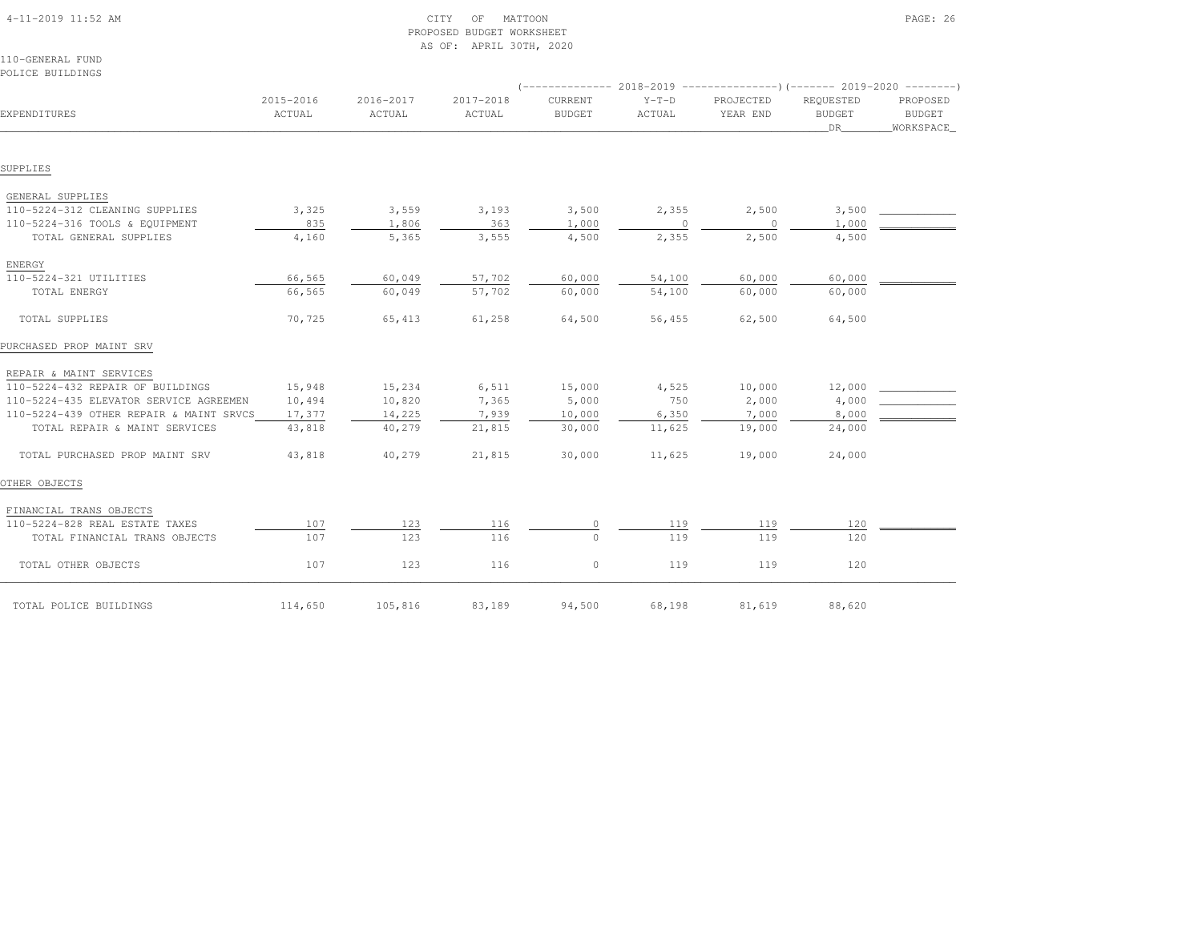CITY OF MATTOON
PROPOSED BUDGET WORKSHEET
AS OF: APRIL 30TH, 2020

110-GENERAL FUND
POLICE BUILDINGS

| EXPENDITURES | 2015-2016 ACTUAL | 2016-2017 ACTUAL | 2017-2018 ACTUAL | 2018-2019 CURRENT BUDGET | 2018-2019 Y-T-D ACTUAL | 2018-2019 PROJECTED YEAR END | 2019-2020 REQUESTED BUDGET DR | 2019-2020 PROPOSED BUDGET WORKSPACE |
|---|---|---|---|---|---|---|---|---|
| **SUPPLIES** | | | | | | | | |
| GENERAL SUPPLIES | | | | | | | | |
| 110-5224-312 CLEANING SUPPLIES | 3,325 | 3,559 | 3,193 | 3,500 | 2,355 | 2,500 | 3,500 | |
| 110-5224-316 TOOLS & EQUIPMENT | 835 | 1,806 | 363 | 1,000 | 0 | 0 | 1,000 | |
| TOTAL GENERAL SUPPLIES | 4,160 | 5,365 | 3,555 | 4,500 | 2,355 | 2,500 | 4,500 | |
| ENERGY | | | | | | | | |
| 110-5224-321 UTILITIES | 66,565 | 60,049 | 57,702 | 60,000 | 54,100 | 60,000 | 60,000 | |
| TOTAL ENERGY | 66,565 | 60,049 | 57,702 | 60,000 | 54,100 | 60,000 | 60,000 | |
| TOTAL SUPPLIES | 70,725 | 65,413 | 61,258 | 64,500 | 56,455 | 62,500 | 64,500 | |
| **PURCHASED PROP MAINT SRV** | | | | | | | | |
| REPAIR & MAINT SERVICES | | | | | | | | |
| 110-5224-432 REPAIR OF BUILDINGS | 15,948 | 15,234 | 6,511 | 15,000 | 4,525 | 10,000 | 12,000 | |
| 110-5224-435 ELEVATOR SERVICE AGREEMEN | 10,494 | 10,820 | 7,365 | 5,000 | 750 | 2,000 | 4,000 | |
| 110-5224-439 OTHER REPAIR & MAINT SRVCS | 17,377 | 14,225 | 7,939 | 10,000 | 6,350 | 7,000 | 8,000 | |
| TOTAL REPAIR & MAINT SERVICES | 43,818 | 40,279 | 21,815 | 30,000 | 11,625 | 19,000 | 24,000 | |
| TOTAL PURCHASED PROP MAINT SRV | 43,818 | 40,279 | 21,815 | 30,000 | 11,625 | 19,000 | 24,000 | |
| **OTHER OBJECTS** | | | | | | | | |
| FINANCIAL TRANS OBJECTS | | | | | | | | |
| 110-5224-828 REAL ESTATE TAXES | 107 | 123 | 116 | 0 | 119 | 119 | 120 | |
| TOTAL FINANCIAL TRANS OBJECTS | 107 | 123 | 116 | 0 | 119 | 119 | 120 | |
| TOTAL OTHER OBJECTS | 107 | 123 | 116 | 0 | 119 | 119 | 120 | |
| TOTAL POLICE BUILDINGS | 114,650 | 105,816 | 83,189 | 94,500 | 68,198 | 81,619 | 88,620 | |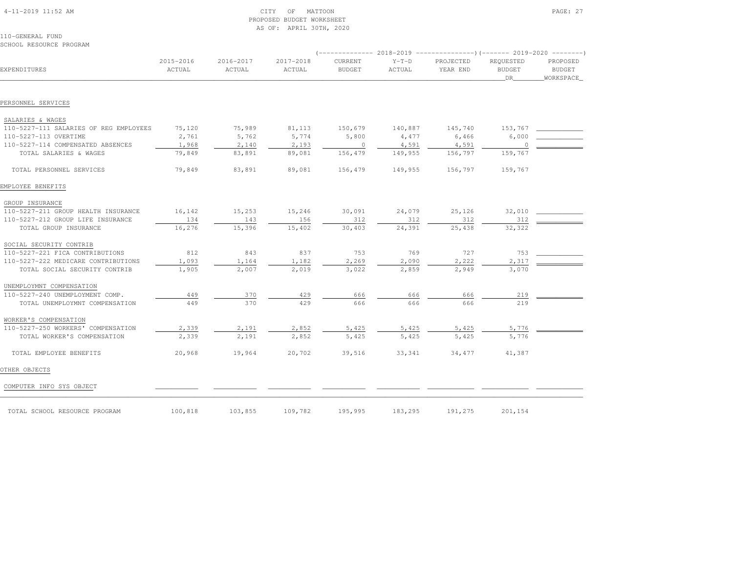CITY OF MATTOON
PROPOSED BUDGET WORKSHEET
AS OF: APRIL 30TH, 2020

110-GENERAL FUND
SCHOOL RESOURCE PROGRAM

| EXPENDITURES | 2015-2016 ACTUAL | 2016-2017 ACTUAL | 2017-2018 ACTUAL | 2018-2019 CURRENT BUDGET | 2018-2019 Y-T-D ACTUAL | 2018-2019 PROJECTED YEAR END | 2019-2020 REQUESTED BUDGET DR | 2019-2020 PROPOSED BUDGET WORKSPACE |
|---|---|---|---|---|---|---|---|---|
| **PERSONNEL SERVICES** | | | | | | | | |
| SALARIES & WAGES | | | | | | | | |
| 110-5227-111 SALARIES OF REG EMPLOYEES | 75,120 | 75,989 | 81,113 | 150,679 | 140,887 | 145,740 | 153,767 | |
| 110-5227-113 OVERTIME | 2,761 | 5,762 | 5,774 | 5,800 | 4,477 | 6,466 | 6,000 | |
| 110-5227-114 COMPENSATED ABSENCES | 1,968 | 2,140 | 2,193 | 0 | 4,591 | 4,591 | 0 | |
| TOTAL SALARIES & WAGES | 79,849 | 83,891 | 89,081 | 156,479 | 149,955 | 156,797 | 159,767 | |
| TOTAL PERSONNEL SERVICES | 79,849 | 83,891 | 89,081 | 156,479 | 149,955 | 156,797 | 159,767 | |
| **EMPLOYEE BENEFITS** | | | | | | | | |
| GROUP INSURANCE | | | | | | | | |
| 110-5227-211 GROUP HEALTH INSURANCE | 16,142 | 15,253 | 15,246 | 30,091 | 24,079 | 25,126 | 32,010 | |
| 110-5227-212 GROUP LIFE INSURANCE | 134 | 143 | 156 | 312 | 312 | 312 | 312 | |
| TOTAL GROUP INSURANCE | 16,276 | 15,396 | 15,402 | 30,403 | 24,391 | 25,438 | 32,322 | |
| SOCIAL SECURITY CONTRIB | | | | | | | | |
| 110-5227-221 FICA CONTRIBUTIONS | 812 | 843 | 837 | 753 | 769 | 727 | 753 | |
| 110-5227-222 MEDICARE CONTRIBUTIONS | 1,093 | 1,164 | 1,182 | 2,269 | 2,090 | 2,222 | 2,317 | |
| TOTAL SOCIAL SECURITY CONTRIB | 1,905 | 2,007 | 2,019 | 3,022 | 2,859 | 2,949 | 3,070 | |
| UNEMPLOYMNT COMPENSATION | | | | | | | | |
| 110-5227-240 UNEMPLOYMENT COMP. | 449 | 370 | 429 | 666 | 666 | 666 | 219 | |
| TOTAL UNEMPLOYMNT COMPENSATION | 449 | 370 | 429 | 666 | 666 | 666 | 219 | |
| WORKER'S COMPENSATION | | | | | | | | |
| 110-5227-250 WORKERS' COMPENSATION | 2,339 | 2,191 | 2,852 | 5,425 | 5,425 | 5,425 | 5,776 | |
| TOTAL WORKER'S COMPENSATION | 2,339 | 2,191 | 2,852 | 5,425 | 5,425 | 5,425 | 5,776 | |
| TOTAL EMPLOYEE BENEFITS | 20,968 | 19,964 | 20,702 | 39,516 | 33,341 | 34,477 | 41,387 | |
| **OTHER OBJECTS** | | | | | | | | |
| COMPUTER INFO SYS OBJECT | | | | | | | | |
| TOTAL SCHOOL RESOURCE PROGRAM | 100,818 | 103,855 | 109,782 | 195,995 | 183,295 | 191,275 | 201,154 | |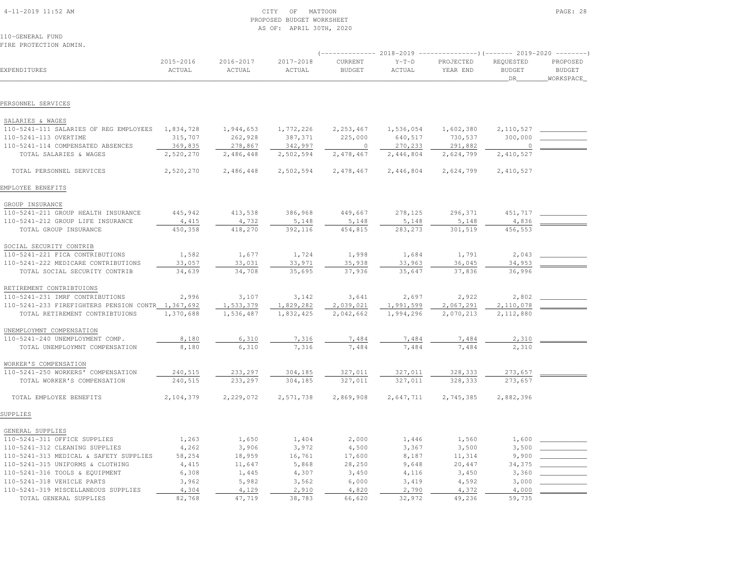CITY OF MATTOON
PROPOSED BUDGET WORKSHEET
AS OF: APRIL 30TH, 2020

110-GENERAL FUND
FIRE PROTECTION ADMIN.

| EXPENDITURES | 2015-2016 ACTUAL | 2016-2017 ACTUAL | 2017-2018 ACTUAL | 2018-2019 CURRENT BUDGET | 2018-2019 Y-T-D ACTUAL | 2018-2019 PROJECTED YEAR END | 2019-2020 REQUESTED BUDGET DR | 2019-2020 PROPOSED BUDGET WORKSPACE |
|---|---|---|---|---|---|---|---|---|
| PERSONNEL SERVICES | | | | | | | | |
| SALARIES & WAGES | | | | | | | | |
| 110-5241-111 SALARIES OF REG EMPLOYEES | 1,834,728 | 1,944,653 | 1,772,226 | 2,253,467 | 1,536,054 | 1,602,380 | 2,110,527 | |
| 110-5241-113 OVERTIME | 315,707 | 262,928 | 387,371 | 225,000 | 640,517 | 730,537 | 300,000 | |
| 110-5241-114 COMPENSATED ABSENCES | 369,835 | 278,867 | 342,997 | 0 | 270,233 | 291,882 | 0 | |
| TOTAL SALARIES & WAGES | 2,520,270 | 2,486,448 | 2,502,594 | 2,478,467 | 2,446,804 | 2,624,799 | 2,410,527 | |
| TOTAL PERSONNEL SERVICES | 2,520,270 | 2,486,448 | 2,502,594 | 2,478,467 | 2,446,804 | 2,624,799 | 2,410,527 | |
| EMPLOYEE BENEFITS | | | | | | | | |
| GROUP INSURANCE | | | | | | | | |
| 110-5241-211 GROUP HEALTH INSURANCE | 445,942 | 413,538 | 386,968 | 449,667 | 278,125 | 296,371 | 451,717 | |
| 110-5241-212 GROUP LIFE INSURANCE | 4,415 | 4,732 | 5,148 | 5,148 | 5,148 | 5,148 | 4,836 | |
| TOTAL GROUP INSURANCE | 450,358 | 418,270 | 392,116 | 454,815 | 283,273 | 301,519 | 456,553 | |
| SOCIAL SECURITY CONTRIB | | | | | | | | |
| 110-5241-221 FICA CONTRIBUTIONS | 1,582 | 1,677 | 1,724 | 1,998 | 1,684 | 1,791 | 2,043 | |
| 110-5241-222 MEDICARE CONTRIBUTIONS | 33,057 | 33,031 | 33,971 | 35,938 | 33,963 | 36,045 | 34,953 | |
| TOTAL SOCIAL SECURITY CONTRIB | 34,639 | 34,708 | 35,695 | 37,936 | 35,647 | 37,836 | 36,996 | |
| RETIREMENT CONTRIBTUIONS | | | | | | | | |
| 110-5241-231 IMRF CONTRIBUTIONS | 2,996 | 3,107 | 3,142 | 3,641 | 2,697 | 2,922 | 2,802 | |
| 110-5241-233 FIREFIGHTERS PENSION CONTR | 1,367,692 | 1,533,379 | 1,829,282 | 2,039,021 | 1,991,599 | 2,067,291 | 2,110,078 | |
| TOTAL RETIREMENT CONTRIBTUIONS | 1,370,688 | 1,536,487 | 1,832,425 | 2,042,662 | 1,994,296 | 2,070,213 | 2,112,880 | |
| UNEMPLOYMNT COMPENSATION | | | | | | | | |
| 110-5241-240 UNEMPLOYMENT COMP. | 8,180 | 6,310 | 7,316 | 7,484 | 7,484 | 7,484 | 2,310 | |
| TOTAL UNEMPLOYMNT COMPENSATION | 8,180 | 6,310 | 7,316 | 7,484 | 7,484 | 7,484 | 2,310 | |
| WORKER'S COMPENSATION | | | | | | | | |
| 110-5241-250 WORKERS' COMPENSATION | 240,515 | 233,297 | 304,185 | 327,011 | 327,011 | 328,333 | 273,657 | |
| TOTAL WORKER'S COMPENSATION | 240,515 | 233,297 | 304,185 | 327,011 | 327,011 | 328,333 | 273,657 | |
| TOTAL EMPLOYEE BENEFITS | 2,104,379 | 2,229,072 | 2,571,738 | 2,869,908 | 2,647,711 | 2,745,385 | 2,882,396 | |
| SUPPLIES | | | | | | | | |
| GENERAL SUPPLIES | | | | | | | | |
| 110-5241-311 OFFICE SUPPLIES | 1,263 | 1,650 | 1,404 | 2,000 | 1,446 | 1,560 | 1,600 | |
| 110-5241-312 CLEANING SUPPLIES | 4,262 | 3,906 | 3,972 | 4,500 | 3,367 | 3,500 | 3,500 | |
| 110-5241-313 MEDICAL & SAFETY SUPPLIES | 58,254 | 18,959 | 16,761 | 17,600 | 8,187 | 11,314 | 9,900 | |
| 110-5241-315 UNIFORMS & CLOTHING | 4,415 | 11,647 | 5,868 | 28,250 | 9,648 | 20,447 | 34,375 | |
| 110-5241-316 TOOLS & EQUIPMENT | 6,308 | 1,445 | 4,307 | 3,450 | 4,116 | 3,450 | 3,360 | |
| 110-5241-318 VEHICLE PARTS | 3,962 | 5,982 | 3,562 | 6,000 | 3,419 | 4,592 | 3,000 | |
| 110-5241-319 MISCELLANEOUS SUPPLIES | 4,304 | 4,129 | 2,910 | 4,820 | 2,790 | 4,372 | 4,000 | |
| TOTAL GENERAL SUPPLIES | 82,768 | 47,719 | 38,783 | 66,620 | 32,972 | 49,236 | 59,735 | |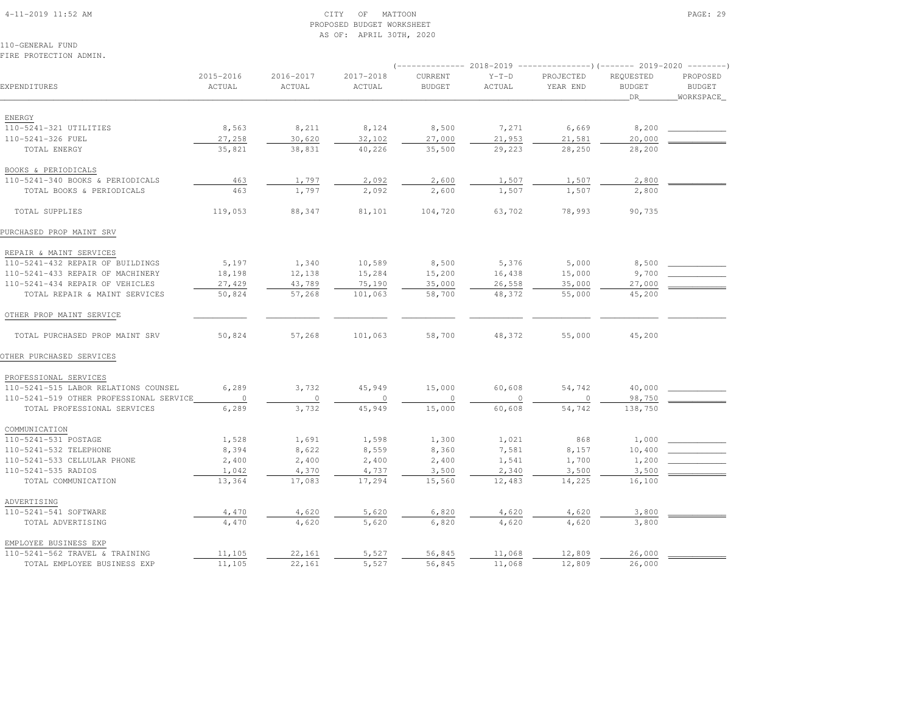CITY OF MATTOON
PROPOSED BUDGET WORKSHEET
AS OF: APRIL 30TH, 2020

110-GENERAL FUND
FIRE PROTECTION ADMIN.

| EXPENDITURES | 2015-2016 ACTUAL | 2016-2017 ACTUAL | 2017-2018 ACTUAL | 2018-2019 CURRENT BUDGET | 2018-2019 Y-T-D ACTUAL | 2018-2019 PROJECTED YEAR END | 2019-2020 REQUESTED BUDGET DR | 2019-2020 PROPOSED BUDGET WORKSPACE |
|---|---|---|---|---|---|---|---|---|
| ENERGY | | | | | | | | |
| 110-5241-321 UTILITIES | 8,563 | 8,211 | 8,124 | 8,500 | 7,271 | 6,669 | 8,200 | |
| 110-5241-326 FUEL | 27,258 | 30,620 | 32,102 | 27,000 | 21,953 | 21,581 | 20,000 | |
| TOTAL ENERGY | 35,821 | 38,831 | 40,226 | 35,500 | 29,223 | 28,250 | 28,200 | |
| BOOKS & PERIODICALS | | | | | | | | |
| 110-5241-340 BOOKS & PERIODICALS | 463 | 1,797 | 2,092 | 2,600 | 1,507 | 1,507 | 2,800 | |
| TOTAL BOOKS & PERIODICALS | 463 | 1,797 | 2,092 | 2,600 | 1,507 | 1,507 | 2,800 | |
| TOTAL SUPPLIES | 119,053 | 88,347 | 81,101 | 104,720 | 63,702 | 78,993 | 90,735 | |
| PURCHASED PROP MAINT SRV | | | | | | | | |
| REPAIR & MAINT SERVICES | | | | | | | | |
| 110-5241-432 REPAIR OF BUILDINGS | 5,197 | 1,340 | 10,589 | 8,500 | 5,376 | 5,000 | 8,500 | |
| 110-5241-433 REPAIR OF MACHINERY | 18,198 | 12,138 | 15,284 | 15,200 | 16,438 | 15,000 | 9,700 | |
| 110-5241-434 REPAIR OF VEHICLES | 27,429 | 43,789 | 75,190 | 35,000 | 26,558 | 35,000 | 27,000 | |
| TOTAL REPAIR & MAINT SERVICES | 50,824 | 57,268 | 101,063 | 58,700 | 48,372 | 55,000 | 45,200 | |
| OTHER PROP MAINT SERVICE | | | | | | | | |
| TOTAL PURCHASED PROP MAINT SRV | 50,824 | 57,268 | 101,063 | 58,700 | 48,372 | 55,000 | 45,200 | |
| OTHER PURCHASED SERVICES | | | | | | | | |
| PROFESSIONAL SERVICES | | | | | | | | |
| 110-5241-515 LABOR RELATIONS COUNSEL | 6,289 | 3,732 | 45,949 | 15,000 | 60,608 | 54,742 | 40,000 | |
| 110-5241-519 OTHER PROFESSIONAL SERVICE | 0 | 0 | 0 | 0 | 0 | 0 | 98,750 | |
| TOTAL PROFESSIONAL SERVICES | 6,289 | 3,732 | 45,949 | 15,000 | 60,608 | 54,742 | 138,750 | |
| COMMUNICATION | | | | | | | | |
| 110-5241-531 POSTAGE | 1,528 | 1,691 | 1,598 | 1,300 | 1,021 | 868 | 1,000 | |
| 110-5241-532 TELEPHONE | 8,394 | 8,622 | 8,559 | 8,360 | 7,581 | 8,157 | 10,400 | |
| 110-5241-533 CELLULAR PHONE | 2,400 | 2,400 | 2,400 | 2,400 | 1,541 | 1,700 | 1,200 | |
| 110-5241-535 RADIOS | 1,042 | 4,370 | 4,737 | 3,500 | 2,340 | 3,500 | 3,500 | |
| TOTAL COMMUNICATION | 13,364 | 17,083 | 17,294 | 15,560 | 12,483 | 14,225 | 16,100 | |
| ADVERTISING | | | | | | | | |
| 110-5241-541 SOFTWARE | 4,470 | 4,620 | 5,620 | 6,820 | 4,620 | 4,620 | 3,800 | |
| TOTAL ADVERTISING | 4,470 | 4,620 | 5,620 | 6,820 | 4,620 | 4,620 | 3,800 | |
| EMPLOYEE BUSINESS EXP | | | | | | | | |
| 110-5241-562 TRAVEL & TRAINING | 11,105 | 22,161 | 5,527 | 56,845 | 11,068 | 12,809 | 26,000 | |
| TOTAL EMPLOYEE BUSINESS EXP | 11,105 | 22,161 | 5,527 | 56,845 | 11,068 | 12,809 | 26,000 | |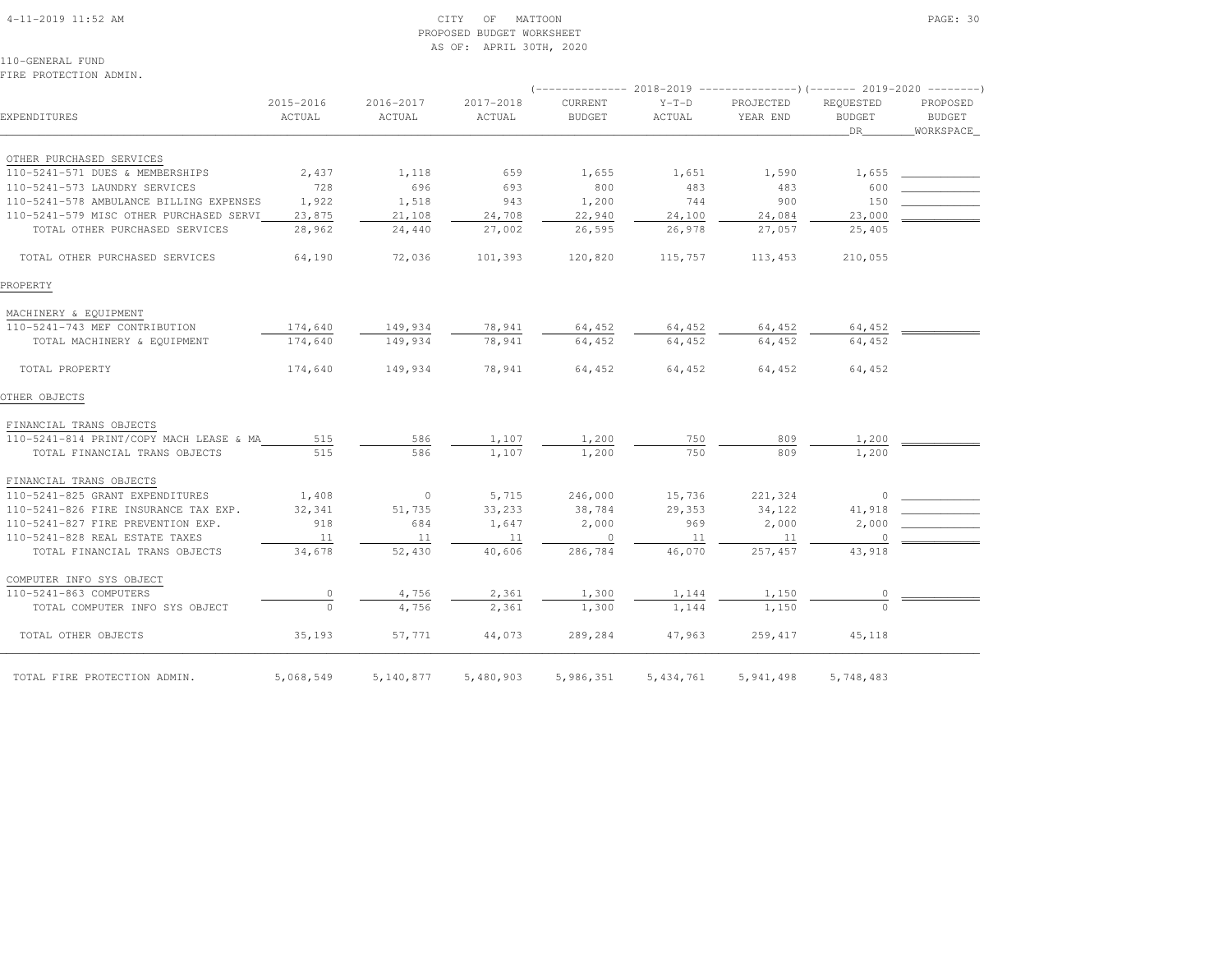CITY OF MATTOON
PROPOSED BUDGET WORKSHEET
AS OF: APRIL 30TH, 2020

110-GENERAL FUND
FIRE PROTECTION ADMIN.

| EXPENDITURES | 2015-2016 ACTUAL | 2016-2017 ACTUAL | 2017-2018 ACTUAL | 2018-2019 CURRENT BUDGET | 2018-2019 Y-T-D ACTUAL | 2018-2019 PROJECTED YEAR END | 2019-2020 REQUESTED BUDGET DR | 2019-2020 PROPOSED BUDGET WORKSPACE |
|---|---|---|---|---|---|---|---|---|
| OTHER PURCHASED SERVICES | | | | | | | | |
| 110-5241-571 DUES & MEMBERSHIPS | 2,437 | 1,118 | 659 | 1,655 | 1,651 | 1,590 | 1,655 | |
| 110-5241-573 LAUNDRY SERVICES | 728 | 696 | 693 | 800 | 483 | 483 | 600 | |
| 110-5241-578 AMBULANCE BILLING EXPENSES | 1,922 | 1,518 | 943 | 1,200 | 744 | 900 | 150 | |
| 110-5241-579 MISC OTHER PURCHASED SERVI | 23,875 | 21,108 | 24,708 | 22,940 | 24,100 | 24,084 | 23,000 | |
| TOTAL OTHER PURCHASED SERVICES | 28,962 | 24,440 | 27,002 | 26,595 | 26,978 | 27,057 | 25,405 | |
| TOTAL OTHER PURCHASED SERVICES | 64,190 | 72,036 | 101,393 | 120,820 | 115,757 | 113,453 | 210,055 | |
| PROPERTY | | | | | | | | |
| MACHINERY & EQUIPMENT | | | | | | | | |
| 110-5241-743 MEF CONTRIBUTION | 174,640 | 149,934 | 78,941 | 64,452 | 64,452 | 64,452 | 64,452 | |
| TOTAL MACHINERY & EQUIPMENT | 174,640 | 149,934 | 78,941 | 64,452 | 64,452 | 64,452 | 64,452 | |
| TOTAL PROPERTY | 174,640 | 149,934 | 78,941 | 64,452 | 64,452 | 64,452 | 64,452 | |
| OTHER OBJECTS | | | | | | | | |
| FINANCIAL TRANS OBJECTS | | | | | | | | |
| 110-5241-814 PRINT/COPY MACH LEASE & MA | 515 | 586 | 1,107 | 1,200 | 750 | 809 | 1,200 | |
| TOTAL FINANCIAL TRANS OBJECTS | 515 | 586 | 1,107 | 1,200 | 750 | 809 | 1,200 | |
| FINANCIAL TRANS OBJECTS | | | | | | | | |
| 110-5241-825 GRANT EXPENDITURES | 1,408 | 0 | 5,715 | 246,000 | 15,736 | 221,324 | 0 | |
| 110-5241-826 FIRE INSURANCE TAX EXP. | 32,341 | 51,735 | 33,233 | 38,784 | 29,353 | 34,122 | 41,918 | |
| 110-5241-827 FIRE PREVENTION EXP. | 918 | 684 | 1,647 | 2,000 | 969 | 2,000 | 2,000 | |
| 110-5241-828 REAL ESTATE TAXES | 11 | 11 | 11 | 0 | 11 | 11 | 0 | |
| TOTAL FINANCIAL TRANS OBJECTS | 34,678 | 52,430 | 40,606 | 286,784 | 46,070 | 257,457 | 43,918 | |
| COMPUTER INFO SYS OBJECT | | | | | | | | |
| 110-5241-863 COMPUTERS | 0 | 4,756 | 2,361 | 1,300 | 1,144 | 1,150 | 0 | |
| TOTAL COMPUTER INFO SYS OBJECT | 0 | 4,756 | 2,361 | 1,300 | 1,144 | 1,150 | 0 | |
| TOTAL OTHER OBJECTS | 35,193 | 57,771 | 44,073 | 289,284 | 47,963 | 259,417 | 45,118 | |
| TOTAL FIRE PROTECTION ADMIN. | 5,068,549 | 5,140,877 | 5,480,903 | 5,986,351 | 5,434,761 | 5,941,498 | 5,748,483 | |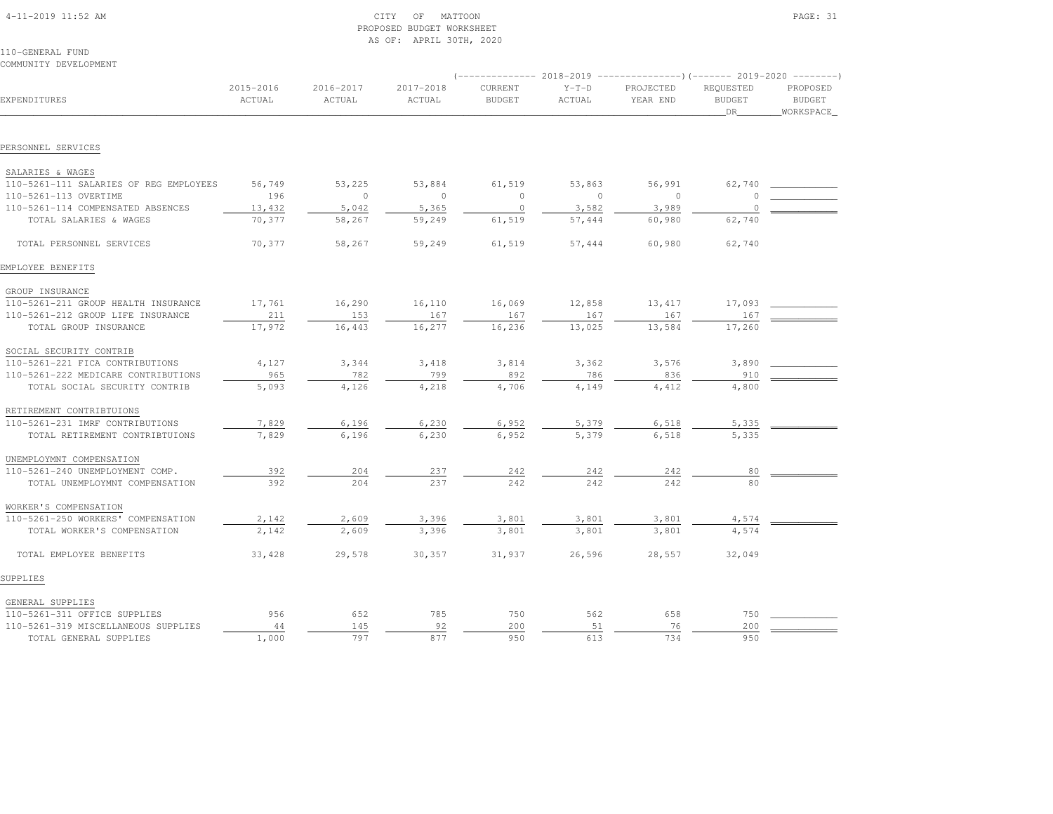CITY OF MATTOON
PROPOSED BUDGET WORKSHEET
AS OF: APRIL 30TH, 2020

110-GENERAL FUND
COMMUNITY DEVELOPMENT

| EXPENDITURES | 2015-2016 ACTUAL | 2016-2017 ACTUAL | 2017-2018 ACTUAL | 2018-2019 CURRENT BUDGET | 2018-2019 Y-T-D ACTUAL | 2018-2019 PROJECTED YEAR END | 2019-2020 REQUESTED BUDGET DR | 2019-2020 PROPOSED BUDGET WORKSPACE |
|---|---|---|---|---|---|---|---|---|
| **PERSONNEL SERVICES** | | | | | | | | |
| SALARIES & WAGES | | | | | | | | |
| 110-5261-111 SALARIES OF REG EMPLOYEES | 56,749 | 53,225 | 53,884 | 61,519 | 53,863 | 56,991 | 62,740 | ____________ |
| 110-5261-113 OVERTIME | 196 | 0 | 0 | 0 | 0 | 0 | 0 | ____________ |
| 110-5261-114 COMPENSATED ABSENCES | 13,432 | 5,042 | 5,365 | 0 | 3,582 | 3,989 | 0 | ____________ |
| TOTAL SALARIES & WAGES | 70,377 | 58,267 | 59,249 | 61,519 | 57,444 | 60,980 | 62,740 | |
| TOTAL PERSONNEL SERVICES | 70,377 | 58,267 | 59,249 | 61,519 | 57,444 | 60,980 | 62,740 | |
| **EMPLOYEE BENEFITS** | | | | | | | | |
| GROUP INSURANCE | | | | | | | | |
| 110-5261-211 GROUP HEALTH INSURANCE | 17,761 | 16,290 | 16,110 | 16,069 | 12,858 | 13,417 | 17,093 | ____________ |
| 110-5261-212 GROUP LIFE INSURANCE | 211 | 153 | 167 | 167 | 167 | 167 | 167 | ____________ |
| TOTAL GROUP INSURANCE | 17,972 | 16,443 | 16,277 | 16,236 | 13,025 | 13,584 | 17,260 | |
| SOCIAL SECURITY CONTRIB | | | | | | | | |
| 110-5261-221 FICA CONTRIBUTIONS | 4,127 | 3,344 | 3,418 | 3,814 | 3,362 | 3,576 | 3,890 | ____________ |
| 110-5261-222 MEDICARE CONTRIBUTIONS | 965 | 782 | 799 | 892 | 786 | 836 | 910 | ____________ |
| TOTAL SOCIAL SECURITY CONTRIB | 5,093 | 4,126 | 4,218 | 4,706 | 4,149 | 4,412 | 4,800 | |
| RETIREMENT CONTRIBTUIONS | | | | | | | | |
| 110-5261-231 IMRF CONTRIBUTIONS | 7,829 | 6,196 | 6,230 | 6,952 | 5,379 | 6,518 | 5,335 | ____________ |
| TOTAL RETIREMENT CONTRIBTUIONS | 7,829 | 6,196 | 6,230 | 6,952 | 5,379 | 6,518 | 5,335 | |
| UNEMPLOYMNT COMPENSATION | | | | | | | | |
| 110-5261-240 UNEMPLOYMENT COMP. | 392 | 204 | 237 | 242 | 242 | 242 | 80 | ____________ |
| TOTAL UNEMPLOYMNT COMPENSATION | 392 | 204 | 237 | 242 | 242 | 242 | 80 | |
| WORKER'S COMPENSATION | | | | | | | | |
| 110-5261-250 WORKERS' COMPENSATION | 2,142 | 2,609 | 3,396 | 3,801 | 3,801 | 3,801 | 4,574 | ____________ |
| TOTAL WORKER'S COMPENSATION | 2,142 | 2,609 | 3,396 | 3,801 | 3,801 | 3,801 | 4,574 | |
| TOTAL EMPLOYEE BENEFITS | 33,428 | 29,578 | 30,357 | 31,937 | 26,596 | 28,557 | 32,049 | |
| **SUPPLIES** | | | | | | | | |
| GENERAL SUPPLIES | | | | | | | | |
| 110-5261-311 OFFICE SUPPLIES | 956 | 652 | 785 | 750 | 562 | 658 | 750 | ____________ |
| 110-5261-319 MISCELLANEOUS SUPPLIES | 44 | 145 | 92 | 200 | 51 | 76 | 200 | ____________ |
| TOTAL GENERAL SUPPLIES | 1,000 | 797 | 877 | 950 | 613 | 734 | 950 | |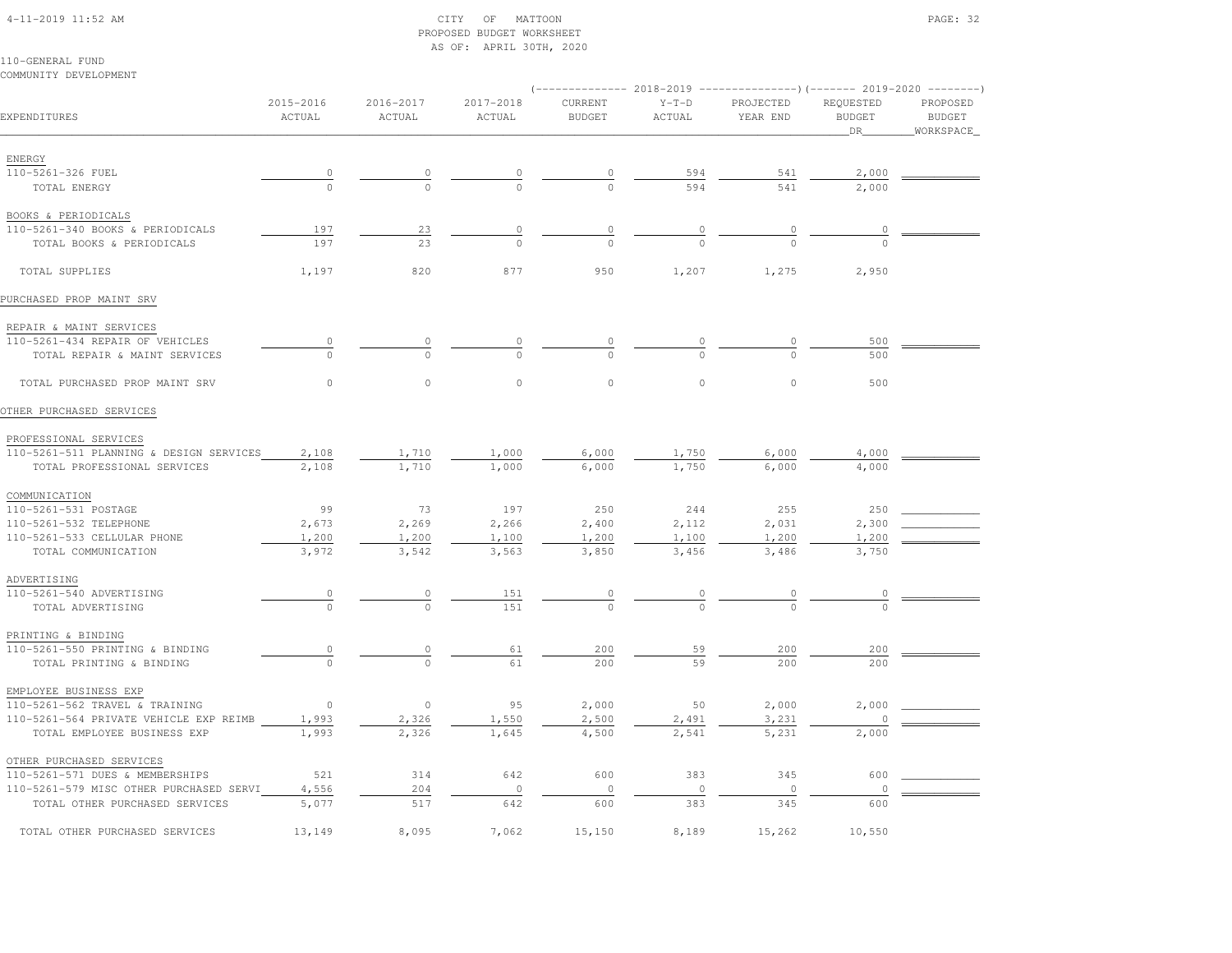CITY OF MATTOON
PROPOSED BUDGET WORKSHEET
AS OF: APRIL 30TH, 2020

110-GENERAL FUND
COMMUNITY DEVELOPMENT

| EXPENDITURES | 2015-2016 ACTUAL | 2016-2017 ACTUAL | 2017-2018 ACTUAL | 2018-2019 CURRENT BUDGET | 2018-2019 Y-T-D ACTUAL | 2018-2019 PROJECTED YEAR END | 2019-2020 REQUESTED BUDGET DR | 2019-2020 PROPOSED BUDGET WORKSPACE |
|---|---|---|---|---|---|---|---|---|
| ENERGY | | | | | | | | |
| 110-5261-326 FUEL | 0 | 0 | 0 | 0 | 594 | 541 | 2,000 | |
| TOTAL ENERGY | 0 | 0 | 0 | 0 | 594 | 541 | 2,000 | |
| BOOKS & PERIODICALS | | | | | | | | |
| 110-5261-340 BOOKS & PERIODICALS | 197 | 23 | 0 | 0 | 0 | 0 | 0 | |
| TOTAL BOOKS & PERIODICALS | 197 | 23 | 0 | 0 | 0 | 0 | 0 | |
| TOTAL SUPPLIES | 1,197 | 820 | 877 | 950 | 1,207 | 1,275 | 2,950 | |
| PURCHASED PROP MAINT SRV | | | | | | | | |
| REPAIR & MAINT SERVICES | | | | | | | | |
| 110-5261-434 REPAIR OF VEHICLES | 0 | 0 | 0 | 0 | 0 | 0 | 500 | |
| TOTAL REPAIR & MAINT SERVICES | 0 | 0 | 0 | 0 | 0 | 0 | 500 | |
| TOTAL PURCHASED PROP MAINT SRV | 0 | 0 | 0 | 0 | 0 | 0 | 500 | |
| OTHER PURCHASED SERVICES | | | | | | | | |
| PROFESSIONAL SERVICES | | | | | | | | |
| 110-5261-511 PLANNING & DESIGN SERVICES | 2,108 | 1,710 | 1,000 | 6,000 | 1,750 | 6,000 | 4,000 | |
| TOTAL PROFESSIONAL SERVICES | 2,108 | 1,710 | 1,000 | 6,000 | 1,750 | 6,000 | 4,000 | |
| COMMUNICATION | | | | | | | | |
| 110-5261-531 POSTAGE | 99 | 73 | 197 | 250 | 244 | 255 | 250 | |
| 110-5261-532 TELEPHONE | 2,673 | 2,269 | 2,266 | 2,400 | 2,112 | 2,031 | 2,300 | |
| 110-5261-533 CELLULAR PHONE | 1,200 | 1,200 | 1,100 | 1,200 | 1,100 | 1,200 | 1,200 | |
| TOTAL COMMUNICATION | 3,972 | 3,542 | 3,563 | 3,850 | 3,456 | 3,486 | 3,750 | |
| ADVERTISING | | | | | | | | |
| 110-5261-540 ADVERTISING | 0 | 0 | 151 | 0 | 0 | 0 | 0 | |
| TOTAL ADVERTISING | 0 | 0 | 151 | 0 | 0 | 0 | 0 | |
| PRINTING & BINDING | | | | | | | | |
| 110-5261-550 PRINTING & BINDING | 0 | 0 | 61 | 200 | 59 | 200 | 200 | |
| TOTAL PRINTING & BINDING | 0 | 0 | 61 | 200 | 59 | 200 | 200 | |
| EMPLOYEE BUSINESS EXP | | | | | | | | |
| 110-5261-562 TRAVEL & TRAINING | 0 | 0 | 95 | 2,000 | 50 | 2,000 | 2,000 | |
| 110-5261-564 PRIVATE VEHICLE EXP REIMB | 1,993 | 2,326 | 1,550 | 2,500 | 2,491 | 3,231 | 0 | |
| TOTAL EMPLOYEE BUSINESS EXP | 1,993 | 2,326 | 1,645 | 4,500 | 2,541 | 5,231 | 2,000 | |
| OTHER PURCHASED SERVICES | | | | | | | | |
| 110-5261-571 DUES & MEMBERSHIPS | 521 | 314 | 642 | 600 | 383 | 345 | 600 | |
| 110-5261-579 MISC OTHER PURCHASED SERVI | 4,556 | 204 | 0 | 0 | 0 | 0 | 0 | |
| TOTAL OTHER PURCHASED SERVICES | 5,077 | 517 | 642 | 600 | 383 | 345 | 600 | |
| TOTAL OTHER PURCHASED SERVICES | 13,149 | 8,095 | 7,062 | 15,150 | 8,189 | 15,262 | 10,550 | |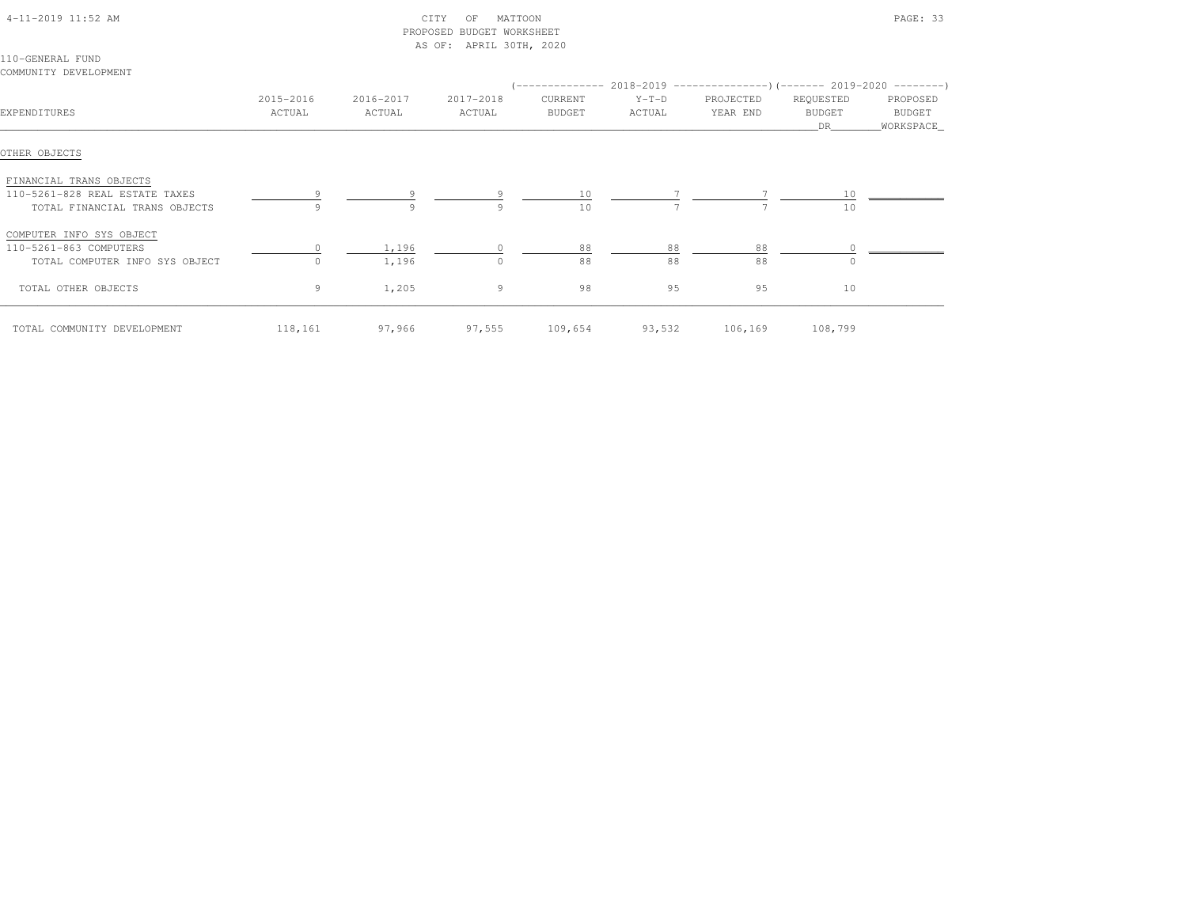CITY OF MATTOON
PROPOSED BUDGET WORKSHEET
AS OF: APRIL 30TH, 2020

110-GENERAL FUND
COMMUNITY DEVELOPMENT

| EXPENDITURES | 2015-2016 ACTUAL | 2016-2017 ACTUAL | 2017-2018 ACTUAL | 2018-2019 CURRENT BUDGET | 2018-2019 Y-T-D ACTUAL | 2018-2019 PROJECTED YEAR END | 2019-2020 REQUESTED BUDGET DR | 2019-2020 PROPOSED BUDGET WORKSPACE |
|---|---|---|---|---|---|---|---|---|
| **OTHER OBJECTS** | | | | | | | | |
| FINANCIAL TRANS OBJECTS | | | | | | | | |
| 110-5261-828 REAL ESTATE TAXES | 9 | 9 | 9 | 10 | 7 | 7 | 10 | |
| TOTAL FINANCIAL TRANS OBJECTS | 9 | 9 | 9 | 10 | 7 | 7 | 10 | |
| COMPUTER INFO SYS OBJECT | | | | | | | | |
| 110-5261-863 COMPUTERS | 0 | 1,196 | 0 | 88 | 88 | 88 | 0 | |
| TOTAL COMPUTER INFO SYS OBJECT | 0 | 1,196 | 0 | 88 | 88 | 88 | 0 | |
| TOTAL OTHER OBJECTS | 9 | 1,205 | 9 | 98 | 95 | 95 | 10 | |
| TOTAL COMMUNITY DEVELOPMENT | 118,161 | 97,966 | 97,555 | 109,654 | 93,532 | 106,169 | 108,799 | |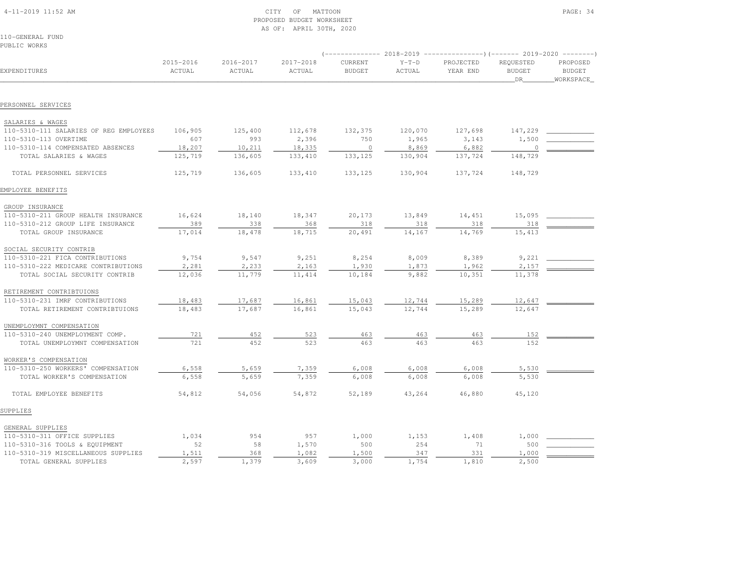CITY OF MATTOON
PROPOSED BUDGET WORKSHEET
AS OF: APRIL 30TH, 2020

110-GENERAL FUND
PUBLIC WORKS

| EXPENDITURES | 2015-2016 ACTUAL | 2016-2017 ACTUAL | 2017-2018 ACTUAL | 2018-2019 CURRENT BUDGET | 2018-2019 Y-T-D ACTUAL | 2018-2019 PROJECTED YEAR END | 2019-2020 REQUESTED BUDGET DR | 2019-2020 PROPOSED BUDGET WORKSPACE |
|---|---|---|---|---|---|---|---|---|
| **PERSONNEL SERVICES** | | | | | | | | |
| SALARIES & WAGES | | | | | | | | |
| 110-5310-111 SALARIES OF REG EMPLOYEES | 106,905 | 125,400 | 112,678 | 132,375 | 120,070 | 127,698 | 147,229 | |
| 110-5310-113 OVERTIME | 607 | 993 | 2,396 | 750 | 1,965 | 3,143 | 1,500 | |
| 110-5310-114 COMPENSATED ABSENCES | 18,207 | 10,211 | 18,335 | 0 | 8,869 | 6,882 | 0 | |
| TOTAL SALARIES & WAGES | 125,719 | 136,605 | 133,410 | 133,125 | 130,904 | 137,724 | 148,729 | |
| TOTAL PERSONNEL SERVICES | 125,719 | 136,605 | 133,410 | 133,125 | 130,904 | 137,724 | 148,729 | |
| **EMPLOYEE BENEFITS** | | | | | | | | |
| GROUP INSURANCE | | | | | | | | |
| 110-5310-211 GROUP HEALTH INSURANCE | 16,624 | 18,140 | 18,347 | 20,173 | 13,849 | 14,451 | 15,095 | |
| 110-5310-212 GROUP LIFE INSURANCE | 389 | 338 | 368 | 318 | 318 | 318 | 318 | |
| TOTAL GROUP INSURANCE | 17,014 | 18,478 | 18,715 | 20,491 | 14,167 | 14,769 | 15,413 | |
| SOCIAL SECURITY CONTRIB | | | | | | | | |
| 110-5310-221 FICA CONTRIBUTIONS | 9,754 | 9,547 | 9,251 | 8,254 | 8,009 | 8,389 | 9,221 | |
| 110-5310-222 MEDICARE CONTRIBUTIONS | 2,281 | 2,233 | 2,163 | 1,930 | 1,873 | 1,962 | 2,157 | |
| TOTAL SOCIAL SECURITY CONTRIB | 12,036 | 11,779 | 11,414 | 10,184 | 9,882 | 10,351 | 11,378 | |
| RETIREMENT CONTRIBTUIONS | | | | | | | | |
| 110-5310-231 IMRF CONTRIBUTIONS | 18,483 | 17,687 | 16,861 | 15,043 | 12,744 | 15,289 | 12,647 | |
| TOTAL RETIREMENT CONTRIBTUIONS | 18,483 | 17,687 | 16,861 | 15,043 | 12,744 | 15,289 | 12,647 | |
| UNEMPLOYMNT COMPENSATION | | | | | | | | |
| 110-5310-240 UNEMPLOYMENT COMP. | 721 | 452 | 523 | 463 | 463 | 463 | 152 | |
| TOTAL UNEMPLOYMNT COMPENSATION | 721 | 452 | 523 | 463 | 463 | 463 | 152 | |
| WORKER'S COMPENSATION | | | | | | | | |
| 110-5310-250 WORKERS' COMPENSATION | 6,558 | 5,659 | 7,359 | 6,008 | 6,008 | 6,008 | 5,530 | |
| TOTAL WORKER'S COMPENSATION | 6,558 | 5,659 | 7,359 | 6,008 | 6,008 | 6,008 | 5,530 | |
| TOTAL EMPLOYEE BENEFITS | 54,812 | 54,056 | 54,872 | 52,189 | 43,264 | 46,880 | 45,120 | |
| **SUPPLIES** | | | | | | | | |
| GENERAL SUPPLIES | | | | | | | | |
| 110-5310-311 OFFICE SUPPLIES | 1,034 | 954 | 957 | 1,000 | 1,153 | 1,408 | 1,000 | |
| 110-5310-316 TOOLS & EQUIPMENT | 52 | 58 | 1,570 | 500 | 254 | 71 | 500 | |
| 110-5310-319 MISCELLANEOUS SUPPLIES | 1,511 | 368 | 1,082 | 1,500 | 347 | 331 | 1,000 | |
| TOTAL GENERAL SUPPLIES | 2,597 | 1,379 | 3,609 | 3,000 | 1,754 | 1,810 | 2,500 | |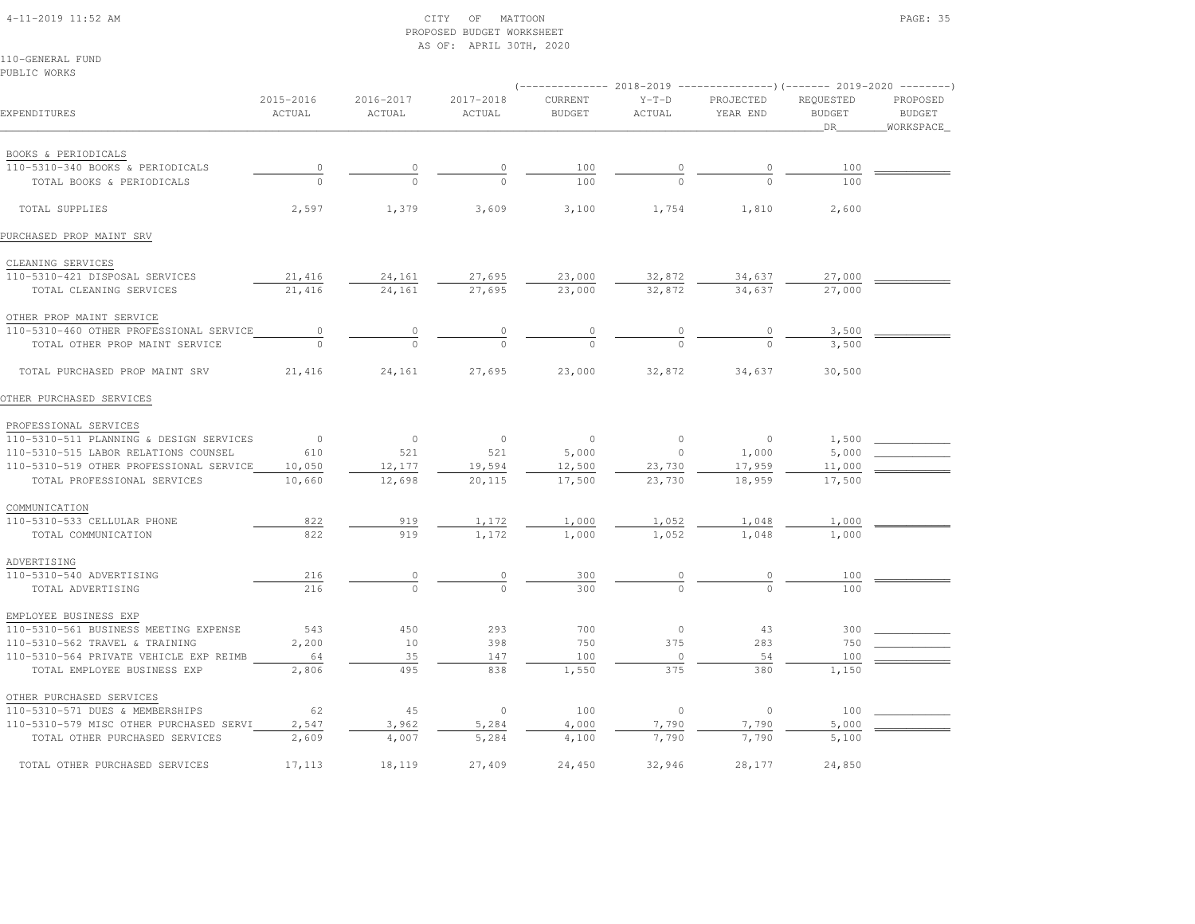CITY OF MATTOON
PROPOSED BUDGET WORKSHEET
AS OF: APRIL 30TH, 2020

110-GENERAL FUND
PUBLIC WORKS

| EXPENDITURES | 2015-2016 ACTUAL | 2016-2017 ACTUAL | 2017-2018 ACTUAL | 2018-2019 CURRENT BUDGET | 2018-2019 Y-T-D ACTUAL | 2018-2019 PROJECTED YEAR END | 2019-2020 REQUESTED BUDGET DR | 2019-2020 PROPOSED BUDGET WORKSPACE |
|---|---|---|---|---|---|---|---|---|
| BOOKS & PERIODICALS | | | | | | | | |
| 110-5310-340 BOOKS & PERIODICALS | 0 | 0 | 0 | 100 | 0 | 0 | 100 | |
| TOTAL BOOKS & PERIODICALS | 0 | 0 | 0 | 100 | 0 | 0 | 100 | |
| TOTAL SUPPLIES | 2,597 | 1,379 | 3,609 | 3,100 | 1,754 | 1,810 | 2,600 | |
| PURCHASED PROP MAINT SRV | | | | | | | | |
| CLEANING SERVICES | | | | | | | | |
| 110-5310-421 DISPOSAL SERVICES | 21,416 | 24,161 | 27,695 | 23,000 | 32,872 | 34,637 | 27,000 | |
| TOTAL CLEANING SERVICES | 21,416 | 24,161 | 27,695 | 23,000 | 32,872 | 34,637 | 27,000 | |
| OTHER PROP MAINT SERVICE | | | | | | | | |
| 110-5310-460 OTHER PROFESSIONAL SERVICE | 0 | 0 | 0 | 0 | 0 | 0 | 3,500 | |
| TOTAL OTHER PROP MAINT SERVICE | 0 | 0 | 0 | 0 | 0 | 0 | 3,500 | |
| TOTAL PURCHASED PROP MAINT SRV | 21,416 | 24,161 | 27,695 | 23,000 | 32,872 | 34,637 | 30,500 | |
| OTHER PURCHASED SERVICES | | | | | | | | |
| PROFESSIONAL SERVICES | | | | | | | | |
| 110-5310-511 PLANNING & DESIGN SERVICES | 0 | 0 | 0 | 0 | 0 | 0 | 1,500 | |
| 110-5310-515 LABOR RELATIONS COUNSEL | 610 | 521 | 521 | 5,000 | 0 | 1,000 | 5,000 | |
| 110-5310-519 OTHER PROFESSIONAL SERVICE | 10,050 | 12,177 | 19,594 | 12,500 | 23,730 | 17,959 | 11,000 | |
| TOTAL PROFESSIONAL SERVICES | 10,660 | 12,698 | 20,115 | 17,500 | 23,730 | 18,959 | 17,500 | |
| COMMUNICATION | | | | | | | | |
| 110-5310-533 CELLULAR PHONE | 822 | 919 | 1,172 | 1,000 | 1,052 | 1,048 | 1,000 | |
| TOTAL COMMUNICATION | 822 | 919 | 1,172 | 1,000 | 1,052 | 1,048 | 1,000 | |
| ADVERTISING | | | | | | | | |
| 110-5310-540 ADVERTISING | 216 | 0 | 0 | 300 | 0 | 0 | 100 | |
| TOTAL ADVERTISING | 216 | 0 | 0 | 300 | 0 | 0 | 100 | |
| EMPLOYEE BUSINESS EXP | | | | | | | | |
| 110-5310-561 BUSINESS MEETING EXPENSE | 543 | 450 | 293 | 700 | 0 | 43 | 300 | |
| 110-5310-562 TRAVEL & TRAINING | 2,200 | 10 | 398 | 750 | 375 | 283 | 750 | |
| 110-5310-564 PRIVATE VEHICLE EXP REIMB | 64 | 35 | 147 | 100 | 0 | 54 | 100 | |
| TOTAL EMPLOYEE BUSINESS EXP | 2,806 | 495 | 838 | 1,550 | 375 | 380 | 1,150 | |
| OTHER PURCHASED SERVICES | | | | | | | | |
| 110-5310-571 DUES & MEMBERSHIPS | 62 | 45 | 0 | 100 | 0 | 0 | 100 | |
| 110-5310-579 MISC OTHER PURCHASED SERVI | 2,547 | 3,962 | 5,284 | 4,000 | 7,790 | 7,790 | 5,000 | |
| TOTAL OTHER PURCHASED SERVICES | 2,609 | 4,007 | 5,284 | 4,100 | 7,790 | 7,790 | 5,100 | |
| TOTAL OTHER PURCHASED SERVICES | 17,113 | 18,119 | 27,409 | 24,450 | 32,946 | 28,177 | 24,850 | |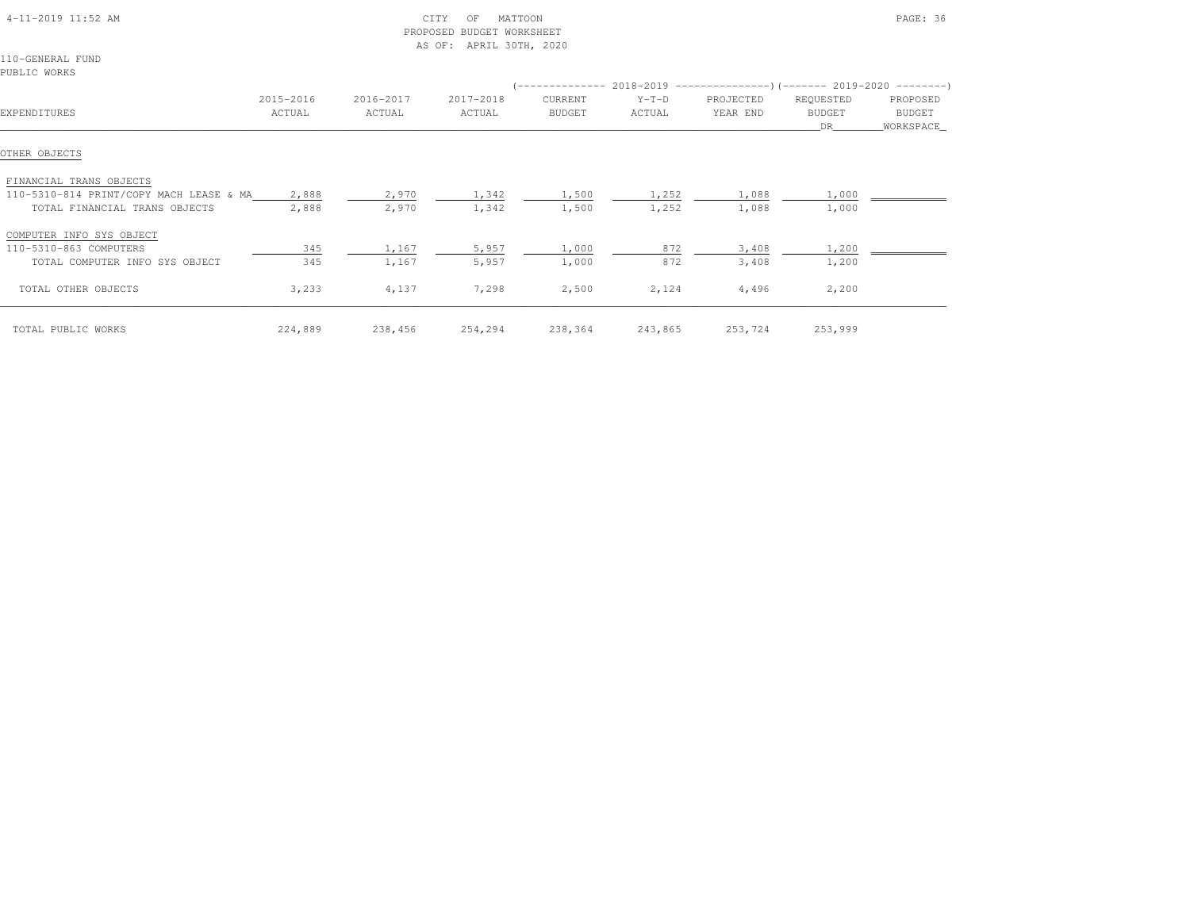CITY OF MATTOON
PROPOSED BUDGET WORKSHEET
AS OF: APRIL 30TH, 2020

110-GENERAL FUND
PUBLIC WORKS

| EXPENDITURES | 2015-2016 ACTUAL | 2016-2017 ACTUAL | 2017-2018 ACTUAL | 2018-2019 CURRENT BUDGET | 2018-2019 Y-T-D ACTUAL | 2018-2019 PROJECTED YEAR END | 2019-2020 REQUESTED BUDGET DR | 2019-2020 PROPOSED BUDGET WORKSPACE |
|---|---|---|---|---|---|---|---|---|
| OTHER OBJECTS | | | | | | | | |
| FINANCIAL TRANS OBJECTS | | | | | | | | |
| 110-5310-814 PRINT/COPY MACH LEASE & MA | 2,888 | 2,970 | 1,342 | 1,500 | 1,252 | 1,088 | 1,000 | |
| TOTAL FINANCIAL TRANS OBJECTS | 2,888 | 2,970 | 1,342 | 1,500 | 1,252 | 1,088 | 1,000 | |
| COMPUTER INFO SYS OBJECT | | | | | | | | |
| 110-5310-863 COMPUTERS | 345 | 1,167 | 5,957 | 1,000 | 872 | 3,408 | 1,200 | |
| TOTAL COMPUTER INFO SYS OBJECT | 345 | 1,167 | 5,957 | 1,000 | 872 | 3,408 | 1,200 | |
| TOTAL OTHER OBJECTS | 3,233 | 4,137 | 7,298 | 2,500 | 2,124 | 4,496 | 2,200 | |
| TOTAL PUBLIC WORKS | 224,889 | 238,456 | 254,294 | 238,364 | 243,865 | 253,724 | 253,999 | |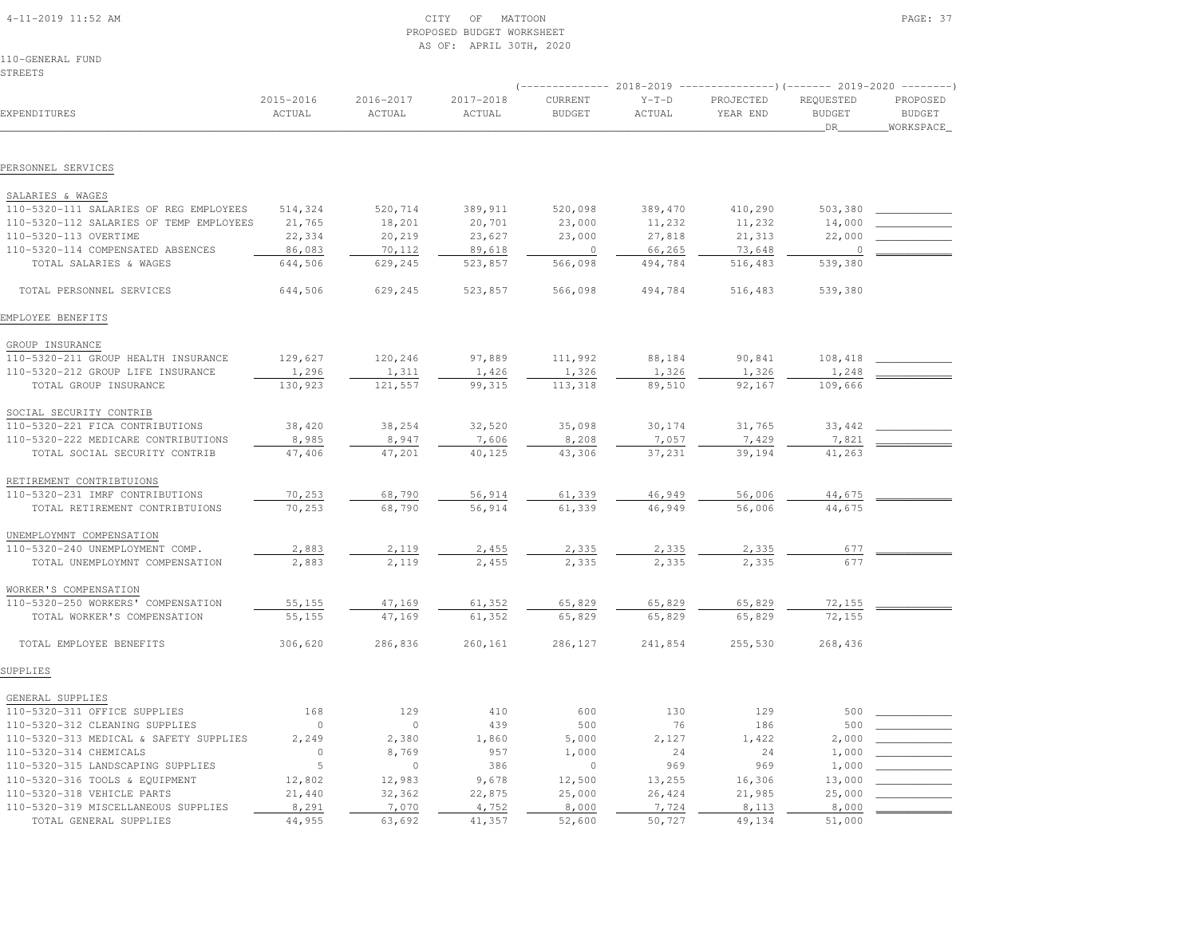CITY OF MATTOON
PROPOSED BUDGET WORKSHEET
AS OF: APRIL 30TH, 2020

110-GENERAL FUND
STREETS

| EXPENDITURES | 2015-2016 ACTUAL | 2016-2017 ACTUAL | 2017-2018 ACTUAL | 2018-2019 CURRENT BUDGET | 2018-2019 Y-T-D ACTUAL | 2018-2019 PROJECTED YEAR END | 2019-2020 REQUESTED BUDGET DR | 2019-2020 PROPOSED BUDGET WORKSPACE |
|---|---|---|---|---|---|---|---|---|
| **PERSONNEL SERVICES** | | | | | | | | |
| SALARIES & WAGES | | | | | | | | |
| 110-5320-111 SALARIES OF REG EMPLOYEES | 514,324 | 520,714 | 389,911 | 520,098 | 389,470 | 410,290 | 503,380 | |
| 110-5320-112 SALARIES OF TEMP EMPLOYEES | 21,765 | 18,201 | 20,701 | 23,000 | 11,232 | 11,232 | 14,000 | |
| 110-5320-113 OVERTIME | 22,334 | 20,219 | 23,627 | 23,000 | 27,818 | 21,313 | 22,000 | |
| 110-5320-114 COMPENSATED ABSENCES | 86,083 | 70,112 | 89,618 | 0 | 66,265 | 73,648 | 0 | |
| TOTAL SALARIES & WAGES | 644,506 | 629,245 | 523,857 | 566,098 | 494,784 | 516,483 | 539,380 | |
| TOTAL PERSONNEL SERVICES | 644,506 | 629,245 | 523,857 | 566,098 | 494,784 | 516,483 | 539,380 | |
| **EMPLOYEE BENEFITS** | | | | | | | | |
| GROUP INSURANCE | | | | | | | | |
| 110-5320-211 GROUP HEALTH INSURANCE | 129,627 | 120,246 | 97,889 | 111,992 | 88,184 | 90,841 | 108,418 | |
| 110-5320-212 GROUP LIFE INSURANCE | 1,296 | 1,311 | 1,426 | 1,326 | 1,326 | 1,326 | 1,248 | |
| TOTAL GROUP INSURANCE | 130,923 | 121,557 | 99,315 | 113,318 | 89,510 | 92,167 | 109,666 | |
| SOCIAL SECURITY CONTRIB | | | | | | | | |
| 110-5320-221 FICA CONTRIBUTIONS | 38,420 | 38,254 | 32,520 | 35,098 | 30,174 | 31,765 | 33,442 | |
| 110-5320-222 MEDICARE CONTRIBUTIONS | 8,985 | 8,947 | 7,606 | 8,208 | 7,057 | 7,429 | 7,821 | |
| TOTAL SOCIAL SECURITY CONTRIB | 47,406 | 47,201 | 40,125 | 43,306 | 37,231 | 39,194 | 41,263 | |
| RETIREMENT CONTRIBTUIONS | | | | | | | | |
| 110-5320-231 IMRF CONTRIBUTIONS | 70,253 | 68,790 | 56,914 | 61,339 | 46,949 | 56,006 | 44,675 | |
| TOTAL RETIREMENT CONTRIBTUIONS | 70,253 | 68,790 | 56,914 | 61,339 | 46,949 | 56,006 | 44,675 | |
| UNEMPLOYMNT COMPENSATION | | | | | | | | |
| 110-5320-240 UNEMPLOYMENT COMP. | 2,883 | 2,119 | 2,455 | 2,335 | 2,335 | 2,335 | 677 | |
| TOTAL UNEMPLOYMNT COMPENSATION | 2,883 | 2,119 | 2,455 | 2,335 | 2,335 | 2,335 | 677 | |
| WORKER'S COMPENSATION | | | | | | | | |
| 110-5320-250 WORKERS' COMPENSATION | 55,155 | 47,169 | 61,352 | 65,829 | 65,829 | 65,829 | 72,155 | |
| TOTAL WORKER'S COMPENSATION | 55,155 | 47,169 | 61,352 | 65,829 | 65,829 | 65,829 | 72,155 | |
| TOTAL EMPLOYEE BENEFITS | 306,620 | 286,836 | 260,161 | 286,127 | 241,854 | 255,530 | 268,436 | |
| **SUPPLIES** | | | | | | | | |
| GENERAL SUPPLIES | | | | | | | | |
| 110-5320-311 OFFICE SUPPLIES | 168 | 129 | 410 | 600 | 130 | 129 | 500 | |
| 110-5320-312 CLEANING SUPPLIES | 0 | 0 | 439 | 500 | 76 | 186 | 500 | |
| 110-5320-313 MEDICAL & SAFETY SUPPLIES | 2,249 | 2,380 | 1,860 | 5,000 | 2,127 | 1,422 | 2,000 | |
| 110-5320-314 CHEMICALS | 0 | 8,769 | 957 | 1,000 | 24 | 24 | 1,000 | |
| 110-5320-315 LANDSCAPING SUPPLIES | 5 | 0 | 386 | 0 | 969 | 969 | 1,000 | |
| 110-5320-316 TOOLS & EQUIPMENT | 12,802 | 12,983 | 9,678 | 12,500 | 13,255 | 16,306 | 13,000 | |
| 110-5320-318 VEHICLE PARTS | 21,440 | 32,362 | 22,875 | 25,000 | 26,424 | 21,985 | 25,000 | |
| 110-5320-319 MISCELLANEOUS SUPPLIES | 8,291 | 7,070 | 4,752 | 8,000 | 7,724 | 8,113 | 8,000 | |
| TOTAL GENERAL SUPPLIES | 44,955 | 63,692 | 41,357 | 52,600 | 50,727 | 49,134 | 51,000 | |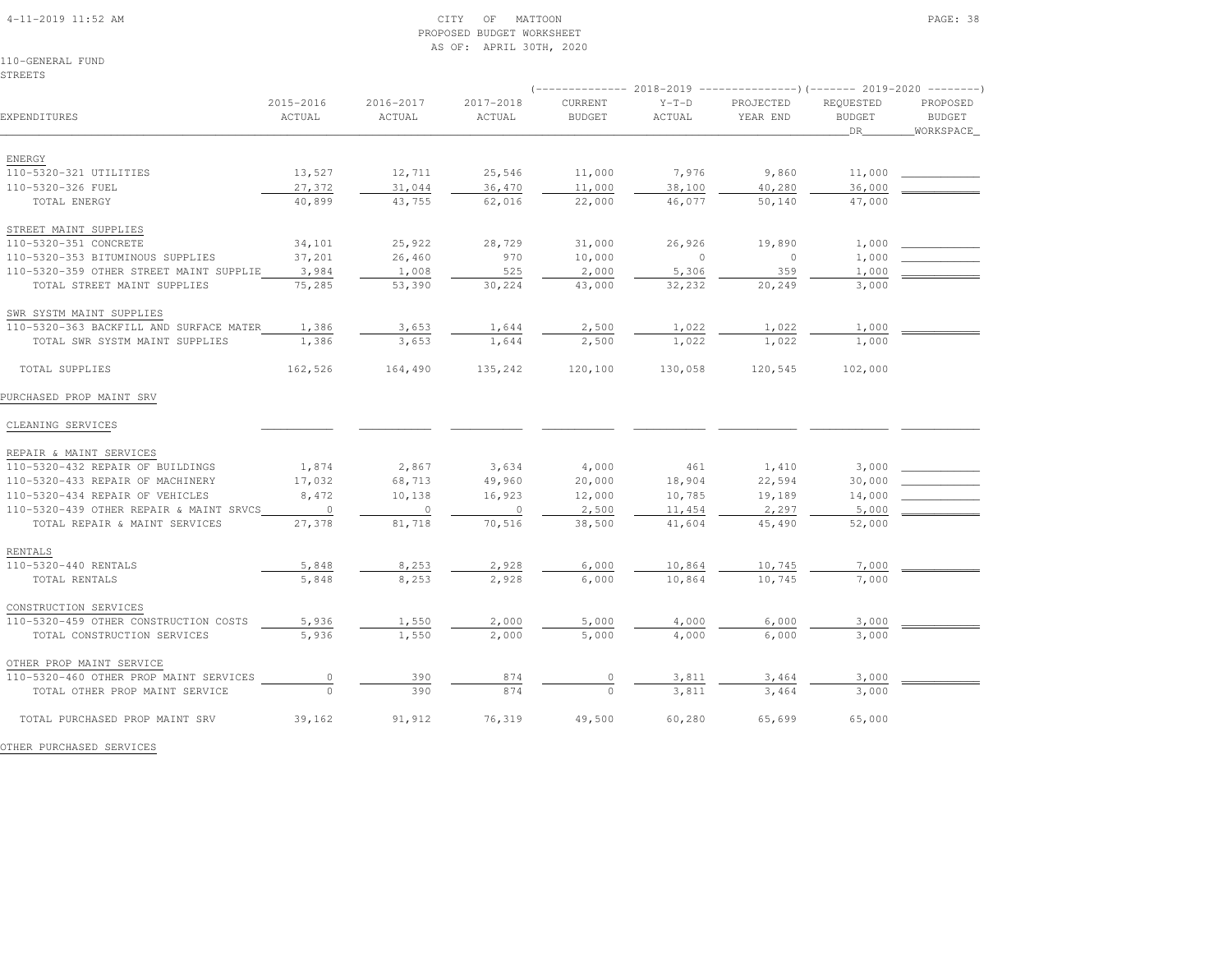CITY OF MATTOON
PROPOSED BUDGET WORKSHEET
AS OF: APRIL 30TH, 2020

110-GENERAL FUND
STREETS

| EXPENDITURES | 2015-2016 ACTUAL | 2016-2017 ACTUAL | 2017-2018 ACTUAL | 2018-2019 CURRENT BUDGET | 2018-2019 Y-T-D ACTUAL | 2018-2019 PROJECTED YEAR END | 2019-2020 REQUESTED BUDGET DR | 2019-2020 PROPOSED BUDGET WORKSPACE |
|---|---|---|---|---|---|---|---|---|
| ENERGY | | | | | | | | |
| 110-5320-321 UTILITIES | 13,527 | 12,711 | 25,546 | 11,000 | 7,976 | 9,860 | 11,000 | |
| 110-5320-326 FUEL | 27,372 | 31,044 | 36,470 | 11,000 | 38,100 | 40,280 | 36,000 | |
| TOTAL ENERGY | 40,899 | 43,755 | 62,016 | 22,000 | 46,077 | 50,140 | 47,000 | |
| STREET MAINT SUPPLIES | | | | | | | | |
| 110-5320-351 CONCRETE | 34,101 | 25,922 | 28,729 | 31,000 | 26,926 | 19,890 | 1,000 | |
| 110-5320-353 BITUMINOUS SUPPLIES | 37,201 | 26,460 | 970 | 10,000 | 0 | 0 | 1,000 | |
| 110-5320-359 OTHER STREET MAINT SUPPLIE | 3,984 | 1,008 | 525 | 2,000 | 5,306 | 359 | 1,000 | |
| TOTAL STREET MAINT SUPPLIES | 75,285 | 53,390 | 30,224 | 43,000 | 32,232 | 20,249 | 3,000 | |
| SWR SYSTM MAINT SUPPLIES | | | | | | | | |
| 110-5320-363 BACKFILL AND SURFACE MATER | 1,386 | 3,653 | 1,644 | 2,500 | 1,022 | 1,022 | 1,000 | |
| TOTAL SWR SYSTM MAINT SUPPLIES | 1,386 | 3,653 | 1,644 | 2,500 | 1,022 | 1,022 | 1,000 | |
| TOTAL SUPPLIES | 162,526 | 164,490 | 135,242 | 120,100 | 130,058 | 120,545 | 102,000 | |
| PURCHASED PROP MAINT SRV | | | | | | | | |
| CLEANING SERVICES | | | | | | | | |
| REPAIR & MAINT SERVICES | | | | | | | | |
| 110-5320-432 REPAIR OF BUILDINGS | 1,874 | 2,867 | 3,634 | 4,000 | 461 | 1,410 | 3,000 | |
| 110-5320-433 REPAIR OF MACHINERY | 17,032 | 68,713 | 49,960 | 20,000 | 18,904 | 22,594 | 30,000 | |
| 110-5320-434 REPAIR OF VEHICLES | 8,472 | 10,138 | 16,923 | 12,000 | 10,785 | 19,189 | 14,000 | |
| 110-5320-439 OTHER REPAIR & MAINT SRVCS | 0 | 0 | 0 | 2,500 | 11,454 | 2,297 | 5,000 | |
| TOTAL REPAIR & MAINT SERVICES | 27,378 | 81,718 | 70,516 | 38,500 | 41,604 | 45,490 | 52,000 | |
| RENTALS | | | | | | | | |
| 110-5320-440 RENTALS | 5,848 | 8,253 | 2,928 | 6,000 | 10,864 | 10,745 | 7,000 | |
| TOTAL RENTALS | 5,848 | 8,253 | 2,928 | 6,000 | 10,864 | 10,745 | 7,000 | |
| CONSTRUCTION SERVICES | | | | | | | | |
| 110-5320-459 OTHER CONSTRUCTION COSTS | 5,936 | 1,550 | 2,000 | 5,000 | 4,000 | 6,000 | 3,000 | |
| TOTAL CONSTRUCTION SERVICES | 5,936 | 1,550 | 2,000 | 5,000 | 4,000 | 6,000 | 3,000 | |
| OTHER PROP MAINT SERVICE | | | | | | | | |
| 110-5320-460 OTHER PROP MAINT SERVICES | 0 | 390 | 874 | 0 | 3,811 | 3,464 | 3,000 | |
| TOTAL OTHER PROP MAINT SERVICE | 0 | 390 | 874 | 0 | 3,811 | 3,464 | 3,000 | |
| TOTAL PURCHASED PROP MAINT SRV | 39,162 | 91,912 | 76,319 | 49,500 | 60,280 | 65,699 | 65,000 | |
| OTHER PURCHASED SERVICES | | | | | | | | |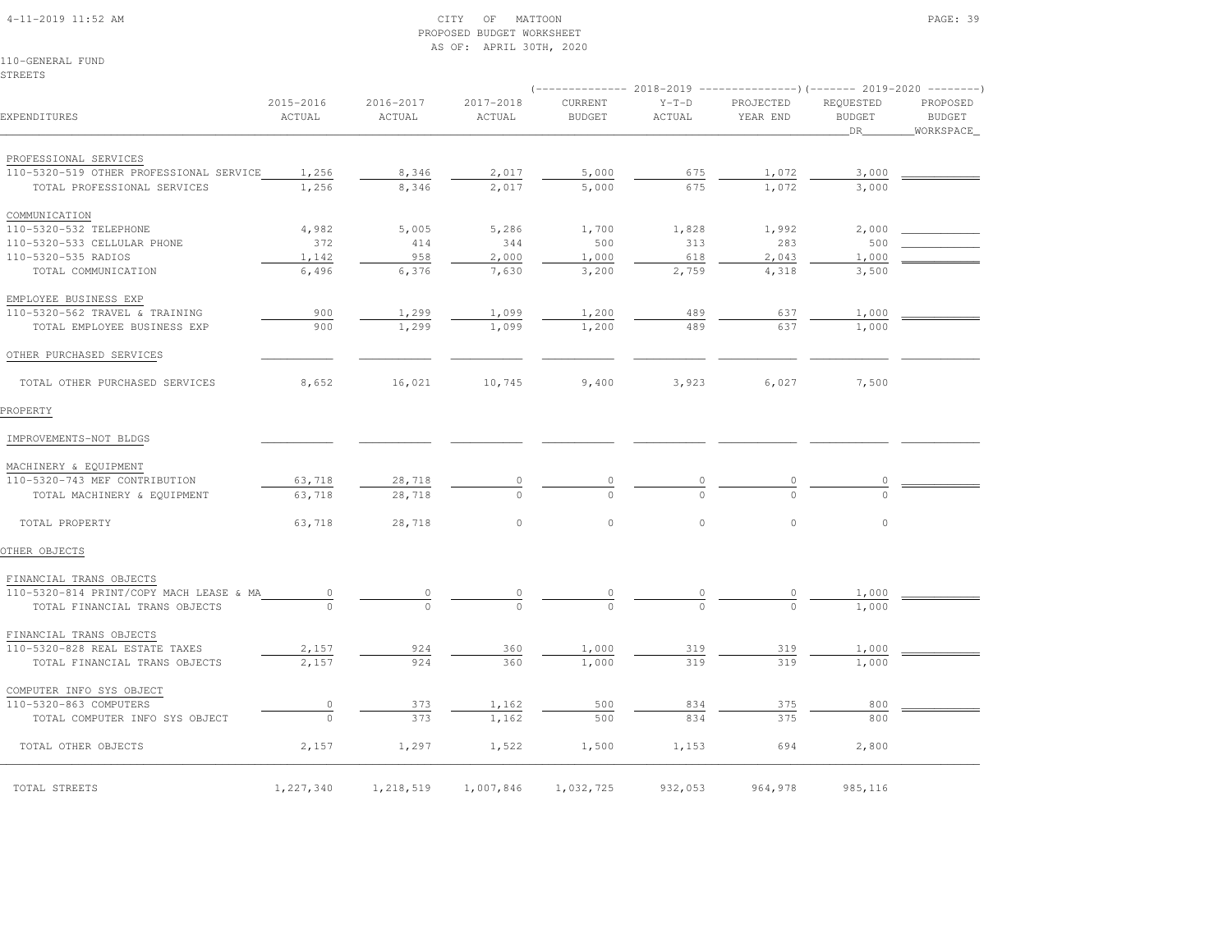CITY OF MATTOON
PROPOSED BUDGET WORKSHEET
AS OF: APRIL 30TH, 2020

110-GENERAL FUND
STREETS

| EXPENDITURES | 2015-2016 ACTUAL | 2016-2017 ACTUAL | 2017-2018 ACTUAL | 2018-2019 CURRENT BUDGET | 2018-2019 Y-T-D ACTUAL | 2018-2019 PROJECTED YEAR END | 2019-2020 REQUESTED BUDGET DR | 2019-2020 PROPOSED BUDGET WORKSPACE |
|---|---|---|---|---|---|---|---|---|
| PROFESSIONAL SERVICES | | | | | | | | |
| 110-5320-519 OTHER PROFESSIONAL SERVICE | 1,256 | 8,346 | 2,017 | 5,000 | 675 | 1,072 | 3,000 | |
| TOTAL PROFESSIONAL SERVICES | 1,256 | 8,346 | 2,017 | 5,000 | 675 | 1,072 | 3,000 | |
| COMMUNICATION | | | | | | | | |
| 110-5320-532 TELEPHONE | 4,982 | 5,005 | 5,286 | 1,700 | 1,828 | 1,992 | 2,000 | |
| 110-5320-533 CELLULAR PHONE | 372 | 414 | 344 | 500 | 313 | 283 | 500 | |
| 110-5320-535 RADIOS | 1,142 | 958 | 2,000 | 1,000 | 618 | 2,043 | 1,000 | |
| TOTAL COMMUNICATION | 6,496 | 6,376 | 7,630 | 3,200 | 2,759 | 4,318 | 3,500 | |
| EMPLOYEE BUSINESS EXP | | | | | | | | |
| 110-5320-562 TRAVEL & TRAINING | 900 | 1,299 | 1,099 | 1,200 | 489 | 637 | 1,000 | |
| TOTAL EMPLOYEE BUSINESS EXP | 900 | 1,299 | 1,099 | 1,200 | 489 | 637 | 1,000 | |
| OTHER PURCHASED SERVICES | | | | | | | | |
| TOTAL OTHER PURCHASED SERVICES | 8,652 | 16,021 | 10,745 | 9,400 | 3,923 | 6,027 | 7,500 | |
| PROPERTY | | | | | | | | |
| IMPROVEMENTS-NOT BLDGS | | | | | | | | |
| MACHINERY & EQUIPMENT | | | | | | | | |
| 110-5320-743 MEF CONTRIBUTION | 63,718 | 28,718 | 0 | 0 | 0 | 0 | 0 | |
| TOTAL MACHINERY & EQUIPMENT | 63,718 | 28,718 | 0 | 0 | 0 | 0 | 0 | |
| TOTAL PROPERTY | 63,718 | 28,718 | 0 | 0 | 0 | 0 | 0 | |
| OTHER OBJECTS | | | | | | | | |
| FINANCIAL TRANS OBJECTS | | | | | | | | |
| 110-5320-814 PRINT/COPY MACH LEASE & MA | 0 | 0 | 0 | 0 | 0 | 0 | 1,000 | |
| TOTAL FINANCIAL TRANS OBJECTS | 0 | 0 | 0 | 0 | 0 | 0 | 1,000 | |
| FINANCIAL TRANS OBJECTS | | | | | | | | |
| 110-5320-828 REAL ESTATE TAXES | 2,157 | 924 | 360 | 1,000 | 319 | 319 | 1,000 | |
| TOTAL FINANCIAL TRANS OBJECTS | 2,157 | 924 | 360 | 1,000 | 319 | 319 | 1,000 | |
| COMPUTER INFO SYS OBJECT | | | | | | | | |
| 110-5320-863 COMPUTERS | 0 | 373 | 1,162 | 500 | 834 | 375 | 800 | |
| TOTAL COMPUTER INFO SYS OBJECT | 0 | 373 | 1,162 | 500 | 834 | 375 | 800 | |
| TOTAL OTHER OBJECTS | 2,157 | 1,297 | 1,522 | 1,500 | 1,153 | 694 | 2,800 | |
| TOTAL STREETS | 1,227,340 | 1,218,519 | 1,007,846 | 1,032,725 | 932,053 | 964,978 | 985,116 | |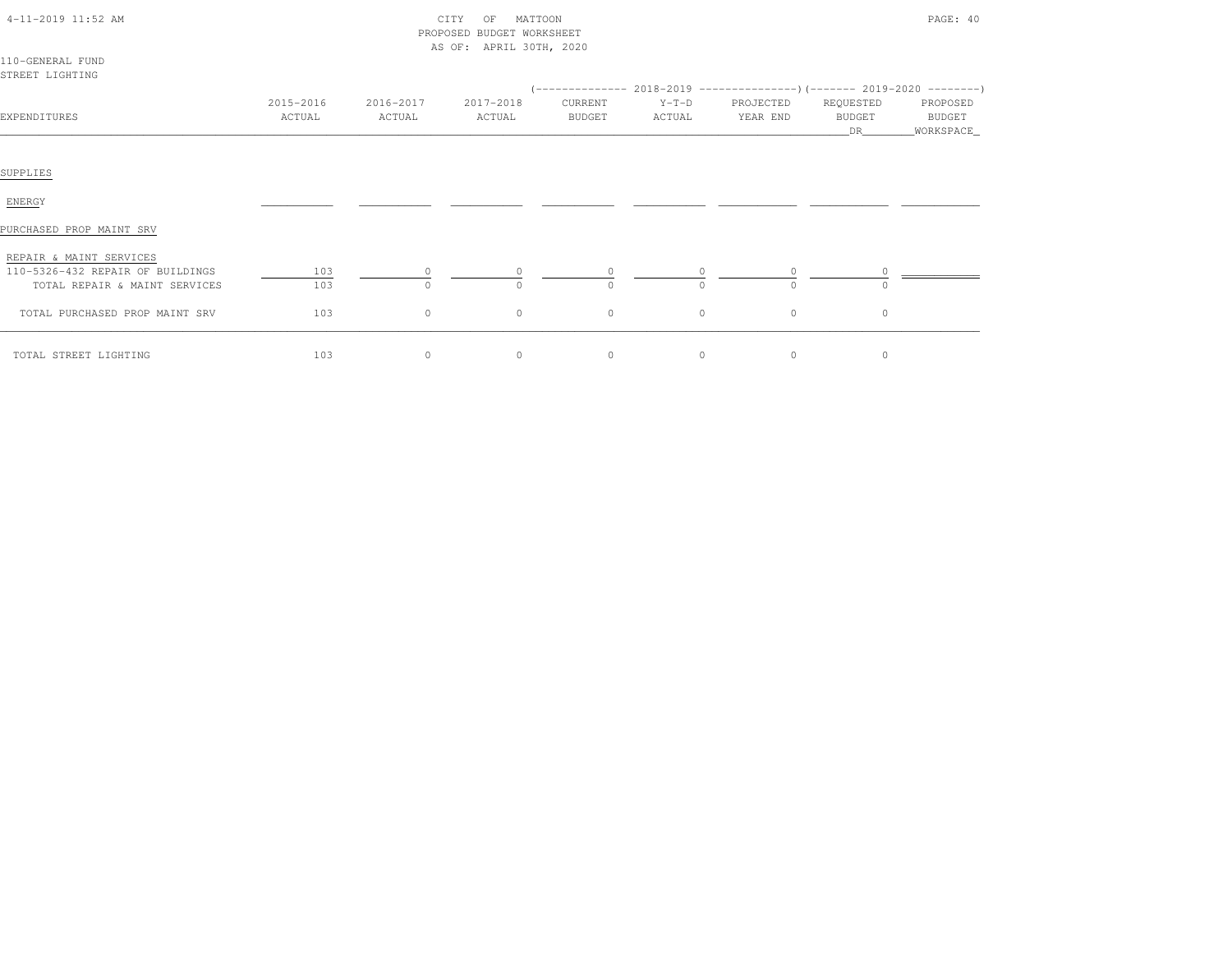CITY OF MATTOON
PROPOSED BUDGET WORKSHEET
AS OF: APRIL 30TH, 2020

110-GENERAL FUND
STREET LIGHTING

| EXPENDITURES | 2015-2016 ACTUAL | 2016-2017 ACTUAL | 2017-2018 ACTUAL | 2018-2019 CURRENT BUDGET | 2018-2019 Y-T-D ACTUAL | 2018-2019 PROJECTED YEAR END | 2019-2020 REQUESTED BUDGET DR | 2019-2020 PROPOSED BUDGET WORKSPACE |
|---|---|---|---|---|---|---|---|---|
| SUPPLIES | | | | | | | | |
| ENERGY | | | | | | | | |
| PURCHASED PROP MAINT SRV | | | | | | | | |
| REPAIR & MAINT SERVICES | | | | | | | | |
| 110-5326-432 REPAIR OF BUILDINGS | 103 | 0 | 0 | 0 | 0 | 0 | 0 | |
| TOTAL REPAIR & MAINT SERVICES | 103 | 0 | 0 | 0 | 0 | 0 | 0 | |
| TOTAL PURCHASED PROP MAINT SRV | 103 | 0 | 0 | 0 | 0 | 0 | 0 | |
| TOTAL STREET LIGHTING | 103 | 0 | 0 | 0 | 0 | 0 | 0 | |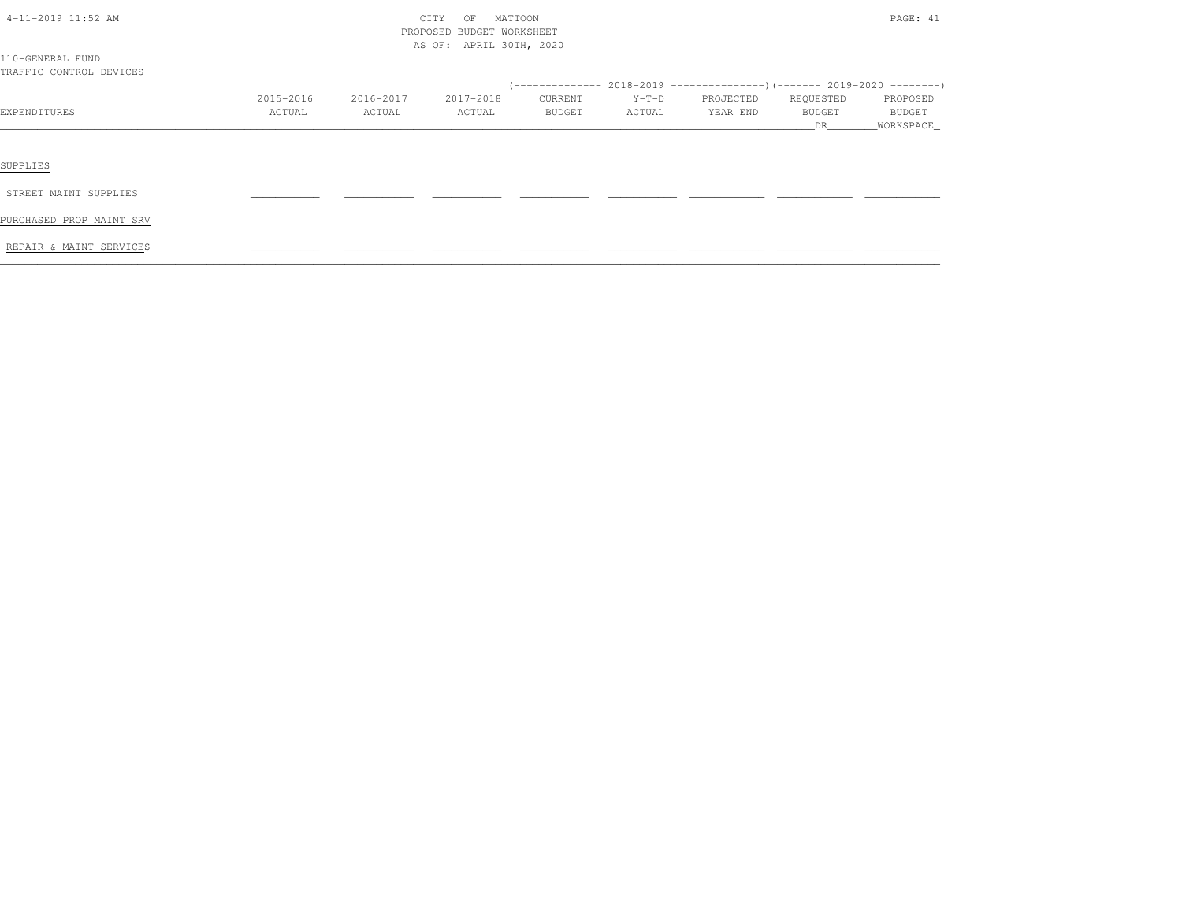CITY OF MATTOON
PROPOSED BUDGET WORKSHEET
AS OF: APRIL 30TH, 2020

110-GENERAL FUND
TRAFFIC CONTROL DEVICES

| EXPENDITURES | 2015-2016 ACTUAL | 2016-2017 ACTUAL | 2017-2018 ACTUAL | 2018-2019 CURRENT BUDGET | 2018-2019 Y-T-D ACTUAL | 2018-2019 PROJECTED YEAR END | 2019-2020 REQUESTED BUDGET DR | 2019-2020 PROPOSED BUDGET WORKSPACE |
|---|---|---|---|---|---|---|---|---|
| SUPPLIES | | | | | | | | |
| STREET MAINT SUPPLIES | ___________ | ___________ | ___________ | ___________ | ___________ | ___________ | ___________ | ___________ |
| PURCHASED PROP MAINT SRV | | | | | | | | |
| REPAIR & MAINT SERVICES | ___________ | ___________ | ___________ | ___________ | ___________ | ___________ | ___________ | ___________ |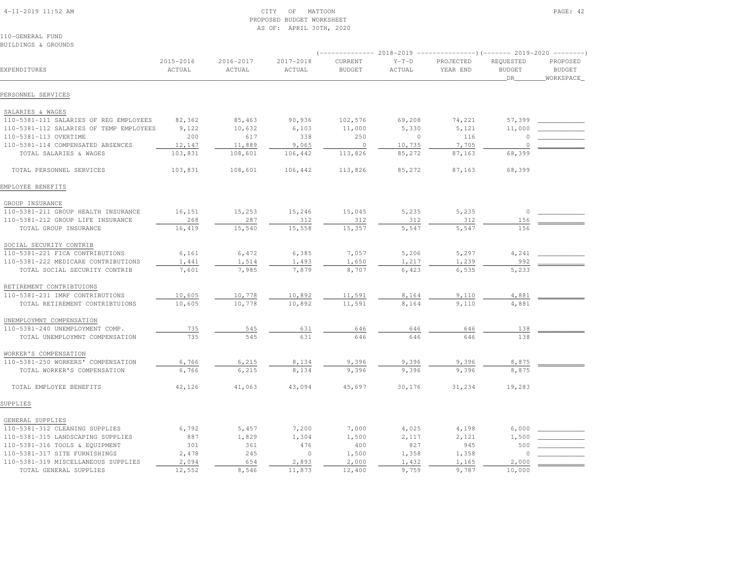CITY OF MATTOON
PROPOSED BUDGET WORKSHEET
AS OF: APRIL 30TH, 2020

110-GENERAL FUND
BUILDINGS & GROUNDS

| EXPENDITURES | 2015-2016 ACTUAL | 2016-2017 ACTUAL | 2017-2018 ACTUAL | 2018-2019 CURRENT BUDGET | 2018-2019 Y-T-D ACTUAL | 2018-2019 PROJECTED YEAR END | 2019-2020 REQUESTED BUDGET DR | 2019-2020 PROPOSED BUDGET WORKSPACE |
|---|---|---|---|---|---|---|---|---|
| **PERSONNEL SERVICES** | | | | | | | | |
| SALARIES & WAGES | | | | | | | | |
| 110-5381-111 SALARIES OF REG EMPLOYEES | 82,362 | 85,463 | 90,936 | 102,576 | 69,208 | 74,221 | 57,399 | |
| 110-5381-112 SALARIES OF TEMP EMPLOYEES | 9,122 | 10,632 | 6,103 | 11,000 | 5,330 | 5,121 | 11,000 | |
| 110-5381-113 OVERTIME | 200 | 617 | 338 | 250 | 0 | 116 | 0 | |
| 110-5381-114 COMPENSATED ABSENCES | 12,147 | 11,889 | 9,065 | 0 | 10,735 | 7,705 | 0 | |
| TOTAL SALARIES & WAGES | 103,831 | 108,601 | 106,442 | 113,826 | 85,272 | 87,163 | 68,399 | |
| TOTAL PERSONNEL SERVICES | 103,831 | 108,601 | 106,442 | 113,826 | 85,272 | 87,163 | 68,399 | |
| **EMPLOYEE BENEFITS** | | | | | | | | |
| GROUP INSURANCE | | | | | | | | |
| 110-5381-211 GROUP HEALTH INSURANCE | 16,151 | 15,253 | 15,246 | 15,045 | 5,235 | 5,235 | 0 | |
| 110-5381-212 GROUP LIFE INSURANCE | 268 | 287 | 312 | 312 | 312 | 312 | 156 | |
| TOTAL GROUP INSURANCE | 16,419 | 15,540 | 15,558 | 15,357 | 5,547 | 5,547 | 156 | |
| SOCIAL SECURITY CONTRIB | | | | | | | | |
| 110-5381-221 FICA CONTRIBUTIONS | 6,161 | 6,472 | 6,385 | 7,057 | 5,206 | 5,297 | 4,241 | |
| 110-5381-222 MEDICARE CONTRIBUTIONS | 1,441 | 1,514 | 1,493 | 1,650 | 1,217 | 1,239 | 992 | |
| TOTAL SOCIAL SECURITY CONTRIB | 7,601 | 7,985 | 7,879 | 8,707 | 6,423 | 6,535 | 5,233 | |
| RETIREMENT CONTRIBTUIONS | | | | | | | | |
| 110-5381-231 IMRF CONTRIBUTIONS | 10,605 | 10,778 | 10,892 | 11,591 | 8,164 | 9,110 | 4,881 | |
| TOTAL RETIREMENT CONTRIBTUIONS | 10,605 | 10,778 | 10,892 | 11,591 | 8,164 | 9,110 | 4,881 | |
| UNEMPLOYMNT COMPENSATION | | | | | | | | |
| 110-5381-240 UNEMPLOYMENT COMP. | 735 | 545 | 631 | 646 | 646 | 646 | 138 | |
| TOTAL UNEMPLOYMNT COMPENSATION | 735 | 545 | 631 | 646 | 646 | 646 | 138 | |
| WORKER'S COMPENSATION | | | | | | | | |
| 110-5381-250 WORKERS' COMPENSATION | 6,766 | 6,215 | 8,134 | 9,396 | 9,396 | 9,396 | 8,875 | |
| TOTAL WORKER'S COMPENSATION | 6,766 | 6,215 | 8,134 | 9,396 | 9,396 | 9,396 | 8,875 | |
| TOTAL EMPLOYEE BENEFITS | 42,126 | 41,063 | 43,094 | 45,697 | 30,176 | 31,234 | 19,283 | |
| **SUPPLIES** | | | | | | | | |
| GENERAL SUPPLIES | | | | | | | | |
| 110-5381-312 CLEANING SUPPLIES | 6,792 | 5,457 | 7,200 | 7,000 | 4,025 | 4,198 | 6,000 | |
| 110-5381-315 LANDSCAPING SUPPLIES | 887 | 1,829 | 1,304 | 1,500 | 2,117 | 2,121 | 1,500 | |
| 110-5381-316 TOOLS & EQUIPMENT | 301 | 361 | 476 | 400 | 827 | 945 | 500 | |
| 110-5381-317 SITE FURNISHINGS | 2,478 | 245 | 0 | 1,500 | 1,358 | 1,358 | 0 | |
| 110-5381-319 MISCELLANEOUS SUPPLIES | 2,094 | 654 | 2,893 | 2,000 | 1,432 | 1,165 | 2,000 | |
| TOTAL GENERAL SUPPLIES | 12,552 | 8,546 | 11,873 | 12,400 | 9,759 | 9,787 | 10,000 | |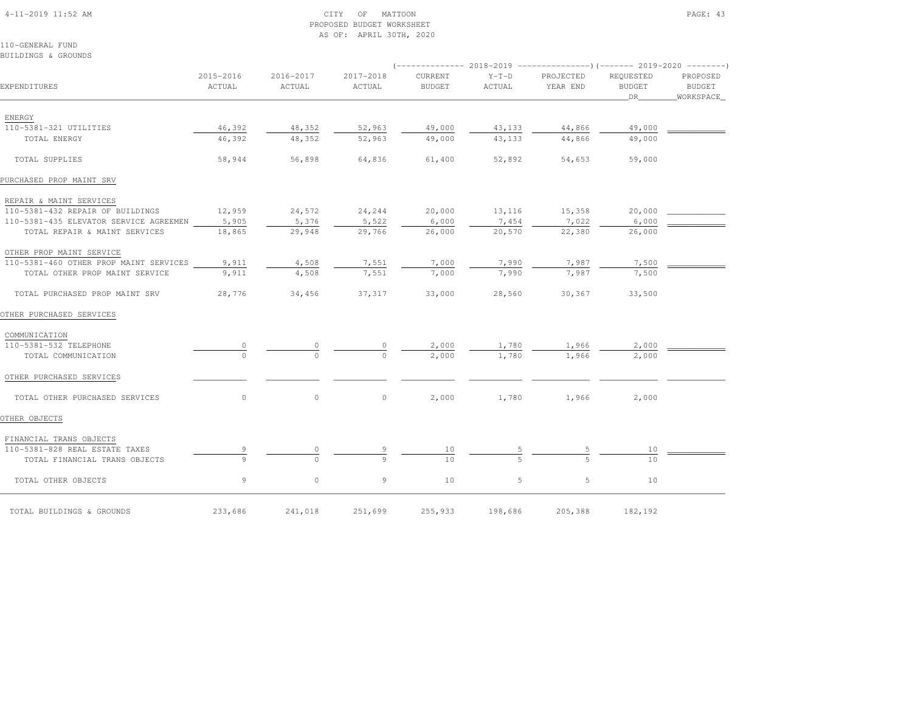CITY OF MATTOON
PROPOSED BUDGET WORKSHEET
AS OF: APRIL 30TH, 2020

110-GENERAL FUND
BUILDINGS & GROUNDS

| EXPENDITURES | 2015-2016 ACTUAL | 2016-2017 ACTUAL | 2017-2018 ACTUAL | 2018-2019 CURRENT BUDGET | 2018-2019 Y-T-D ACTUAL | 2018-2019 PROJECTED YEAR END | 2019-2020 REQUESTED BUDGET DR | 2019-2020 PROPOSED BUDGET WORKSPACE |
|---|---|---|---|---|---|---|---|---|
| ENERGY | | | | | | | | |
| 110-5381-321 UTILITIES | 46,392 | 48,352 | 52,963 | 49,000 | 43,133 | 44,866 | 49,000 | |
| TOTAL ENERGY | 46,392 | 48,352 | 52,963 | 49,000 | 43,133 | 44,866 | 49,000 | |
| TOTAL SUPPLIES | 58,944 | 56,898 | 64,836 | 61,400 | 52,892 | 54,653 | 59,000 | |
| PURCHASED PROP MAINT SRV | | | | | | | | |
| REPAIR & MAINT SERVICES | | | | | | | | |
| 110-5381-432 REPAIR OF BUILDINGS | 12,959 | 24,572 | 24,244 | 20,000 | 13,116 | 15,358 | 20,000 | |
| 110-5381-435 ELEVATOR SERVICE AGREEMEN | 5,905 | 5,376 | 5,522 | 6,000 | 7,454 | 7,022 | 6,000 | |
| TOTAL REPAIR & MAINT SERVICES | 18,865 | 29,948 | 29,766 | 26,000 | 20,570 | 22,380 | 26,000 | |
| OTHER PROP MAINT SERVICE | | | | | | | | |
| 110-5381-460 OTHER PROP MAINT SERVICES | 9,911 | 4,508 | 7,551 | 7,000 | 7,990 | 7,987 | 7,500 | |
| TOTAL OTHER PROP MAINT SERVICE | 9,911 | 4,508 | 7,551 | 7,000 | 7,990 | 7,987 | 7,500 | |
| TOTAL PURCHASED PROP MAINT SRV | 28,776 | 34,456 | 37,317 | 33,000 | 28,560 | 30,367 | 33,500 | |
| OTHER PURCHASED SERVICES | | | | | | | | |
| COMMUNICATION | | | | | | | | |
| 110-5381-532 TELEPHONE | 0 | 0 | 0 | 2,000 | 1,780 | 1,966 | 2,000 | |
| TOTAL COMMUNICATION | 0 | 0 | 0 | 2,000 | 1,780 | 1,966 | 2,000 | |
| OTHER PURCHASED SERVICES | | | | | | | | |
| TOTAL OTHER PURCHASED SERVICES | 0 | 0 | 0 | 2,000 | 1,780 | 1,966 | 2,000 | |
| OTHER OBJECTS | | | | | | | | |
| FINANCIAL TRANS OBJECTS | | | | | | | | |
| 110-5381-828 REAL ESTATE TAXES | 9 | 0 | 9 | 10 | 5 | 5 | 10 | |
| TOTAL FINANCIAL TRANS OBJECTS | 9 | 0 | 9 | 10 | 5 | 5 | 10 | |
| TOTAL OTHER OBJECTS | 9 | 0 | 9 | 10 | 5 | 5 | 10 | |
| TOTAL BUILDINGS & GROUNDS | 233,686 | 241,018 | 251,699 | 255,933 | 198,686 | 205,388 | 182,192 | |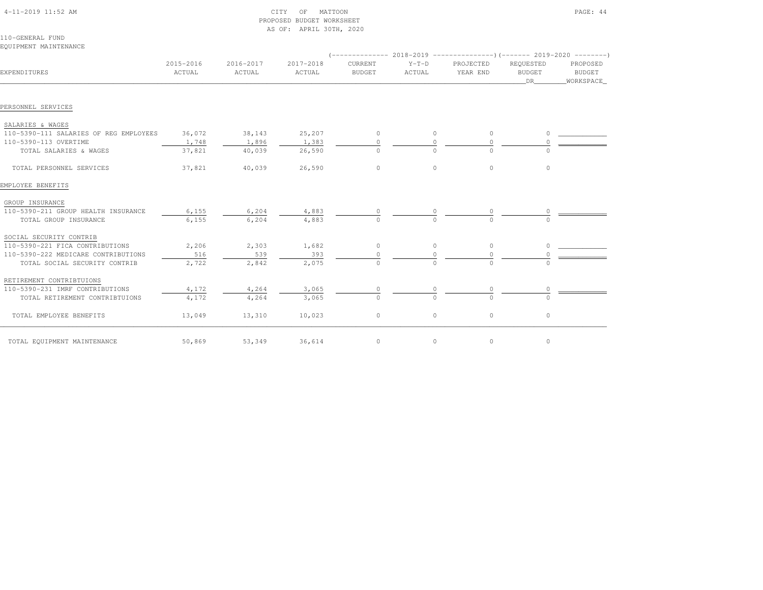CITY OF MATTOON
PROPOSED BUDGET WORKSHEET
AS OF: APRIL 30TH, 2020

110-GENERAL FUND
EQUIPMENT MAINTENANCE

| EXPENDITURES | 2015-2016 ACTUAL | 2016-2017 ACTUAL | 2017-2018 ACTUAL | 2018-2019 CURRENT BUDGET | 2018-2019 Y-T-D ACTUAL | 2018-2019 PROJECTED YEAR END | 2019-2020 REQUESTED BUDGET DR | 2019-2020 PROPOSED BUDGET WORKSPACE |
|---|---|---|---|---|---|---|---|---|
| PERSONNEL SERVICES | | | | | | | | |
| SALARIES & WAGES | | | | | | | | |
| 110-5390-111 SALARIES OF REG EMPLOYEES | 36,072 | 38,143 | 25,207 | 0 | 0 | 0 | 0 | |
| 110-5390-113 OVERTIME | 1,748 | 1,896 | 1,383 | 0 | 0 | 0 | 0 | |
| TOTAL SALARIES & WAGES | 37,821 | 40,039 | 26,590 | 0 | 0 | 0 | 0 | |
| TOTAL PERSONNEL SERVICES | 37,821 | 40,039 | 26,590 | 0 | 0 | 0 | 0 | |
| EMPLOYEE BENEFITS | | | | | | | | |
| GROUP INSURANCE | | | | | | | | |
| 110-5390-211 GROUP HEALTH INSURANCE | 6,155 | 6,204 | 4,883 | 0 | 0 | 0 | 0 | |
| TOTAL GROUP INSURANCE | 6,155 | 6,204 | 4,883 | 0 | 0 | 0 | 0 | |
| SOCIAL SECURITY CONTRIB | | | | | | | | |
| 110-5390-221 FICA CONTRIBUTIONS | 2,206 | 2,303 | 1,682 | 0 | 0 | 0 | 0 | |
| 110-5390-222 MEDICARE CONTRIBUTIONS | 516 | 539 | 393 | 0 | 0 | 0 | 0 | |
| TOTAL SOCIAL SECURITY CONTRIB | 2,722 | 2,842 | 2,075 | 0 | 0 | 0 | 0 | |
| RETIREMENT CONTRIBTUIONS | | | | | | | | |
| 110-5390-231 IMRF CONTRIBUTIONS | 4,172 | 4,264 | 3,065 | 0 | 0 | 0 | 0 | |
| TOTAL RETIREMENT CONTRIBTUIONS | 4,172 | 4,264 | 3,065 | 0 | 0 | 0 | 0 | |
| TOTAL EMPLOYEE BENEFITS | 13,049 | 13,310 | 10,023 | 0 | 0 | 0 | 0 | |
| TOTAL EQUIPMENT MAINTENANCE | 50,869 | 53,349 | 36,614 | 0 | 0 | 0 | 0 | |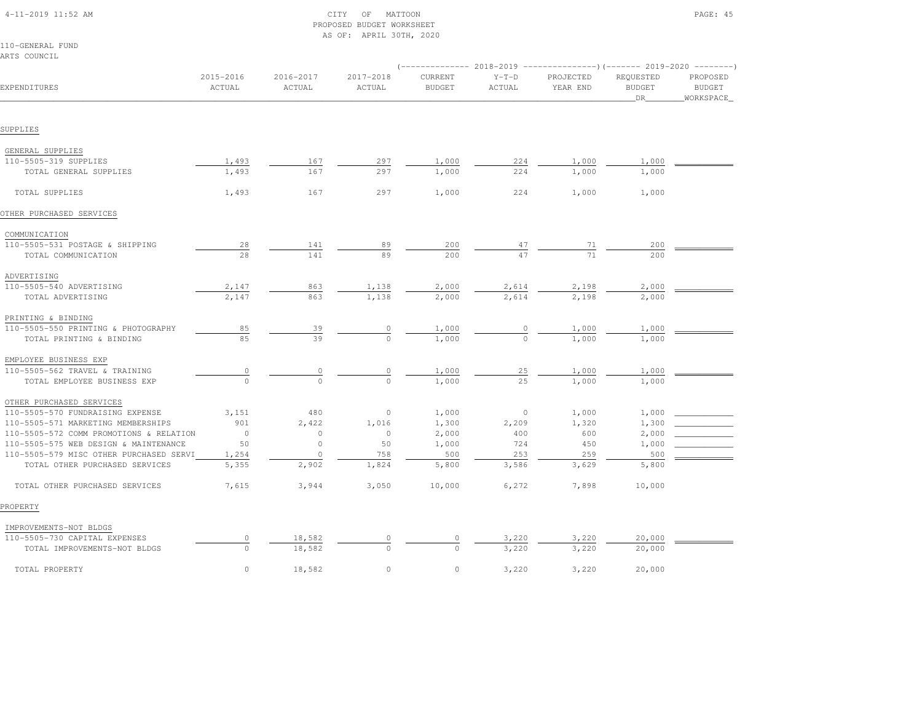CITY OF MATTOON
PROPOSED BUDGET WORKSHEET
AS OF: APRIL 30TH, 2020

110-GENERAL FUND
ARTS COUNCIL

| EXPENDITURES | 2015-2016 ACTUAL | 2016-2017 ACTUAL | 2017-2018 ACTUAL | 2018-2019 CURRENT BUDGET | 2018-2019 Y-T-D ACTUAL | 2018-2019 PROJECTED YEAR END | 2019-2020 REQUESTED BUDGET DR | 2019-2020 PROPOSED BUDGET WORKSPACE |
|---|---|---|---|---|---|---|---|---|
| **SUPPLIES** | | | | | | | | |
| GENERAL SUPPLIES | | | | | | | | |
| 110-5505-319 SUPPLIES | 1,493 | 167 | 297 | 1,000 | 224 | 1,000 | 1,000 | |
| TOTAL GENERAL SUPPLIES | 1,493 | 167 | 297 | 1,000 | 224 | 1,000 | 1,000 | |
| TOTAL SUPPLIES | 1,493 | 167 | 297 | 1,000 | 224 | 1,000 | 1,000 | |
| **OTHER PURCHASED SERVICES** | | | | | | | | |
| COMMUNICATION | | | | | | | | |
| 110-5505-531 POSTAGE & SHIPPING | 28 | 141 | 89 | 200 | 47 | 71 | 200 | |
| TOTAL COMMUNICATION | 28 | 141 | 89 | 200 | 47 | 71 | 200 | |
| ADVERTISING | | | | | | | | |
| 110-5505-540 ADVERTISING | 2,147 | 863 | 1,138 | 2,000 | 2,614 | 2,198 | 2,000 | |
| TOTAL ADVERTISING | 2,147 | 863 | 1,138 | 2,000 | 2,614 | 2,198 | 2,000 | |
| PRINTING & BINDING | | | | | | | | |
| 110-5505-550 PRINTING & PHOTOGRAPHY | 85 | 39 | 0 | 1,000 | 0 | 1,000 | 1,000 | |
| TOTAL PRINTING & BINDING | 85 | 39 | 0 | 1,000 | 0 | 1,000 | 1,000 | |
| EMPLOYEE BUSINESS EXP | | | | | | | | |
| 110-5505-562 TRAVEL & TRAINING | 0 | 0 | 0 | 1,000 | 25 | 1,000 | 1,000 | |
| TOTAL EMPLOYEE BUSINESS EXP | 0 | 0 | 0 | 1,000 | 25 | 1,000 | 1,000 | |
| OTHER PURCHASED SERVICES | | | | | | | | |
| 110-5505-570 FUNDRAISING EXPENSE | 3,151 | 480 | 0 | 1,000 | 0 | 1,000 | 1,000 | |
| 110-5505-571 MARKETING MEMBERSHIPS | 901 | 2,422 | 1,016 | 1,300 | 2,209 | 1,320 | 1,300 | |
| 110-5505-572 COMM PROMOTIONS & RELATION | 0 | 0 | 0 | 2,000 | 400 | 600 | 2,000 | |
| 110-5505-575 WEB DESIGN & MAINTENANCE | 50 | 0 | 50 | 1,000 | 724 | 450 | 1,000 | |
| 110-5505-579 MISC OTHER PURCHASED SERVI | 1,254 | 0 | 758 | 500 | 253 | 259 | 500 | |
| TOTAL OTHER PURCHASED SERVICES | 5,355 | 2,902 | 1,824 | 5,800 | 3,586 | 3,629 | 5,800 | |
| TOTAL OTHER PURCHASED SERVICES | 7,615 | 3,944 | 3,050 | 10,000 | 6,272 | 7,898 | 10,000 | |
| **PROPERTY** | | | | | | | | |
| IMPROVEMENTS-NOT BLDGS | | | | | | | | |
| 110-5505-730 CAPITAL EXPENSES | 0 | 18,582 | 0 | 0 | 3,220 | 3,220 | 20,000 | |
| TOTAL IMPROVEMENTS-NOT BLDGS | 0 | 18,582 | 0 | 0 | 3,220 | 3,220 | 20,000 | |
| TOTAL PROPERTY | 0 | 18,582 | 0 | 0 | 3,220 | 3,220 | 20,000 | |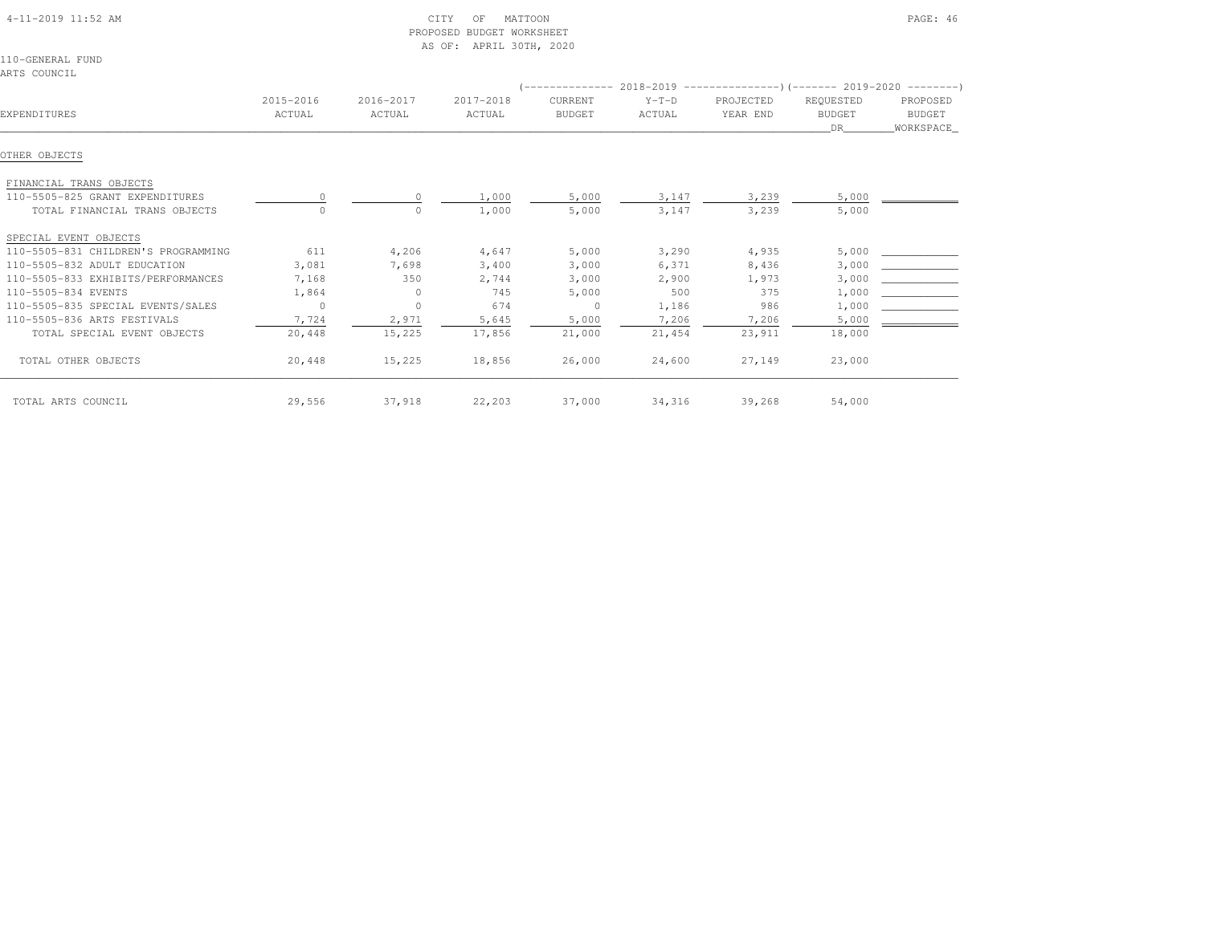CITY OF MATTOON
PROPOSED BUDGET WORKSHEET
AS OF: APRIL 30TH, 2020

110-GENERAL FUND
ARTS COUNCIL

| EXPENDITURES | 2015-2016 ACTUAL | 2016-2017 ACTUAL | 2017-2018 ACTUAL | 2018-2019 CURRENT BUDGET | 2018-2019 Y-T-D ACTUAL | 2018-2019 PROJECTED YEAR END | 2019-2020 REQUESTED BUDGET DR | 2019-2020 PROPOSED BUDGET WORKSPACE |
|---|---|---|---|---|---|---|---|---|
| **OTHER OBJECTS** | | | | | | | | |
| FINANCIAL TRANS OBJECTS | | | | | | | | |
| 110-5505-825 GRANT EXPENDITURES | 0 | 0 | 1,000 | 5,000 | 3,147 | 3,239 | 5,000 | |
| TOTAL FINANCIAL TRANS OBJECTS | 0 | 0 | 1,000 | 5,000 | 3,147 | 3,239 | 5,000 | |
| SPECIAL EVENT OBJECTS | | | | | | | | |
| 110-5505-831 CHILDREN'S PROGRAMMING | 611 | 4,206 | 4,647 | 5,000 | 3,290 | 4,935 | 5,000 | |
| 110-5505-832 ADULT EDUCATION | 3,081 | 7,698 | 3,400 | 3,000 | 6,371 | 8,436 | 3,000 | |
| 110-5505-833 EXHIBITS/PERFORMANCES | 7,168 | 350 | 2,744 | 3,000 | 2,900 | 1,973 | 3,000 | |
| 110-5505-834 EVENTS | 1,864 | 0 | 745 | 5,000 | 500 | 375 | 1,000 | |
| 110-5505-835 SPECIAL EVENTS/SALES | 0 | 0 | 674 | 0 | 1,186 | 986 | 1,000 | |
| 110-5505-836 ARTS FESTIVALS | 7,724 | 2,971 | 5,645 | 5,000 | 7,206 | 7,206 | 5,000 | |
| TOTAL SPECIAL EVENT OBJECTS | 20,448 | 15,225 | 17,856 | 21,000 | 21,454 | 23,911 | 18,000 | |
| TOTAL OTHER OBJECTS | 20,448 | 15,225 | 18,856 | 26,000 | 24,600 | 27,149 | 23,000 | |
| TOTAL ARTS COUNCIL | 29,556 | 37,918 | 22,203 | 37,000 | 34,316 | 39,268 | 54,000 | |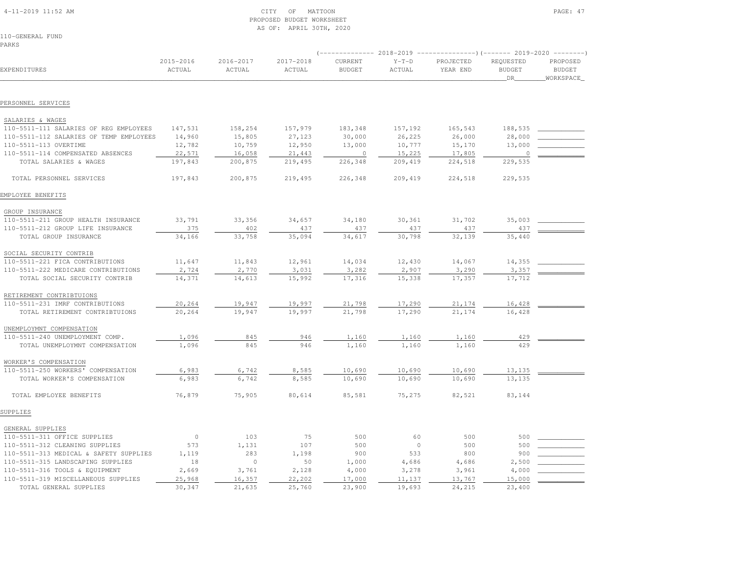CITY OF MATTOON
PROPOSED BUDGET WORKSHEET
AS OF: APRIL 30TH, 2020

110-GENERAL FUND
PARKS

| EXPENDITURES | 2015-2016 ACTUAL | 2016-2017 ACTUAL | 2017-2018 ACTUAL | 2018-2019 CURRENT BUDGET | 2018-2019 Y-T-D ACTUAL | 2018-2019 PROJECTED YEAR END | 2019-2020 REQUESTED BUDGET DR | 2019-2020 PROPOSED BUDGET WORKSPACE |
|---|---|---|---|---|---|---|---|---|
| **PERSONNEL SERVICES** | | | | | | | | |
| SALARIES & WAGES | | | | | | | | |
| 110-5511-111 SALARIES OF REG EMPLOYEES | 147,531 | 158,254 | 157,979 | 183,348 | 157,192 | 165,543 | 188,535 | |
| 110-5511-112 SALARIES OF TEMP EMPLOYEES | 14,960 | 15,805 | 27,123 | 30,000 | 26,225 | 26,000 | 28,000 | |
| 110-5511-113 OVERTIME | 12,782 | 10,759 | 12,950 | 13,000 | 10,777 | 15,170 | 13,000 | |
| 110-5511-114 COMPENSATED ABSENCES | 22,571 | 16,058 | 21,443 | 0 | 15,225 | 17,805 | 0 | |
| TOTAL SALARIES & WAGES | 197,843 | 200,875 | 219,495 | 226,348 | 209,419 | 224,518 | 229,535 | |
| TOTAL PERSONNEL SERVICES | 197,843 | 200,875 | 219,495 | 226,348 | 209,419 | 224,518 | 229,535 | |
| **EMPLOYEE BENEFITS** | | | | | | | | |
| GROUP INSURANCE | | | | | | | | |
| 110-5511-211 GROUP HEALTH INSURANCE | 33,791 | 33,356 | 34,657 | 34,180 | 30,361 | 31,702 | 35,003 | |
| 110-5511-212 GROUP LIFE INSURANCE | 375 | 402 | 437 | 437 | 437 | 437 | 437 | |
| TOTAL GROUP INSURANCE | 34,166 | 33,758 | 35,094 | 34,617 | 30,798 | 32,139 | 35,440 | |
| SOCIAL SECURITY CONTRIB | | | | | | | | |
| 110-5511-221 FICA CONTRIBUTIONS | 11,647 | 11,843 | 12,961 | 14,034 | 12,430 | 14,067 | 14,355 | |
| 110-5511-222 MEDICARE CONTRIBUTIONS | 2,724 | 2,770 | 3,031 | 3,282 | 2,907 | 3,290 | 3,357 | |
| TOTAL SOCIAL SECURITY CONTRIB | 14,371 | 14,613 | 15,992 | 17,316 | 15,338 | 17,357 | 17,712 | |
| RETIREMENT CONTRIBTUIONS | | | | | | | | |
| 110-5511-231 IMRF CONTRIBUTIONS | 20,264 | 19,947 | 19,997 | 21,798 | 17,290 | 21,174 | 16,428 | |
| TOTAL RETIREMENT CONTRIBTUIONS | 20,264 | 19,947 | 19,997 | 21,798 | 17,290 | 21,174 | 16,428 | |
| UNEMPLOYMNT COMPENSATION | | | | | | | | |
| 110-5511-240 UNEMPLOYMENT COMP. | 1,096 | 845 | 946 | 1,160 | 1,160 | 1,160 | 429 | |
| TOTAL UNEMPLOYMNT COMPENSATION | 1,096 | 845 | 946 | 1,160 | 1,160 | 1,160 | 429 | |
| WORKER'S COMPENSATION | | | | | | | | |
| 110-5511-250 WORKERS' COMPENSATION | 6,983 | 6,742 | 8,585 | 10,690 | 10,690 | 10,690 | 13,135 | |
| TOTAL WORKER'S COMPENSATION | 6,983 | 6,742 | 8,585 | 10,690 | 10,690 | 10,690 | 13,135 | |
| TOTAL EMPLOYEE BENEFITS | 76,879 | 75,905 | 80,614 | 85,581 | 75,275 | 82,521 | 83,144 | |
| **SUPPLIES** | | | | | | | | |
| GENERAL SUPPLIES | | | | | | | | |
| 110-5511-311 OFFICE SUPPLIES | 0 | 103 | 75 | 500 | 60 | 500 | 500 | |
| 110-5511-312 CLEANING SUPPLIES | 573 | 1,131 | 107 | 500 | 0 | 500 | 500 | |
| 110-5511-313 MEDICAL & SAFETY SUPPLIES | 1,119 | 283 | 1,198 | 900 | 533 | 800 | 900 | |
| 110-5511-315 LANDSCAPING SUPPLIES | 18 | 0 | 50 | 1,000 | 4,686 | 4,686 | 2,500 | |
| 110-5511-316 TOOLS & EQUIPMENT | 2,669 | 3,761 | 2,128 | 4,000 | 3,278 | 3,961 | 4,000 | |
| 110-5511-319 MISCELLANEOUS SUPPLIES | 25,968 | 16,357 | 22,202 | 17,000 | 11,137 | 13,767 | 15,000 | |
| TOTAL GENERAL SUPPLIES | 30,347 | 21,635 | 25,760 | 23,900 | 19,693 | 24,215 | 23,400 | |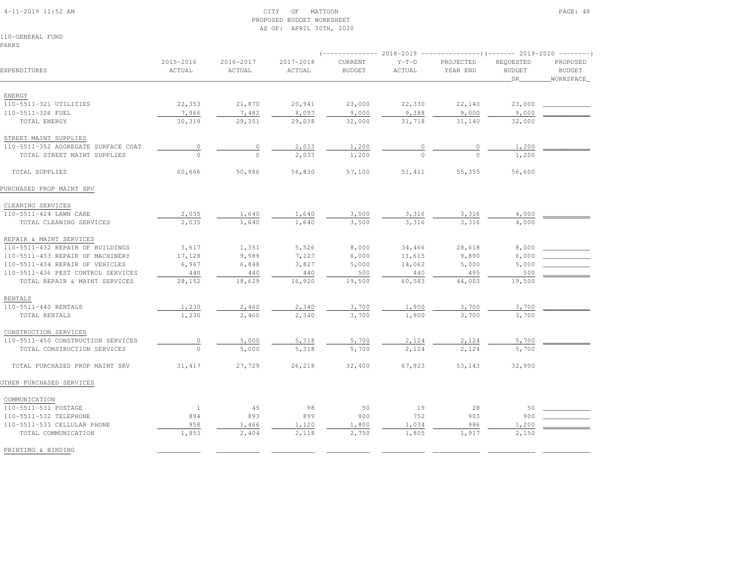CITY OF MATTOON
PROPOSED BUDGET WORKSHEET
AS OF: APRIL 30TH, 2020

110-GENERAL FUND
PARKS

| EXPENDITURES | 2015-2016 ACTUAL | 2016-2017 ACTUAL | 2017-2018 ACTUAL | 2018-2019 CURRENT BUDGET | 2018-2019 Y-T-D ACTUAL | 2018-2019 PROJECTED YEAR END | 2019-2020 REQUESTED BUDGET DR | 2019-2020 PROPOSED BUDGET WORKSPACE |
|---|---|---|---|---|---|---|---|---|
| ENERGY | | | | | | | | |
| 110-5511-321 UTILITIES | 22,353 | 21,870 | 20,941 | 23,000 | 22,330 | 22,140 | 23,000 | |
| 110-5511-326 FUEL | 7,966 | 7,482 | 8,097 | 9,000 | 9,388 | 9,000 | 9,000 | |
| TOTAL ENERGY | 30,319 | 29,351 | 29,038 | 32,000 | 31,718 | 31,140 | 32,000 | |
| STREET MAINT SUPPLIES | | | | | | | | |
| 110-5511-352 AGGREGATE SURFACE COAT | 0 | 0 | 2,033 | 1,200 | 0 | 0 | 1,200 | |
| TOTAL STREET MAINT SUPPLIES | 0 | 0 | 2,033 | 1,200 | 0 | 0 | 1,200 | |
| TOTAL SUPPLIES | 60,666 | 50,986 | 56,830 | 57,100 | 51,411 | 55,355 | 56,600 | |
| PURCHASED PROP MAINT SRV | | | | | | | | |
| CLEANING SERVICES | | | | | | | | |
| 110-5511-424 LAWN CARE | 2,035 | 1,640 | 1,640 | 3,500 | 3,316 | 3,316 | 4,000 | |
| TOTAL CLEANING SERVICES | 2,035 | 1,640 | 1,640 | 3,500 | 3,316 | 3,316 | 4,000 | |
| REPAIR & MAINT SERVICES | | | | | | | | |
| 110-5511-432 REPAIR OF BUILDINGS | 3,617 | 1,351 | 5,526 | 8,000 | 34,466 | 28,618 | 8,000 | |
| 110-5511-433 REPAIR OF MACHINERY | 17,128 | 9,989 | 7,127 | 6,000 | 11,615 | 9,890 | 6,000 | |
| 110-5511-434 REPAIR OF VEHICLES | 6,967 | 6,848 | 3,827 | 5,000 | 14,062 | 5,000 | 5,000 | |
| 110-5511-436 PEST CONTROL SERVICES | 440 | 440 | 440 | 500 | 440 | 495 | 500 | |
| TOTAL REPAIR & MAINT SERVICES | 28,152 | 18,629 | 16,920 | 19,500 | 60,583 | 44,003 | 19,500 | |
| RENTALS | | | | | | | | |
| 110-5511-440 RENTALS | 1,230 | 2,460 | 2,340 | 3,700 | 1,900 | 3,700 | 3,700 | |
| TOTAL RENTALS | 1,230 | 2,460 | 2,340 | 3,700 | 1,900 | 3,700 | 3,700 | |
| CONSTRUCTION SERVICES | | | | | | | | |
| 110-5511-450 CONSTRUCTION SERVICES | 0 | 5,000 | 5,318 | 5,700 | 2,124 | 2,124 | 5,700 | |
| TOTAL CONSTRUCTION SERVICES | 0 | 5,000 | 5,318 | 5,700 | 2,124 | 2,124 | 5,700 | |
| TOTAL PURCHASED PROP MAINT SRV | 31,417 | 27,729 | 26,218 | 32,400 | 67,923 | 53,143 | 32,900 | |
| OTHER PURCHASED SERVICES | | | | | | | | |
| COMMUNICATION | | | | | | | | |
| 110-5511-531 POSTAGE | 1 | 45 | 98 | 50 | 19 | 28 | 50 | |
| 110-5511-532 TELEPHONE | 894 | 893 | 899 | 900 | 752 | 903 | 900 | |
| 110-5511-533 CELLULAR PHONE | 958 | 1,466 | 1,120 | 1,800 | 1,034 | 986 | 1,200 | |
| TOTAL COMMUNICATION | 1,853 | 2,404 | 2,118 | 2,750 | 1,805 | 1,917 | 2,150 | |
| PRINTING & BINDING | | | | | | | | |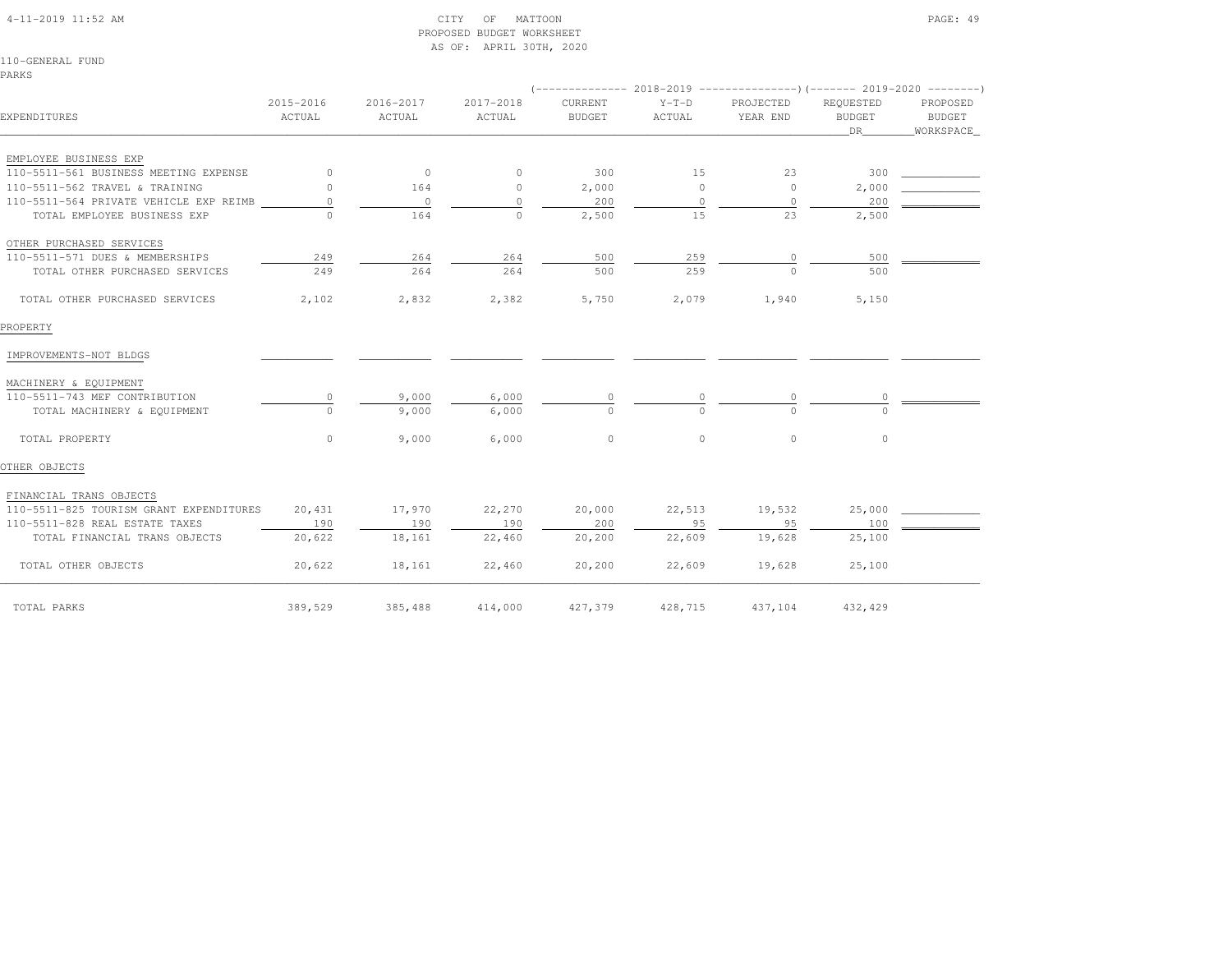CITY OF MATTOON
PROPOSED BUDGET WORKSHEET
AS OF: APRIL 30TH, 2020

110-GENERAL FUND
PARKS

| EXPENDITURES | 2015-2016 ACTUAL | 2016-2017 ACTUAL | 2017-2018 ACTUAL | 2018-2019 CURRENT BUDGET | 2018-2019 Y-T-D ACTUAL | 2018-2019 PROJECTED YEAR END | 2019-2020 REQUESTED BUDGET DR | 2019-2020 PROPOSED BUDGET WORKSPACE |
|---|---|---|---|---|---|---|---|---|
| EMPLOYEE BUSINESS EXP | | | | | | | | |
| 110-5511-561 BUSINESS MEETING EXPENSE | 0 | 0 | 0 | 300 | 15 | 23 | 300 | |
| 110-5511-562 TRAVEL & TRAINING | 0 | 164 | 0 | 2,000 | 0 | 0 | 2,000 | |
| 110-5511-564 PRIVATE VEHICLE EXP REIMB | 0 | 0 | 0 | 200 | 0 | 0 | 200 | |
| TOTAL EMPLOYEE BUSINESS EXP | 0 | 164 | 0 | 2,500 | 15 | 23 | 2,500 | |
| OTHER PURCHASED SERVICES | | | | | | | | |
| 110-5511-571 DUES & MEMBERSHIPS | 249 | 264 | 264 | 500 | 259 | 0 | 500 | |
| TOTAL OTHER PURCHASED SERVICES | 249 | 264 | 264 | 500 | 259 | 0 | 500 | |
| TOTAL OTHER PURCHASED SERVICES | 2,102 | 2,832 | 2,382 | 5,750 | 2,079 | 1,940 | 5,150 | |
| PROPERTY | | | | | | | | |
| IMPROVEMENTS-NOT BLDGS | | | | | | | | |
| MACHINERY & EQUIPMENT | | | | | | | | |
| 110-5511-743 MEF CONTRIBUTION | 0 | 9,000 | 6,000 | 0 | 0 | 0 | 0 | |
| TOTAL MACHINERY & EQUIPMENT | 0 | 9,000 | 6,000 | 0 | 0 | 0 | 0 | |
| TOTAL PROPERTY | 0 | 9,000 | 6,000 | 0 | 0 | 0 | 0 | |
| OTHER OBJECTS | | | | | | | | |
| FINANCIAL TRANS OBJECTS | | | | | | | | |
| 110-5511-825 TOURISM GRANT EXPENDITURES | 20,431 | 17,970 | 22,270 | 20,000 | 22,513 | 19,532 | 25,000 | |
| 110-5511-828 REAL ESTATE TAXES | 190 | 190 | 190 | 200 | 95 | 95 | 100 | |
| TOTAL FINANCIAL TRANS OBJECTS | 20,622 | 18,161 | 22,460 | 20,200 | 22,609 | 19,628 | 25,100 | |
| TOTAL OTHER OBJECTS | 20,622 | 18,161 | 22,460 | 20,200 | 22,609 | 19,628 | 25,100 | |
| TOTAL PARKS | 389,529 | 385,488 | 414,000 | 427,379 | 428,715 | 437,104 | 432,429 | |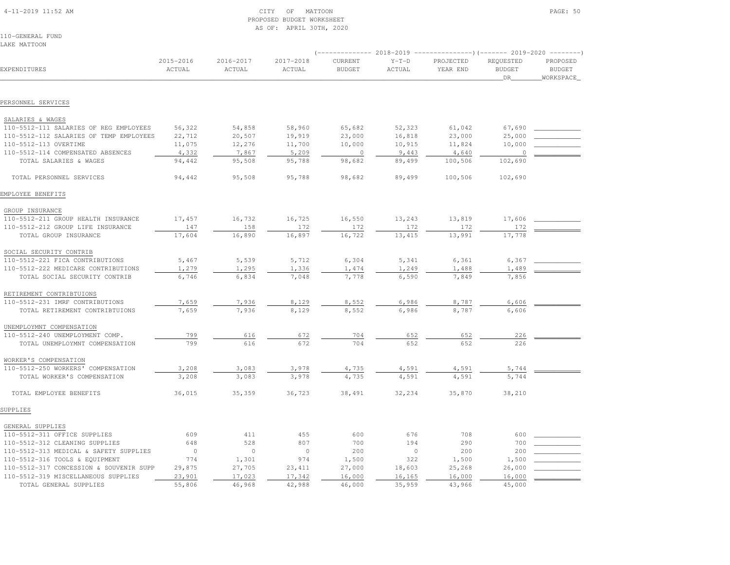CITY OF MATTOON
PROPOSED BUDGET WORKSHEET
AS OF: APRIL 30TH, 2020

110-GENERAL FUND
LAKE MATTOON

| EXPENDITURES | 2015-2016 ACTUAL | 2016-2017 ACTUAL | 2017-2018 ACTUAL | 2018-2019 CURRENT BUDGET | 2018-2019 Y-T-D ACTUAL | 2018-2019 PROJECTED YEAR END | 2019-2020 REQUESTED BUDGET DR | 2019-2020 PROPOSED BUDGET WORKSPACE |
|---|---|---|---|---|---|---|---|---|
| **PERSONNEL SERVICES** | | | | | | | | |
| SALARIES & WAGES | | | | | | | | |
| 110-5512-111 SALARIES OF REG EMPLOYEES | 56,322 | 54,858 | 58,960 | 65,682 | 52,323 | 61,042 | 67,690 | |
| 110-5512-112 SALARIES OF TEMP EMPLOYEES | 22,712 | 20,507 | 19,919 | 23,000 | 16,818 | 23,000 | 25,000 | |
| 110-5512-113 OVERTIME | 11,075 | 12,276 | 11,700 | 10,000 | 10,915 | 11,824 | 10,000 | |
| 110-5512-114 COMPENSATED ABSENCES | 4,332 | 7,867 | 5,209 | 0 | 9,443 | 4,640 | 0 | |
| TOTAL SALARIES & WAGES | 94,442 | 95,508 | 95,788 | 98,682 | 89,499 | 100,506 | 102,690 | |
| TOTAL PERSONNEL SERVICES | 94,442 | 95,508 | 95,788 | 98,682 | 89,499 | 100,506 | 102,690 | |
| **EMPLOYEE BENEFITS** | | | | | | | | |
| GROUP INSURANCE | | | | | | | | |
| 110-5512-211 GROUP HEALTH INSURANCE | 17,457 | 16,732 | 16,725 | 16,550 | 13,243 | 13,819 | 17,606 | |
| 110-5512-212 GROUP LIFE INSURANCE | 147 | 158 | 172 | 172 | 172 | 172 | 172 | |
| TOTAL GROUP INSURANCE | 17,604 | 16,890 | 16,897 | 16,722 | 13,415 | 13,991 | 17,778 | |
| SOCIAL SECURITY CONTRIB | | | | | | | | |
| 110-5512-221 FICA CONTRIBUTIONS | 5,467 | 5,539 | 5,712 | 6,304 | 5,341 | 6,361 | 6,367 | |
| 110-5512-222 MEDICARE CONTRIBUTIONS | 1,279 | 1,295 | 1,336 | 1,474 | 1,249 | 1,488 | 1,489 | |
| TOTAL SOCIAL SECURITY CONTRIB | 6,746 | 6,834 | 7,048 | 7,778 | 6,590 | 7,849 | 7,856 | |
| RETIREMENT CONTRIBTUIONS | | | | | | | | |
| 110-5512-231 IMRF CONTRIBUTIONS | 7,659 | 7,936 | 8,129 | 8,552 | 6,986 | 8,787 | 6,606 | |
| TOTAL RETIREMENT CONTRIBTUIONS | 7,659 | 7,936 | 8,129 | 8,552 | 6,986 | 8,787 | 6,606 | |
| UNEMPLOYMNT COMPENSATION | | | | | | | | |
| 110-5512-240 UNEMPLOYMENT COMP. | 799 | 616 | 672 | 704 | 652 | 652 | 226 | |
| TOTAL UNEMPLOYMNT COMPENSATION | 799 | 616 | 672 | 704 | 652 | 652 | 226 | |
| WORKER'S COMPENSATION | | | | | | | | |
| 110-5512-250 WORKERS' COMPENSATION | 3,208 | 3,083 | 3,978 | 4,735 | 4,591 | 4,591 | 5,744 | |
| TOTAL WORKER'S COMPENSATION | 3,208 | 3,083 | 3,978 | 4,735 | 4,591 | 4,591 | 5,744 | |
| TOTAL EMPLOYEE BENEFITS | 36,015 | 35,359 | 36,723 | 38,491 | 32,234 | 35,870 | 38,210 | |
| **SUPPLIES** | | | | | | | | |
| GENERAL SUPPLIES | | | | | | | | |
| 110-5512-311 OFFICE SUPPLIES | 609 | 411 | 455 | 600 | 676 | 708 | 600 | |
| 110-5512-312 CLEANING SUPPLIES | 648 | 528 | 807 | 700 | 194 | 290 | 700 | |
| 110-5512-313 MEDICAL & SAFETY SUPPLIES | 0 | 0 | 0 | 200 | 0 | 200 | 200 | |
| 110-5512-316 TOOLS & EQUIPMENT | 774 | 1,301 | 974 | 1,500 | 322 | 1,500 | 1,500 | |
| 110-5512-317 CONCESSION & SOUVENIR SUPP | 29,875 | 27,705 | 23,411 | 27,000 | 18,603 | 25,268 | 26,000 | |
| 110-5512-319 MISCELLANEOUS SUPPLIES | 23,901 | 17,023 | 17,342 | 16,000 | 16,165 | 16,000 | 16,000 | |
| TOTAL GENERAL SUPPLIES | 55,806 | 46,968 | 42,988 | 46,000 | 35,959 | 43,966 | 45,000 | |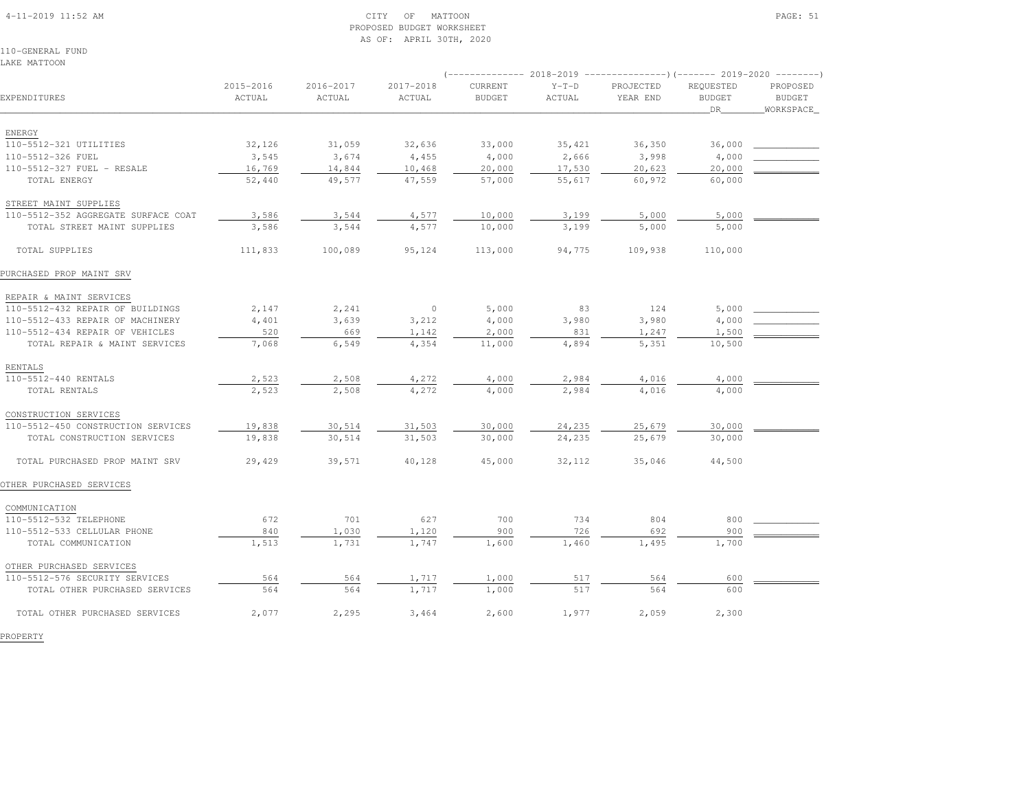CITY OF MATTOON
PROPOSED BUDGET WORKSHEET
AS OF: APRIL 30TH, 2020

110-GENERAL FUND
LAKE MATTOON

| EXPENDITURES | 2015-2016 ACTUAL | 2016-2017 ACTUAL | 2017-2018 ACTUAL | 2018-2019 CURRENT BUDGET | 2018-2019 Y-T-D ACTUAL | 2018-2019 PROJECTED YEAR END | 2019-2020 REQUESTED BUDGET DR | 2019-2020 PROPOSED BUDGET WORKSPACE |
|---|---|---|---|---|---|---|---|---|
| ENERGY | | | | | | | | |
| 110-5512-321 UTILITIES | 32,126 | 31,059 | 32,636 | 33,000 | 35,421 | 36,350 | 36,000 | |
| 110-5512-326 FUEL | 3,545 | 3,674 | 4,455 | 4,000 | 2,666 | 3,998 | 4,000 | |
| 110-5512-327 FUEL - RESALE | 16,769 | 14,844 | 10,468 | 20,000 | 17,530 | 20,623 | 20,000 | |
| TOTAL ENERGY | 52,440 | 49,577 | 47,559 | 57,000 | 55,617 | 60,972 | 60,000 | |
| STREET MAINT SUPPLIES | | | | | | | | |
| 110-5512-352 AGGREGATE SURFACE COAT | 3,586 | 3,544 | 4,577 | 10,000 | 3,199 | 5,000 | 5,000 | |
| TOTAL STREET MAINT SUPPLIES | 3,586 | 3,544 | 4,577 | 10,000 | 3,199 | 5,000 | 5,000 | |
| TOTAL SUPPLIES | 111,833 | 100,089 | 95,124 | 113,000 | 94,775 | 109,938 | 110,000 | |
| PURCHASED PROP MAINT SRV | | | | | | | | |
| REPAIR & MAINT SERVICES | | | | | | | | |
| 110-5512-432 REPAIR OF BUILDINGS | 2,147 | 2,241 | 0 | 5,000 | 83 | 124 | 5,000 | |
| 110-5512-433 REPAIR OF MACHINERY | 4,401 | 3,639 | 3,212 | 4,000 | 3,980 | 3,980 | 4,000 | |
| 110-5512-434 REPAIR OF VEHICLES | 520 | 669 | 1,142 | 2,000 | 831 | 1,247 | 1,500 | |
| TOTAL REPAIR & MAINT SERVICES | 7,068 | 6,549 | 4,354 | 11,000 | 4,894 | 5,351 | 10,500 | |
| RENTALS | | | | | | | | |
| 110-5512-440 RENTALS | 2,523 | 2,508 | 4,272 | 4,000 | 2,984 | 4,016 | 4,000 | |
| TOTAL RENTALS | 2,523 | 2,508 | 4,272 | 4,000 | 2,984 | 4,016 | 4,000 | |
| CONSTRUCTION SERVICES | | | | | | | | |
| 110-5512-450 CONSTRUCTION SERVICES | 19,838 | 30,514 | 31,503 | 30,000 | 24,235 | 25,679 | 30,000 | |
| TOTAL CONSTRUCTION SERVICES | 19,838 | 30,514 | 31,503 | 30,000 | 24,235 | 25,679 | 30,000 | |
| TOTAL PURCHASED PROP MAINT SRV | 29,429 | 39,571 | 40,128 | 45,000 | 32,112 | 35,046 | 44,500 | |
| OTHER PURCHASED SERVICES | | | | | | | | |
| COMMUNICATION | | | | | | | | |
| 110-5512-532 TELEPHONE | 672 | 701 | 627 | 700 | 734 | 804 | 800 | |
| 110-5512-533 CELLULAR PHONE | 840 | 1,030 | 1,120 | 900 | 726 | 692 | 900 | |
| TOTAL COMMUNICATION | 1,513 | 1,731 | 1,747 | 1,600 | 1,460 | 1,495 | 1,700 | |
| OTHER PURCHASED SERVICES | | | | | | | | |
| 110-5512-576 SECURITY SERVICES | 564 | 564 | 1,717 | 1,000 | 517 | 564 | 600 | |
| TOTAL OTHER PURCHASED SERVICES | 564 | 564 | 1,717 | 1,000 | 517 | 564 | 600 | |
| TOTAL OTHER PURCHASED SERVICES | 2,077 | 2,295 | 3,464 | 2,600 | 1,977 | 2,059 | 2,300 | |
| PROPERTY | | | | | | | | |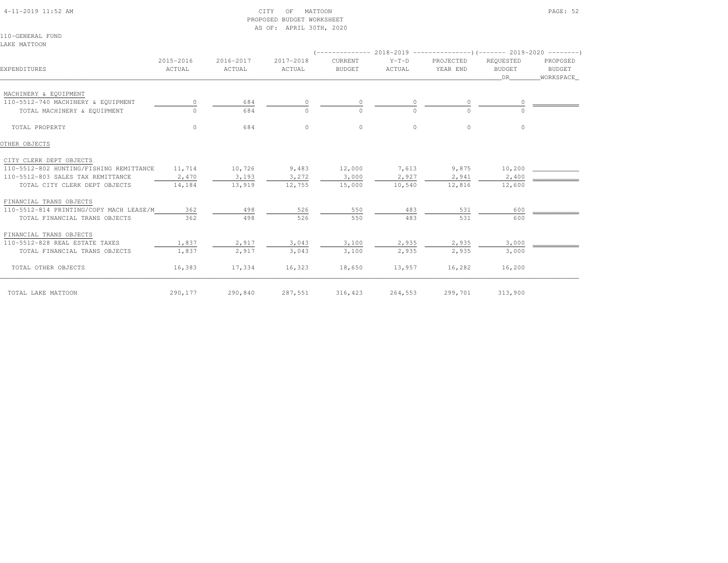4-11-2019 11:52 AM

CITY OF MATTOON
PROPOSED BUDGET WORKSHEET
AS OF: APRIL 30TH, 2020

110-GENERAL FUND
LAKE MATTOON

| EXPENDITURES | 2015-2016 ACTUAL | 2016-2017 ACTUAL | 2017-2018 ACTUAL | 2018-2019 CURRENT BUDGET | 2018-2019 Y-T-D ACTUAL | 2018-2019 PROJECTED YEAR END | 2019-2020 REQUESTED BUDGET DR | 2019-2020 PROPOSED BUDGET WORKSPACE |
|---|---|---|---|---|---|---|---|---|
| MACHINERY & EQUIPMENT | | | | | | | | |
| 110-5512-740 MACHINERY & EQUIPMENT | 0 | 684 | 0 | 0 | 0 | 0 | 0 | |
| TOTAL MACHINERY & EQUIPMENT | 0 | 684 | 0 | 0 | 0 | 0 | 0 | |
| TOTAL PROPERTY | 0 | 684 | 0 | 0 | 0 | 0 | 0 | |
| OTHER OBJECTS | | | | | | | | |
| CITY CLERK DEPT OBJECTS | | | | | | | | |
| 110-5512-802 HUNTING/FISHING REMITTANCE | 11,714 | 10,726 | 9,483 | 12,000 | 7,613 | 9,875 | 10,200 | |
| 110-5512-803 SALES TAX REMITTANCE | 2,470 | 3,193 | 3,272 | 3,000 | 2,927 | 2,941 | 2,400 | |
| TOTAL CITY CLERK DEPT OBJECTS | 14,184 | 13,919 | 12,755 | 15,000 | 10,540 | 12,816 | 12,600 | |
| FINANCIAL TRANS OBJECTS | | | | | | | | |
| 110-5512-814 PRINTING/COPY MACH LEASE/M | 362 | 498 | 526 | 550 | 483 | 531 | 600 | |
| TOTAL FINANCIAL TRANS OBJECTS | 362 | 498 | 526 | 550 | 483 | 531 | 600 | |
| FINANCIAL TRANS OBJECTS | | | | | | | | |
| 110-5512-828 REAL ESTATE TAXES | 1,837 | 2,917 | 3,043 | 3,100 | 2,935 | 2,935 | 3,000 | |
| TOTAL FINANCIAL TRANS OBJECTS | 1,837 | 2,917 | 3,043 | 3,100 | 2,935 | 2,935 | 3,000 | |
| TOTAL OTHER OBJECTS | 16,383 | 17,334 | 16,323 | 18,650 | 13,957 | 16,282 | 16,200 | |
| TOTAL LAKE MATTOON | 290,177 | 290,840 | 287,551 | 316,423 | 264,553 | 299,701 | 313,900 | |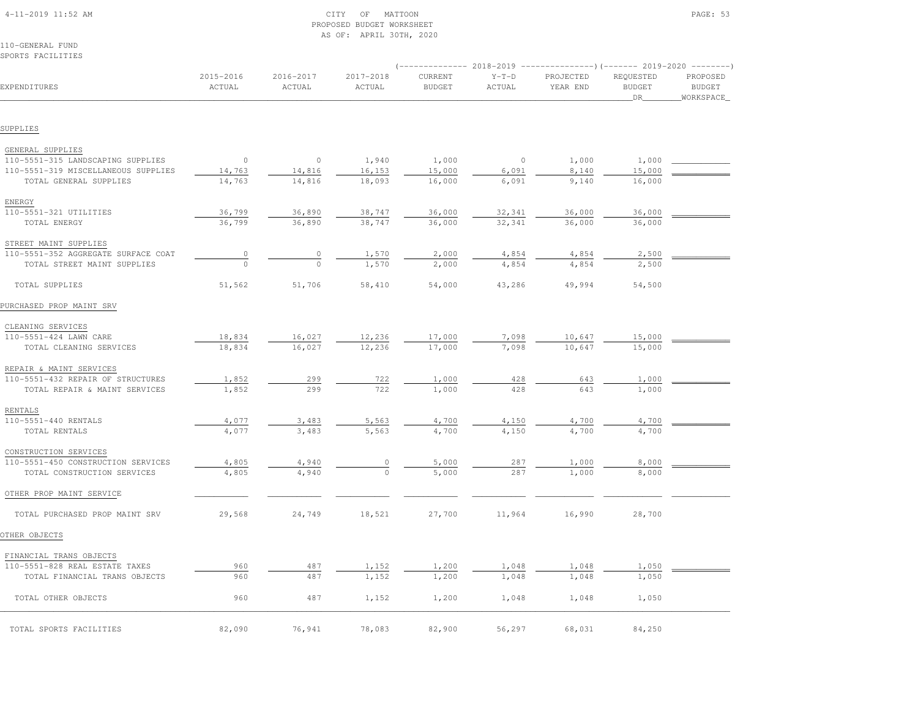CITY OF MATTOON
PROPOSED BUDGET WORKSHEET
AS OF: APRIL 30TH, 2020

110-GENERAL FUND
SPORTS FACILITIES

| EXPENDITURES | 2015-2016 ACTUAL | 2016-2017 ACTUAL | 2017-2018 ACTUAL | 2018-2019 CURRENT BUDGET | 2018-2019 Y-T-D ACTUAL | 2018-2019 PROJECTED YEAR END | 2019-2020 REQUESTED BUDGET DR | 2019-2020 PROPOSED BUDGET WORKSPACE |
|---|---|---|---|---|---|---|---|---|
| **SUPPLIES** | | | | | | | | |
| GENERAL SUPPLIES | | | | | | | | |
| 110-5551-315 LANDSCAPING SUPPLIES | 0 | 0 | 1,940 | 1,000 | 0 | 1,000 | 1,000 | |
| 110-5551-319 MISCELLANEOUS SUPPLIES | 14,763 | 14,816 | 16,153 | 15,000 | 6,091 | 8,140 | 15,000 | |
| TOTAL GENERAL SUPPLIES | 14,763 | 14,816 | 18,093 | 16,000 | 6,091 | 9,140 | 16,000 | |
| ENERGY | | | | | | | | |
| 110-5551-321 UTILITIES | 36,799 | 36,890 | 38,747 | 36,000 | 32,341 | 36,000 | 36,000 | |
| TOTAL ENERGY | 36,799 | 36,890 | 38,747 | 36,000 | 32,341 | 36,000 | 36,000 | |
| STREET MAINT SUPPLIES | | | | | | | | |
| 110-5551-352 AGGREGATE SURFACE COAT | 0 | 0 | 1,570 | 2,000 | 4,854 | 4,854 | 2,500 | |
| TOTAL STREET MAINT SUPPLIES | 0 | 0 | 1,570 | 2,000 | 4,854 | 4,854 | 2,500 | |
| TOTAL SUPPLIES | 51,562 | 51,706 | 58,410 | 54,000 | 43,286 | 49,994 | 54,500 | |
| **PURCHASED PROP MAINT SRV** | | | | | | | | |
| CLEANING SERVICES | | | | | | | | |
| 110-5551-424 LAWN CARE | 18,834 | 16,027 | 12,236 | 17,000 | 7,098 | 10,647 | 15,000 | |
| TOTAL CLEANING SERVICES | 18,834 | 16,027 | 12,236 | 17,000 | 7,098 | 10,647 | 15,000 | |
| REPAIR & MAINT SERVICES | | | | | | | | |
| 110-5551-432 REPAIR OF STRUCTURES | 1,852 | 299 | 722 | 1,000 | 428 | 643 | 1,000 | |
| TOTAL REPAIR & MAINT SERVICES | 1,852 | 299 | 722 | 1,000 | 428 | 643 | 1,000 | |
| RENTALS | | | | | | | | |
| 110-5551-440 RENTALS | 4,077 | 3,483 | 5,563 | 4,700 | 4,150 | 4,700 | 4,700 | |
| TOTAL RENTALS | 4,077 | 3,483 | 5,563 | 4,700 | 4,150 | 4,700 | 4,700 | |
| CONSTRUCTION SERVICES | | | | | | | | |
| 110-5551-450 CONSTRUCTION SERVICES | 4,805 | 4,940 | 0 | 5,000 | 287 | 1,000 | 8,000 | |
| TOTAL CONSTRUCTION SERVICES | 4,805 | 4,940 | 0 | 5,000 | 287 | 1,000 | 8,000 | |
| OTHER PROP MAINT SERVICE | | | | | | | | |
| TOTAL PURCHASED PROP MAINT SRV | 29,568 | 24,749 | 18,521 | 27,700 | 11,964 | 16,990 | 28,700 | |
| **OTHER OBJECTS** | | | | | | | | |
| FINANCIAL TRANS OBJECTS | | | | | | | | |
| 110-5551-828 REAL ESTATE TAXES | 960 | 487 | 1,152 | 1,200 | 1,048 | 1,048 | 1,050 | |
| TOTAL FINANCIAL TRANS OBJECTS | 960 | 487 | 1,152 | 1,200 | 1,048 | 1,048 | 1,050 | |
| TOTAL OTHER OBJECTS | 960 | 487 | 1,152 | 1,200 | 1,048 | 1,048 | 1,050 | |
| TOTAL SPORTS FACILITIES | 82,090 | 76,941 | 78,083 | 82,900 | 56,297 | 68,031 | 84,250 | |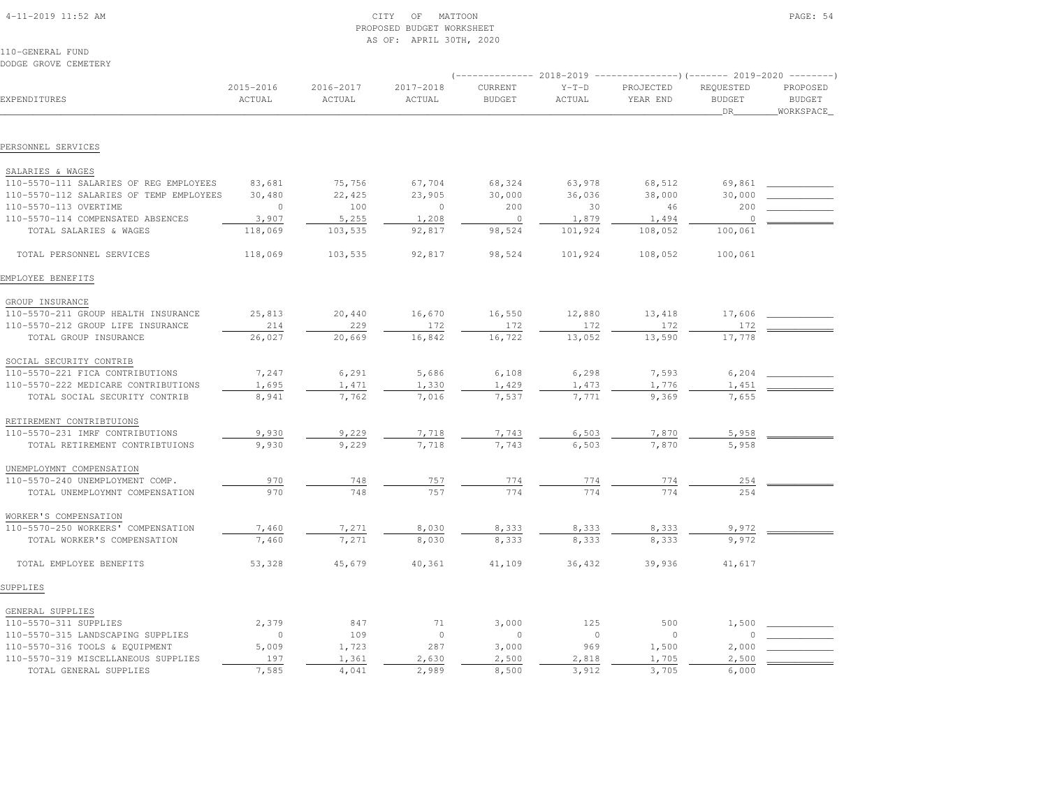CITY OF MATTOON
PROPOSED BUDGET WORKSHEET
AS OF: APRIL 30TH, 2020

110-GENERAL FUND
DODGE GROVE CEMETERY

| EXPENDITURES | 2015-2016 ACTUAL | 2016-2017 ACTUAL | 2017-2018 ACTUAL | 2018-2019 CURRENT BUDGET | 2018-2019 Y-T-D ACTUAL | 2018-2019 PROJECTED YEAR END | 2019-2020 REQUESTED BUDGET DR | 2019-2020 PROPOSED BUDGET WORKSPACE |
|---|---|---|---|---|---|---|---|---|
| **PERSONNEL SERVICES** | | | | | | | | |
| SALARIES & WAGES | | | | | | | | |
| 110-5570-111 SALARIES OF REG EMPLOYEES | 83,681 | 75,756 | 67,704 | 68,324 | 63,978 | 68,512 | 69,861 | |
| 110-5570-112 SALARIES OF TEMP EMPLOYEES | 30,480 | 22,425 | 23,905 | 30,000 | 36,036 | 38,000 | 30,000 | |
| 110-5570-113 OVERTIME | 0 | 100 | 0 | 200 | 30 | 46 | 200 | |
| 110-5570-114 COMPENSATED ABSENCES | 3,907 | 5,255 | 1,208 | 0 | 1,879 | 1,494 | 0 | |
| TOTAL SALARIES & WAGES | 118,069 | 103,535 | 92,817 | 98,524 | 101,924 | 108,052 | 100,061 | |
| TOTAL PERSONNEL SERVICES | 118,069 | 103,535 | 92,817 | 98,524 | 101,924 | 108,052 | 100,061 | |
| **EMPLOYEE BENEFITS** | | | | | | | | |
| GROUP INSURANCE | | | | | | | | |
| 110-5570-211 GROUP HEALTH INSURANCE | 25,813 | 20,440 | 16,670 | 16,550 | 12,880 | 13,418 | 17,606 | |
| 110-5570-212 GROUP LIFE INSURANCE | 214 | 229 | 172 | 172 | 172 | 172 | 172 | |
| TOTAL GROUP INSURANCE | 26,027 | 20,669 | 16,842 | 16,722 | 13,052 | 13,590 | 17,778 | |
| SOCIAL SECURITY CONTRIB | | | | | | | | |
| 110-5570-221 FICA CONTRIBUTIONS | 7,247 | 6,291 | 5,686 | 6,108 | 6,298 | 7,593 | 6,204 | |
| 110-5570-222 MEDICARE CONTRIBUTIONS | 1,695 | 1,471 | 1,330 | 1,429 | 1,473 | 1,776 | 1,451 | |
| TOTAL SOCIAL SECURITY CONTRIB | 8,941 | 7,762 | 7,016 | 7,537 | 7,771 | 9,369 | 7,655 | |
| RETIREMENT CONTRIBTUIONS | | | | | | | | |
| 110-5570-231 IMRF CONTRIBUTIONS | 9,930 | 9,229 | 7,718 | 7,743 | 6,503 | 7,870 | 5,958 | |
| TOTAL RETIREMENT CONTRIBTUIONS | 9,930 | 9,229 | 7,718 | 7,743 | 6,503 | 7,870 | 5,958 | |
| UNEMPLOYMNT COMPENSATION | | | | | | | | |
| 110-5570-240 UNEMPLOYMENT COMP. | 970 | 748 | 757 | 774 | 774 | 774 | 254 | |
| TOTAL UNEMPLOYMNT COMPENSATION | 970 | 748 | 757 | 774 | 774 | 774 | 254 | |
| WORKER'S COMPENSATION | | | | | | | | |
| 110-5570-250 WORKERS' COMPENSATION | 7,460 | 7,271 | 8,030 | 8,333 | 8,333 | 8,333 | 9,972 | |
| TOTAL WORKER'S COMPENSATION | 7,460 | 7,271 | 8,030 | 8,333 | 8,333 | 8,333 | 9,972 | |
| TOTAL EMPLOYEE BENEFITS | 53,328 | 45,679 | 40,361 | 41,109 | 36,432 | 39,936 | 41,617 | |
| **SUPPLIES** | | | | | | | | |
| GENERAL SUPPLIES | | | | | | | | |
| 110-5570-311 SUPPLIES | 2,379 | 847 | 71 | 3,000 | 125 | 500 | 1,500 | |
| 110-5570-315 LANDSCAPING SUPPLIES | 0 | 109 | 0 | 0 | 0 | 0 | 0 | |
| 110-5570-316 TOOLS & EQUIPMENT | 5,009 | 1,723 | 287 | 3,000 | 969 | 1,500 | 2,000 | |
| 110-5570-319 MISCELLANEOUS SUPPLIES | 197 | 1,361 | 2,630 | 2,500 | 2,818 | 1,705 | 2,500 | |
| TOTAL GENERAL SUPPLIES | 7,585 | 4,041 | 2,989 | 8,500 | 3,912 | 3,705 | 6,000 | |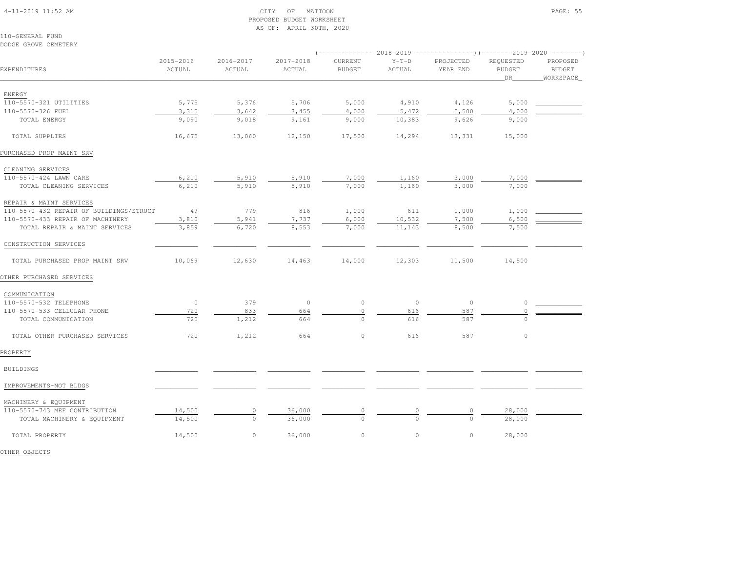CITY OF MATTOON
PROPOSED BUDGET WORKSHEET
AS OF: APRIL 30TH, 2020

110-GENERAL FUND
DODGE GROVE CEMETERY

| EXPENDITURES | 2015-2016 ACTUAL | 2016-2017 ACTUAL | 2017-2018 ACTUAL | 2018-2019 CURRENT BUDGET | 2018-2019 Y-T-D ACTUAL | 2018-2019 PROJECTED YEAR END | 2019-2020 REQUESTED BUDGET DR | 2019-2020 PROPOSED BUDGET WORKSPACE |
|---|---|---|---|---|---|---|---|---|
| ENERGY | | | | | | | | |
| 110-5570-321 UTILITIES | 5,775 | 5,376 | 5,706 | 5,000 | 4,910 | 4,126 | 5,000 | |
| 110-5570-326 FUEL | 3,315 | 3,642 | 3,455 | 4,000 | 5,472 | 5,500 | 4,000 | |
| TOTAL ENERGY | 9,090 | 9,018 | 9,161 | 9,000 | 10,383 | 9,626 | 9,000 | |
| TOTAL SUPPLIES | 16,675 | 13,060 | 12,150 | 17,500 | 14,294 | 13,331 | 15,000 | |
| PURCHASED PROP MAINT SRV | | | | | | | | |
| CLEANING SERVICES | | | | | | | | |
| 110-5570-424 LAWN CARE | 6,210 | 5,910 | 5,910 | 7,000 | 1,160 | 3,000 | 7,000 | |
| TOTAL CLEANING SERVICES | 6,210 | 5,910 | 5,910 | 7,000 | 1,160 | 3,000 | 7,000 | |
| REPAIR & MAINT SERVICES | | | | | | | | |
| 110-5570-432 REPAIR OF BUILDINGS/STRUCT | 49 | 779 | 816 | 1,000 | 611 | 1,000 | 1,000 | |
| 110-5570-433 REPAIR OF MACHINERY | 3,810 | 5,941 | 7,737 | 6,000 | 10,532 | 7,500 | 6,500 | |
| TOTAL REPAIR & MAINT SERVICES | 3,859 | 6,720 | 8,553 | 7,000 | 11,143 | 8,500 | 7,500 | |
| CONSTRUCTION SERVICES | | | | | | | | |
| TOTAL PURCHASED PROP MAINT SRV | 10,069 | 12,630 | 14,463 | 14,000 | 12,303 | 11,500 | 14,500 | |
| OTHER PURCHASED SERVICES | | | | | | | | |
| COMMUNICATION | | | | | | | | |
| 110-5570-532 TELEPHONE | 0 | 379 | 0 | 0 | 0 | 0 | 0 | |
| 110-5570-533 CELLULAR PHONE | 720 | 833 | 664 | 0 | 616 | 587 | 0 | |
| TOTAL COMMUNICATION | 720 | 1,212 | 664 | 0 | 616 | 587 | 0 | |
| TOTAL OTHER PURCHASED SERVICES | 720 | 1,212 | 664 | 0 | 616 | 587 | 0 | |
| PROPERTY | | | | | | | | |
| BUILDINGS | | | | | | | | |
| IMPROVEMENTS-NOT BLDGS | | | | | | | | |
| MACHINERY & EQUIPMENT | | | | | | | | |
| 110-5570-743 MEF CONTRIBUTION | 14,500 | 0 | 36,000 | 0 | 0 | 0 | 28,000 | |
| TOTAL MACHINERY & EQUIPMENT | 14,500 | 0 | 36,000 | 0 | 0 | 0 | 28,000 | |
| TOTAL PROPERTY | 14,500 | 0 | 36,000 | 0 | 0 | 0 | 28,000 | |
| OTHER OBJECTS | | | | | | | | |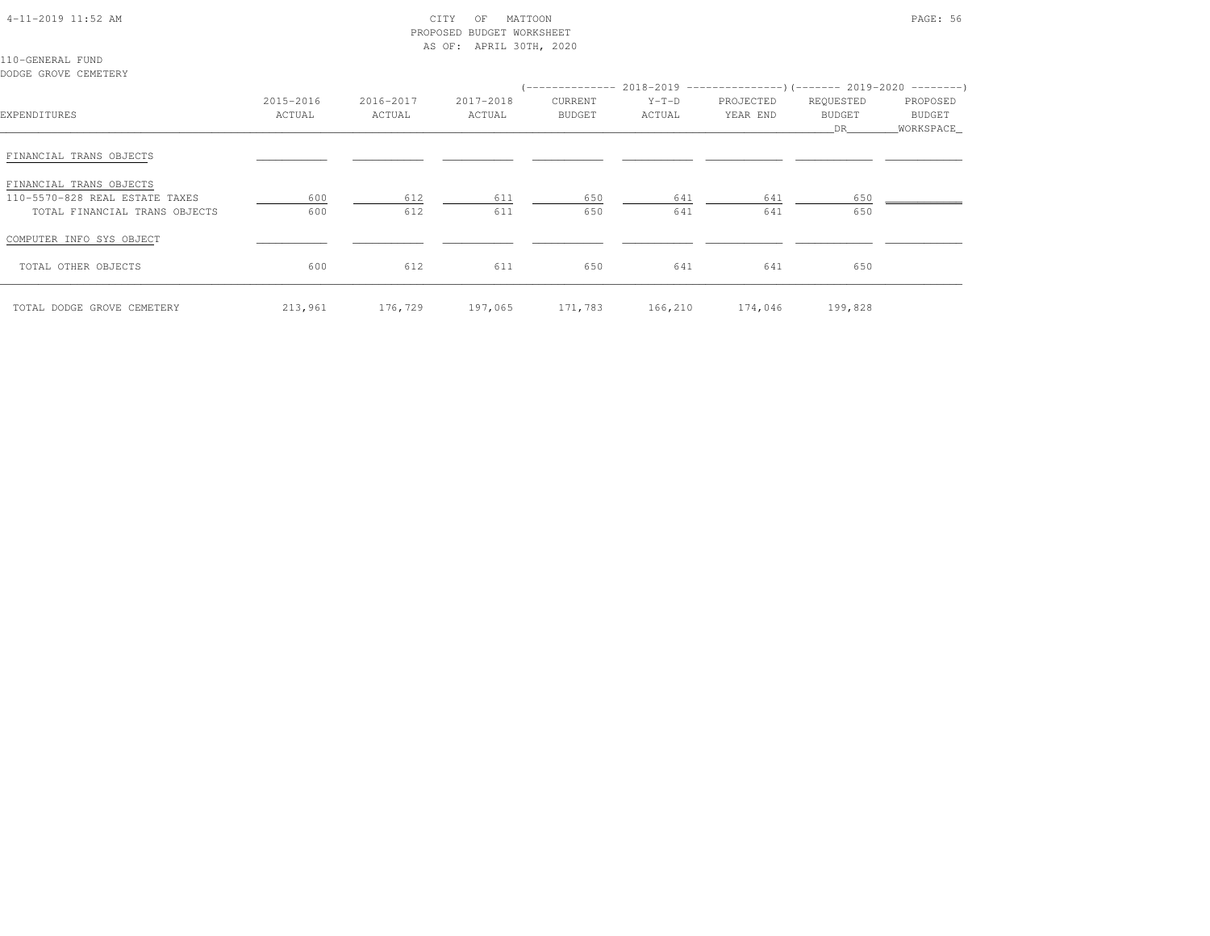CITY OF MATTOON
PROPOSED BUDGET WORKSHEET
AS OF: APRIL 30TH, 2020

110-GENERAL FUND
DODGE GROVE CEMETERY

| EXPENDITURES | 2015-2016 ACTUAL | 2016-2017 ACTUAL | 2017-2018 ACTUAL | 2018-2019 CURRENT BUDGET | 2018-2019 Y-T-D ACTUAL | 2018-2019 PROJECTED YEAR END | 2019-2020 REQUESTED BUDGET DR | 2019-2020 PROPOSED BUDGET WORKSPACE |
|---|---|---|---|---|---|---|---|---|
| FINANCIAL TRANS OBJECTS | | | | | | | | |
| FINANCIAL TRANS OBJECTS | | | | | | | | |
| 110-5570-828 REAL ESTATE TAXES | 600 | 612 | 611 | 650 | 641 | 641 | 650 | |
| TOTAL FINANCIAL TRANS OBJECTS | 600 | 612 | 611 | 650 | 641 | 641 | 650 | |
| COMPUTER INFO SYS OBJECT | | | | | | | | |
| TOTAL OTHER OBJECTS | 600 | 612 | 611 | 650 | 641 | 641 | 650 | |
| TOTAL DODGE GROVE CEMETERY | 213,961 | 176,729 | 197,065 | 171,783 | 166,210 | 174,046 | 199,828 | |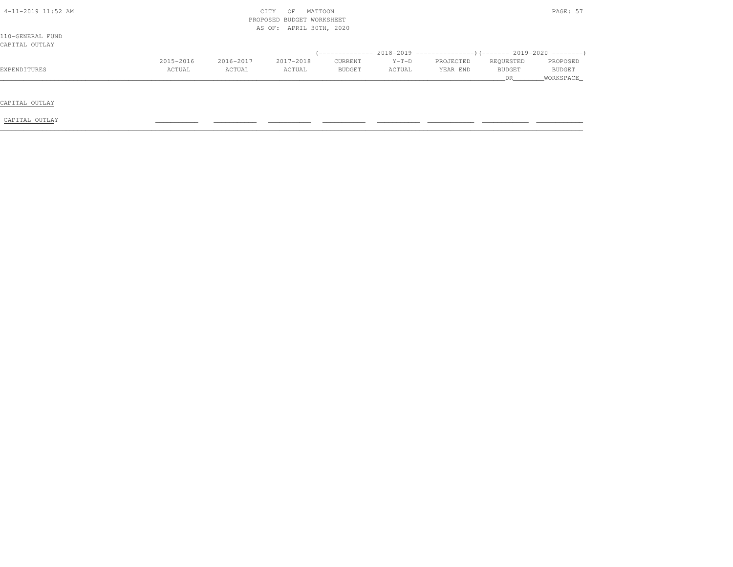CITY OF MATTOON
PROPOSED BUDGET WORKSHEET
AS OF: APRIL 30TH, 2020

110-GENERAL FUND
CAPITAL OUTLAY

| EXPENDITURES | 2015-2016 ACTUAL | 2016-2017 ACTUAL | 2017-2018 ACTUAL | 2018-2019 CURRENT BUDGET | 2018-2019 Y-T-D ACTUAL | 2018-2019 PROJECTED YEAR END | 2019-2020 REQUESTED BUDGET DR | 2019-2020 PROPOSED BUDGET WORKSPACE |
|---|---|---|---|---|---|---|---|---|
| CAPITAL OUTLAY | | | | | | | | |
| CAPITAL OUTLAY | | | | | | | | |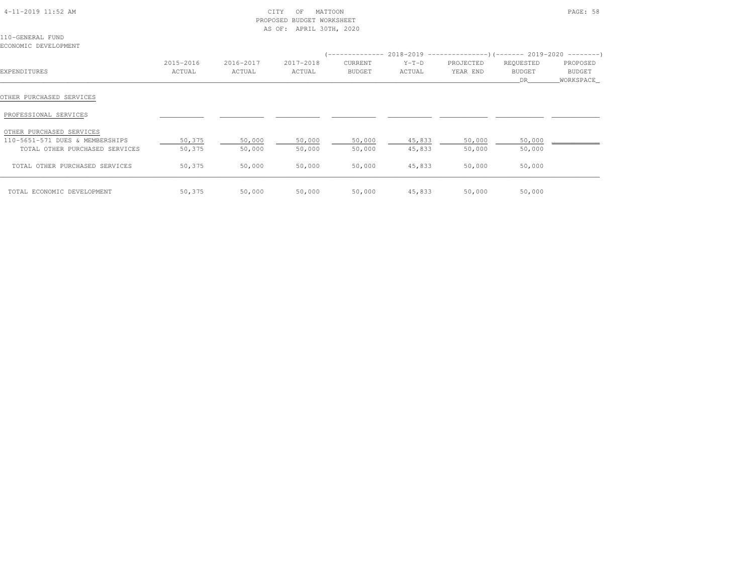CITY OF MATTOON
PROPOSED BUDGET WORKSHEET
AS OF: APRIL 30TH, 2020

110-GENERAL FUND
ECONOMIC DEVELOPMENT

| EXPENDITURES | 2015-2016 ACTUAL | 2016-2017 ACTUAL | 2017-2018 ACTUAL | 2018-2019 CURRENT BUDGET | 2018-2019 Y-T-D ACTUAL | 2018-2019 PROJECTED YEAR END | 2019-2020 REQUESTED BUDGET DR | 2019-2020 PROPOSED BUDGET WORKSPACE |
|---|---|---|---|---|---|---|---|---|
| OTHER PURCHASED SERVICES | | | | | | | | |
| PROFESSIONAL SERVICES | | | | | | | | |
| OTHER PURCHASED SERVICES | | | | | | | | |
| 110-5651-571 DUES & MEMBERSHIPS | 50,375 | 50,000 | 50,000 | 50,000 | 45,833 | 50,000 | 50,000 | |
| TOTAL OTHER PURCHASED SERVICES | 50,375 | 50,000 | 50,000 | 50,000 | 45,833 | 50,000 | 50,000 | |
| TOTAL OTHER PURCHASED SERVICES | 50,375 | 50,000 | 50,000 | 50,000 | 45,833 | 50,000 | 50,000 | |
| TOTAL ECONOMIC DEVELOPMENT | 50,375 | 50,000 | 50,000 | 50,000 | 45,833 | 50,000 | 50,000 | |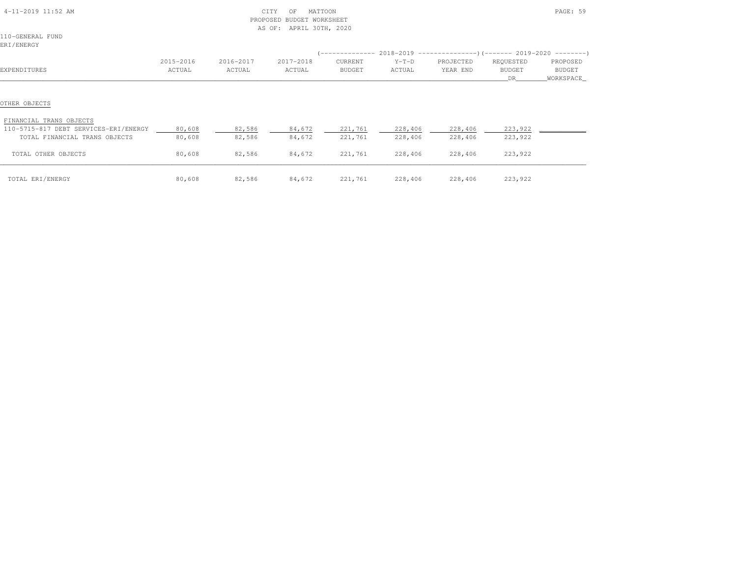CITY OF MATTOON
PROPOSED BUDGET WORKSHEET
AS OF: APRIL 30TH, 2020

110-GENERAL FUND
ERI/ENERGY

| EXPENDITURES | 2015-2016 ACTUAL | 2016-2017 ACTUAL | 2017-2018 ACTUAL | 2018-2019 CURRENT BUDGET | 2018-2019 Y-T-D ACTUAL | 2018-2019 PROJECTED YEAR END | 2019-2020 REQUESTED BUDGET DR | 2019-2020 PROPOSED BUDGET WORKSPACE |
|---|---|---|---|---|---|---|---|---|
| OTHER OBJECTS | | | | | | | | |
| FINANCIAL TRANS OBJECTS | | | | | | | | |
| 110-5715-817 DEBT SERVICES-ERI/ENERGY | 80,608 | 82,586 | 84,672 | 221,761 | 228,406 | 228,406 | 223,922 | |
| TOTAL FINANCIAL TRANS OBJECTS | 80,608 | 82,586 | 84,672 | 221,761 | 228,406 | 228,406 | 223,922 | |
| TOTAL OTHER OBJECTS | 80,608 | 82,586 | 84,672 | 221,761 | 228,406 | 228,406 | 223,922 | |
| TOTAL ERI/ENERGY | 80,608 | 82,586 | 84,672 | 221,761 | 228,406 | 228,406 | 223,922 | |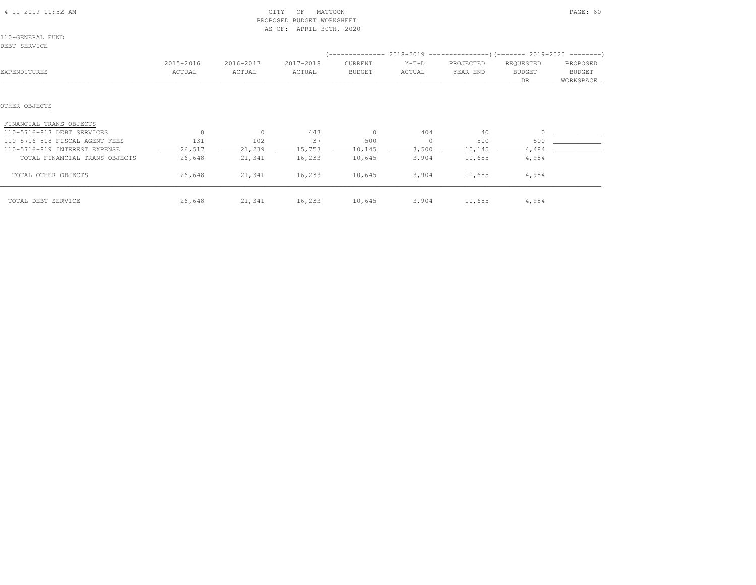CITY OF MATTOON
PROPOSED BUDGET WORKSHEET
AS OF: APRIL 30TH, 2020

110-GENERAL FUND
DEBT SERVICE

| EXPENDITURES | 2015-2016 ACTUAL | 2016-2017 ACTUAL | 2017-2018 ACTUAL | 2018-2019 CURRENT BUDGET | 2018-2019 Y-T-D ACTUAL | 2018-2019 PROJECTED YEAR END | 2019-2020 REQUESTED BUDGET DR | 2019-2020 PROPOSED BUDGET WORKSPACE |
|---|---|---|---|---|---|---|---|---|
| OTHER OBJECTS | | | | | | | | |
| FINANCIAL TRANS OBJECTS | | | | | | | | |
| 110-5716-817 DEBT SERVICES | 0 | 0 | 443 | 0 | 404 | 40 | 0 | |
| 110-5716-818 FISCAL AGENT FEES | 131 | 102 | 37 | 500 | 0 | 500 | 500 | |
| 110-5716-819 INTEREST EXPENSE | 26,517 | 21,239 | 15,753 | 10,145 | 3,500 | 10,145 | 4,484 | |
| TOTAL FINANCIAL TRANS OBJECTS | 26,648 | 21,341 | 16,233 | 10,645 | 3,904 | 10,685 | 4,984 | |
| TOTAL OTHER OBJECTS | 26,648 | 21,341 | 16,233 | 10,645 | 3,904 | 10,685 | 4,984 | |
| TOTAL DEBT SERVICE | 26,648 | 21,341 | 16,233 | 10,645 | 3,904 | 10,685 | 4,984 | |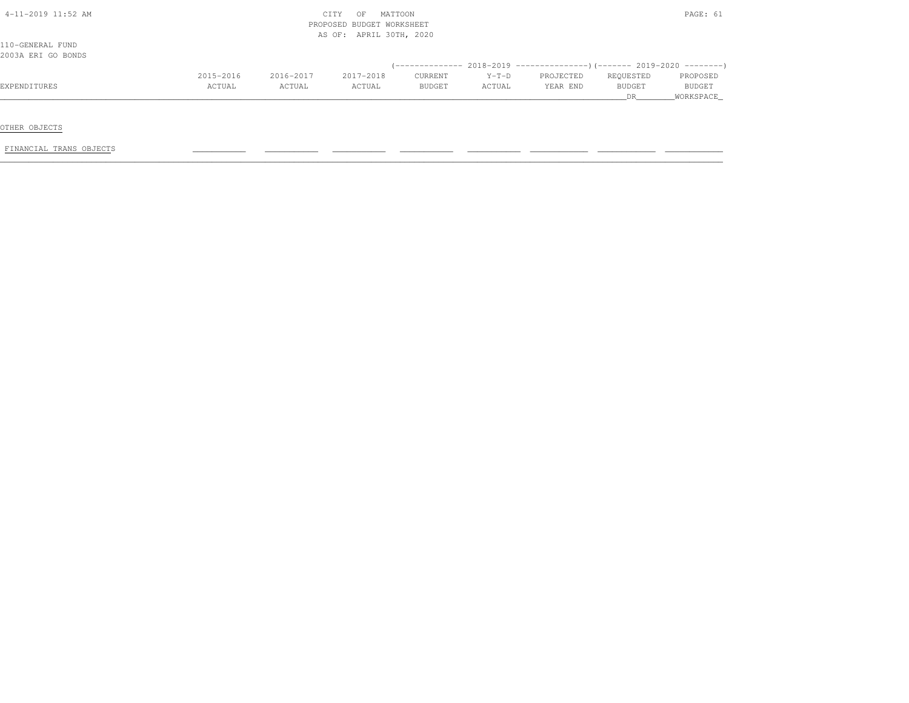CITY OF MATTOON
PROPOSED BUDGET WORKSHEET
AS OF: APRIL 30TH, 2020

110-GENERAL FUND
2003A ERI GO BONDS

| EXPENDITURES | 2015-2016 ACTUAL | 2016-2017 ACTUAL | 2017-2018 ACTUAL | 2018-2019 CURRENT BUDGET | 2018-2019 Y-T-D ACTUAL | 2018-2019 PROJECTED YEAR END | 2019-2020 REQUESTED BUDGET DR | 2019-2020 PROPOSED BUDGET WORKSPACE |
|---|---|---|---|---|---|---|---|---|
| OTHER OBJECTS | | | | | | | | |
| FINANCIAL TRANS OBJECTS | | | | | | | | |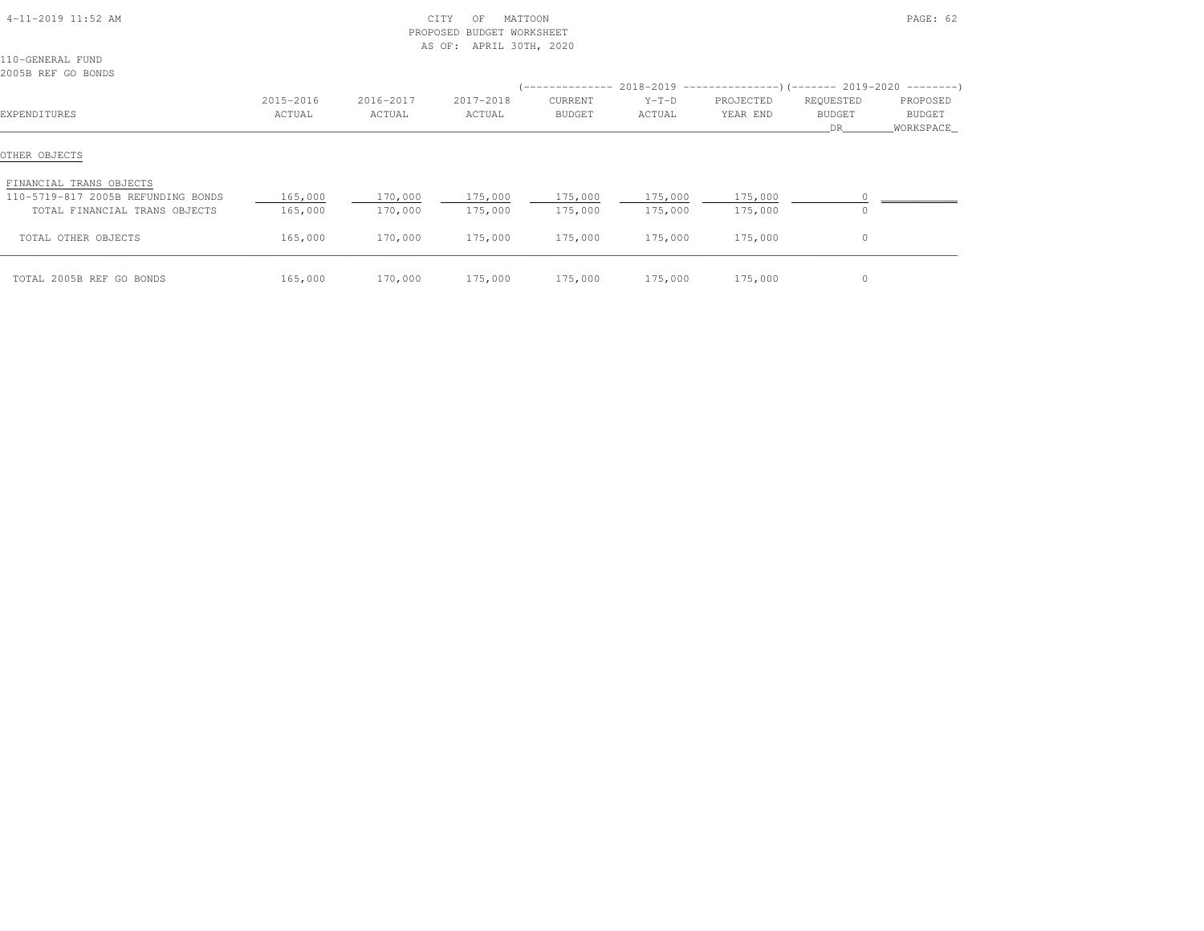CITY OF MATTOON
PROPOSED BUDGET WORKSHEET
AS OF: APRIL 30TH, 2020

110-GENERAL FUND
2005B REF GO BONDS

| EXPENDITURES | 2015-2016 ACTUAL | 2016-2017 ACTUAL | 2017-2018 ACTUAL | 2018-2019 CURRENT BUDGET | 2018-2019 Y-T-D ACTUAL | 2018-2019 PROJECTED YEAR END | 2019-2020 REQUESTED BUDGET DR | 2019-2020 PROPOSED BUDGET WORKSPACE |
|---|---|---|---|---|---|---|---|---|
| OTHER OBJECTS | | | | | | | | |
| FINANCIAL TRANS OBJECTS | | | | | | | | |
| 110-5719-817 2005B REFUNDING BONDS | 165,000 | 170,000 | 175,000 | 175,000 | 175,000 | 175,000 | 0 | |
| TOTAL FINANCIAL TRANS OBJECTS | 165,000 | 170,000 | 175,000 | 175,000 | 175,000 | 175,000 | 0 | |
| TOTAL OTHER OBJECTS | 165,000 | 170,000 | 175,000 | 175,000 | 175,000 | 175,000 | 0 | |
| TOTAL 2005B REF GO BONDS | 165,000 | 170,000 | 175,000 | 175,000 | 175,000 | 175,000 | 0 | |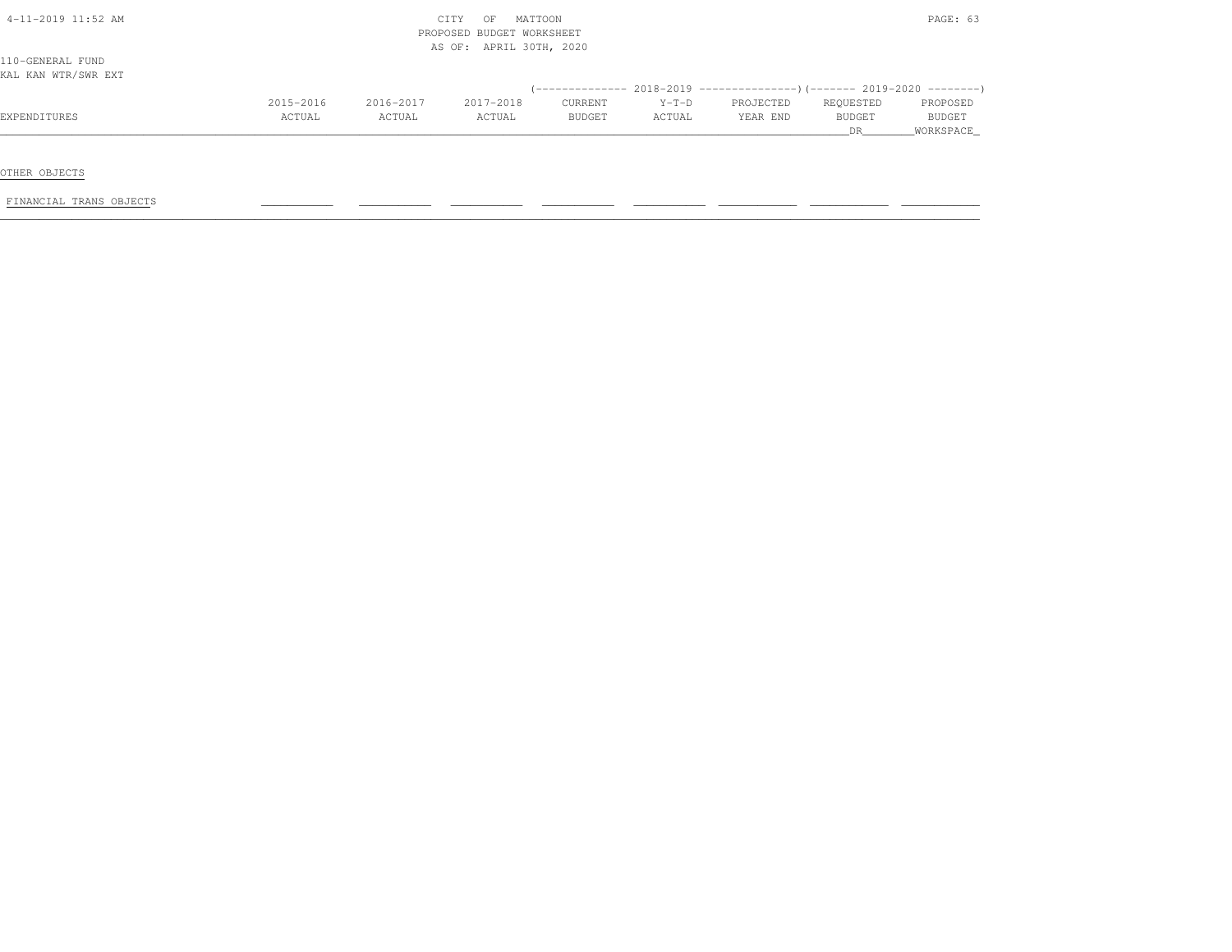CITY OF MATTOON
PROPOSED BUDGET WORKSHEET
AS OF: APRIL 30TH, 2020

110-GENERAL FUND
KAL KAN WTR/SWR EXT

| EXPENDITURES | 2015-2016 ACTUAL | 2016-2017 ACTUAL | 2017-2018 ACTUAL | 2018-2019 CURRENT BUDGET | 2018-2019 Y-T-D ACTUAL | 2018-2019 PROJECTED YEAR END | 2019-2020 REQUESTED BUDGET DR | 2019-2020 PROPOSED BUDGET WORKSPACE |
|---|---|---|---|---|---|---|---|---|
| OTHER OBJECTS | | | | | | | | |
| FINANCIAL TRANS OBJECTS | | | | | | | | |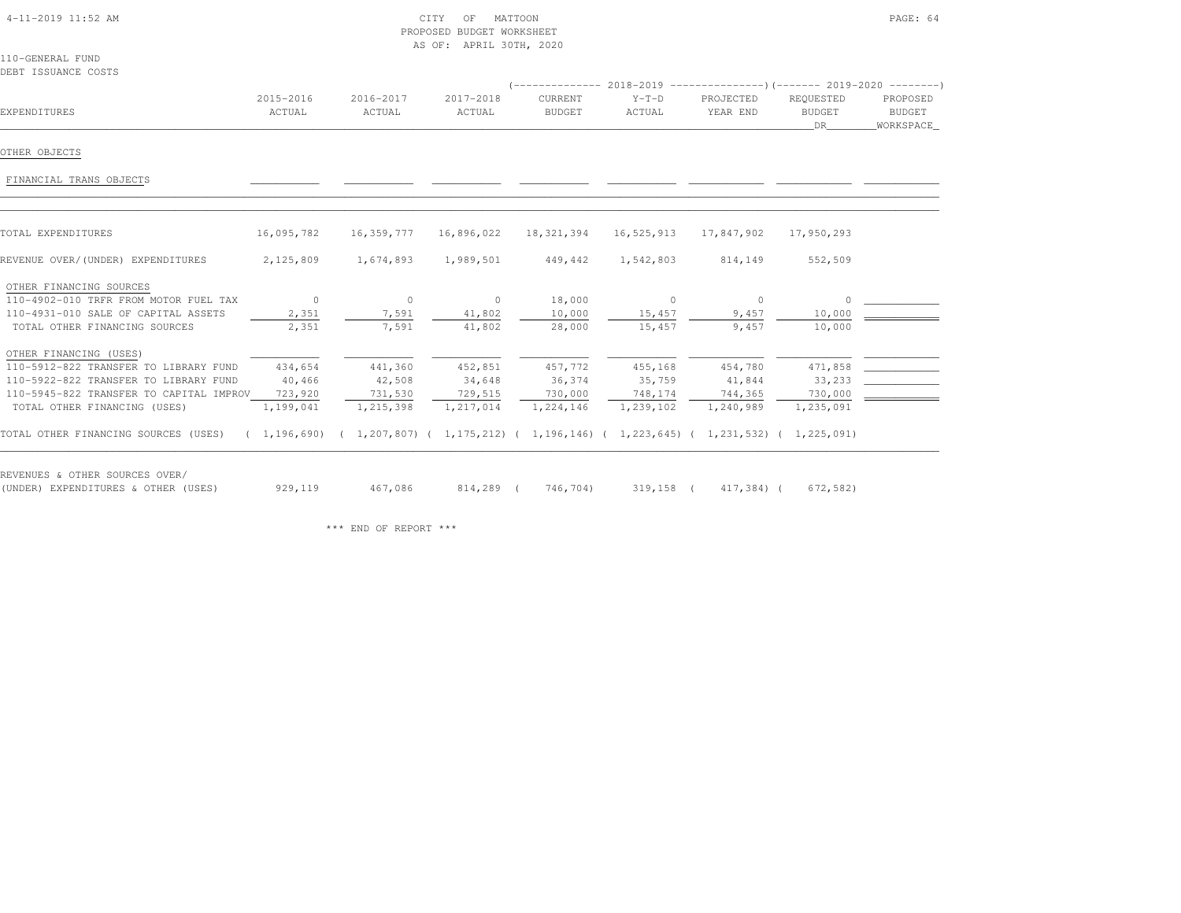CITY OF MATTOON
PROPOSED BUDGET WORKSHEET
AS OF: APRIL 30TH, 2020

110-GENERAL FUND
DEBT ISSUANCE COSTS

| EXPENDITURES | 2015-2016 ACTUAL | 2016-2017 ACTUAL | 2017-2018 ACTUAL | 2018-2019 CURRENT BUDGET | 2018-2019 Y-T-D ACTUAL | 2018-2019 PROJECTED YEAR END | 2019-2020 REQUESTED BUDGET DR | 2019-2020 PROPOSED BUDGET WORKSPACE |
|---|---|---|---|---|---|---|---|---|
| OTHER OBJECTS | | | | | | | | |
| FINANCIAL TRANS OBJECTS | | | | | | | | |
| TOTAL EXPENDITURES | 16,095,782 | 16,359,777 | 16,896,022 | 18,321,394 | 16,525,913 | 17,847,902 | 17,950,293 | |
| REVENUE OVER/(UNDER) EXPENDITURES | 2,125,809 | 1,674,893 | 1,989,501 | 449,442 | 1,542,803 | 814,149 | 552,509 | |
| OTHER FINANCING SOURCES | | | | | | | | |
| 110-4902-010 TRFR FROM MOTOR FUEL TAX | 0 | 0 | 0 | 18,000 | 0 | 0 | 0 | |
| 110-4931-010 SALE OF CAPITAL ASSETS | 2,351 | 7,591 | 41,802 | 10,000 | 15,457 | 9,457 | 10,000 | |
| TOTAL OTHER FINANCING SOURCES | 2,351 | 7,591 | 41,802 | 28,000 | 15,457 | 9,457 | 10,000 | |
| OTHER FINANCING (USES) | | | | | | | | |
| 110-5912-822 TRANSFER TO LIBRARY FUND | 434,654 | 441,360 | 452,851 | 457,772 | 455,168 | 454,780 | 471,858 | |
| 110-5922-822 TRANSFER TO LIBRARY FUND | 40,466 | 42,508 | 34,648 | 36,374 | 35,759 | 41,844 | 33,233 | |
| 110-5945-822 TRANSFER TO CAPITAL IMPROV | 723,920 | 731,530 | 729,515 | 730,000 | 748,174 | 744,365 | 730,000 | |
| TOTAL OTHER FINANCING (USES) | 1,199,041 | 1,215,398 | 1,217,014 | 1,224,146 | 1,239,102 | 1,240,989 | 1,235,091 | |
| TOTAL OTHER FINANCING SOURCES (USES) | ( 1,196,690) | ( 1,207,807) | ( 1,175,212) | ( 1,196,146) | ( 1,223,645) | ( 1,231,532) | ( 1,225,091) | |
| REVENUES & OTHER SOURCES OVER/ (UNDER) EXPENDITURES & OTHER (USES) | 929,119 | 467,086 | 814,289 | ( 746,704) | 319,158 | ( 417,384) | ( 672,582) | |

\*\*\* END OF REPORT \*\*\*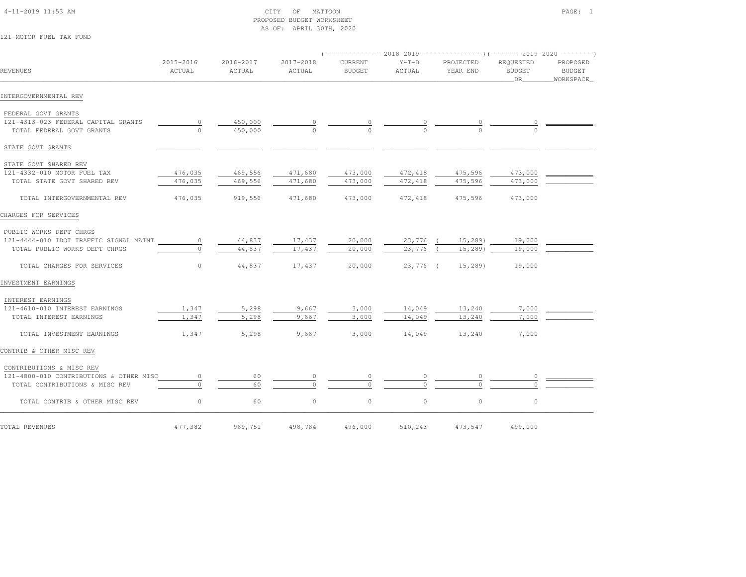CITY OF MATTOON
PROPOSED BUDGET WORKSHEET
AS OF: APRIL 30TH, 2020

121-MOTOR FUEL TAX FUND

| REVENUES | 2015-2016 ACTUAL | 2016-2017 ACTUAL | 2017-2018 ACTUAL | 2018-2019 CURRENT BUDGET | 2018-2019 Y-T-D ACTUAL | 2018-2019 PROJECTED YEAR END | 2019-2020 REQUESTED BUDGET DR | 2019-2020 PROPOSED BUDGET WORKSPACE |
|---|---|---|---|---|---|---|---|---|
| INTERGOVERNMENTAL REV | | | | | | | | |
| FEDERAL GOVT GRANTS | | | | | | | | |
| 121-4313-023 FEDERAL CAPITAL GRANTS | 0 | 450,000 | 0 | 0 | 0 | 0 | 0 | |
| TOTAL FEDERAL GOVT GRANTS | 0 | 450,000 | 0 | 0 | 0 | 0 | 0 | |
| STATE GOVT GRANTS | | | | | | | | |
| STATE GOVT SHARED REV | | | | | | | | |
| 121-4332-010 MOTOR FUEL TAX | 476,035 | 469,556 | 471,680 | 473,000 | 472,418 | 475,596 | 473,000 | |
| TOTAL STATE GOVT SHARED REV | 476,035 | 469,556 | 471,680 | 473,000 | 472,418 | 475,596 | 473,000 | |
| TOTAL INTERGOVERNMENTAL REV | 476,035 | 919,556 | 471,680 | 473,000 | 472,418 | 475,596 | 473,000 | |
| CHARGES FOR SERVICES | | | | | | | | |
| PUBLIC WORKS DEPT CHRGS | | | | | | | | |
| 121-4444-010 IDOT TRAFFIC SIGNAL MAINT | 0 | 44,837 | 17,437 | 20,000 | 23,776 | ( 15,289) | 19,000 | |
| TOTAL PUBLIC WORKS DEPT CHRGS | 0 | 44,837 | 17,437 | 20,000 | 23,776 | ( 15,289) | 19,000 | |
| TOTAL CHARGES FOR SERVICES | 0 | 44,837 | 17,437 | 20,000 | 23,776 | ( 15,289) | 19,000 | |
| INVESTMENT EARNINGS | | | | | | | | |
| INTEREST EARNINGS | | | | | | | | |
| 121-4610-010 INTEREST EARNINGS | 1,347 | 5,298 | 9,667 | 3,000 | 14,049 | 13,240 | 7,000 | |
| TOTAL INTEREST EARNINGS | 1,347 | 5,298 | 9,667 | 3,000 | 14,049 | 13,240 | 7,000 | |
| TOTAL INVESTMENT EARNINGS | 1,347 | 5,298 | 9,667 | 3,000 | 14,049 | 13,240 | 7,000 | |
| CONTRIB & OTHER MISC REV | | | | | | | | |
| CONTRIBUTIONS & MISC REV | | | | | | | | |
| 121-4800-010 CONTRIBUTIONS & OTHER MISC | 0 | 60 | 0 | 0 | 0 | 0 | 0 | |
| TOTAL CONTRIBUTIONS & MISC REV | 0 | 60 | 0 | 0 | 0 | 0 | 0 | |
| TOTAL CONTRIB & OTHER MISC REV | 0 | 60 | 0 | 0 | 0 | 0 | 0 | |
| TOTAL REVENUES | 477,382 | 969,751 | 498,784 | 496,000 | 510,243 | 473,547 | 499,000 | |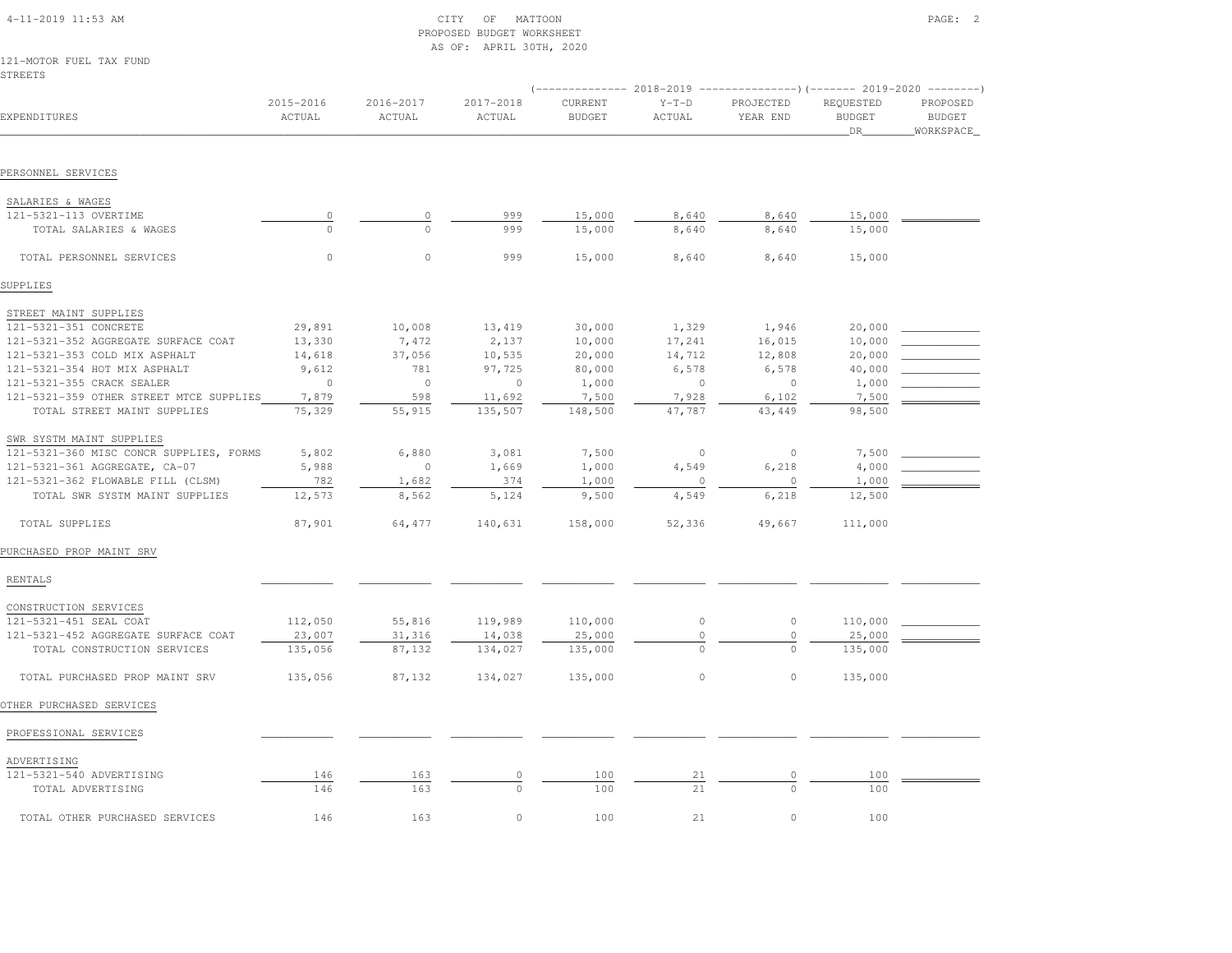CITY OF MATTOON
PROPOSED BUDGET WORKSHEET
AS OF: APRIL 30TH, 2020

121-MOTOR FUEL TAX FUND
STREETS

| EXPENDITURES | 2015-2016 ACTUAL | 2016-2017 ACTUAL | 2017-2018 ACTUAL | 2018-2019 CURRENT BUDGET | 2018-2019 Y-T-D ACTUAL | 2018-2019 PROJECTED YEAR END | 2019-2020 REQUESTED BUDGET DR | 2019-2020 PROPOSED BUDGET WORKSPACE |
|---|---|---|---|---|---|---|---|---|
| **PERSONNEL SERVICES** | | | | | | | | |
| SALARIES & WAGES | | | | | | | | |
| 121-5321-113 OVERTIME | 0 | 0 | 999 | 15,000 | 8,640 | 8,640 | 15,000 | |
| TOTAL SALARIES & WAGES | 0 | 0 | 999 | 15,000 | 8,640 | 8,640 | 15,000 | |
| TOTAL PERSONNEL SERVICES | 0 | 0 | 999 | 15,000 | 8,640 | 8,640 | 15,000 | |
| **SUPPLIES** | | | | | | | | |
| STREET MAINT SUPPLIES | | | | | | | | |
| 121-5321-351 CONCRETE | 29,891 | 10,008 | 13,419 | 30,000 | 1,329 | 1,946 | 20,000 | |
| 121-5321-352 AGGREGATE SURFACE COAT | 13,330 | 7,472 | 2,137 | 10,000 | 17,241 | 16,015 | 10,000 | |
| 121-5321-353 COLD MIX ASPHALT | 14,618 | 37,056 | 10,535 | 20,000 | 14,712 | 12,808 | 20,000 | |
| 121-5321-354 HOT MIX ASPHALT | 9,612 | 781 | 97,725 | 80,000 | 6,578 | 6,578 | 40,000 | |
| 121-5321-355 CRACK SEALER | 0 | 0 | 0 | 1,000 | 0 | 0 | 1,000 | |
| 121-5321-359 OTHER STREET MTCE SUPPLIES | 7,879 | 598 | 11,692 | 7,500 | 7,928 | 6,102 | 7,500 | |
| TOTAL STREET MAINT SUPPLIES | 75,329 | 55,915 | 135,507 | 148,500 | 47,787 | 43,449 | 98,500 | |
| SWR SYSTM MAINT SUPPLIES | | | | | | | | |
| 121-5321-360 MISC CONCR SUPPLIES, FORMS | 5,802 | 6,880 | 3,081 | 7,500 | 0 | 0 | 7,500 | |
| 121-5321-361 AGGREGATE, CA-07 | 5,988 | 0 | 1,669 | 1,000 | 4,549 | 6,218 | 4,000 | |
| 121-5321-362 FLOWABLE FILL (CLSM) | 782 | 1,682 | 374 | 1,000 | 0 | 0 | 1,000 | |
| TOTAL SWR SYSTM MAINT SUPPLIES | 12,573 | 8,562 | 5,124 | 9,500 | 4,549 | 6,218 | 12,500 | |
| TOTAL SUPPLIES | 87,901 | 64,477 | 140,631 | 158,000 | 52,336 | 49,667 | 111,000 | |
| **PURCHASED PROP MAINT SRV** | | | | | | | | |
| RENTALS | | | | | | | | |
| CONSTRUCTION SERVICES | | | | | | | | |
| 121-5321-451 SEAL COAT | 112,050 | 55,816 | 119,989 | 110,000 | 0 | 0 | 110,000 | |
| 121-5321-452 AGGREGATE SURFACE COAT | 23,007 | 31,316 | 14,038 | 25,000 | 0 | 0 | 25,000 | |
| TOTAL CONSTRUCTION SERVICES | 135,056 | 87,132 | 134,027 | 135,000 | 0 | 0 | 135,000 | |
| TOTAL PURCHASED PROP MAINT SRV | 135,056 | 87,132 | 134,027 | 135,000 | 0 | 0 | 135,000 | |
| **OTHER PURCHASED SERVICES** | | | | | | | | |
| PROFESSIONAL SERVICES | | | | | | | | |
| ADVERTISING | | | | | | | | |
| 121-5321-540 ADVERTISING | 146 | 163 | 0 | 100 | 21 | 0 | 100 | |
| TOTAL ADVERTISING | 146 | 163 | 0 | 100 | 21 | 0 | 100 | |
| TOTAL OTHER PURCHASED SERVICES | 146 | 163 | 0 | 100 | 21 | 0 | 100 | |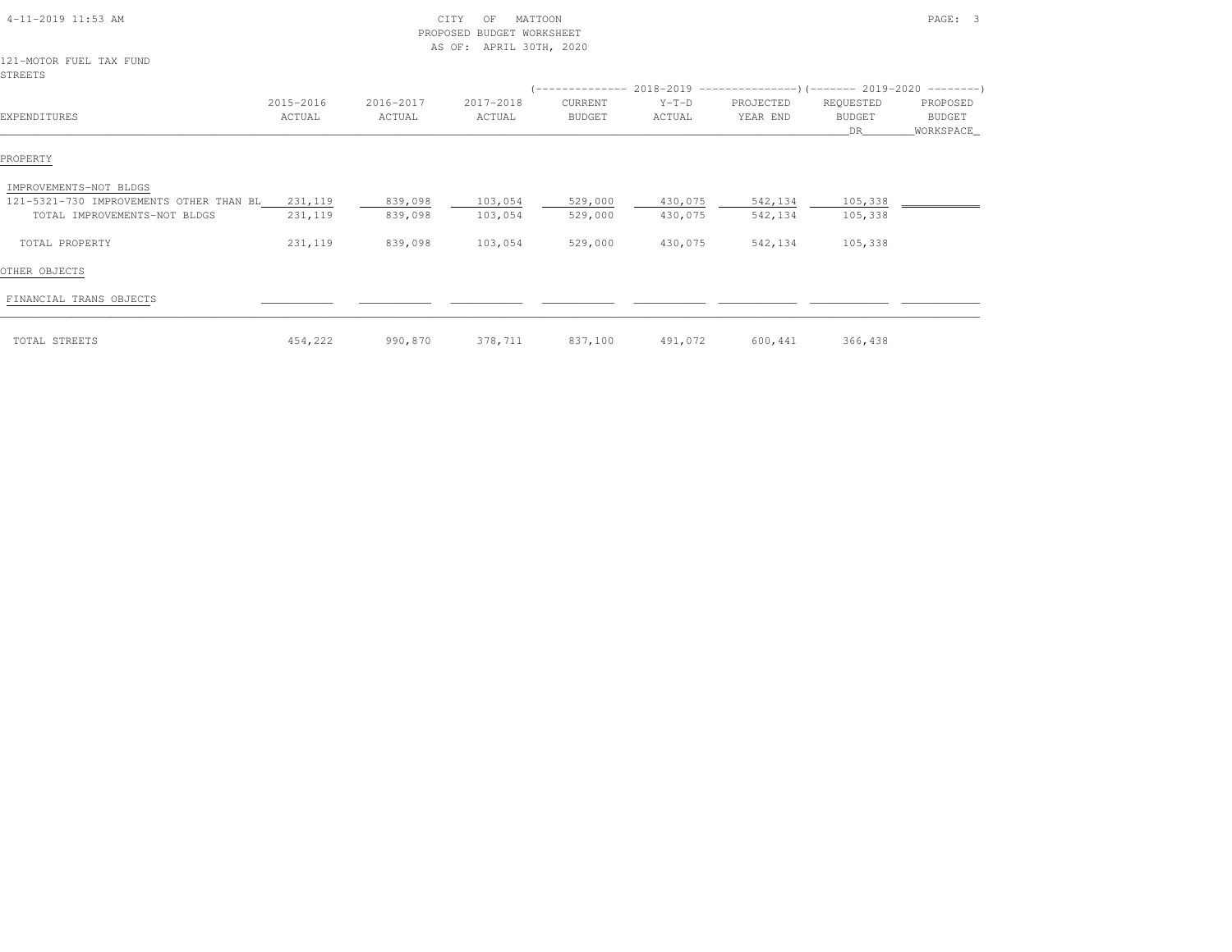CITY OF MATTOON
PROPOSED BUDGET WORKSHEET
AS OF: APRIL 30TH, 2020

121-MOTOR FUEL TAX FUND
STREETS

| EXPENDITURES | 2015-2016 ACTUAL | 2016-2017 ACTUAL | 2017-2018 ACTUAL | 2018-2019 CURRENT BUDGET | 2018-2019 Y-T-D ACTUAL | 2018-2019 PROJECTED YEAR END | 2019-2020 REQUESTED BUDGET DR | 2019-2020 PROPOSED BUDGET WORKSPACE |
|---|---|---|---|---|---|---|---|---|
| PROPERTY | | | | | | | | |
| IMPROVEMENTS-NOT BLDGS | | | | | | | | |
| 121-5321-730 IMPROVEMENTS OTHER THAN BL | 231,119 | 839,098 | 103,054 | 529,000 | 430,075 | 542,134 | 105,338 | |
| TOTAL IMPROVEMENTS-NOT BLDGS | 231,119 | 839,098 | 103,054 | 529,000 | 430,075 | 542,134 | 105,338 | |
| TOTAL PROPERTY | 231,119 | 839,098 | 103,054 | 529,000 | 430,075 | 542,134 | 105,338 | |
| OTHER OBJECTS | | | | | | | | |
| FINANCIAL TRANS OBJECTS | | | | | | | | |
| TOTAL STREETS | 454,222 | 990,870 | 378,711 | 837,100 | 491,072 | 600,441 | 366,438 | |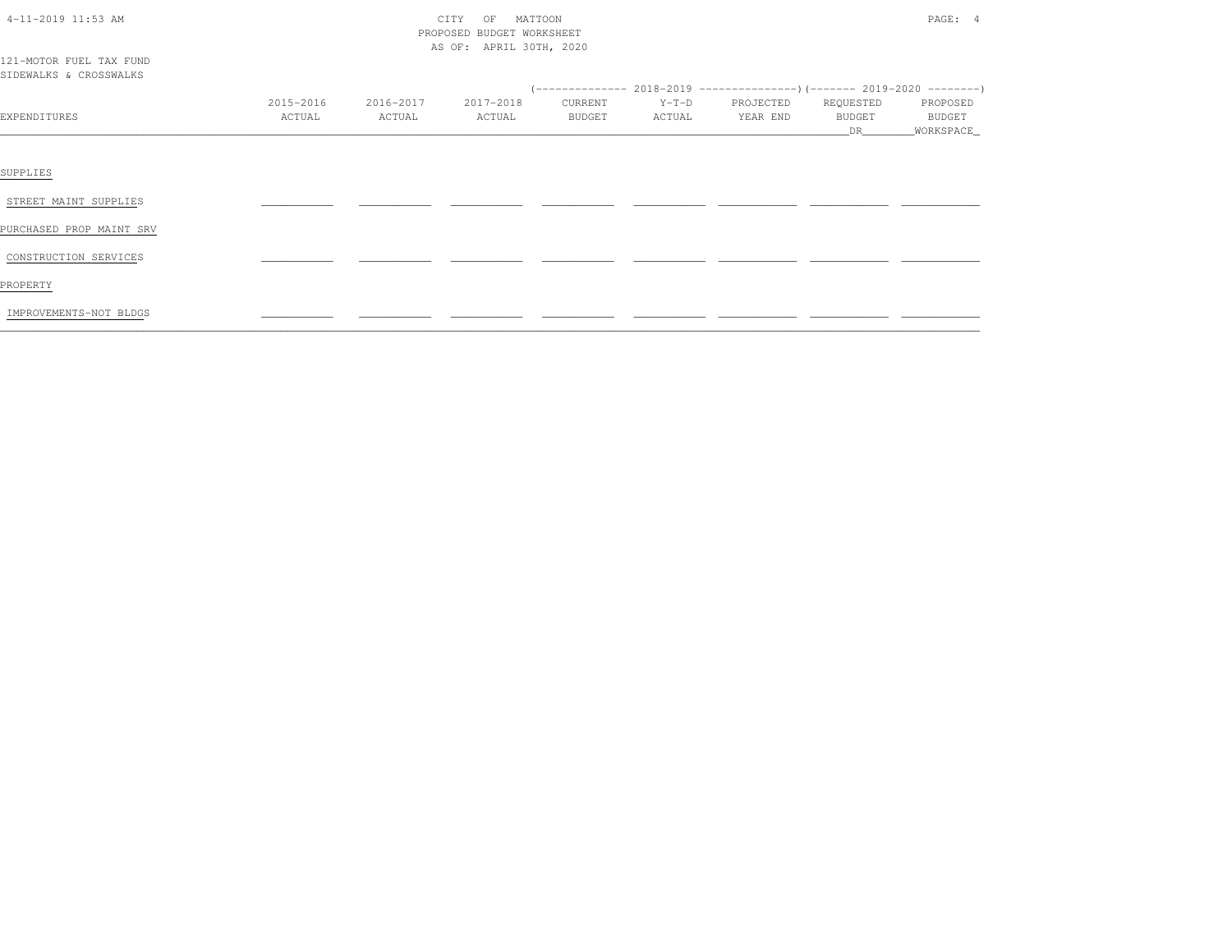CITY OF MATTOON
PROPOSED BUDGET WORKSHEET
AS OF: APRIL 30TH, 2020

121-MOTOR FUEL TAX FUND
SIDEWALKS & CROSSWALKS

| EXPENDITURES | 2015-2016 ACTUAL | 2016-2017 ACTUAL | 2017-2018 ACTUAL | 2018-2019 CURRENT BUDGET | 2018-2019 Y-T-D ACTUAL | 2018-2019 PROJECTED YEAR END | 2019-2020 REQUESTED BUDGET DR | 2019-2020 PROPOSED BUDGET WORKSPACE |
|---|---|---|---|---|---|---|---|---|
| SUPPLIES | | | | | | | | |
| STREET MAINT SUPPLIES | | | | | | | | |
| PURCHASED PROP MAINT SRV | | | | | | | | |
| CONSTRUCTION SERVICES | | | | | | | | |
| PROPERTY | | | | | | | | |
| IMPROVEMENTS-NOT BLDGS | | | | | | | | |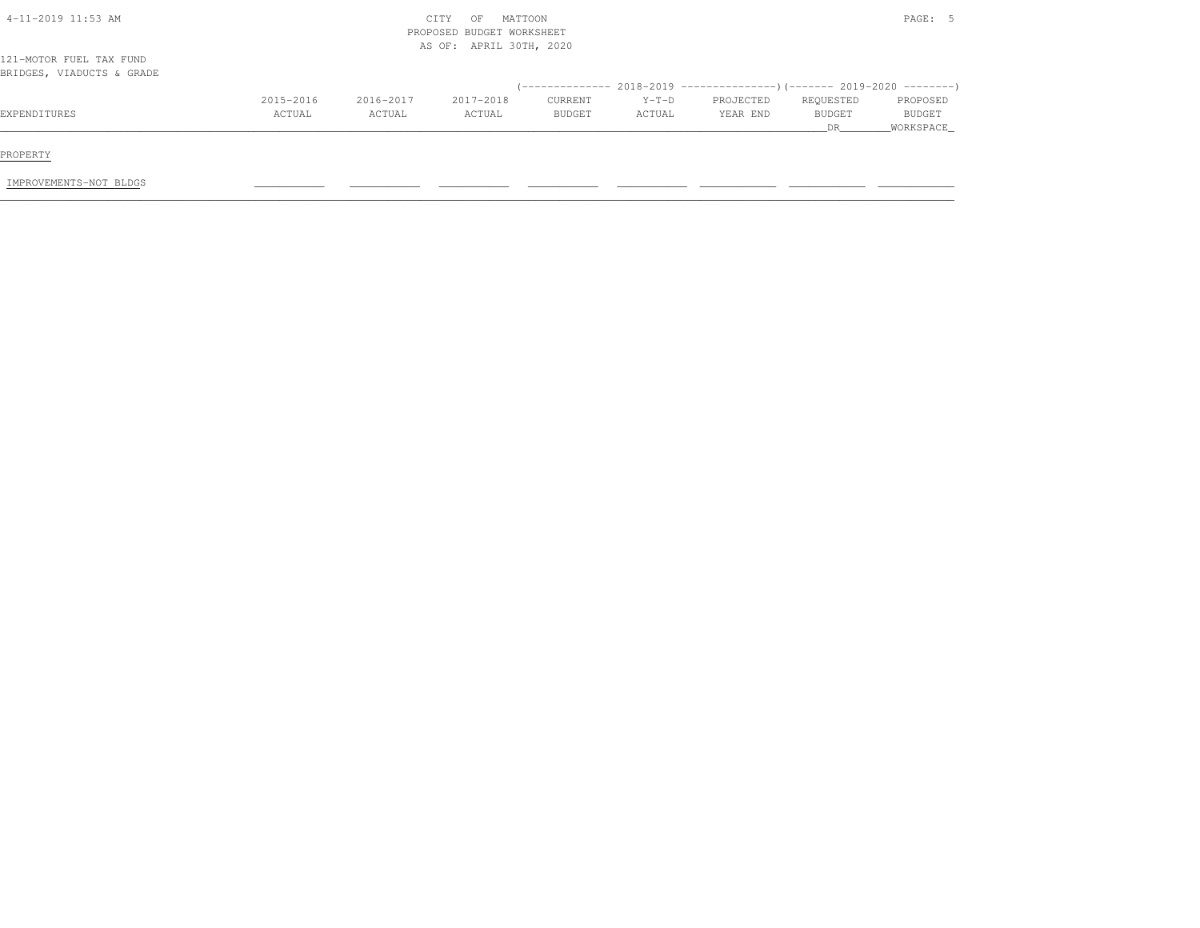CITY OF MATTOON
PROPOSED BUDGET WORKSHEET
AS OF: APRIL 30TH, 2020

121-MOTOR FUEL TAX FUND
BRIDGES, VIADUCTS & GRADE

| EXPENDITURES | 2015-2016 ACTUAL | 2016-2017 ACTUAL | 2017-2018 ACTUAL | 2018-2019 CURRENT BUDGET | 2018-2019 Y-T-D ACTUAL | 2018-2019 PROJECTED YEAR END | 2019-2020 REQUESTED BUDGET DR | 2019-2020 PROPOSED BUDGET WORKSPACE |
|---|---|---|---|---|---|---|---|---|
| PROPERTY | | | | | | | | |
| IMPROVEMENTS-NOT BLDGS | | | | | | | | |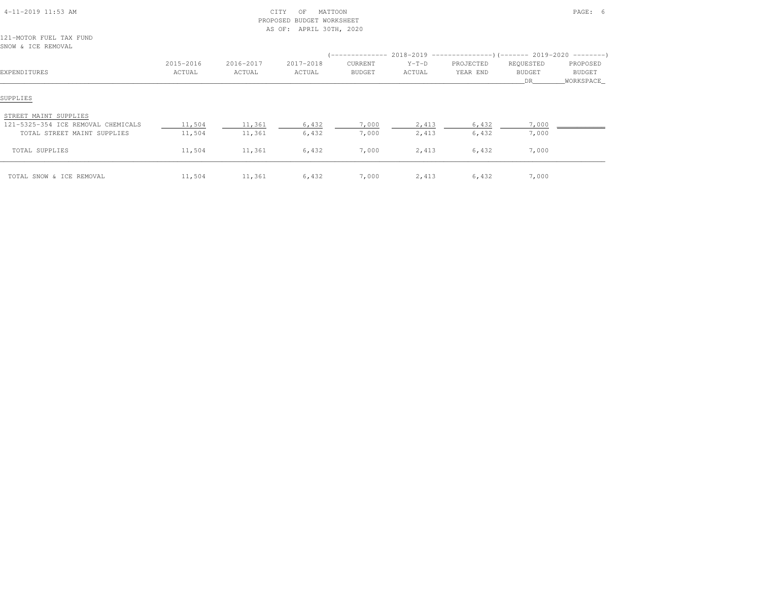CITY OF MATTOON
PROPOSED BUDGET WORKSHEET
AS OF: APRIL 30TH, 2020

121-MOTOR FUEL TAX FUND
SNOW & ICE REMOVAL

| EXPENDITURES | 2015-2016 ACTUAL | 2016-2017 ACTUAL | 2017-2018 ACTUAL | 2018-2019 CURRENT BUDGET | 2018-2019 Y-T-D ACTUAL | 2018-2019 PROJECTED YEAR END | 2019-2020 REQUESTED BUDGET DR | 2019-2020 PROPOSED BUDGET WORKSPACE |
|---|---|---|---|---|---|---|---|---|
| **SUPPLIES** | | | | | | | | |
| STREET MAINT SUPPLIES | | | | | | | | |
| 121-5325-354 ICE REMOVAL CHEMICALS | 11,504 | 11,361 | 6,432 | 7,000 | 2,413 | 6,432 | 7,000 | |
| TOTAL STREET MAINT SUPPLIES | 11,504 | 11,361 | 6,432 | 7,000 | 2,413 | 6,432 | 7,000 | |
| TOTAL SUPPLIES | 11,504 | 11,361 | 6,432 | 7,000 | 2,413 | 6,432 | 7,000 | |
| TOTAL SNOW & ICE REMOVAL | 11,504 | 11,361 | 6,432 | 7,000 | 2,413 | 6,432 | 7,000 | |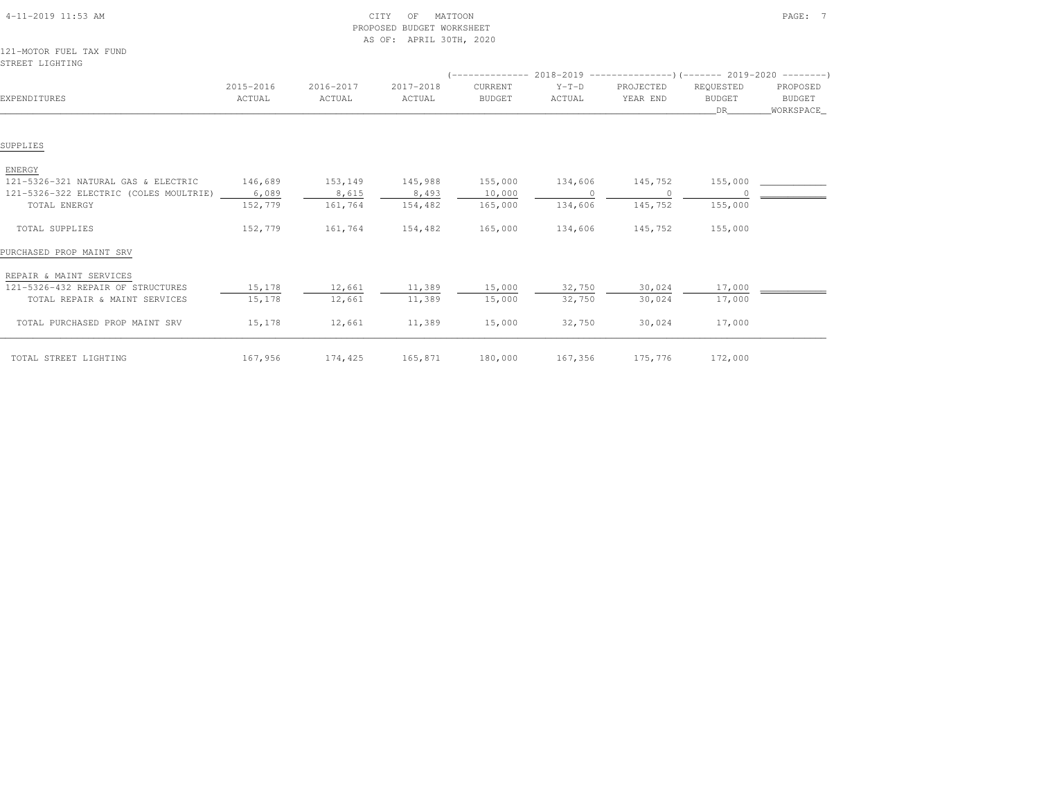CITY OF MATTOON
PROPOSED BUDGET WORKSHEET
AS OF: APRIL 30TH, 2020

121-MOTOR FUEL TAX FUND
STREET LIGHTING

| EXPENDITURES | 2015-2016 ACTUAL | 2016-2017 ACTUAL | 2017-2018 ACTUAL | 2018-2019 CURRENT BUDGET | 2018-2019 Y-T-D ACTUAL | 2018-2019 PROJECTED YEAR END | 2019-2020 REQUESTED BUDGET DR | 2019-2020 PROPOSED BUDGET WORKSPACE |
|---|---|---|---|---|---|---|---|---|
| SUPPLIES | | | | | | | | |
| ENERGY | | | | | | | | |
| 121-5326-321 NATURAL GAS & ELECTRIC | 146,689 | 153,149 | 145,988 | 155,000 | 134,606 | 145,752 | 155,000 | |
| 121-5326-322 ELECTRIC (COLES MOULTRIE) | 6,089 | 8,615 | 8,493 | 10,000 | 0 | 0 | 0 | |
| TOTAL ENERGY | 152,779 | 161,764 | 154,482 | 165,000 | 134,606 | 145,752 | 155,000 | |
| TOTAL SUPPLIES | 152,779 | 161,764 | 154,482 | 165,000 | 134,606 | 145,752 | 155,000 | |
| PURCHASED PROP MAINT SRV | | | | | | | | |
| REPAIR & MAINT SERVICES | | | | | | | | |
| 121-5326-432 REPAIR OF STRUCTURES | 15,178 | 12,661 | 11,389 | 15,000 | 32,750 | 30,024 | 17,000 | |
| TOTAL REPAIR & MAINT SERVICES | 15,178 | 12,661 | 11,389 | 15,000 | 32,750 | 30,024 | 17,000 | |
| TOTAL PURCHASED PROP MAINT SRV | 15,178 | 12,661 | 11,389 | 15,000 | 32,750 | 30,024 | 17,000 | |
| TOTAL STREET LIGHTING | 167,956 | 174,425 | 165,871 | 180,000 | 167,356 | 175,776 | 172,000 | |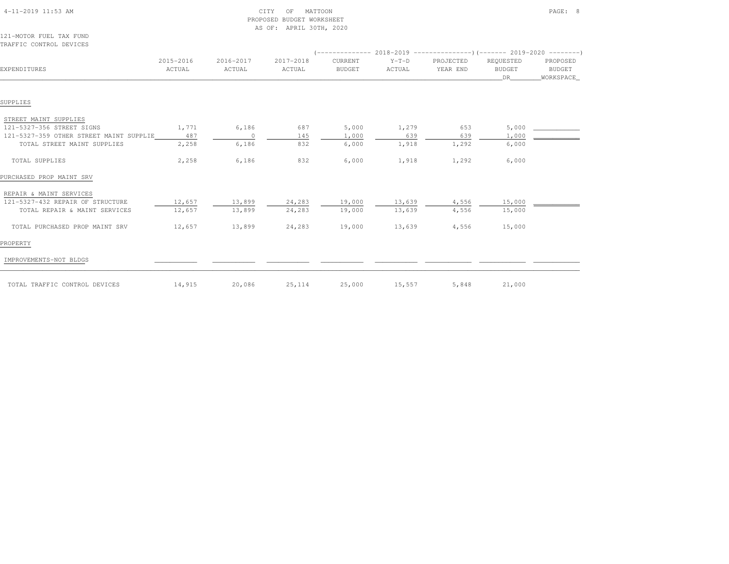CITY OF MATTOON
PROPOSED BUDGET WORKSHEET
AS OF: APRIL 30TH, 2020

121-MOTOR FUEL TAX FUND
TRAFFIC CONTROL DEVICES

| EXPENDITURES | 2015-2016 ACTUAL | 2016-2017 ACTUAL | 2017-2018 ACTUAL | 2018-2019 CURRENT BUDGET | 2018-2019 Y-T-D ACTUAL | 2018-2019 PROJECTED YEAR END | 2019-2020 REQUESTED BUDGET DR | 2019-2020 PROPOSED BUDGET WORKSPACE |
|---|---|---|---|---|---|---|---|---|
| **SUPPLIES** | | | | | | | | |
| STREET MAINT SUPPLIES | | | | | | | | |
| 121-5327-356 STREET SIGNS | 1,771 | 6,186 | 687 | 5,000 | 1,279 | 653 | 5,000 | |
| 121-5327-359 OTHER STREET MAINT SUPPLIE | 487 | 0 | 145 | 1,000 | 639 | 639 | 1,000 | |
| TOTAL STREET MAINT SUPPLIES | 2,258 | 6,186 | 832 | 6,000 | 1,918 | 1,292 | 6,000 | |
| TOTAL SUPPLIES | 2,258 | 6,186 | 832 | 6,000 | 1,918 | 1,292 | 6,000 | |
| **PURCHASED PROP MAINT SRV** | | | | | | | | |
| REPAIR & MAINT SERVICES | | | | | | | | |
| 121-5327-432 REPAIR OF STRUCTURE | 12,657 | 13,899 | 24,283 | 19,000 | 13,639 | 4,556 | 15,000 | |
| TOTAL REPAIR & MAINT SERVICES | 12,657 | 13,899 | 24,283 | 19,000 | 13,639 | 4,556 | 15,000 | |
| TOTAL PURCHASED PROP MAINT SRV | 12,657 | 13,899 | 24,283 | 19,000 | 13,639 | 4,556 | 15,000 | |
| **PROPERTY** | | | | | | | | |
| IMPROVEMENTS-NOT BLDGS | | | | | | | | |
| TOTAL TRAFFIC CONTROL DEVICES | 14,915 | 20,086 | 25,114 | 25,000 | 15,557 | 5,848 | 21,000 | |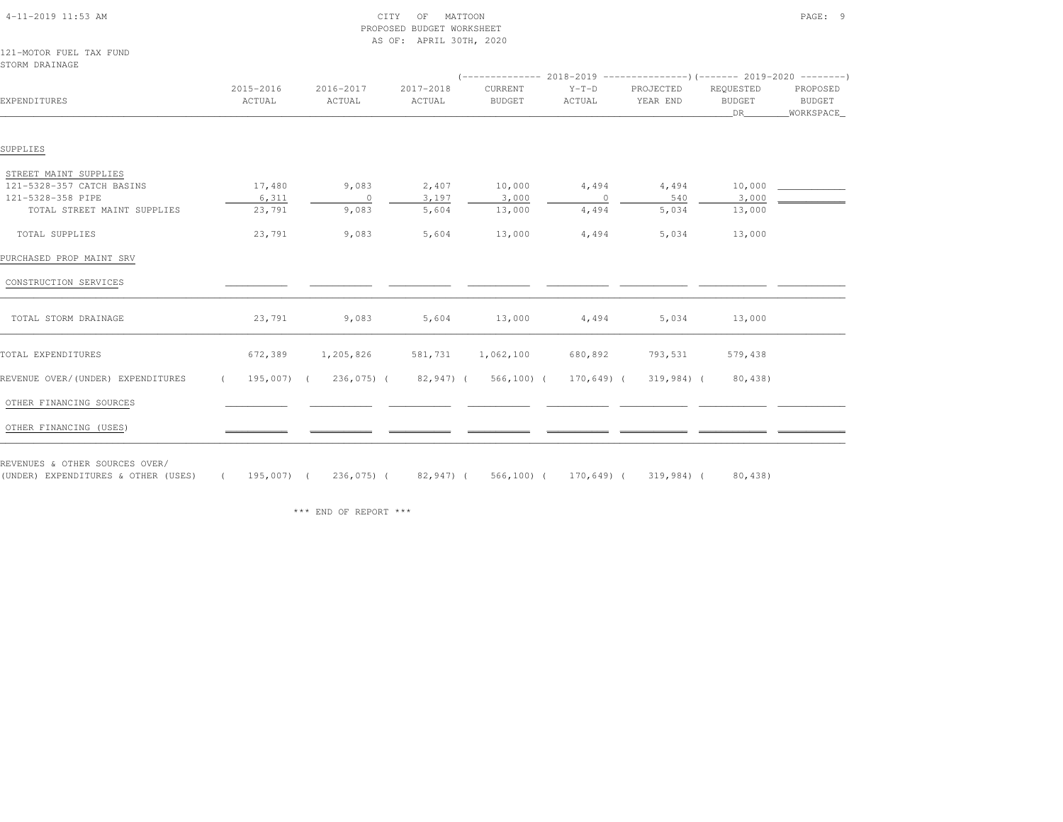CITY OF MATTOON
PROPOSED BUDGET WORKSHEET
AS OF: APRIL 30TH, 2020

121-MOTOR FUEL TAX FUND
STORM DRAINAGE

| EXPENDITURES | 2015-2016 ACTUAL | 2016-2017 ACTUAL | 2017-2018 ACTUAL | 2018-2019 CURRENT BUDGET | 2018-2019 Y-T-D ACTUAL | 2018-2019 PROJECTED YEAR END | 2019-2020 REQUESTED BUDGET DR | 2019-2020 PROPOSED BUDGET WORKSPACE |
|---|---|---|---|---|---|---|---|---|
| SUPPLIES | | | | | | | | |
| STREET MAINT SUPPLIES | | | | | | | | |
| 121-5328-357 CATCH BASINS | 17,480 | 9,083 | 2,407 | 10,000 | 4,494 | 4,494 | 10,000 | |
| 121-5328-358 PIPE | 6,311 | 0 | 3,197 | 3,000 | 0 | 540 | 3,000 | |
| TOTAL STREET MAINT SUPPLIES | 23,791 | 9,083 | 5,604 | 13,000 | 4,494 | 5,034 | 13,000 | |
| TOTAL SUPPLIES | 23,791 | 9,083 | 5,604 | 13,000 | 4,494 | 5,034 | 13,000 | |
| PURCHASED PROP MAINT SRV | | | | | | | | |
| CONSTRUCTION SERVICES | | | | | | | | |
| TOTAL STORM DRAINAGE | 23,791 | 9,083 | 5,604 | 13,000 | 4,494 | 5,034 | 13,000 | |
| TOTAL EXPENDITURES | 672,389 | 1,205,826 | 581,731 | 1,062,100 | 680,892 | 793,531 | 579,438 | |
| REVENUE OVER/(UNDER) EXPENDITURES | (195,007) | (236,075) | (82,947) | (566,100) | (170,649) | (319,984) | (80,438) | |
| OTHER FINANCING SOURCES | | | | | | | | |
| OTHER FINANCING (USES) | | | | | | | | |
| REVENUES & OTHER SOURCES OVER/ (UNDER) EXPENDITURES & OTHER (USES) | (195,007) | (236,075) | (82,947) | (566,100) | (170,649) | (319,984) | (80,438) | |

*** END OF REPORT ***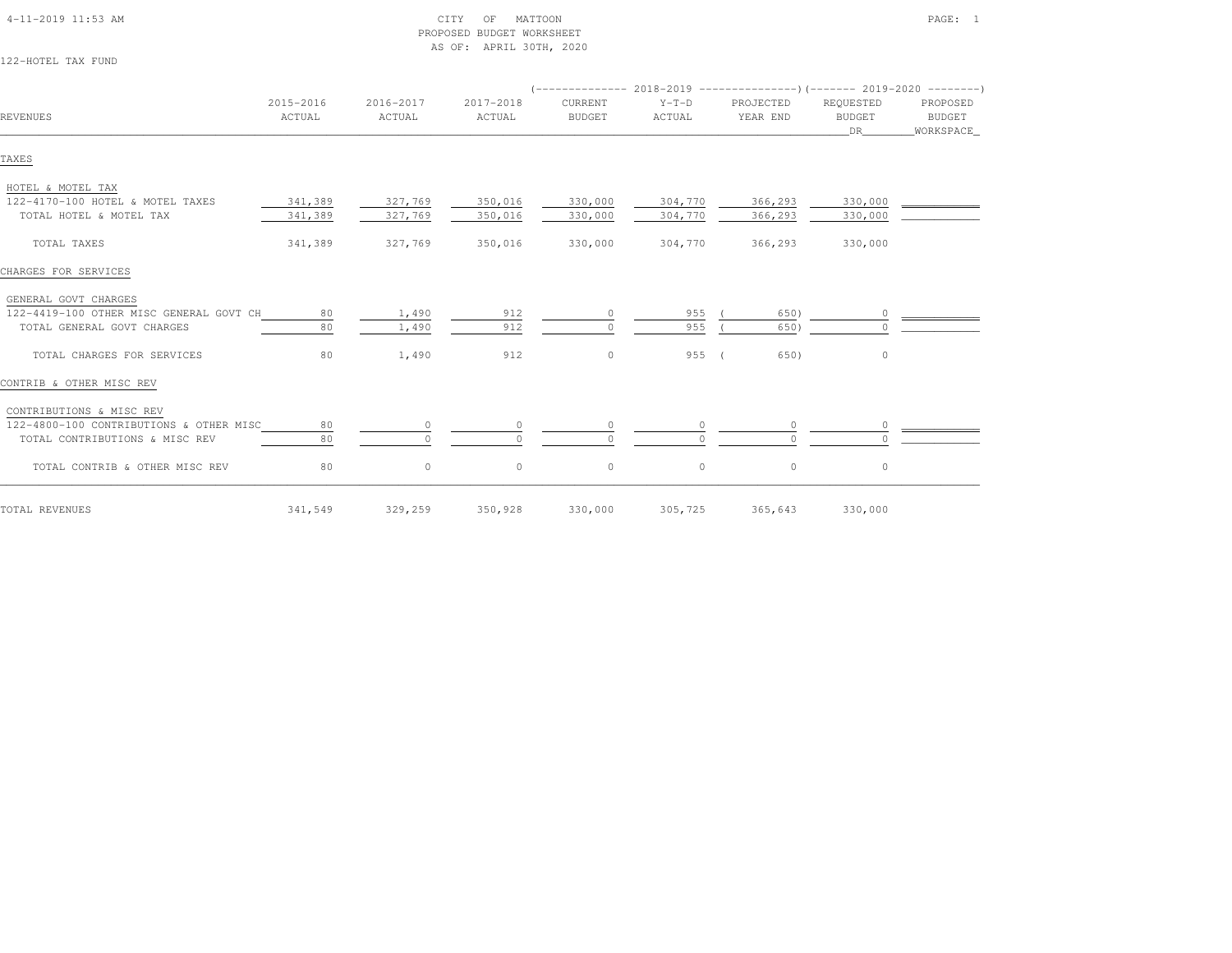CITY OF MATTOON
PROPOSED BUDGET WORKSHEET
AS OF: APRIL 30TH, 2020

122-HOTEL TAX FUND

| REVENUES | 2015-2016 ACTUAL | 2016-2017 ACTUAL | 2017-2018 ACTUAL | 2018-2019 CURRENT BUDGET | 2018-2019 Y-T-D ACTUAL | 2018-2019 PROJECTED YEAR END | 2019-2020 REQUESTED BUDGET DR | 2019-2020 PROPOSED BUDGET WORKSPACE |
|---|---|---|---|---|---|---|---|---|
| **TAXES** | | | | | | | | |
| HOTEL & MOTEL TAX | | | | | | | | |
| 122-4170-100 HOTEL & MOTEL TAXES | 341,389 | 327,769 | 350,016 | 330,000 | 304,770 | 366,293 | 330,000 | |
| TOTAL HOTEL & MOTEL TAX | 341,389 | 327,769 | 350,016 | 330,000 | 304,770 | 366,293 | 330,000 | |
| TOTAL TAXES | 341,389 | 327,769 | 350,016 | 330,000 | 304,770 | 366,293 | 330,000 | |
| **CHARGES FOR SERVICES** | | | | | | | | |
| GENERAL GOVT CHARGES | | | | | | | | |
| 122-4419-100 OTHER MISC GENERAL GOVT CH | 80 | 1,490 | 912 | 0 | 955 | ( 650) | 0 | |
| TOTAL GENERAL GOVT CHARGES | 80 | 1,490 | 912 | 0 | 955 | ( 650) | 0 | |
| TOTAL CHARGES FOR SERVICES | 80 | 1,490 | 912 | 0 | 955 | ( 650) | 0 | |
| **CONTRIB & OTHER MISC REV** | | | | | | | | |
| CONTRIBUTIONS & MISC REV | | | | | | | | |
| 122-4800-100 CONTRIBUTIONS & OTHER MISC | 80 | 0 | 0 | 0 | 0 | 0 | 0 | |
| TOTAL CONTRIBUTIONS & MISC REV | 80 | 0 | 0 | 0 | 0 | 0 | 0 | |
| TOTAL CONTRIB & OTHER MISC REV | 80 | 0 | 0 | 0 | 0 | 0 | 0 | |
| TOTAL REVENUES | 341,549 | 329,259 | 350,928 | 330,000 | 305,725 | 365,643 | 330,000 | |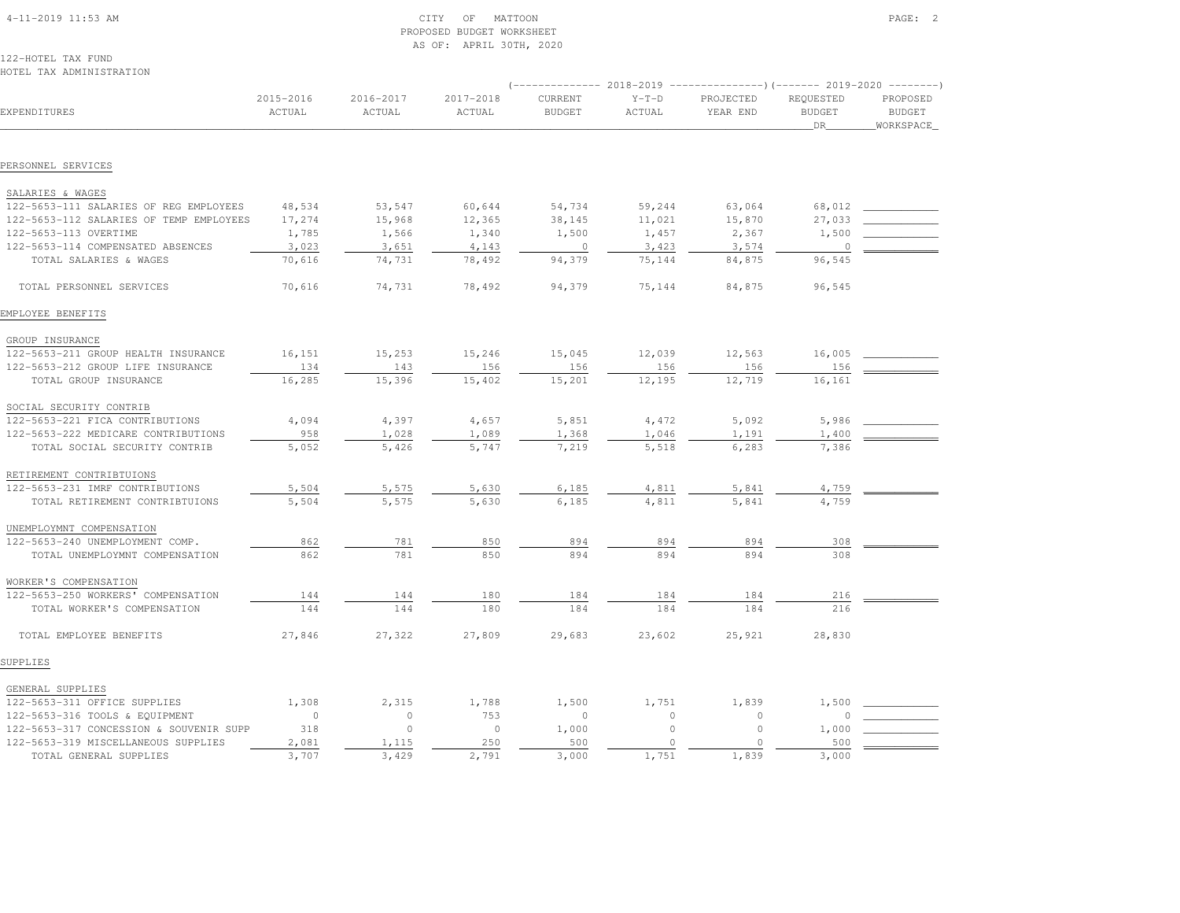CITY OF MATTOON
PROPOSED BUDGET WORKSHEET
AS OF: APRIL 30TH, 2020

122-HOTEL TAX FUND
HOTEL TAX ADMINISTRATION

| EXPENDITURES | 2015-2016 ACTUAL | 2016-2017 ACTUAL | 2017-2018 ACTUAL | 2018-2019 CURRENT BUDGET | 2018-2019 Y-T-D ACTUAL | 2018-2019 PROJECTED YEAR END | 2019-2020 REQUESTED BUDGET DR | 2019-2020 PROPOSED BUDGET WORKSPACE |
|---|---|---|---|---|---|---|---|---|
| **PERSONNEL SERVICES** | | | | | | | | |
| SALARIES & WAGES | | | | | | | | |
| 122-5653-111 SALARIES OF REG EMPLOYEES | 48,534 | 53,547 | 60,644 | 54,734 | 59,244 | 63,064 | 68,012 | |
| 122-5653-112 SALARIES OF TEMP EMPLOYEES | 17,274 | 15,968 | 12,365 | 38,145 | 11,021 | 15,870 | 27,033 | |
| 122-5653-113 OVERTIME | 1,785 | 1,566 | 1,340 | 1,500 | 1,457 | 2,367 | 1,500 | |
| 122-5653-114 COMPENSATED ABSENCES | 3,023 | 3,651 | 4,143 | 0 | 3,423 | 3,574 | 0 | |
| TOTAL SALARIES & WAGES | 70,616 | 74,731 | 78,492 | 94,379 | 75,144 | 84,875 | 96,545 | |
| TOTAL PERSONNEL SERVICES | 70,616 | 74,731 | 78,492 | 94,379 | 75,144 | 84,875 | 96,545 | |
| **EMPLOYEE BENEFITS** | | | | | | | | |
| GROUP INSURANCE | | | | | | | | |
| 122-5653-211 GROUP HEALTH INSURANCE | 16,151 | 15,253 | 15,246 | 15,045 | 12,039 | 12,563 | 16,005 | |
| 122-5653-212 GROUP LIFE INSURANCE | 134 | 143 | 156 | 156 | 156 | 156 | 156 | |
| TOTAL GROUP INSURANCE | 16,285 | 15,396 | 15,402 | 15,201 | 12,195 | 12,719 | 16,161 | |
| SOCIAL SECURITY CONTRIB | | | | | | | | |
| 122-5653-221 FICA CONTRIBUTIONS | 4,094 | 4,397 | 4,657 | 5,851 | 4,472 | 5,092 | 5,986 | |
| 122-5653-222 MEDICARE CONTRIBUTIONS | 958 | 1,028 | 1,089 | 1,368 | 1,046 | 1,191 | 1,400 | |
| TOTAL SOCIAL SECURITY CONTRIB | 5,052 | 5,426 | 5,747 | 7,219 | 5,518 | 6,283 | 7,386 | |
| RETIREMENT CONTRIBTUIONS | | | | | | | | |
| 122-5653-231 IMRF CONTRIBUTIONS | 5,504 | 5,575 | 5,630 | 6,185 | 4,811 | 5,841 | 4,759 | |
| TOTAL RETIREMENT CONTRIBTUIONS | 5,504 | 5,575 | 5,630 | 6,185 | 4,811 | 5,841 | 4,759 | |
| UNEMPLOYMNT COMPENSATION | | | | | | | | |
| 122-5653-240 UNEMPLOYMENT COMP. | 862 | 781 | 850 | 894 | 894 | 894 | 308 | |
| TOTAL UNEMPLOYMNT COMPENSATION | 862 | 781 | 850 | 894 | 894 | 894 | 308 | |
| WORKER'S COMPENSATION | | | | | | | | |
| 122-5653-250 WORKERS' COMPENSATION | 144 | 144 | 180 | 184 | 184 | 184 | 216 | |
| TOTAL WORKER'S COMPENSATION | 144 | 144 | 180 | 184 | 184 | 184 | 216 | |
| TOTAL EMPLOYEE BENEFITS | 27,846 | 27,322 | 27,809 | 29,683 | 23,602 | 25,921 | 28,830 | |
| **SUPPLIES** | | | | | | | | |
| GENERAL SUPPLIES | | | | | | | | |
| 122-5653-311 OFFICE SUPPLIES | 1,308 | 2,315 | 1,788 | 1,500 | 1,751 | 1,839 | 1,500 | |
| 122-5653-316 TOOLS & EQUIPMENT | 0 | 0 | 753 | 0 | 0 | 0 | 0 | |
| 122-5653-317 CONCESSION & SOUVENIR SUPP | 318 | 0 | 0 | 1,000 | 0 | 0 | 1,000 | |
| 122-5653-319 MISCELLANEOUS SUPPLIES | 2,081 | 1,115 | 250 | 500 | 0 | 0 | 500 | |
| TOTAL GENERAL SUPPLIES | 3,707 | 3,429 | 2,791 | 3,000 | 1,751 | 1,839 | 3,000 | |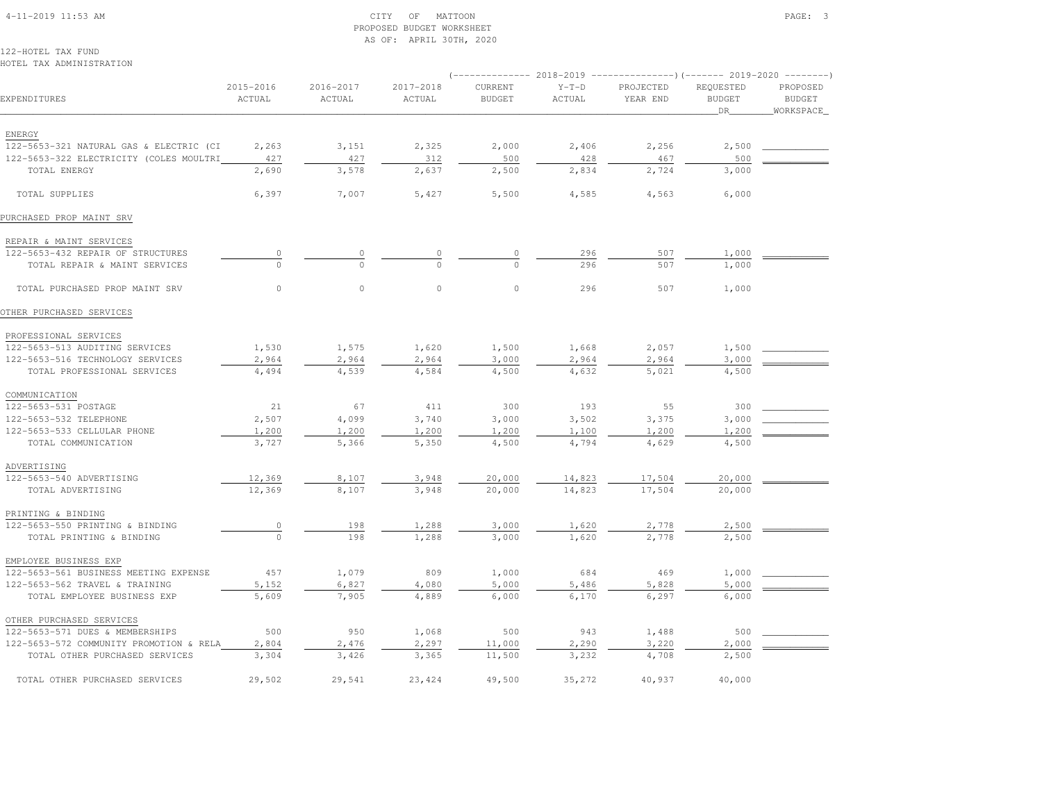CITY OF MATTOON
PROPOSED BUDGET WORKSHEET
AS OF: APRIL 30TH, 2020

122-HOTEL TAX FUND
HOTEL TAX ADMINISTRATION

| EXPENDITURES | 2015-2016 ACTUAL | 2016-2017 ACTUAL | 2017-2018 ACTUAL | 2018-2019 CURRENT BUDGET | 2018-2019 Y-T-D ACTUAL | 2018-2019 PROJECTED YEAR END | 2019-2020 REQUESTED BUDGET DR | 2019-2020 PROPOSED BUDGET WORKSPACE |
|---|---|---|---|---|---|---|---|---|
| ENERGY | | | | | | | | |
| 122-5653-321 NATURAL GAS & ELECTRIC (CI | 2,263 | 3,151 | 2,325 | 2,000 | 2,406 | 2,256 | 2,500 | |
| 122-5653-322 ELECTRICITY (COLES MOULTRI | 427 | 427 | 312 | 500 | 428 | 467 | 500 | |
| TOTAL ENERGY | 2,690 | 3,578 | 2,637 | 2,500 | 2,834 | 2,724 | 3,000 | |
| TOTAL SUPPLIES | 6,397 | 7,007 | 5,427 | 5,500 | 4,585 | 4,563 | 6,000 | |
| PURCHASED PROP MAINT SRV | | | | | | | | |
| REPAIR & MAINT SERVICES | | | | | | | | |
| 122-5653-432 REPAIR OF STRUCTURES | 0 | 0 | 0 | 0 | 296 | 507 | 1,000 | |
| TOTAL REPAIR & MAINT SERVICES | 0 | 0 | 0 | 0 | 296 | 507 | 1,000 | |
| TOTAL PURCHASED PROP MAINT SRV | 0 | 0 | 0 | 0 | 296 | 507 | 1,000 | |
| OTHER PURCHASED SERVICES | | | | | | | | |
| PROFESSIONAL SERVICES | | | | | | | | |
| 122-5653-513 AUDITING SERVICES | 1,530 | 1,575 | 1,620 | 1,500 | 1,668 | 2,057 | 1,500 | |
| 122-5653-516 TECHNOLOGY SERVICES | 2,964 | 2,964 | 2,964 | 3,000 | 2,964 | 2,964 | 3,000 | |
| TOTAL PROFESSIONAL SERVICES | 4,494 | 4,539 | 4,584 | 4,500 | 4,632 | 5,021 | 4,500 | |
| COMMUNICATION | | | | | | | | |
| 122-5653-531 POSTAGE | 21 | 67 | 411 | 300 | 193 | 55 | 300 | |
| 122-5653-532 TELEPHONE | 2,507 | 4,099 | 3,740 | 3,000 | 3,502 | 3,375 | 3,000 | |
| 122-5653-533 CELLULAR PHONE | 1,200 | 1,200 | 1,200 | 1,200 | 1,100 | 1,200 | 1,200 | |
| TOTAL COMMUNICATION | 3,727 | 5,366 | 5,350 | 4,500 | 4,794 | 4,629 | 4,500 | |
| ADVERTISING | | | | | | | | |
| 122-5653-540 ADVERTISING | 12,369 | 8,107 | 3,948 | 20,000 | 14,823 | 17,504 | 20,000 | |
| TOTAL ADVERTISING | 12,369 | 8,107 | 3,948 | 20,000 | 14,823 | 17,504 | 20,000 | |
| PRINTING & BINDING | | | | | | | | |
| 122-5653-550 PRINTING & BINDING | 0 | 198 | 1,288 | 3,000 | 1,620 | 2,778 | 2,500 | |
| TOTAL PRINTING & BINDING | 0 | 198 | 1,288 | 3,000 | 1,620 | 2,778 | 2,500 | |
| EMPLOYEE BUSINESS EXP | | | | | | | | |
| 122-5653-561 BUSINESS MEETING EXPENSE | 457 | 1,079 | 809 | 1,000 | 684 | 469 | 1,000 | |
| 122-5653-562 TRAVEL & TRAINING | 5,152 | 6,827 | 4,080 | 5,000 | 5,486 | 5,828 | 5,000 | |
| TOTAL EMPLOYEE BUSINESS EXP | 5,609 | 7,905 | 4,889 | 6,000 | 6,170 | 6,297 | 6,000 | |
| OTHER PURCHASED SERVICES | | | | | | | | |
| 122-5653-571 DUES & MEMBERSHIPS | 500 | 950 | 1,068 | 500 | 943 | 1,488 | 500 | |
| 122-5653-572 COMMUNITY PROMOTION & RELA | 2,804 | 2,476 | 2,297 | 11,000 | 2,290 | 3,220 | 2,000 | |
| TOTAL OTHER PURCHASED SERVICES | 3,304 | 3,426 | 3,365 | 11,500 | 3,232 | 4,708 | 2,500 | |
| TOTAL OTHER PURCHASED SERVICES | 29,502 | 29,541 | 23,424 | 49,500 | 35,272 | 40,937 | 40,000 | |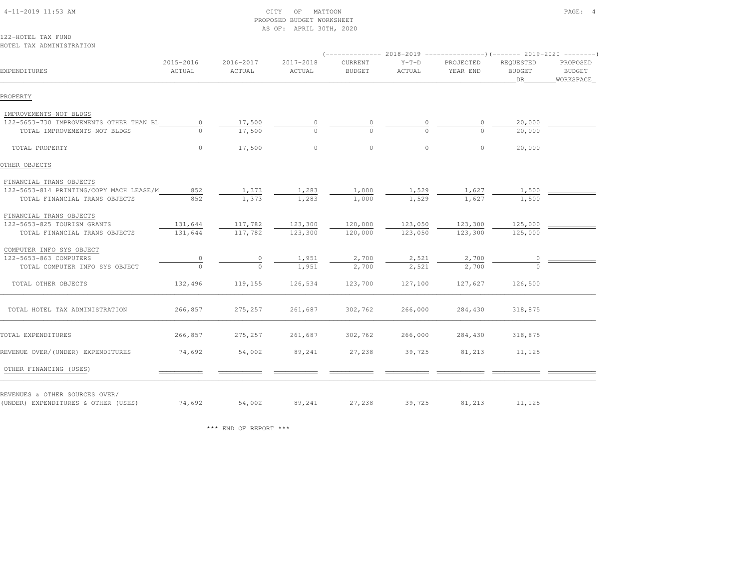CITY OF MATTOON
PROPOSED BUDGET WORKSHEET
AS OF: APRIL 30TH, 2020

122-HOTEL TAX FUND
HOTEL TAX ADMINISTRATION

| EXPENDITURES | 2015-2016 ACTUAL | 2016-2017 ACTUAL | 2017-2018 ACTUAL | 2018-2019 CURRENT BUDGET | 2018-2019 Y-T-D ACTUAL | 2018-2019 PROJECTED YEAR END | 2019-2020 REQUESTED BUDGET DR | 2019-2020 PROPOSED BUDGET WORKSPACE |
|---|---|---|---|---|---|---|---|---|
| **PROPERTY** | | | | | | | | |
| IMPROVEMENTS-NOT BLDGS | | | | | | | | |
| 122-5653-730 IMPROVEMENTS OTHER THAN BL | 0 | 17,500 | 0 | 0 | 0 | 0 | 20,000 | |
| TOTAL IMPROVEMENTS-NOT BLDGS | 0 | 17,500 | 0 | 0 | 0 | 0 | 20,000 | |
| TOTAL PROPERTY | 0 | 17,500 | 0 | 0 | 0 | 0 | 20,000 | |
| **OTHER OBJECTS** | | | | | | | | |
| FINANCIAL TRANS OBJECTS | | | | | | | | |
| 122-5653-814 PRINTING/COPY MACH LEASE/M | 852 | 1,373 | 1,283 | 1,000 | 1,529 | 1,627 | 1,500 | |
| TOTAL FINANCIAL TRANS OBJECTS | 852 | 1,373 | 1,283 | 1,000 | 1,529 | 1,627 | 1,500 | |
| FINANCIAL TRANS OBJECTS | | | | | | | | |
| 122-5653-825 TOURISM GRANTS | 131,644 | 117,782 | 123,300 | 120,000 | 123,050 | 123,300 | 125,000 | |
| TOTAL FINANCIAL TRANS OBJECTS | 131,644 | 117,782 | 123,300 | 120,000 | 123,050 | 123,300 | 125,000 | |
| COMPUTER INFO SYS OBJECT | | | | | | | | |
| 122-5653-863 COMPUTERS | 0 | 0 | 1,951 | 2,700 | 2,521 | 2,700 | 0 | |
| TOTAL COMPUTER INFO SYS OBJECT | 0 | 0 | 1,951 | 2,700 | 2,521 | 2,700 | 0 | |
| TOTAL OTHER OBJECTS | 132,496 | 119,155 | 126,534 | 123,700 | 127,100 | 127,627 | 126,500 | |
| TOTAL HOTEL TAX ADMINISTRATION | 266,857 | 275,257 | 261,687 | 302,762 | 266,000 | 284,430 | 318,875 | |
| TOTAL EXPENDITURES | 266,857 | 275,257 | 261,687 | 302,762 | 266,000 | 284,430 | 318,875 | |
| REVENUE OVER/(UNDER) EXPENDITURES | 74,692 | 54,002 | 89,241 | 27,238 | 39,725 | 81,213 | 11,125 | |
| OTHER FINANCING (USES) | | | | | | | | |
| REVENUES & OTHER SOURCES OVER/ (UNDER) EXPENDITURES & OTHER (USES) | 74,692 | 54,002 | 89,241 | 27,238 | 39,725 | 81,213 | 11,125 | |

*** END OF REPORT ***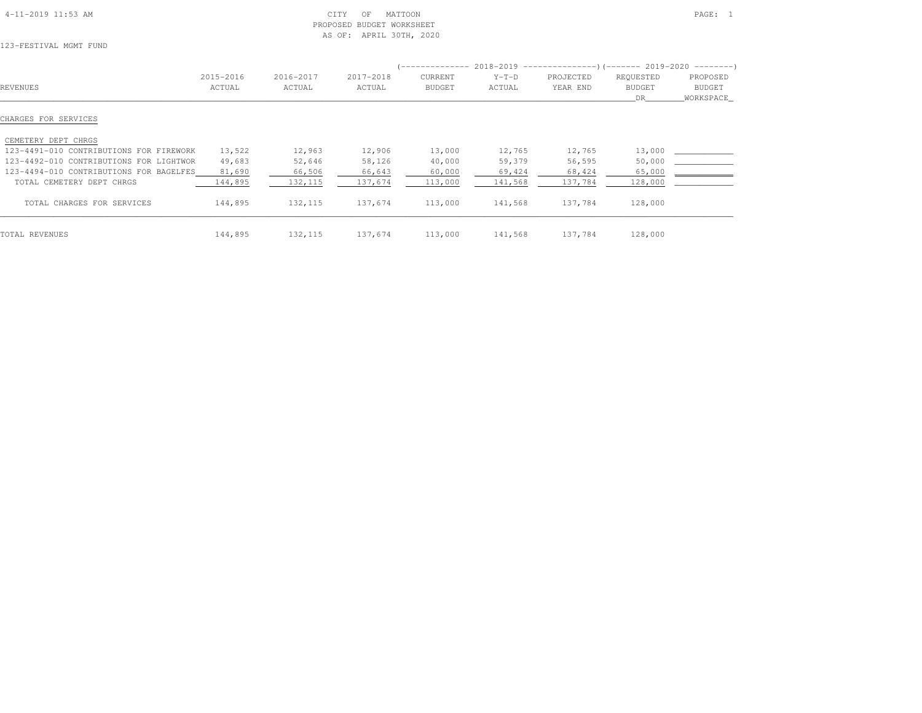CITY OF MATTOON
PROPOSED BUDGET WORKSHEET
AS OF: APRIL 30TH, 2020

123-FESTIVAL MGMT FUND

| REVENUES | 2015-2016 ACTUAL | 2016-2017 ACTUAL | 2017-2018 ACTUAL | 2018-2019 CURRENT BUDGET | 2018-2019 Y-T-D ACTUAL | 2018-2019 PROJECTED YEAR END | 2019-2020 REQUESTED BUDGET DR | 2019-2020 PROPOSED BUDGET WORKSPACE |
|---|---|---|---|---|---|---|---|---|
| CHARGES FOR SERVICES | | | | | | | | |
| CEMETERY DEPT CHRGS | | | | | | | | |
| 123-4491-010 CONTRIBUTIONS FOR FIREWORK | 13,522 | 12,963 | 12,906 | 13,000 | 12,765 | 12,765 | 13,000 | |
| 123-4492-010 CONTRIBUTIONS FOR LIGHTWOR | 49,683 | 52,646 | 58,126 | 40,000 | 59,379 | 56,595 | 50,000 | |
| 123-4494-010 CONTRIBUTIONS FOR BAGELFES | 81,690 | 66,506 | 66,643 | 60,000 | 69,424 | 68,424 | 65,000 | |
| TOTAL CEMETERY DEPT CHRGS | 144,895 | 132,115 | 137,674 | 113,000 | 141,568 | 137,784 | 128,000 | |
| TOTAL CHARGES FOR SERVICES | 144,895 | 132,115 | 137,674 | 113,000 | 141,568 | 137,784 | 128,000 | |
| TOTAL REVENUES | 144,895 | 132,115 | 137,674 | 113,000 | 141,568 | 137,784 | 128,000 | |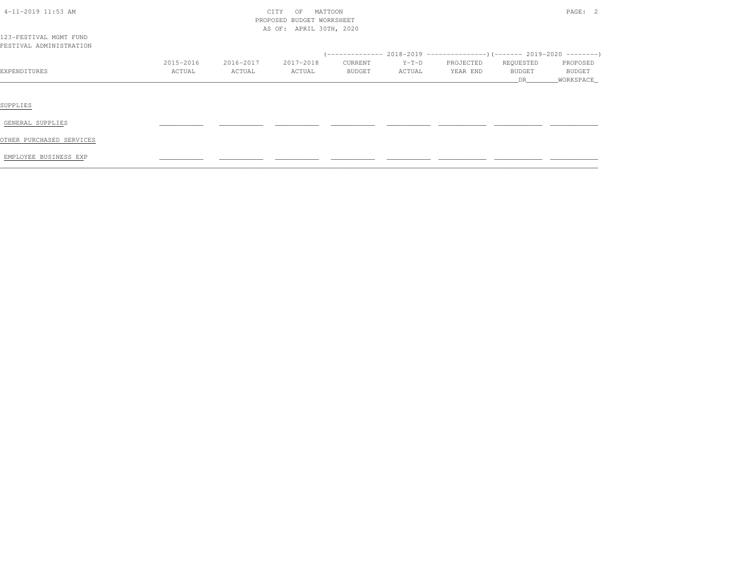CITY OF MATTOON
PROPOSED BUDGET WORKSHEET
AS OF: APRIL 30TH, 2020

123-FESTIVAL MGMT FUND
FESTIVAL ADMINISTRATION

| EXPENDITURES | 2015-2016 ACTUAL | 2016-2017 ACTUAL | 2017-2018 ACTUAL | 2018-2019 CURRENT BUDGET | 2018-2019 Y-T-D ACTUAL | 2018-2019 PROJECTED YEAR END | 2019-2020 REQUESTED BUDGET DR | 2019-2020 PROPOSED BUDGET WORKSPACE |
|---|---|---|---|---|---|---|---|---|
| SUPPLIES | | | | | | | | |
| GENERAL SUPPLIES | | | | | | | | |
| OTHER PURCHASED SERVICES | | | | | | | | |
| EMPLOYEE BUSINESS EXP | | | | | | | | |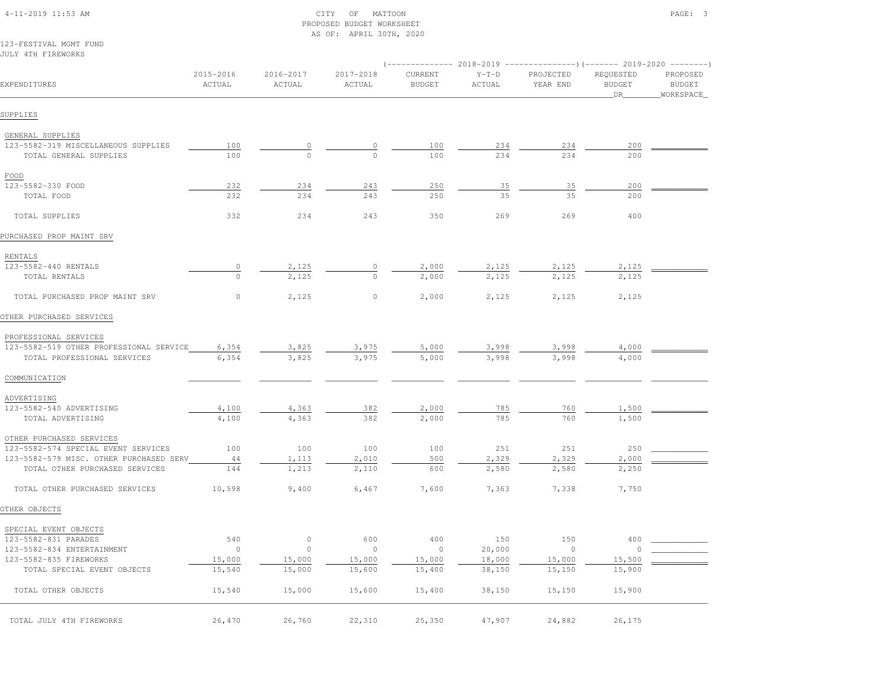CITY OF MATTOON
PROPOSED BUDGET WORKSHEET
AS OF: APRIL 30TH, 2020

123-FESTIVAL MGMT FUND
JULY 4TH FIREWORKS

| EXPENDITURES | 2015-2016 ACTUAL | 2016-2017 ACTUAL | 2017-2018 ACTUAL | 2018-2019 CURRENT BUDGET | 2018-2019 Y-T-D ACTUAL | 2018-2019 PROJECTED YEAR END | 2019-2020 REQUESTED BUDGET DR | 2019-2020 PROPOSED BUDGET WORKSPACE |
|---|---|---|---|---|---|---|---|---|
| **SUPPLIES** | | | | | | | | |
| GENERAL SUPPLIES | | | | | | | | |
| 123-5582-319 MISCELLANEOUS SUPPLIES | 100 | 0 | 0 | 100 | 234 | 234 | 200 | |
| TOTAL GENERAL SUPPLIES | 100 | 0 | 0 | 100 | 234 | 234 | 200 | |
| FOOD | | | | | | | | |
| 123-5582-330 FOOD | 232 | 234 | 243 | 250 | 35 | 35 | 200 | |
| TOTAL FOOD | 232 | 234 | 243 | 250 | 35 | 35 | 200 | |
| TOTAL SUPPLIES | 332 | 234 | 243 | 350 | 269 | 269 | 400 | |
| **PURCHASED PROP MAINT SRV** | | | | | | | | |
| RENTALS | | | | | | | | |
| 123-5582-440 RENTALS | 0 | 2,125 | 0 | 2,000 | 2,125 | 2,125 | 2,125 | |
| TOTAL RENTALS | 0 | 2,125 | 0 | 2,000 | 2,125 | 2,125 | 2,125 | |
| TOTAL PURCHASED PROP MAINT SRV | 0 | 2,125 | 0 | 2,000 | 2,125 | 2,125 | 2,125 | |
| **OTHER PURCHASED SERVICES** | | | | | | | | |
| PROFESSIONAL SERVICES | | | | | | | | |
| 123-5582-519 OTHER PROFESSIONAL SERVICE | 6,354 | 3,825 | 3,975 | 5,000 | 3,998 | 3,998 | 4,000 | |
| TOTAL PROFESSIONAL SERVICES | 6,354 | 3,825 | 3,975 | 5,000 | 3,998 | 3,998 | 4,000 | |
| COMMUNICATION | | | | | | | | |
| ADVERTISING | | | | | | | | |
| 123-5582-540 ADVERTISING | 4,100 | 4,363 | 382 | 2,000 | 785 | 760 | 1,500 | |
| TOTAL ADVERTISING | 4,100 | 4,363 | 382 | 2,000 | 785 | 760 | 1,500 | |
| OTHER PURCHASED SERVICES | | | | | | | | |
| 123-5582-574 SPECIAL EVENT SERVICES | 100 | 100 | 100 | 100 | 251 | 251 | 250 | |
| 123-5582-579 MISC. OTHER PURCHASED SERV | 44 | 1,113 | 2,010 | 500 | 2,329 | 2,329 | 2,000 | |
| TOTAL OTHER PURCHASED SERVICES | 144 | 1,213 | 2,110 | 600 | 2,580 | 2,580 | 2,250 | |
| TOTAL OTHER PURCHASED SERVICES | 10,598 | 9,400 | 6,467 | 7,600 | 7,363 | 7,338 | 7,750 | |
| **OTHER OBJECTS** | | | | | | | | |
| SPECIAL EVENT OBJECTS | | | | | | | | |
| 123-5582-831 PARADES | 540 | 0 | 600 | 400 | 150 | 150 | 400 | |
| 123-5582-834 ENTERTAINMENT | 0 | 0 | 0 | 0 | 20,000 | 0 | 0 | |
| 123-5582-835 FIREWORKS | 15,000 | 15,000 | 15,000 | 15,000 | 18,000 | 15,000 | 15,500 | |
| TOTAL SPECIAL EVENT OBJECTS | 15,540 | 15,000 | 15,600 | 15,400 | 38,150 | 15,150 | 15,900 | |
| TOTAL OTHER OBJECTS | 15,540 | 15,000 | 15,600 | 15,400 | 38,150 | 15,150 | 15,900 | |
| TOTAL JULY 4TH FIREWORKS | 26,470 | 26,760 | 22,310 | 25,350 | 47,907 | 24,882 | 26,175 | |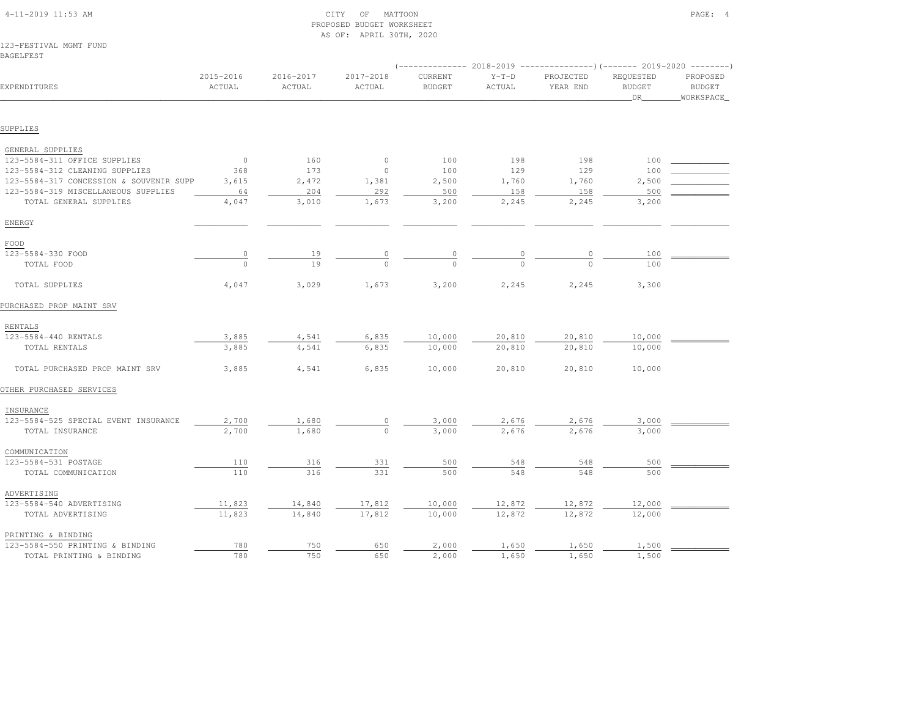CITY OF MATTOON
PROPOSED BUDGET WORKSHEET
AS OF: APRIL 30TH, 2020

123-FESTIVAL MGMT FUND
BAGELFEST

| EXPENDITURES | 2015-2016 ACTUAL | 2016-2017 ACTUAL | 2017-2018 ACTUAL | 2018-2019 CURRENT BUDGET | 2018-2019 Y-T-D ACTUAL | 2018-2019 PROJECTED YEAR END | 2019-2020 REQUESTED BUDGET DR | 2019-2020 PROPOSED BUDGET WORKSPACE |
|---|---|---|---|---|---|---|---|---|
| **SUPPLIES** | | | | | | | | |
| GENERAL SUPPLIES | | | | | | | | |
| 123-5584-311 OFFICE SUPPLIES | 0 | 160 | 0 | 100 | 198 | 198 | 100 | |
| 123-5584-312 CLEANING SUPPLIES | 368 | 173 | 0 | 100 | 129 | 129 | 100 | |
| 123-5584-317 CONCESSION & SOUVENIR SUPP | 3,615 | 2,472 | 1,381 | 2,500 | 1,760 | 1,760 | 2,500 | |
| 123-5584-319 MISCELLANEOUS SUPPLIES | 64 | 204 | 292 | 500 | 158 | 158 | 500 | |
| TOTAL GENERAL SUPPLIES | 4,047 | 3,010 | 1,673 | 3,200 | 2,245 | 2,245 | 3,200 | |
| ENERGY | | | | | | | | |
| FOOD | | | | | | | | |
| 123-5584-330 FOOD | 0 | 19 | 0 | 0 | 0 | 0 | 100 | |
| TOTAL FOOD | 0 | 19 | 0 | 0 | 0 | 0 | 100 | |
| TOTAL SUPPLIES | 4,047 | 3,029 | 1,673 | 3,200 | 2,245 | 2,245 | 3,300 | |
| **PURCHASED PROP MAINT SRV** | | | | | | | | |
| RENTALS | | | | | | | | |
| 123-5584-440 RENTALS | 3,885 | 4,541 | 6,835 | 10,000 | 20,810 | 20,810 | 10,000 | |
| TOTAL RENTALS | 3,885 | 4,541 | 6,835 | 10,000 | 20,810 | 20,810 | 10,000 | |
| TOTAL PURCHASED PROP MAINT SRV | 3,885 | 4,541 | 6,835 | 10,000 | 20,810 | 20,810 | 10,000 | |
| **OTHER PURCHASED SERVICES** | | | | | | | | |
| INSURANCE | | | | | | | | |
| 123-5584-525 SPECIAL EVENT INSURANCE | 2,700 | 1,680 | 0 | 3,000 | 2,676 | 2,676 | 3,000 | |
| TOTAL INSURANCE | 2,700 | 1,680 | 0 | 3,000 | 2,676 | 2,676 | 3,000 | |
| COMMUNICATION | | | | | | | | |
| 123-5584-531 POSTAGE | 110 | 316 | 331 | 500 | 548 | 548 | 500 | |
| TOTAL COMMUNICATION | 110 | 316 | 331 | 500 | 548 | 548 | 500 | |
| ADVERTISING | | | | | | | | |
| 123-5584-540 ADVERTISING | 11,823 | 14,840 | 17,812 | 10,000 | 12,872 | 12,872 | 12,000 | |
| TOTAL ADVERTISING | 11,823 | 14,840 | 17,812 | 10,000 | 12,872 | 12,872 | 12,000 | |
| PRINTING & BINDING | | | | | | | | |
| 123-5584-550 PRINTING & BINDING | 780 | 750 | 650 | 2,000 | 1,650 | 1,650 | 1,500 | |
| TOTAL PRINTING & BINDING | 780 | 750 | 650 | 2,000 | 1,650 | 1,650 | 1,500 | |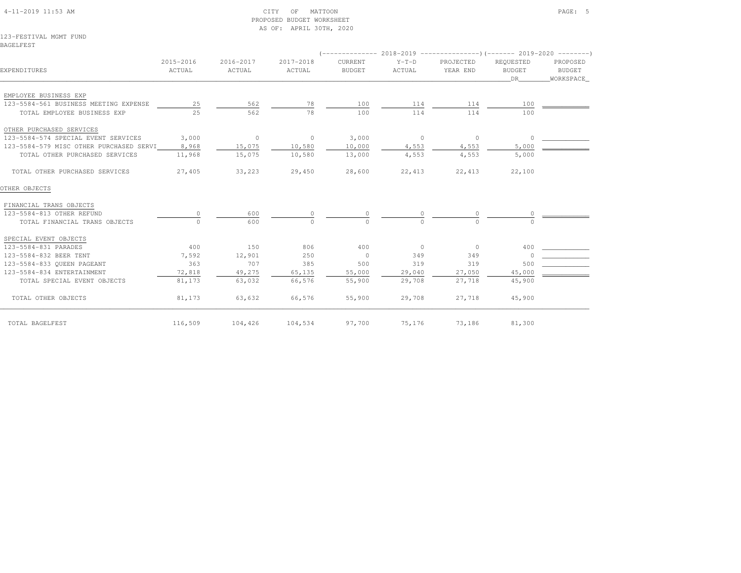CITY OF MATTOON
PROPOSED BUDGET WORKSHEET
AS OF: APRIL 30TH, 2020

123-FESTIVAL MGMT FUND
BAGELFEST

| EXPENDITURES | 2015-2016 ACTUAL | 2016-2017 ACTUAL | 2017-2018 ACTUAL | 2018-2019 CURRENT BUDGET | 2018-2019 Y-T-D ACTUAL | 2018-2019 PROJECTED YEAR END | 2019-2020 REQUESTED BUDGET DR | 2019-2020 PROPOSED BUDGET WORKSPACE |
|---|---|---|---|---|---|---|---|---|
| EMPLOYEE BUSINESS EXP | | | | | | | | |
| 123-5584-561 BUSINESS MEETING EXPENSE | 25 | 562 | 78 | 100 | 114 | 114 | 100 | |
| TOTAL EMPLOYEE BUSINESS EXP | 25 | 562 | 78 | 100 | 114 | 114 | 100 | |
| OTHER PURCHASED SERVICES | | | | | | | | |
| 123-5584-574 SPECIAL EVENT SERVICES | 3,000 | 0 | 0 | 3,000 | 0 | 0 | 0 | |
| 123-5584-579 MISC OTHER PURCHASED SERVI | 8,968 | 15,075 | 10,580 | 10,000 | 4,553 | 4,553 | 5,000 | |
| TOTAL OTHER PURCHASED SERVICES | 11,968 | 15,075 | 10,580 | 13,000 | 4,553 | 4,553 | 5,000 | |
| TOTAL OTHER PURCHASED SERVICES | 27,405 | 33,223 | 29,450 | 28,600 | 22,413 | 22,413 | 22,100 | |
| OTHER OBJECTS | | | | | | | | |
| FINANCIAL TRANS OBJECTS | | | | | | | | |
| 123-5584-813 OTHER REFUND | 0 | 600 | 0 | 0 | 0 | 0 | 0 | |
| TOTAL FINANCIAL TRANS OBJECTS | 0 | 600 | 0 | 0 | 0 | 0 | 0 | |
| SPECIAL EVENT OBJECTS | | | | | | | | |
| 123-5584-831 PARADES | 400 | 150 | 806 | 400 | 0 | 0 | 400 | |
| 123-5584-832 BEER TENT | 7,592 | 12,901 | 250 | 0 | 349 | 349 | 0 | |
| 123-5584-833 QUEEN PAGEANT | 363 | 707 | 385 | 500 | 319 | 319 | 500 | |
| 123-5584-834 ENTERTAINMENT | 72,818 | 49,275 | 65,135 | 55,000 | 29,040 | 27,050 | 45,000 | |
| TOTAL SPECIAL EVENT OBJECTS | 81,173 | 63,032 | 66,576 | 55,900 | 29,708 | 27,718 | 45,900 | |
| TOTAL OTHER OBJECTS | 81,173 | 63,632 | 66,576 | 55,900 | 29,708 | 27,718 | 45,900 | |
| TOTAL BAGELFEST | 116,509 | 104,426 | 104,534 | 97,700 | 75,176 | 73,186 | 81,300 | |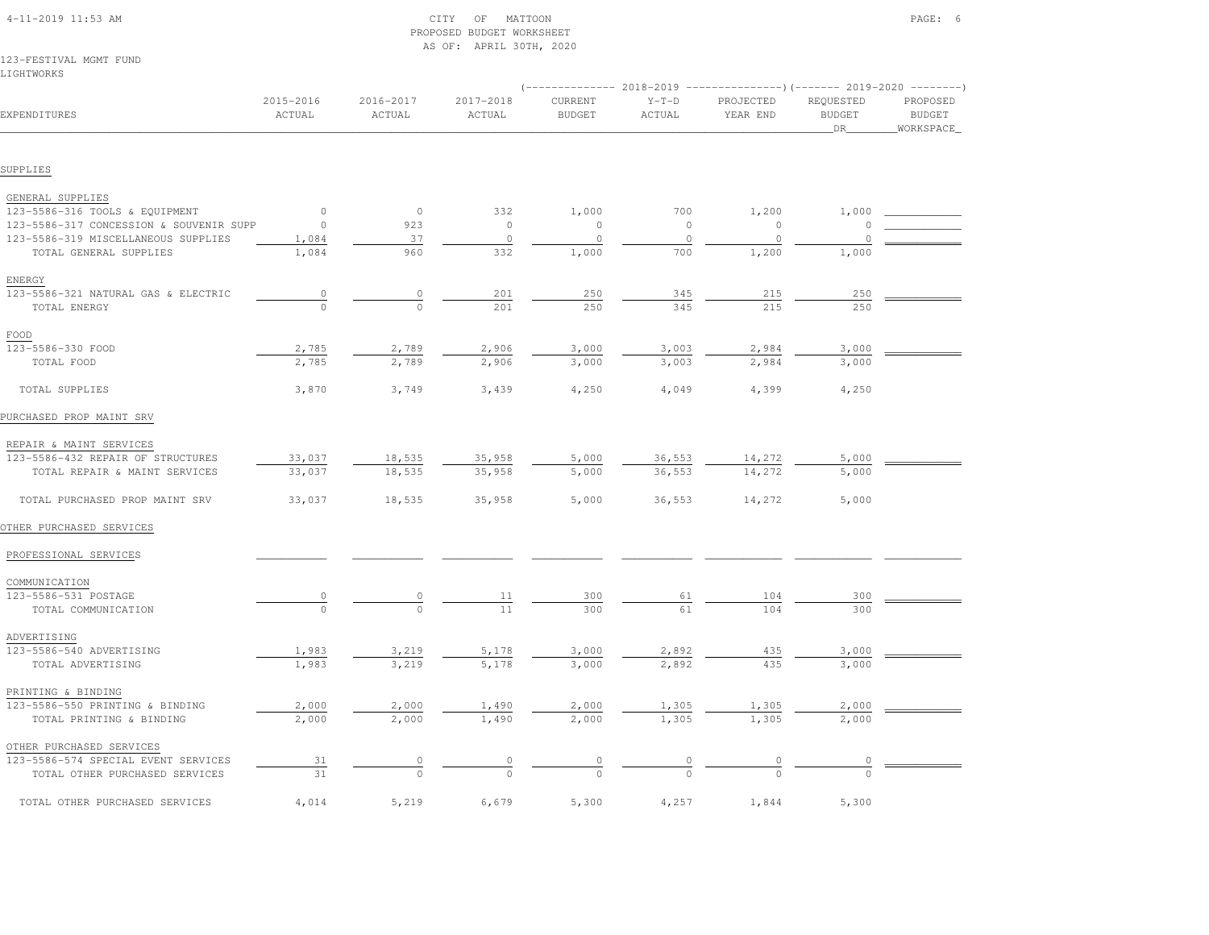# CITY OF MATTOON
## PROPOSED BUDGET WORKSHEET
### AS OF: APRIL 30TH, 2020

123-FESTIVAL MGMT FUND
LIGHTWORKS

| EXPENDITURES | 2015-2016 ACTUAL | 2016-2017 ACTUAL | 2017-2018 ACTUAL | 2018-2019 CURRENT BUDGET | 2018-2019 Y-T-D ACTUAL | 2018-2019 PROJECTED YEAR END | 2019-2020 REQUESTED BUDGET DR | 2019-2020 PROPOSED BUDGET WORKSPACE |
|---|---|---|---|---|---|---|---|---|
| **SUPPLIES** | | | | | | | | |
| GENERAL SUPPLIES | | | | | | | | |
| 123-5586-316 TOOLS & EQUIPMENT | 0 | 0 | 332 | 1,000 | 700 | 1,200 | 1,000 | |
| 123-5586-317 CONCESSION & SOUVENIR SUPP | 0 | 923 | 0 | 0 | 0 | 0 | 0 | |
| 123-5586-319 MISCELLANEOUS SUPPLIES | 1,084 | 37 | 0 | 0 | 0 | 0 | 0 | |
| TOTAL GENERAL SUPPLIES | 1,084 | 960 | 332 | 1,000 | 700 | 1,200 | 1,000 | |
| ENERGY | | | | | | | | |
| 123-5586-321 NATURAL GAS & ELECTRIC | 0 | 0 | 201 | 250 | 345 | 215 | 250 | |
| TOTAL ENERGY | 0 | 0 | 201 | 250 | 345 | 215 | 250 | |
| FOOD | | | | | | | | |
| 123-5586-330 FOOD | 2,785 | 2,789 | 2,906 | 3,000 | 3,003 | 2,984 | 3,000 | |
| TOTAL FOOD | 2,785 | 2,789 | 2,906 | 3,000 | 3,003 | 2,984 | 3,000 | |
| TOTAL SUPPLIES | 3,870 | 3,749 | 3,439 | 4,250 | 4,049 | 4,399 | 4,250 | |
| **PURCHASED PROP MAINT SRV** | | | | | | | | |
| REPAIR & MAINT SERVICES | | | | | | | | |
| 123-5586-432 REPAIR OF STRUCTURES | 33,037 | 18,535 | 35,958 | 5,000 | 36,553 | 14,272 | 5,000 | |
| TOTAL REPAIR & MAINT SERVICES | 33,037 | 18,535 | 35,958 | 5,000 | 36,553 | 14,272 | 5,000 | |
| TOTAL PURCHASED PROP MAINT SRV | 33,037 | 18,535 | 35,958 | 5,000 | 36,553 | 14,272 | 5,000 | |
| **OTHER PURCHASED SERVICES** | | | | | | | | |
| PROFESSIONAL SERVICES | | | | | | | | |
| COMMUNICATION | | | | | | | | |
| 123-5586-531 POSTAGE | 0 | 0 | 11 | 300 | 61 | 104 | 300 | |
| TOTAL COMMUNICATION | 0 | 0 | 11 | 300 | 61 | 104 | 300 | |
| ADVERTISING | | | | | | | | |
| 123-5586-540 ADVERTISING | 1,983 | 3,219 | 5,178 | 3,000 | 2,892 | 435 | 3,000 | |
| TOTAL ADVERTISING | 1,983 | 3,219 | 5,178 | 3,000 | 2,892 | 435 | 3,000 | |
| PRINTING & BINDING | | | | | | | | |
| 123-5586-550 PRINTING & BINDING | 2,000 | 2,000 | 1,490 | 2,000 | 1,305 | 1,305 | 2,000 | |
| TOTAL PRINTING & BINDING | 2,000 | 2,000 | 1,490 | 2,000 | 1,305 | 1,305 | 2,000 | |
| OTHER PURCHASED SERVICES | | | | | | | | |
| 123-5586-574 SPECIAL EVENT SERVICES | 31 | 0 | 0 | 0 | 0 | 0 | 0 | |
| TOTAL OTHER PURCHASED SERVICES | 31 | 0 | 0 | 0 | 0 | 0 | 0 | |
| TOTAL OTHER PURCHASED SERVICES | 4,014 | 5,219 | 6,679 | 5,300 | 4,257 | 1,844 | 5,300 | |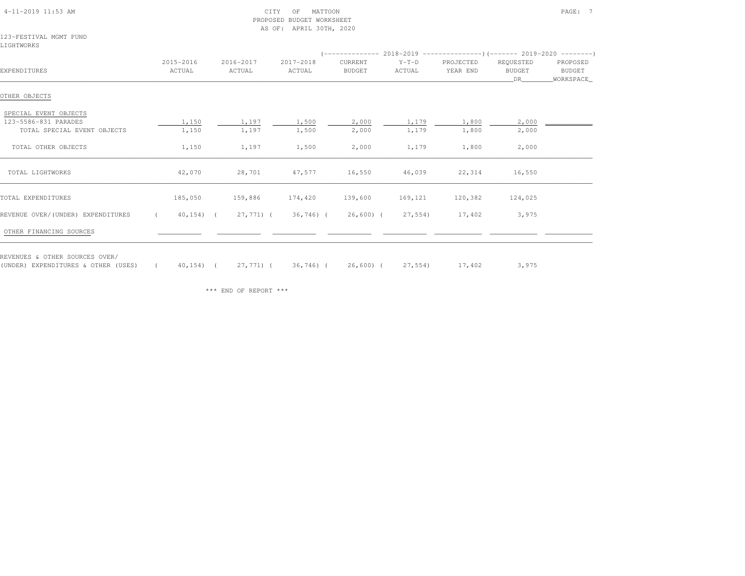CITY OF MATTOON
PROPOSED BUDGET WORKSHEET
AS OF: APRIL 30TH, 2020

123-FESTIVAL MGMT FUND
LIGHTWORKS

| EXPENDITURES | 2015-2016 ACTUAL | 2016-2017 ACTUAL | 2017-2018 ACTUAL | 2018-2019 CURRENT BUDGET | 2018-2019 Y-T-D ACTUAL | 2018-2019 PROJECTED YEAR END | 2019-2020 REQUESTED BUDGET DR | 2019-2020 PROPOSED BUDGET WORKSPACE |
|---|---|---|---|---|---|---|---|---|
| OTHER OBJECTS | | | | | | | | |
| SPECIAL EVENT OBJECTS | | | | | | | | |
| 123-5586-831 PARADES | 1,150 | 1,197 | 1,500 | 2,000 | 1,179 | 1,800 | 2,000 | |
| TOTAL SPECIAL EVENT OBJECTS | 1,150 | 1,197 | 1,500 | 2,000 | 1,179 | 1,800 | 2,000 | |
| TOTAL OTHER OBJECTS | 1,150 | 1,197 | 1,500 | 2,000 | 1,179 | 1,800 | 2,000 | |
| TOTAL LIGHTWORKS | 42,070 | 28,701 | 47,577 | 16,550 | 46,039 | 22,314 | 16,550 | |
| TOTAL EXPENDITURES | 185,050 | 159,886 | 174,420 | 139,600 | 169,121 | 120,382 | 124,025 | |
| REVENUE OVER/(UNDER) EXPENDITURES | (40,154) | (27,771) | (36,746) | (26,600) | (27,554) | 17,402 | 3,975 | |
| OTHER FINANCING SOURCES | | | | | | | | |
| REVENUES & OTHER SOURCES OVER/ (UNDER) EXPENDITURES & OTHER (USES) | (40,154) | (27,771) | (36,746) | (26,600) | (27,554) | 17,402 | 3,975 | |

*** END OF REPORT ***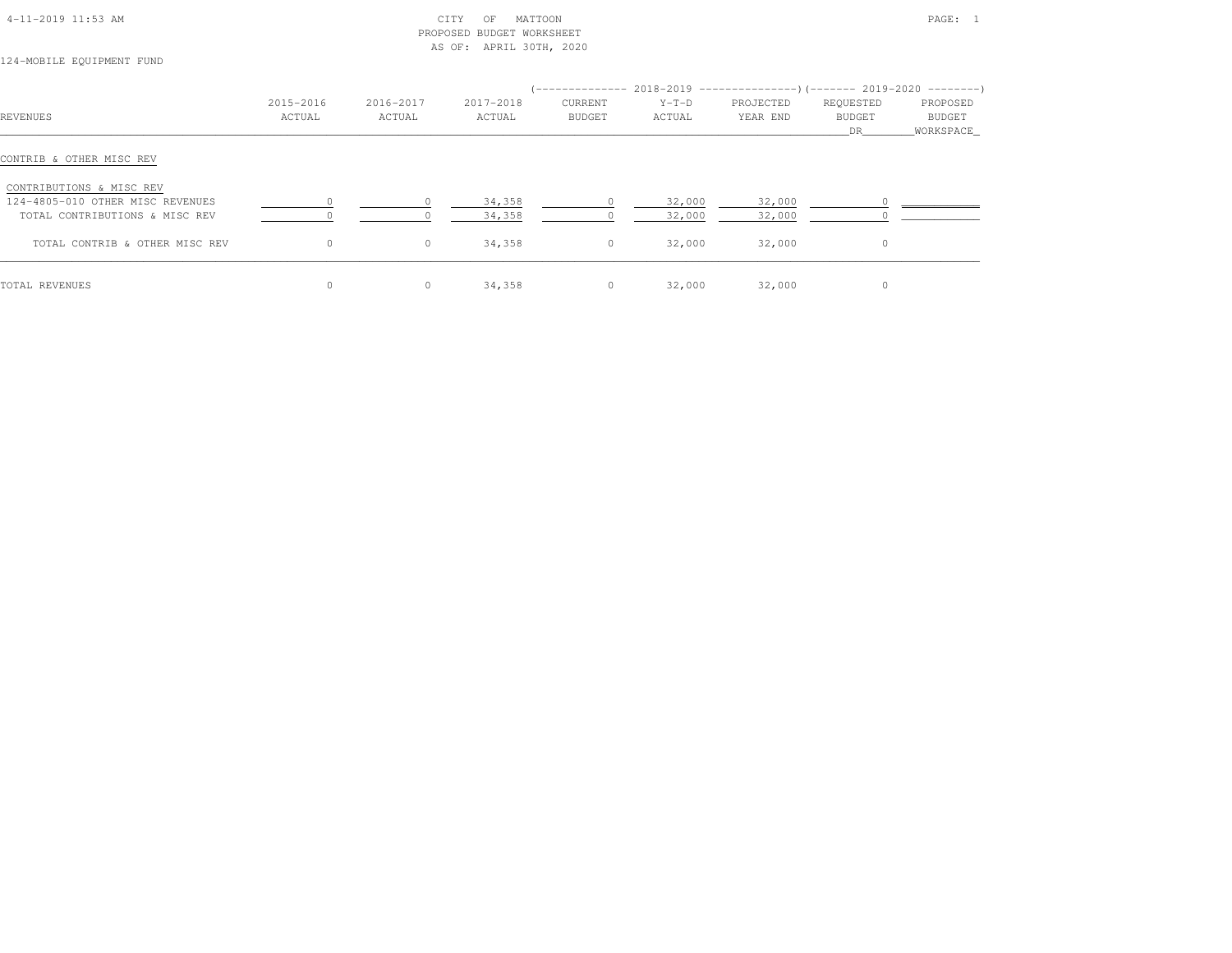CITY OF MATTOON
PROPOSED BUDGET WORKSHEET
AS OF: APRIL 30TH, 2020

124-MOBILE EQUIPMENT FUND

| REVENUES | 2015-2016 ACTUAL | 2016-2017 ACTUAL | 2017-2018 ACTUAL | 2018-2019 CURRENT BUDGET | 2018-2019 Y-T-D ACTUAL | 2018-2019 PROJECTED YEAR END | 2019-2020 REQUESTED BUDGET DR | 2019-2020 PROPOSED BUDGET WORKSPACE |
|---|---|---|---|---|---|---|---|---|
| CONTRIB & OTHER MISC REV | | | | | | | | |
| CONTRIBUTIONS & MISC REV | | | | | | | | |
| 124-4805-010 OTHER MISC REVENUES | 0 | 0 | 34,358 | 0 | 32,000 | 32,000 | 0 | |
| TOTAL CONTRIBUTIONS & MISC REV | 0 | 0 | 34,358 | 0 | 32,000 | 32,000 | 0 | |
| TOTAL CONTRIB & OTHER MISC REV | 0 | 0 | 34,358 | 0 | 32,000 | 32,000 | 0 | |
| TOTAL REVENUES | 0 | 0 | 34,358 | 0 | 32,000 | 32,000 | 0 | |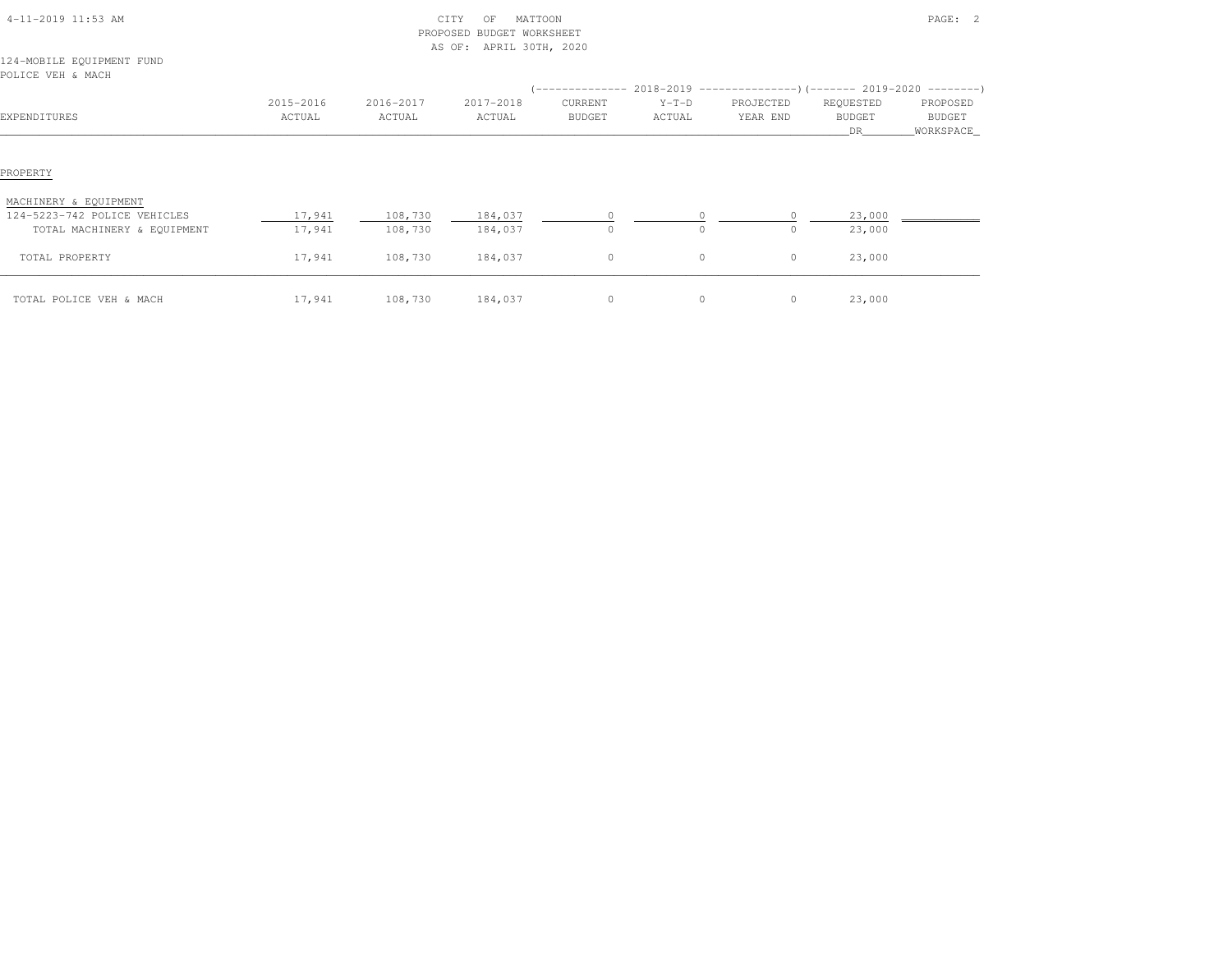CITY OF MATTOON
PROPOSED BUDGET WORKSHEET
AS OF: APRIL 30TH, 2020

124-MOBILE EQUIPMENT FUND
POLICE VEH & MACH

| EXPENDITURES | 2015-2016 ACTUAL | 2016-2017 ACTUAL | 2017-2018 ACTUAL | 2018-2019 CURRENT BUDGET | 2018-2019 Y-T-D ACTUAL | 2018-2019 PROJECTED YEAR END | 2019-2020 REQUESTED BUDGET DR | 2019-2020 PROPOSED BUDGET WORKSPACE |
|---|---|---|---|---|---|---|---|---|
| PROPERTY | | | | | | | | |
| MACHINERY & EQUIPMENT | | | | | | | | |
| 124-5223-742 POLICE VEHICLES | 17,941 | 108,730 | 184,037 | 0 | 0 | 0 | 23,000 | |
| TOTAL MACHINERY & EQUIPMENT | 17,941 | 108,730 | 184,037 | 0 | 0 | 0 | 23,000 | |
| TOTAL PROPERTY | 17,941 | 108,730 | 184,037 | 0 | 0 | 0 | 23,000 | |
| TOTAL POLICE VEH & MACH | 17,941 | 108,730 | 184,037 | 0 | 0 | 0 | 23,000 | |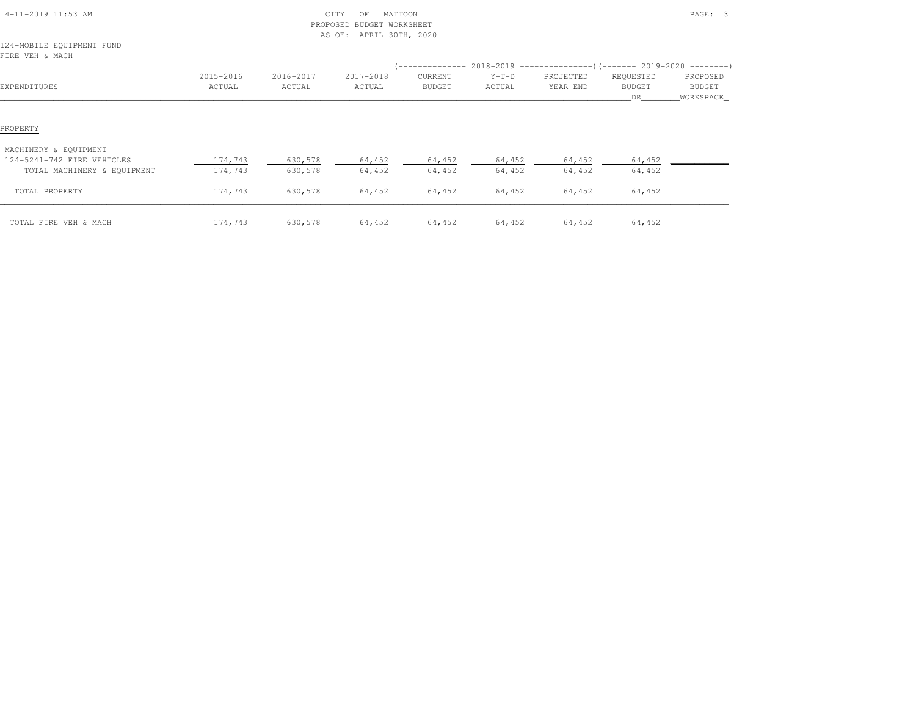CITY OF MATTOON
PROPOSED BUDGET WORKSHEET
AS OF: APRIL 30TH, 2020

124-MOBILE EQUIPMENT FUND
FIRE VEH & MACH

| EXPENDITURES | 2015-2016 ACTUAL | 2016-2017 ACTUAL | 2017-2018 ACTUAL | 2018-2019 CURRENT BUDGET | 2018-2019 Y-T-D ACTUAL | 2018-2019 PROJECTED YEAR END | 2019-2020 REQUESTED BUDGET DR | 2019-2020 PROPOSED BUDGET WORKSPACE |
|---|---|---|---|---|---|---|---|---|
| PROPERTY | | | | | | | | |
| MACHINERY & EQUIPMENT | | | | | | | | |
| 124-5241-742 FIRE VEHICLES | 174,743 | 630,578 | 64,452 | 64,452 | 64,452 | 64,452 | 64,452 | |
| TOTAL MACHINERY & EQUIPMENT | 174,743 | 630,578 | 64,452 | 64,452 | 64,452 | 64,452 | 64,452 | |
| TOTAL PROPERTY | 174,743 | 630,578 | 64,452 | 64,452 | 64,452 | 64,452 | 64,452 | |
| TOTAL FIRE VEH & MACH | 174,743 | 630,578 | 64,452 | 64,452 | 64,452 | 64,452 | 64,452 | |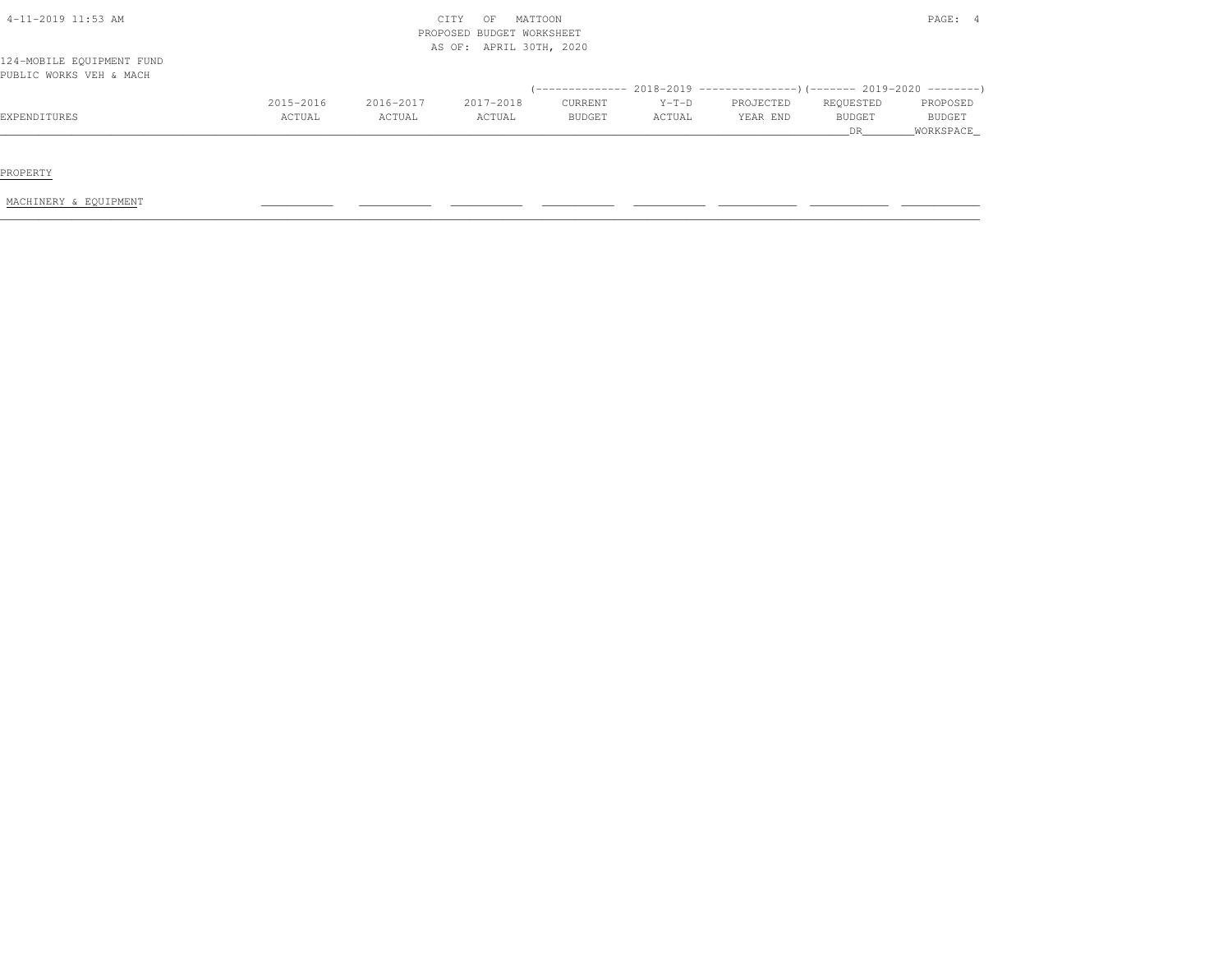CITY OF MATTOON
PROPOSED BUDGET WORKSHEET
AS OF: APRIL 30TH, 2020

124-MOBILE EQUIPMENT FUND
PUBLIC WORKS VEH & MACH

| EXPENDITURES | 2015-2016 ACTUAL | 2016-2017 ACTUAL | 2017-2018 ACTUAL | 2018-2019 CURRENT BUDGET | 2018-2019 Y-T-D ACTUAL | 2018-2019 PROJECTED YEAR END | 2019-2020 REQUESTED BUDGET DR | 2019-2020 PROPOSED BUDGET WORKSPACE |
|---|---|---|---|---|---|---|---|---|
| PROPERTY | | | | | | | | |
| MACHINERY & EQUIPMENT | | | | | | | | |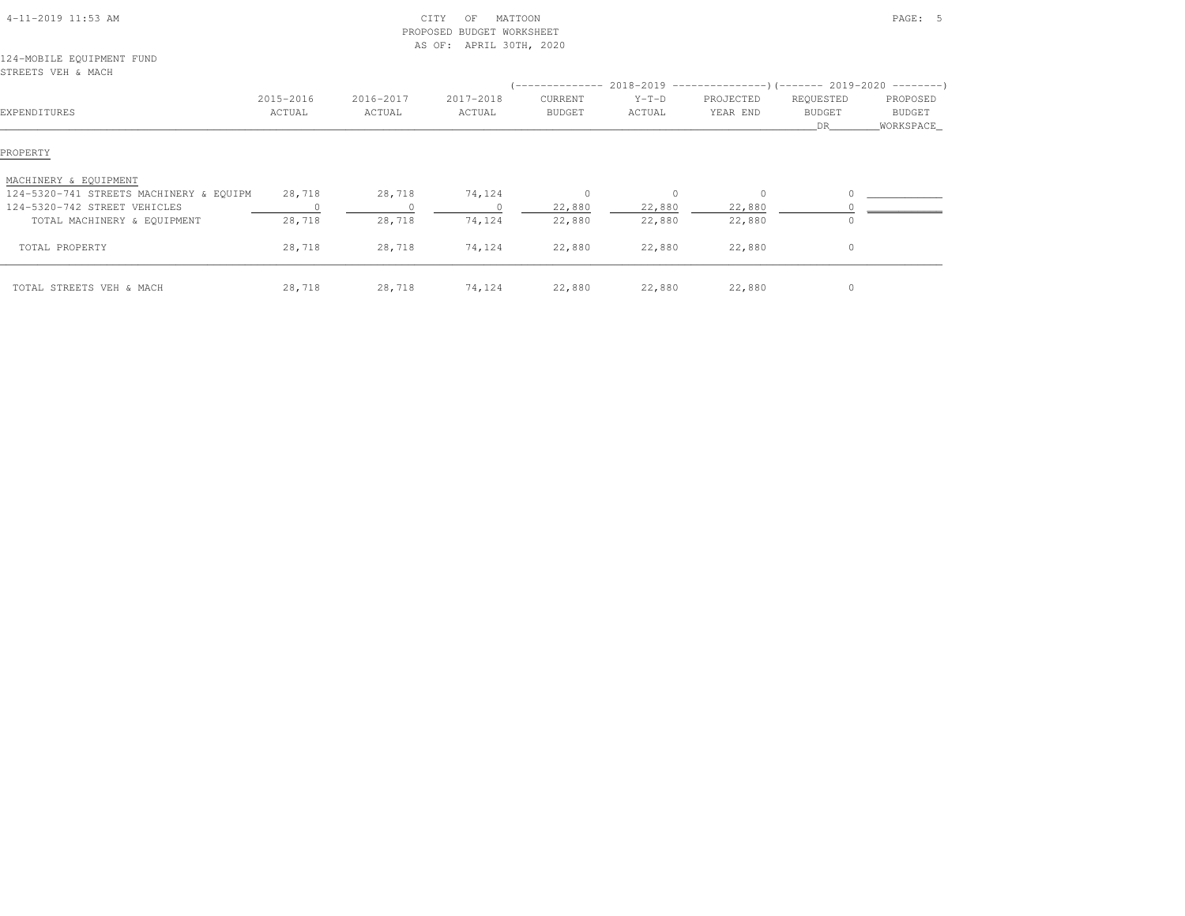CITY OF MATTOON
PROPOSED BUDGET WORKSHEET
AS OF: APRIL 30TH, 2020

124-MOBILE EQUIPMENT FUND
STREETS VEH & MACH

| EXPENDITURES | 2015-2016 ACTUAL | 2016-2017 ACTUAL | 2017-2018 ACTUAL | 2018-2019 CURRENT BUDGET | 2018-2019 Y-T-D ACTUAL | 2018-2019 PROJECTED YEAR END | 2019-2020 REQUESTED BUDGET DR | 2019-2020 PROPOSED BUDGET WORKSPACE |
|---|---|---|---|---|---|---|---|---|
| PROPERTY | | | | | | | | |
| MACHINERY & EQUIPMENT | | | | | | | | |
| 124-5320-741 STREETS MACHINERY & EQUIPM | 28,718 | 28,718 | 74,124 | 0 | 0 | 0 | 0 | |
| 124-5320-742 STREET VEHICLES | 0 | 0 | 0 | 22,880 | 22,880 | 22,880 | 0 | |
| TOTAL MACHINERY & EQUIPMENT | 28,718 | 28,718 | 74,124 | 22,880 | 22,880 | 22,880 | 0 | |
| TOTAL PROPERTY | 28,718 | 28,718 | 74,124 | 22,880 | 22,880 | 22,880 | 0 | |
| TOTAL STREETS VEH & MACH | 28,718 | 28,718 | 74,124 | 22,880 | 22,880 | 22,880 | 0 | |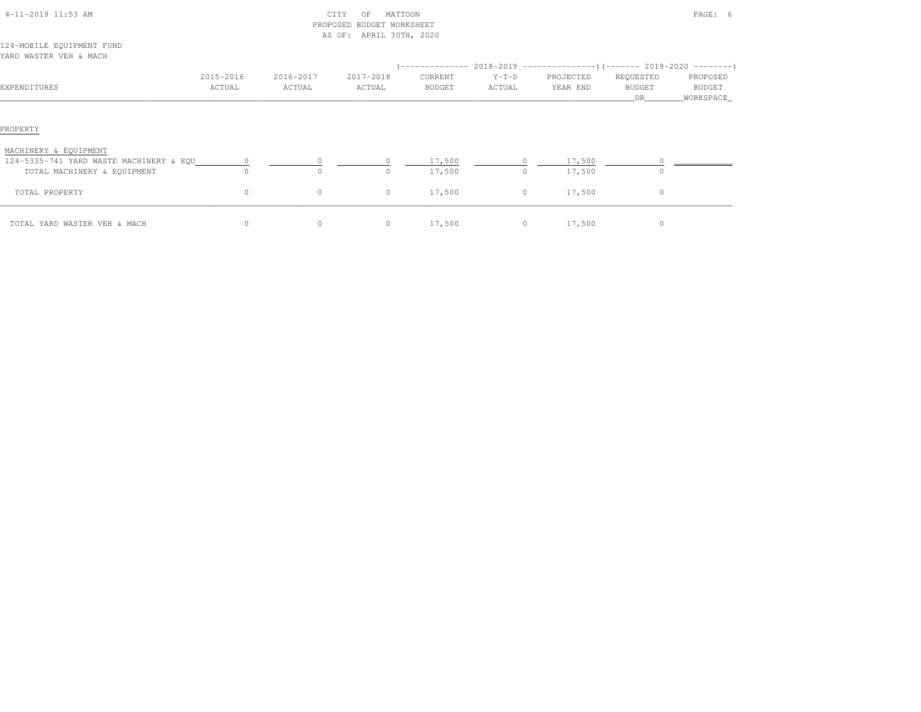CITY OF MATTOON
PROPOSED BUDGET WORKSHEET
AS OF: APRIL 30TH, 2020

124-MOBILE EQUIPMENT FUND
YARD WASTER VEH & MACH

| EXPENDITURES | 2015-2016 ACTUAL | 2016-2017 ACTUAL | 2017-2018 ACTUAL | 2018-2019 CURRENT BUDGET | 2018-2019 Y-T-D ACTUAL | 2018-2019 PROJECTED YEAR END | 2019-2020 REQUESTED BUDGET DR | 2019-2020 PROPOSED BUDGET WORKSPACE |
|---|---|---|---|---|---|---|---|---|
| PROPERTY | | | | | | | | |
| MACHINERY & EQUIPMENT | | | | | | | | |
| 124-5335-741 YARD WASTE MACHINERY & EQU | 0 | 0 | 0 | 17,500 | 0 | 17,500 | 0 | |
| TOTAL MACHINERY & EQUIPMENT | 0 | 0 | 0 | 17,500 | 0 | 17,500 | 0 | |
| TOTAL PROPERTY | 0 | 0 | 0 | 17,500 | 0 | 17,500 | 0 | |
| TOTAL YARD WASTER VEH & MACH | 0 | 0 | 0 | 17,500 | 0 | 17,500 | 0 | |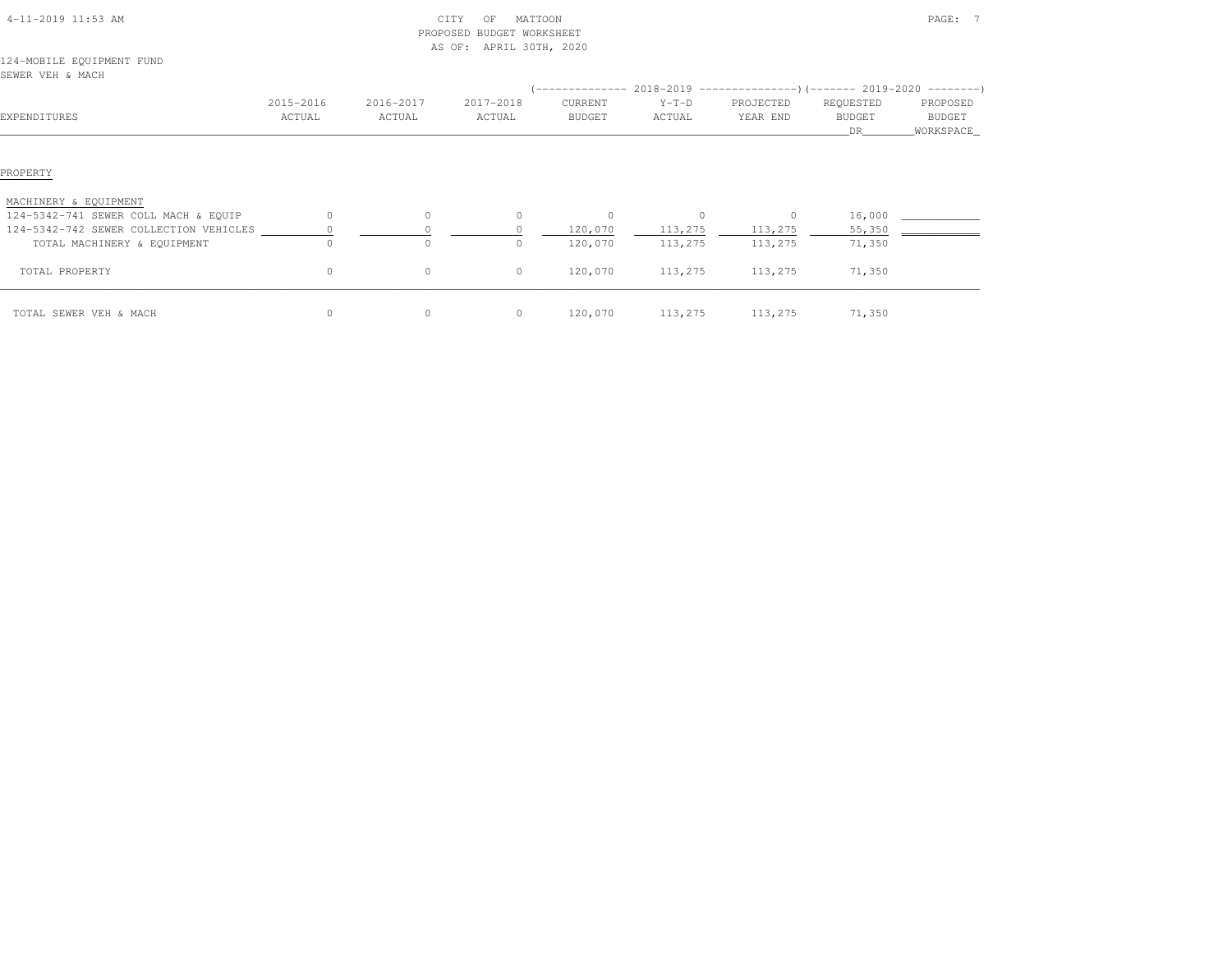CITY OF MATTOON
PROPOSED BUDGET WORKSHEET
AS OF: APRIL 30TH, 2020

124-MOBILE EQUIPMENT FUND
SEWER VEH & MACH

| EXPENDITURES | 2015-2016 ACTUAL | 2016-2017 ACTUAL | 2017-2018 ACTUAL | 2018-2019 CURRENT BUDGET | 2018-2019 Y-T-D ACTUAL | 2018-2019 PROJECTED YEAR END | 2019-2020 REQUESTED BUDGET DR | 2019-2020 PROPOSED BUDGET WORKSPACE |
|---|---|---|---|---|---|---|---|---|
| PROPERTY | | | | | | | | |
| MACHINERY & EQUIPMENT | | | | | | | | |
| 124-5342-741 SEWER COLL MACH & EQUIP | 0 | 0 | 0 | 0 | 0 | 0 | 16,000 | |
| 124-5342-742 SEWER COLLECTION VEHICLES | 0 | 0 | 0 | 120,070 | 113,275 | 113,275 | 55,350 | |
| TOTAL MACHINERY & EQUIPMENT | 0 | 0 | 0 | 120,070 | 113,275 | 113,275 | 71,350 | |
| TOTAL PROPERTY | 0 | 0 | 0 | 120,070 | 113,275 | 113,275 | 71,350 | |
| TOTAL SEWER VEH & MACH | 0 | 0 | 0 | 120,070 | 113,275 | 113,275 | 71,350 | |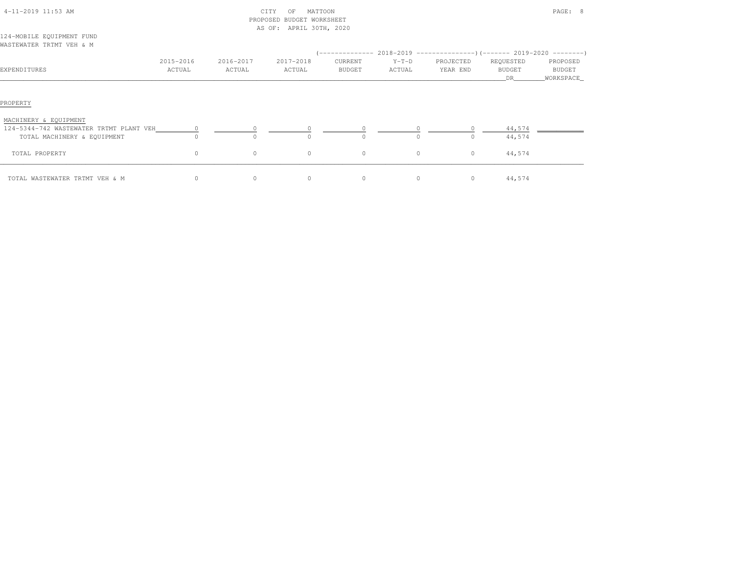CITY OF MATTOON
PROPOSED BUDGET WORKSHEET
AS OF: APRIL 30TH, 2020

124-MOBILE EQUIPMENT FUND
WASTEWATER TRTMT VEH & M

| EXPENDITURES | 2015-2016 ACTUAL | 2016-2017 ACTUAL | 2017-2018 ACTUAL | 2018-2019 CURRENT BUDGET | 2018-2019 Y-T-D ACTUAL | 2018-2019 PROJECTED YEAR END | 2019-2020 REQUESTED BUDGET DR | 2019-2020 PROPOSED BUDGET WORKSPACE |
|---|---|---|---|---|---|---|---|---|
| PROPERTY | | | | | | | | |
| MACHINERY & EQUIPMENT | | | | | | | | |
| 124-5344-742 WASTEWATER TRTMT PLANT VEH | 0 | 0 | 0 | 0 | 0 | 0 | 44,574 | |
| TOTAL MACHINERY & EQUIPMENT | 0 | 0 | 0 | 0 | 0 | 0 | 44,574 | |
| TOTAL PROPERTY | 0 | 0 | 0 | 0 | 0 | 0 | 44,574 | |
| TOTAL WASTEWATER TRTMT VEH & M | 0 | 0 | 0 | 0 | 0 | 0 | 44,574 | |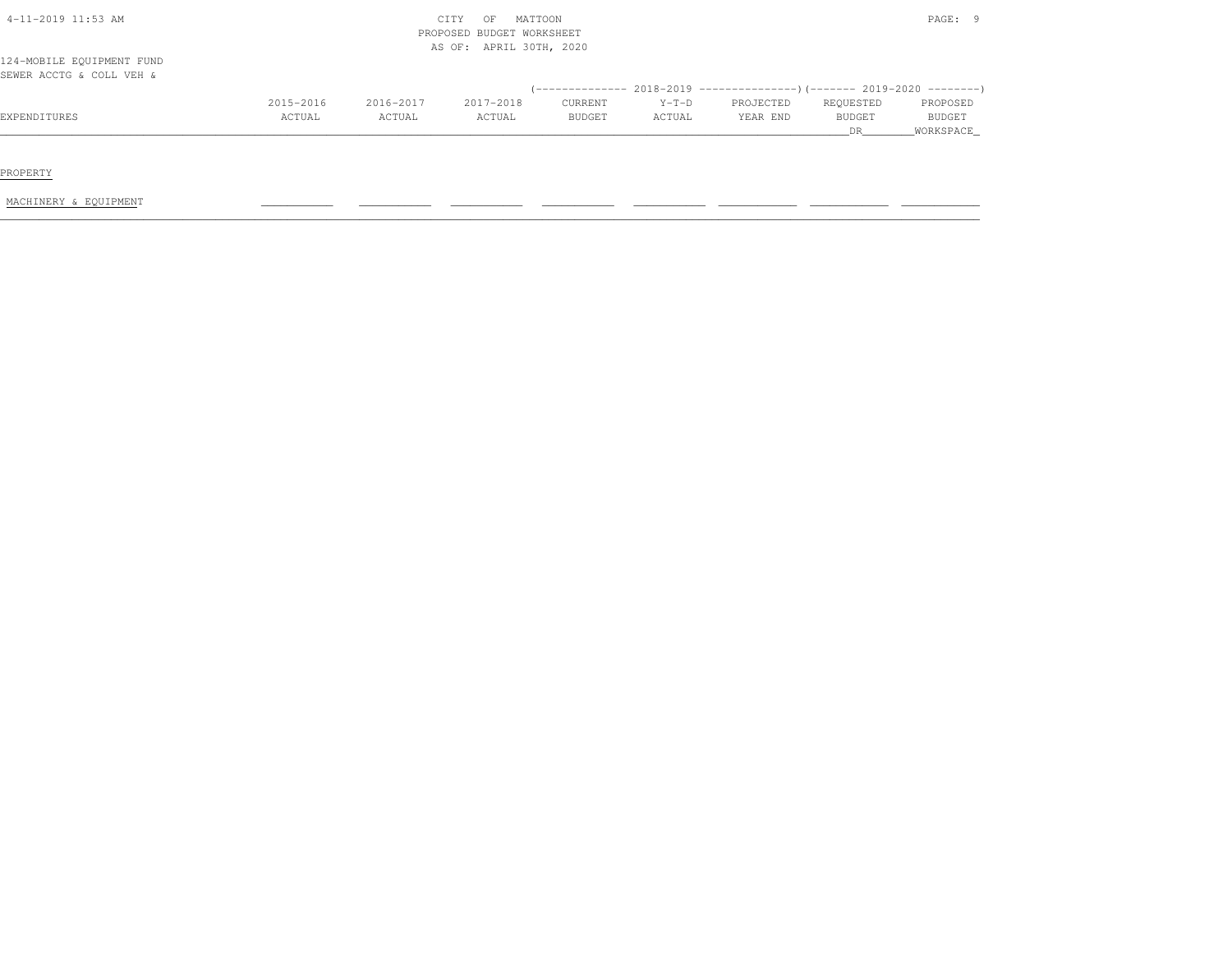CITY OF MATTOON
PROPOSED BUDGET WORKSHEET
AS OF: APRIL 30TH, 2020

124-MOBILE EQUIPMENT FUND
SEWER ACCTG & COLL VEH &

| | | | | (-------------- 2018-2019 | --------------- | ---------------) | (------- 2019-2020 | --------) |
|---|---|---|---|---|---|---|---|---|
| EXPENDITURES | 2015-2016 ACTUAL | 2016-2017 ACTUAL | 2017-2018 ACTUAL | CURRENT BUDGET | Y-T-D ACTUAL | PROJECTED YEAR END | REQUESTED BUDGET DR | PROPOSED BUDGET WORKSPACE |
| PROPERTY | | | | | | | | |
| MACHINERY & EQUIPMENT | ___________ | ___________ | ___________ | ___________ | ___________ | ___________ | ___________ | ___________ |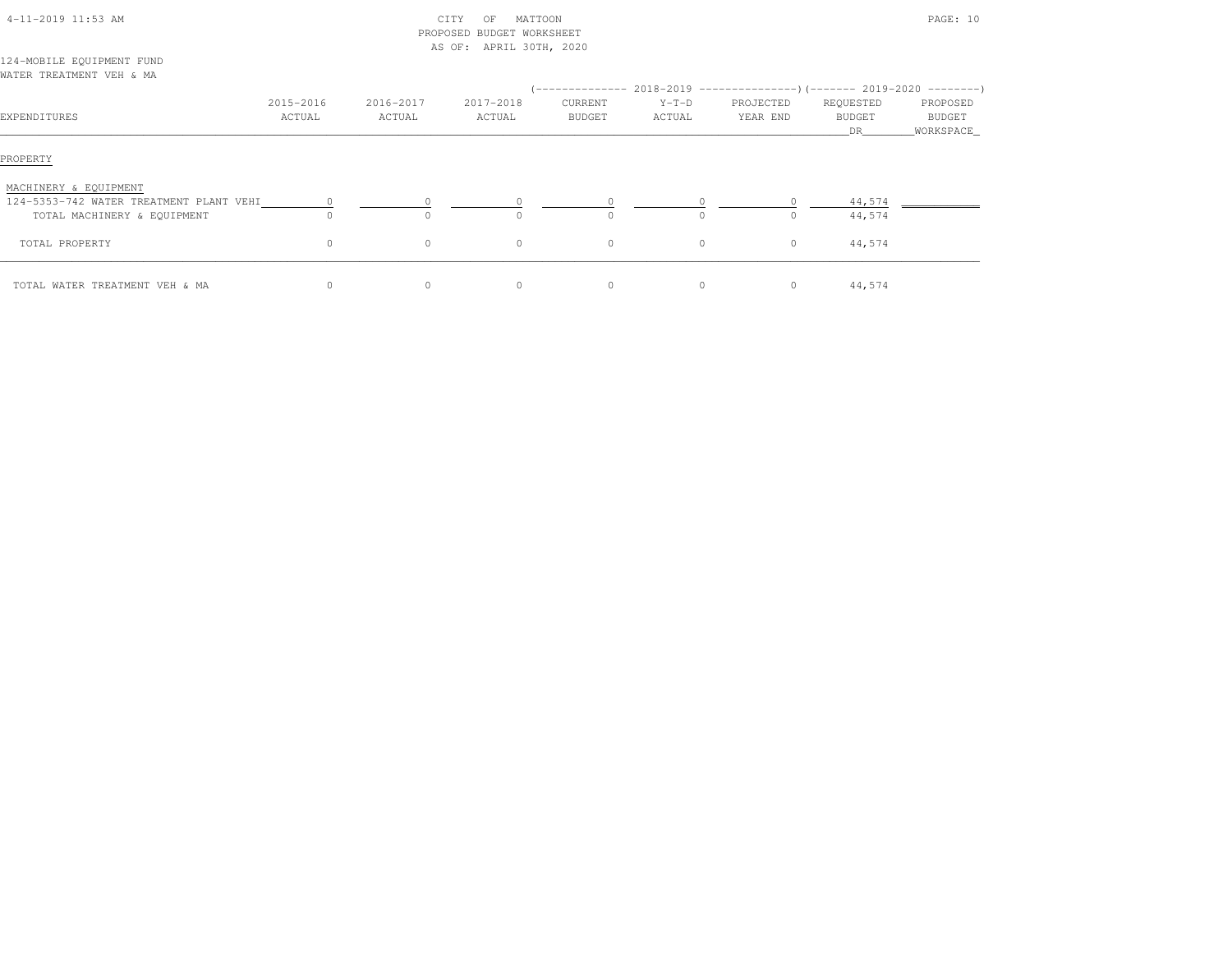CITY OF MATTOON
PROPOSED BUDGET WORKSHEET
AS OF: APRIL 30TH, 2020

124-MOBILE EQUIPMENT FUND
WATER TREATMENT VEH & MA

| EXPENDITURES | 2015-2016 ACTUAL | 2016-2017 ACTUAL | 2017-2018 ACTUAL | 2018-2019 CURRENT BUDGET | 2018-2019 Y-T-D ACTUAL | 2018-2019 PROJECTED YEAR END | 2019-2020 REQUESTED BUDGET DR | 2019-2020 PROPOSED BUDGET WORKSPACE |
|---|---|---|---|---|---|---|---|---|
| PROPERTY | | | | | | | | |
| MACHINERY & EQUIPMENT | | | | | | | | |
| 124-5353-742 WATER TREATMENT PLANT VEHI | 0 | 0 | 0 | 0 | 0 | 0 | 44,574 | |
| TOTAL MACHINERY & EQUIPMENT | 0 | 0 | 0 | 0 | 0 | 0 | 44,574 | |
| TOTAL PROPERTY | 0 | 0 | 0 | 0 | 0 | 0 | 44,574 | |
| TOTAL WATER TREATMENT VEH & MA | 0 | 0 | 0 | 0 | 0 | 0 | 44,574 | |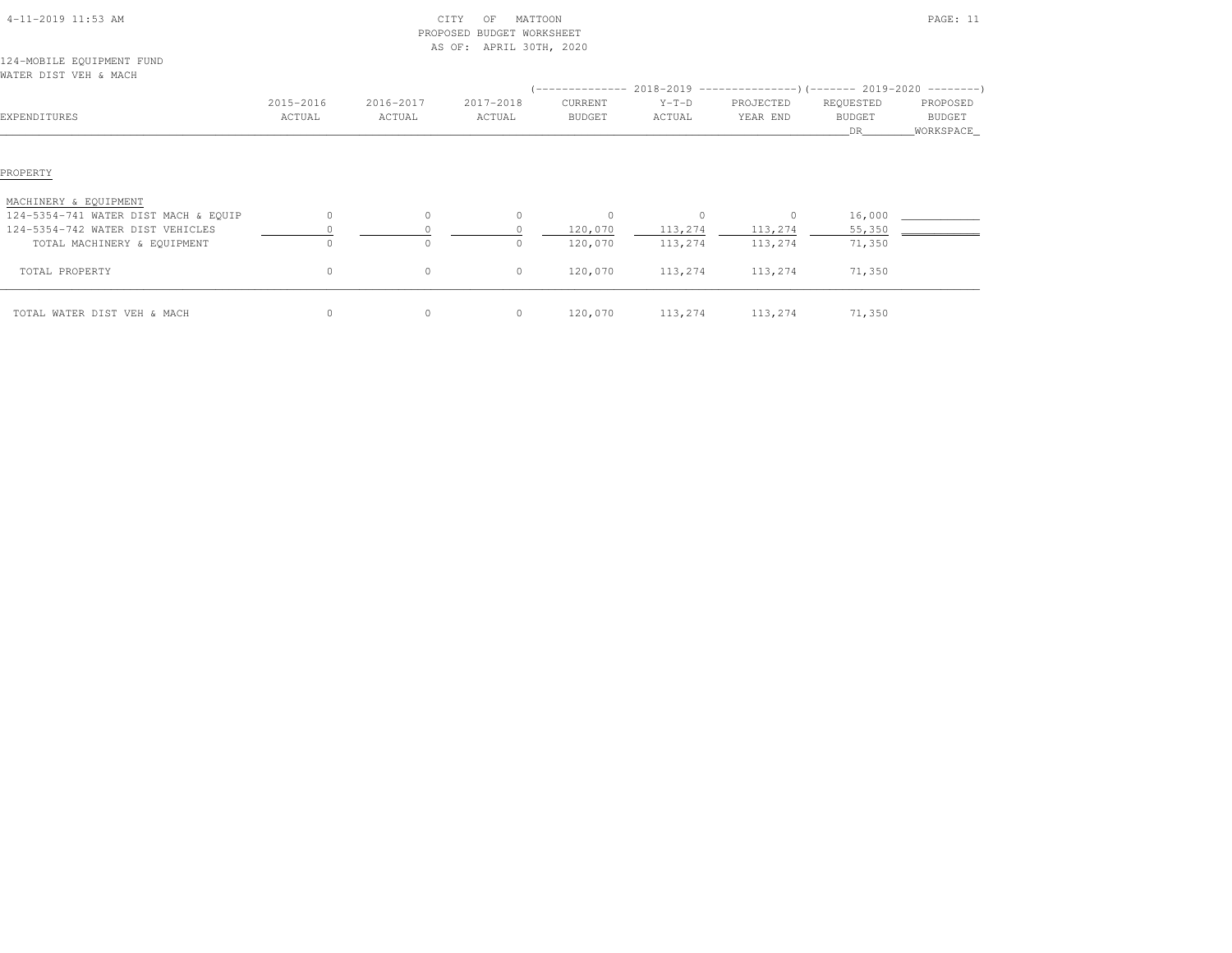CITY OF MATTOON
PROPOSED BUDGET WORKSHEET
AS OF: APRIL 30TH, 2020

124-MOBILE EQUIPMENT FUND
WATER DIST VEH & MACH

| EXPENDITURES | 2015-2016 ACTUAL | 2016-2017 ACTUAL | 2017-2018 ACTUAL | 2018-2019 CURRENT BUDGET | 2018-2019 Y-T-D ACTUAL | 2018-2019 PROJECTED YEAR END | 2019-2020 REQUESTED BUDGET DR | 2019-2020 PROPOSED BUDGET WORKSPACE |
|---|---|---|---|---|---|---|---|---|
| PROPERTY | | | | | | | | |
| MACHINERY & EQUIPMENT | | | | | | | | |
| 124-5354-741 WATER DIST MACH & EQUIP | 0 | 0 | 0 | 0 | 0 | 0 | 16,000 | |
| 124-5354-742 WATER DIST VEHICLES | 0 | 0 | 0 | 120,070 | 113,274 | 113,274 | 55,350 | |
| TOTAL MACHINERY & EQUIPMENT | 0 | 0 | 0 | 120,070 | 113,274 | 113,274 | 71,350 | |
| TOTAL PROPERTY | 0 | 0 | 0 | 120,070 | 113,274 | 113,274 | 71,350 | |
| TOTAL WATER DIST VEH & MACH | 0 | 0 | 0 | 120,070 | 113,274 | 113,274 | 71,350 | |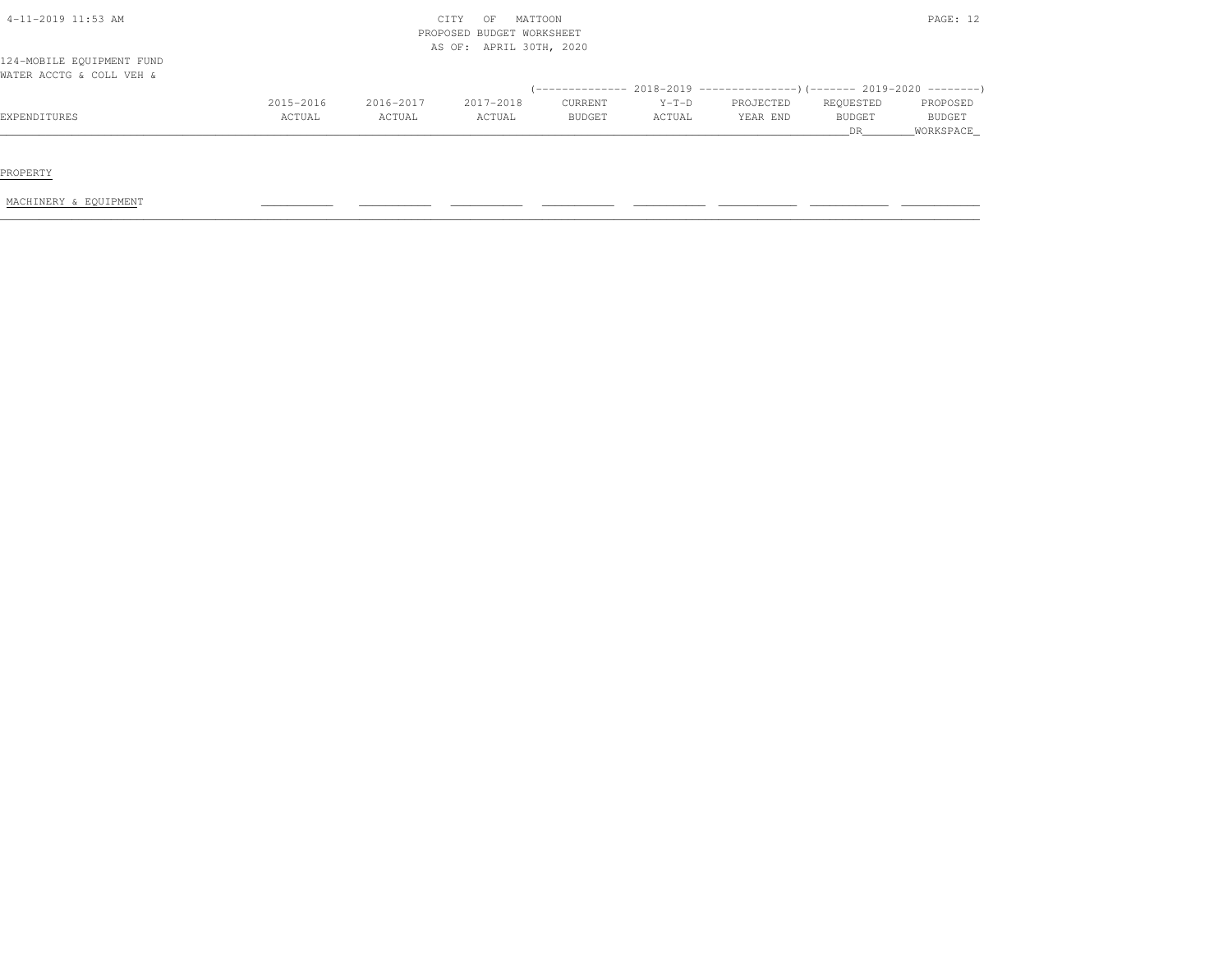CITY OF MATTOON
PROPOSED BUDGET WORKSHEET
AS OF: APRIL 30TH, 2020

124-MOBILE EQUIPMENT FUND
WATER ACCTG & COLL VEH &

| EXPENDITURES | 2015-2016 ACTUAL | 2016-2017 ACTUAL | 2017-2018 ACTUAL | 2018-2019 CURRENT BUDGET | 2018-2019 Y-T-D ACTUAL | 2018-2019 PROJECTED YEAR END | 2019-2020 REQUESTED BUDGET DR | 2019-2020 PROPOSED BUDGET WORKSPACE |
|---|---|---|---|---|---|---|---|---|
| PROPERTY | | | | | | | | |
| MACHINERY & EQUIPMENT | | | | | | | | |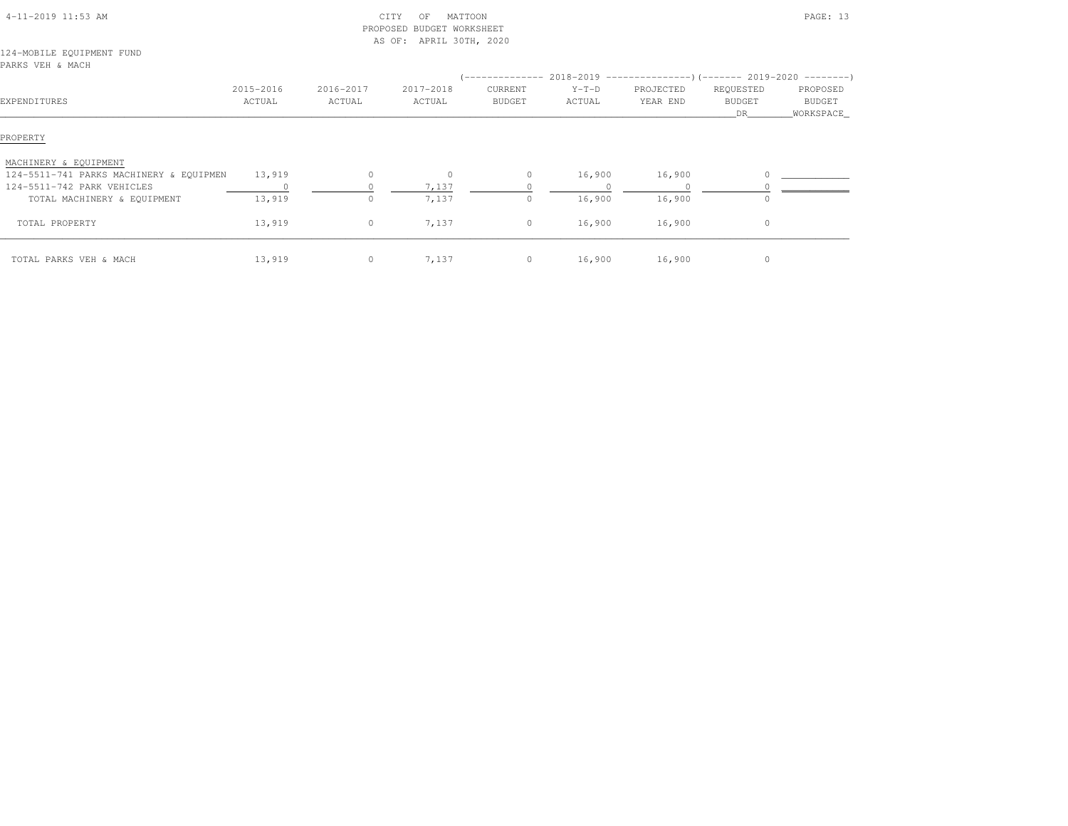CITY OF MATTOON
PROPOSED BUDGET WORKSHEET
AS OF: APRIL 30TH, 2020

124-MOBILE EQUIPMENT FUND
PARKS VEH & MACH

| EXPENDITURES | 2015-2016 ACTUAL | 2016-2017 ACTUAL | 2017-2018 ACTUAL | 2018-2019 CURRENT BUDGET | 2018-2019 Y-T-D ACTUAL | 2018-2019 PROJECTED YEAR END | 2019-2020 REQUESTED BUDGET DR | 2019-2020 PROPOSED BUDGET WORKSPACE |
|---|---|---|---|---|---|---|---|---|
| PROPERTY | | | | | | | | |
| MACHINERY & EQUIPMENT | | | | | | | | |
| 124-5511-741 PARKS MACHINERY & EQUIPMEN | 13,919 | 0 | 0 | 0 | 16,900 | 16,900 | 0 | |
| 124-5511-742 PARK VEHICLES | 0 | 0 | 7,137 | 0 | 0 | 0 | 0 | |
| TOTAL MACHINERY & EQUIPMENT | 13,919 | 0 | 7,137 | 0 | 16,900 | 16,900 | 0 | |
| TOTAL PROPERTY | 13,919 | 0 | 7,137 | 0 | 16,900 | 16,900 | 0 | |
| TOTAL PARKS VEH & MACH | 13,919 | 0 | 7,137 | 0 | 16,900 | 16,900 | 0 | |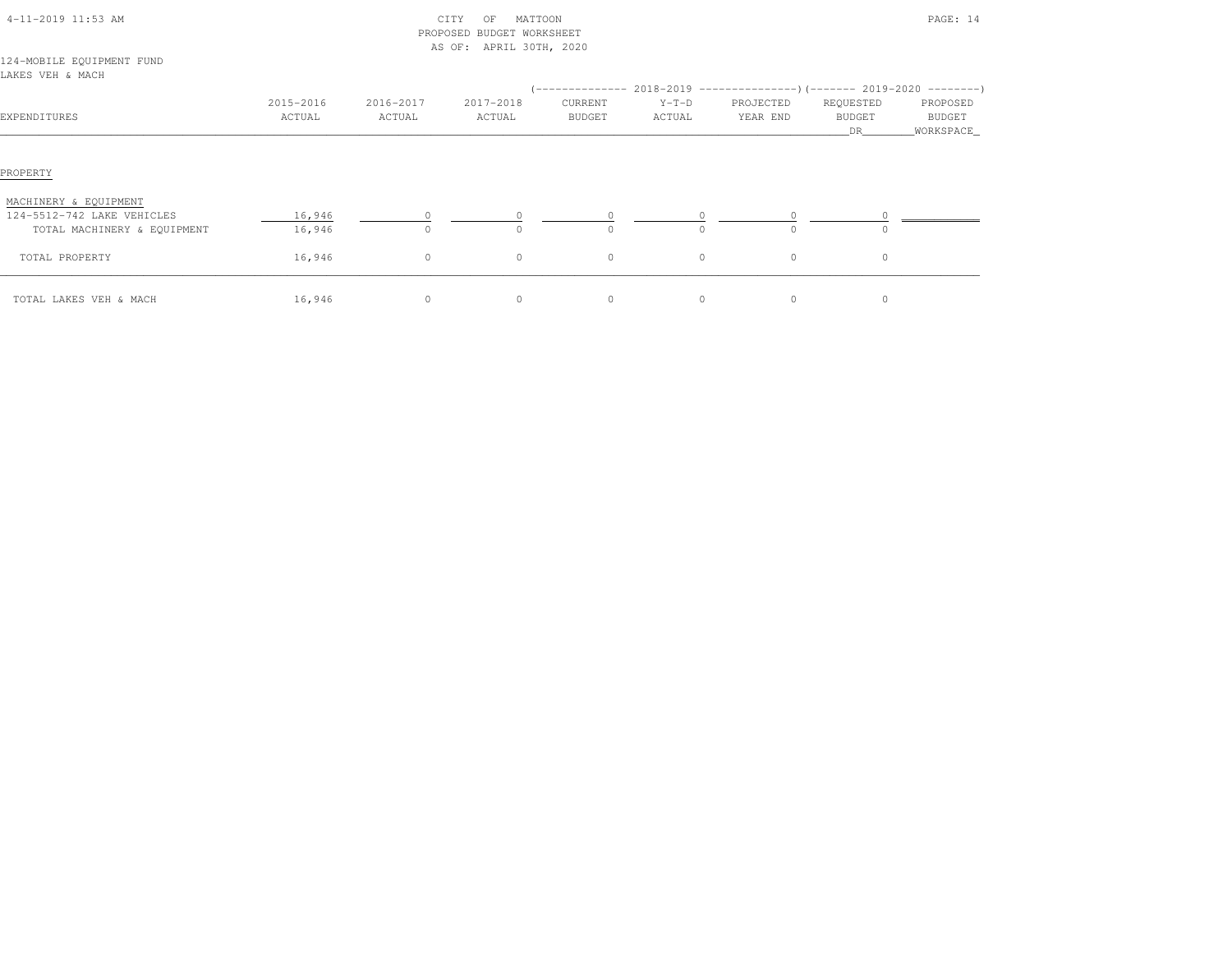CITY OF MATTOON
PROPOSED BUDGET WORKSHEET
AS OF: APRIL 30TH, 2020

124-MOBILE EQUIPMENT FUND
LAKES VEH & MACH

| EXPENDITURES | 2015-2016 ACTUAL | 2016-2017 ACTUAL | 2017-2018 ACTUAL | 2018-2019 CURRENT BUDGET | 2018-2019 Y-T-D ACTUAL | 2018-2019 PROJECTED YEAR END | 2019-2020 REQUESTED BUDGET DR | 2019-2020 PROPOSED BUDGET WORKSPACE |
|---|---|---|---|---|---|---|---|---|
| PROPERTY | | | | | | | | |
| MACHINERY & EQUIPMENT | | | | | | | | |
| 124-5512-742 LAKE VEHICLES | 16,946 | 0 | 0 | 0 | 0 | 0 | 0 | |
| TOTAL MACHINERY & EQUIPMENT | 16,946 | 0 | 0 | 0 | 0 | 0 | 0 | |
| TOTAL PROPERTY | 16,946 | 0 | 0 | 0 | 0 | 0 | 0 | |
| TOTAL LAKES VEH & MACH | 16,946 | 0 | 0 | 0 | 0 | 0 | 0 | |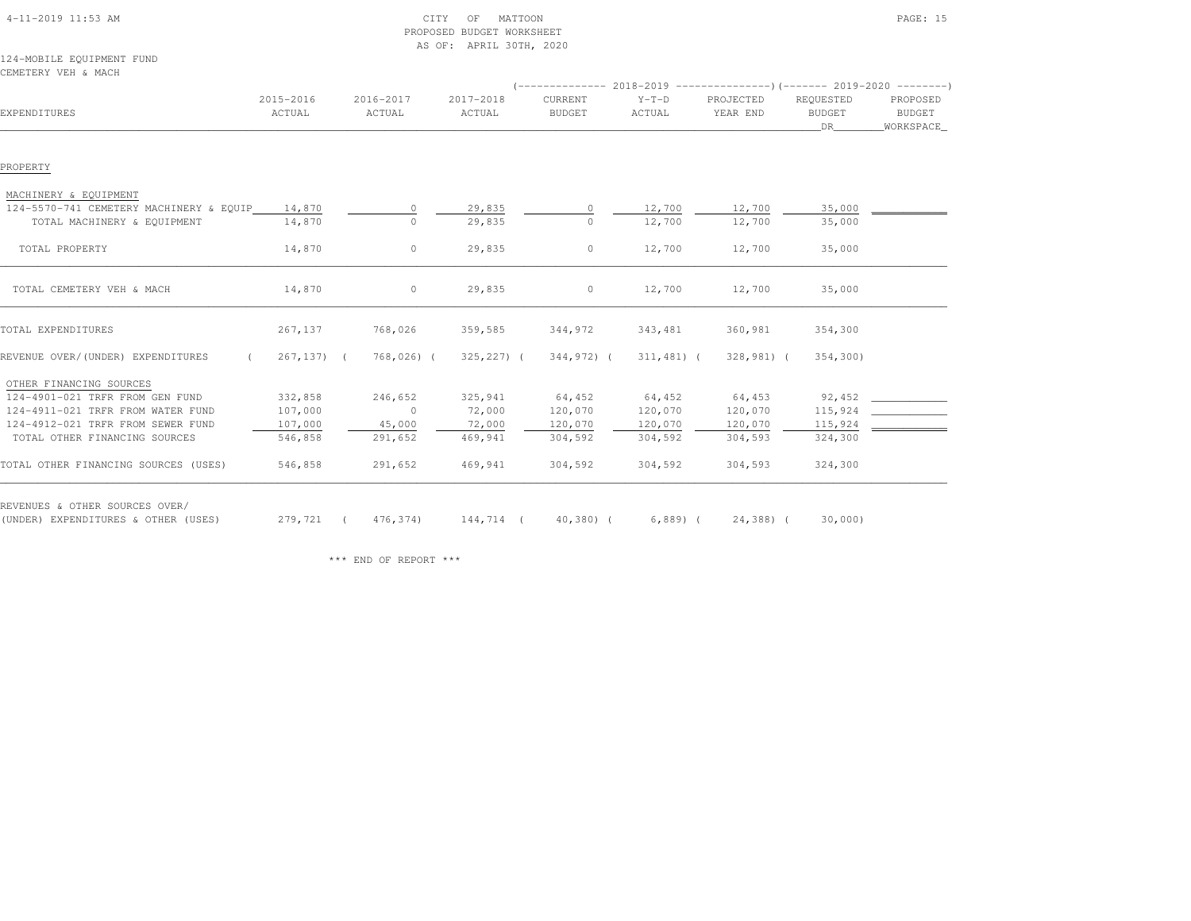CITY OF MATTOON
PROPOSED BUDGET WORKSHEET
AS OF: APRIL 30TH, 2020

124-MOBILE EQUIPMENT FUND
CEMETERY VEH & MACH

| EXPENDITURES | 2015-2016 ACTUAL | 2016-2017 ACTUAL | 2017-2018 ACTUAL | 2018-2019 CURRENT BUDGET | 2018-2019 Y-T-D ACTUAL | 2018-2019 PROJECTED YEAR END | 2019-2020 REQUESTED BUDGET DR | 2019-2020 PROPOSED BUDGET WORKSPACE |
|---|---|---|---|---|---|---|---|---|
| PROPERTY | | | | | | | | |
| MACHINERY & EQUIPMENT | | | | | | | | |
| 124-5570-741 CEMETERY MACHINERY & EQUIP | 14,870 | 0 | 29,835 | 0 | 12,700 | 12,700 | 35,000 | |
| TOTAL MACHINERY & EQUIPMENT | 14,870 | 0 | 29,835 | 0 | 12,700 | 12,700 | 35,000 | |
| TOTAL PROPERTY | 14,870 | 0 | 29,835 | 0 | 12,700 | 12,700 | 35,000 | |
| TOTAL CEMETERY VEH & MACH | 14,870 | 0 | 29,835 | 0 | 12,700 | 12,700 | 35,000 | |
| TOTAL EXPENDITURES | 267,137 | 768,026 | 359,585 | 344,972 | 343,481 | 360,981 | 354,300 | |
| REVENUE OVER/(UNDER) EXPENDITURES | ( 267,137) | ( 768,026) | ( 325,227) | ( 344,972) | ( 311,481) | ( 328,981) | ( 354,300) | |
| OTHER FINANCING SOURCES | | | | | | | | |
| 124-4901-021 TRFR FROM GEN FUND | 332,858 | 246,652 | 325,941 | 64,452 | 64,452 | 64,453 | 92,452 | |
| 124-4911-021 TRFR FROM WATER FUND | 107,000 | 0 | 72,000 | 120,070 | 120,070 | 120,070 | 115,924 | |
| 124-4912-021 TRFR FROM SEWER FUND | 107,000 | 45,000 | 72,000 | 120,070 | 120,070 | 120,070 | 115,924 | |
| TOTAL OTHER FINANCING SOURCES | 546,858 | 291,652 | 469,941 | 304,592 | 304,592 | 304,593 | 324,300 | |
| TOTAL OTHER FINANCING SOURCES (USES) | 546,858 | 291,652 | 469,941 | 304,592 | 304,592 | 304,593 | 324,300 | |
| REVENUES & OTHER SOURCES OVER/ (UNDER) EXPENDITURES & OTHER (USES) | 279,721 | ( 476,374) | 144,714 | ( 40,380) | ( 6,889) | ( 24,388) | ( 30,000) | |

\*\*\* END OF REPORT \*\*\*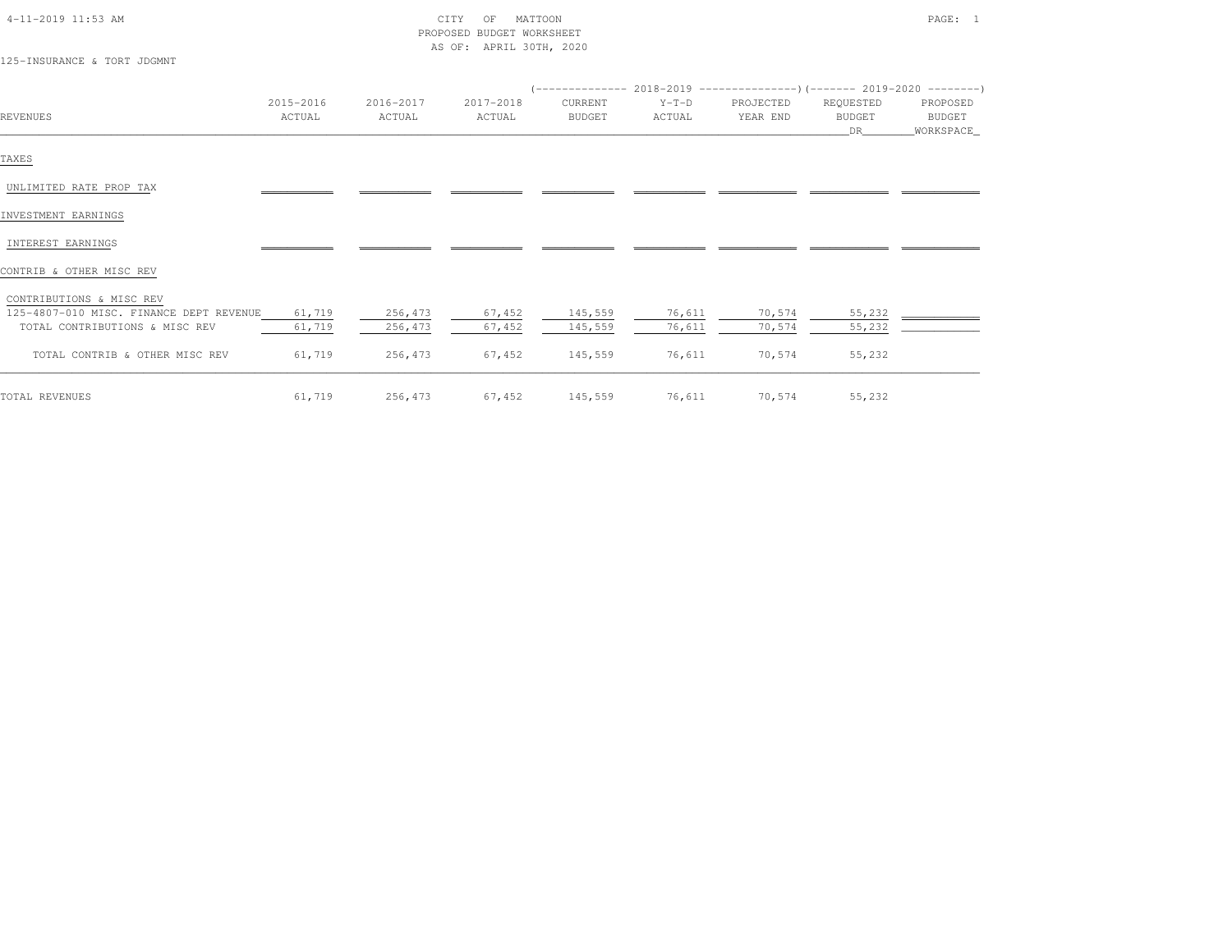CITY OF MATTOON
PROPOSED BUDGET WORKSHEET
AS OF: APRIL 30TH, 2020

125-INSURANCE & TORT JDGMNT

| REVENUES | 2015-2016 ACTUAL | 2016-2017 ACTUAL | 2017-2018 ACTUAL | 2018-2019 CURRENT BUDGET | 2018-2019 Y-T-D ACTUAL | 2018-2019 PROJECTED YEAR END | 2019-2020 REQUESTED BUDGET DR | 2019-2020 PROPOSED BUDGET WORKSPACE |
|---|---|---|---|---|---|---|---|---|
| TAXES | | | | | | | | |
| UNLIMITED RATE PROP TAX | | | | | | | | |
| INVESTMENT EARNINGS | | | | | | | | |
| INTEREST EARNINGS | | | | | | | | |
| CONTRIB & OTHER MISC REV | | | | | | | | |
| CONTRIBUTIONS & MISC REV | | | | | | | | |
| 125-4807-010 MISC. FINANCE DEPT REVENUE | 61,719 | 256,473 | 67,452 | 145,559 | 76,611 | 70,574 | 55,232 | |
| TOTAL CONTRIBUTIONS & MISC REV | 61,719 | 256,473 | 67,452 | 145,559 | 76,611 | 70,574 | 55,232 | |
| TOTAL CONTRIB & OTHER MISC REV | 61,719 | 256,473 | 67,452 | 145,559 | 76,611 | 70,574 | 55,232 | |
| TOTAL REVENUES | 61,719 | 256,473 | 67,452 | 145,559 | 76,611 | 70,574 | 55,232 | |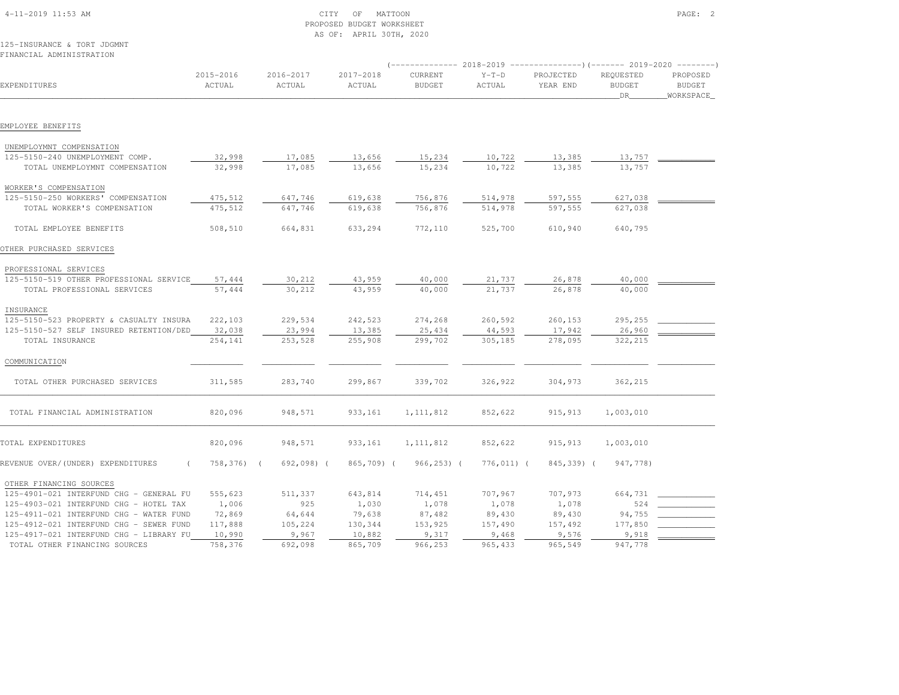CITY OF MATTOON
PROPOSED BUDGET WORKSHEET
AS OF: APRIL 30TH, 2020

125-INSURANCE & TORT JDGMNT
FINANCIAL ADMINISTRATION

| EXPENDITURES | 2015-2016 ACTUAL | 2016-2017 ACTUAL | 2017-2018 ACTUAL | 2018-2019 CURRENT BUDGET | 2018-2019 Y-T-D ACTUAL | 2018-2019 PROJECTED YEAR END | 2019-2020 REQUESTED BUDGET DR | 2019-2020 PROPOSED BUDGET WORKSPACE |
|---|---|---|---|---|---|---|---|---|
| EMPLOYEE BENEFITS | | | | | | | | |
| UNEMPLOYMNT COMPENSATION | | | | | | | | |
| 125-5150-240 UNEMPLOYMENT COMP. | 32,998 | 17,085 | 13,656 | 15,234 | 10,722 | 13,385 | 13,757 | |
| TOTAL UNEMPLOYMNT COMPENSATION | 32,998 | 17,085 | 13,656 | 15,234 | 10,722 | 13,385 | 13,757 | |
| WORKER'S COMPENSATION | | | | | | | | |
| 125-5150-250 WORKERS' COMPENSATION | 475,512 | 647,746 | 619,638 | 756,876 | 514,978 | 597,555 | 627,038 | |
| TOTAL WORKER'S COMPENSATION | 475,512 | 647,746 | 619,638 | 756,876 | 514,978 | 597,555 | 627,038 | |
| TOTAL EMPLOYEE BENEFITS | 508,510 | 664,831 | 633,294 | 772,110 | 525,700 | 610,940 | 640,795 | |
| OTHER PURCHASED SERVICES | | | | | | | | |
| PROFESSIONAL SERVICES | | | | | | | | |
| 125-5150-519 OTHER PROFESSIONAL SERVICE | 57,444 | 30,212 | 43,959 | 40,000 | 21,737 | 26,878 | 40,000 | |
| TOTAL PROFESSIONAL SERVICES | 57,444 | 30,212 | 43,959 | 40,000 | 21,737 | 26,878 | 40,000 | |
| INSURANCE | | | | | | | | |
| 125-5150-523 PROPERTY & CASUALTY INSURA | 222,103 | 229,534 | 242,523 | 274,268 | 260,592 | 260,153 | 295,255 | |
| 125-5150-527 SELF INSURED RETENTION/DED | 32,038 | 23,994 | 13,385 | 25,434 | 44,593 | 17,942 | 26,960 | |
| TOTAL INSURANCE | 254,141 | 253,528 | 255,908 | 299,702 | 305,185 | 278,095 | 322,215 | |
| COMMUNICATION | | | | | | | | |
| TOTAL OTHER PURCHASED SERVICES | 311,585 | 283,740 | 299,867 | 339,702 | 326,922 | 304,973 | 362,215 | |
| TOTAL FINANCIAL ADMINISTRATION | 820,096 | 948,571 | 933,161 | 1,111,812 | 852,622 | 915,913 | 1,003,010 | |
| TOTAL EXPENDITURES | 820,096 | 948,571 | 933,161 | 1,111,812 | 852,622 | 915,913 | 1,003,010 | |
| REVENUE OVER/(UNDER) EXPENDITURES | ( 758,376) | ( 692,098) | ( 865,709) | ( 966,253) | ( 776,011) | ( 845,339) | ( 947,778) | |
| OTHER FINANCING SOURCES | | | | | | | | |
| 125-4901-021 INTERFUND CHG - GENERAL FU | 555,623 | 511,337 | 643,814 | 714,451 | 707,967 | 707,973 | 664,731 | |
| 125-4903-021 INTERFUND CHG - HOTEL TAX | 1,006 | 925 | 1,030 | 1,078 | 1,078 | 1,078 | 524 | |
| 125-4911-021 INTERFUND CHG - WATER FUND | 72,869 | 64,644 | 79,638 | 87,482 | 89,430 | 89,430 | 94,755 | |
| 125-4912-021 INTERFUND CHG - SEWER FUND | 117,888 | 105,224 | 130,344 | 153,925 | 157,490 | 157,492 | 177,850 | |
| 125-4917-021 INTERFUND CHG - LIBRARY FU | 10,990 | 9,967 | 10,882 | 9,317 | 9,468 | 9,576 | 9,918 | |
| TOTAL OTHER FINANCING SOURCES | 758,376 | 692,098 | 865,709 | 966,253 | 965,433 | 965,549 | 947,778 | |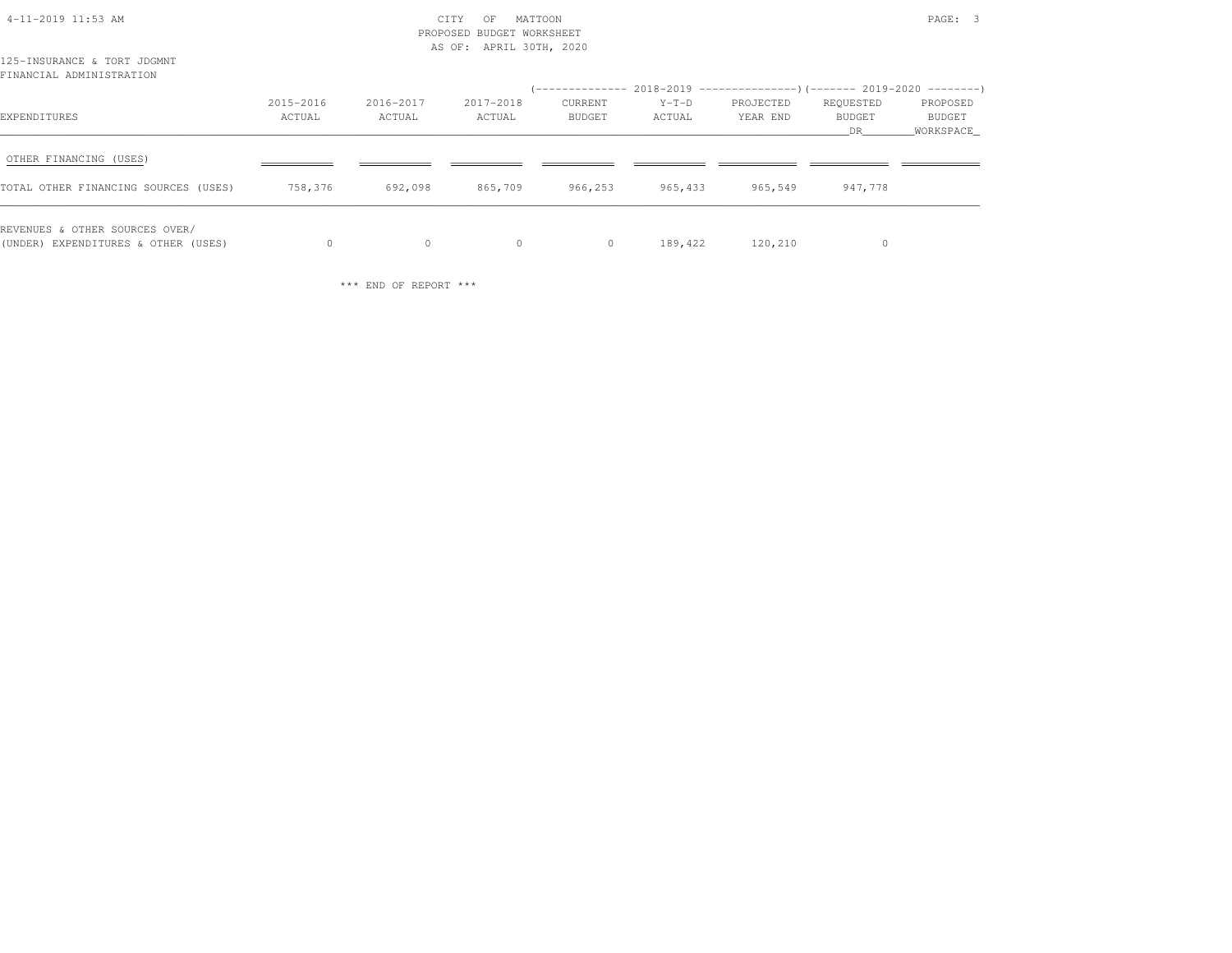CITY OF MATTOON
PROPOSED BUDGET WORKSHEET
AS OF: APRIL 30TH, 2020

125-INSURANCE & TORT JDGMNT
FINANCIAL ADMINISTRATION

| EXPENDITURES | 2015-2016 ACTUAL | 2016-2017 ACTUAL | 2017-2018 ACTUAL | 2018-2019 CURRENT BUDGET | 2018-2019 Y-T-D ACTUAL | 2018-2019 PROJECTED YEAR END | 2019-2020 REQUESTED BUDGET DR | 2019-2020 PROPOSED BUDGET WORKSPACE |
|---|---|---|---|---|---|---|---|---|
| OTHER FINANCING (USES) | | | | | | | | |
| TOTAL OTHER FINANCING SOURCES (USES) | 758,376 | 692,098 | 865,709 | 966,253 | 965,433 | 965,549 | 947,778 | |
| REVENUES & OTHER SOURCES OVER/ (UNDER) EXPENDITURES & OTHER (USES) | 0 | 0 | 0 | 0 | 189,422 | 120,210 | 0 | |

*** END OF REPORT ***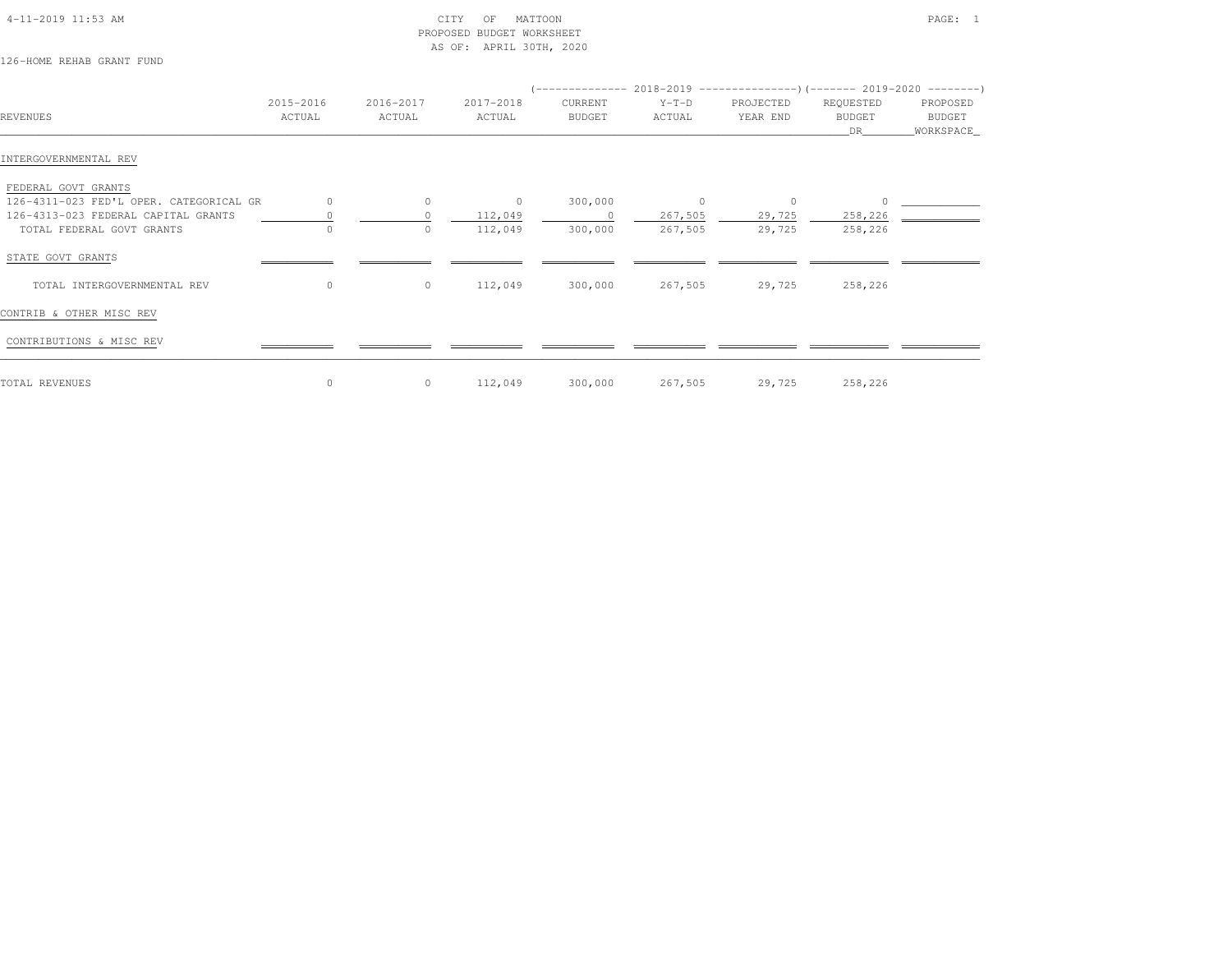4-11-2019 11:53 AM

CITY OF MATTOON
PROPOSED BUDGET WORKSHEET
AS OF: APRIL 30TH, 2020

126-HOME REHAB GRANT FUND

| | | | | (-------------- 2018-2019 | --------------- | ---------------) | (------- 2019-2020 | --------) |
|---|---|---|---|---|---|---|---|---|
| REVENUES | 2015-2016 ACTUAL | 2016-2017 ACTUAL | 2017-2018 ACTUAL | CURRENT BUDGET | Y-T-D ACTUAL | PROJECTED YEAR END | REQUESTED BUDGET DR | PROPOSED BUDGET WORKSPACE |
| INTERGOVERNMENTAL REV | | | | | | | | |
| FEDERAL GOVT GRANTS | | | | | | | | |
| 126-4311-023 FED'L OPER. CATEGORICAL GR | 0 | 0 | 0 | 300,000 | 0 | 0 | 0 | |
| 126-4313-023 FEDERAL CAPITAL GRANTS | 0 | 0 | 112,049 | 0 | 267,505 | 29,725 | 258,226 | |
| TOTAL FEDERAL GOVT GRANTS | 0 | 0 | 112,049 | 300,000 | 267,505 | 29,725 | 258,226 | |
| STATE GOVT GRANTS | | | | | | | | |
| TOTAL INTERGOVERNMENTAL REV | 0 | 0 | 112,049 | 300,000 | 267,505 | 29,725 | 258,226 | |
| CONTRIB & OTHER MISC REV | | | | | | | | |
| CONTRIBUTIONS & MISC REV | | | | | | | | |
| TOTAL REVENUES | 0 | 0 | 112,049 | 300,000 | 267,505 | 29,725 | 258,226 | |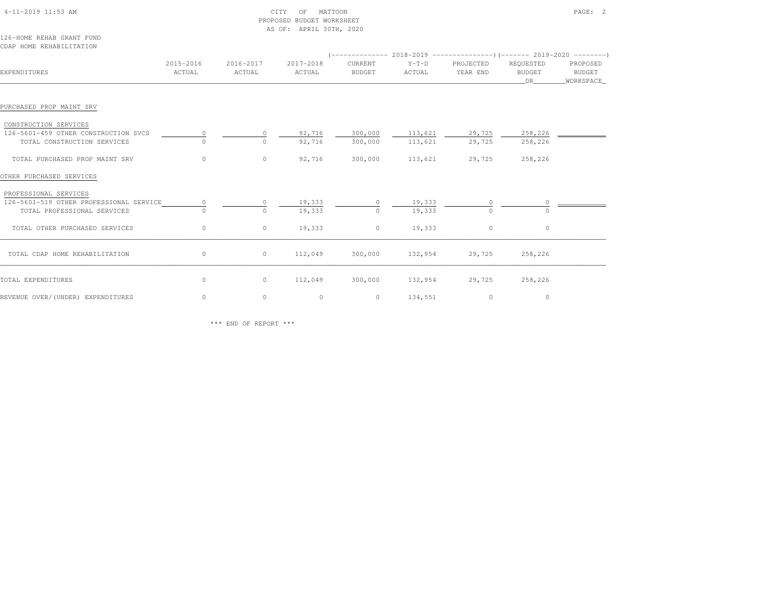CITY OF MATTOON
PROPOSED BUDGET WORKSHEET
AS OF: APRIL 30TH, 2020

126-HOME REHAB GRANT FUND
CDAP HOME REHABILITATION

| EXPENDITURES | 2015-2016 ACTUAL | 2016-2017 ACTUAL | 2017-2018 ACTUAL | 2018-2019 CURRENT BUDGET | 2018-2019 Y-T-D ACTUAL | 2018-2019 PROJECTED YEAR END | 2019-2020 REQUESTED BUDGET DR | 2019-2020 PROPOSED BUDGET WORKSPACE |
|---|---|---|---|---|---|---|---|---|
| **PURCHASED PROP MAINT SRV** | | | | | | | | |
| CONSTRUCTION SERVICES | | | | | | | | |
| 126-5601-459 OTHER CONSTRUCTION SVCS | 0 | 0 | 92,716 | 300,000 | 113,621 | 29,725 | 258,226 | |
| TOTAL CONSTRUCTION SERVICES | 0 | 0 | 92,716 | 300,000 | 113,621 | 29,725 | 258,226 | |
| TOTAL PURCHASED PROP MAINT SRV | 0 | 0 | 92,716 | 300,000 | 113,621 | 29,725 | 258,226 | |
| **OTHER PURCHASED SERVICES** | | | | | | | | |
| PROFESSIONAL SERVICES | | | | | | | | |
| 126-5601-519 OTHER PROFESSIONAL SERVICE | 0 | 0 | 19,333 | 0 | 19,333 | 0 | 0 | |
| TOTAL PROFESSIONAL SERVICES | 0 | 0 | 19,333 | 0 | 19,333 | 0 | 0 | |
| TOTAL OTHER PURCHASED SERVICES | 0 | 0 | 19,333 | 0 | 19,333 | 0 | 0 | |
| TOTAL CDAP HOME REHABILITATION | 0 | 0 | 112,049 | 300,000 | 132,954 | 29,725 | 258,226 | |
| TOTAL EXPENDITURES | 0 | 0 | 112,049 | 300,000 | 132,954 | 29,725 | 258,226 | |
| REVENUE OVER/(UNDER) EXPENDITURES | 0 | 0 | 0 | 0 | 134,551 | 0 | 0 | |

*** END OF REPORT ***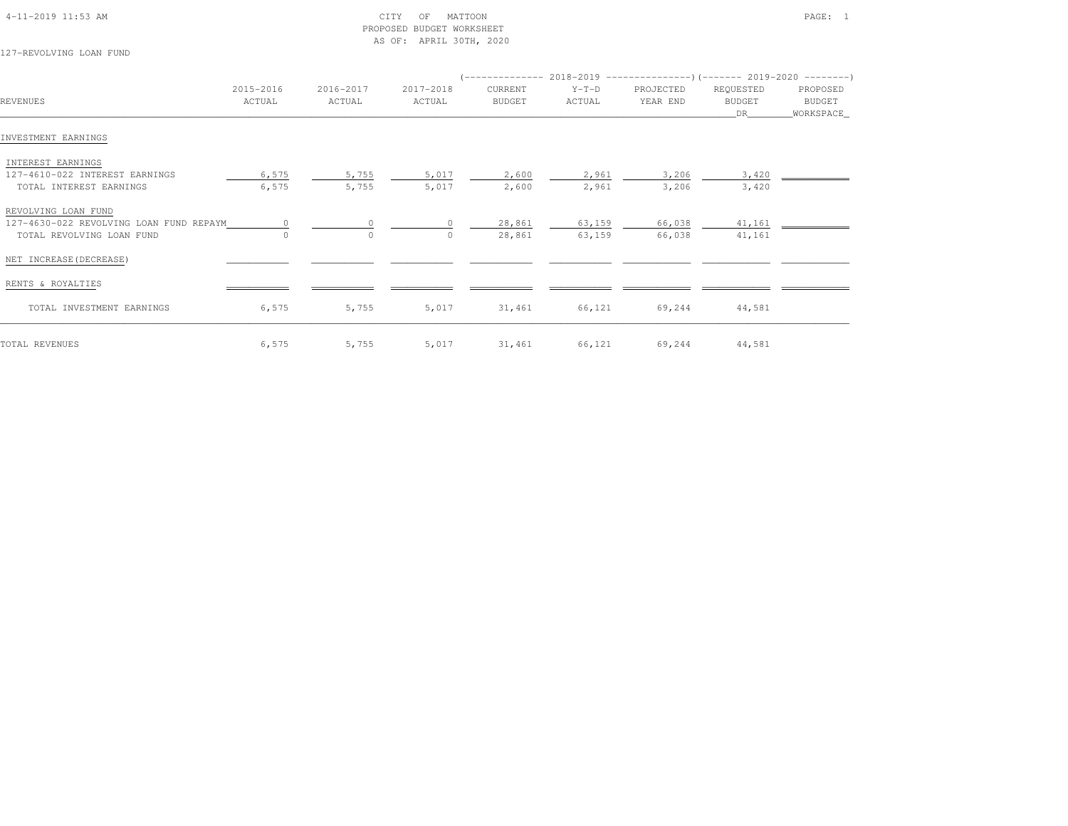CITY OF MATTOON
PROPOSED BUDGET WORKSHEET
AS OF: APRIL 30TH, 2020

127-REVOLVING LOAN FUND

| REVENUES | 2015-2016 ACTUAL | 2016-2017 ACTUAL | 2017-2018 ACTUAL | 2018-2019 CURRENT BUDGET | 2018-2019 Y-T-D ACTUAL | 2018-2019 PROJECTED YEAR END | 2019-2020 REQUESTED BUDGET DR | 2019-2020 PROPOSED BUDGET WORKSPACE |
|---|---|---|---|---|---|---|---|---|
| INVESTMENT EARNINGS | | | | | | | | |
| INTEREST EARNINGS | | | | | | | | |
| 127-4610-022 INTEREST EARNINGS | 6,575 | 5,755 | 5,017 | 2,600 | 2,961 | 3,206 | 3,420 | |
| TOTAL INTEREST EARNINGS | 6,575 | 5,755 | 5,017 | 2,600 | 2,961 | 3,206 | 3,420 | |
| REVOLVING LOAN FUND | | | | | | | | |
| 127-4630-022 REVOLVING LOAN FUND REPAYM | 0 | 0 | 0 | 28,861 | 63,159 | 66,038 | 41,161 | |
| TOTAL REVOLVING LOAN FUND | 0 | 0 | 0 | 28,861 | 63,159 | 66,038 | 41,161 | |
| NET INCREASE(DECREASE) | | | | | | | | |
| RENTS & ROYALTIES | | | | | | | | |
| TOTAL INVESTMENT EARNINGS | 6,575 | 5,755 | 5,017 | 31,461 | 66,121 | 69,244 | 44,581 | |
| TOTAL REVENUES | 6,575 | 5,755 | 5,017 | 31,461 | 66,121 | 69,244 | 44,581 | |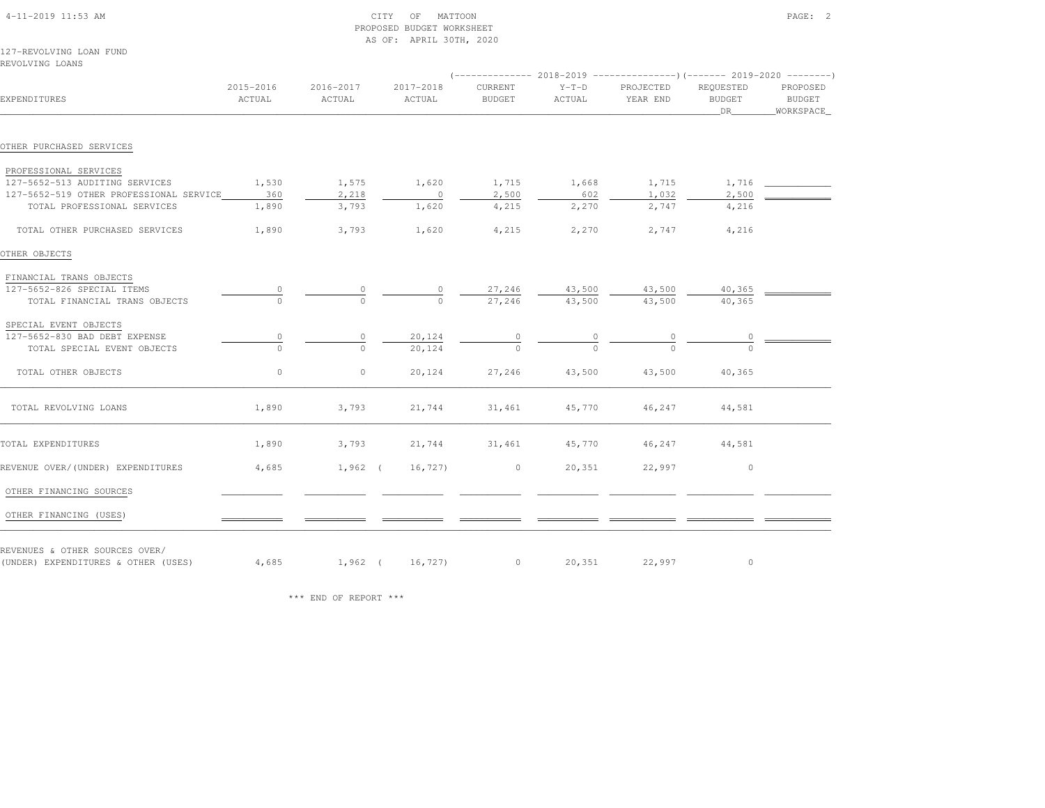CITY OF MATTOON
PROPOSED BUDGET WORKSHEET
AS OF: APRIL 30TH, 2020

127-REVOLVING LOAN FUND
REVOLVING LOANS

| EXPENDITURES | 2015-2016 ACTUAL | 2016-2017 ACTUAL | 2017-2018 ACTUAL | 2018-2019 CURRENT BUDGET | 2018-2019 Y-T-D ACTUAL | 2018-2019 PROJECTED YEAR END | 2019-2020 REQUESTED BUDGET DR | 2019-2020 PROPOSED BUDGET WORKSPACE |
|---|---|---|---|---|---|---|---|---|
| **OTHER PURCHASED SERVICES** | | | | | | | | |
| PROFESSIONAL SERVICES | | | | | | | | |
| 127-5652-513 AUDITING SERVICES | 1,530 | 1,575 | 1,620 | 1,715 | 1,668 | 1,715 | 1,716 | |
| 127-5652-519 OTHER PROFESSIONAL SERVICE | 360 | 2,218 | 0 | 2,500 | 602 | 1,032 | 2,500 | |
| TOTAL PROFESSIONAL SERVICES | 1,890 | 3,793 | 1,620 | 4,215 | 2,270 | 2,747 | 4,216 | |
| TOTAL OTHER PURCHASED SERVICES | 1,890 | 3,793 | 1,620 | 4,215 | 2,270 | 2,747 | 4,216 | |
| **OTHER OBJECTS** | | | | | | | | |
| FINANCIAL TRANS OBJECTS | | | | | | | | |
| 127-5652-826 SPECIAL ITEMS | 0 | 0 | 0 | 27,246 | 43,500 | 43,500 | 40,365 | |
| TOTAL FINANCIAL TRANS OBJECTS | 0 | 0 | 0 | 27,246 | 43,500 | 43,500 | 40,365 | |
| SPECIAL EVENT OBJECTS | | | | | | | | |
| 127-5652-830 BAD DEBT EXPENSE | 0 | 0 | 20,124 | 0 | 0 | 0 | 0 | |
| TOTAL SPECIAL EVENT OBJECTS | 0 | 0 | 20,124 | 0 | 0 | 0 | 0 | |
| TOTAL OTHER OBJECTS | 0 | 0 | 20,124 | 27,246 | 43,500 | 43,500 | 40,365 | |
| TOTAL REVOLVING LOANS | 1,890 | 3,793 | 21,744 | 31,461 | 45,770 | 46,247 | 44,581 | |
| TOTAL EXPENDITURES | 1,890 | 3,793 | 21,744 | 31,461 | 45,770 | 46,247 | 44,581 | |
| REVENUE OVER/(UNDER) EXPENDITURES | 4,685 | 1,962 | ( 16,727) | 0 | 20,351 | 22,997 | 0 | |
| OTHER FINANCING SOURCES | | | | | | | | |
| OTHER FINANCING (USES) | | | | | | | | |
| REVENUES & OTHER SOURCES OVER/ (UNDER) EXPENDITURES & OTHER (USES) | 4,685 | 1,962 | ( 16,727) | 0 | 20,351 | 22,997 | 0 | |

\*\*\* END OF REPORT \*\*\*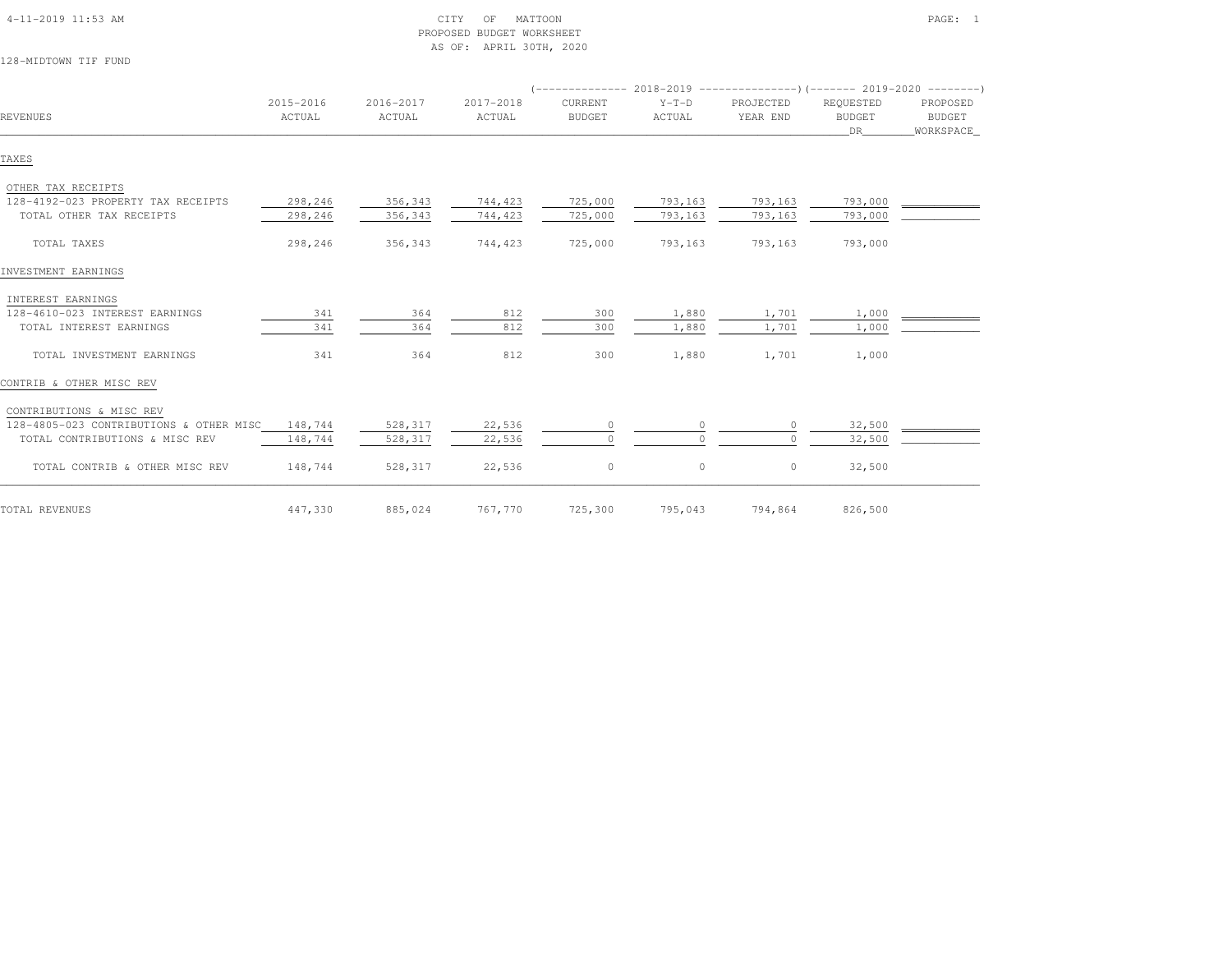CITY OF MATTOON
PROPOSED BUDGET WORKSHEET
AS OF: APRIL 30TH, 2020

128-MIDTOWN TIF FUND

| REVENUES | 2015-2016 ACTUAL | 2016-2017 ACTUAL | 2017-2018 ACTUAL | 2018-2019 CURRENT BUDGET | 2018-2019 Y-T-D ACTUAL | 2018-2019 PROJECTED YEAR END | 2019-2020 REQUESTED BUDGET DR | 2019-2020 PROPOSED BUDGET WORKSPACE |
|---|---|---|---|---|---|---|---|---|
| **TAXES** | | | | | | | | |
| OTHER TAX RECEIPTS | | | | | | | | |
| 128-4192-023 PROPERTY TAX RECEIPTS | 298,246 | 356,343 | 744,423 | 725,000 | 793,163 | 793,163 | 793,000 | |
| TOTAL OTHER TAX RECEIPTS | 298,246 | 356,343 | 744,423 | 725,000 | 793,163 | 793,163 | 793,000 | |
| TOTAL TAXES | 298,246 | 356,343 | 744,423 | 725,000 | 793,163 | 793,163 | 793,000 | |
| **INVESTMENT EARNINGS** | | | | | | | | |
| INTEREST EARNINGS | | | | | | | | |
| 128-4610-023 INTEREST EARNINGS | 341 | 364 | 812 | 300 | 1,880 | 1,701 | 1,000 | |
| TOTAL INTEREST EARNINGS | 341 | 364 | 812 | 300 | 1,880 | 1,701 | 1,000 | |
| TOTAL INVESTMENT EARNINGS | 341 | 364 | 812 | 300 | 1,880 | 1,701 | 1,000 | |
| **CONTRIB & OTHER MISC REV** | | | | | | | | |
| CONTRIBUTIONS & MISC REV | | | | | | | | |
| 128-4805-023 CONTRIBUTIONS & OTHER MISC | 148,744 | 528,317 | 22,536 | 0 | 0 | 0 | 32,500 | |
| TOTAL CONTRIBUTIONS & MISC REV | 148,744 | 528,317 | 22,536 | 0 | 0 | 0 | 32,500 | |
| TOTAL CONTRIB & OTHER MISC REV | 148,744 | 528,317 | 22,536 | 0 | 0 | 0 | 32,500 | |
| **TOTAL REVENUES** | 447,330 | 885,024 | 767,770 | 725,300 | 795,043 | 794,864 | 826,500 | |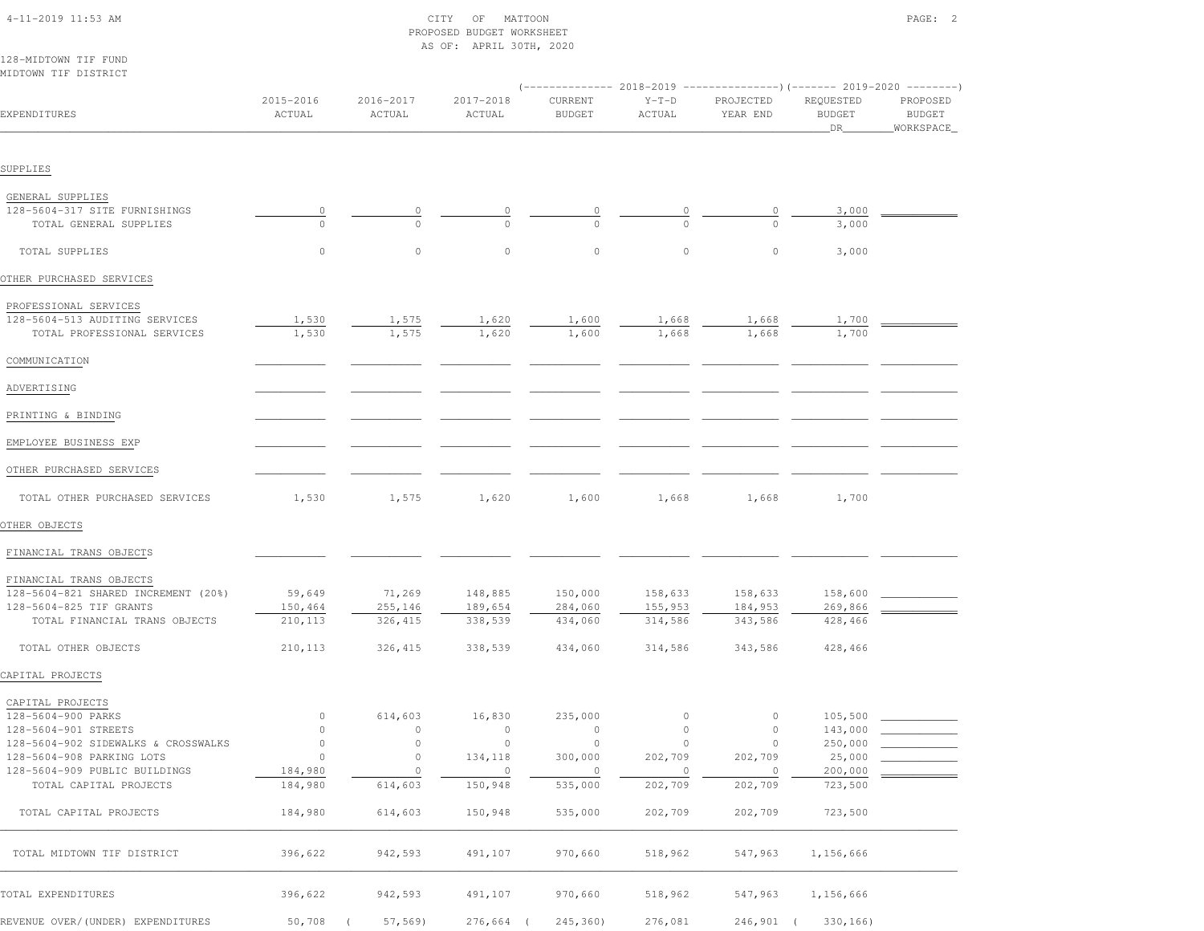CITY OF MATTOON
PROPOSED BUDGET WORKSHEET
AS OF: APRIL 30TH, 2020

128-MIDTOWN TIF FUND
MIDTOWN TIF DISTRICT

| EXPENDITURES | 2015-2016 ACTUAL | 2016-2017 ACTUAL | 2017-2018 ACTUAL | 2018-2019 CURRENT BUDGET | 2018-2019 Y-T-D ACTUAL | 2018-2019 PROJECTED YEAR END | 2019-2020 REQUESTED BUDGET DR | 2019-2020 PROPOSED BUDGET WORKSPACE |
|---|---|---|---|---|---|---|---|---|
| **SUPPLIES** | | | | | | | | |
| GENERAL SUPPLIES | | | | | | | | |
| 128-5604-317 SITE FURNISHINGS | 0 | 0 | 0 | 0 | 0 | 0 | 3,000 | |
| TOTAL GENERAL SUPPLIES | 0 | 0 | 0 | 0 | 0 | 0 | 3,000 | |
| TOTAL SUPPLIES | 0 | 0 | 0 | 0 | 0 | 0 | 3,000 | |
| **OTHER PURCHASED SERVICES** | | | | | | | | |
| PROFESSIONAL SERVICES | | | | | | | | |
| 128-5604-513 AUDITING SERVICES | 1,530 | 1,575 | 1,620 | 1,600 | 1,668 | 1,668 | 1,700 | |
| TOTAL PROFESSIONAL SERVICES | 1,530 | 1,575 | 1,620 | 1,600 | 1,668 | 1,668 | 1,700 | |
| COMMUNICATION | | | | | | | | |
| ADVERTISING | | | | | | | | |
| PRINTING & BINDING | | | | | | | | |
| EMPLOYEE BUSINESS EXP | | | | | | | | |
| OTHER PURCHASED SERVICES | | | | | | | | |
| TOTAL OTHER PURCHASED SERVICES | 1,530 | 1,575 | 1,620 | 1,600 | 1,668 | 1,668 | 1,700 | |
| **OTHER OBJECTS** | | | | | | | | |
| FINANCIAL TRANS OBJECTS | | | | | | | | |
| FINANCIAL TRANS OBJECTS | | | | | | | | |
| 128-5604-821 SHARED INCREMENT (20%) | 59,649 | 71,269 | 148,885 | 150,000 | 158,633 | 158,633 | 158,600 | |
| 128-5604-825 TIF GRANTS | 150,464 | 255,146 | 189,654 | 284,060 | 155,953 | 184,953 | 269,866 | |
| TOTAL FINANCIAL TRANS OBJECTS | 210,113 | 326,415 | 338,539 | 434,060 | 314,586 | 343,586 | 428,466 | |
| TOTAL OTHER OBJECTS | 210,113 | 326,415 | 338,539 | 434,060 | 314,586 | 343,586 | 428,466 | |
| **CAPITAL PROJECTS** | | | | | | | | |
| CAPITAL PROJECTS | | | | | | | | |
| 128-5604-900 PARKS | 0 | 614,603 | 16,830 | 235,000 | 0 | 0 | 105,500 | |
| 128-5604-901 STREETS | 0 | 0 | 0 | 0 | 0 | 0 | 143,000 | |
| 128-5604-902 SIDEWALKS & CROSSWALKS | 0 | 0 | 0 | 0 | 0 | 0 | 250,000 | |
| 128-5604-908 PARKING LOTS | 0 | 0 | 134,118 | 300,000 | 202,709 | 202,709 | 25,000 | |
| 128-5604-909 PUBLIC BUILDINGS | 184,980 | 0 | 0 | 0 | 0 | 0 | 200,000 | |
| TOTAL CAPITAL PROJECTS | 184,980 | 614,603 | 150,948 | 535,000 | 202,709 | 202,709 | 723,500 | |
| TOTAL CAPITAL PROJECTS | 184,980 | 614,603 | 150,948 | 535,000 | 202,709 | 202,709 | 723,500 | |
| TOTAL MIDTOWN TIF DISTRICT | 396,622 | 942,593 | 491,107 | 970,660 | 518,962 | 547,963 | 1,156,666 | |
| TOTAL EXPENDITURES | 396,622 | 942,593 | 491,107 | 970,660 | 518,962 | 547,963 | 1,156,666 | |
| REVENUE OVER/(UNDER) EXPENDITURES | 50,708 | ( 57,569) | 276,664 | ( 245,360) | 276,081 | 246,901 | ( 330,166) | |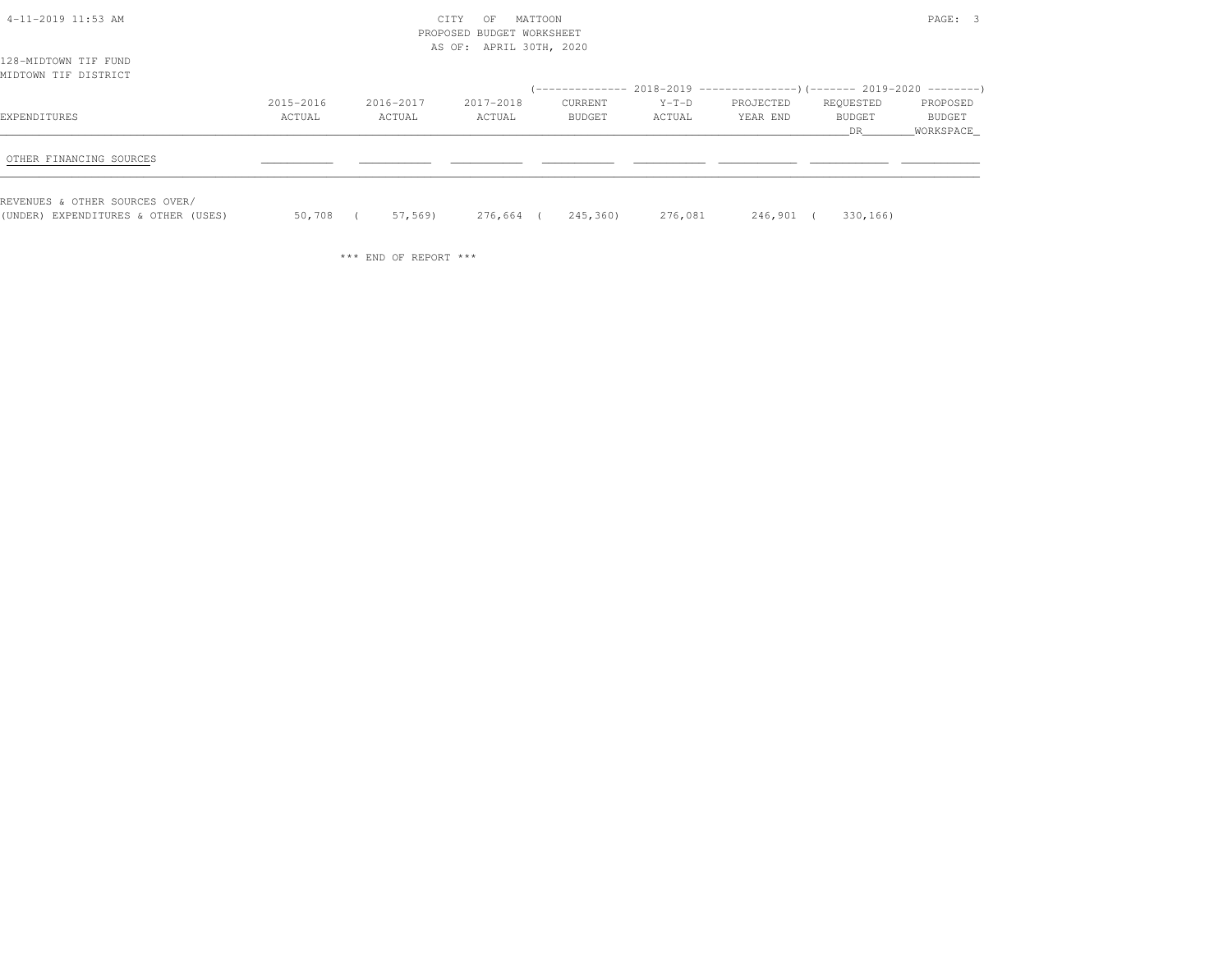CITY OF MATTOON
PROPOSED BUDGET WORKSHEET
AS OF: APRIL 30TH, 2020

128-MIDTOWN TIF FUND
MIDTOWN TIF DISTRICT

| EXPENDITURES | 2015-2016 ACTUAL | 2016-2017 ACTUAL | 2017-2018 ACTUAL | 2018-2019 CURRENT BUDGET | 2018-2019 Y-T-D ACTUAL | 2018-2019 PROJECTED YEAR END | 2019-2020 REQUESTED BUDGET DR | 2019-2020 PROPOSED BUDGET WORKSPACE |
|---|---|---|---|---|---|---|---|---|
| OTHER FINANCING SOURCES | | | | | | | | |
| REVENUES & OTHER SOURCES OVER/ (UNDER) EXPENDITURES & OTHER (USES) | 50,708 | ( 57,569) | 276,664 | ( 245,360) | 276,081 | 246,901 | ( 330,166) | |

*** END OF REPORT ***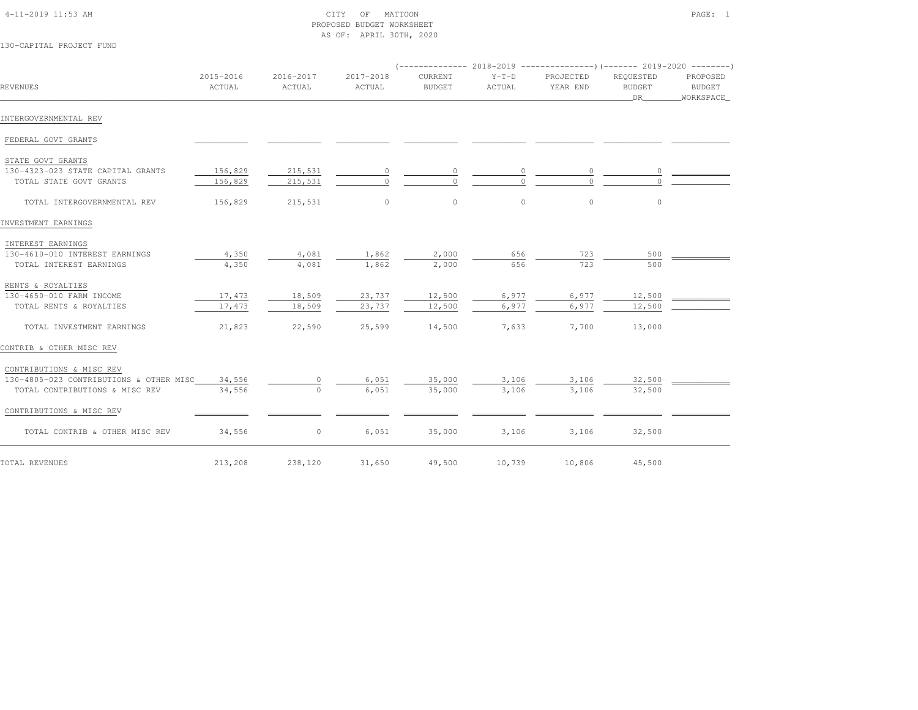CITY OF MATTOON
PROPOSED BUDGET WORKSHEET
AS OF: APRIL 30TH, 2020

130-CAPITAL PROJECT FUND

| REVENUES | 2015-2016 ACTUAL | 2016-2017 ACTUAL | 2017-2018 ACTUAL | 2018-2019 CURRENT BUDGET | 2018-2019 Y-T-D ACTUAL | 2018-2019 PROJECTED YEAR END | 2019-2020 REQUESTED BUDGET DR | 2019-2020 PROPOSED BUDGET WORKSPACE |
|---|---|---|---|---|---|---|---|---|
| INTERGOVERNMENTAL REV | | | | | | | | |
| FEDERAL GOVT GRANTS | | | | | | | | |
| STATE GOVT GRANTS | | | | | | | | |
| 130-4323-023 STATE CAPITAL GRANTS | 156,829 | 215,531 | 0 | 0 | 0 | 0 | 0 | |
| TOTAL STATE GOVT GRANTS | 156,829 | 215,531 | 0 | 0 | 0 | 0 | 0 | |
| TOTAL INTERGOVERNMENTAL REV | 156,829 | 215,531 | 0 | 0 | 0 | 0 | 0 | |
| INVESTMENT EARNINGS | | | | | | | | |
| INTEREST EARNINGS | | | | | | | | |
| 130-4610-010 INTEREST EARNINGS | 4,350 | 4,081 | 1,862 | 2,000 | 656 | 723 | 500 | |
| TOTAL INTEREST EARNINGS | 4,350 | 4,081 | 1,862 | 2,000 | 656 | 723 | 500 | |
| RENTS & ROYALTIES | | | | | | | | |
| 130-4650-010 FARM INCOME | 17,473 | 18,509 | 23,737 | 12,500 | 6,977 | 6,977 | 12,500 | |
| TOTAL RENTS & ROYALTIES | 17,473 | 18,509 | 23,737 | 12,500 | 6,977 | 6,977 | 12,500 | |
| TOTAL INVESTMENT EARNINGS | 21,823 | 22,590 | 25,599 | 14,500 | 7,633 | 7,700 | 13,000 | |
| CONTRIB & OTHER MISC REV | | | | | | | | |
| CONTRIBUTIONS & MISC REV | | | | | | | | |
| 130-4805-023 CONTRIBUTIONS & OTHER MISC | 34,556 | 0 | 6,051 | 35,000 | 3,106 | 3,106 | 32,500 | |
| TOTAL CONTRIBUTIONS & MISC REV | 34,556 | 0 | 6,051 | 35,000 | 3,106 | 3,106 | 32,500 | |
| CONTRIBUTIONS & MISC REV | | | | | | | | |
| TOTAL CONTRIB & OTHER MISC REV | 34,556 | 0 | 6,051 | 35,000 | 3,106 | 3,106 | 32,500 | |
| TOTAL REVENUES | 213,208 | 238,120 | 31,650 | 49,500 | 10,739 | 10,806 | 45,500 | |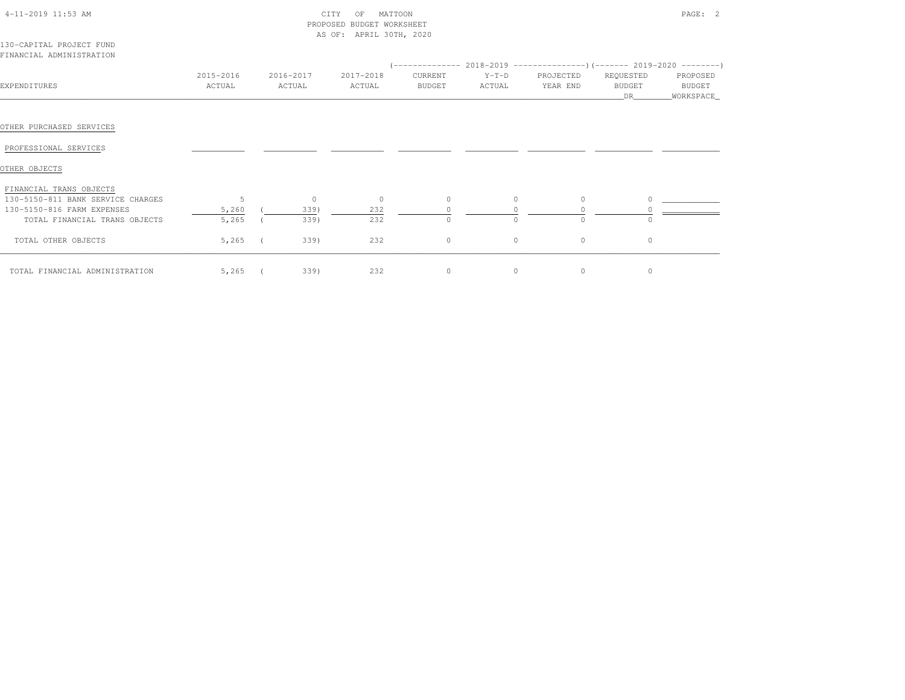CITY OF MATTOON
PROPOSED BUDGET WORKSHEET
AS OF: APRIL 30TH, 2020

130-CAPITAL PROJECT FUND
FINANCIAL ADMINISTRATION

| EXPENDITURES | 2015-2016 ACTUAL | 2016-2017 ACTUAL | 2017-2018 ACTUAL | 2018-2019 CURRENT BUDGET | 2018-2019 Y-T-D ACTUAL | 2018-2019 PROJECTED YEAR END | 2019-2020 REQUESTED BUDGET DR | 2019-2020 PROPOSED BUDGET WORKSPACE |
|---|---|---|---|---|---|---|---|---|
| OTHER PURCHASED SERVICES | | | | | | | | |
| PROFESSIONAL SERVICES | | | | | | | | |
| OTHER OBJECTS | | | | | | | | |
| FINANCIAL TRANS OBJECTS | | | | | | | | |
| 130-5150-811 BANK SERVICE CHARGES | 5 | 0 | 0 | 0 | 0 | 0 | 0 | |
| 130-5150-816 FARM EXPENSES | 5,260 | ( 339) | 232 | 0 | 0 | 0 | 0 | |
| TOTAL FINANCIAL TRANS OBJECTS | 5,265 | ( 339) | 232 | 0 | 0 | 0 | 0 | |
| TOTAL OTHER OBJECTS | 5,265 | ( 339) | 232 | 0 | 0 | 0 | 0 | |
| TOTAL FINANCIAL ADMINISTRATION | 5,265 | ( 339) | 232 | 0 | 0 | 0 | 0 | |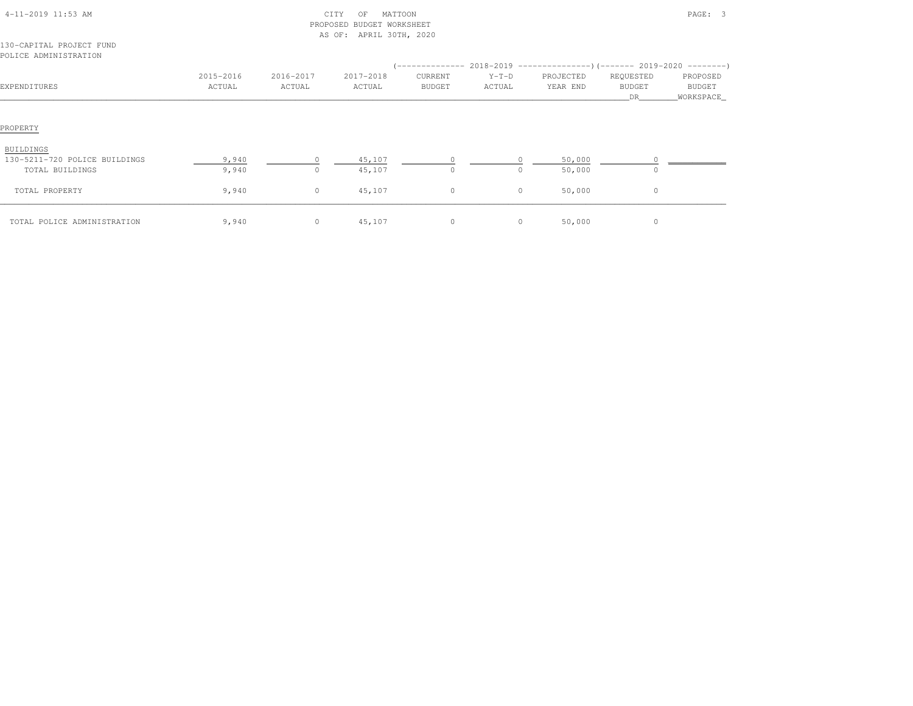CITY OF MATTOON
PROPOSED BUDGET WORKSHEET
AS OF: APRIL 30TH, 2020

130-CAPITAL PROJECT FUND
POLICE ADMINISTRATION

| EXPENDITURES | 2015-2016 ACTUAL | 2016-2017 ACTUAL | 2017-2018 ACTUAL | 2018-2019 CURRENT BUDGET | 2018-2019 Y-T-D ACTUAL | 2018-2019 PROJECTED YEAR END | 2019-2020 REQUESTED BUDGET DR | 2019-2020 PROPOSED BUDGET WORKSPACE |
|---|---|---|---|---|---|---|---|---|
| PROPERTY | | | | | | | | |
| BUILDINGS | | | | | | | | |
| 130-5211-720 POLICE BUILDINGS | 9,940 | 0 | 45,107 | 0 | 0 | 50,000 | 0 | |
| TOTAL BUILDINGS | 9,940 | 0 | 45,107 | 0 | 0 | 50,000 | 0 | |
| TOTAL PROPERTY | 9,940 | 0 | 45,107 | 0 | 0 | 50,000 | 0 | |
| TOTAL POLICE ADMINISTRATION | 9,940 | 0 | 45,107 | 0 | 0 | 50,000 | 0 | |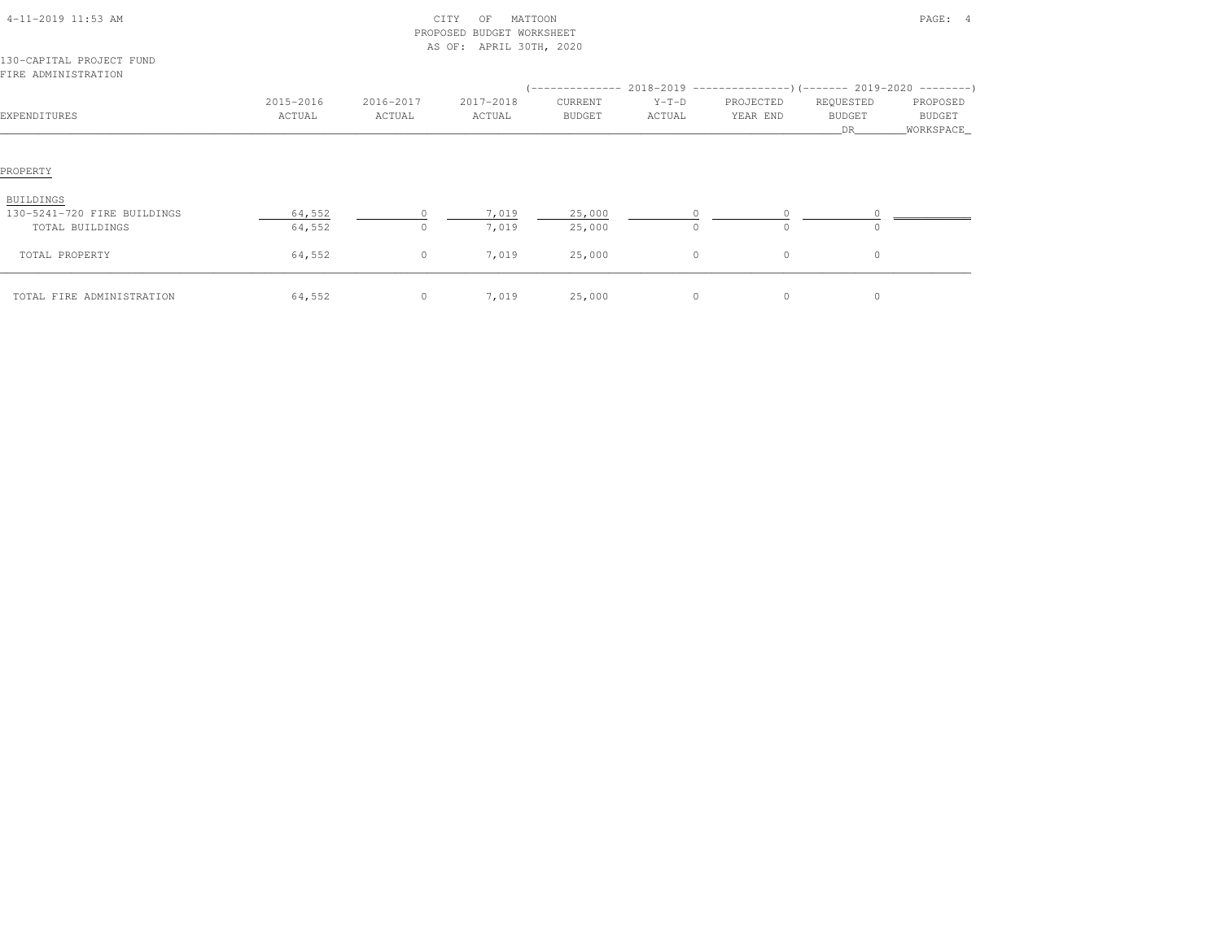CITY OF MATTOON
PROPOSED BUDGET WORKSHEET
AS OF: APRIL 30TH, 2020

130-CAPITAL PROJECT FUND
FIRE ADMINISTRATION

| EXPENDITURES | 2015-2016 ACTUAL | 2016-2017 ACTUAL | 2017-2018 ACTUAL | 2018-2019 CURRENT BUDGET | 2018-2019 Y-T-D ACTUAL | 2018-2019 PROJECTED YEAR END | 2019-2020 REQUESTED BUDGET DR | 2019-2020 PROPOSED BUDGET WORKSPACE |
|---|---|---|---|---|---|---|---|---|
| PROPERTY | | | | | | | | |
| BUILDINGS | | | | | | | | |
| 130-5241-720 FIRE BUILDINGS | 64,552 | 0 | 7,019 | 25,000 | 0 | 0 | 0 | |
| TOTAL BUILDINGS | 64,552 | 0 | 7,019 | 25,000 | 0 | 0 | 0 | |
| TOTAL PROPERTY | 64,552 | 0 | 7,019 | 25,000 | 0 | 0 | 0 | |
| TOTAL FIRE ADMINISTRATION | 64,552 | 0 | 7,019 | 25,000 | 0 | 0 | 0 | |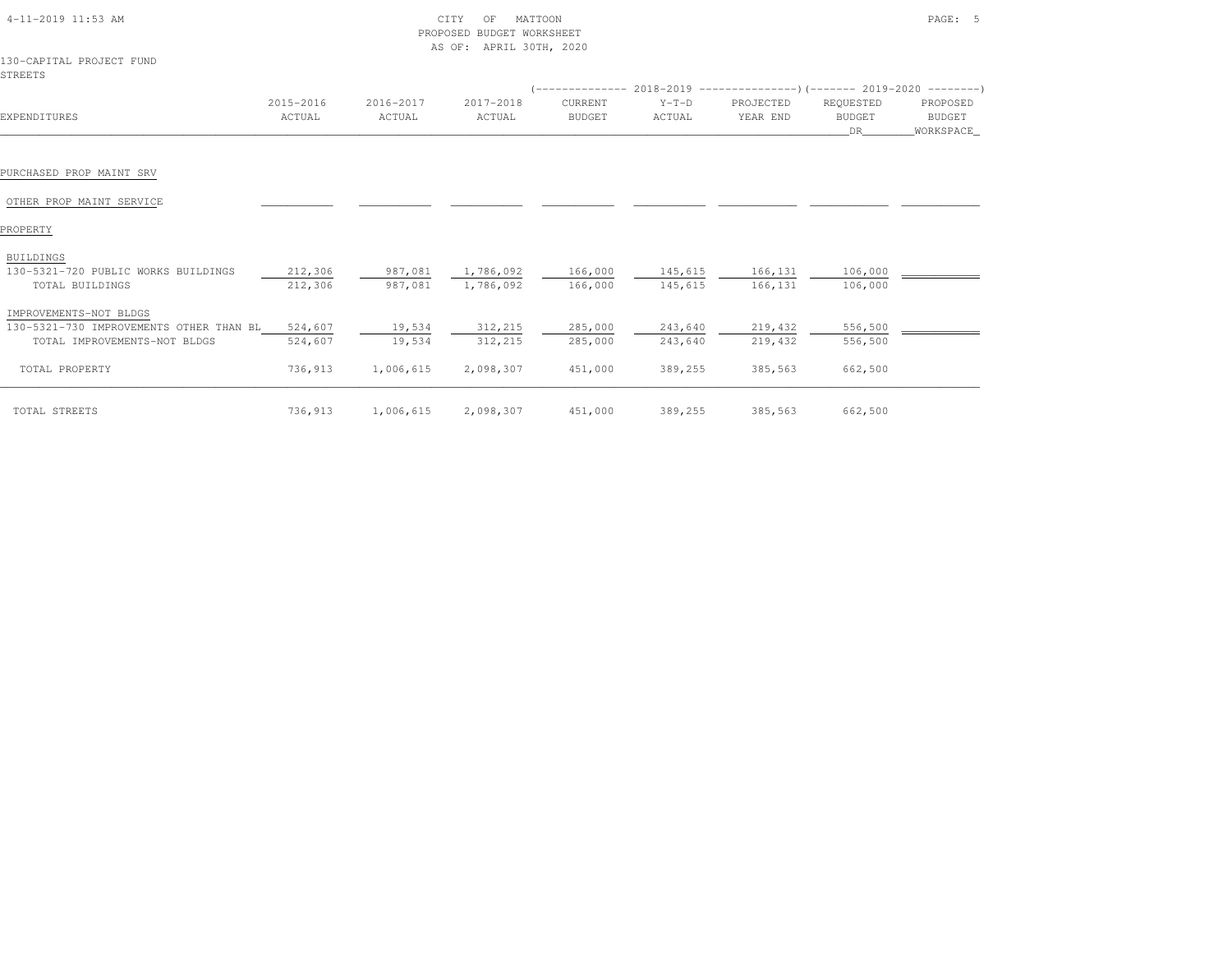CITY OF MATTOON
PROPOSED BUDGET WORKSHEET
AS OF: APRIL 30TH, 2020

130-CAPITAL PROJECT FUND
STREETS

| EXPENDITURES | 2015-2016 ACTUAL | 2016-2017 ACTUAL | 2017-2018 ACTUAL | 2018-2019 CURRENT BUDGET | 2018-2019 Y-T-D ACTUAL | 2018-2019 PROJECTED YEAR END | 2019-2020 REQUESTED BUDGET DR | 2019-2020 PROPOSED BUDGET WORKSPACE |
|---|---|---|---|---|---|---|---|---|
| PURCHASED PROP MAINT SRV | | | | | | | | |
| OTHER PROP MAINT SERVICE | | | | | | | | |
| PROPERTY | | | | | | | | |
| BUILDINGS | | | | | | | | |
| 130-5321-720 PUBLIC WORKS BUILDINGS | 212,306 | 987,081 | 1,786,092 | 166,000 | 145,615 | 166,131 | 106,000 | |
| TOTAL BUILDINGS | 212,306 | 987,081 | 1,786,092 | 166,000 | 145,615 | 166,131 | 106,000 | |
| IMPROVEMENTS-NOT BLDGS | | | | | | | | |
| 130-5321-730 IMPROVEMENTS OTHER THAN BL | 524,607 | 19,534 | 312,215 | 285,000 | 243,640 | 219,432 | 556,500 | |
| TOTAL IMPROVEMENTS-NOT BLDGS | 524,607 | 19,534 | 312,215 | 285,000 | 243,640 | 219,432 | 556,500 | |
| TOTAL PROPERTY | 736,913 | 1,006,615 | 2,098,307 | 451,000 | 389,255 | 385,563 | 662,500 | |
| TOTAL STREETS | 736,913 | 1,006,615 | 2,098,307 | 451,000 | 389,255 | 385,563 | 662,500 | |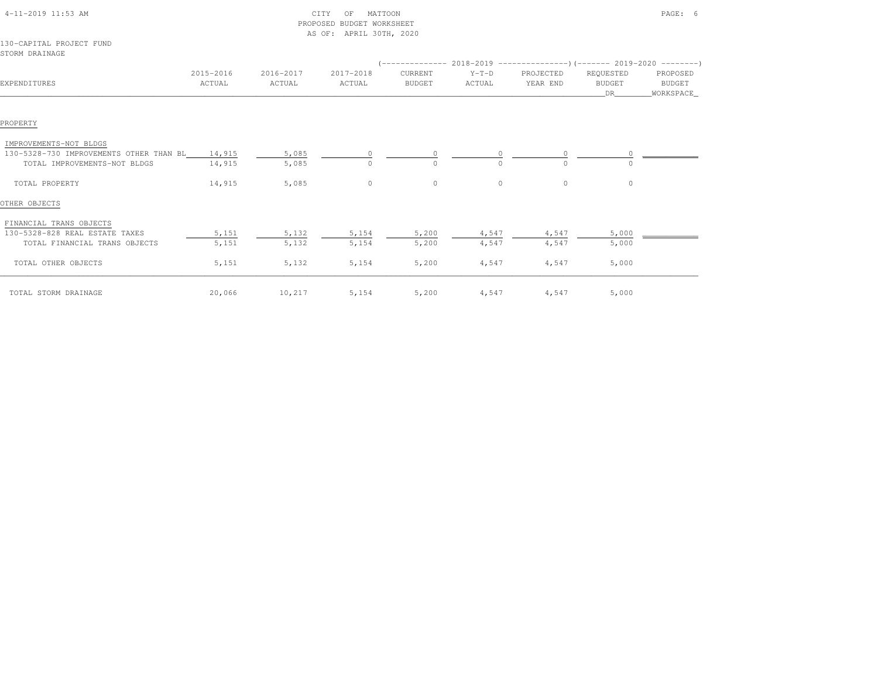CITY OF MATTOON
PROPOSED BUDGET WORKSHEET
AS OF: APRIL 30TH, 2020

130-CAPITAL PROJECT FUND
STORM DRAINAGE

| EXPENDITURES | 2015-2016 ACTUAL | 2016-2017 ACTUAL | 2017-2018 ACTUAL | 2018-2019 CURRENT BUDGET | 2018-2019 Y-T-D ACTUAL | 2018-2019 PROJECTED YEAR END | 2019-2020 REQUESTED BUDGET DR | 2019-2020 PROPOSED BUDGET WORKSPACE |
|---|---|---|---|---|---|---|---|---|
| PROPERTY | | | | | | | | |
| IMPROVEMENTS-NOT BLDGS | | | | | | | | |
| 130-5328-730 IMPROVEMENTS OTHER THAN BL | 14,915 | 5,085 | 0 | 0 | 0 | 0 | 0 | |
| TOTAL IMPROVEMENTS-NOT BLDGS | 14,915 | 5,085 | 0 | 0 | 0 | 0 | 0 | |
| TOTAL PROPERTY | 14,915 | 5,085 | 0 | 0 | 0 | 0 | 0 | |
| OTHER OBJECTS | | | | | | | | |
| FINANCIAL TRANS OBJECTS | | | | | | | | |
| 130-5328-828 REAL ESTATE TAXES | 5,151 | 5,132 | 5,154 | 5,200 | 4,547 | 4,547 | 5,000 | |
| TOTAL FINANCIAL TRANS OBJECTS | 5,151 | 5,132 | 5,154 | 5,200 | 4,547 | 4,547 | 5,000 | |
| TOTAL OTHER OBJECTS | 5,151 | 5,132 | 5,154 | 5,200 | 4,547 | 4,547 | 5,000 | |
| TOTAL STORM DRAINAGE | 20,066 | 10,217 | 5,154 | 5,200 | 4,547 | 4,547 | 5,000 | |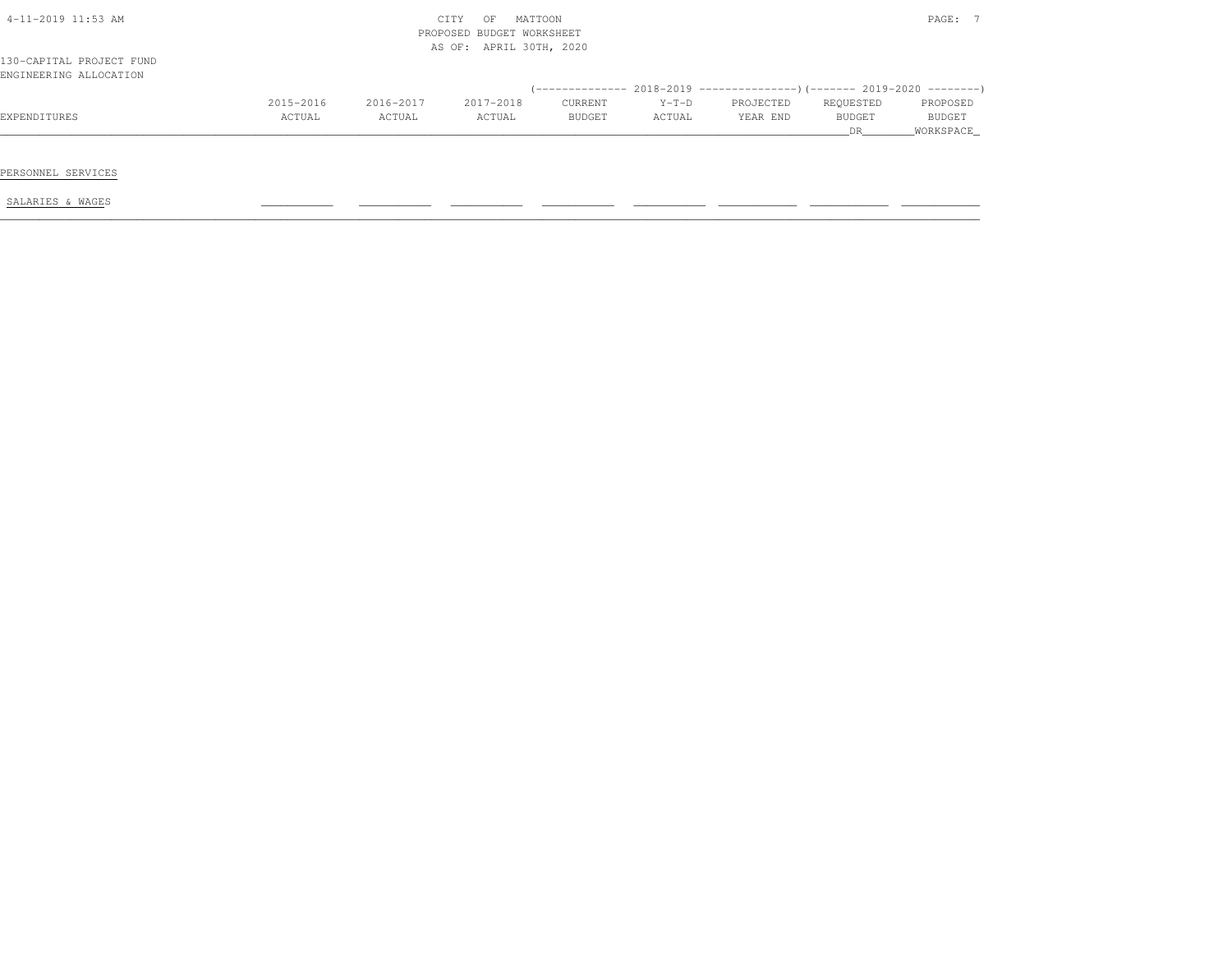CITY OF MATTOON
PROPOSED BUDGET WORKSHEET
AS OF: APRIL 30TH, 2020

130-CAPITAL PROJECT FUND
ENGINEERING ALLOCATION

| EXPENDITURES | 2015-2016 ACTUAL | 2016-2017 ACTUAL | 2017-2018 ACTUAL | 2018-2019 CURRENT BUDGET | 2018-2019 Y-T-D ACTUAL | 2018-2019 PROJECTED YEAR END | 2019-2020 REQUESTED BUDGET DR | 2019-2020 PROPOSED BUDGET WORKSPACE |
|---|---|---|---|---|---|---|---|---|
| PERSONNEL SERVICES | | | | | | | | |
| SALARIES & WAGES | | | | | | | | |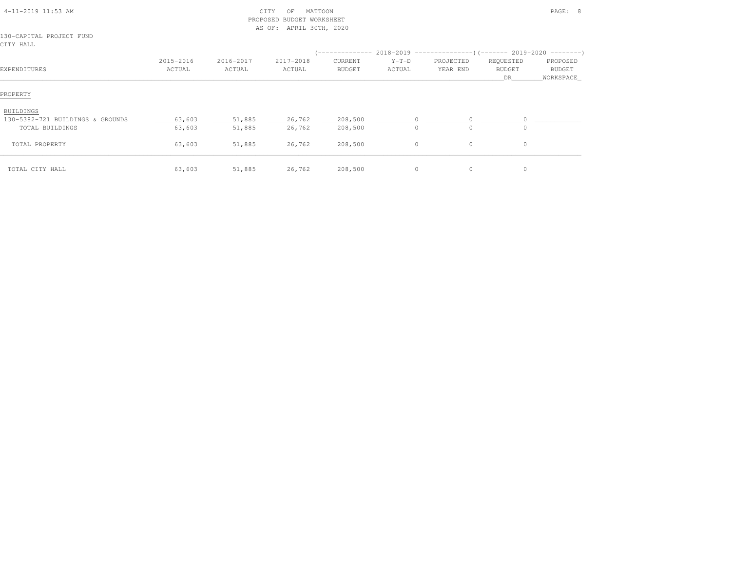CITY OF MATTOON
PROPOSED BUDGET WORKSHEET
AS OF: APRIL 30TH, 2020

130-CAPITAL PROJECT FUND
CITY HALL

| EXPENDITURES | 2015-2016 ACTUAL | 2016-2017 ACTUAL | 2017-2018 ACTUAL | 2018-2019 CURRENT BUDGET | 2018-2019 Y-T-D ACTUAL | 2018-2019 PROJECTED YEAR END | 2019-2020 REQUESTED BUDGET DR | 2019-2020 PROPOSED BUDGET WORKSPACE |
|---|---|---|---|---|---|---|---|---|
| PROPERTY | | | | | | | | |
| BUILDINGS | | | | | | | | |
| 130-5382-721 BUILDINGS & GROUNDS | 63,603 | 51,885 | 26,762 | 208,500 | 0 | 0 | 0 | |
| TOTAL BUILDINGS | 63,603 | 51,885 | 26,762 | 208,500 | 0 | 0 | 0 | |
| TOTAL PROPERTY | 63,603 | 51,885 | 26,762 | 208,500 | 0 | 0 | 0 | |
| TOTAL CITY HALL | 63,603 | 51,885 | 26,762 | 208,500 | 0 | 0 | 0 | |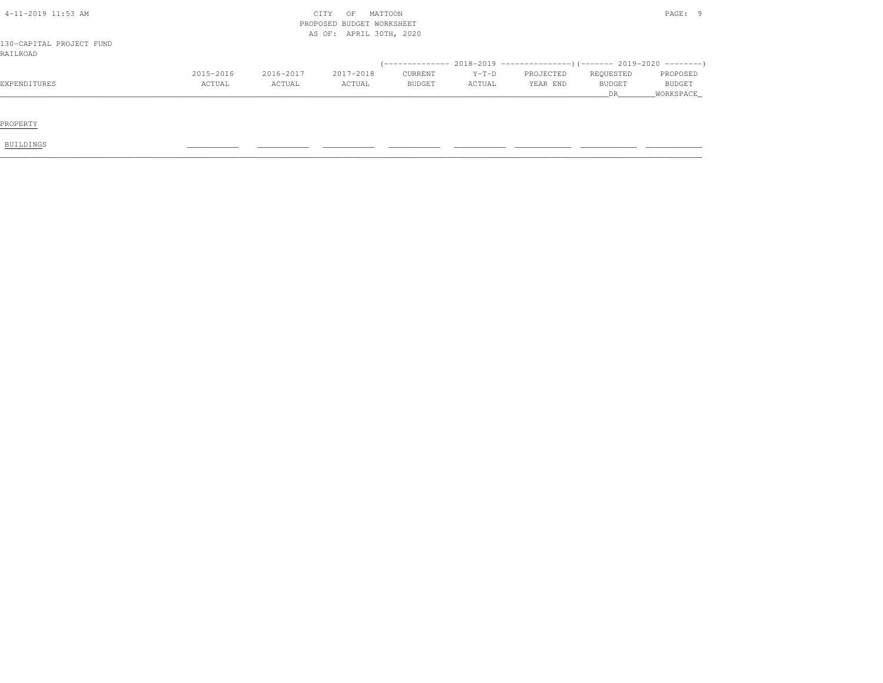CITY OF MATTOON
PROPOSED BUDGET WORKSHEET
AS OF: APRIL 30TH, 2020

130-CAPITAL PROJECT FUND
RAILROAD

| EXPENDITURES | 2015-2016 ACTUAL | 2016-2017 ACTUAL | 2017-2018 ACTUAL | 2018-2019 CURRENT BUDGET | 2018-2019 Y-T-D ACTUAL | 2018-2019 PROJECTED YEAR END | 2019-2020 REQUESTED BUDGET DR | 2019-2020 PROPOSED BUDGET WORKSPACE |
|---|---|---|---|---|---|---|---|---|
| PROPERTY | | | | | | | | |
| BUILDINGS | | | | | | | | |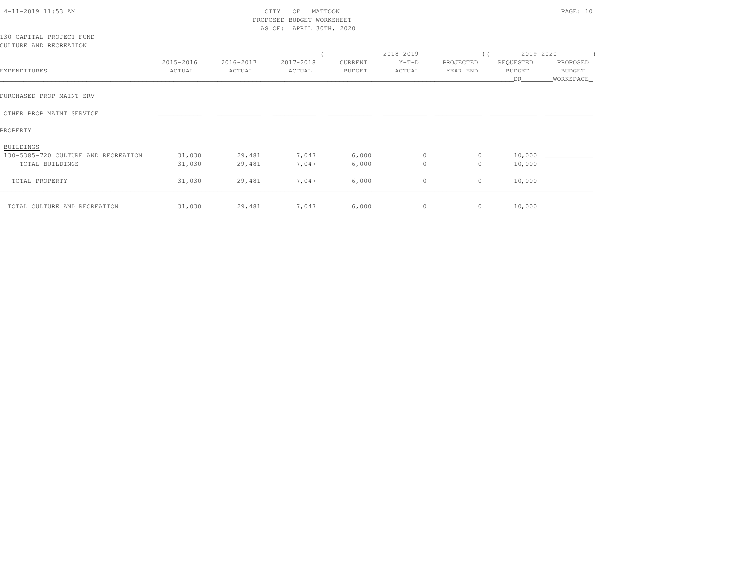CITY OF MATTOON
PROPOSED BUDGET WORKSHEET
AS OF: APRIL 30TH, 2020

130-CAPITAL PROJECT FUND
CULTURE AND RECREATION

| EXPENDITURES | 2015-2016 ACTUAL | 2016-2017 ACTUAL | 2017-2018 ACTUAL | 2018-2019 CURRENT BUDGET | 2018-2019 Y-T-D ACTUAL | 2018-2019 PROJECTED YEAR END | 2019-2020 REQUESTED BUDGET DR | 2019-2020 PROPOSED BUDGET WORKSPACE |
|---|---|---|---|---|---|---|---|---|
| PURCHASED PROP MAINT SRV | | | | | | | | |
| OTHER PROP MAINT SERVICE | | | | | | | | |
| PROPERTY | | | | | | | | |
| BUILDINGS | | | | | | | | |
| 130-5385-720 CULTURE AND RECREATION | 31,030 | 29,481 | 7,047 | 6,000 | 0 | 0 | 10,000 | |
| TOTAL BUILDINGS | 31,030 | 29,481 | 7,047 | 6,000 | 0 | 0 | 10,000 | |
| TOTAL PROPERTY | 31,030 | 29,481 | 7,047 | 6,000 | 0 | 0 | 10,000 | |
| TOTAL CULTURE AND RECREATION | 31,030 | 29,481 | 7,047 | 6,000 | 0 | 0 | 10,000 | |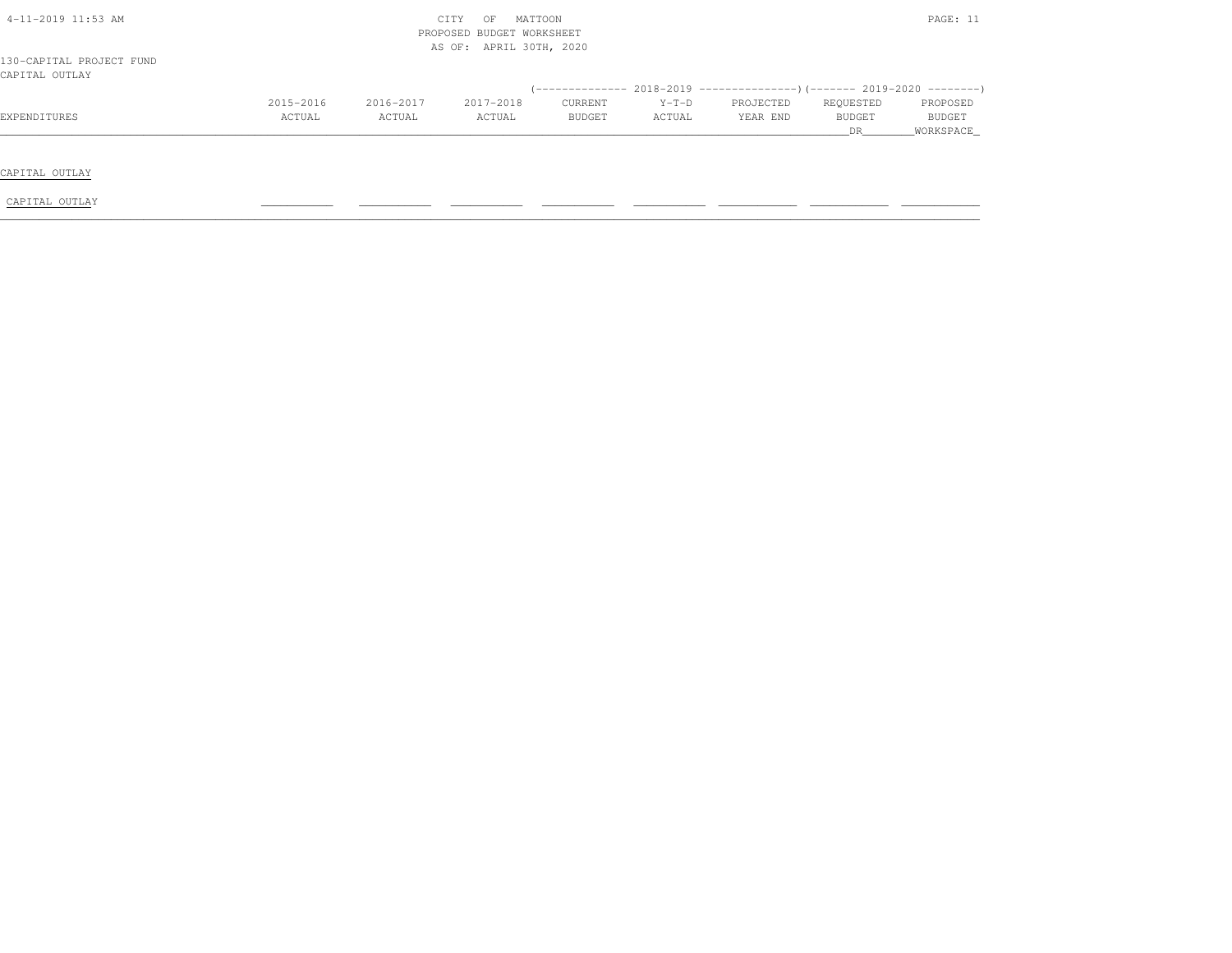CITY OF MATTOON
PROPOSED BUDGET WORKSHEET
AS OF: APRIL 30TH, 2020

130-CAPITAL PROJECT FUND
CAPITAL OUTLAY

| EXPENDITURES | 2015-2016 ACTUAL | 2016-2017 ACTUAL | 2017-2018 ACTUAL | 2018-2019 CURRENT BUDGET | 2018-2019 Y-T-D ACTUAL | 2018-2019 PROJECTED YEAR END | 2019-2020 REQUESTED BUDGET DR | 2019-2020 PROPOSED BUDGET WORKSPACE |
|---|---|---|---|---|---|---|---|---|
| CAPITAL OUTLAY | | | | | | | | |
| CAPITAL OUTLAY | | | | | | | | |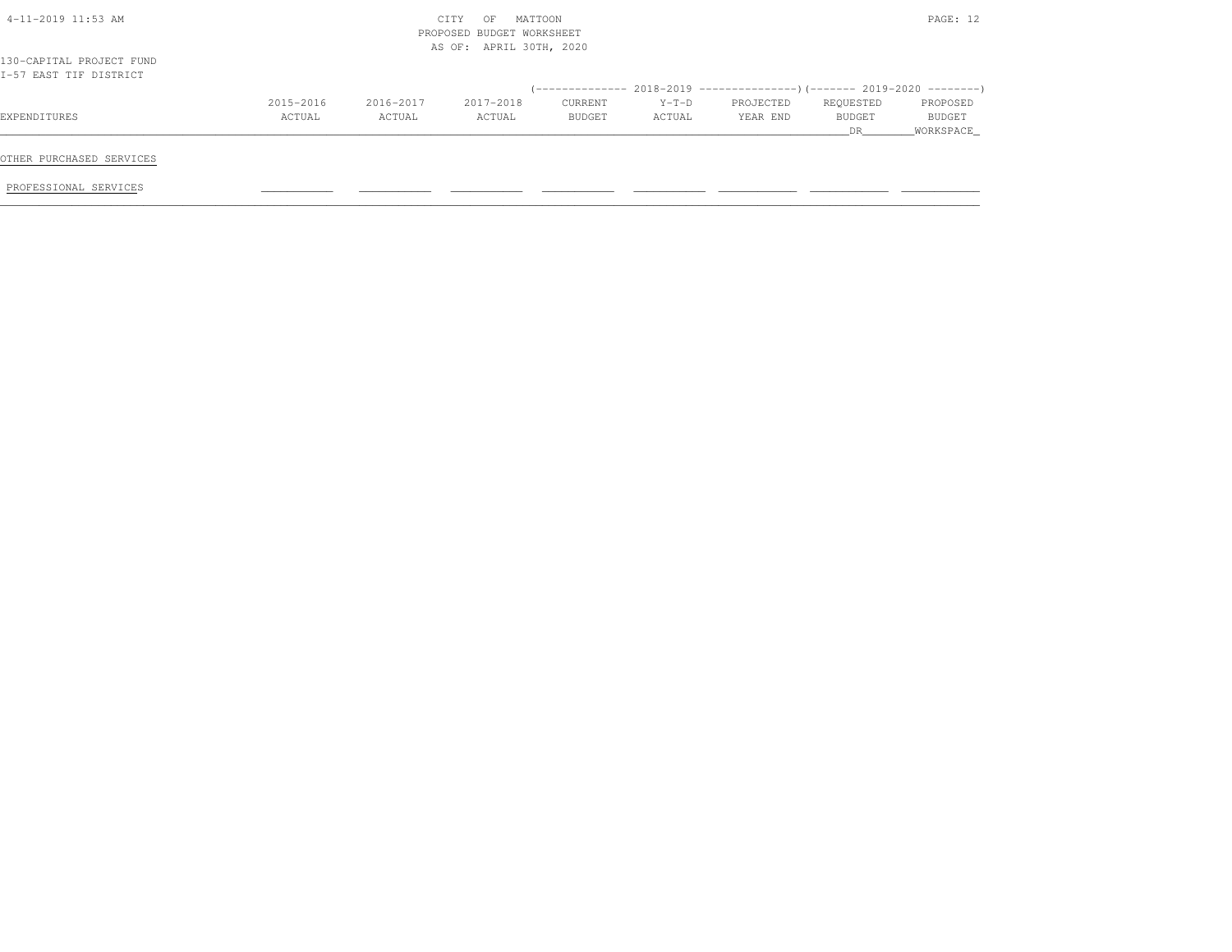130-CAPITAL PROJECT FUND
I-57 EAST TIF DISTRICT

PROPOSED BUDGET WORKSHEET
AS OF: APRIL 30TH, 2020

| EXPENDITURES | 2015-2016 ACTUAL | 2016-2017 ACTUAL | 2017-2018 ACTUAL | 2018-2019 CURRENT BUDGET | 2018-2019 Y-T-D ACTUAL | 2018-2019 PROJECTED YEAR END | 2019-2020 REQUESTED BUDGET DR | 2019-2020 PROPOSED BUDGET WORKSPACE |
|---|---|---|---|---|---|---|---|---|
| OTHER PURCHASED SERVICES | | | | | | | | |
| PROFESSIONAL SERVICES | | | | | | | | |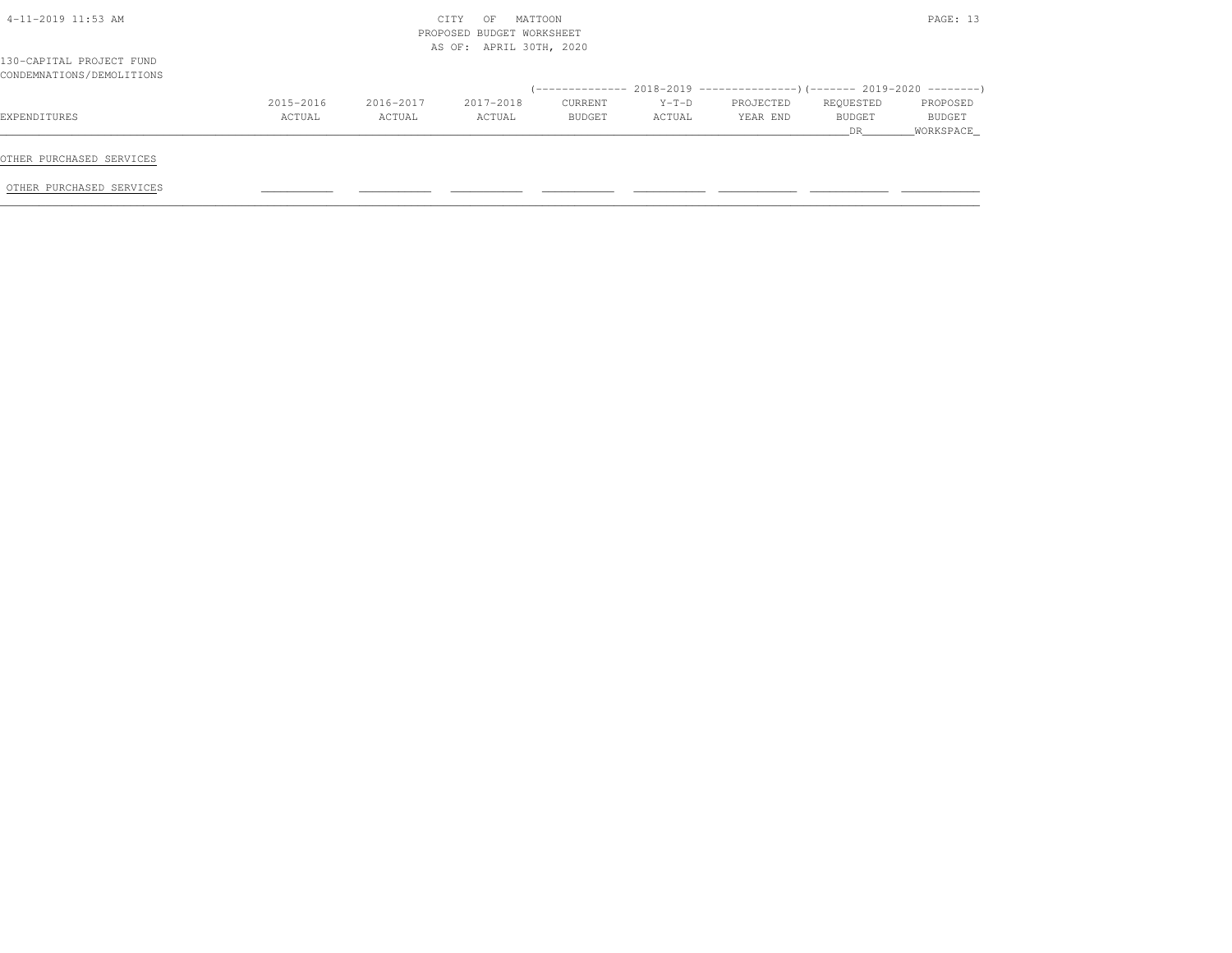CITY OF MATTOON
PROPOSED BUDGET WORKSHEET
AS OF: APRIL 30TH, 2020

130-CAPITAL PROJECT FUND
CONDEMNATIONS/DEMOLITIONS

| EXPENDITURES | 2015-2016 ACTUAL | 2016-2017 ACTUAL | 2017-2018 ACTUAL | 2018-2019 CURRENT BUDGET | 2018-2019 Y-T-D ACTUAL | 2018-2019 PROJECTED YEAR END | 2019-2020 REQUESTED BUDGET DR | 2019-2020 PROPOSED BUDGET WORKSPACE |
|---|---|---|---|---|---|---|---|---|
| OTHER PURCHASED SERVICES | | | | | | | | |
| OTHER PURCHASED SERVICES | | | | | | | | |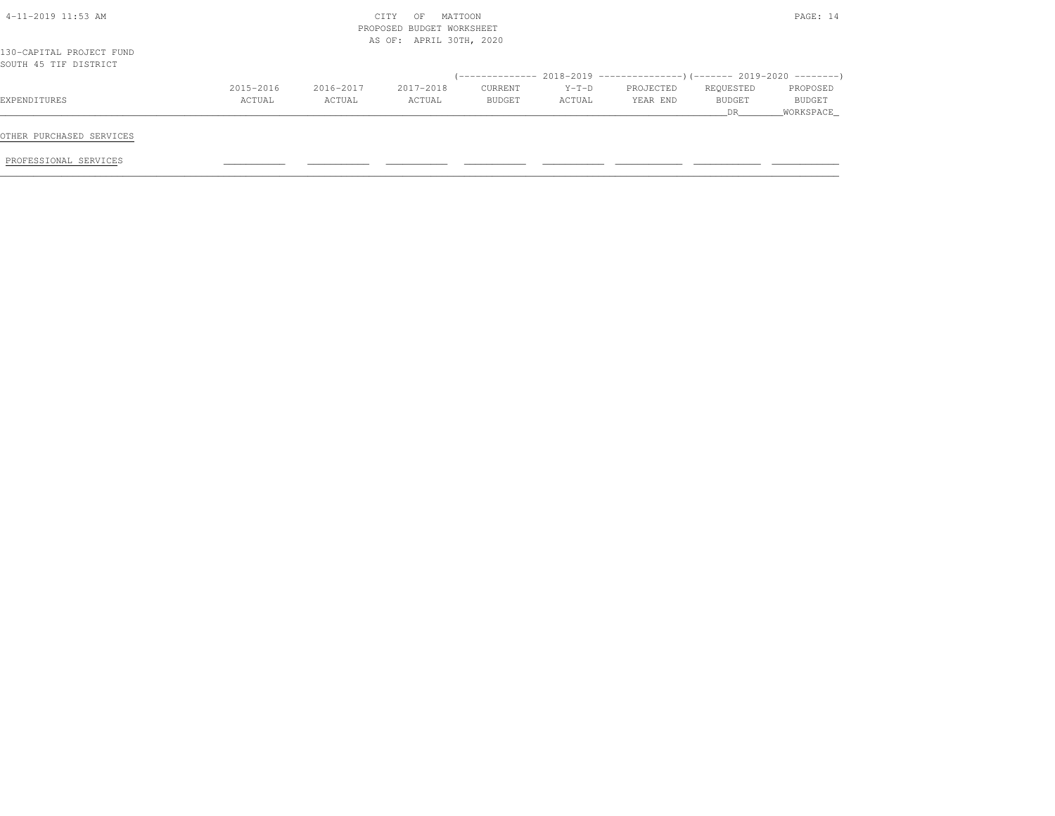CITY OF MATTOON
PROPOSED BUDGET WORKSHEET
AS OF: APRIL 30TH, 2020

130-CAPITAL PROJECT FUND
SOUTH 45 TIF DISTRICT

| EXPENDITURES | 2015-2016 ACTUAL | 2016-2017 ACTUAL | 2017-2018 ACTUAL | 2018-2019 CURRENT BUDGET | 2018-2019 Y-T-D ACTUAL | 2018-2019 PROJECTED YEAR END | 2019-2020 REQUESTED BUDGET DR | 2019-2020 PROPOSED BUDGET WORKSPACE |
|---|---|---|---|---|---|---|---|---|
| OTHER PURCHASED SERVICES | | | | | | | | |
| PROFESSIONAL SERVICES | | | | | | | | |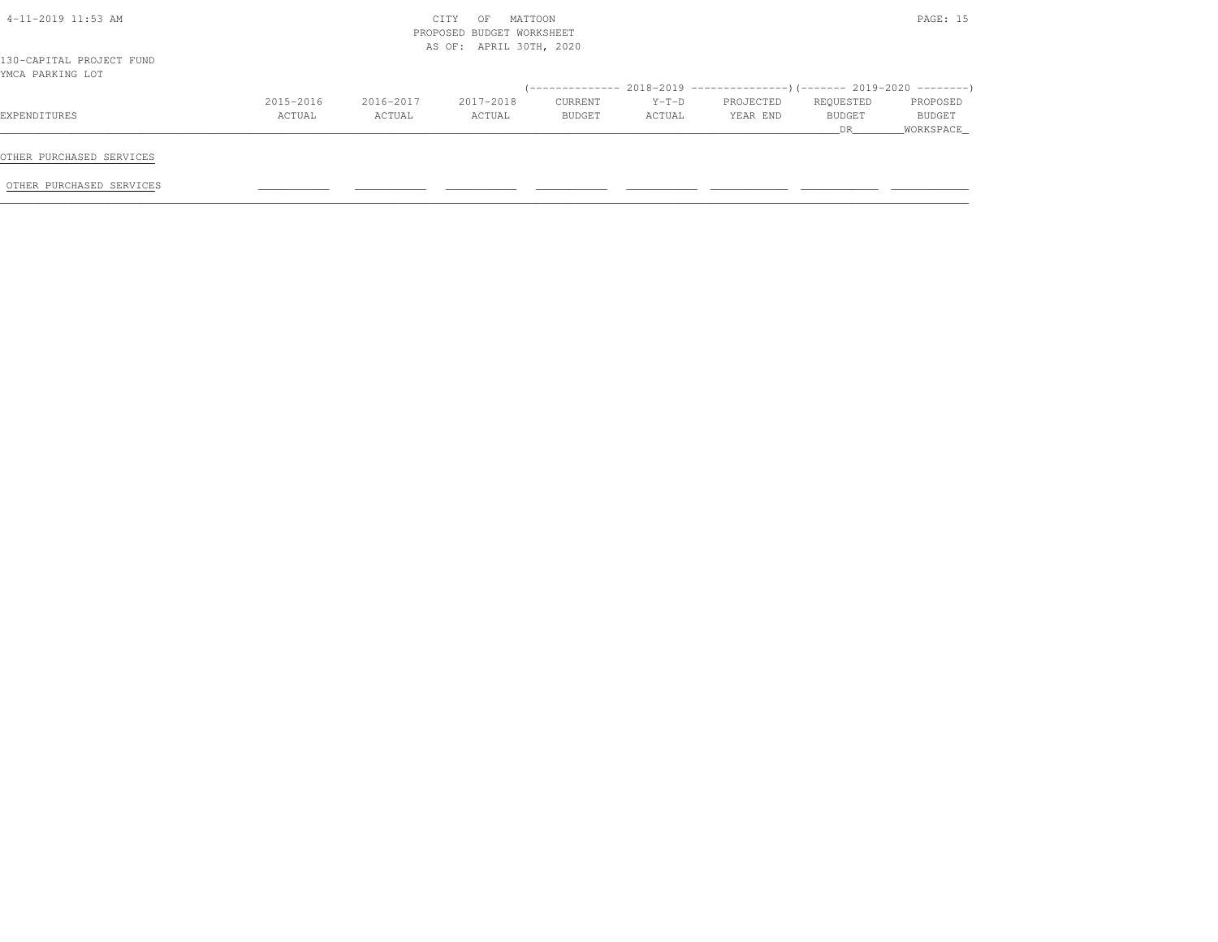CITY OF MATTOON
PROPOSED BUDGET WORKSHEET
AS OF: APRIL 30TH, 2020

130-CAPITAL PROJECT FUND
YMCA PARKING LOT

| EXPENDITURES | 2015-2016 ACTUAL | 2016-2017 ACTUAL | 2017-2018 ACTUAL | 2018-2019 CURRENT BUDGET | 2018-2019 Y-T-D ACTUAL | 2018-2019 PROJECTED YEAR END | 2019-2020 REQUESTED BUDGET DR | 2019-2020 PROPOSED BUDGET WORKSPACE |
|---|---|---|---|---|---|---|---|---|
| OTHER PURCHASED SERVICES | | | | | | | | |
| OTHER PURCHASED SERVICES | | | | | | | | |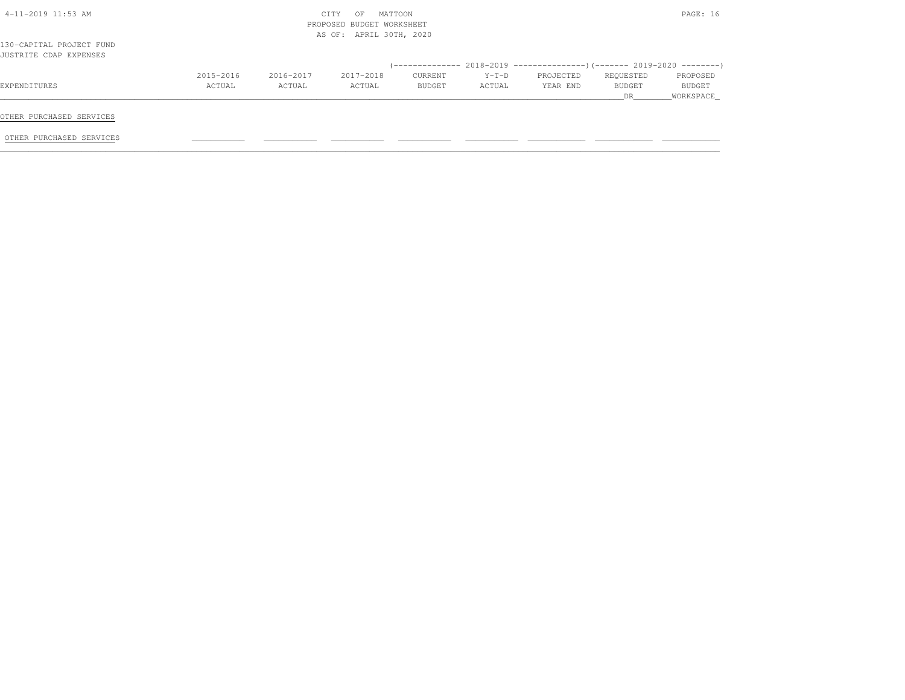CITY OF MATTOON
PROPOSED BUDGET WORKSHEET
AS OF: APRIL 30TH, 2020

130-CAPITAL PROJECT FUND
JUSTRITE CDAP EXPENSES

| EXPENDITURES | 2015-2016 ACTUAL | 2016-2017 ACTUAL | 2017-2018 ACTUAL | 2018-2019 CURRENT BUDGET | 2018-2019 Y-T-D ACTUAL | 2018-2019 PROJECTED YEAR END | 2019-2020 REQUESTED BUDGET DR | 2019-2020 PROPOSED BUDGET WORKSPACE |
|---|---|---|---|---|---|---|---|---|
| **OTHER PURCHASED SERVICES** | | | | | | | | |
| OTHER PURCHASED SERVICES | | | | | | | | |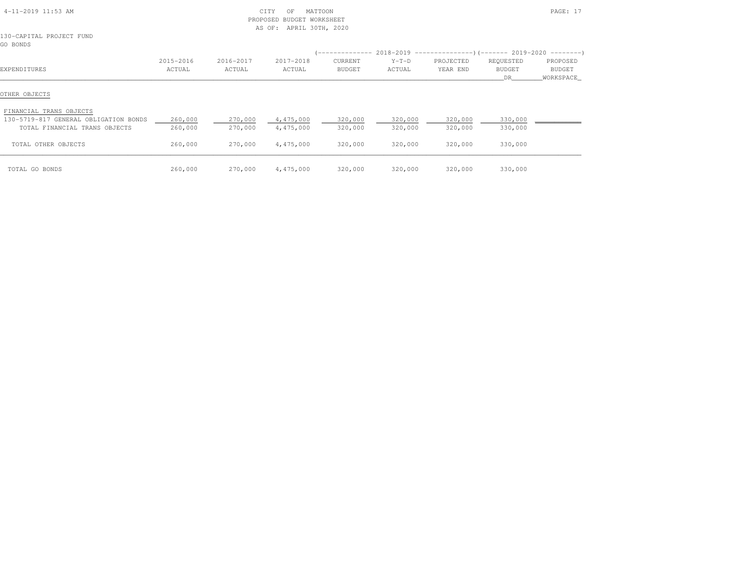CITY OF MATTOON
PROPOSED BUDGET WORKSHEET
AS OF: APRIL 30TH, 2020

130-CAPITAL PROJECT FUND
GO BONDS

| EXPENDITURES | 2015-2016 ACTUAL | 2016-2017 ACTUAL | 2017-2018 ACTUAL | 2018-2019 CURRENT BUDGET | 2018-2019 Y-T-D ACTUAL | 2018-2019 PROJECTED YEAR END | 2019-2020 REQUESTED BUDGET DR | 2019-2020 PROPOSED BUDGET WORKSPACE |
|---|---|---|---|---|---|---|---|---|
| OTHER OBJECTS | | | | | | | | |
| FINANCIAL TRANS OBJECTS | | | | | | | | |
| 130-5719-817 GENERAL OBLIGATION BONDS | 260,000 | 270,000 | 4,475,000 | 320,000 | 320,000 | 320,000 | 330,000 | |
| TOTAL FINANCIAL TRANS OBJECTS | 260,000 | 270,000 | 4,475,000 | 320,000 | 320,000 | 320,000 | 330,000 | |
| TOTAL OTHER OBJECTS | 260,000 | 270,000 | 4,475,000 | 320,000 | 320,000 | 320,000 | 330,000 | |
| TOTAL GO BONDS | 260,000 | 270,000 | 4,475,000 | 320,000 | 320,000 | 320,000 | 330,000 | |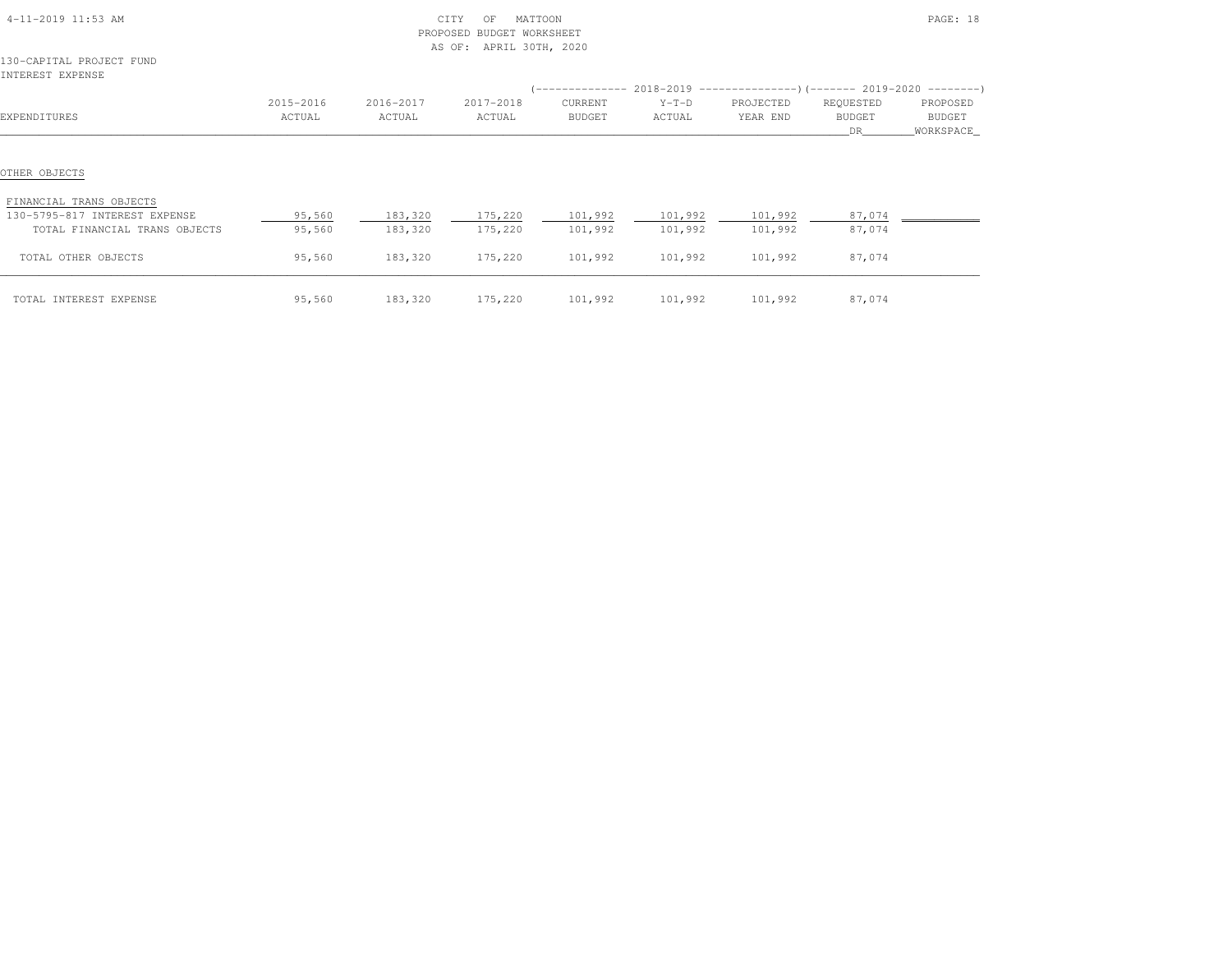CITY OF MATTOON
PROPOSED BUDGET WORKSHEET
AS OF: APRIL 30TH, 2020

130-CAPITAL PROJECT FUND
INTEREST EXPENSE

| EXPENDITURES | 2015-2016 ACTUAL | 2016-2017 ACTUAL | 2017-2018 ACTUAL | 2018-2019 CURRENT BUDGET | 2018-2019 Y-T-D ACTUAL | 2018-2019 PROJECTED YEAR END | 2019-2020 REQUESTED BUDGET DR | 2019-2020 PROPOSED BUDGET WORKSPACE |
|---|---|---|---|---|---|---|---|---|
| OTHER OBJECTS | | | | | | | | |
| FINANCIAL TRANS OBJECTS | | | | | | | | |
| 130-5795-817 INTEREST EXPENSE | 95,560 | 183,320 | 175,220 | 101,992 | 101,992 | 101,992 | 87,074 | |
| TOTAL FINANCIAL TRANS OBJECTS | 95,560 | 183,320 | 175,220 | 101,992 | 101,992 | 101,992 | 87,074 | |
| TOTAL OTHER OBJECTS | 95,560 | 183,320 | 175,220 | 101,992 | 101,992 | 101,992 | 87,074 | |
| TOTAL INTEREST EXPENSE | 95,560 | 183,320 | 175,220 | 101,992 | 101,992 | 101,992 | 87,074 | |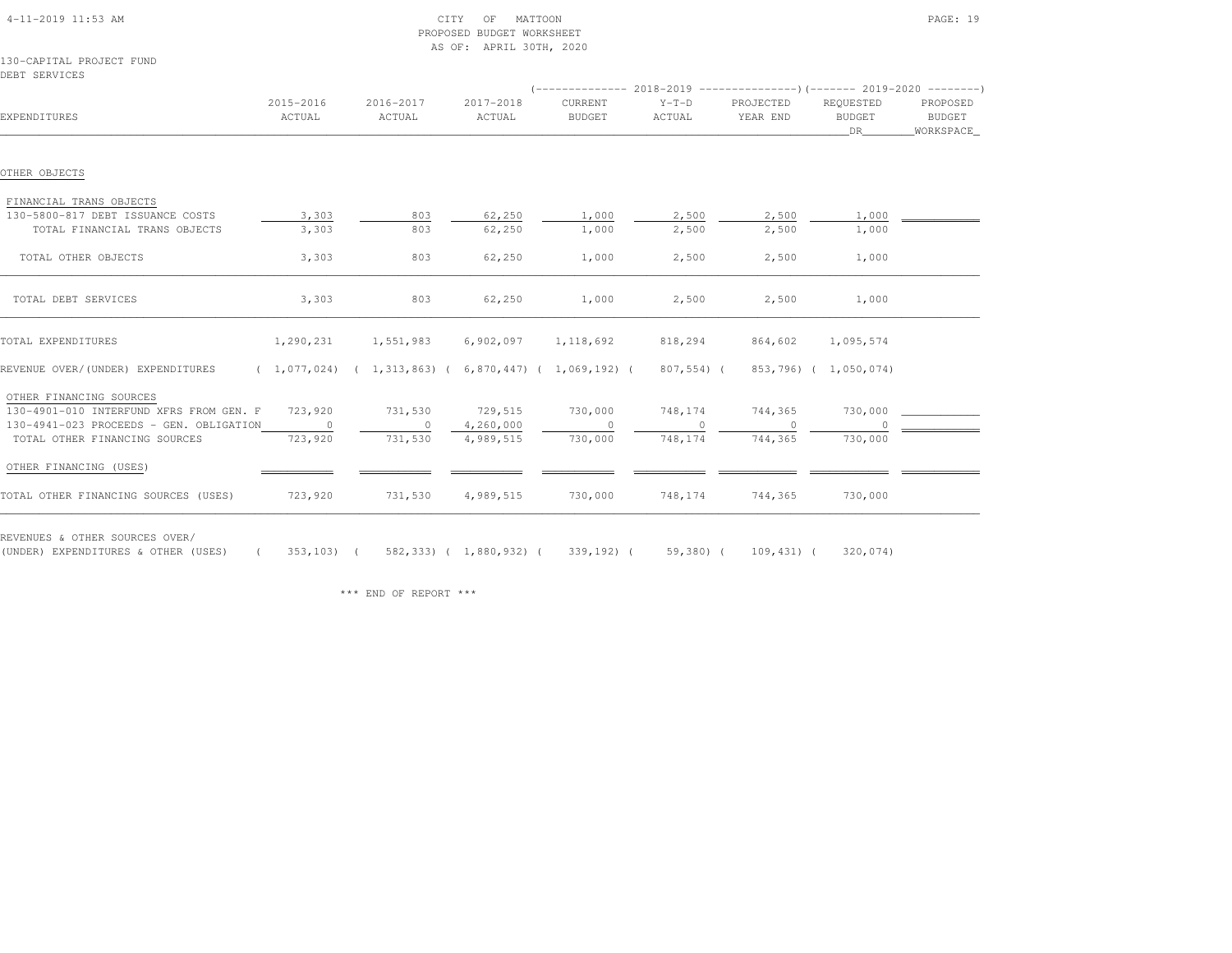CITY OF MATTOON
PROPOSED BUDGET WORKSHEET
AS OF: APRIL 30TH, 2020

130-CAPITAL PROJECT FUND
DEBT SERVICES

| EXPENDITURES | 2015-2016 ACTUAL | 2016-2017 ACTUAL | 2017-2018 ACTUAL | 2018-2019 CURRENT BUDGET | 2018-2019 Y-T-D ACTUAL | 2018-2019 PROJECTED YEAR END | 2019-2020 REQUESTED BUDGET DR | 2019-2020 PROPOSED BUDGET WORKSPACE |
|---|---|---|---|---|---|---|---|---|
| OTHER OBJECTS | | | | | | | | |
| FINANCIAL TRANS OBJECTS | | | | | | | | |
| 130-5800-817 DEBT ISSUANCE COSTS | 3,303 | 803 | 62,250 | 1,000 | 2,500 | 2,500 | 1,000 | |
| TOTAL FINANCIAL TRANS OBJECTS | 3,303 | 803 | 62,250 | 1,000 | 2,500 | 2,500 | 1,000 | |
| TOTAL OTHER OBJECTS | 3,303 | 803 | 62,250 | 1,000 | 2,500 | 2,500 | 1,000 | |
| TOTAL DEBT SERVICES | 3,303 | 803 | 62,250 | 1,000 | 2,500 | 2,500 | 1,000 | |
| TOTAL EXPENDITURES | 1,290,231 | 1,551,983 | 6,902,097 | 1,118,692 | 818,294 | 864,602 | 1,095,574 | |
| REVENUE OVER/(UNDER) EXPENDITURES | ( 1,077,024) | ( 1,313,863) | ( 6,870,447) | ( 1,069,192) | ( 807,554) | ( 853,796) | ( 1,050,074) | |
| OTHER FINANCING SOURCES | | | | | | | | |
| 130-4901-010 INTERFUND XFRS FROM GEN. F | 723,920 | 731,530 | 729,515 | 730,000 | 748,174 | 744,365 | 730,000 | |
| 130-4941-023 PROCEEDS - GEN. OBLIGATION | 0 | 0 | 4,260,000 | 0 | 0 | 0 | 0 | |
| TOTAL OTHER FINANCING SOURCES | 723,920 | 731,530 | 4,989,515 | 730,000 | 748,174 | 744,365 | 730,000 | |
| OTHER FINANCING (USES) | | | | | | | | |
| TOTAL OTHER FINANCING SOURCES (USES) | 723,920 | 731,530 | 4,989,515 | 730,000 | 748,174 | 744,365 | 730,000 | |
| REVENUES & OTHER SOURCES OVER/ (UNDER) EXPENDITURES & OTHER (USES) | ( 353,103) | ( 582,333) | ( 1,880,932) | ( 339,192) | ( 59,380) | ( 109,431) | ( 320,074) | |

\*\*\* END OF REPORT \*\*\*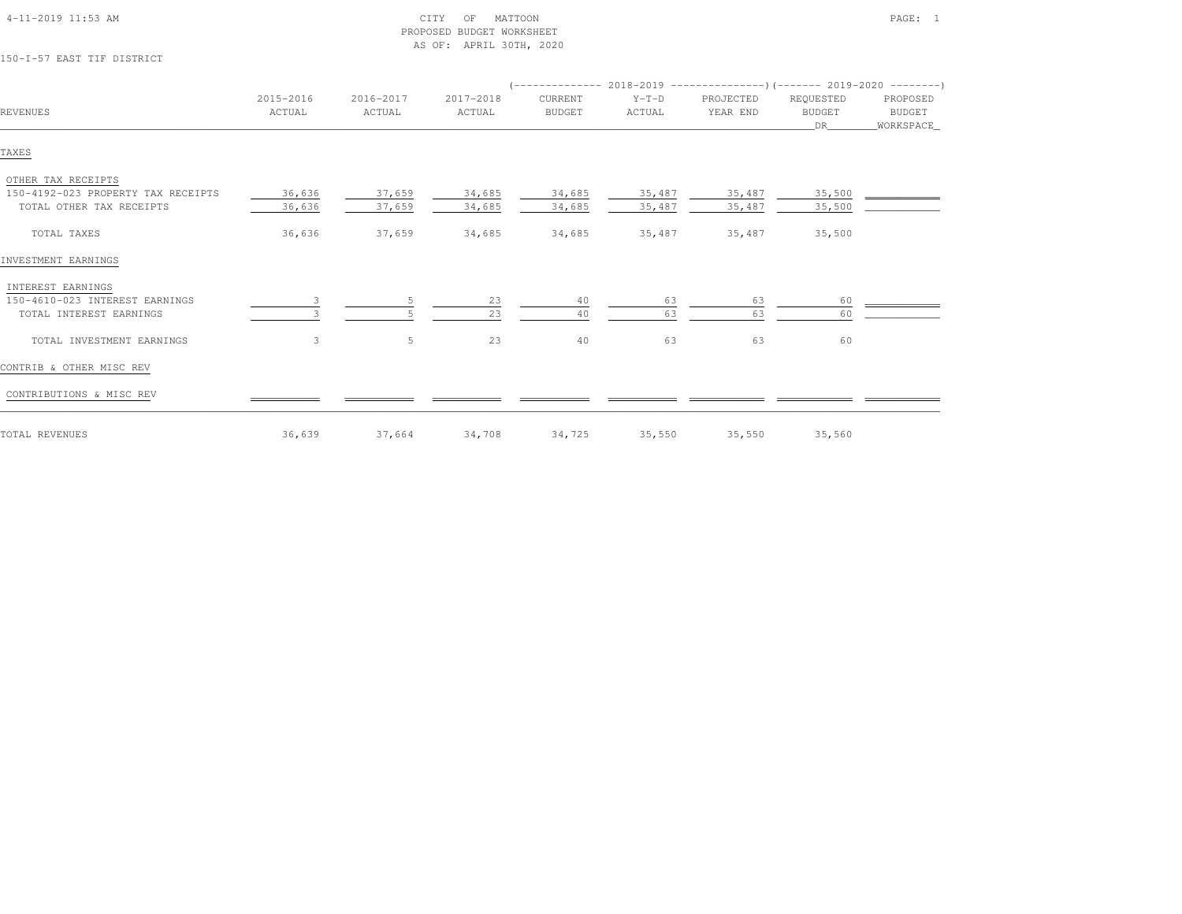CITY OF MATTOON
PROPOSED BUDGET WORKSHEET
AS OF: APRIL 30TH, 2020

150-I-57 EAST TIF DISTRICT

| REVENUES | 2015-2016 ACTUAL | 2016-2017 ACTUAL | 2017-2018 ACTUAL | 2018-2019 CURRENT BUDGET | 2018-2019 Y-T-D ACTUAL | 2018-2019 PROJECTED YEAR END | 2019-2020 REQUESTED BUDGET DR | 2019-2020 PROPOSED BUDGET WORKSPACE |
|---|---|---|---|---|---|---|---|---|
| **TAXES** | | | | | | | | |
| OTHER TAX RECEIPTS | | | | | | | | |
| 150-4192-023 PROPERTY TAX RECEIPTS | 36,636 | 37,659 | 34,685 | 34,685 | 35,487 | 35,487 | 35,500 | |
| TOTAL OTHER TAX RECEIPTS | 36,636 | 37,659 | 34,685 | 34,685 | 35,487 | 35,487 | 35,500 | |
| TOTAL TAXES | 36,636 | 37,659 | 34,685 | 34,685 | 35,487 | 35,487 | 35,500 | |
| **INVESTMENT EARNINGS** | | | | | | | | |
| INTEREST EARNINGS | | | | | | | | |
| 150-4610-023 INTEREST EARNINGS | 3 | 5 | 23 | 40 | 63 | 63 | 60 | |
| TOTAL INTEREST EARNINGS | 3 | 5 | 23 | 40 | 63 | 63 | 60 | |
| TOTAL INVESTMENT EARNINGS | 3 | 5 | 23 | 40 | 63 | 63 | 60 | |
| **CONTRIB & OTHER MISC REV** | | | | | | | | |
| CONTRIBUTIONS & MISC REV | | | | | | | | |
| TOTAL REVENUES | 36,639 | 37,664 | 34,708 | 34,725 | 35,550 | 35,550 | 35,560 | |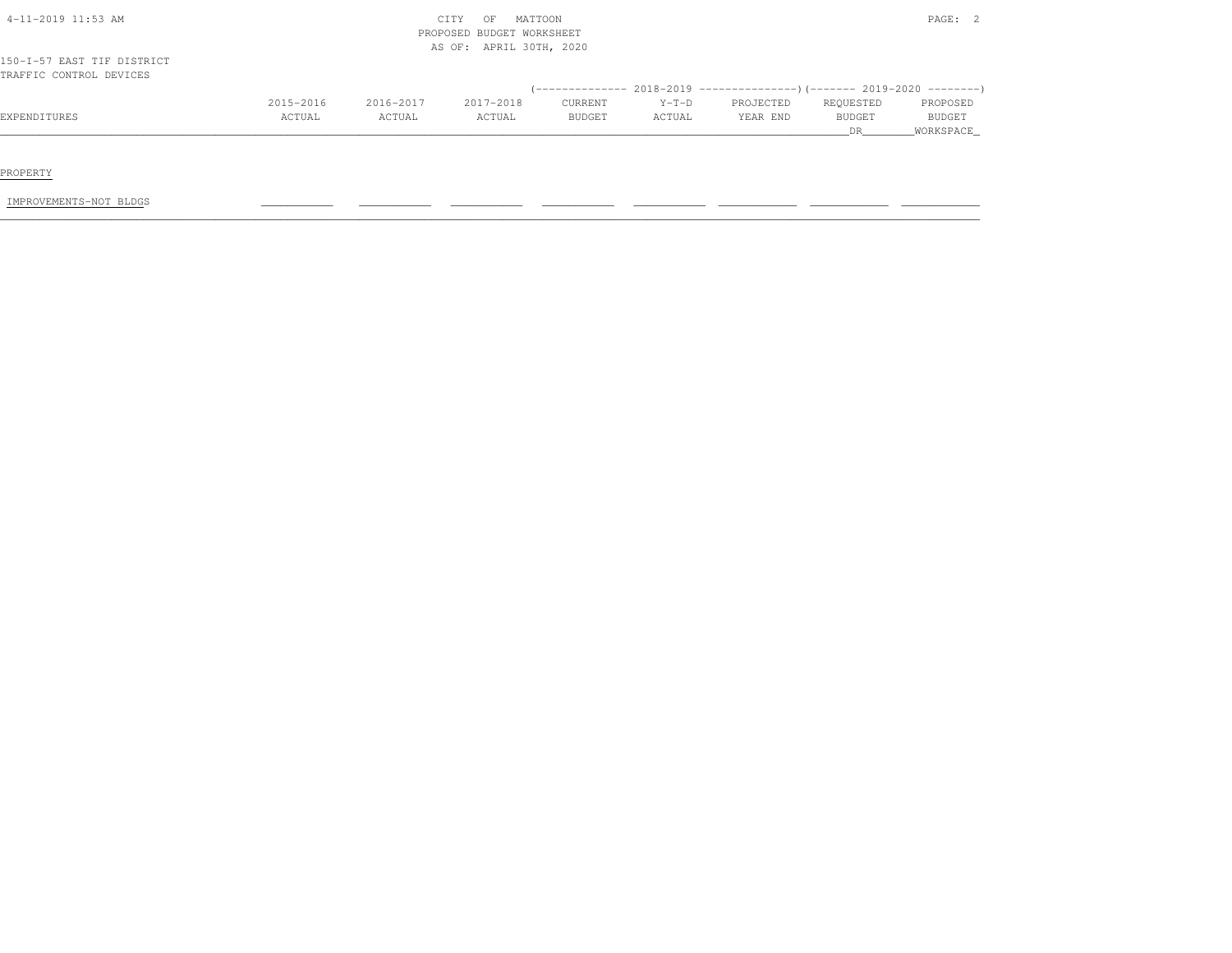CITY OF MATTOON
PROPOSED BUDGET WORKSHEET
AS OF: APRIL 30TH, 2020

150-I-57 EAST TIF DISTRICT
TRAFFIC CONTROL DEVICES

| | | | | 2018-2019 | | | 2019-2020 | |
|---|---|---|---|---|---|---|---|---|
| EXPENDITURES | 2015-2016 ACTUAL | 2016-2017 ACTUAL | 2017-2018 ACTUAL | CURRENT BUDGET | Y-T-D ACTUAL | PROJECTED YEAR END | REQUESTED BUDGET DR | PROPOSED BUDGET WORKSPACE |
| PROPERTY | | | | | | | | |
| IMPROVEMENTS-NOT BLDGS | | | | | | | | |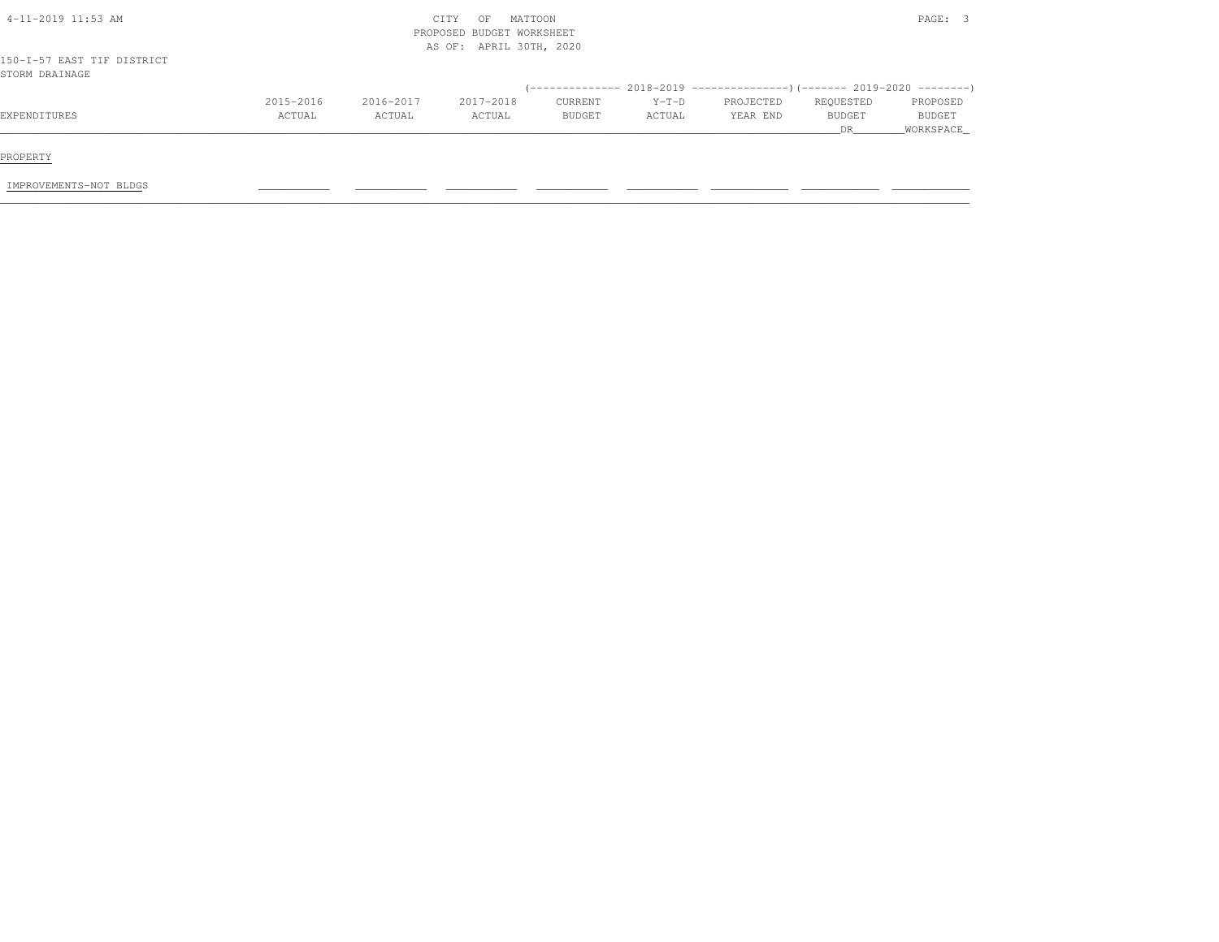CITY OF MATTOON
PROPOSED BUDGET WORKSHEET
AS OF: APRIL 30TH, 2020

150-I-57 EAST TIF DISTRICT
STORM DRAINAGE

| EXPENDITURES | 2015-2016 ACTUAL | 2016-2017 ACTUAL | 2017-2018 ACTUAL | 2018-2019 CURRENT BUDGET | 2018-2019 Y-T-D ACTUAL | 2018-2019 PROJECTED YEAR END | 2019-2020 REQUESTED BUDGET DR | 2019-2020 PROPOSED BUDGET WORKSPACE |
|---|---|---|---|---|---|---|---|---|
| PROPERTY | | | | | | | | |
| IMPROVEMENTS-NOT BLDGS | | | | | | | | |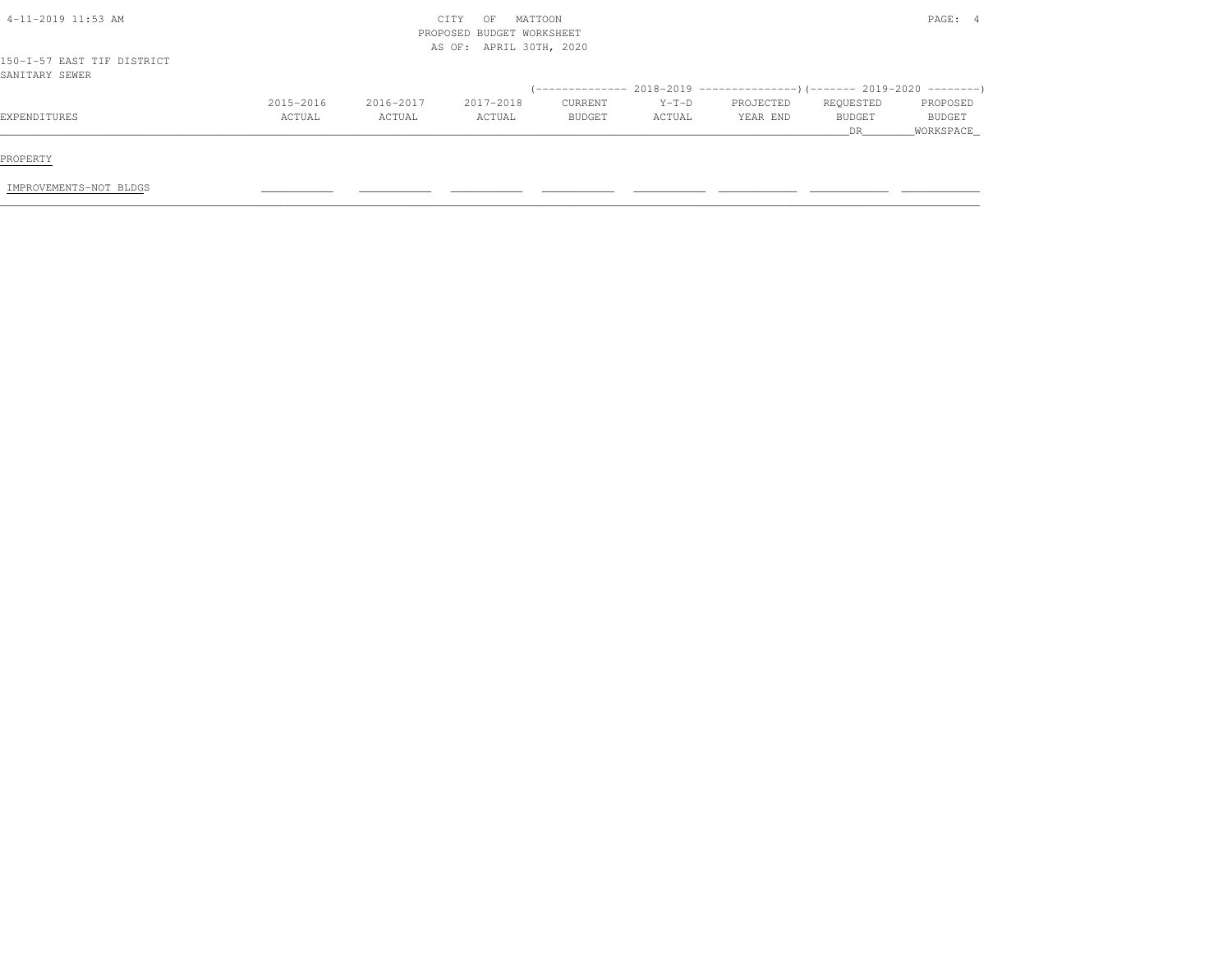CITY OF MATTOON
PROPOSED BUDGET WORKSHEET
AS OF: APRIL 30TH, 2020

150-I-57 EAST TIF DISTRICT
SANITARY SEWER

| EXPENDITURES | 2015-2016 ACTUAL | 2016-2017 ACTUAL | 2017-2018 ACTUAL | 2018-2019 CURRENT BUDGET | 2018-2019 Y-T-D ACTUAL | 2018-2019 PROJECTED YEAR END | 2019-2020 REQUESTED BUDGET DR | 2019-2020 PROPOSED BUDGET WORKSPACE |
|---|---|---|---|---|---|---|---|---|
| PROPERTY | | | | | | | | |
| IMPROVEMENTS-NOT BLDGS | | | | | | | | |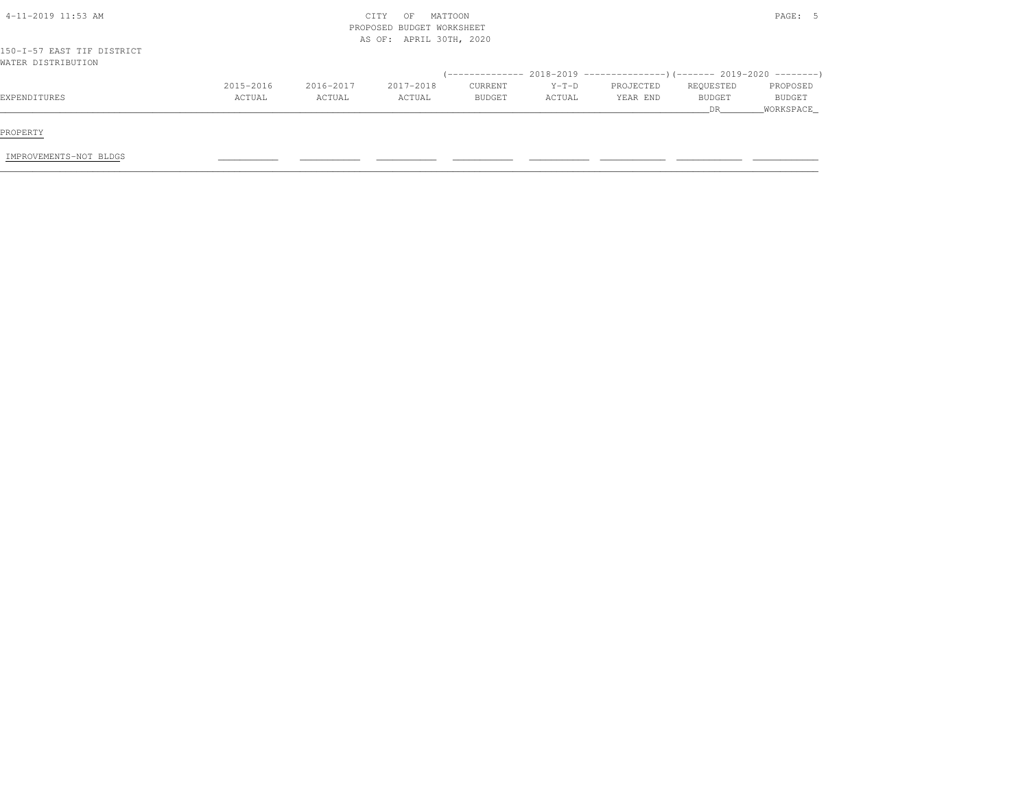4-11-2019 11:53 AM

CITY OF MATTOON
PROPOSED BUDGET WORKSHEET
AS OF: APRIL 30TH, 2020

150-I-57 EAST TIF DISTRICT
WATER DISTRIBUTION

| EXPENDITURES | 2015-2016 ACTUAL | 2016-2017 ACTUAL | 2017-2018 ACTUAL | 2018-2019 CURRENT BUDGET | 2018-2019 Y-T-D ACTUAL | 2018-2019 PROJECTED YEAR END | 2019-2020 REQUESTED BUDGET DR | 2019-2020 PROPOSED BUDGET WORKSPACE |
|---|---|---|---|---|---|---|---|---|
| PROPERTY | | | | | | | | |
| IMPROVEMENTS-NOT BLDGS | | | | | | | | |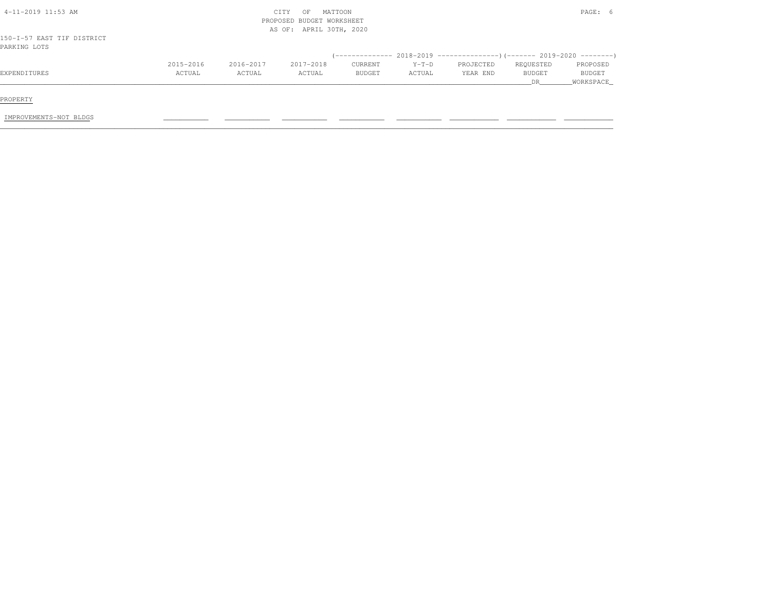CITY OF MATTOON
PROPOSED BUDGET WORKSHEET
AS OF: APRIL 30TH, 2020

150-I-57 EAST TIF DISTRICT
PARKING LOTS

| EXPENDITURES | 2015-2016 ACTUAL | 2016-2017 ACTUAL | 2017-2018 ACTUAL | 2018-2019 CURRENT BUDGET | 2018-2019 Y-T-D ACTUAL | 2018-2019 PROJECTED YEAR END | 2019-2020 REQUESTED BUDGET DR | 2019-2020 PROPOSED BUDGET WORKSPACE |
|---|---|---|---|---|---|---|---|---|
| PROPERTY | | | | | | | | |
| IMPROVEMENTS-NOT BLDGS | | | | | | | | |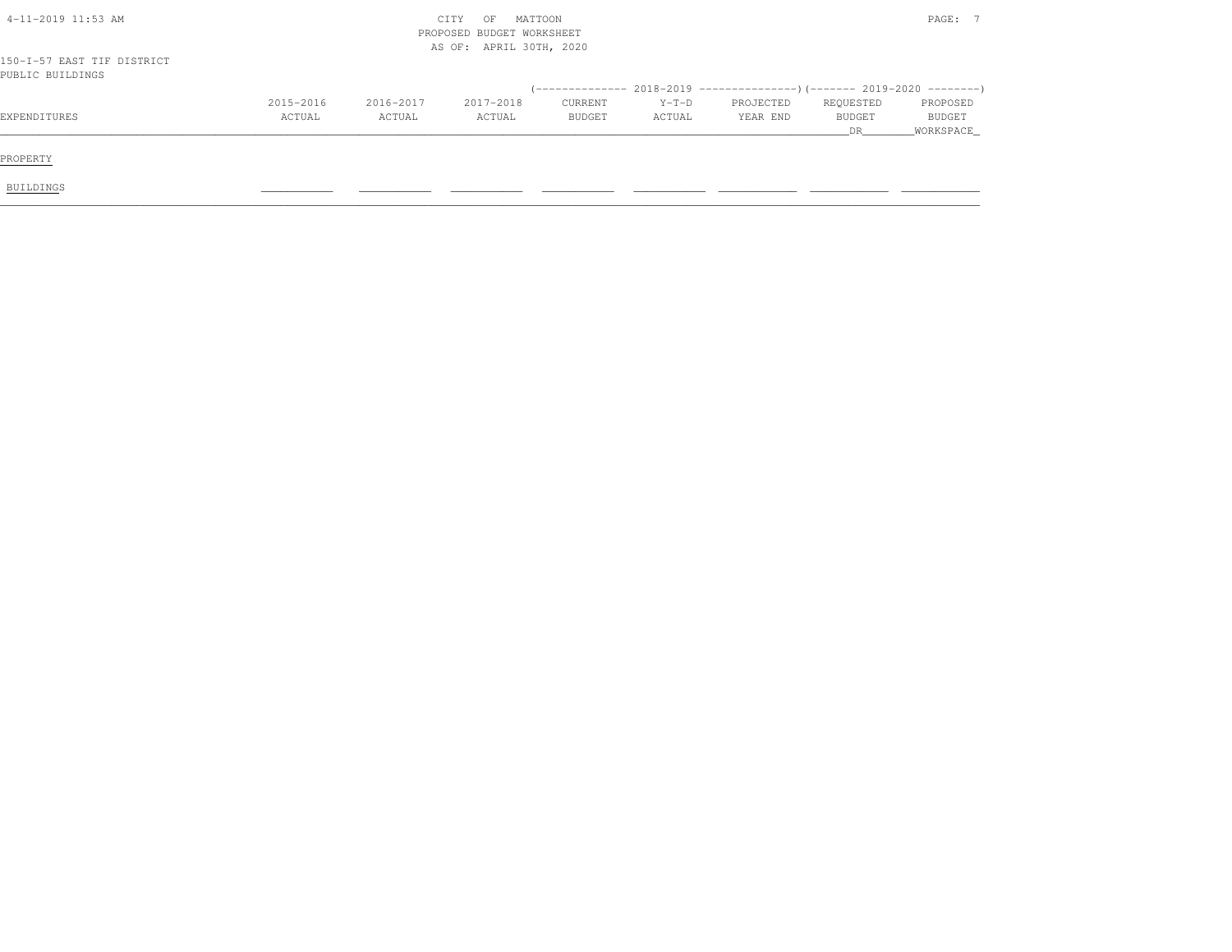CITY OF MATTOON
PROPOSED BUDGET WORKSHEET
AS OF: APRIL 30TH, 2020

4-11-2019 11:53 AM

150-I-57 EAST TIF DISTRICT
PUBLIC BUILDINGS

| EXPENDITURES | 2015-2016 ACTUAL | 2016-2017 ACTUAL | 2017-2018 ACTUAL | 2018-2019 CURRENT BUDGET | 2018-2019 Y-T-D ACTUAL | 2018-2019 PROJECTED YEAR END | 2019-2020 REQUESTED BUDGET DR | 2019-2020 PROPOSED BUDGET WORKSPACE |
|---|---|---|---|---|---|---|---|---|
| PROPERTY | | | | | | | | |
| BUILDINGS | | | | | | | | |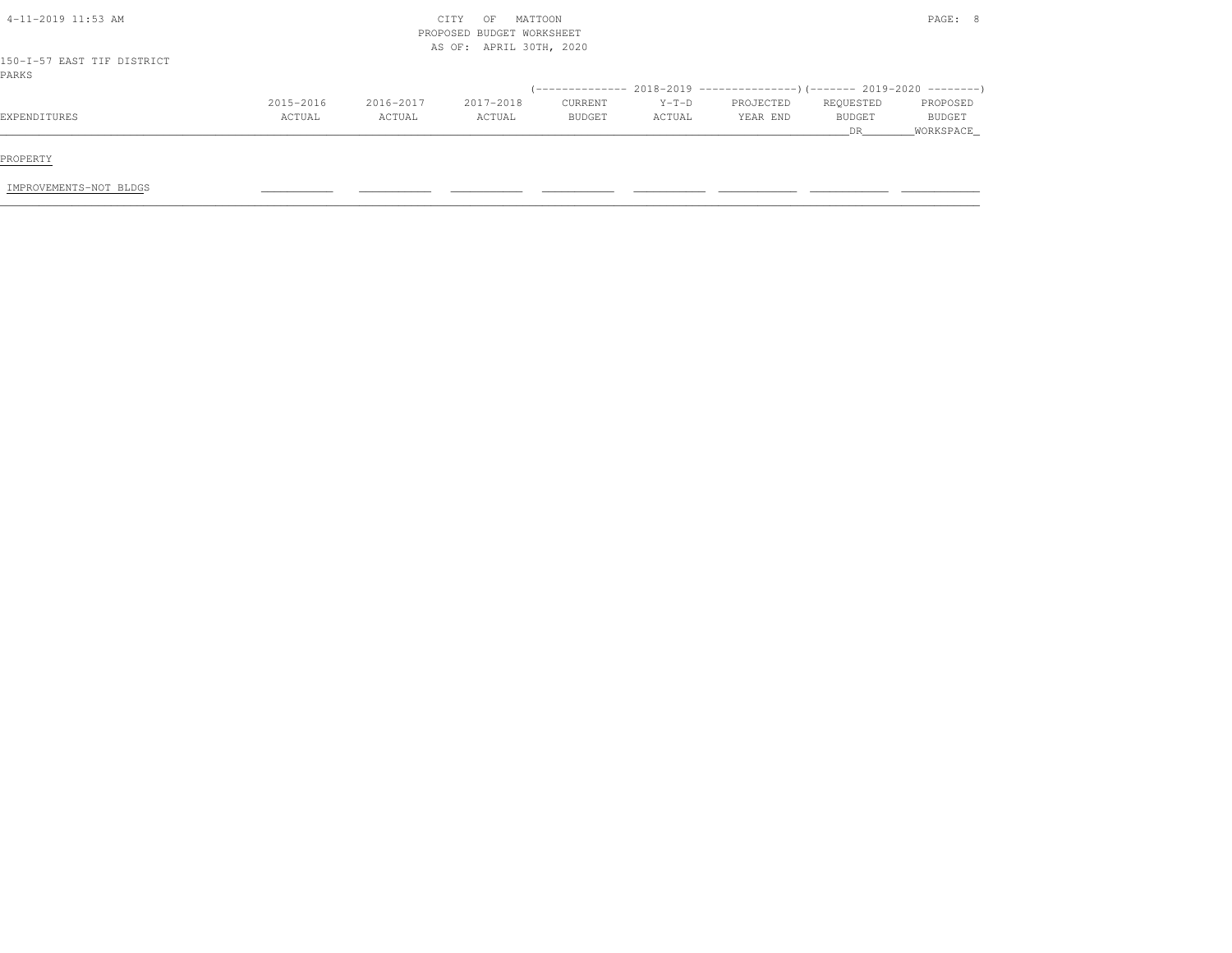CITY OF MATTOON
PROPOSED BUDGET WORKSHEET
AS OF: APRIL 30TH, 2020

150-I-57 EAST TIF DISTRICT
PARKS

| EXPENDITURES | 2015-2016 ACTUAL | 2016-2017 ACTUAL | 2017-2018 ACTUAL | 2018-2019 CURRENT BUDGET | 2018-2019 Y-T-D ACTUAL | 2018-2019 PROJECTED YEAR END | 2019-2020 REQUESTED BUDGET DR | 2019-2020 PROPOSED BUDGET WORKSPACE |
|---|---|---|---|---|---|---|---|---|
| PROPERTY | | | | | | | | |
| IMPROVEMENTS-NOT BLDGS | | | | | | | | |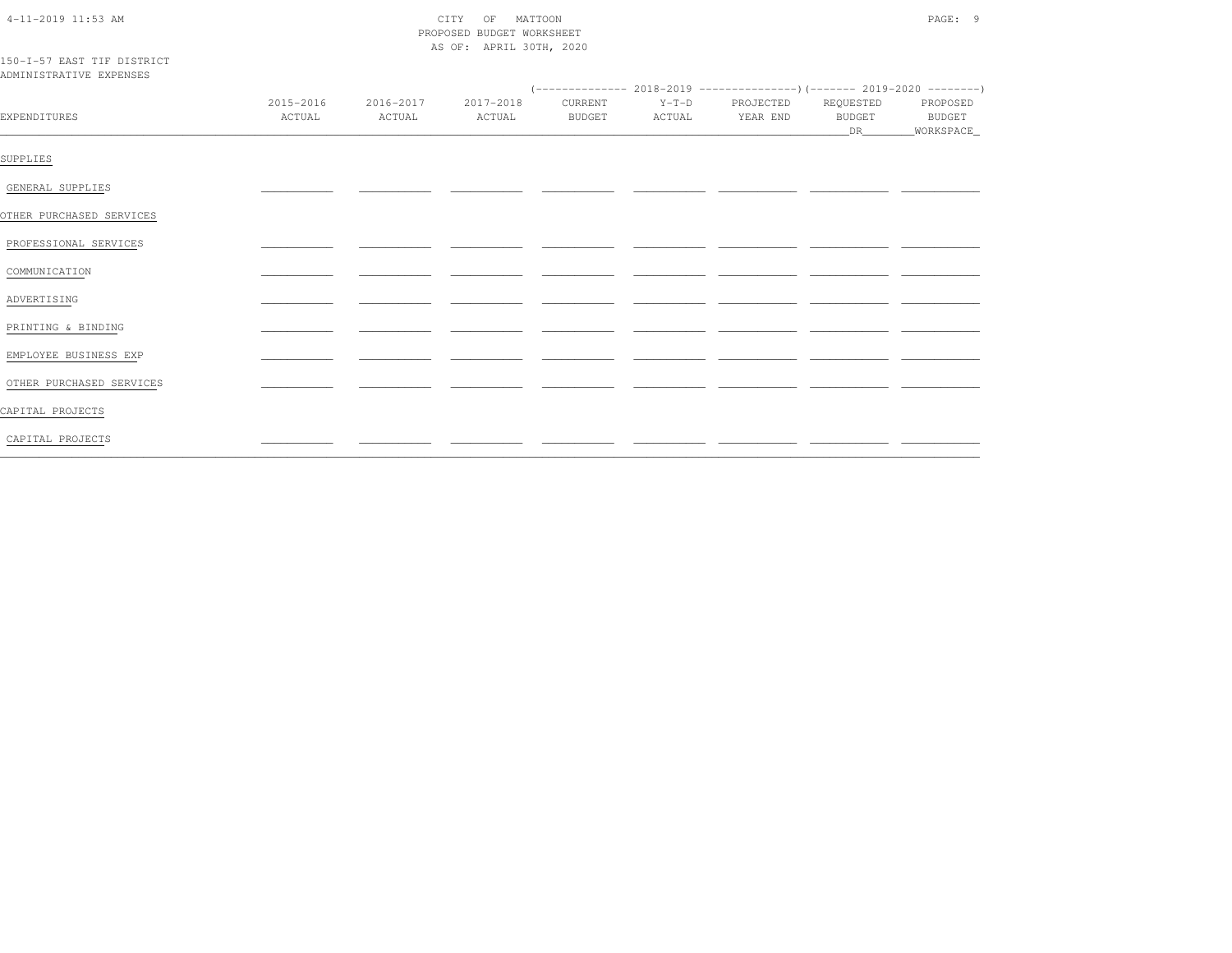CITY OF MATTOON
PROPOSED BUDGET WORKSHEET
AS OF: APRIL 30TH, 2020

150-I-57 EAST TIF DISTRICT
ADMINISTRATIVE EXPENSES

| EXPENDITURES | 2015-2016 ACTUAL | 2016-2017 ACTUAL | 2017-2018 ACTUAL | 2018-2019 CURRENT BUDGET | 2018-2019 Y-T-D ACTUAL | 2018-2019 PROJECTED YEAR END | 2019-2020 REQUESTED BUDGET DR | 2019-2020 PROPOSED BUDGET WORKSPACE |
|---|---|---|---|---|---|---|---|---|
| SUPPLIES | | | | | | | | |
| GENERAL SUPPLIES | | | | | | | | |
| OTHER PURCHASED SERVICES | | | | | | | | |
| PROFESSIONAL SERVICES | | | | | | | | |
| COMMUNICATION | | | | | | | | |
| ADVERTISING | | | | | | | | |
| PRINTING & BINDING | | | | | | | | |
| EMPLOYEE BUSINESS EXP | | | | | | | | |
| OTHER PURCHASED SERVICES | | | | | | | | |
| CAPITAL PROJECTS | | | | | | | | |
| CAPITAL PROJECTS | | | | | | | | |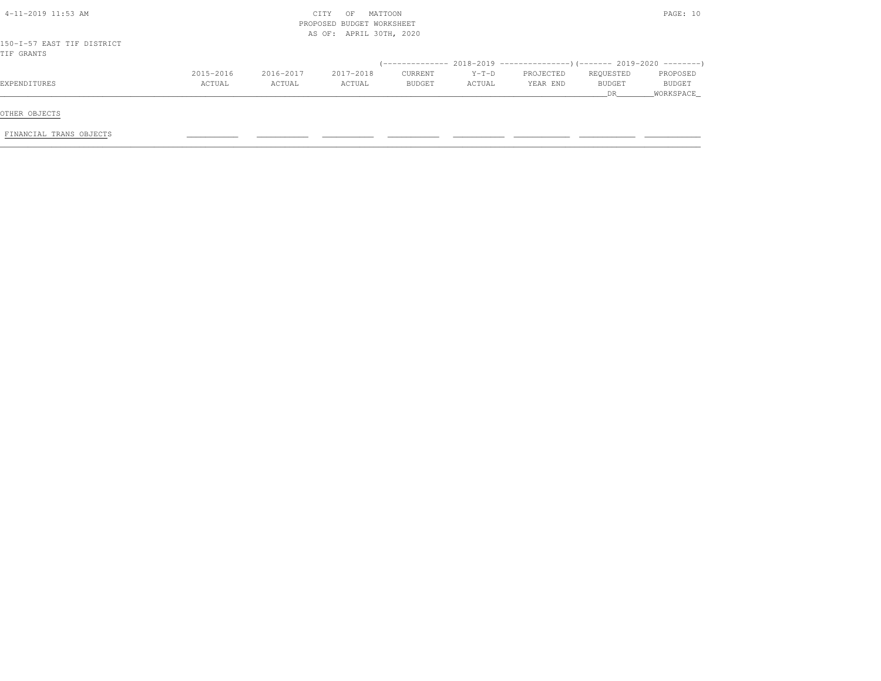CITY OF MATTOON
PROPOSED BUDGET WORKSHEET
AS OF: APRIL 30TH, 2020

150-I-57 EAST TIF DISTRICT
TIF GRANTS

| EXPENDITURES | 2015-2016 ACTUAL | 2016-2017 ACTUAL | 2017-2018 ACTUAL | 2018-2019 CURRENT BUDGET | 2018-2019 Y-T-D ACTUAL | 2018-2019 PROJECTED YEAR END | 2019-2020 REQUESTED BUDGET DR | 2019-2020 PROPOSED BUDGET WORKSPACE |
|---|---|---|---|---|---|---|---|---|
| OTHER OBJECTS | | | | | | | | |
| FINANCIAL TRANS OBJECTS | | | | | | | | |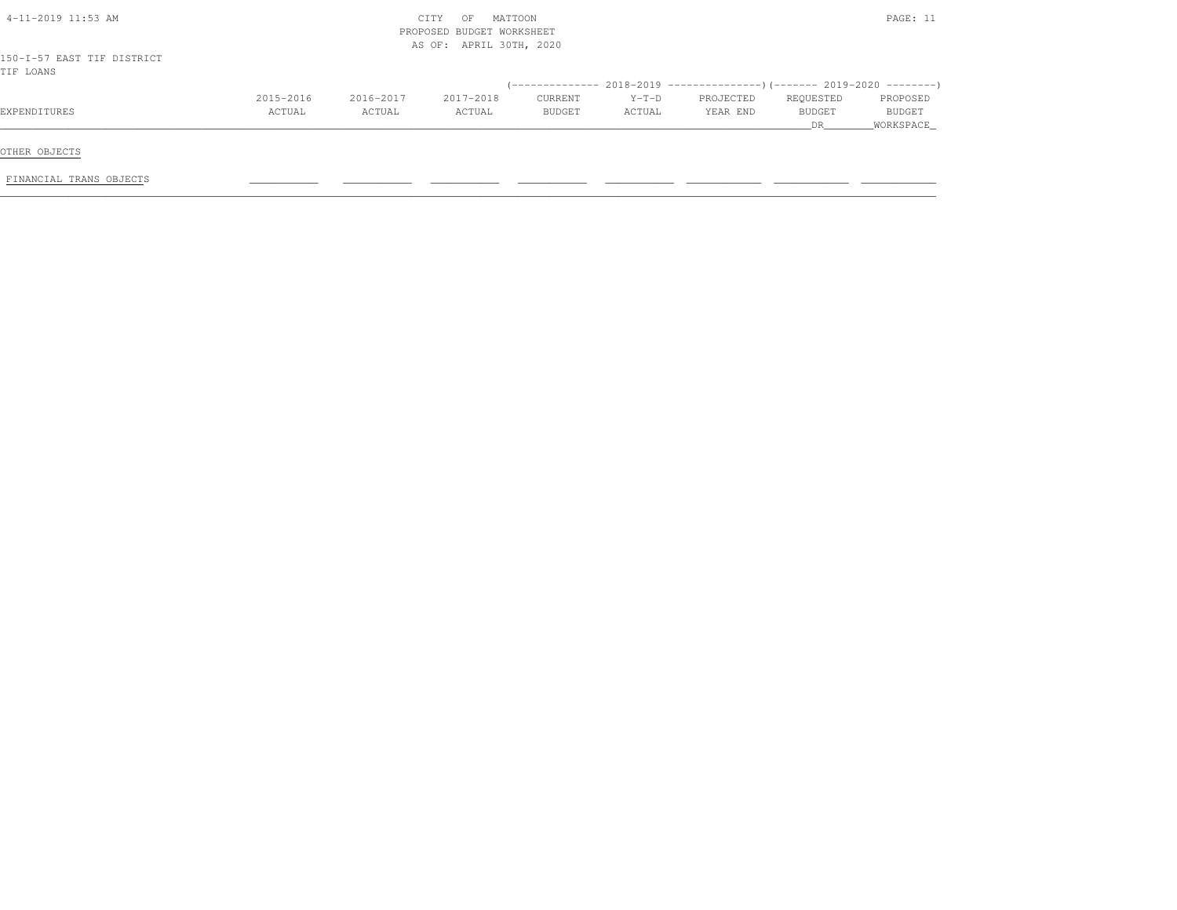CITY OF MATTOON
PROPOSED BUDGET WORKSHEET
AS OF: APRIL 30TH, 2020

150-I-57 EAST TIF DISTRICT
TIF LOANS

| EXPENDITURES | 2015-2016 ACTUAL | 2016-2017 ACTUAL | 2017-2018 ACTUAL | 2018-2019 CURRENT BUDGET | 2018-2019 Y-T-D ACTUAL | 2018-2019 PROJECTED YEAR END | 2019-2020 REQUESTED BUDGET DR | 2019-2020 PROPOSED BUDGET WORKSPACE |
|---|---|---|---|---|---|---|---|---|
| OTHER OBJECTS | | | | | | | | |
| FINANCIAL TRANS OBJECTS | | | | | | | | |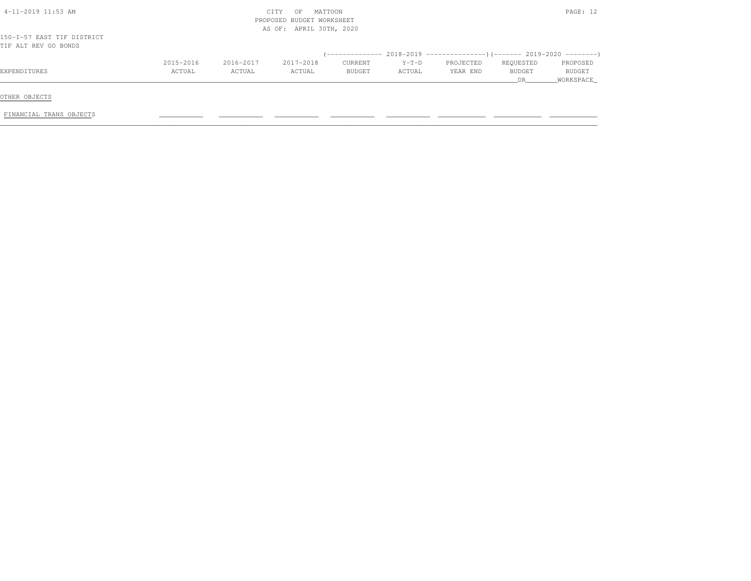CITY OF MATTOON
PROPOSED BUDGET WORKSHEET
AS OF: APRIL 30TH, 2020

150-I-57 EAST TIF DISTRICT
TIF ALT REV GO BONDS

| EXPENDITURES | 2015-2016 ACTUAL | 2016-2017 ACTUAL | 2017-2018 ACTUAL | 2018-2019 CURRENT BUDGET | 2018-2019 Y-T-D ACTUAL | 2018-2019 PROJECTED YEAR END | 2019-2020 REQUESTED BUDGET DR | 2019-2020 PROPOSED BUDGET WORKSPACE |
|---|---|---|---|---|---|---|---|---|
| OTHER OBJECTS | | | | | | | | |
| FINANCIAL TRANS OBJECTS | | | | | | | | |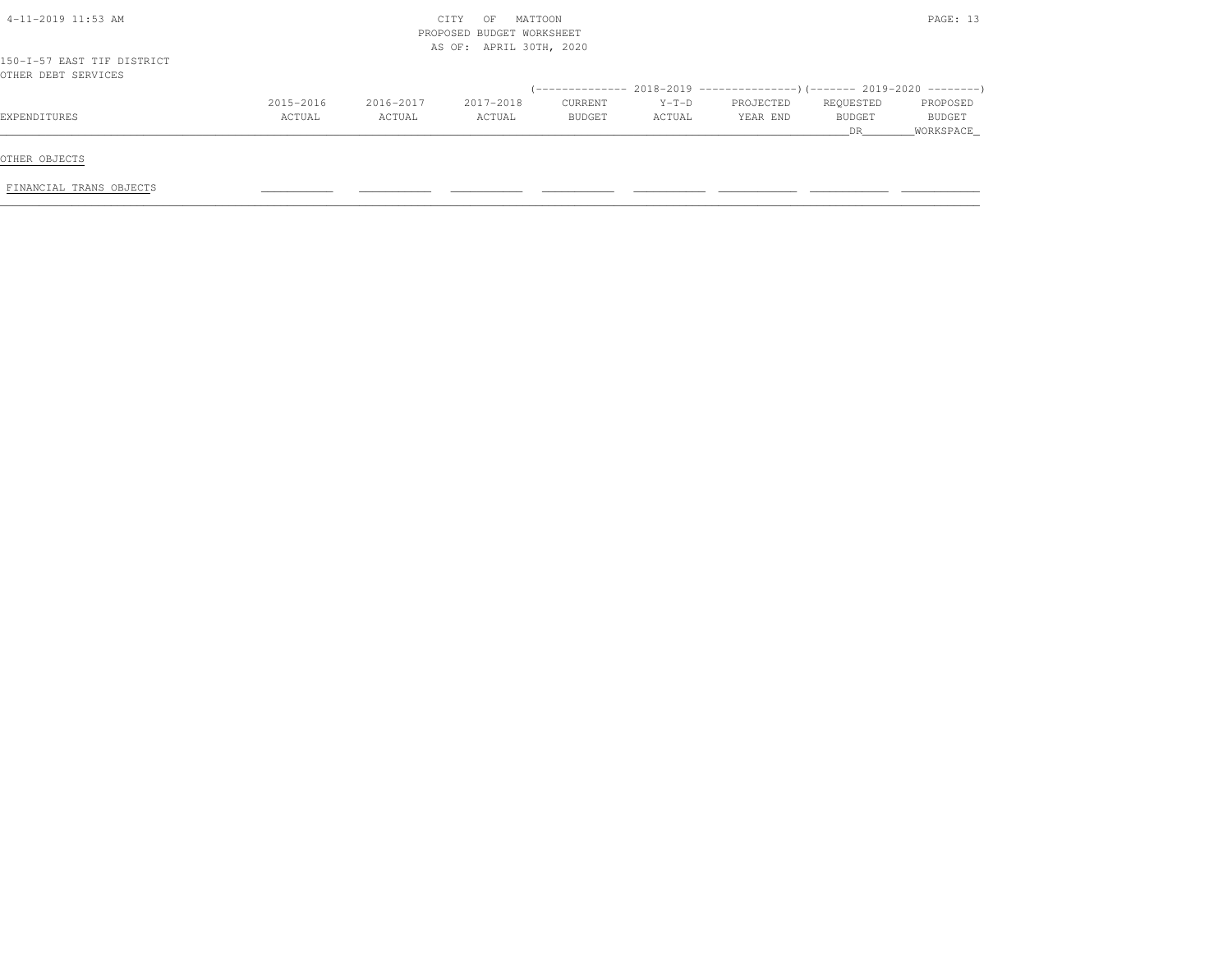CITY OF MATTOON
PROPOSED BUDGET WORKSHEET
AS OF: APRIL 30TH, 2020

150-I-57 EAST TIF DISTRICT
OTHER DEBT SERVICES

| EXPENDITURES | 2015-2016 ACTUAL | 2016-2017 ACTUAL | 2017-2018 ACTUAL | 2018-2019 CURRENT BUDGET | 2018-2019 Y-T-D ACTUAL | 2018-2019 PROJECTED YEAR END | 2019-2020 REQUESTED BUDGET DR | 2019-2020 PROPOSED BUDGET WORKSPACE |
|---|---|---|---|---|---|---|---|---|
| OTHER OBJECTS | | | | | | | | |
| FINANCIAL TRANS OBJECTS | | | | | | | | |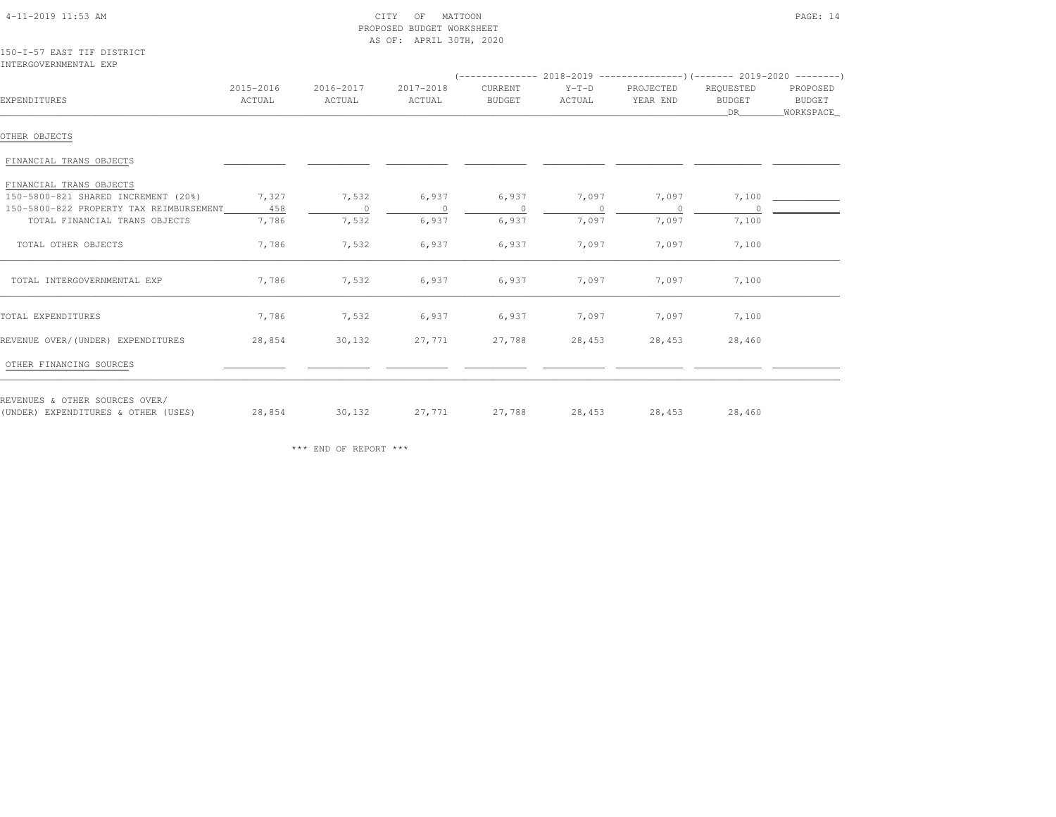CITY OF MATTOON
PROPOSED BUDGET WORKSHEET
AS OF: APRIL 30TH, 2020

150-I-57 EAST TIF DISTRICT
INTERGOVERNMENTAL EXP

| EXPENDITURES | 2015-2016 ACTUAL | 2016-2017 ACTUAL | 2017-2018 ACTUAL | 2018-2019 CURRENT BUDGET | 2018-2019 Y-T-D ACTUAL | 2018-2019 PROJECTED YEAR END | 2019-2020 REQUESTED BUDGET DR | 2019-2020 PROPOSED BUDGET WORKSPACE |
|---|---|---|---|---|---|---|---|---|
| OTHER OBJECTS | | | | | | | | |
| FINANCIAL TRANS OBJECTS | | | | | | | | |
| FINANCIAL TRANS OBJECTS | | | | | | | | |
| 150-5800-821 SHARED INCREMENT (20%) | 7,327 | 7,532 | 6,937 | 6,937 | 7,097 | 7,097 | 7,100 | |
| 150-5800-822 PROPERTY TAX REIMBURSEMENT | 458 | 0 | 0 | 0 | 0 | 0 | 0 | |
| TOTAL FINANCIAL TRANS OBJECTS | 7,786 | 7,532 | 6,937 | 6,937 | 7,097 | 7,097 | 7,100 | |
| TOTAL OTHER OBJECTS | 7,786 | 7,532 | 6,937 | 6,937 | 7,097 | 7,097 | 7,100 | |
| TOTAL INTERGOVERNMENTAL EXP | 7,786 | 7,532 | 6,937 | 6,937 | 7,097 | 7,097 | 7,100 | |
| TOTAL EXPENDITURES | 7,786 | 7,532 | 6,937 | 6,937 | 7,097 | 7,097 | 7,100 | |
| REVENUE OVER/(UNDER) EXPENDITURES | 28,854 | 30,132 | 27,771 | 27,788 | 28,453 | 28,453 | 28,460 | |
| OTHER FINANCING SOURCES | | | | | | | | |
| REVENUES & OTHER SOURCES OVER/ (UNDER) EXPENDITURES & OTHER (USES) | 28,854 | 30,132 | 27,771 | 27,788 | 28,453 | 28,453 | 28,460 | |

*** END OF REPORT ***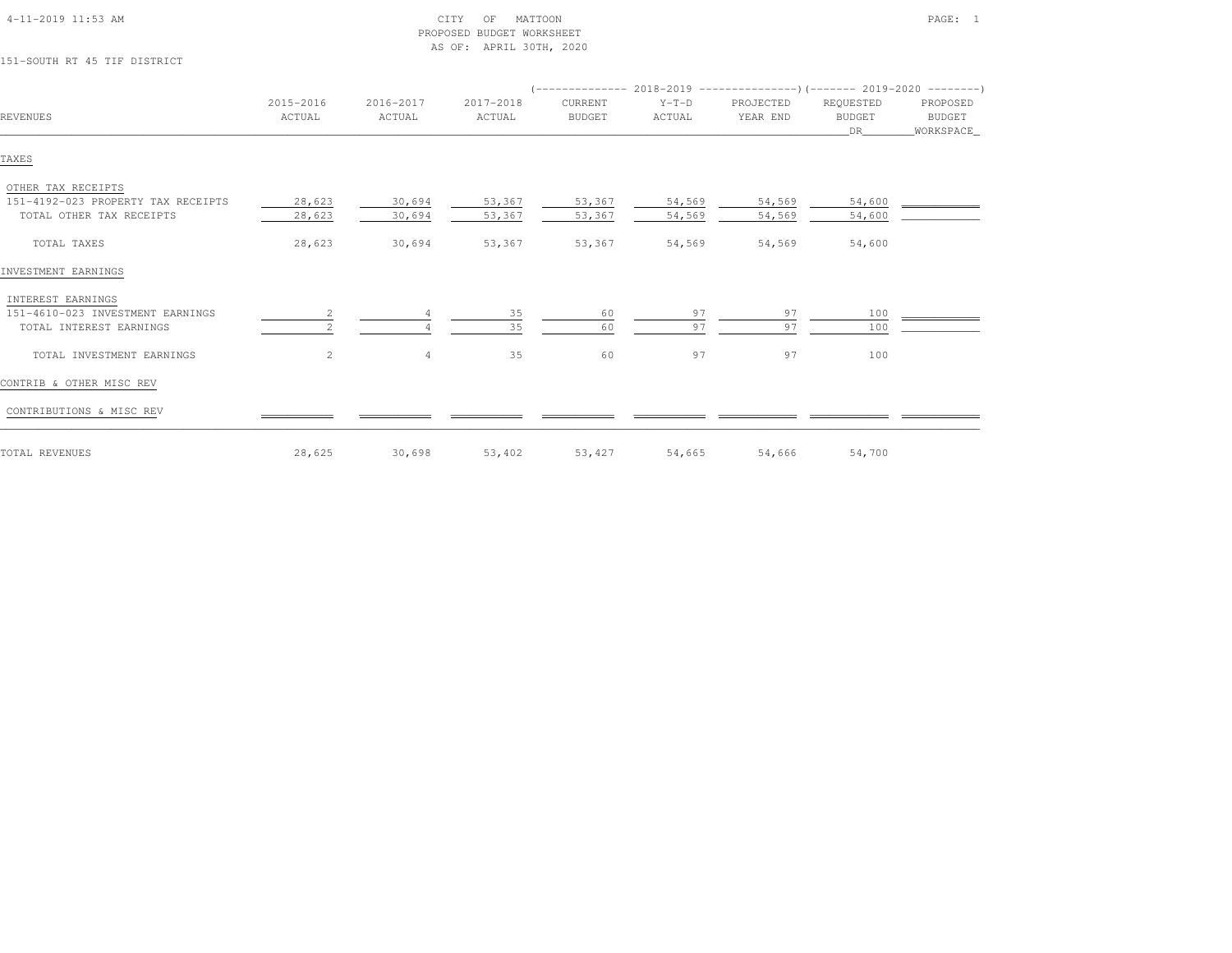CITY OF MATTOON
PROPOSED BUDGET WORKSHEET
AS OF: APRIL 30TH, 2020

151-SOUTH RT 45 TIF DISTRICT

| REVENUES | 2015-2016 ACTUAL | 2016-2017 ACTUAL | 2017-2018 ACTUAL | 2018-2019 CURRENT BUDGET | 2018-2019 Y-T-D ACTUAL | 2018-2019 PROJECTED YEAR END | 2019-2020 REQUESTED BUDGET DR | 2019-2020 PROPOSED BUDGET WORKSPACE |
|---|---|---|---|---|---|---|---|---|
| TAXES | | | | | | | | |
| OTHER TAX RECEIPTS | | | | | | | | |
| 151-4192-023 PROPERTY TAX RECEIPTS | 28,623 | 30,694 | 53,367 | 53,367 | 54,569 | 54,569 | 54,600 | |
| TOTAL OTHER TAX RECEIPTS | 28,623 | 30,694 | 53,367 | 53,367 | 54,569 | 54,569 | 54,600 | |
| TOTAL TAXES | 28,623 | 30,694 | 53,367 | 53,367 | 54,569 | 54,569 | 54,600 | |
| INVESTMENT EARNINGS | | | | | | | | |
| INTEREST EARNINGS | | | | | | | | |
| 151-4610-023 INVESTMENT EARNINGS | 2 | 4 | 35 | 60 | 97 | 97 | 100 | |
| TOTAL INTEREST EARNINGS | 2 | 4 | 35 | 60 | 97 | 97 | 100 | |
| TOTAL INVESTMENT EARNINGS | 2 | 4 | 35 | 60 | 97 | 97 | 100 | |
| CONTRIB & OTHER MISC REV | | | | | | | | |
| CONTRIBUTIONS & MISC REV | | | | | | | | |
| TOTAL REVENUES | 28,625 | 30,698 | 53,402 | 53,427 | 54,665 | 54,666 | 54,700 | |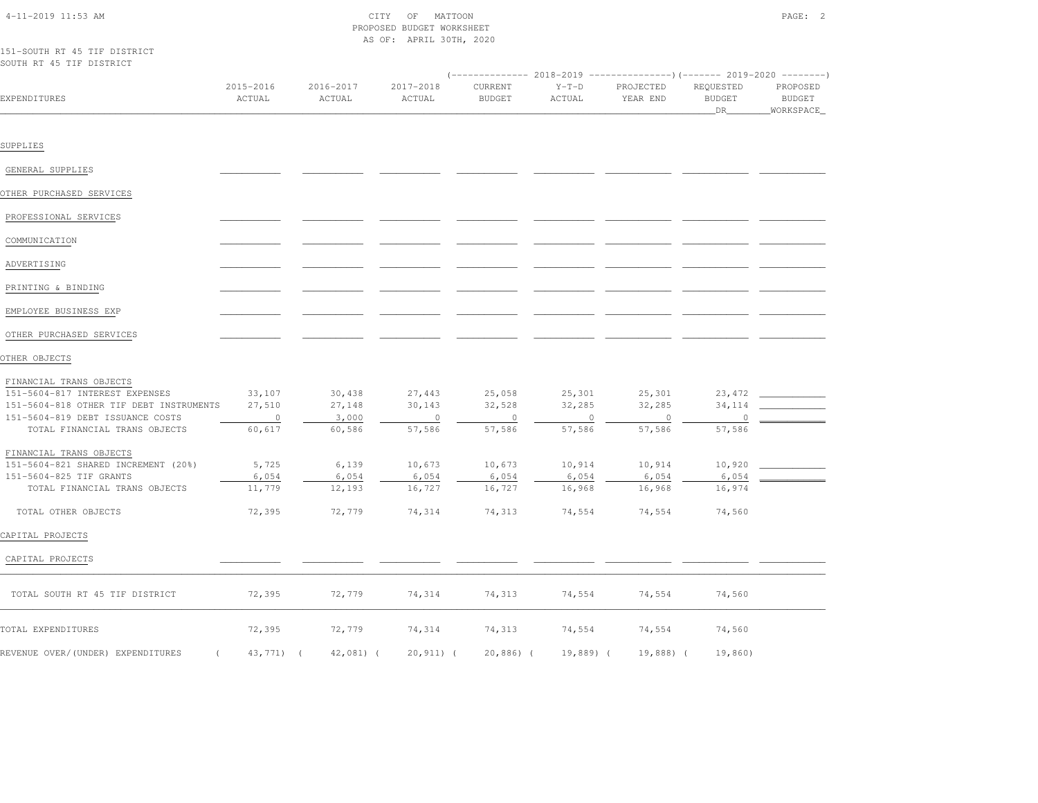CITY OF MATTOON
PROPOSED BUDGET WORKSHEET
AS OF: APRIL 30TH, 2020

151-SOUTH RT 45 TIF DISTRICT
SOUTH RT 45 TIF DISTRICT

| EXPENDITURES | 2015-2016 ACTUAL | 2016-2017 ACTUAL | 2017-2018 ACTUAL | 2018-2019 CURRENT BUDGET | 2018-2019 Y-T-D ACTUAL | 2018-2019 PROJECTED YEAR END | 2019-2020 REQUESTED BUDGET DR | 2019-2020 PROPOSED BUDGET WORKSPACE |
|---|---|---|---|---|---|---|---|---|
| SUPPLIES | | | | | | | | |
| GENERAL SUPPLIES | | | | | | | | |
| OTHER PURCHASED SERVICES | | | | | | | | |
| PROFESSIONAL SERVICES | | | | | | | | |
| COMMUNICATION | | | | | | | | |
| ADVERTISING | | | | | | | | |
| PRINTING & BINDING | | | | | | | | |
| EMPLOYEE BUSINESS EXP | | | | | | | | |
| OTHER PURCHASED SERVICES | | | | | | | | |
| OTHER OBJECTS | | | | | | | | |
| FINANCIAL TRANS OBJECTS | | | | | | | | |
| 151-5604-817 INTEREST EXPENSES | 33,107 | 30,438 | 27,443 | 25,058 | 25,301 | 25,301 | 23,472 | |
| 151-5604-818 OTHER TIF DEBT INSTRUMENTS | 27,510 | 27,148 | 30,143 | 32,528 | 32,285 | 32,285 | 34,114 | |
| 151-5604-819 DEBT ISSUANCE COSTS | 0 | 3,000 | 0 | 0 | 0 | 0 | 0 | |
| TOTAL FINANCIAL TRANS OBJECTS | 60,617 | 60,586 | 57,586 | 57,586 | 57,586 | 57,586 | 57,586 | |
| FINANCIAL TRANS OBJECTS | | | | | | | | |
| 151-5604-821 SHARED INCREMENT (20%) | 5,725 | 6,139 | 10,673 | 10,673 | 10,914 | 10,914 | 10,920 | |
| 151-5604-825 TIF GRANTS | 6,054 | 6,054 | 6,054 | 6,054 | 6,054 | 6,054 | 6,054 | |
| TOTAL FINANCIAL TRANS OBJECTS | 11,779 | 12,193 | 16,727 | 16,727 | 16,968 | 16,968 | 16,974 | |
| TOTAL OTHER OBJECTS | 72,395 | 72,779 | 74,314 | 74,313 | 74,554 | 74,554 | 74,560 | |
| CAPITAL PROJECTS | | | | | | | | |
| CAPITAL PROJECTS | | | | | | | | |
| TOTAL SOUTH RT 45 TIF DISTRICT | 72,395 | 72,779 | 74,314 | 74,313 | 74,554 | 74,554 | 74,560 | |
| TOTAL EXPENDITURES | 72,395 | 72,779 | 74,314 | 74,313 | 74,554 | 74,554 | 74,560 | |
| REVENUE OVER/(UNDER) EXPENDITURES | ( 43,771) | ( 42,081) | ( 20,911) | ( 20,886) | ( 19,889) | ( 19,888) | ( 19,860) | |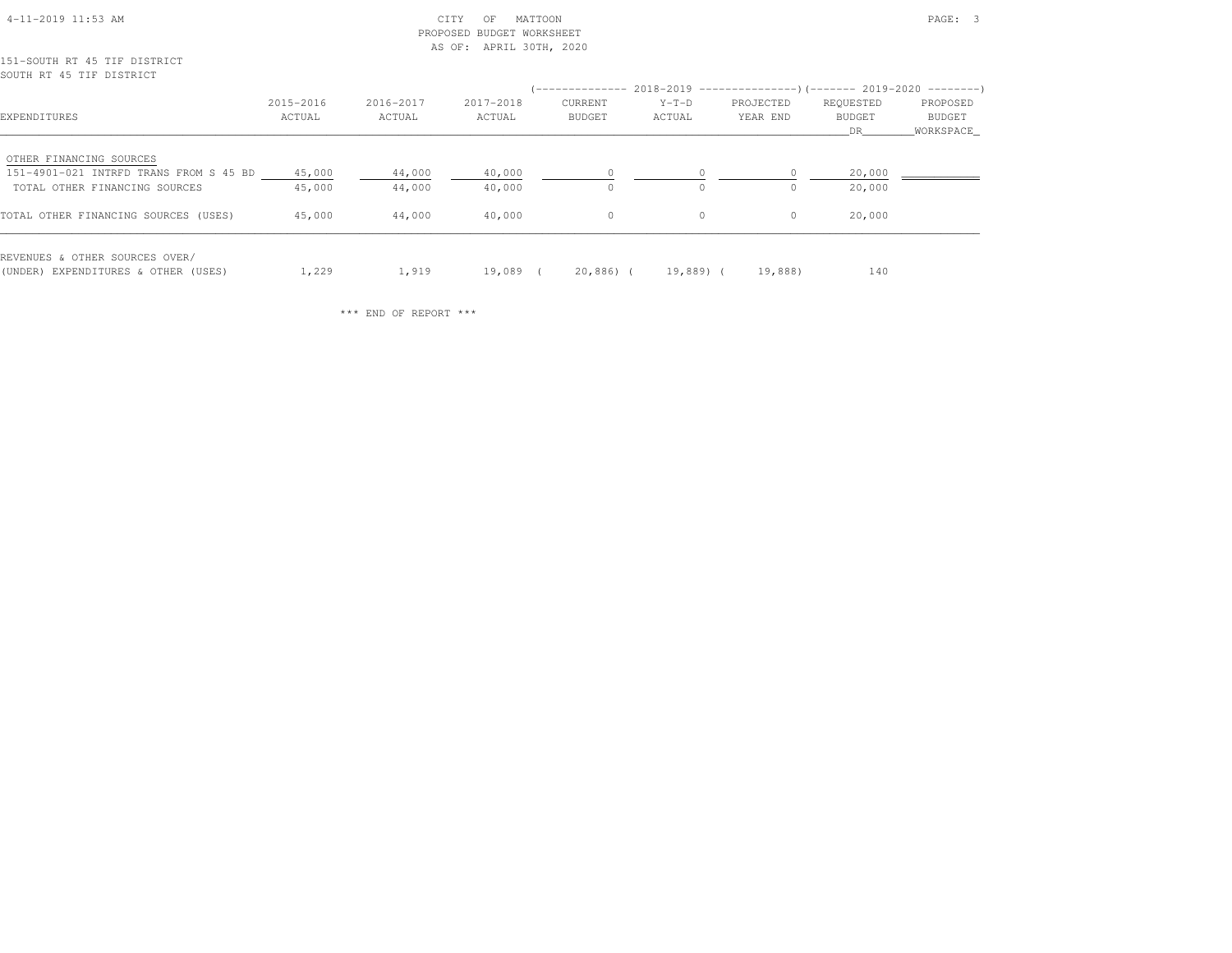CITY OF MATTOON
PROPOSED BUDGET WORKSHEET
AS OF: APRIL 30TH, 2020

151-SOUTH RT 45 TIF DISTRICT
SOUTH RT 45 TIF DISTRICT

| EXPENDITURES | 2015-2016 ACTUAL | 2016-2017 ACTUAL | 2017-2018 ACTUAL | 2018-2019 CURRENT BUDGET | 2018-2019 Y-T-D ACTUAL | 2018-2019 PROJECTED YEAR END | 2019-2020 REQUESTED BUDGET DR | 2019-2020 PROPOSED BUDGET WORKSPACE |
|---|---|---|---|---|---|---|---|---|
| OTHER FINANCING SOURCES | | | | | | | | |
| 151-4901-021 INTRFD TRANS FROM S 45 BD | 45,000 | 44,000 | 40,000 | 0 | 0 | 0 | 20,000 | |
| TOTAL OTHER FINANCING SOURCES | 45,000 | 44,000 | 40,000 | 0 | 0 | 0 | 20,000 | |
| TOTAL OTHER FINANCING SOURCES (USES) | 45,000 | 44,000 | 40,000 | 0 | 0 | 0 | 20,000 | |
| REVENUES & OTHER SOURCES OVER/ (UNDER) EXPENDITURES & OTHER (USES) | 1,229 | 1,919 | 19,089 | ( 20,886) | ( 19,889) | ( 19,888) | 140 | |

*** END OF REPORT ***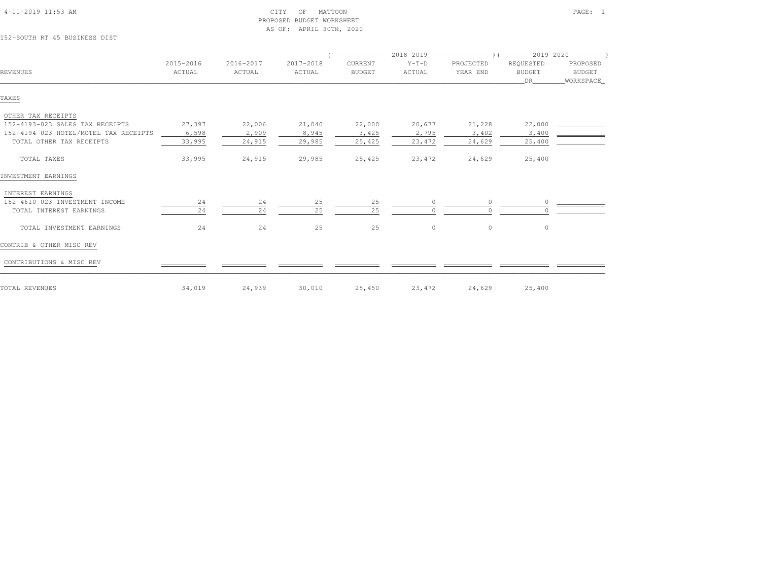CITY OF MATTOON
PROPOSED BUDGET WORKSHEET
AS OF: APRIL 30TH, 2020

152-SOUTH RT 45 BUSINESS DIST

| REVENUES | 2015-2016 ACTUAL | 2016-2017 ACTUAL | 2017-2018 ACTUAL | 2018-2019 CURRENT BUDGET | 2018-2019 Y-T-D ACTUAL | 2018-2019 PROJECTED YEAR END | 2019-2020 REQUESTED BUDGET DR | 2019-2020 PROPOSED BUDGET WORKSPACE |
|---|---|---|---|---|---|---|---|---|
| TAXES | | | | | | | | |
| OTHER TAX RECEIPTS | | | | | | | | |
| 152-4193-023 SALES TAX RECEIPTS | 27,397 | 22,006 | 21,040 | 22,000 | 20,677 | 21,228 | 22,000 | |
| 152-4194-023 HOTEL/MOTEL TAX RECEIPTS | 6,598 | 2,909 | 8,945 | 3,425 | 2,795 | 3,402 | 3,400 | |
| TOTAL OTHER TAX RECEIPTS | 33,995 | 24,915 | 29,985 | 25,425 | 23,472 | 24,629 | 25,400 | |
| TOTAL TAXES | 33,995 | 24,915 | 29,985 | 25,425 | 23,472 | 24,629 | 25,400 | |
| INVESTMENT EARNINGS | | | | | | | | |
| INTEREST EARNINGS | | | | | | | | |
| 152-4610-023 INVESTMENT INCOME | 24 | 24 | 25 | 25 | 0 | 0 | 0 | |
| TOTAL INTEREST EARNINGS | 24 | 24 | 25 | 25 | 0 | 0 | 0 | |
| TOTAL INVESTMENT EARNINGS | 24 | 24 | 25 | 25 | 0 | 0 | 0 | |
| CONTRIB & OTHER MISC REV | | | | | | | | |
| CONTRIBUTIONS & MISC REV | | | | | | | | |
| TOTAL REVENUES | 34,019 | 24,939 | 30,010 | 25,450 | 23,472 | 24,629 | 25,400 | |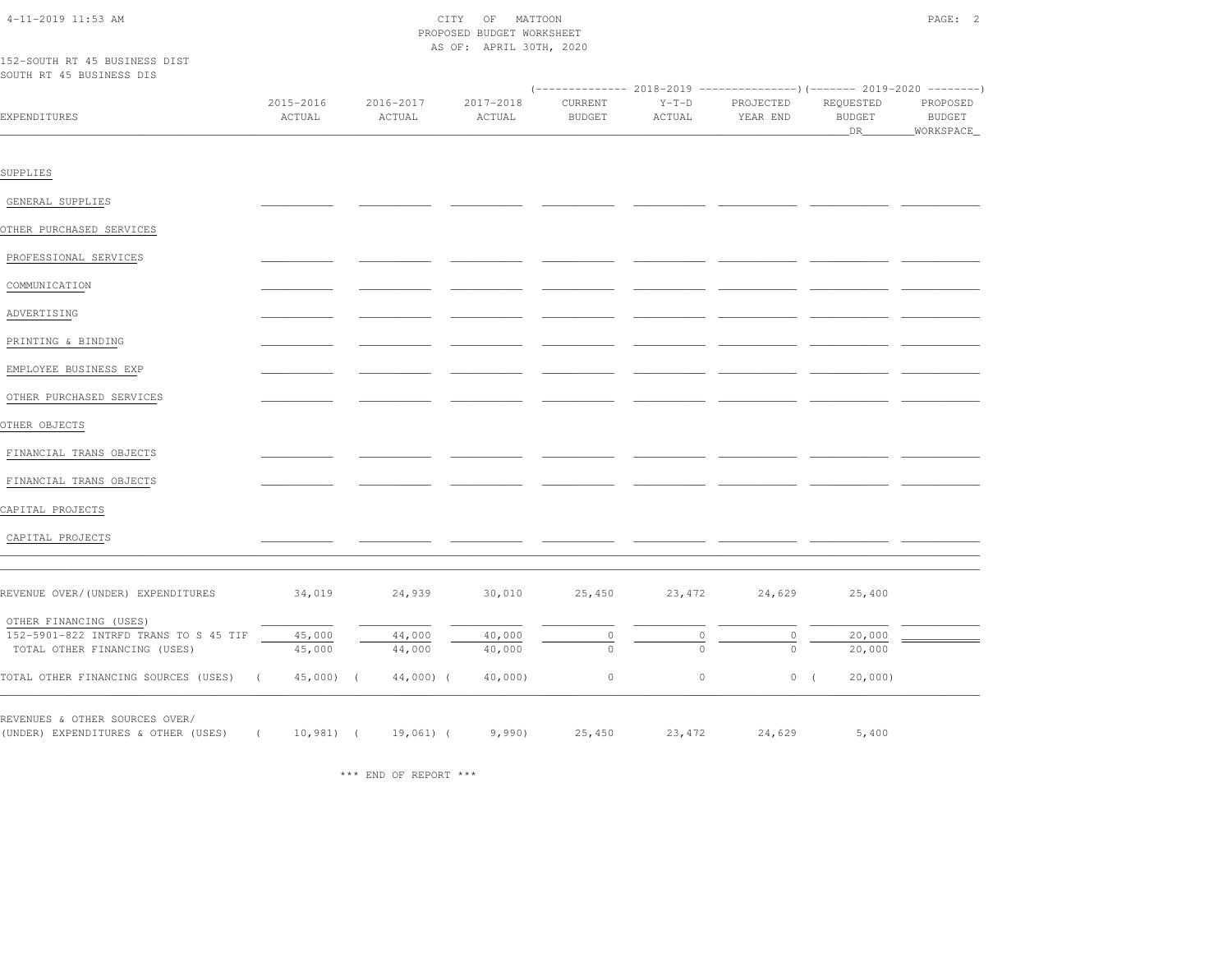CITY OF MATTOON
PROPOSED BUDGET WORKSHEET
AS OF: APRIL 30TH, 2020

152-SOUTH RT 45 BUSINESS DIST
SOUTH RT 45 BUSINESS DIS

| EXPENDITURES | 2015-2016 ACTUAL | 2016-2017 ACTUAL | 2017-2018 ACTUAL | 2018-2019 CURRENT BUDGET | 2018-2019 Y-T-D ACTUAL | 2018-2019 PROJECTED YEAR END | 2019-2020 REQUESTED BUDGET DR | 2019-2020 PROPOSED BUDGET WORKSPACE |
|---|---|---|---|---|---|---|---|---|
| SUPPLIES | | | | | | | | |
| GENERAL SUPPLIES | | | | | | | | |
| OTHER PURCHASED SERVICES | | | | | | | | |
| PROFESSIONAL SERVICES | | | | | | | | |
| COMMUNICATION | | | | | | | | |
| ADVERTISING | | | | | | | | |
| PRINTING & BINDING | | | | | | | | |
| EMPLOYEE BUSINESS EXP | | | | | | | | |
| OTHER PURCHASED SERVICES | | | | | | | | |
| OTHER OBJECTS | | | | | | | | |
| FINANCIAL TRANS OBJECTS | | | | | | | | |
| FINANCIAL TRANS OBJECTS | | | | | | | | |
| CAPITAL PROJECTS | | | | | | | | |
| CAPITAL PROJECTS | | | | | | | | |
| REVENUE OVER/(UNDER) EXPENDITURES | 34,019 | 24,939 | 30,010 | 25,450 | 23,472 | 24,629 | 25,400 | |
| OTHER FINANCING (USES) | | | | | | | | |
| 152-5901-822 INTRFD TRANS TO S 45 TIF | 45,000 | 44,000 | 40,000 | 0 | 0 | 0 | 20,000 | |
| TOTAL OTHER FINANCING (USES) | 45,000 | 44,000 | 40,000 | 0 | 0 | 0 | 20,000 | |
| TOTAL OTHER FINANCING SOURCES (USES) | ( 45,000) | ( 44,000) | ( 40,000) | 0 | 0 | 0 | ( 20,000) | |
| REVENUES & OTHER SOURCES OVER/ (UNDER) EXPENDITURES & OTHER (USES) | ( 10,981) | ( 19,061) | ( 9,990) | 25,450 | 23,472 | 24,629 | 5,400 | |

*** END OF REPORT ***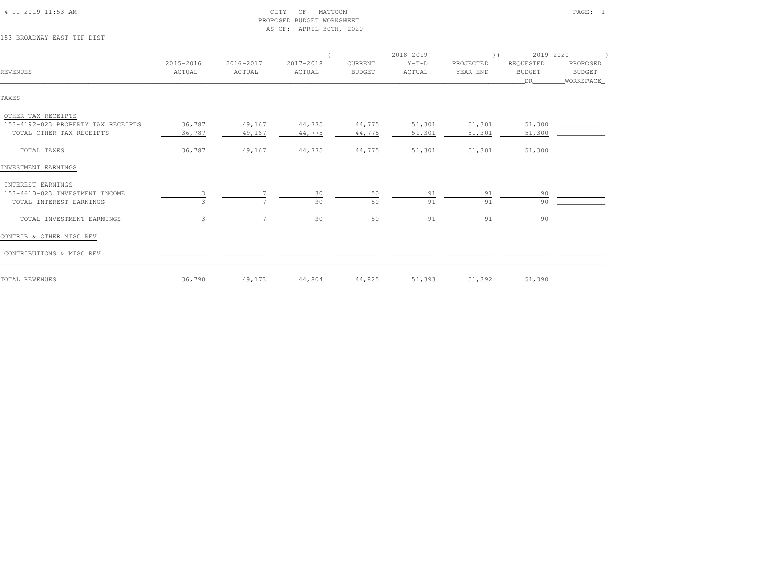CITY OF MATTOON
PROPOSED BUDGET WORKSHEET
AS OF: APRIL 30TH, 2020

153-BROADWAY EAST TIF DIST

| REVENUES | 2015-2016 ACTUAL | 2016-2017 ACTUAL | 2017-2018 ACTUAL | 2018-2019 CURRENT BUDGET | 2018-2019 Y-T-D ACTUAL | 2018-2019 PROJECTED YEAR END | 2019-2020 REQUESTED BUDGET DR | 2019-2020 PROPOSED BUDGET WORKSPACE |
|---|---|---|---|---|---|---|---|---|
| TAXES | | | | | | | | |
| OTHER TAX RECEIPTS | | | | | | | | |
| 153-4192-023 PROPERTY TAX RECEIPTS | 36,787 | 49,167 | 44,775 | 44,775 | 51,301 | 51,301 | 51,300 | |
| TOTAL OTHER TAX RECEIPTS | 36,787 | 49,167 | 44,775 | 44,775 | 51,301 | 51,301 | 51,300 | |
| TOTAL TAXES | 36,787 | 49,167 | 44,775 | 44,775 | 51,301 | 51,301 | 51,300 | |
| INVESTMENT EARNINGS | | | | | | | | |
| INTEREST EARNINGS | | | | | | | | |
| 153-4610-023 INVESTMENT INCOME | 3 | 7 | 30 | 50 | 91 | 91 | 90 | |
| TOTAL INTEREST EARNINGS | 3 | 7 | 30 | 50 | 91 | 91 | 90 | |
| TOTAL INVESTMENT EARNINGS | 3 | 7 | 30 | 50 | 91 | 91 | 90 | |
| CONTRIB & OTHER MISC REV | | | | | | | | |
| CONTRIBUTIONS & MISC REV | | | | | | | | |
| TOTAL REVENUES | 36,790 | 49,173 | 44,804 | 44,825 | 51,393 | 51,392 | 51,390 | |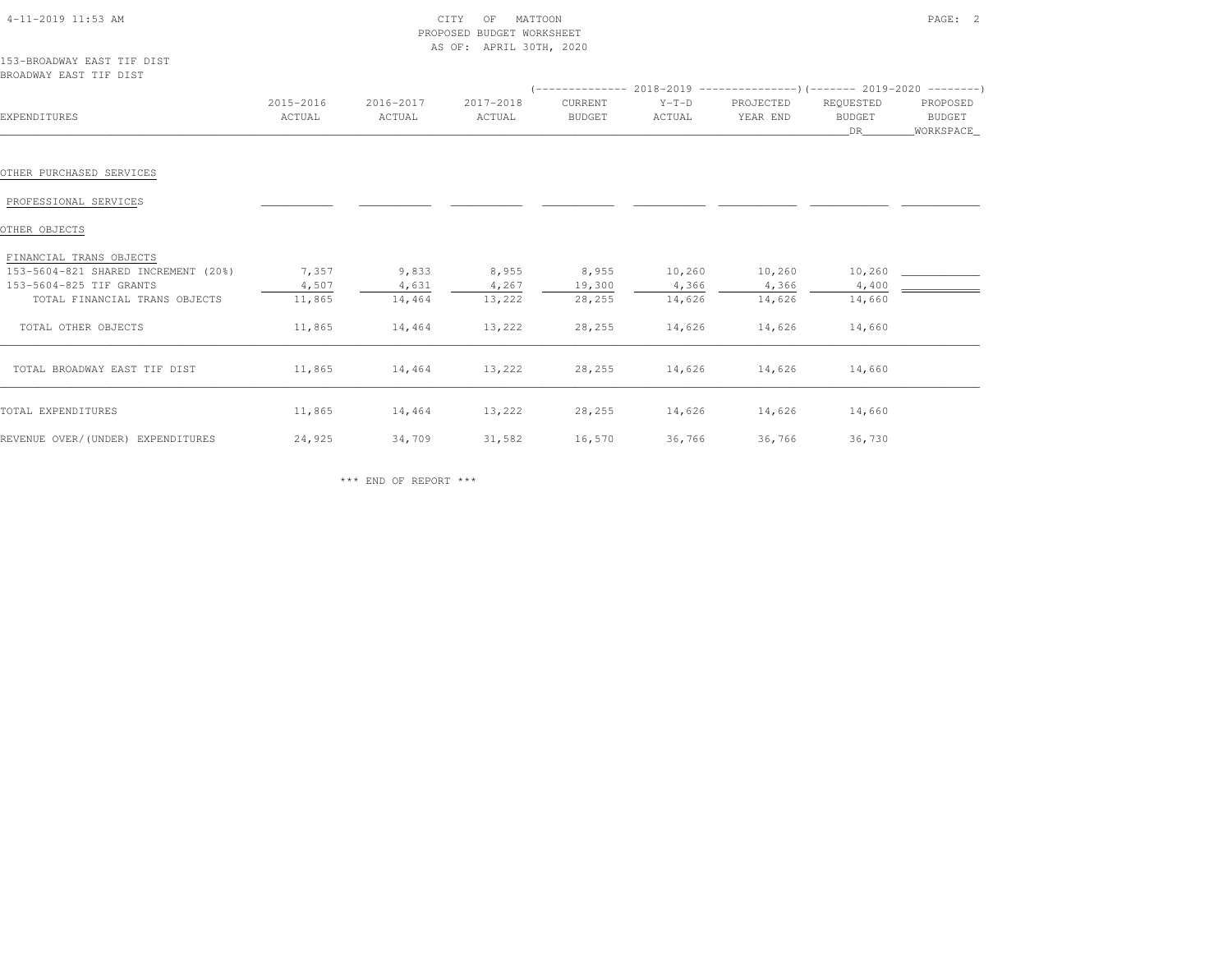CITY OF MATTOON
PROPOSED BUDGET WORKSHEET
AS OF: APRIL 30TH, 2020

153-BROADWAY EAST TIF DIST
BROADWAY EAST TIF DIST

| EXPENDITURES | 2015-2016 ACTUAL | 2016-2017 ACTUAL | 2017-2018 ACTUAL | 2018-2019 CURRENT BUDGET | 2018-2019 Y-T-D ACTUAL | 2018-2019 PROJECTED YEAR END | 2019-2020 REQUESTED BUDGET DR | 2019-2020 PROPOSED BUDGET WORKSPACE |
|---|---|---|---|---|---|---|---|---|
| OTHER PURCHASED SERVICES | | | | | | | | |
| PROFESSIONAL SERVICES | | | | | | | | |
| OTHER OBJECTS | | | | | | | | |
| FINANCIAL TRANS OBJECTS | | | | | | | | |
| 153-5604-821 SHARED INCREMENT (20%) | 7,357 | 9,833 | 8,955 | 8,955 | 10,260 | 10,260 | 10,260 | |
| 153-5604-825 TIF GRANTS | 4,507 | 4,631 | 4,267 | 19,300 | 4,366 | 4,366 | 4,400 | |
| TOTAL FINANCIAL TRANS OBJECTS | 11,865 | 14,464 | 13,222 | 28,255 | 14,626 | 14,626 | 14,660 | |
| TOTAL OTHER OBJECTS | 11,865 | 14,464 | 13,222 | 28,255 | 14,626 | 14,626 | 14,660 | |
| TOTAL BROADWAY EAST TIF DIST | 11,865 | 14,464 | 13,222 | 28,255 | 14,626 | 14,626 | 14,660 | |
| TOTAL EXPENDITURES | 11,865 | 14,464 | 13,222 | 28,255 | 14,626 | 14,626 | 14,660 | |
| REVENUE OVER/(UNDER) EXPENDITURES | 24,925 | 34,709 | 31,582 | 16,570 | 36,766 | 36,766 | 36,730 | |

*** END OF REPORT ***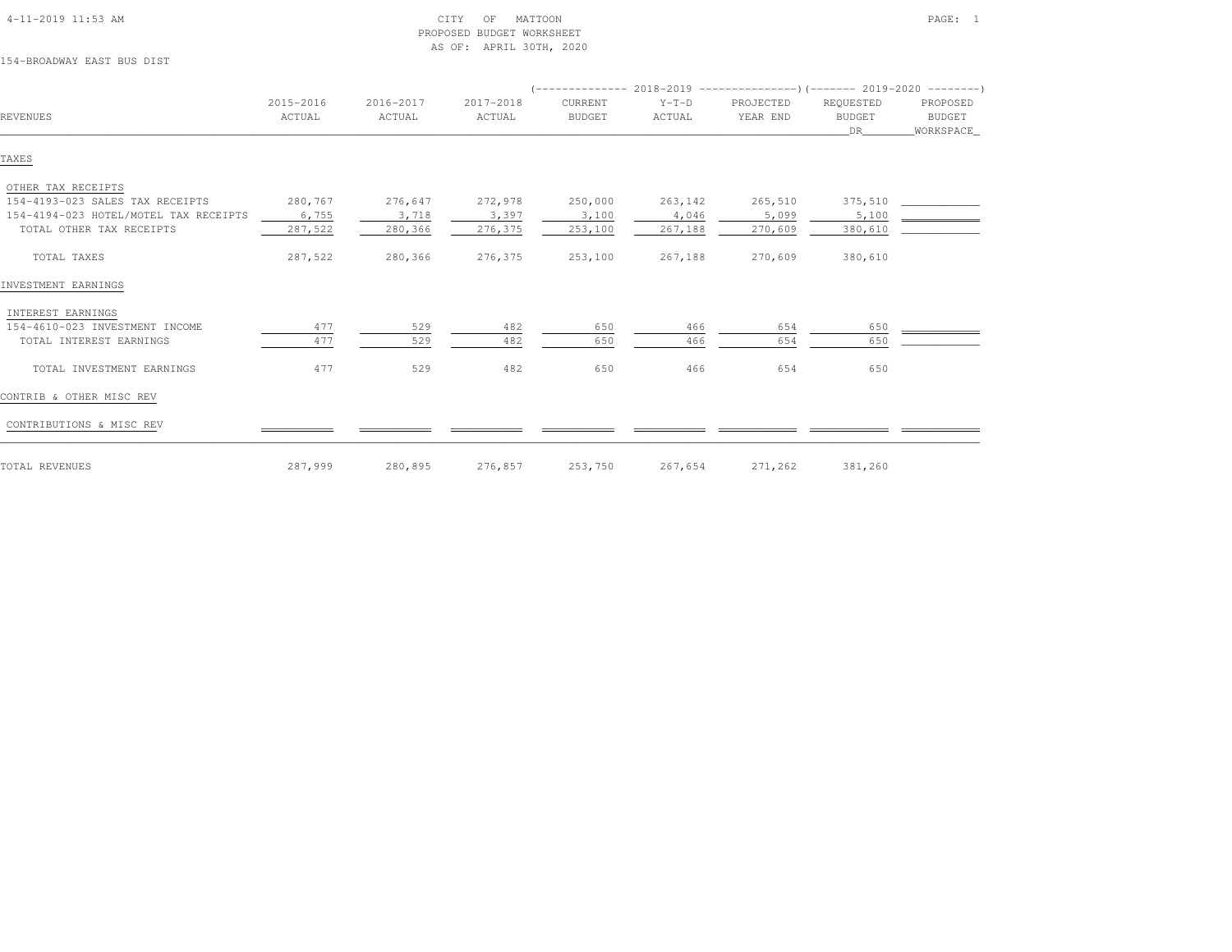4-11-2019 11:53 AM

CITY OF MATTOON
PROPOSED BUDGET WORKSHEET
AS OF: APRIL 30TH, 2020

154-BROADWAY EAST BUS DIST

| REVENUES | 2015-2016 ACTUAL | 2016-2017 ACTUAL | 2017-2018 ACTUAL | 2018-2019 CURRENT BUDGET | 2018-2019 Y-T-D ACTUAL | 2018-2019 PROJECTED YEAR END | 2019-2020 REQUESTED BUDGET DR | 2019-2020 PROPOSED BUDGET WORKSPACE |
|---|---|---|---|---|---|---|---|---|
| **TAXES** | | | | | | | | |
| OTHER TAX RECEIPTS | | | | | | | | |
| 154-4193-023 SALES TAX RECEIPTS | 280,767 | 276,647 | 272,978 | 250,000 | 263,142 | 265,510 | 375,510 | |
| 154-4194-023 HOTEL/MOTEL TAX RECEIPTS | 6,755 | 3,718 | 3,397 | 3,100 | 4,046 | 5,099 | 5,100 | |
| TOTAL OTHER TAX RECEIPTS | 287,522 | 280,366 | 276,375 | 253,100 | 267,188 | 270,609 | 380,610 | |
| TOTAL TAXES | 287,522 | 280,366 | 276,375 | 253,100 | 267,188 | 270,609 | 380,610 | |
| **INVESTMENT EARNINGS** | | | | | | | | |
| INTEREST EARNINGS | | | | | | | | |
| 154-4610-023 INVESTMENT INCOME | 477 | 529 | 482 | 650 | 466 | 654 | 650 | |
| TOTAL INTEREST EARNINGS | 477 | 529 | 482 | 650 | 466 | 654 | 650 | |
| TOTAL INVESTMENT EARNINGS | 477 | 529 | 482 | 650 | 466 | 654 | 650 | |
| **CONTRIB & OTHER MISC REV** | | | | | | | | |
| CONTRIBUTIONS & MISC REV | | | | | | | | |
| TOTAL REVENUES | 287,999 | 280,895 | 276,857 | 253,750 | 267,654 | 271,262 | 381,260 | |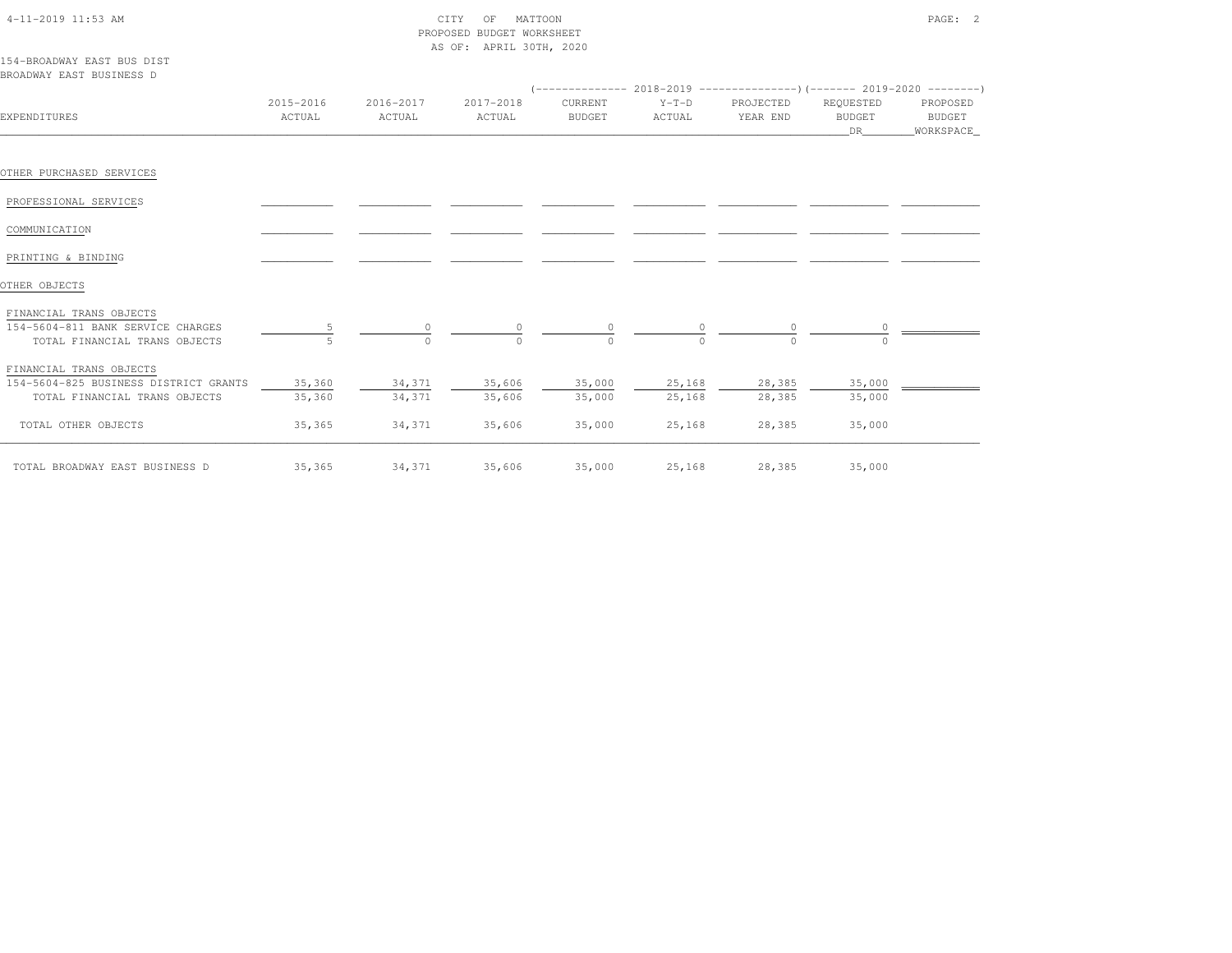CITY OF MATTOON
PROPOSED BUDGET WORKSHEET
AS OF: APRIL 30TH, 2020

154-BROADWAY EAST BUS DIST
BROADWAY EAST BUSINESS D

| EXPENDITURES | 2015-2016 ACTUAL | 2016-2017 ACTUAL | 2017-2018 ACTUAL | 2018-2019 CURRENT BUDGET | 2018-2019 Y-T-D ACTUAL | 2018-2019 PROJECTED YEAR END | 2019-2020 REQUESTED BUDGET DR | 2019-2020 PROPOSED BUDGET WORKSPACE |
|---|---|---|---|---|---|---|---|---|
| OTHER PURCHASED SERVICES | | | | | | | | |
| PROFESSIONAL SERVICES | | | | | | | | |
| COMMUNICATION | | | | | | | | |
| PRINTING & BINDING | | | | | | | | |
| OTHER OBJECTS | | | | | | | | |
| FINANCIAL TRANS OBJECTS | | | | | | | | |
| 154-5604-811 BANK SERVICE CHARGES | 5 | 0 | 0 | 0 | 0 | 0 | 0 | |
| TOTAL FINANCIAL TRANS OBJECTS | 5 | 0 | 0 | 0 | 0 | 0 | 0 | |
| FINANCIAL TRANS OBJECTS | | | | | | | | |
| 154-5604-825 BUSINESS DISTRICT GRANTS | 35,360 | 34,371 | 35,606 | 35,000 | 25,168 | 28,385 | 35,000 | |
| TOTAL FINANCIAL TRANS OBJECTS | 35,360 | 34,371 | 35,606 | 35,000 | 25,168 | 28,385 | 35,000 | |
| TOTAL OTHER OBJECTS | 35,365 | 34,371 | 35,606 | 35,000 | 25,168 | 28,385 | 35,000 | |
| TOTAL BROADWAY EAST BUSINESS D | 35,365 | 34,371 | 35,606 | 35,000 | 25,168 | 28,385 | 35,000 | |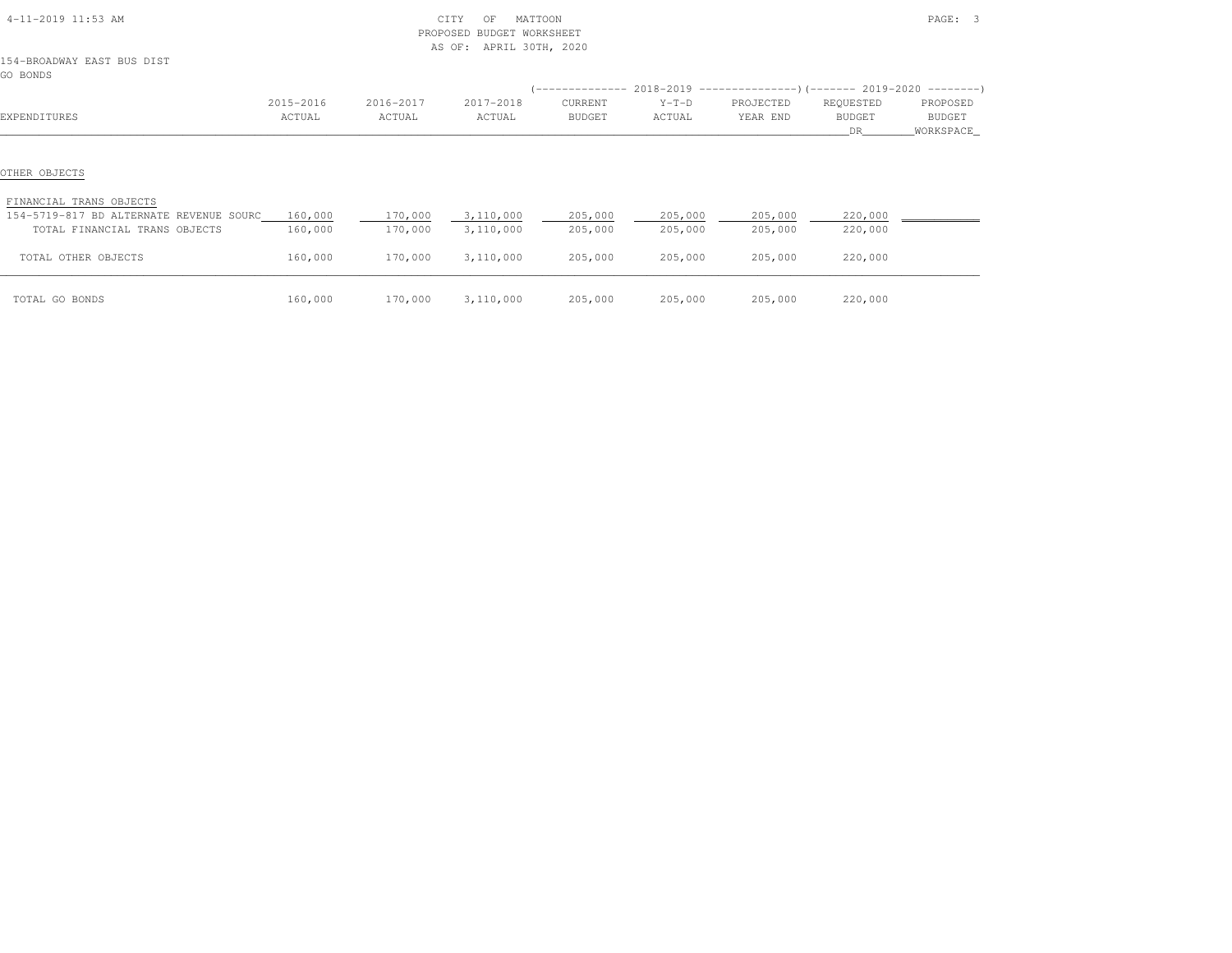CITY OF MATTOON
PROPOSED BUDGET WORKSHEET
AS OF: APRIL 30TH, 2020

154-BROADWAY EAST BUS DIST
GO BONDS

| EXPENDITURES | 2015-2016 ACTUAL | 2016-2017 ACTUAL | 2017-2018 ACTUAL | 2018-2019 CURRENT BUDGET | 2018-2019 Y-T-D ACTUAL | 2018-2019 PROJECTED YEAR END | 2019-2020 REQUESTED BUDGET DR | 2019-2020 PROPOSED BUDGET WORKSPACE |
|---|---|---|---|---|---|---|---|---|
| OTHER OBJECTS | | | | | | | | |
| FINANCIAL TRANS OBJECTS | | | | | | | | |
| 154-5719-817 BD ALTERNATE REVENUE SOURC | 160,000 | 170,000 | 3,110,000 | 205,000 | 205,000 | 205,000 | 220,000 | |
| TOTAL FINANCIAL TRANS OBJECTS | 160,000 | 170,000 | 3,110,000 | 205,000 | 205,000 | 205,000 | 220,000 | |
| TOTAL OTHER OBJECTS | 160,000 | 170,000 | 3,110,000 | 205,000 | 205,000 | 205,000 | 220,000 | |
| TOTAL GO BONDS | 160,000 | 170,000 | 3,110,000 | 205,000 | 205,000 | 205,000 | 220,000 | |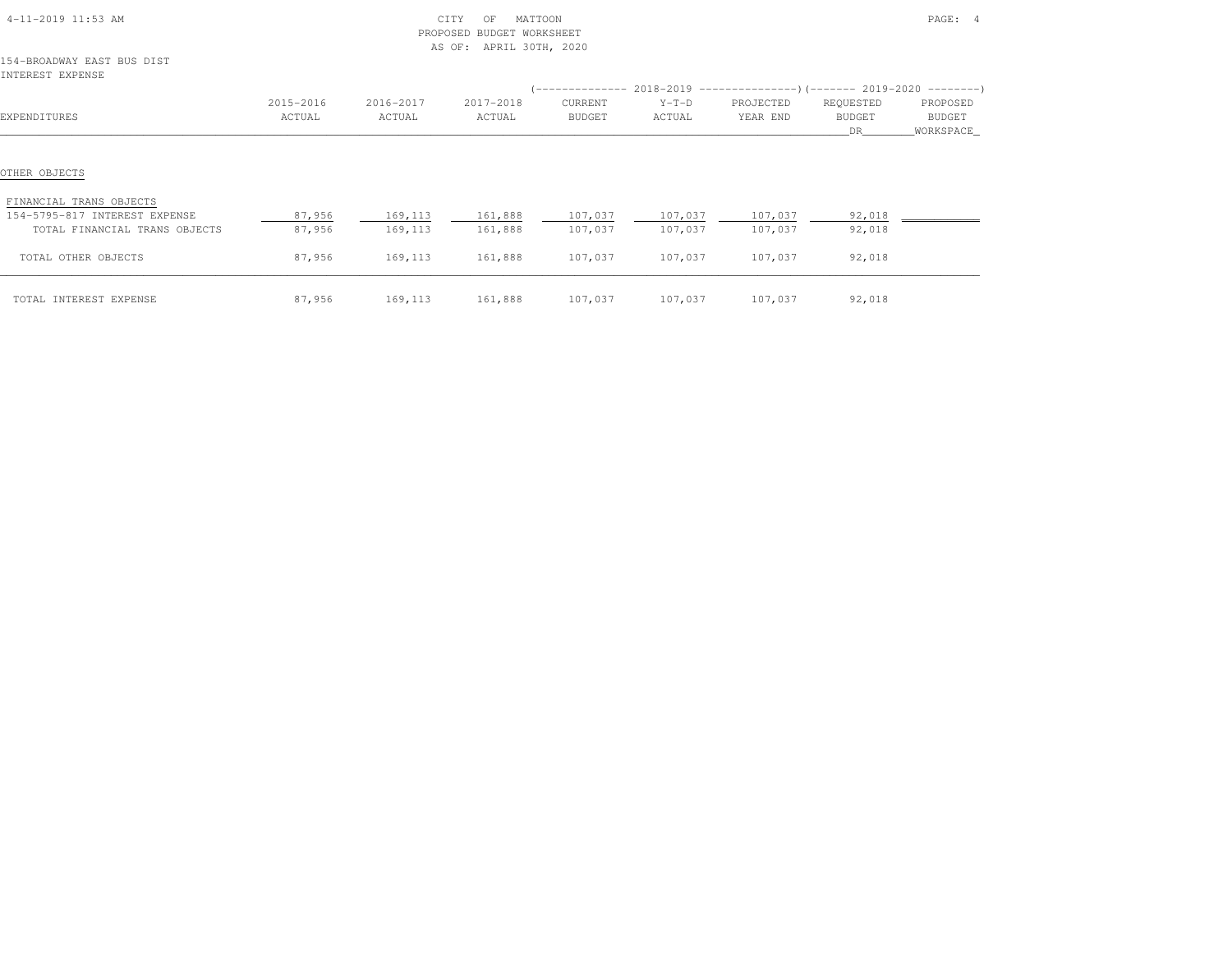CITY OF MATTOON
PROPOSED BUDGET WORKSHEET
AS OF: APRIL 30TH, 2020

154-BROADWAY EAST BUS DIST
INTEREST EXPENSE

| EXPENDITURES | 2015-2016 ACTUAL | 2016-2017 ACTUAL | 2017-2018 ACTUAL | 2018-2019 CURRENT BUDGET | 2018-2019 Y-T-D ACTUAL | 2018-2019 PROJECTED YEAR END | 2019-2020 REQUESTED BUDGET DR | 2019-2020 PROPOSED BUDGET WORKSPACE |
|---|---|---|---|---|---|---|---|---|
| OTHER OBJECTS | | | | | | | | |
| FINANCIAL TRANS OBJECTS | | | | | | | | |
| 154-5795-817 INTEREST EXPENSE | 87,956 | 169,113 | 161,888 | 107,037 | 107,037 | 107,037 | 92,018 | |
| TOTAL FINANCIAL TRANS OBJECTS | 87,956 | 169,113 | 161,888 | 107,037 | 107,037 | 107,037 | 92,018 | |
| TOTAL OTHER OBJECTS | 87,956 | 169,113 | 161,888 | 107,037 | 107,037 | 107,037 | 92,018 | |
| TOTAL INTEREST EXPENSE | 87,956 | 169,113 | 161,888 | 107,037 | 107,037 | 107,037 | 92,018 | |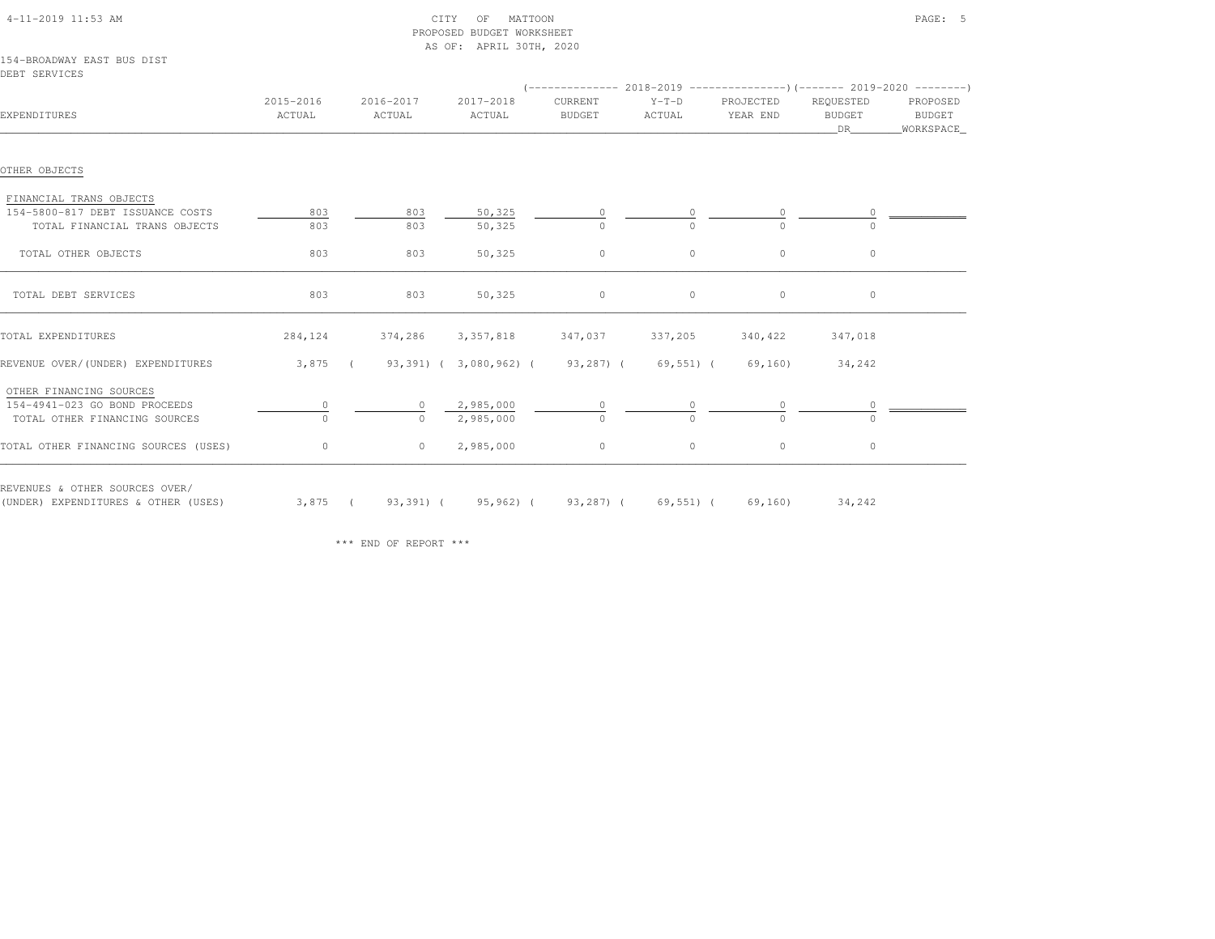CITY OF MATTOON
PROPOSED BUDGET WORKSHEET
AS OF: APRIL 30TH, 2020

154-BROADWAY EAST BUS DIST
DEBT SERVICES

| EXPENDITURES | 2015-2016 ACTUAL | 2016-2017 ACTUAL | 2017-2018 ACTUAL | 2018-2019 CURRENT BUDGET | 2018-2019 Y-T-D ACTUAL | 2018-2019 PROJECTED YEAR END | 2019-2020 REQUESTED BUDGET DR | 2019-2020 PROPOSED BUDGET WORKSPACE |
|---|---|---|---|---|---|---|---|---|
| **OTHER OBJECTS** | | | | | | | | |
| FINANCIAL TRANS OBJECTS | | | | | | | | |
| 154-5800-817 DEBT ISSUANCE COSTS | 803 | 803 | 50,325 | 0 | 0 | 0 | 0 | |
| TOTAL FINANCIAL TRANS OBJECTS | 803 | 803 | 50,325 | 0 | 0 | 0 | 0 | |
| TOTAL OTHER OBJECTS | 803 | 803 | 50,325 | 0 | 0 | 0 | 0 | |
| TOTAL DEBT SERVICES | 803 | 803 | 50,325 | 0 | 0 | 0 | 0 | |
| TOTAL EXPENDITURES | 284,124 | 374,286 | 3,357,818 | 347,037 | 337,205 | 340,422 | 347,018 | |
| REVENUE OVER/(UNDER) EXPENDITURES | 3,875 | ( 93,391) | ( 3,080,962) | ( 93,287) | ( 69,551) | ( 69,160) | 34,242 | |
| OTHER FINANCING SOURCES | | | | | | | | |
| 154-4941-023 GO BOND PROCEEDS | 0 | 0 | 2,985,000 | 0 | 0 | 0 | 0 | |
| TOTAL OTHER FINANCING SOURCES | 0 | 0 | 2,985,000 | 0 | 0 | 0 | 0 | |
| TOTAL OTHER FINANCING SOURCES (USES) | 0 | 0 | 2,985,000 | 0 | 0 | 0 | 0 | |
| REVENUES & OTHER SOURCES OVER/ (UNDER) EXPENDITURES & OTHER (USES) | 3,875 | ( 93,391) | ( 95,962) | ( 93,287) | ( 69,551) | ( 69,160) | 34,242 | |

*** END OF REPORT ***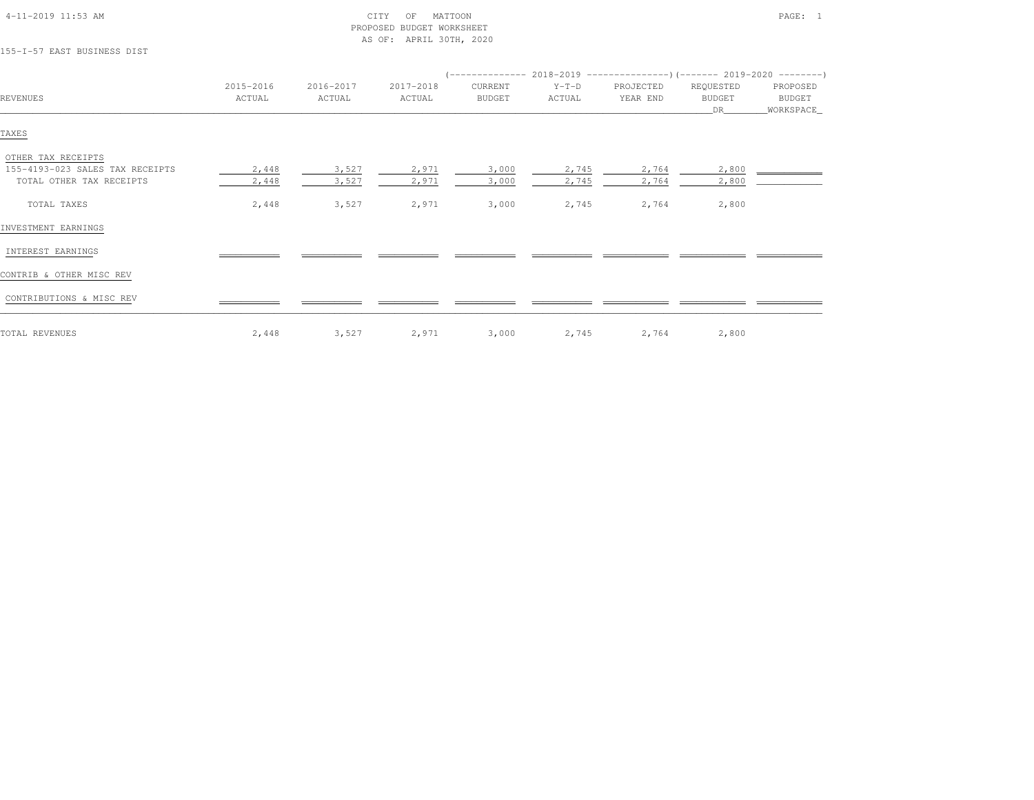CITY OF MATTOON
PROPOSED BUDGET WORKSHEET
AS OF: APRIL 30TH, 2020

155-I-57 EAST BUSINESS DIST

| REVENUES | 2015-2016 ACTUAL | 2016-2017 ACTUAL | 2017-2018 ACTUAL | 2018-2019 CURRENT BUDGET | 2018-2019 Y-T-D ACTUAL | 2018-2019 PROJECTED YEAR END | 2019-2020 REQUESTED BUDGET DR | 2019-2020 PROPOSED BUDGET WORKSPACE |
|---|---|---|---|---|---|---|---|---|
| TAXES | | | | | | | | |
| OTHER TAX RECEIPTS | | | | | | | | |
| 155-4193-023 SALES TAX RECEIPTS | 2,448 | 3,527 | 2,971 | 3,000 | 2,745 | 2,764 | 2,800 | |
| TOTAL OTHER TAX RECEIPTS | 2,448 | 3,527 | 2,971 | 3,000 | 2,745 | 2,764 | 2,800 | |
| TOTAL TAXES | 2,448 | 3,527 | 2,971 | 3,000 | 2,745 | 2,764 | 2,800 | |
| INVESTMENT EARNINGS | | | | | | | | |
| INTEREST EARNINGS | | | | | | | | |
| CONTRIB & OTHER MISC REV | | | | | | | | |
| CONTRIBUTIONS & MISC REV | | | | | | | | |
| TOTAL REVENUES | 2,448 | 3,527 | 2,971 | 3,000 | 2,745 | 2,764 | 2,800 | |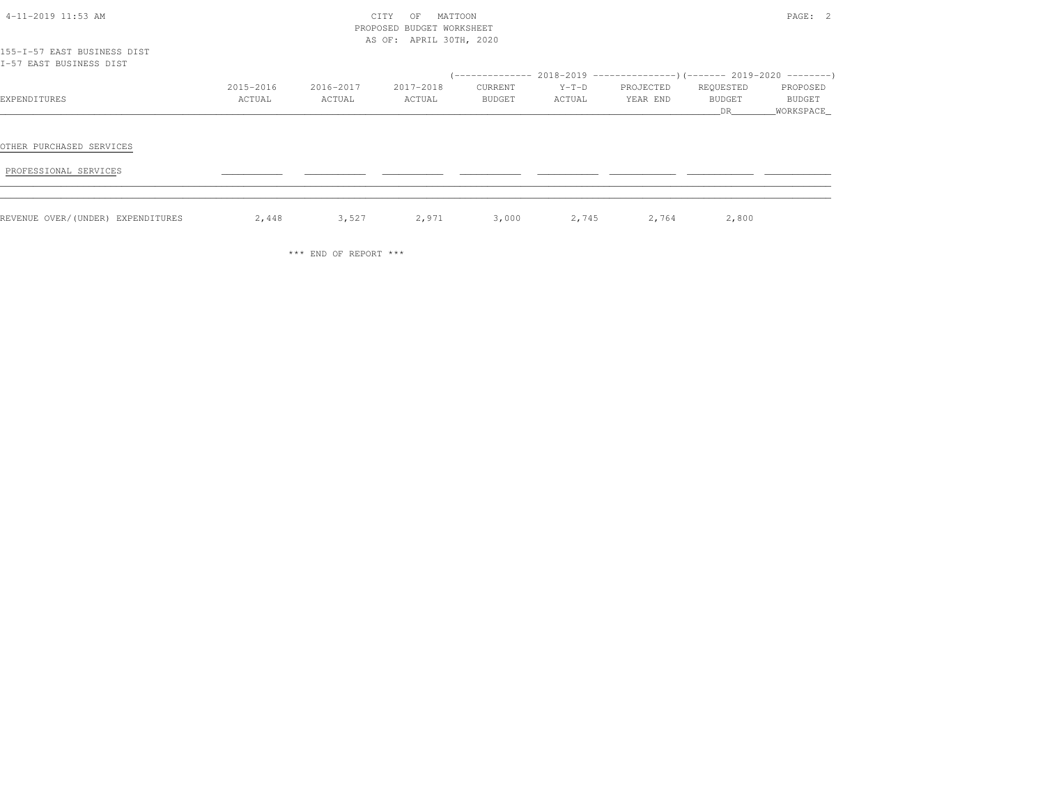CITY OF MATTOON
PROPOSED BUDGET WORKSHEET
AS OF: APRIL 30TH, 2020

155-I-57 EAST BUSINESS DIST
I-57 EAST BUSINESS DIST

| EXPENDITURES | 2015-2016 ACTUAL | 2016-2017 ACTUAL | 2017-2018 ACTUAL | 2018-2019 CURRENT BUDGET | 2018-2019 Y-T-D ACTUAL | 2018-2019 PROJECTED YEAR END | 2019-2020 REQUESTED BUDGET DR | 2019-2020 PROPOSED BUDGET WORKSPACE |
|---|---|---|---|---|---|---|---|---|
| OTHER PURCHASED SERVICES | | | | | | | | |
| PROFESSIONAL SERVICES | | | | | | | | |
| REVENUE OVER/(UNDER) EXPENDITURES | 2,448 | 3,527 | 2,971 | 3,000 | 2,745 | 2,764 | 2,800 | |

*** END OF REPORT ***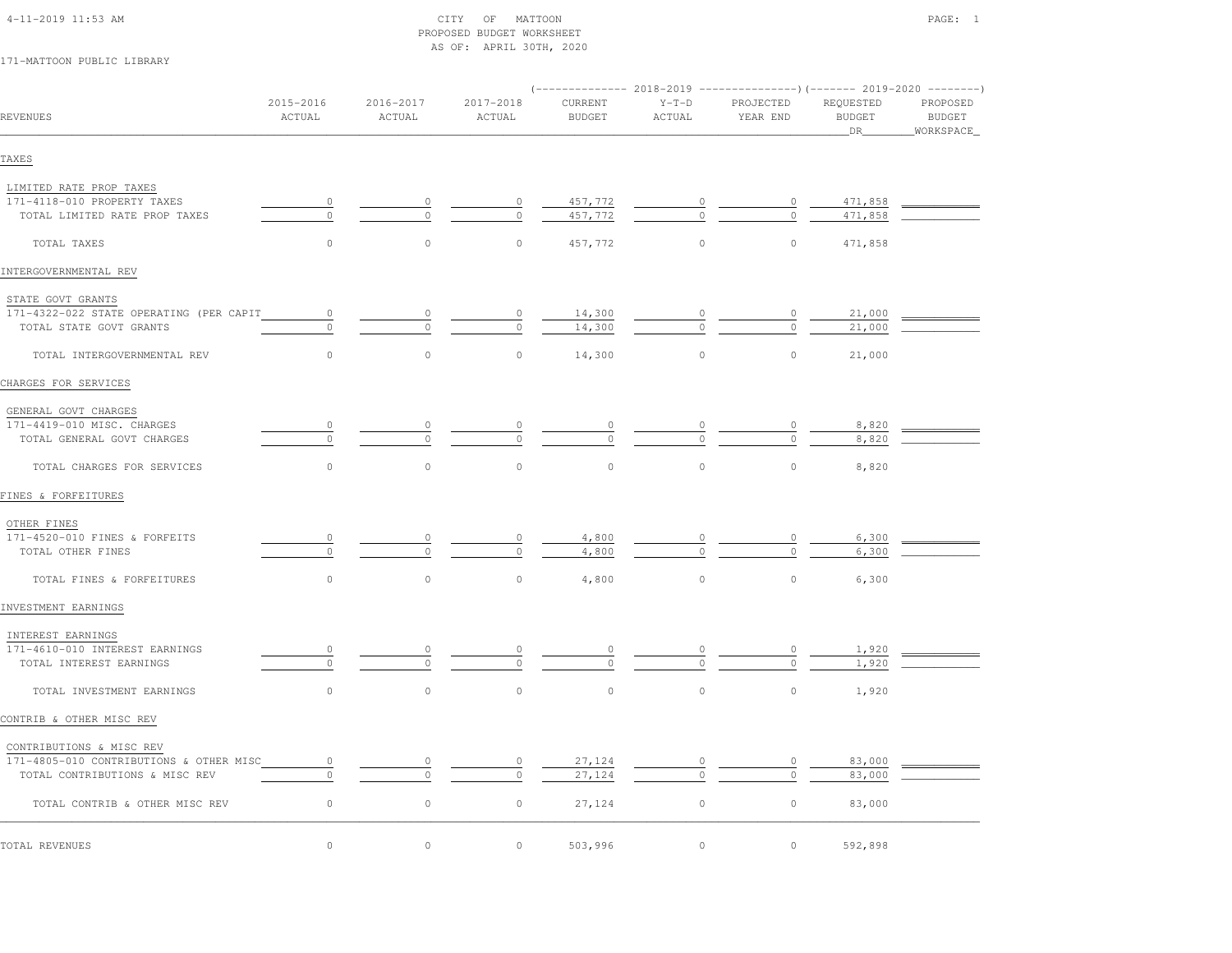4-11-2019 11:53 AM

CITY OF MATTOON
PROPOSED BUDGET WORKSHEET
AS OF: APRIL 30TH, 2020

171-MATTOON PUBLIC LIBRARY

| REVENUES | 2015-2016 ACTUAL | 2016-2017 ACTUAL | 2017-2018 ACTUAL | 2018-2019 CURRENT BUDGET | 2018-2019 Y-T-D ACTUAL | 2018-2019 PROJECTED YEAR END | 2019-2020 REQUESTED BUDGET DR | 2019-2020 PROPOSED BUDGET WORKSPACE |
|---|---|---|---|---|---|---|---|---|
| **TAXES** | | | | | | | | |
| LIMITED RATE PROP TAXES | | | | | | | | |
| 171-4118-010 PROPERTY TAXES | 0 | 0 | 0 | 457,772 | 0 | 0 | 471,858 | |
| TOTAL LIMITED RATE PROP TAXES | 0 | 0 | 0 | 457,772 | 0 | 0 | 471,858 | |
| TOTAL TAXES | 0 | 0 | 0 | 457,772 | 0 | 0 | 471,858 | |
| **INTERGOVERNMENTAL REV** | | | | | | | | |
| STATE GOVT GRANTS | | | | | | | | |
| 171-4322-022 STATE OPERATING (PER CAPIT | 0 | 0 | 0 | 14,300 | 0 | 0 | 21,000 | |
| TOTAL STATE GOVT GRANTS | 0 | 0 | 0 | 14,300 | 0 | 0 | 21,000 | |
| TOTAL INTERGOVERNMENTAL REV | 0 | 0 | 0 | 14,300 | 0 | 0 | 21,000 | |
| **CHARGES FOR SERVICES** | | | | | | | | |
| GENERAL GOVT CHARGES | | | | | | | | |
| 171-4419-010 MISC. CHARGES | 0 | 0 | 0 | 0 | 0 | 0 | 8,820 | |
| TOTAL GENERAL GOVT CHARGES | 0 | 0 | 0 | 0 | 0 | 0 | 8,820 | |
| TOTAL CHARGES FOR SERVICES | 0 | 0 | 0 | 0 | 0 | 0 | 8,820 | |
| **FINES & FORFEITURES** | | | | | | | | |
| OTHER FINES | | | | | | | | |
| 171-4520-010 FINES & FORFEITS | 0 | 0 | 0 | 4,800 | 0 | 0 | 6,300 | |
| TOTAL OTHER FINES | 0 | 0 | 0 | 4,800 | 0 | 0 | 6,300 | |
| TOTAL FINES & FORFEITURES | 0 | 0 | 0 | 4,800 | 0 | 0 | 6,300 | |
| **INVESTMENT EARNINGS** | | | | | | | | |
| INTEREST EARNINGS | | | | | | | | |
| 171-4610-010 INTEREST EARNINGS | 0 | 0 | 0 | 0 | 0 | 0 | 1,920 | |
| TOTAL INTEREST EARNINGS | 0 | 0 | 0 | 0 | 0 | 0 | 1,920 | |
| TOTAL INVESTMENT EARNINGS | 0 | 0 | 0 | 0 | 0 | 0 | 1,920 | |
| **CONTRIB & OTHER MISC REV** | | | | | | | | |
| CONTRIBUTIONS & MISC REV | | | | | | | | |
| 171-4805-010 CONTRIBUTIONS & OTHER MISC | 0 | 0 | 0 | 27,124 | 0 | 0 | 83,000 | |
| TOTAL CONTRIBUTIONS & MISC REV | 0 | 0 | 0 | 27,124 | 0 | 0 | 83,000 | |
| TOTAL CONTRIB & OTHER MISC REV | 0 | 0 | 0 | 27,124 | 0 | 0 | 83,000 | |
| **TOTAL REVENUES** | 0 | 0 | 0 | 503,996 | 0 | 0 | 592,898 | |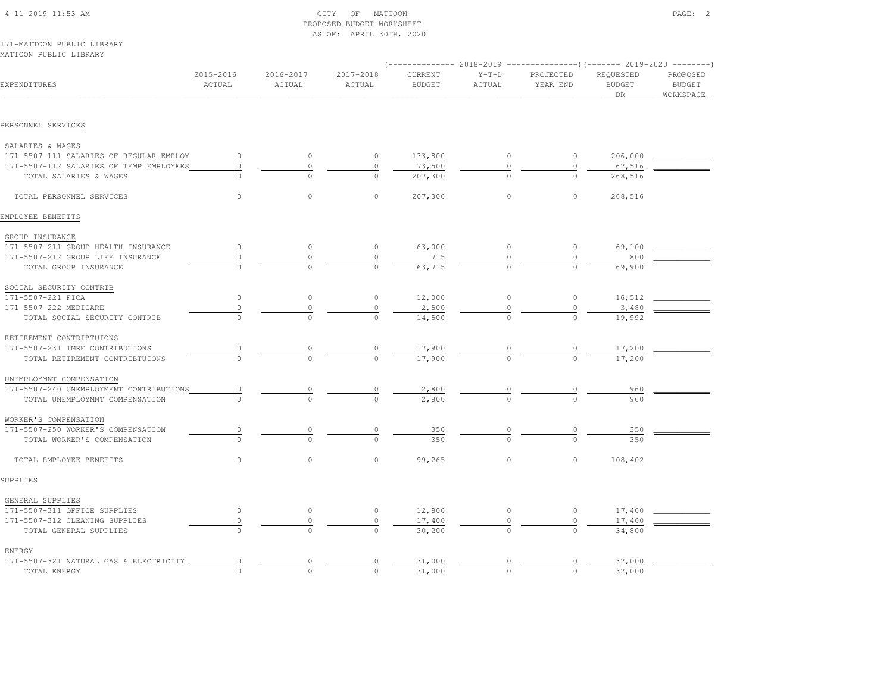CITY OF MATTOON
PROPOSED BUDGET WORKSHEET
AS OF: APRIL 30TH, 2020

171-MATTOON PUBLIC LIBRARY
MATTOON PUBLIC LIBRARY

| EXPENDITURES | 2015-2016 ACTUAL | 2016-2017 ACTUAL | 2017-2018 ACTUAL | 2018-2019 CURRENT BUDGET | 2018-2019 Y-T-D ACTUAL | 2018-2019 PROJECTED YEAR END | 2019-2020 REQUESTED BUDGET DR | 2019-2020 PROPOSED BUDGET WORKSPACE |
|---|---|---|---|---|---|---|---|---|
| **PERSONNEL SERVICES** | | | | | | | | |
| SALARIES & WAGES | | | | | | | | |
| 171-5507-111 SALARIES OF REGULAR EMPLOY | 0 | 0 | 0 | 133,800 | 0 | 0 | 206,000 | |
| 171-5507-112 SALARIES OF TEMP EMPLOYEES | 0 | 0 | 0 | 73,500 | 0 | 0 | 62,516 | |
| TOTAL SALARIES & WAGES | 0 | 0 | 0 | 207,300 | 0 | 0 | 268,516 | |
| TOTAL PERSONNEL SERVICES | 0 | 0 | 0 | 207,300 | 0 | 0 | 268,516 | |
| **EMPLOYEE BENEFITS** | | | | | | | | |
| GROUP INSURANCE | | | | | | | | |
| 171-5507-211 GROUP HEALTH INSURANCE | 0 | 0 | 0 | 63,000 | 0 | 0 | 69,100 | |
| 171-5507-212 GROUP LIFE INSURANCE | 0 | 0 | 0 | 715 | 0 | 0 | 800 | |
| TOTAL GROUP INSURANCE | 0 | 0 | 0 | 63,715 | 0 | 0 | 69,900 | |
| SOCIAL SECURITY CONTRIB | | | | | | | | |
| 171-5507-221 FICA | 0 | 0 | 0 | 12,000 | 0 | 0 | 16,512 | |
| 171-5507-222 MEDICARE | 0 | 0 | 0 | 2,500 | 0 | 0 | 3,480 | |
| TOTAL SOCIAL SECURITY CONTRIB | 0 | 0 | 0 | 14,500 | 0 | 0 | 19,992 | |
| RETIREMENT CONTRIBTUIONS | | | | | | | | |
| 171-5507-231 IMRF CONTRIBUTIONS | 0 | 0 | 0 | 17,900 | 0 | 0 | 17,200 | |
| TOTAL RETIREMENT CONTRIBTUIONS | 0 | 0 | 0 | 17,900 | 0 | 0 | 17,200 | |
| UNEMPLOYMNT COMPENSATION | | | | | | | | |
| 171-5507-240 UNEMPLOYMENT CONTRIBUTIONS | 0 | 0 | 0 | 2,800 | 0 | 0 | 960 | |
| TOTAL UNEMPLOYMNT COMPENSATION | 0 | 0 | 0 | 2,800 | 0 | 0 | 960 | |
| WORKER'S COMPENSATION | | | | | | | | |
| 171-5507-250 WORKER'S COMPENSATION | 0 | 0 | 0 | 350 | 0 | 0 | 350 | |
| TOTAL WORKER'S COMPENSATION | 0 | 0 | 0 | 350 | 0 | 0 | 350 | |
| TOTAL EMPLOYEE BENEFITS | 0 | 0 | 0 | 99,265 | 0 | 0 | 108,402 | |
| **SUPPLIES** | | | | | | | | |
| GENERAL SUPPLIES | | | | | | | | |
| 171-5507-311 OFFICE SUPPLIES | 0 | 0 | 0 | 12,800 | 0 | 0 | 17,400 | |
| 171-5507-312 CLEANING SUPPLIES | 0 | 0 | 0 | 17,400 | 0 | 0 | 17,400 | |
| TOTAL GENERAL SUPPLIES | 0 | 0 | 0 | 30,200 | 0 | 0 | 34,800 | |
| ENERGY | | | | | | | | |
| 171-5507-321 NATURAL GAS & ELECTRICITY | 0 | 0 | 0 | 31,000 | 0 | 0 | 32,000 | |
| TOTAL ENERGY | 0 | 0 | 0 | 31,000 | 0 | 0 | 32,000 | |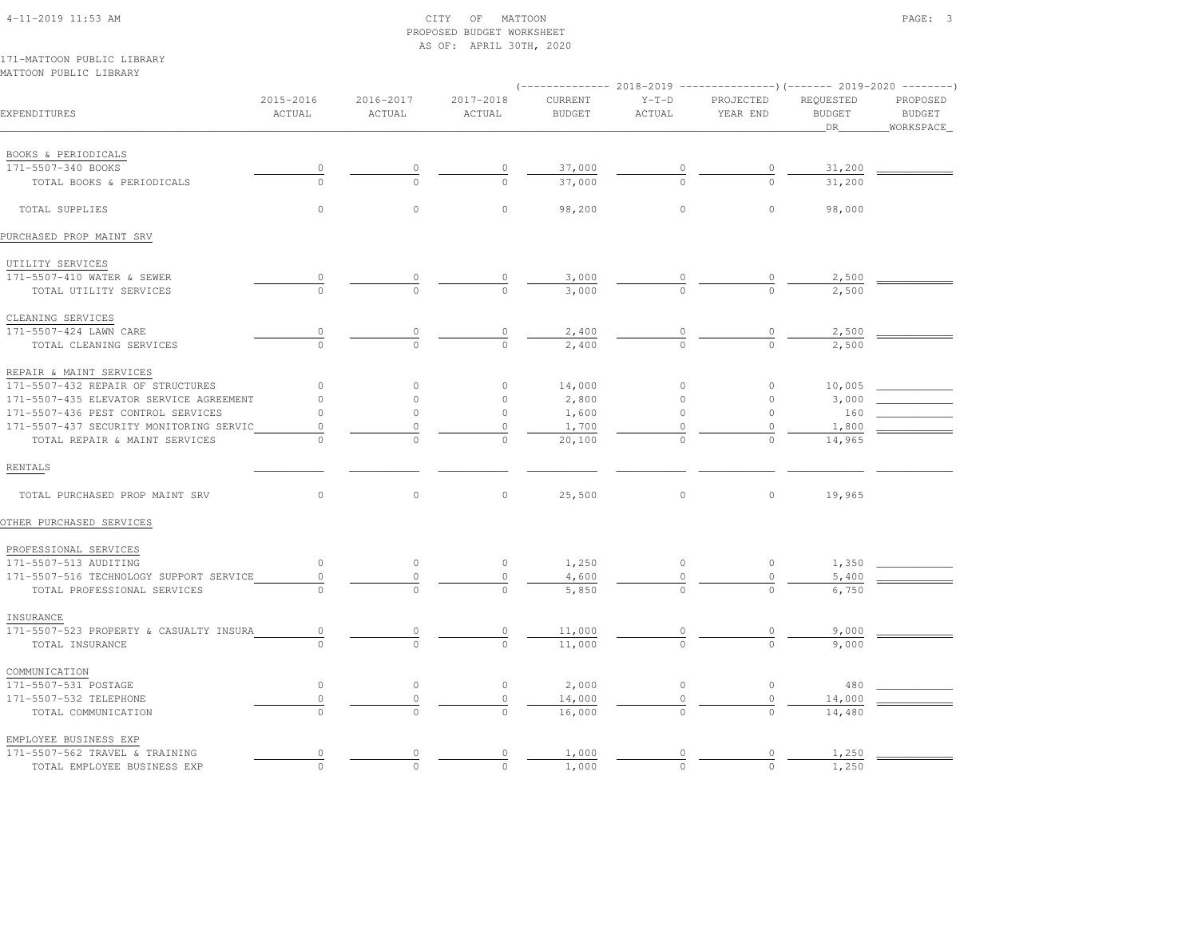CITY OF MATTOON
PROPOSED BUDGET WORKSHEET
AS OF: APRIL 30TH, 2020

171-MATTOON PUBLIC LIBRARY
MATTOON PUBLIC LIBRARY

| EXPENDITURES | 2015-2016 ACTUAL | 2016-2017 ACTUAL | 2017-2018 ACTUAL | 2018-2019 CURRENT BUDGET | 2018-2019 Y-T-D ACTUAL | 2018-2019 PROJECTED YEAR END | 2019-2020 REQUESTED BUDGET DR | 2019-2020 PROPOSED BUDGET WORKSPACE |
|---|---|---|---|---|---|---|---|---|
| BOOKS & PERIODICALS | | | | | | | | |
| 171-5507-340 BOOKS | 0 | 0 | 0 | 37,000 | 0 | 0 | 31,200 | |
| TOTAL BOOKS & PERIODICALS | 0 | 0 | 0 | 37,000 | 0 | 0 | 31,200 | |
| TOTAL SUPPLIES | 0 | 0 | 0 | 98,200 | 0 | 0 | 98,000 | |
| PURCHASED PROP MAINT SRV | | | | | | | | |
| UTILITY SERVICES | | | | | | | | |
| 171-5507-410 WATER & SEWER | 0 | 0 | 0 | 3,000 | 0 | 0 | 2,500 | |
| TOTAL UTILITY SERVICES | 0 | 0 | 0 | 3,000 | 0 | 0 | 2,500 | |
| CLEANING SERVICES | | | | | | | | |
| 171-5507-424 LAWN CARE | 0 | 0 | 0 | 2,400 | 0 | 0 | 2,500 | |
| TOTAL CLEANING SERVICES | 0 | 0 | 0 | 2,400 | 0 | 0 | 2,500 | |
| REPAIR & MAINT SERVICES | | | | | | | | |
| 171-5507-432 REPAIR OF STRUCTURES | 0 | 0 | 0 | 14,000 | 0 | 0 | 10,005 | |
| 171-5507-435 ELEVATOR SERVICE AGREEMENT | 0 | 0 | 0 | 2,800 | 0 | 0 | 3,000 | |
| 171-5507-436 PEST CONTROL SERVICES | 0 | 0 | 0 | 1,600 | 0 | 0 | 160 | |
| 171-5507-437 SECURITY MONITORING SERVIC | 0 | 0 | 0 | 1,700 | 0 | 0 | 1,800 | |
| TOTAL REPAIR & MAINT SERVICES | 0 | 0 | 0 | 20,100 | 0 | 0 | 14,965 | |
| RENTALS | | | | | | | | |
| TOTAL PURCHASED PROP MAINT SRV | 0 | 0 | 0 | 25,500 | 0 | 0 | 19,965 | |
| OTHER PURCHASED SERVICES | | | | | | | | |
| PROFESSIONAL SERVICES | | | | | | | | |
| 171-5507-513 AUDITING | 0 | 0 | 0 | 1,250 | 0 | 0 | 1,350 | |
| 171-5507-516 TECHNOLOGY SUPPORT SERVICE | 0 | 0 | 0 | 4,600 | 0 | 0 | 5,400 | |
| TOTAL PROFESSIONAL SERVICES | 0 | 0 | 0 | 5,850 | 0 | 0 | 6,750 | |
| INSURANCE | | | | | | | | |
| 171-5507-523 PROPERTY & CASUALTY INSURA | 0 | 0 | 0 | 11,000 | 0 | 0 | 9,000 | |
| TOTAL INSURANCE | 0 | 0 | 0 | 11,000 | 0 | 0 | 9,000 | |
| COMMUNICATION | | | | | | | | |
| 171-5507-531 POSTAGE | 0 | 0 | 0 | 2,000 | 0 | 0 | 480 | |
| 171-5507-532 TELEPHONE | 0 | 0 | 0 | 14,000 | 0 | 0 | 14,000 | |
| TOTAL COMMUNICATION | 0 | 0 | 0 | 16,000 | 0 | 0 | 14,480 | |
| EMPLOYEE BUSINESS EXP | | | | | | | | |
| 171-5507-562 TRAVEL & TRAINING | 0 | 0 | 0 | 1,000 | 0 | 0 | 1,250 | |
| TOTAL EMPLOYEE BUSINESS EXP | 0 | 0 | 0 | 1,000 | 0 | 0 | 1,250 | |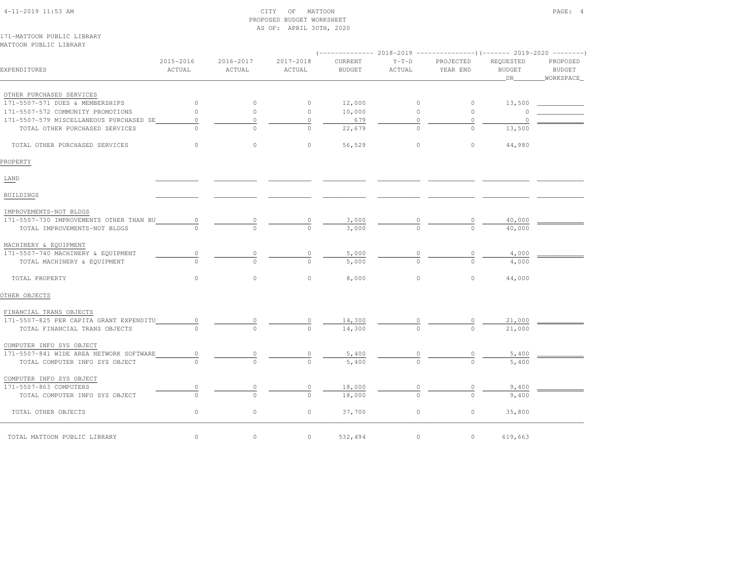CITY OF MATTOON
PROPOSED BUDGET WORKSHEET
AS OF: APRIL 30TH, 2020

171-MATTOON PUBLIC LIBRARY
MATTOON PUBLIC LIBRARY

| EXPENDITURES | 2015-2016 ACTUAL | 2016-2017 ACTUAL | 2017-2018 ACTUAL | 2018-2019 CURRENT BUDGET | 2018-2019 Y-T-D ACTUAL | 2018-2019 PROJECTED YEAR END | 2019-2020 REQUESTED BUDGET DR | 2019-2020 PROPOSED BUDGET WORKSPACE |
|---|---|---|---|---|---|---|---|---|
| OTHER PURCHASED SERVICES | | | | | | | | |
| 171-5507-571 DUES & MEMBERSHIPS | 0 | 0 | 0 | 12,000 | 0 | 0 | 13,500 | |
| 171-5507-572 COMMUNITY PROMOTIONS | 0 | 0 | 0 | 10,000 | 0 | 0 | 0 | |
| 171-5507-579 MISCELLANEOUS PURCHASED SE | 0 | 0 | 0 | 679 | 0 | 0 | 0 | |
| TOTAL OTHER PURCHASED SERVICES | 0 | 0 | 0 | 22,679 | 0 | 0 | 13,500 | |
| TOTAL OTHER PURCHASED SERVICES | 0 | 0 | 0 | 56,529 | 0 | 0 | 44,980 | |
| PROPERTY | | | | | | | | |
| LAND | | | | | | | | |
| BUILDINGS | | | | | | | | |
| IMPROVEMENTS-NOT BLDGS | | | | | | | | |
| 171-5507-730 IMPROVEMENTS OTHER THAN BU | 0 | 0 | 0 | 3,000 | 0 | 0 | 40,000 | |
| TOTAL IMPROVEMENTS-NOT BLDGS | 0 | 0 | 0 | 3,000 | 0 | 0 | 40,000 | |
| MACHINERY & EQUIPMENT | | | | | | | | |
| 171-5507-740 MACHINERY & EQUIPMENT | 0 | 0 | 0 | 5,000 | 0 | 0 | 4,000 | |
| TOTAL MACHINERY & EQUIPMENT | 0 | 0 | 0 | 5,000 | 0 | 0 | 4,000 | |
| TOTAL PROPERTY | 0 | 0 | 0 | 8,000 | 0 | 0 | 44,000 | |
| OTHER OBJECTS | | | | | | | | |
| FINANCIAL TRANS OBJECTS | | | | | | | | |
| 171-5507-825 PER CAPITA GRANT EXPENDITU | 0 | 0 | 0 | 14,300 | 0 | 0 | 21,000 | |
| TOTAL FINANCIAL TRANS OBJECTS | 0 | 0 | 0 | 14,300 | 0 | 0 | 21,000 | |
| COMPUTER INFO SYS OBJECT | | | | | | | | |
| 171-5507-841 WIDE AREA NETWORK SOFTWARE | 0 | 0 | 0 | 5,400 | 0 | 0 | 5,400 | |
| TOTAL COMPUTER INFO SYS OBJECT | 0 | 0 | 0 | 5,400 | 0 | 0 | 5,400 | |
| COMPUTER INFO SYS OBJECT | | | | | | | | |
| 171-5507-863 COMPUTERS | 0 | 0 | 0 | 18,000 | 0 | 0 | 9,400 | |
| TOTAL COMPUTER INFO SYS OBJECT | 0 | 0 | 0 | 18,000 | 0 | 0 | 9,400 | |
| TOTAL OTHER OBJECTS | 0 | 0 | 0 | 37,700 | 0 | 0 | 35,800 | |
| TOTAL MATTOON PUBLIC LIBRARY | 0 | 0 | 0 | 532,494 | 0 | 0 | 619,663 | |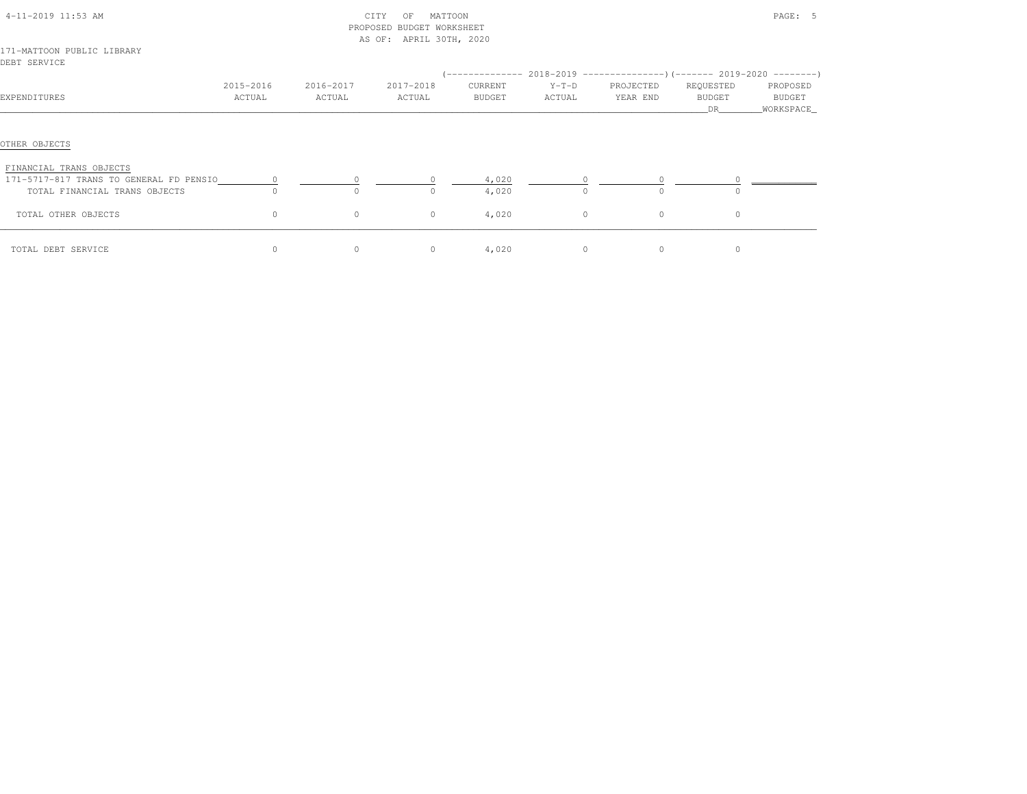CITY OF MATTOON
PROPOSED BUDGET WORKSHEET
AS OF: APRIL 30TH, 2020

171-MATTOON PUBLIC LIBRARY
DEBT SERVICE

| EXPENDITURES | 2015-2016 ACTUAL | 2016-2017 ACTUAL | 2017-2018 ACTUAL | 2018-2019 CURRENT BUDGET | 2018-2019 Y-T-D ACTUAL | 2018-2019 PROJECTED YEAR END | 2019-2020 REQUESTED BUDGET DR | 2019-2020 PROPOSED BUDGET WORKSPACE |
|---|---|---|---|---|---|---|---|---|
| OTHER OBJECTS | | | | | | | | |
| FINANCIAL TRANS OBJECTS | | | | | | | | |
| 171-5717-817 TRANS TO GENERAL FD PENSIO | 0 | 0 | 0 | 4,020 | 0 | 0 | 0 | |
| TOTAL FINANCIAL TRANS OBJECTS | 0 | 0 | 0 | 4,020 | 0 | 0 | 0 | |
| TOTAL OTHER OBJECTS | 0 | 0 | 0 | 4,020 | 0 | 0 | 0 | |
| TOTAL DEBT SERVICE | 0 | 0 | 0 | 4,020 | 0 | 0 | 0 | |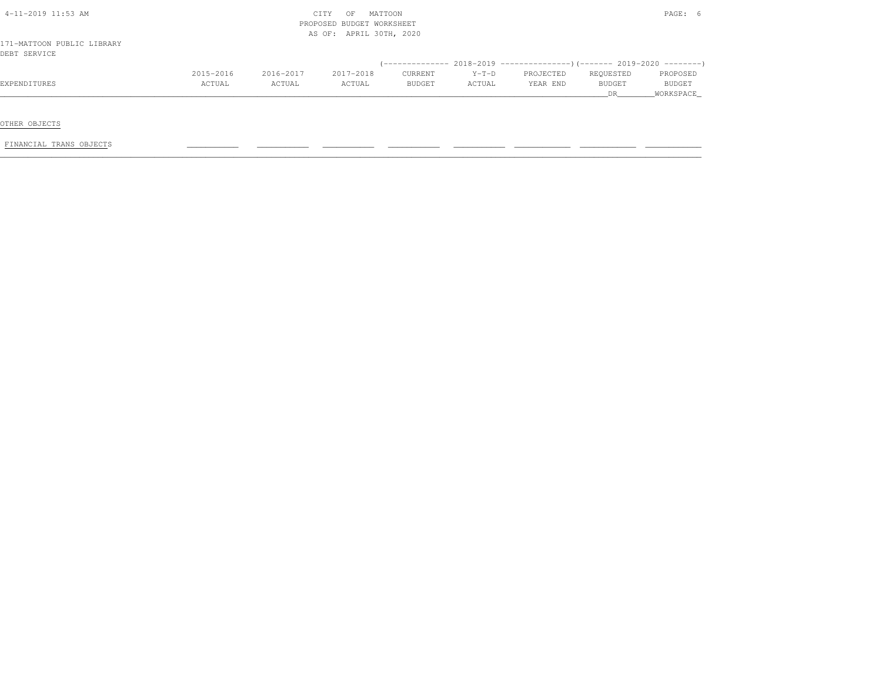CITY OF MATTOON
PROPOSED BUDGET WORKSHEET
AS OF: APRIL 30TH, 2020

4-11-2019 11:53 AM

171-MATTOON PUBLIC LIBRARY
DEBT SERVICE

| EXPENDITURES | 2015-2016 ACTUAL | 2016-2017 ACTUAL | 2017-2018 ACTUAL | 2018-2019 CURRENT BUDGET | 2018-2019 Y-T-D ACTUAL | 2018-2019 PROJECTED YEAR END | 2019-2020 REQUESTED BUDGET DR | 2019-2020 PROPOSED BUDGET WORKSPACE |
|---|---|---|---|---|---|---|---|---|
| OTHER OBJECTS | | | | | | | | |
| FINANCIAL TRANS OBJECTS | | | | | | | | |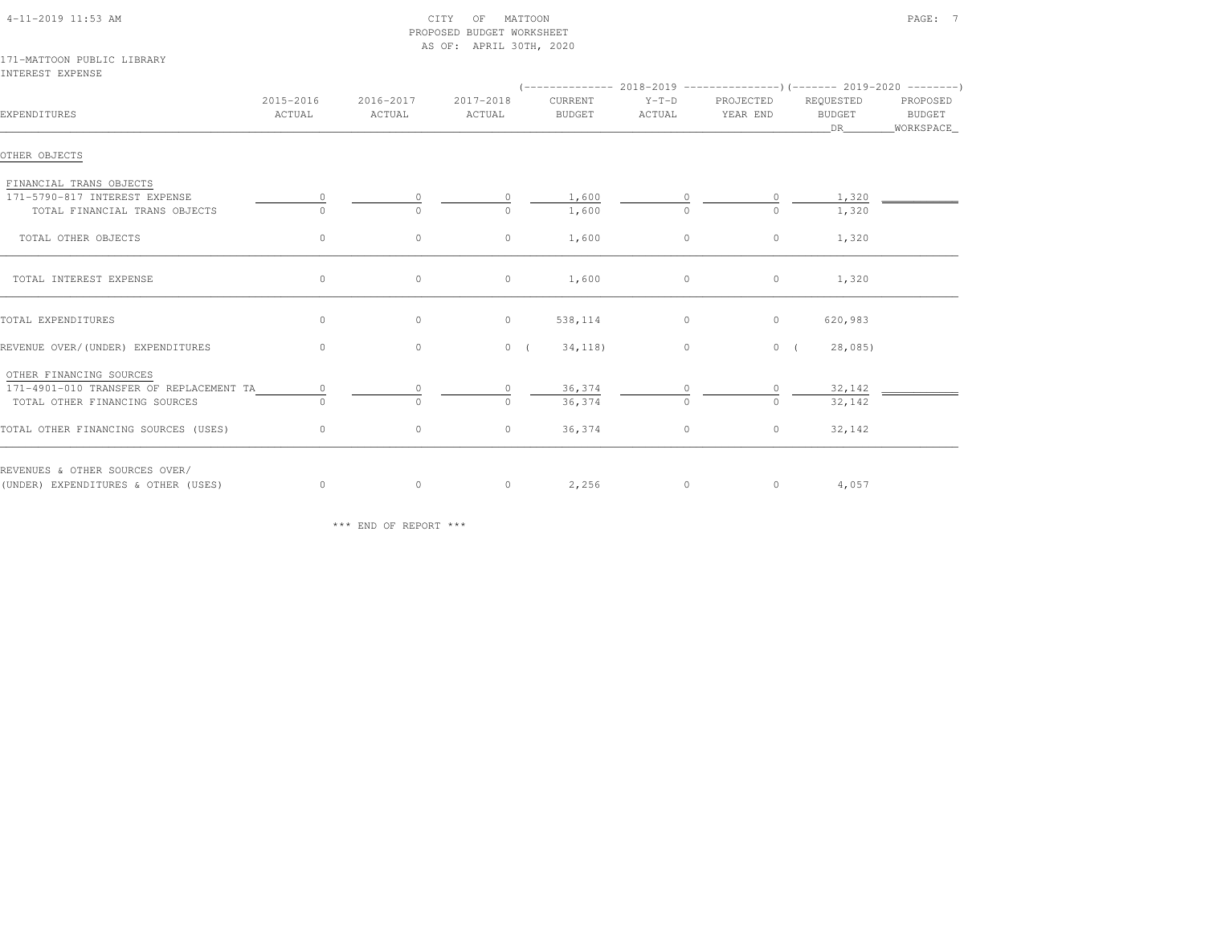CITY OF MATTOON
PROPOSED BUDGET WORKSHEET
AS OF: APRIL 30TH, 2020

171-MATTOON PUBLIC LIBRARY
INTEREST EXPENSE

| EXPENDITURES | 2015-2016 ACTUAL | 2016-2017 ACTUAL | 2017-2018 ACTUAL | 2018-2019 CURRENT BUDGET | 2018-2019 Y-T-D ACTUAL | 2018-2019 PROJECTED YEAR END | 2019-2020 REQUESTED BUDGET DR | 2019-2020 PROPOSED BUDGET WORKSPACE |
|---|---|---|---|---|---|---|---|---|
| OTHER OBJECTS | | | | | | | | |
| FINANCIAL TRANS OBJECTS | | | | | | | | |
| 171-5790-817 INTEREST EXPENSE | 0 | 0 | 0 | 1,600 | 0 | 0 | 1,320 | |
| TOTAL FINANCIAL TRANS OBJECTS | 0 | 0 | 0 | 1,600 | 0 | 0 | 1,320 | |
| TOTAL OTHER OBJECTS | 0 | 0 | 0 | 1,600 | 0 | 0 | 1,320 | |
| TOTAL INTEREST EXPENSE | 0 | 0 | 0 | 1,600 | 0 | 0 | 1,320 | |
| TOTAL EXPENDITURES | 0 | 0 | 0 | 538,114 | 0 | 0 | 620,983 | |
| REVENUE OVER/(UNDER) EXPENDITURES | 0 | 0 | 0 | ( 34,118) | 0 | 0 | ( 28,085) | |
| OTHER FINANCING SOURCES | | | | | | | | |
| 171-4901-010 TRANSFER OF REPLACEMENT TA | 0 | 0 | 0 | 36,374 | 0 | 0 | 32,142 | |
| TOTAL OTHER FINANCING SOURCES | 0 | 0 | 0 | 36,374 | 0 | 0 | 32,142 | |
| TOTAL OTHER FINANCING SOURCES (USES) | 0 | 0 | 0 | 36,374 | 0 | 0 | 32,142 | |
| REVENUES & OTHER SOURCES OVER/ (UNDER) EXPENDITURES & OTHER (USES) | 0 | 0 | 0 | 2,256 | 0 | 0 | 4,057 | |

*** END OF REPORT ***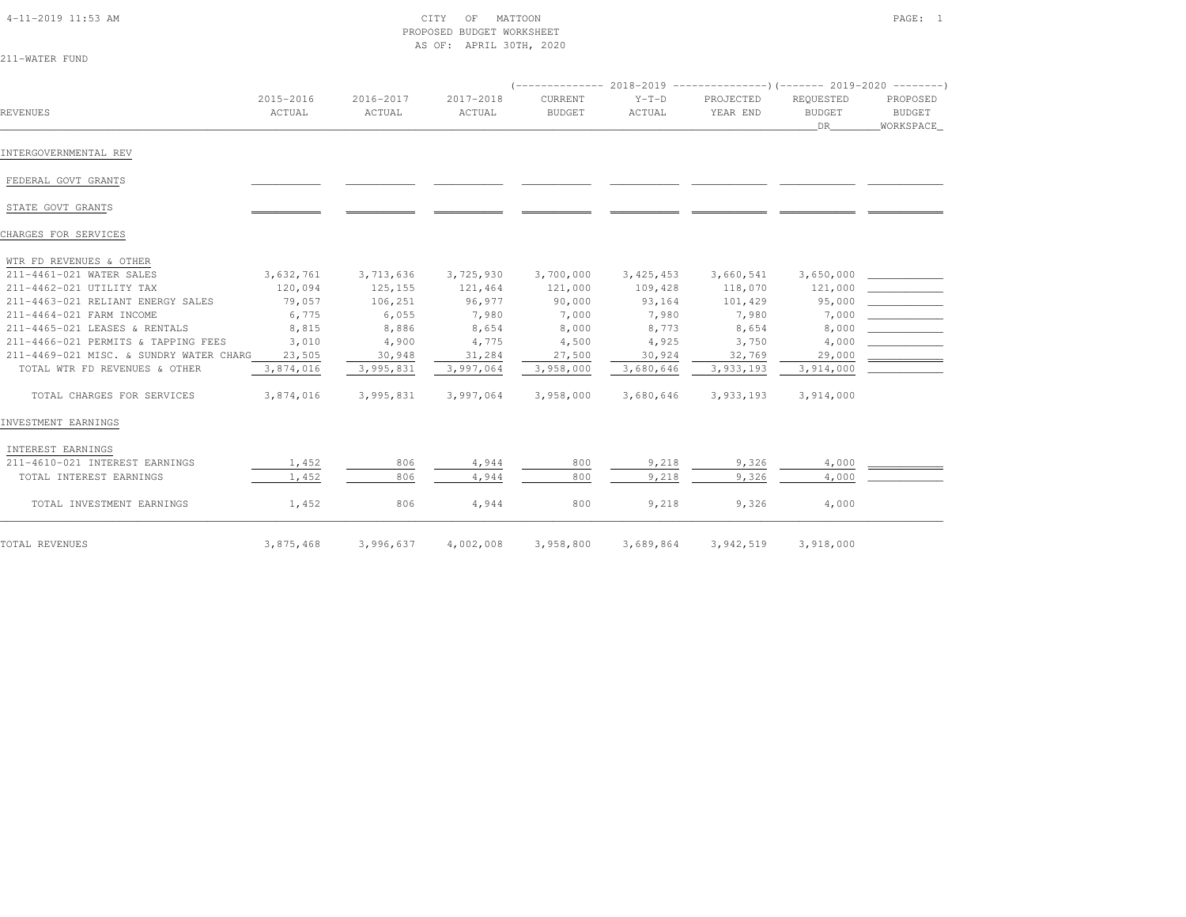CITY OF MATTOON
PROPOSED BUDGET WORKSHEET
AS OF: APRIL 30TH, 2020

211-WATER FUND

| REVENUES | 2015-2016 ACTUAL | 2016-2017 ACTUAL | 2017-2018 ACTUAL | 2018-2019 CURRENT BUDGET | 2018-2019 Y-T-D ACTUAL | 2018-2019 PROJECTED YEAR END | 2019-2020 REQUESTED BUDGET DR | 2019-2020 PROPOSED BUDGET WORKSPACE |
|---|---|---|---|---|---|---|---|---|
| INTERGOVERNMENTAL REV | | | | | | | | |
| FEDERAL GOVT GRANTS | | | | | | | | |
| STATE GOVT GRANTS | | | | | | | | |
| CHARGES FOR SERVICES | | | | | | | | |
| WTR FD REVENUES & OTHER | | | | | | | | |
| 211-4461-021 WATER SALES | 3,632,761 | 3,713,636 | 3,725,930 | 3,700,000 | 3,425,453 | 3,660,541 | 3,650,000 | |
| 211-4462-021 UTILITY TAX | 120,094 | 125,155 | 121,464 | 121,000 | 109,428 | 118,070 | 121,000 | |
| 211-4463-021 RELIANT ENERGY SALES | 79,057 | 106,251 | 96,977 | 90,000 | 93,164 | 101,429 | 95,000 | |
| 211-4464-021 FARM INCOME | 6,775 | 6,055 | 7,980 | 7,000 | 7,980 | 7,980 | 7,000 | |
| 211-4465-021 LEASES & RENTALS | 8,815 | 8,886 | 8,654 | 8,000 | 8,773 | 8,654 | 8,000 | |
| 211-4466-021 PERMITS & TAPPING FEES | 3,010 | 4,900 | 4,775 | 4,500 | 4,925 | 3,750 | 4,000 | |
| 211-4469-021 MISC. & SUNDRY WATER CHARG | 23,505 | 30,948 | 31,284 | 27,500 | 30,924 | 32,769 | 29,000 | |
| TOTAL WTR FD REVENUES & OTHER | 3,874,016 | 3,995,831 | 3,997,064 | 3,958,000 | 3,680,646 | 3,933,193 | 3,914,000 | |
| TOTAL CHARGES FOR SERVICES | 3,874,016 | 3,995,831 | 3,997,064 | 3,958,000 | 3,680,646 | 3,933,193 | 3,914,000 | |
| INVESTMENT EARNINGS | | | | | | | | |
| INTEREST EARNINGS | | | | | | | | |
| 211-4610-021 INTEREST EARNINGS | 1,452 | 806 | 4,944 | 800 | 9,218 | 9,326 | 4,000 | |
| TOTAL INTEREST EARNINGS | 1,452 | 806 | 4,944 | 800 | 9,218 | 9,326 | 4,000 | |
| TOTAL INVESTMENT EARNINGS | 1,452 | 806 | 4,944 | 800 | 9,218 | 9,326 | 4,000 | |
| TOTAL REVENUES | 3,875,468 | 3,996,637 | 4,002,008 | 3,958,800 | 3,689,864 | 3,942,519 | 3,918,000 | |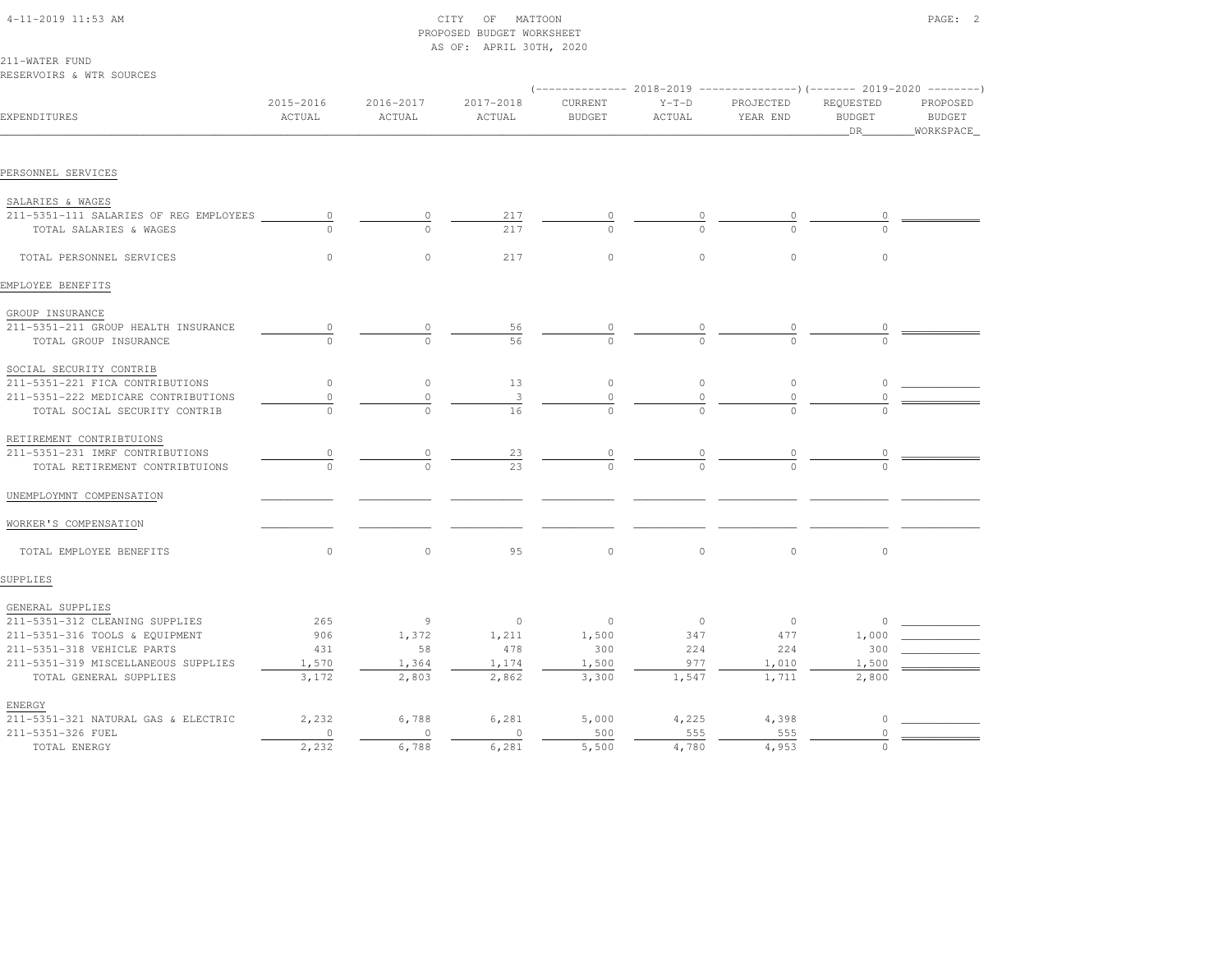CITY OF MATTOON
PROPOSED BUDGET WORKSHEET
AS OF: APRIL 30TH, 2020

211-WATER FUND
RESERVOIRS & WTR SOURCES

| EXPENDITURES | 2015-2016 ACTUAL | 2016-2017 ACTUAL | 2017-2018 ACTUAL | 2018-2019 CURRENT BUDGET | 2018-2019 Y-T-D ACTUAL | 2018-2019 PROJECTED YEAR END | 2019-2020 REQUESTED BUDGET DR | 2019-2020 PROPOSED BUDGET WORKSPACE |
|---|---|---|---|---|---|---|---|---|
| **PERSONNEL SERVICES** | | | | | | | | |
| SALARIES & WAGES | | | | | | | | |
| 211-5351-111 SALARIES OF REG EMPLOYEES | 0 | 0 | 217 | 0 | 0 | 0 | 0 | |
| TOTAL SALARIES & WAGES | 0 | 0 | 217 | 0 | 0 | 0 | 0 | |
| TOTAL PERSONNEL SERVICES | 0 | 0 | 217 | 0 | 0 | 0 | 0 | |
| **EMPLOYEE BENEFITS** | | | | | | | | |
| GROUP INSURANCE | | | | | | | | |
| 211-5351-211 GROUP HEALTH INSURANCE | 0 | 0 | 56 | 0 | 0 | 0 | 0 | |
| TOTAL GROUP INSURANCE | 0 | 0 | 56 | 0 | 0 | 0 | 0 | |
| SOCIAL SECURITY CONTRIB | | | | | | | | |
| 211-5351-221 FICA CONTRIBUTIONS | 0 | 0 | 13 | 0 | 0 | 0 | 0 | |
| 211-5351-222 MEDICARE CONTRIBUTIONS | 0 | 0 | 3 | 0 | 0 | 0 | 0 | |
| TOTAL SOCIAL SECURITY CONTRIB | 0 | 0 | 16 | 0 | 0 | 0 | 0 | |
| RETIREMENT CONTRIBTUIONS | | | | | | | | |
| 211-5351-231 IMRF CONTRIBUTIONS | 0 | 0 | 23 | 0 | 0 | 0 | 0 | |
| TOTAL RETIREMENT CONTRIBTUIONS | 0 | 0 | 23 | 0 | 0 | 0 | 0 | |
| UNEMPLOYMNT COMPENSATION | | | | | | | | |
| WORKER'S COMPENSATION | | | | | | | | |
| TOTAL EMPLOYEE BENEFITS | 0 | 0 | 95 | 0 | 0 | 0 | 0 | |
| **SUPPLIES** | | | | | | | | |
| GENERAL SUPPLIES | | | | | | | | |
| 211-5351-312 CLEANING SUPPLIES | 265 | 9 | 0 | 0 | 0 | 0 | 0 | |
| 211-5351-316 TOOLS & EQUIPMENT | 906 | 1,372 | 1,211 | 1,500 | 347 | 477 | 1,000 | |
| 211-5351-318 VEHICLE PARTS | 431 | 58 | 478 | 300 | 224 | 224 | 300 | |
| 211-5351-319 MISCELLANEOUS SUPPLIES | 1,570 | 1,364 | 1,174 | 1,500 | 977 | 1,010 | 1,500 | |
| TOTAL GENERAL SUPPLIES | 3,172 | 2,803 | 2,862 | 3,300 | 1,547 | 1,711 | 2,800 | |
| ENERGY | | | | | | | | |
| 211-5351-321 NATURAL GAS & ELECTRIC | 2,232 | 6,788 | 6,281 | 5,000 | 4,225 | 4,398 | 0 | |
| 211-5351-326 FUEL | 0 | 0 | 0 | 500 | 555 | 555 | 0 | |
| TOTAL ENERGY | 2,232 | 6,788 | 6,281 | 5,500 | 4,780 | 4,953 | 0 | |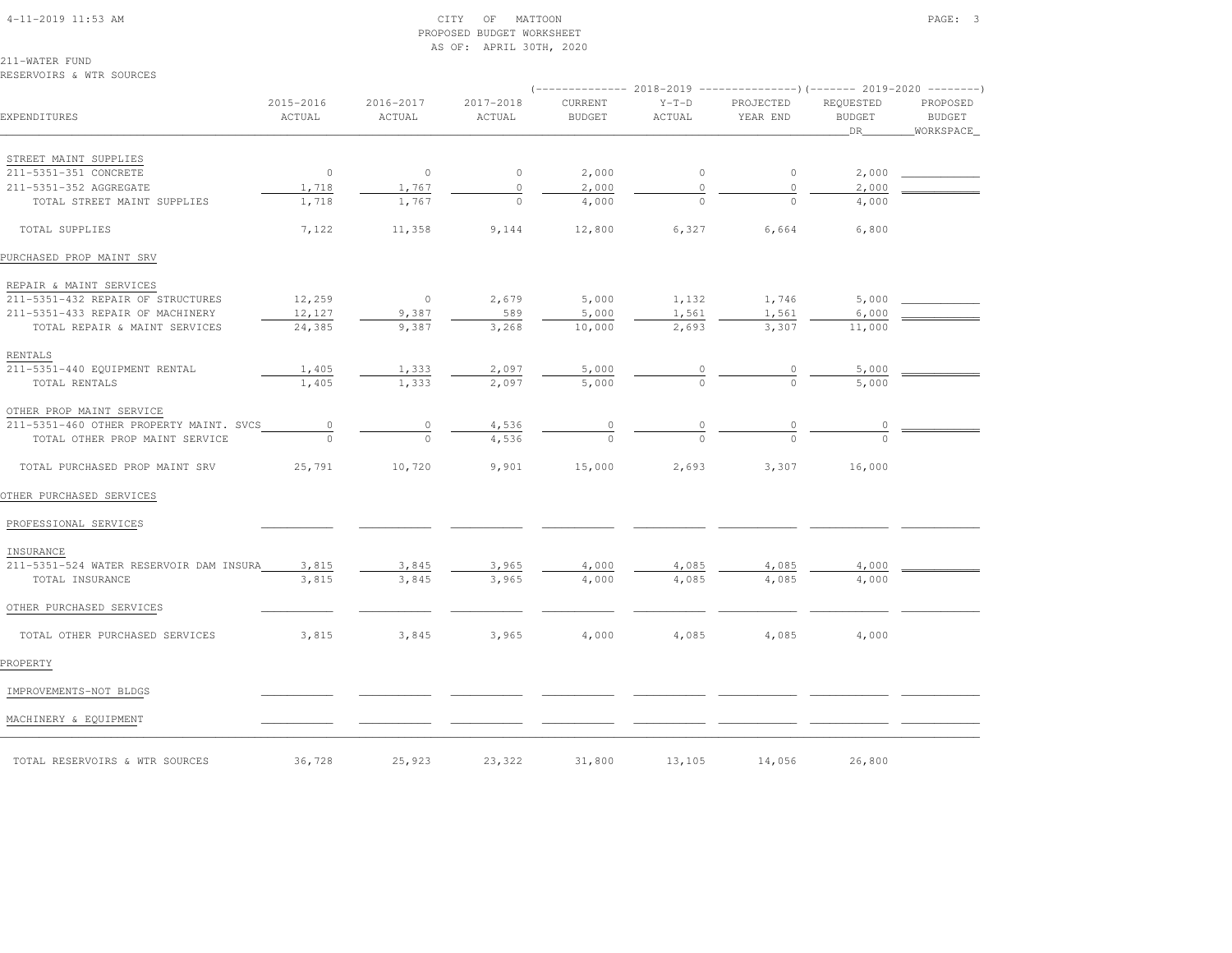CITY OF MATTOON
PROPOSED BUDGET WORKSHEET
AS OF: APRIL 30TH, 2020

211-WATER FUND
RESERVOIRS & WTR SOURCES

| EXPENDITURES | 2015-2016 ACTUAL | 2016-2017 ACTUAL | 2017-2018 ACTUAL | 2018-2019 CURRENT BUDGET | 2018-2019 Y-T-D ACTUAL | 2018-2019 PROJECTED YEAR END | 2019-2020 REQUESTED BUDGET DR | 2019-2020 PROPOSED BUDGET WORKSPACE |
|---|---|---|---|---|---|---|---|---|
| **STREET MAINT SUPPLIES** | | | | | | | | |
| 211-5351-351 CONCRETE | 0 | 0 | 0 | 2,000 | 0 | 0 | 2,000 | |
| 211-5351-352 AGGREGATE | 1,718 | 1,767 | 0 | 2,000 | 0 | 0 | 2,000 | |
| TOTAL STREET MAINT SUPPLIES | 1,718 | 1,767 | 0 | 4,000 | 0 | 0 | 4,000 | |
| TOTAL SUPPLIES | 7,122 | 11,358 | 9,144 | 12,800 | 6,327 | 6,664 | 6,800 | |
| **PURCHASED PROP MAINT SRV** | | | | | | | | |
| **REPAIR & MAINT SERVICES** | | | | | | | | |
| 211-5351-432 REPAIR OF STRUCTURES | 12,259 | 0 | 2,679 | 5,000 | 1,132 | 1,746 | 5,000 | |
| 211-5351-433 REPAIR OF MACHINERY | 12,127 | 9,387 | 589 | 5,000 | 1,561 | 1,561 | 6,000 | |
| TOTAL REPAIR & MAINT SERVICES | 24,385 | 9,387 | 3,268 | 10,000 | 2,693 | 3,307 | 11,000 | |
| **RENTALS** | | | | | | | | |
| 211-5351-440 EQUIPMENT RENTAL | 1,405 | 1,333 | 2,097 | 5,000 | 0 | 0 | 5,000 | |
| TOTAL RENTALS | 1,405 | 1,333 | 2,097 | 5,000 | 0 | 0 | 5,000 | |
| **OTHER PROP MAINT SERVICE** | | | | | | | | |
| 211-5351-460 OTHER PROPERTY MAINT. SVCS | 0 | 0 | 4,536 | 0 | 0 | 0 | 0 | |
| TOTAL OTHER PROP MAINT SERVICE | 0 | 0 | 4,536 | 0 | 0 | 0 | 0 | |
| TOTAL PURCHASED PROP MAINT SRV | 25,791 | 10,720 | 9,901 | 15,000 | 2,693 | 3,307 | 16,000 | |
| **OTHER PURCHASED SERVICES** | | | | | | | | |
| **PROFESSIONAL SERVICES** | | | | | | | | |
| **INSURANCE** | | | | | | | | |
| 211-5351-524 WATER RESERVOIR DAM INSURA | 3,815 | 3,845 | 3,965 | 4,000 | 4,085 | 4,085 | 4,000 | |
| TOTAL INSURANCE | 3,815 | 3,845 | 3,965 | 4,000 | 4,085 | 4,085 | 4,000 | |
| **OTHER PURCHASED SERVICES** | | | | | | | | |
| TOTAL OTHER PURCHASED SERVICES | 3,815 | 3,845 | 3,965 | 4,000 | 4,085 | 4,085 | 4,000 | |
| **PROPERTY** | | | | | | | | |
| **IMPROVEMENTS-NOT BLDGS** | | | | | | | | |
| **MACHINERY & EQUIPMENT** | | | | | | | | |
| TOTAL RESERVOIRS & WTR SOURCES | 36,728 | 25,923 | 23,322 | 31,800 | 13,105 | 14,056 | 26,800 | |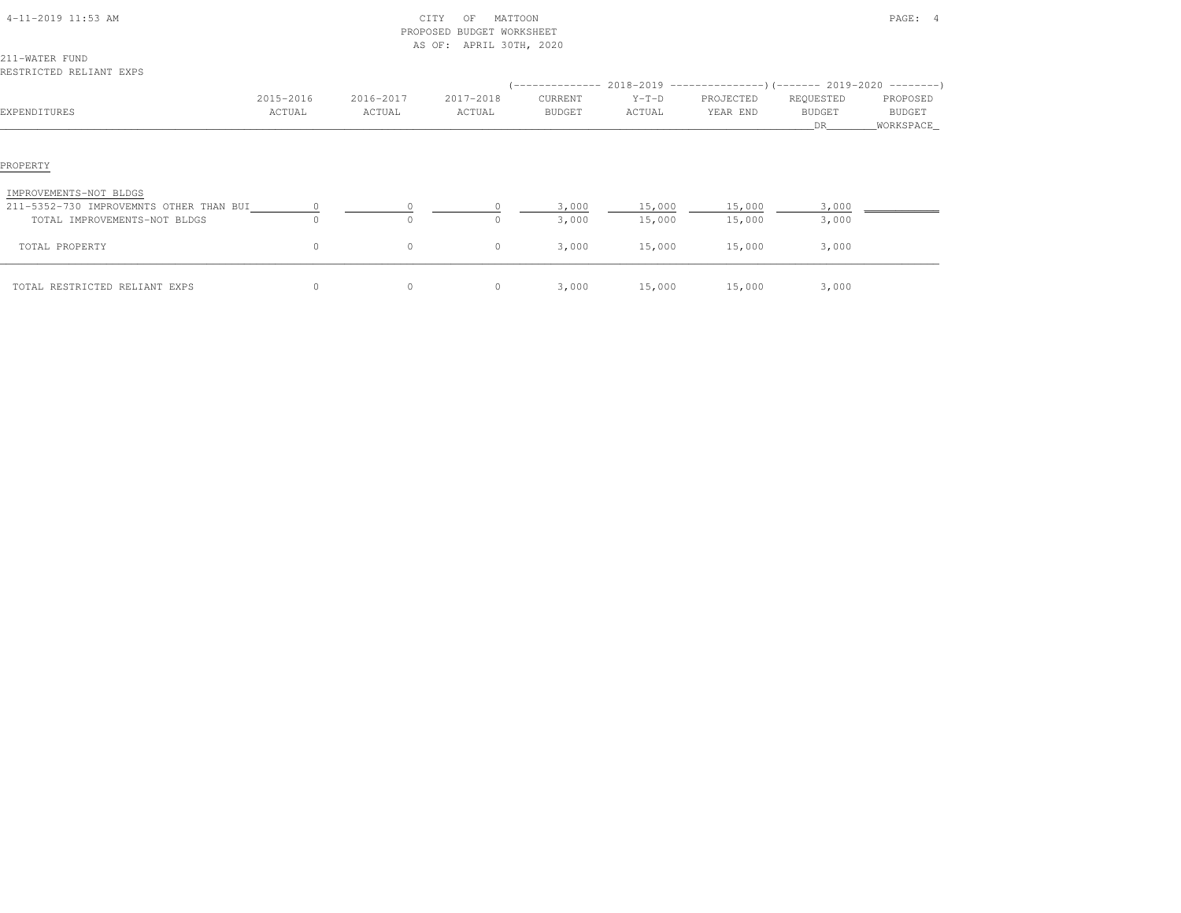CITY OF MATTOON
PROPOSED BUDGET WORKSHEET
AS OF: APRIL 30TH, 2020

211-WATER FUND
RESTRICTED RELIANT EXPS

| EXPENDITURES | 2015-2016 ACTUAL | 2016-2017 ACTUAL | 2017-2018 ACTUAL | 2018-2019 CURRENT BUDGET | 2018-2019 Y-T-D ACTUAL | 2018-2019 PROJECTED YEAR END | 2019-2020 REQUESTED BUDGET DR | 2019-2020 PROPOSED BUDGET WORKSPACE |
|---|---|---|---|---|---|---|---|---|
| PROPERTY | | | | | | | | |
| IMPROVEMENTS-NOT BLDGS | | | | | | | | |
| 211-5352-730 IMPROVEMNTS OTHER THAN BUI | 0 | 0 | 0 | 3,000 | 15,000 | 15,000 | 3,000 | |
| TOTAL IMPROVEMENTS-NOT BLDGS | 0 | 0 | 0 | 3,000 | 15,000 | 15,000 | 3,000 | |
| TOTAL PROPERTY | 0 | 0 | 0 | 3,000 | 15,000 | 15,000 | 3,000 | |
| TOTAL RESTRICTED RELIANT EXPS | 0 | 0 | 0 | 3,000 | 15,000 | 15,000 | 3,000 | |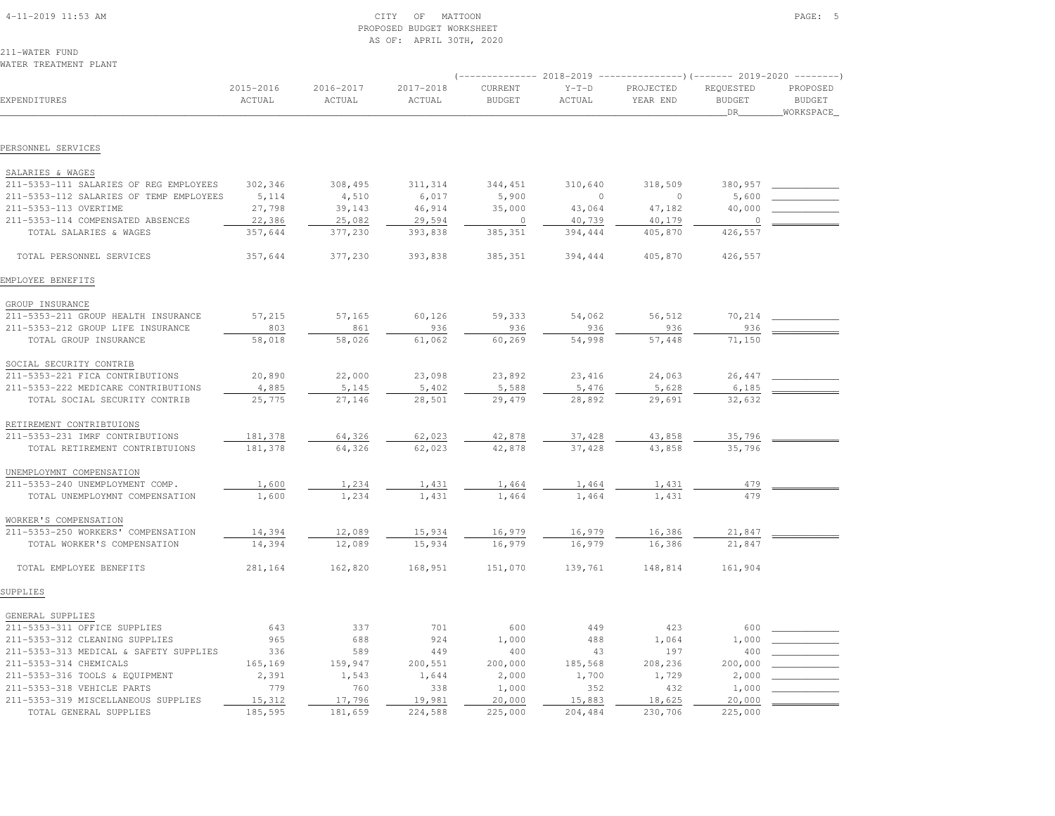CITY OF MATTOON
PROPOSED BUDGET WORKSHEET
AS OF: APRIL 30TH, 2020

211-WATER FUND
WATER TREATMENT PLANT

| EXPENDITURES | 2015-2016 ACTUAL | 2016-2017 ACTUAL | 2017-2018 ACTUAL | 2018-2019 CURRENT BUDGET | 2018-2019 Y-T-D ACTUAL | 2018-2019 PROJECTED YEAR END | 2019-2020 REQUESTED BUDGET DR | 2019-2020 PROPOSED BUDGET WORKSPACE |
|---|---|---|---|---|---|---|---|---|
| **PERSONNEL SERVICES** | | | | | | | | |
| SALARIES & WAGES | | | | | | | | |
| 211-5353-111 SALARIES OF REG EMPLOYEES | 302,346 | 308,495 | 311,314 | 344,451 | 310,640 | 318,509 | 380,957 | |
| 211-5353-112 SALARIES OF TEMP EMPLOYEES | 5,114 | 4,510 | 6,017 | 5,900 | 0 | 0 | 5,600 | |
| 211-5353-113 OVERTIME | 27,798 | 39,143 | 46,914 | 35,000 | 43,064 | 47,182 | 40,000 | |
| 211-5353-114 COMPENSATED ABSENCES | 22,386 | 25,082 | 29,594 | 0 | 40,739 | 40,179 | 0 | |
| TOTAL SALARIES & WAGES | 357,644 | 377,230 | 393,838 | 385,351 | 394,444 | 405,870 | 426,557 | |
| TOTAL PERSONNEL SERVICES | 357,644 | 377,230 | 393,838 | 385,351 | 394,444 | 405,870 | 426,557 | |
| **EMPLOYEE BENEFITS** | | | | | | | | |
| GROUP INSURANCE | | | | | | | | |
| 211-5353-211 GROUP HEALTH INSURANCE | 57,215 | 57,165 | 60,126 | 59,333 | 54,062 | 56,512 | 70,214 | |
| 211-5353-212 GROUP LIFE INSURANCE | 803 | 861 | 936 | 936 | 936 | 936 | 936 | |
| TOTAL GROUP INSURANCE | 58,018 | 58,026 | 61,062 | 60,269 | 54,998 | 57,448 | 71,150 | |
| SOCIAL SECURITY CONTRIB | | | | | | | | |
| 211-5353-221 FICA CONTRIBUTIONS | 20,890 | 22,000 | 23,098 | 23,892 | 23,416 | 24,063 | 26,447 | |
| 211-5353-222 MEDICARE CONTRIBUTIONS | 4,885 | 5,145 | 5,402 | 5,588 | 5,476 | 5,628 | 6,185 | |
| TOTAL SOCIAL SECURITY CONTRIB | 25,775 | 27,146 | 28,501 | 29,479 | 28,892 | 29,691 | 32,632 | |
| RETIREMENT CONTRIBTUIONS | | | | | | | | |
| 211-5353-231 IMRF CONTRIBUTIONS | 181,378 | 64,326 | 62,023 | 42,878 | 37,428 | 43,858 | 35,796 | |
| TOTAL RETIREMENT CONTRIBTUIONS | 181,378 | 64,326 | 62,023 | 42,878 | 37,428 | 43,858 | 35,796 | |
| UNEMPLOYMNT COMPENSATION | | | | | | | | |
| 211-5353-240 UNEMPLOYMENT COMP. | 1,600 | 1,234 | 1,431 | 1,464 | 1,464 | 1,431 | 479 | |
| TOTAL UNEMPLOYMNT COMPENSATION | 1,600 | 1,234 | 1,431 | 1,464 | 1,464 | 1,431 | 479 | |
| WORKER'S COMPENSATION | | | | | | | | |
| 211-5353-250 WORKERS' COMPENSATION | 14,394 | 12,089 | 15,934 | 16,979 | 16,979 | 16,386 | 21,847 | |
| TOTAL WORKER'S COMPENSATION | 14,394 | 12,089 | 15,934 | 16,979 | 16,979 | 16,386 | 21,847 | |
| TOTAL EMPLOYEE BENEFITS | 281,164 | 162,820 | 168,951 | 151,070 | 139,761 | 148,814 | 161,904 | |
| **SUPPLIES** | | | | | | | | |
| GENERAL SUPPLIES | | | | | | | | |
| 211-5353-311 OFFICE SUPPLIES | 643 | 337 | 701 | 600 | 449 | 423 | 600 | |
| 211-5353-312 CLEANING SUPPLIES | 965 | 688 | 924 | 1,000 | 488 | 1,064 | 1,000 | |
| 211-5353-313 MEDICAL & SAFETY SUPPLIES | 336 | 589 | 449 | 400 | 43 | 197 | 400 | |
| 211-5353-314 CHEMICALS | 165,169 | 159,947 | 200,551 | 200,000 | 185,568 | 208,236 | 200,000 | |
| 211-5353-316 TOOLS & EQUIPMENT | 2,391 | 1,543 | 1,644 | 2,000 | 1,700 | 1,729 | 2,000 | |
| 211-5353-318 VEHICLE PARTS | 779 | 760 | 338 | 1,000 | 352 | 432 | 1,000 | |
| 211-5353-319 MISCELLANEOUS SUPPLIES | 15,312 | 17,796 | 19,981 | 20,000 | 15,883 | 18,625 | 20,000 | |
| TOTAL GENERAL SUPPLIES | 185,595 | 181,659 | 224,588 | 225,000 | 204,484 | 230,706 | 225,000 | |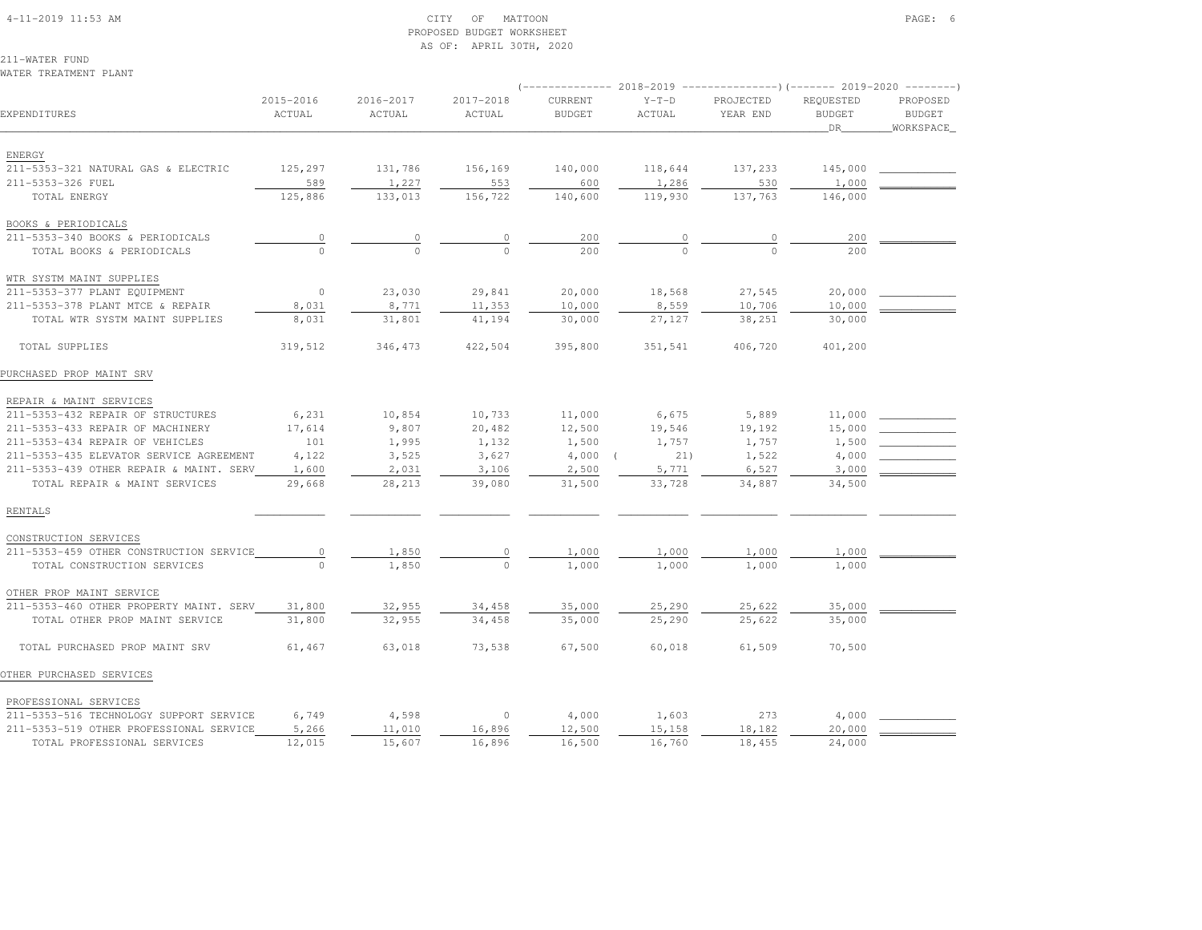CITY OF MATTOON
PROPOSED BUDGET WORKSHEET
AS OF: APRIL 30TH, 2020

211-WATER FUND
WATER TREATMENT PLANT

| EXPENDITURES | 2015-2016 ACTUAL | 2016-2017 ACTUAL | 2017-2018 ACTUAL | 2018-2019 CURRENT BUDGET | 2018-2019 Y-T-D ACTUAL | 2018-2019 PROJECTED YEAR END | 2019-2020 REQUESTED BUDGET DR | 2019-2020 PROPOSED BUDGET WORKSPACE |
|---|---|---|---|---|---|---|---|---|
| ENERGY | | | | | | | | |
| 211-5353-321 NATURAL GAS & ELECTRIC | 125,297 | 131,786 | 156,169 | 140,000 | 118,644 | 137,233 | 145,000 | |
| 211-5353-326 FUEL | 589 | 1,227 | 553 | 600 | 1,286 | 530 | 1,000 | |
| TOTAL ENERGY | 125,886 | 133,013 | 156,722 | 140,600 | 119,930 | 137,763 | 146,000 | |
| BOOKS & PERIODICALS | | | | | | | | |
| 211-5353-340 BOOKS & PERIODICALS | 0 | 0 | 0 | 200 | 0 | 0 | 200 | |
| TOTAL BOOKS & PERIODICALS | 0 | 0 | 0 | 200 | 0 | 0 | 200 | |
| WTR SYSTM MAINT SUPPLIES | | | | | | | | |
| 211-5353-377 PLANT EQUIPMENT | 0 | 23,030 | 29,841 | 20,000 | 18,568 | 27,545 | 20,000 | |
| 211-5353-378 PLANT MTCE & REPAIR | 8,031 | 8,771 | 11,353 | 10,000 | 8,559 | 10,706 | 10,000 | |
| TOTAL WTR SYSTM MAINT SUPPLIES | 8,031 | 31,801 | 41,194 | 30,000 | 27,127 | 38,251 | 30,000 | |
| TOTAL SUPPLIES | 319,512 | 346,473 | 422,504 | 395,800 | 351,541 | 406,720 | 401,200 | |
| PURCHASED PROP MAINT SRV | | | | | | | | |
| REPAIR & MAINT SERVICES | | | | | | | | |
| 211-5353-432 REPAIR OF STRUCTURES | 6,231 | 10,854 | 10,733 | 11,000 | 6,675 | 5,889 | 11,000 | |
| 211-5353-433 REPAIR OF MACHINERY | 17,614 | 9,807 | 20,482 | 12,500 | 19,546 | 19,192 | 15,000 | |
| 211-5353-434 REPAIR OF VEHICLES | 101 | 1,995 | 1,132 | 1,500 | 1,757 | 1,757 | 1,500 | |
| 211-5353-435 ELEVATOR SERVICE AGREEMENT | 4,122 | 3,525 | 3,627 | 4,000 | ( 21) | 1,522 | 4,000 | |
| 211-5353-439 OTHER REPAIR & MAINT. SERV | 1,600 | 2,031 | 3,106 | 2,500 | 5,771 | 6,527 | 3,000 | |
| TOTAL REPAIR & MAINT SERVICES | 29,668 | 28,213 | 39,080 | 31,500 | 33,728 | 34,887 | 34,500 | |
| RENTALS | | | | | | | | |
| CONSTRUCTION SERVICES | | | | | | | | |
| 211-5353-459 OTHER CONSTRUCTION SERVICE | 0 | 1,850 | 0 | 1,000 | 1,000 | 1,000 | 1,000 | |
| TOTAL CONSTRUCTION SERVICES | 0 | 1,850 | 0 | 1,000 | 1,000 | 1,000 | 1,000 | |
| OTHER PROP MAINT SERVICE | | | | | | | | |
| 211-5353-460 OTHER PROPERTY MAINT. SERV | 31,800 | 32,955 | 34,458 | 35,000 | 25,290 | 25,622 | 35,000 | |
| TOTAL OTHER PROP MAINT SERVICE | 31,800 | 32,955 | 34,458 | 35,000 | 25,290 | 25,622 | 35,000 | |
| TOTAL PURCHASED PROP MAINT SRV | 61,467 | 63,018 | 73,538 | 67,500 | 60,018 | 61,509 | 70,500 | |
| OTHER PURCHASED SERVICES | | | | | | | | |
| PROFESSIONAL SERVICES | | | | | | | | |
| 211-5353-516 TECHNOLOGY SUPPORT SERVICE | 6,749 | 4,598 | 0 | 4,000 | 1,603 | 273 | 4,000 | |
| 211-5353-519 OTHER PROFESSIONAL SERVICE | 5,266 | 11,010 | 16,896 | 12,500 | 15,158 | 18,182 | 20,000 | |
| TOTAL PROFESSIONAL SERVICES | 12,015 | 15,607 | 16,896 | 16,500 | 16,760 | 18,455 | 24,000 | |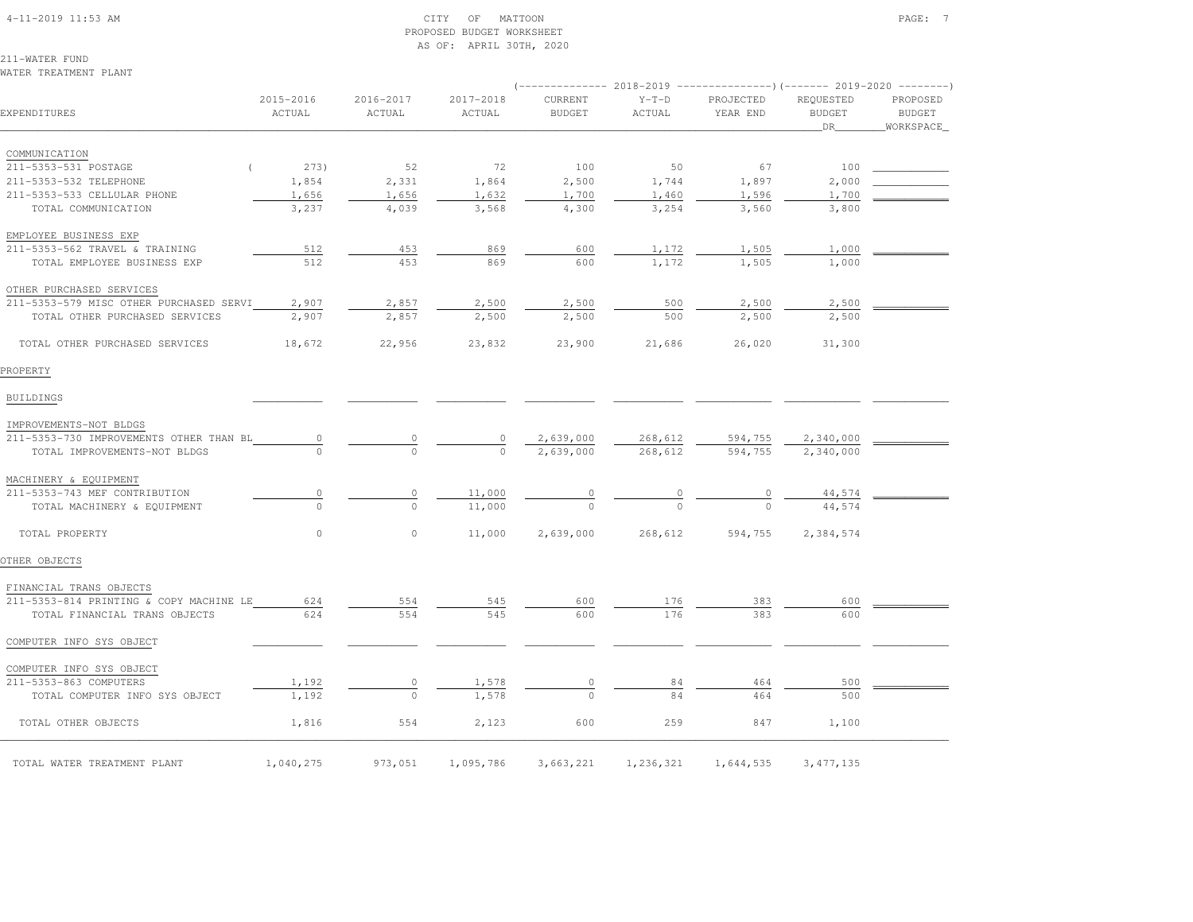CITY OF MATTOON
PROPOSED BUDGET WORKSHEET
AS OF: APRIL 30TH, 2020

211-WATER FUND
WATER TREATMENT PLANT

| EXPENDITURES | 2015-2016 ACTUAL | 2016-2017 ACTUAL | 2017-2018 ACTUAL | 2018-2019 CURRENT BUDGET | 2018-2019 Y-T-D ACTUAL | 2018-2019 PROJECTED YEAR END | 2019-2020 REQUESTED BUDGET DR | 2019-2020 PROPOSED BUDGET WORKSPACE |
|---|---|---|---|---|---|---|---|---|
| COMMUNICATION | | | | | | | | |
| 211-5353-531 POSTAGE | ( 273) | 52 | 72 | 100 | 50 | 67 | 100 | |
| 211-5353-532 TELEPHONE | 1,854 | 2,331 | 1,864 | 2,500 | 1,744 | 1,897 | 2,000 | |
| 211-5353-533 CELLULAR PHONE | 1,656 | 1,656 | 1,632 | 1,700 | 1,460 | 1,596 | 1,700 | |
| TOTAL COMMUNICATION | 3,237 | 4,039 | 3,568 | 4,300 | 3,254 | 3,560 | 3,800 | |
| EMPLOYEE BUSINESS EXP | | | | | | | | |
| 211-5353-562 TRAVEL & TRAINING | 512 | 453 | 869 | 600 | 1,172 | 1,505 | 1,000 | |
| TOTAL EMPLOYEE BUSINESS EXP | 512 | 453 | 869 | 600 | 1,172 | 1,505 | 1,000 | |
| OTHER PURCHASED SERVICES | | | | | | | | |
| 211-5353-579 MISC OTHER PURCHASED SERVI | 2,907 | 2,857 | 2,500 | 2,500 | 500 | 2,500 | 2,500 | |
| TOTAL OTHER PURCHASED SERVICES | 2,907 | 2,857 | 2,500 | 2,500 | 500 | 2,500 | 2,500 | |
| TOTAL OTHER PURCHASED SERVICES | 18,672 | 22,956 | 23,832 | 23,900 | 21,686 | 26,020 | 31,300 | |
| PROPERTY | | | | | | | | |
| BUILDINGS | | | | | | | | |
| IMPROVEMENTS-NOT BLDGS | | | | | | | | |
| 211-5353-730 IMPROVEMENTS OTHER THAN BL | 0 | 0 | 0 | 2,639,000 | 268,612 | 594,755 | 2,340,000 | |
| TOTAL IMPROVEMENTS-NOT BLDGS | 0 | 0 | 0 | 2,639,000 | 268,612 | 594,755 | 2,340,000 | |
| MACHINERY & EQUIPMENT | | | | | | | | |
| 211-5353-743 MEF CONTRIBUTION | 0 | 0 | 11,000 | 0 | 0 | 0 | 44,574 | |
| TOTAL MACHINERY & EQUIPMENT | 0 | 0 | 11,000 | 0 | 0 | 0 | 44,574 | |
| TOTAL PROPERTY | 0 | 0 | 11,000 | 2,639,000 | 268,612 | 594,755 | 2,384,574 | |
| OTHER OBJECTS | | | | | | | | |
| FINANCIAL TRANS OBJECTS | | | | | | | | |
| 211-5353-814 PRINTING & COPY MACHINE LE | 624 | 554 | 545 | 600 | 176 | 383 | 600 | |
| TOTAL FINANCIAL TRANS OBJECTS | 624 | 554 | 545 | 600 | 176 | 383 | 600 | |
| COMPUTER INFO SYS OBJECT | | | | | | | | |
| COMPUTER INFO SYS OBJECT | | | | | | | | |
| 211-5353-863 COMPUTERS | 1,192 | 0 | 1,578 | 0 | 84 | 464 | 500 | |
| TOTAL COMPUTER INFO SYS OBJECT | 1,192 | 0 | 1,578 | 0 | 84 | 464 | 500 | |
| TOTAL OTHER OBJECTS | 1,816 | 554 | 2,123 | 600 | 259 | 847 | 1,100 | |
| TOTAL WATER TREATMENT PLANT | 1,040,275 | 973,051 | 1,095,786 | 3,663,221 | 1,236,321 | 1,644,535 | 3,477,135 | |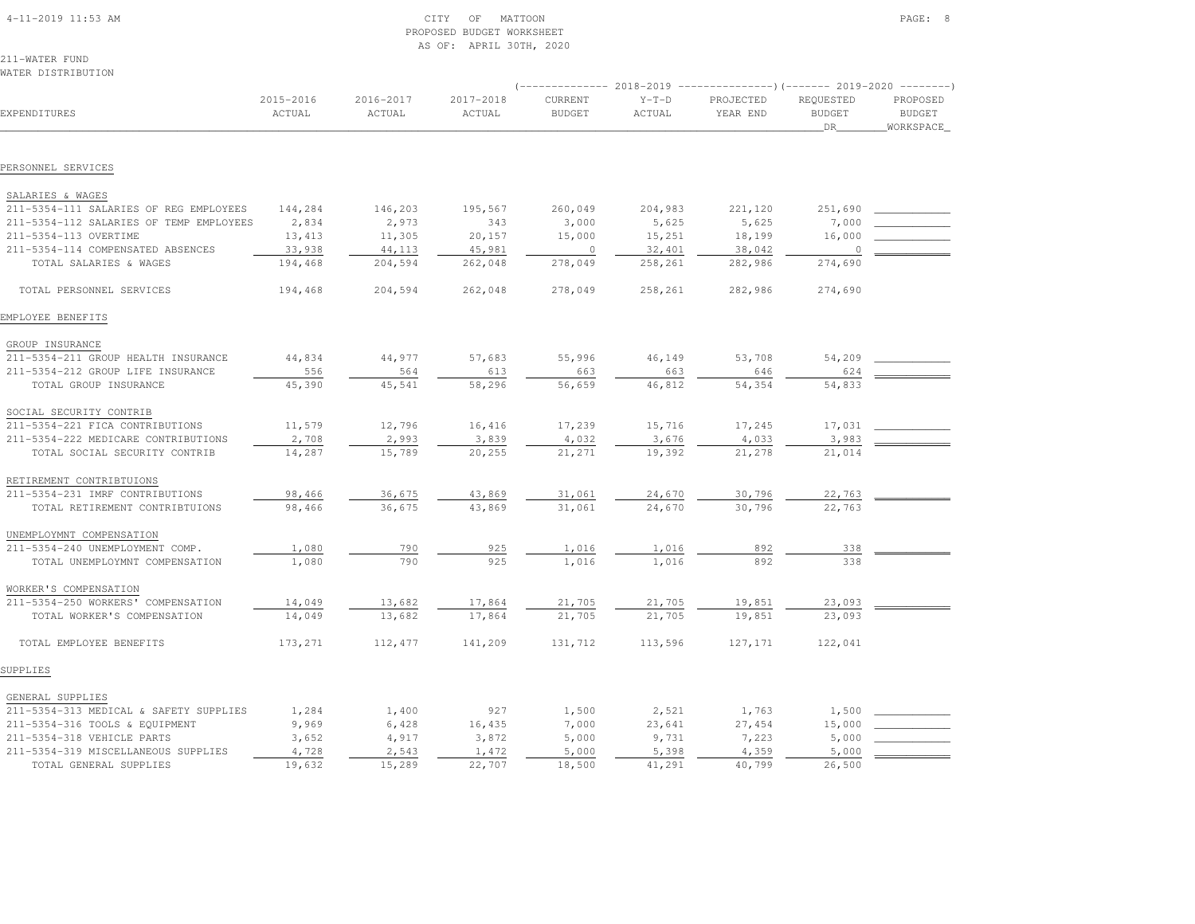CITY OF MATTOON
PROPOSED BUDGET WORKSHEET
AS OF: APRIL 30TH, 2020

211-WATER FUND
WATER DISTRIBUTION

| EXPENDITURES | 2015-2016 ACTUAL | 2016-2017 ACTUAL | 2017-2018 ACTUAL | 2018-2019 CURRENT BUDGET | 2018-2019 Y-T-D ACTUAL | 2018-2019 PROJECTED YEAR END | 2019-2020 REQUESTED BUDGET DR | 2019-2020 PROPOSED BUDGET WORKSPACE |
|---|---|---|---|---|---|---|---|---|
| PERSONNEL SERVICES | | | | | | | | |
| SALARIES & WAGES | | | | | | | | |
| 211-5354-111 SALARIES OF REG EMPLOYEES | 144,284 | 146,203 | 195,567 | 260,049 | 204,983 | 221,120 | 251,690 | |
| 211-5354-112 SALARIES OF TEMP EMPLOYEES | 2,834 | 2,973 | 343 | 3,000 | 5,625 | 5,625 | 7,000 | |
| 211-5354-113 OVERTIME | 13,413 | 11,305 | 20,157 | 15,000 | 15,251 | 18,199 | 16,000 | |
| 211-5354-114 COMPENSATED ABSENCES | 33,938 | 44,113 | 45,981 | 0 | 32,401 | 38,042 | 0 | |
| TOTAL SALARIES & WAGES | 194,468 | 204,594 | 262,048 | 278,049 | 258,261 | 282,986 | 274,690 | |
| TOTAL PERSONNEL SERVICES | 194,468 | 204,594 | 262,048 | 278,049 | 258,261 | 282,986 | 274,690 | |
| EMPLOYEE BENEFITS | | | | | | | | |
| GROUP INSURANCE | | | | | | | | |
| 211-5354-211 GROUP HEALTH INSURANCE | 44,834 | 44,977 | 57,683 | 55,996 | 46,149 | 53,708 | 54,209 | |
| 211-5354-212 GROUP LIFE INSURANCE | 556 | 564 | 613 | 663 | 663 | 646 | 624 | |
| TOTAL GROUP INSURANCE | 45,390 | 45,541 | 58,296 | 56,659 | 46,812 | 54,354 | 54,833 | |
| SOCIAL SECURITY CONTRIB | | | | | | | | |
| 211-5354-221 FICA CONTRIBUTIONS | 11,579 | 12,796 | 16,416 | 17,239 | 15,716 | 17,245 | 17,031 | |
| 211-5354-222 MEDICARE CONTRIBUTIONS | 2,708 | 2,993 | 3,839 | 4,032 | 3,676 | 4,033 | 3,983 | |
| TOTAL SOCIAL SECURITY CONTRIB | 14,287 | 15,789 | 20,255 | 21,271 | 19,392 | 21,278 | 21,014 | |
| RETIREMENT CONTRIBTUIONS | | | | | | | | |
| 211-5354-231 IMRF CONTRIBUTIONS | 98,466 | 36,675 | 43,869 | 31,061 | 24,670 | 30,796 | 22,763 | |
| TOTAL RETIREMENT CONTRIBTUIONS | 98,466 | 36,675 | 43,869 | 31,061 | 24,670 | 30,796 | 22,763 | |
| UNEMPLOYMNT COMPENSATION | | | | | | | | |
| 211-5354-240 UNEMPLOYMENT COMP. | 1,080 | 790 | 925 | 1,016 | 1,016 | 892 | 338 | |
| TOTAL UNEMPLOYMNT COMPENSATION | 1,080 | 790 | 925 | 1,016 | 1,016 | 892 | 338 | |
| WORKER'S COMPENSATION | | | | | | | | |
| 211-5354-250 WORKERS' COMPENSATION | 14,049 | 13,682 | 17,864 | 21,705 | 21,705 | 19,851 | 23,093 | |
| TOTAL WORKER'S COMPENSATION | 14,049 | 13,682 | 17,864 | 21,705 | 21,705 | 19,851 | 23,093 | |
| TOTAL EMPLOYEE BENEFITS | 173,271 | 112,477 | 141,209 | 131,712 | 113,596 | 127,171 | 122,041 | |
| SUPPLIES | | | | | | | | |
| GENERAL SUPPLIES | | | | | | | | |
| 211-5354-313 MEDICAL & SAFETY SUPPLIES | 1,284 | 1,400 | 927 | 1,500 | 2,521 | 1,763 | 1,500 | |
| 211-5354-316 TOOLS & EQUIPMENT | 9,969 | 6,428 | 16,435 | 7,000 | 23,641 | 27,454 | 15,000 | |
| 211-5354-318 VEHICLE PARTS | 3,652 | 4,917 | 3,872 | 5,000 | 9,731 | 7,223 | 5,000 | |
| 211-5354-319 MISCELLANEOUS SUPPLIES | 4,728 | 2,543 | 1,472 | 5,000 | 5,398 | 4,359 | 5,000 | |
| TOTAL GENERAL SUPPLIES | 19,632 | 15,289 | 22,707 | 18,500 | 41,291 | 40,799 | 26,500 | |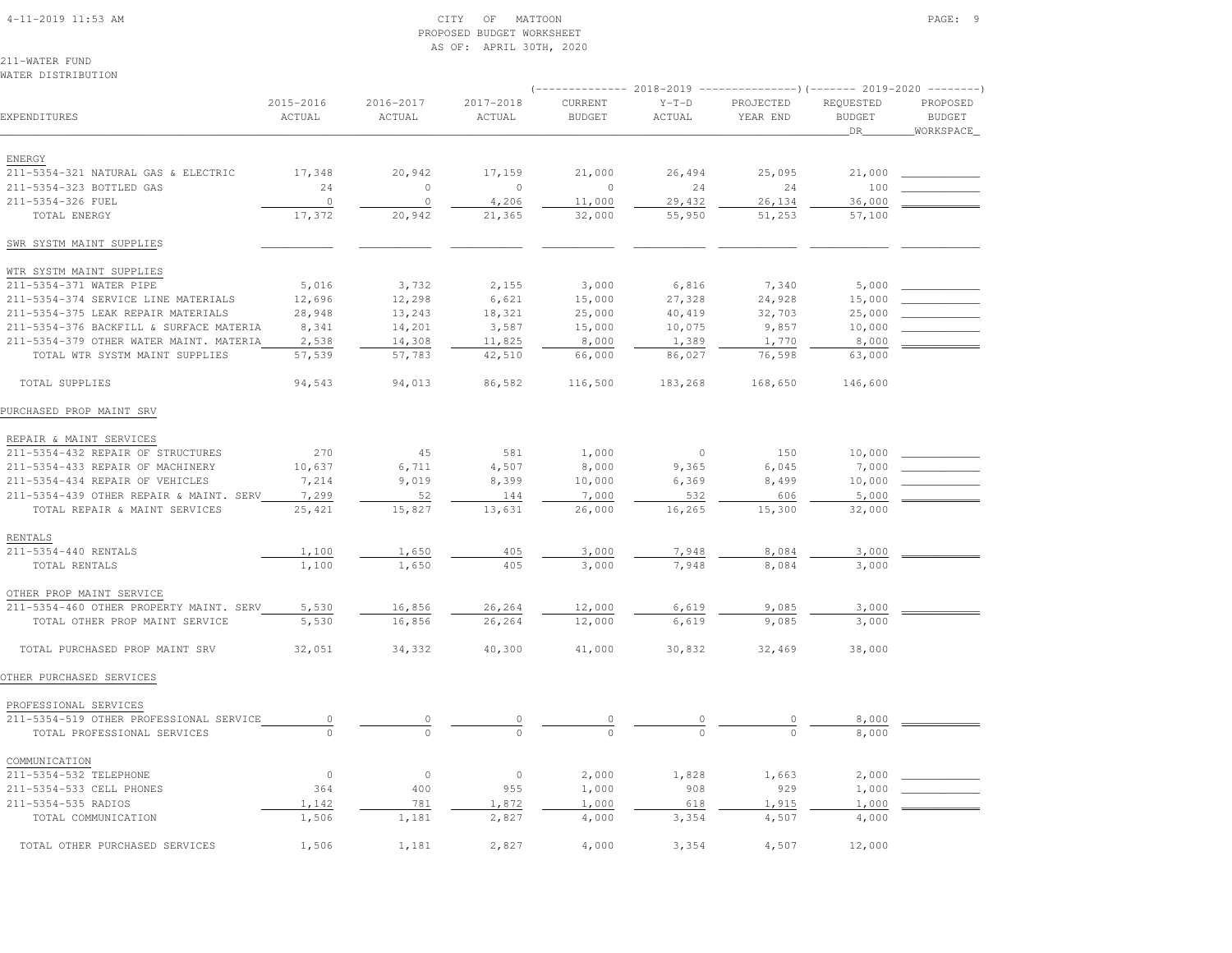CITY OF MATTOON
PROPOSED BUDGET WORKSHEET
AS OF: APRIL 30TH, 2020

211-WATER FUND
WATER DISTRIBUTION

| EXPENDITURES | 2015-2016 ACTUAL | 2016-2017 ACTUAL | 2017-2018 ACTUAL | 2018-2019 CURRENT BUDGET | 2018-2019 Y-T-D ACTUAL | 2018-2019 PROJECTED YEAR END | 2019-2020 REQUESTED BUDGET DR | 2019-2020 PROPOSED BUDGET WORKSPACE |
|---|---|---|---|---|---|---|---|---|
| ENERGY | | | | | | | | |
| 211-5354-321 NATURAL GAS & ELECTRIC | 17,348 | 20,942 | 17,159 | 21,000 | 26,494 | 25,095 | 21,000 | |
| 211-5354-323 BOTTLED GAS | 24 | 0 | 0 | 0 | 24 | 24 | 100 | |
| 211-5354-326 FUEL | 0 | 0 | 4,206 | 11,000 | 29,432 | 26,134 | 36,000 | |
| TOTAL ENERGY | 17,372 | 20,942 | 21,365 | 32,000 | 55,950 | 51,253 | 57,100 | |
| SWR SYSTM MAINT SUPPLIES | | | | | | | | |
| WTR SYSTM MAINT SUPPLIES | | | | | | | | |
| 211-5354-371 WATER PIPE | 5,016 | 3,732 | 2,155 | 3,000 | 6,816 | 7,340 | 5,000 | |
| 211-5354-374 SERVICE LINE MATERIALS | 12,696 | 12,298 | 6,621 | 15,000 | 27,328 | 24,928 | 15,000 | |
| 211-5354-375 LEAK REPAIR MATERIALS | 28,948 | 13,243 | 18,321 | 25,000 | 40,419 | 32,703 | 25,000 | |
| 211-5354-376 BACKFILL & SURFACE MATERIA | 8,341 | 14,201 | 3,587 | 15,000 | 10,075 | 9,857 | 10,000 | |
| 211-5354-379 OTHER WATER MAINT. MATERIA | 2,538 | 14,308 | 11,825 | 8,000 | 1,389 | 1,770 | 8,000 | |
| TOTAL WTR SYSTM MAINT SUPPLIES | 57,539 | 57,783 | 42,510 | 66,000 | 86,027 | 76,598 | 63,000 | |
| TOTAL SUPPLIES | 94,543 | 94,013 | 86,582 | 116,500 | 183,268 | 168,650 | 146,600 | |
| PURCHASED PROP MAINT SRV | | | | | | | | |
| REPAIR & MAINT SERVICES | | | | | | | | |
| 211-5354-432 REPAIR OF STRUCTURES | 270 | 45 | 581 | 1,000 | 0 | 150 | 10,000 | |
| 211-5354-433 REPAIR OF MACHINERY | 10,637 | 6,711 | 4,507 | 8,000 | 9,365 | 6,045 | 7,000 | |
| 211-5354-434 REPAIR OF VEHICLES | 7,214 | 9,019 | 8,399 | 10,000 | 6,369 | 8,499 | 10,000 | |
| 211-5354-439 OTHER REPAIR & MAINT. SERV | 7,299 | 52 | 144 | 7,000 | 532 | 606 | 5,000 | |
| TOTAL REPAIR & MAINT SERVICES | 25,421 | 15,827 | 13,631 | 26,000 | 16,265 | 15,300 | 32,000 | |
| RENTALS | | | | | | | | |
| 211-5354-440 RENTALS | 1,100 | 1,650 | 405 | 3,000 | 7,948 | 8,084 | 3,000 | |
| TOTAL RENTALS | 1,100 | 1,650 | 405 | 3,000 | 7,948 | 8,084 | 3,000 | |
| OTHER PROP MAINT SERVICE | | | | | | | | |
| 211-5354-460 OTHER PROPERTY MAINT. SERV | 5,530 | 16,856 | 26,264 | 12,000 | 6,619 | 9,085 | 3,000 | |
| TOTAL OTHER PROP MAINT SERVICE | 5,530 | 16,856 | 26,264 | 12,000 | 6,619 | 9,085 | 3,000 | |
| TOTAL PURCHASED PROP MAINT SRV | 32,051 | 34,332 | 40,300 | 41,000 | 30,832 | 32,469 | 38,000 | |
| OTHER PURCHASED SERVICES | | | | | | | | |
| PROFESSIONAL SERVICES | | | | | | | | |
| 211-5354-519 OTHER PROFESSIONAL SERVICE | 0 | 0 | 0 | 0 | 0 | 0 | 8,000 | |
| TOTAL PROFESSIONAL SERVICES | 0 | 0 | 0 | 0 | 0 | 0 | 8,000 | |
| COMMUNICATION | | | | | | | | |
| 211-5354-532 TELEPHONE | 0 | 0 | 0 | 2,000 | 1,828 | 1,663 | 2,000 | |
| 211-5354-533 CELL PHONES | 364 | 400 | 955 | 1,000 | 908 | 929 | 1,000 | |
| 211-5354-535 RADIOS | 1,142 | 781 | 1,872 | 1,000 | 618 | 1,915 | 1,000 | |
| TOTAL COMMUNICATION | 1,506 | 1,181 | 2,827 | 4,000 | 3,354 | 4,507 | 4,000 | |
| TOTAL OTHER PURCHASED SERVICES | 1,506 | 1,181 | 2,827 | 4,000 | 3,354 | 4,507 | 12,000 | |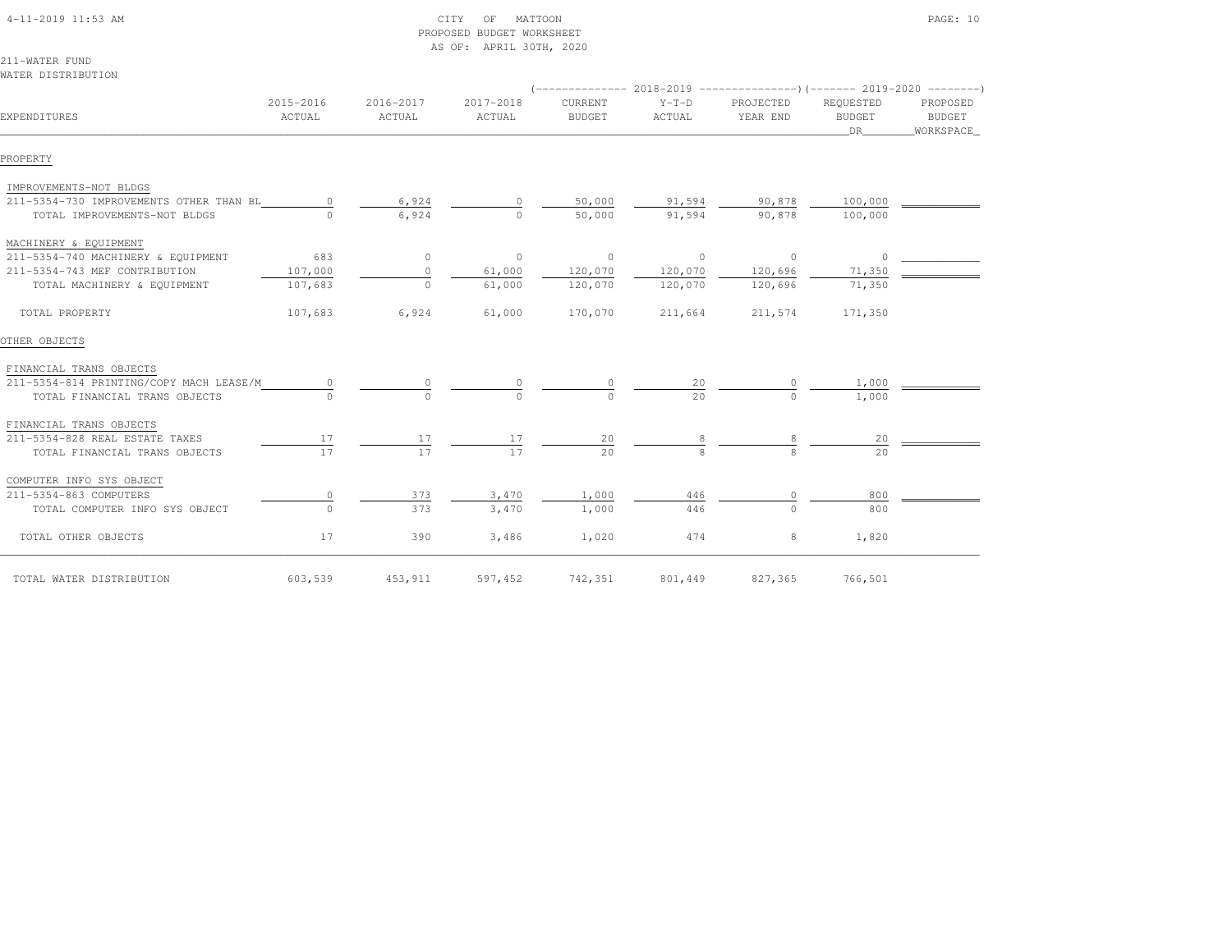CITY OF MATTOON
PROPOSED BUDGET WORKSHEET
AS OF: APRIL 30TH, 2020

211-WATER FUND
WATER DISTRIBUTION

| EXPENDITURES | 2015-2016 ACTUAL | 2016-2017 ACTUAL | 2017-2018 ACTUAL | 2018-2019 CURRENT BUDGET | 2018-2019 Y-T-D ACTUAL | 2018-2019 PROJECTED YEAR END | 2019-2020 REQUESTED BUDGET DR | 2019-2020 PROPOSED BUDGET WORKSPACE |
|---|---|---|---|---|---|---|---|---|
| **PROPERTY** | | | | | | | | |
| IMPROVEMENTS-NOT BLDGS | | | | | | | | |
| 211-5354-730 IMPROVEMENTS OTHER THAN BL | 0 | 6,924 | 0 | 50,000 | 91,594 | 90,878 | 100,000 | |
| TOTAL IMPROVEMENTS-NOT BLDGS | 0 | 6,924 | 0 | 50,000 | 91,594 | 90,878 | 100,000 | |
| MACHINERY & EQUIPMENT | | | | | | | | |
| 211-5354-740 MACHINERY & EQUIPMENT | 683 | 0 | 0 | 0 | 0 | 0 | 0 | |
| 211-5354-743 MEF CONTRIBUTION | 107,000 | 0 | 61,000 | 120,070 | 120,070 | 120,696 | 71,350 | |
| TOTAL MACHINERY & EQUIPMENT | 107,683 | 0 | 61,000 | 120,070 | 120,070 | 120,696 | 71,350 | |
| TOTAL PROPERTY | 107,683 | 6,924 | 61,000 | 170,070 | 211,664 | 211,574 | 171,350 | |
| **OTHER OBJECTS** | | | | | | | | |
| FINANCIAL TRANS OBJECTS | | | | | | | | |
| 211-5354-814 PRINTING/COPY MACH LEASE/M | 0 | 0 | 0 | 0 | 20 | 0 | 1,000 | |
| TOTAL FINANCIAL TRANS OBJECTS | 0 | 0 | 0 | 0 | 20 | 0 | 1,000 | |
| FINANCIAL TRANS OBJECTS | | | | | | | | |
| 211-5354-828 REAL ESTATE TAXES | 17 | 17 | 17 | 20 | 8 | 8 | 20 | |
| TOTAL FINANCIAL TRANS OBJECTS | 17 | 17 | 17 | 20 | 8 | 8 | 20 | |
| COMPUTER INFO SYS OBJECT | | | | | | | | |
| 211-5354-863 COMPUTERS | 0 | 373 | 3,470 | 1,000 | 446 | 0 | 800 | |
| TOTAL COMPUTER INFO SYS OBJECT | 0 | 373 | 3,470 | 1,000 | 446 | 0 | 800 | |
| TOTAL OTHER OBJECTS | 17 | 390 | 3,486 | 1,020 | 474 | 8 | 1,820 | |
| TOTAL WATER DISTRIBUTION | 603,539 | 453,911 | 597,452 | 742,351 | 801,449 | 827,365 | 766,501 | |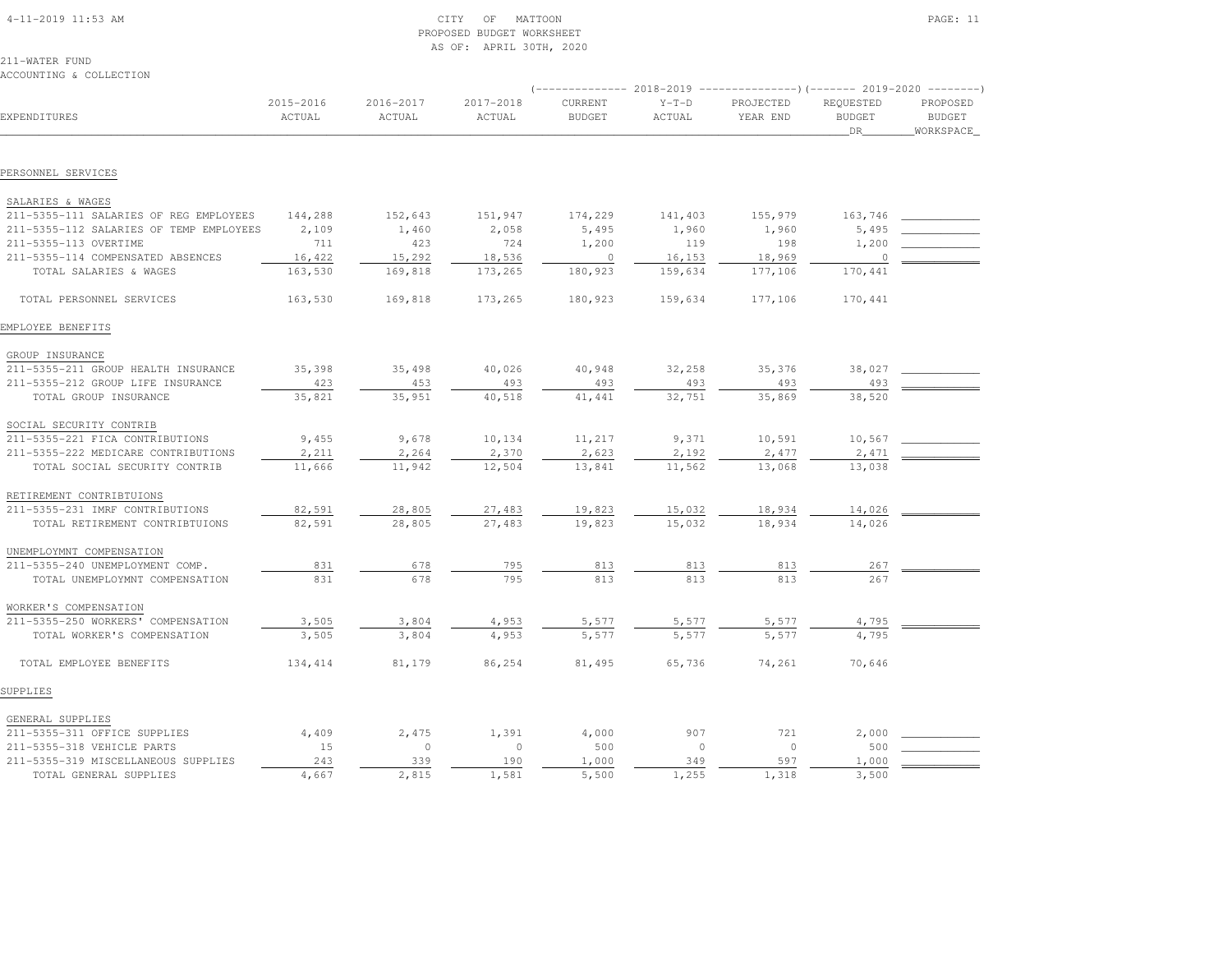CITY OF MATTOON
PROPOSED BUDGET WORKSHEET
AS OF: APRIL 30TH, 2020

211-WATER FUND
ACCOUNTING & COLLECTION

| EXPENDITURES | 2015-2016 ACTUAL | 2016-2017 ACTUAL | 2017-2018 ACTUAL | 2018-2019 CURRENT BUDGET | 2018-2019 Y-T-D ACTUAL | 2018-2019 PROJECTED YEAR END | 2019-2020 REQUESTED BUDGET DR | 2019-2020 PROPOSED BUDGET WORKSPACE |
|---|---|---|---|---|---|---|---|---|
| **PERSONNEL SERVICES** | | | | | | | | |
| SALARIES & WAGES | | | | | | | | |
| 211-5355-111 SALARIES OF REG EMPLOYEES | 144,288 | 152,643 | 151,947 | 174,229 | 141,403 | 155,979 | 163,746 | |
| 211-5355-112 SALARIES OF TEMP EMPLOYEES | 2,109 | 1,460 | 2,058 | 5,495 | 1,960 | 1,960 | 5,495 | |
| 211-5355-113 OVERTIME | 711 | 423 | 724 | 1,200 | 119 | 198 | 1,200 | |
| 211-5355-114 COMPENSATED ABSENCES | 16,422 | 15,292 | 18,536 | 0 | 16,153 | 18,969 | 0 | |
| TOTAL SALARIES & WAGES | 163,530 | 169,818 | 173,265 | 180,923 | 159,634 | 177,106 | 170,441 | |
| TOTAL PERSONNEL SERVICES | 163,530 | 169,818 | 173,265 | 180,923 | 159,634 | 177,106 | 170,441 | |
| **EMPLOYEE BENEFITS** | | | | | | | | |
| GROUP INSURANCE | | | | | | | | |
| 211-5355-211 GROUP HEALTH INSURANCE | 35,398 | 35,498 | 40,026 | 40,948 | 32,258 | 35,376 | 38,027 | |
| 211-5355-212 GROUP LIFE INSURANCE | 423 | 453 | 493 | 493 | 493 | 493 | 493 | |
| TOTAL GROUP INSURANCE | 35,821 | 35,951 | 40,518 | 41,441 | 32,751 | 35,869 | 38,520 | |
| SOCIAL SECURITY CONTRIB | | | | | | | | |
| 211-5355-221 FICA CONTRIBUTIONS | 9,455 | 9,678 | 10,134 | 11,217 | 9,371 | 10,591 | 10,567 | |
| 211-5355-222 MEDICARE CONTRIBUTIONS | 2,211 | 2,264 | 2,370 | 2,623 | 2,192 | 2,477 | 2,471 | |
| TOTAL SOCIAL SECURITY CONTRIB | 11,666 | 11,942 | 12,504 | 13,841 | 11,562 | 13,068 | 13,038 | |
| RETIREMENT CONTRIBTUIONS | | | | | | | | |
| 211-5355-231 IMRF CONTRIBUTIONS | 82,591 | 28,805 | 27,483 | 19,823 | 15,032 | 18,934 | 14,026 | |
| TOTAL RETIREMENT CONTRIBTUIONS | 82,591 | 28,805 | 27,483 | 19,823 | 15,032 | 18,934 | 14,026 | |
| UNEMPLOYMNT COMPENSATION | | | | | | | | |
| 211-5355-240 UNEMPLOYMENT COMP. | 831 | 678 | 795 | 813 | 813 | 813 | 267 | |
| TOTAL UNEMPLOYMNT COMPENSATION | 831 | 678 | 795 | 813 | 813 | 813 | 267 | |
| WORKER'S COMPENSATION | | | | | | | | |
| 211-5355-250 WORKERS' COMPENSATION | 3,505 | 3,804 | 4,953 | 5,577 | 5,577 | 5,577 | 4,795 | |
| TOTAL WORKER'S COMPENSATION | 3,505 | 3,804 | 4,953 | 5,577 | 5,577 | 5,577 | 4,795 | |
| TOTAL EMPLOYEE BENEFITS | 134,414 | 81,179 | 86,254 | 81,495 | 65,736 | 74,261 | 70,646 | |
| **SUPPLIES** | | | | | | | | |
| GENERAL SUPPLIES | | | | | | | | |
| 211-5355-311 OFFICE SUPPLIES | 4,409 | 2,475 | 1,391 | 4,000 | 907 | 721 | 2,000 | |
| 211-5355-318 VEHICLE PARTS | 15 | 0 | 0 | 500 | 0 | 0 | 500 | |
| 211-5355-319 MISCELLANEOUS SUPPLIES | 243 | 339 | 190 | 1,000 | 349 | 597 | 1,000 | |
| TOTAL GENERAL SUPPLIES | 4,667 | 2,815 | 1,581 | 5,500 | 1,255 | 1,318 | 3,500 | |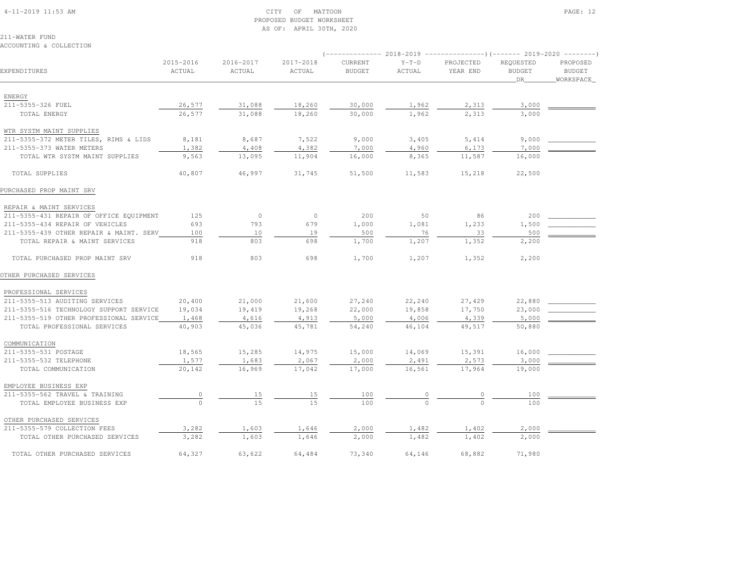CITY OF MATTOON
PROPOSED BUDGET WORKSHEET
AS OF: APRIL 30TH, 2020

211-WATER FUND
ACCOUNTING & COLLECTION

| EXPENDITURES | 2015-2016 ACTUAL | 2016-2017 ACTUAL | 2017-2018 ACTUAL | 2018-2019 CURRENT BUDGET | 2018-2019 Y-T-D ACTUAL | 2018-2019 PROJECTED YEAR END | 2019-2020 REQUESTED BUDGET DR | 2019-2020 PROPOSED BUDGET WORKSPACE |
|---|---|---|---|---|---|---|---|---|
| ENERGY | | | | | | | | |
| 211-5355-326 FUEL | 26,577 | 31,088 | 18,260 | 30,000 | 1,962 | 2,313 | 3,000 | |
| TOTAL ENERGY | 26,577 | 31,088 | 18,260 | 30,000 | 1,962 | 2,313 | 3,000 | |
| WTR SYSTM MAINT SUPPLIES | | | | | | | | |
| 211-5355-372 METER TILES, RIMS & LIDS | 8,181 | 8,687 | 7,522 | 9,000 | 3,405 | 5,414 | 9,000 | |
| 211-5355-373 WATER METERS | 1,382 | 4,408 | 4,382 | 7,000 | 4,960 | 6,173 | 7,000 | |
| TOTAL WTR SYSTM MAINT SUPPLIES | 9,563 | 13,095 | 11,904 | 16,000 | 8,365 | 11,587 | 16,000 | |
| TOTAL SUPPLIES | 40,807 | 46,997 | 31,745 | 51,500 | 11,583 | 15,218 | 22,500 | |
| PURCHASED PROP MAINT SRV | | | | | | | | |
| REPAIR & MAINT SERVICES | | | | | | | | |
| 211-5355-431 REPAIR OF OFFICE EQUIPMENT | 125 | 0 | 0 | 200 | 50 | 86 | 200 | |
| 211-5355-434 REPAIR OF VEHICLES | 693 | 793 | 679 | 1,000 | 1,081 | 1,233 | 1,500 | |
| 211-5355-439 OTHER REPAIR & MAINT. SERV | 100 | 10 | 19 | 500 | 76 | 33 | 500 | |
| TOTAL REPAIR & MAINT SERVICES | 918 | 803 | 698 | 1,700 | 1,207 | 1,352 | 2,200 | |
| TOTAL PURCHASED PROP MAINT SRV | 918 | 803 | 698 | 1,700 | 1,207 | 1,352 | 2,200 | |
| OTHER PURCHASED SERVICES | | | | | | | | |
| PROFESSIONAL SERVICES | | | | | | | | |
| 211-5355-513 AUDITING SERVICES | 20,400 | 21,000 | 21,600 | 27,240 | 22,240 | 27,429 | 22,880 | |
| 211-5355-516 TECHNOLOGY SUPPORT SERVICE | 19,034 | 19,419 | 19,268 | 22,000 | 19,858 | 17,750 | 23,000 | |
| 211-5355-519 OTHER PROFESSIONAL SERVICE | 1,468 | 4,616 | 4,913 | 5,000 | 4,006 | 4,339 | 5,000 | |
| TOTAL PROFESSIONAL SERVICES | 40,903 | 45,036 | 45,781 | 54,240 | 46,104 | 49,517 | 50,880 | |
| COMMUNICATION | | | | | | | | |
| 211-5355-531 POSTAGE | 18,565 | 15,285 | 14,975 | 15,000 | 14,069 | 15,391 | 16,000 | |
| 211-5355-532 TELEPHONE | 1,577 | 1,683 | 2,067 | 2,000 | 2,491 | 2,573 | 3,000 | |
| TOTAL COMMUNICATION | 20,142 | 16,969 | 17,042 | 17,000 | 16,561 | 17,964 | 19,000 | |
| EMPLOYEE BUSINESS EXP | | | | | | | | |
| 211-5355-562 TRAVEL & TRAINING | 0 | 15 | 15 | 100 | 0 | 0 | 100 | |
| TOTAL EMPLOYEE BUSINESS EXP | 0 | 15 | 15 | 100 | 0 | 0 | 100 | |
| OTHER PURCHASED SERVICES | | | | | | | | |
| 211-5355-579 COLLECTION FEES | 3,282 | 1,603 | 1,646 | 2,000 | 1,482 | 1,402 | 2,000 | |
| TOTAL OTHER PURCHASED SERVICES | 3,282 | 1,603 | 1,646 | 2,000 | 1,482 | 1,402 | 2,000 | |
| TOTAL OTHER PURCHASED SERVICES | 64,327 | 63,622 | 64,484 | 73,340 | 64,146 | 68,882 | 71,980 | |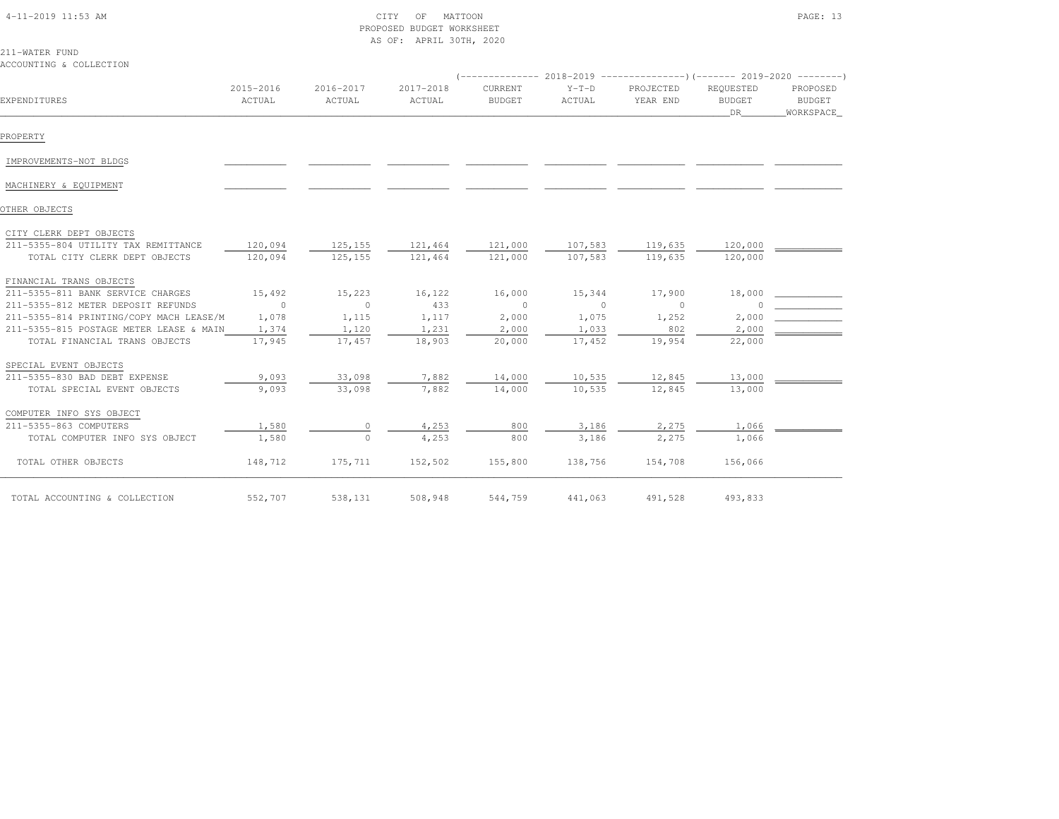CITY OF MATTOON
PROPOSED BUDGET WORKSHEET
AS OF: APRIL 30TH, 2020

211-WATER FUND
ACCOUNTING & COLLECTION

| EXPENDITURES | 2015-2016 ACTUAL | 2016-2017 ACTUAL | 2017-2018 ACTUAL | 2018-2019 CURRENT BUDGET | 2018-2019 Y-T-D ACTUAL | 2018-2019 PROJECTED YEAR END | 2019-2020 REQUESTED BUDGET DR | 2019-2020 PROPOSED BUDGET WORKSPACE |
|---|---|---|---|---|---|---|---|---|
| PROPERTY | | | | | | | | |
| IMPROVEMENTS-NOT BLDGS | | | | | | | | |
| MACHINERY & EQUIPMENT | | | | | | | | |
| OTHER OBJECTS | | | | | | | | |
| CITY CLERK DEPT OBJECTS | | | | | | | | |
| 211-5355-804 UTILITY TAX REMITTANCE | 120,094 | 125,155 | 121,464 | 121,000 | 107,583 | 119,635 | 120,000 | |
| TOTAL CITY CLERK DEPT OBJECTS | 120,094 | 125,155 | 121,464 | 121,000 | 107,583 | 119,635 | 120,000 | |
| FINANCIAL TRANS OBJECTS | | | | | | | | |
| 211-5355-811 BANK SERVICE CHARGES | 15,492 | 15,223 | 16,122 | 16,000 | 15,344 | 17,900 | 18,000 | |
| 211-5355-812 METER DEPOSIT REFUNDS | 0 | 0 | 433 | 0 | 0 | 0 | 0 | |
| 211-5355-814 PRINTING/COPY MACH LEASE/M | 1,078 | 1,115 | 1,117 | 2,000 | 1,075 | 1,252 | 2,000 | |
| 211-5355-815 POSTAGE METER LEASE & MAIN | 1,374 | 1,120 | 1,231 | 2,000 | 1,033 | 802 | 2,000 | |
| TOTAL FINANCIAL TRANS OBJECTS | 17,945 | 17,457 | 18,903 | 20,000 | 17,452 | 19,954 | 22,000 | |
| SPECIAL EVENT OBJECTS | | | | | | | | |
| 211-5355-830 BAD DEBT EXPENSE | 9,093 | 33,098 | 7,882 | 14,000 | 10,535 | 12,845 | 13,000 | |
| TOTAL SPECIAL EVENT OBJECTS | 9,093 | 33,098 | 7,882 | 14,000 | 10,535 | 12,845 | 13,000 | |
| COMPUTER INFO SYS OBJECT | | | | | | | | |
| 211-5355-863 COMPUTERS | 1,580 | 0 | 4,253 | 800 | 3,186 | 2,275 | 1,066 | |
| TOTAL COMPUTER INFO SYS OBJECT | 1,580 | 0 | 4,253 | 800 | 3,186 | 2,275 | 1,066 | |
| TOTAL OTHER OBJECTS | 148,712 | 175,711 | 152,502 | 155,800 | 138,756 | 154,708 | 156,066 | |
| TOTAL ACCOUNTING & COLLECTION | 552,707 | 538,131 | 508,948 | 544,759 | 441,063 | 491,528 | 493,833 | |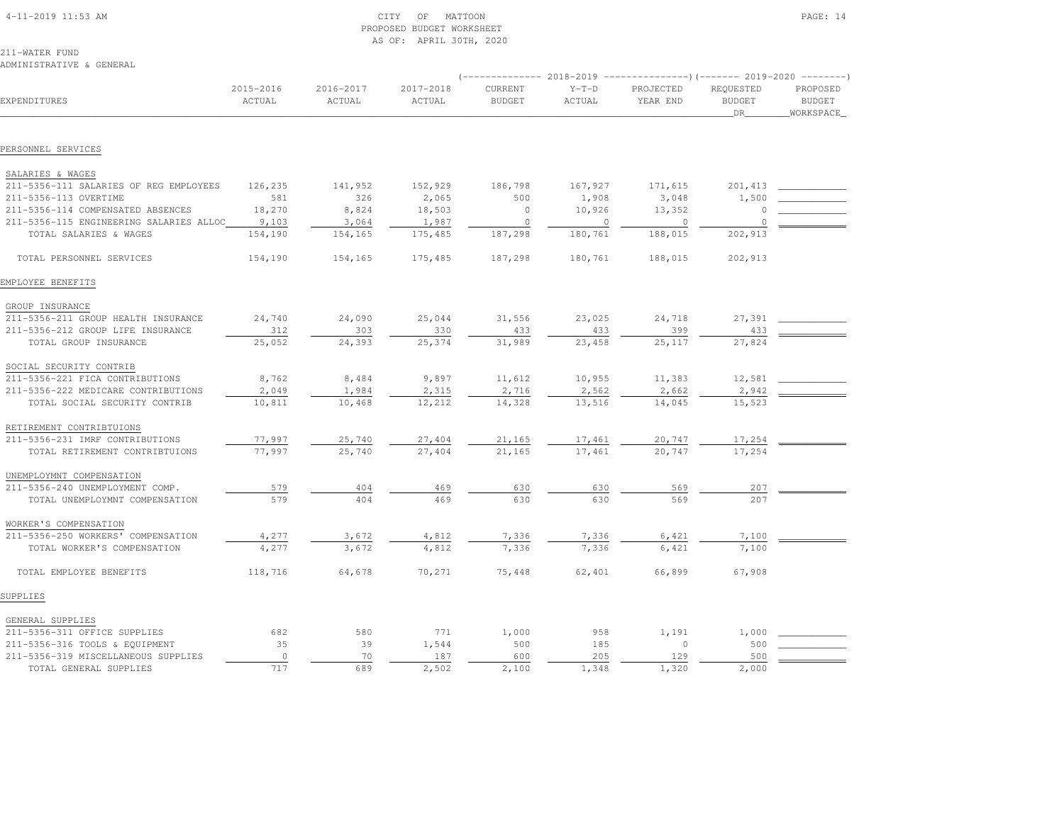CITY OF MATTOON
PROPOSED BUDGET WORKSHEET
AS OF: APRIL 30TH, 2020

211-WATER FUND
ADMINISTRATIVE & GENERAL

| EXPENDITURES | 2015-2016 ACTUAL | 2016-2017 ACTUAL | 2017-2018 ACTUAL | 2018-2019 CURRENT BUDGET | 2018-2019 Y-T-D ACTUAL | 2018-2019 PROJECTED YEAR END | 2019-2020 REQUESTED BUDGET DR | 2019-2020 PROPOSED BUDGET WORKSPACE |
|---|---|---|---|---|---|---|---|---|
| **PERSONNEL SERVICES** | | | | | | | | |
| SALARIES & WAGES | | | | | | | | |
| 211-5356-111 SALARIES OF REG EMPLOYEES | 126,235 | 141,952 | 152,929 | 186,798 | 167,927 | 171,615 | 201,413 | |
| 211-5356-113 OVERTIME | 581 | 326 | 2,065 | 500 | 1,908 | 3,048 | 1,500 | |
| 211-5356-114 COMPENSATED ABSENCES | 18,270 | 8,824 | 18,503 | 0 | 10,926 | 13,352 | 0 | |
| 211-5356-115 ENGINEERING SALARIES ALLOC | 9,103 | 3,064 | 1,987 | 0 | 0 | 0 | 0 | |
| TOTAL SALARIES & WAGES | 154,190 | 154,165 | 175,485 | 187,298 | 180,761 | 188,015 | 202,913 | |
| TOTAL PERSONNEL SERVICES | 154,190 | 154,165 | 175,485 | 187,298 | 180,761 | 188,015 | 202,913 | |
| **EMPLOYEE BENEFITS** | | | | | | | | |
| GROUP INSURANCE | | | | | | | | |
| 211-5356-211 GROUP HEALTH INSURANCE | 24,740 | 24,090 | 25,044 | 31,556 | 23,025 | 24,718 | 27,391 | |
| 211-5356-212 GROUP LIFE INSURANCE | 312 | 303 | 330 | 433 | 433 | 399 | 433 | |
| TOTAL GROUP INSURANCE | 25,052 | 24,393 | 25,374 | 31,989 | 23,458 | 25,117 | 27,824 | |
| SOCIAL SECURITY CONTRIB | | | | | | | | |
| 211-5356-221 FICA CONTRIBUTIONS | 8,762 | 8,484 | 9,897 | 11,612 | 10,955 | 11,383 | 12,581 | |
| 211-5356-222 MEDICARE CONTRIBUTIONS | 2,049 | 1,984 | 2,315 | 2,716 | 2,562 | 2,662 | 2,942 | |
| TOTAL SOCIAL SECURITY CONTRIB | 10,811 | 10,468 | 12,212 | 14,328 | 13,516 | 14,045 | 15,523 | |
| RETIREMENT CONTRIBTUIONS | | | | | | | | |
| 211-5356-231 IMRF CONTRIBUTIONS | 77,997 | 25,740 | 27,404 | 21,165 | 17,461 | 20,747 | 17,254 | |
| TOTAL RETIREMENT CONTRIBTUIONS | 77,997 | 25,740 | 27,404 | 21,165 | 17,461 | 20,747 | 17,254 | |
| UNEMPLOYMNT COMPENSATION | | | | | | | | |
| 211-5356-240 UNEMPLOYMENT COMP. | 579 | 404 | 469 | 630 | 630 | 569 | 207 | |
| TOTAL UNEMPLOYMNT COMPENSATION | 579 | 404 | 469 | 630 | 630 | 569 | 207 | |
| WORKER'S COMPENSATION | | | | | | | | |
| 211-5356-250 WORKERS' COMPENSATION | 4,277 | 3,672 | 4,812 | 7,336 | 7,336 | 6,421 | 7,100 | |
| TOTAL WORKER'S COMPENSATION | 4,277 | 3,672 | 4,812 | 7,336 | 7,336 | 6,421 | 7,100 | |
| TOTAL EMPLOYEE BENEFITS | 118,716 | 64,678 | 70,271 | 75,448 | 62,401 | 66,899 | 67,908 | |
| **SUPPLIES** | | | | | | | | |
| GENERAL SUPPLIES | | | | | | | | |
| 211-5356-311 OFFICE SUPPLIES | 682 | 580 | 771 | 1,000 | 958 | 1,191 | 1,000 | |
| 211-5356-316 TOOLS & EQUIPMENT | 35 | 39 | 1,544 | 500 | 185 | 0 | 500 | |
| 211-5356-319 MISCELLANEOUS SUPPLIES | 0 | 70 | 187 | 600 | 205 | 129 | 500 | |
| TOTAL GENERAL SUPPLIES | 717 | 689 | 2,502 | 2,100 | 1,348 | 1,320 | 2,000 | |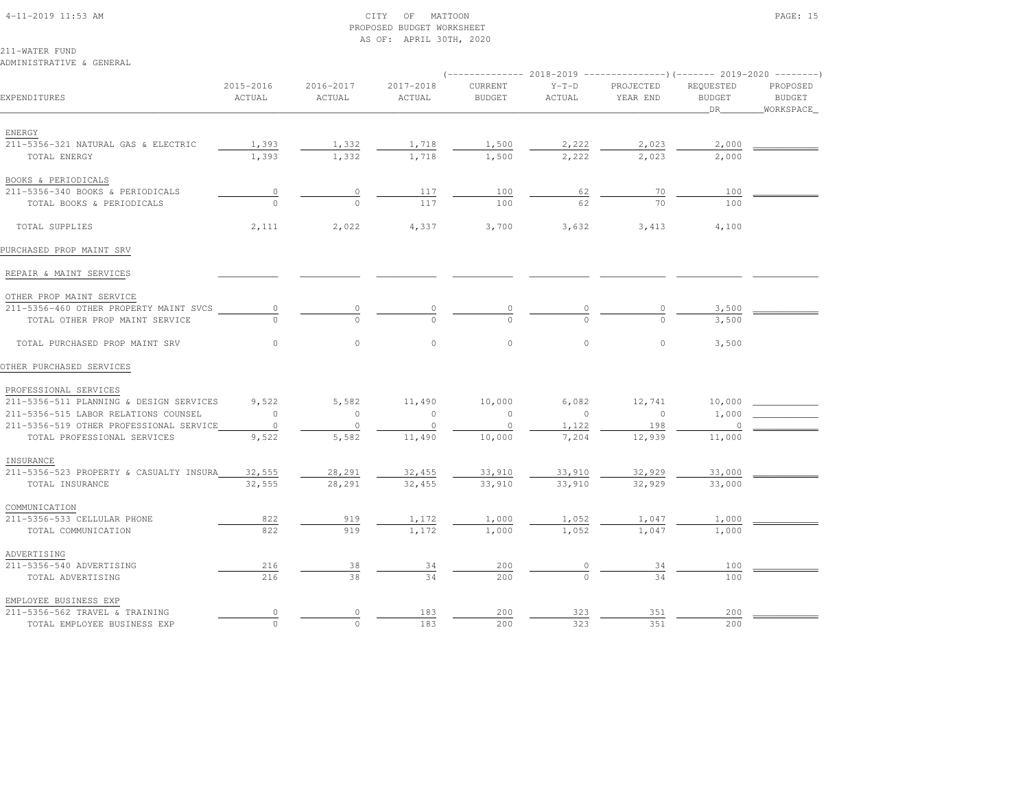CITY OF MATTOON
PROPOSED BUDGET WORKSHEET
AS OF: APRIL 30TH, 2020

211-WATER FUND
ADMINISTRATIVE & GENERAL

| EXPENDITURES | 2015-2016 ACTUAL | 2016-2017 ACTUAL | 2017-2018 ACTUAL | 2018-2019 CURRENT BUDGET | 2018-2019 Y-T-D ACTUAL | 2018-2019 PROJECTED YEAR END | 2019-2020 REQUESTED BUDGET DR | 2019-2020 PROPOSED BUDGET WORKSPACE |
|---|---|---|---|---|---|---|---|---|
| ENERGY | | | | | | | | |
| 211-5356-321 NATURAL GAS & ELECTRIC | 1,393 | 1,332 | 1,718 | 1,500 | 2,222 | 2,023 | 2,000 | |
| TOTAL ENERGY | 1,393 | 1,332 | 1,718 | 1,500 | 2,222 | 2,023 | 2,000 | |
| BOOKS & PERIODICALS | | | | | | | | |
| 211-5356-340 BOOKS & PERIODICALS | 0 | 0 | 117 | 100 | 62 | 70 | 100 | |
| TOTAL BOOKS & PERIODICALS | 0 | 0 | 117 | 100 | 62 | 70 | 100 | |
| TOTAL SUPPLIES | 2,111 | 2,022 | 4,337 | 3,700 | 3,632 | 3,413 | 4,100 | |
| PURCHASED PROP MAINT SRV | | | | | | | | |
| REPAIR & MAINT SERVICES | | | | | | | | |
| OTHER PROP MAINT SERVICE | | | | | | | | |
| 211-5356-460 OTHER PROPERTY MAINT SVCS | 0 | 0 | 0 | 0 | 0 | 0 | 3,500 | |
| TOTAL OTHER PROP MAINT SERVICE | 0 | 0 | 0 | 0 | 0 | 0 | 3,500 | |
| TOTAL PURCHASED PROP MAINT SRV | 0 | 0 | 0 | 0 | 0 | 0 | 3,500 | |
| OTHER PURCHASED SERVICES | | | | | | | | |
| PROFESSIONAL SERVICES | | | | | | | | |
| 211-5356-511 PLANNING & DESIGN SERVICES | 9,522 | 5,582 | 11,490 | 10,000 | 6,082 | 12,741 | 10,000 | |
| 211-5356-515 LABOR RELATIONS COUNSEL | 0 | 0 | 0 | 0 | 0 | 0 | 1,000 | |
| 211-5356-519 OTHER PROFESSIONAL SERVICE | 0 | 0 | 0 | 0 | 1,122 | 198 | 0 | |
| TOTAL PROFESSIONAL SERVICES | 9,522 | 5,582 | 11,490 | 10,000 | 7,204 | 12,939 | 11,000 | |
| INSURANCE | | | | | | | | |
| 211-5356-523 PROPERTY & CASUALTY INSURA | 32,555 | 28,291 | 32,455 | 33,910 | 33,910 | 32,929 | 33,000 | |
| TOTAL INSURANCE | 32,555 | 28,291 | 32,455 | 33,910 | 33,910 | 32,929 | 33,000 | |
| COMMUNICATION | | | | | | | | |
| 211-5356-533 CELLULAR PHONE | 822 | 919 | 1,172 | 1,000 | 1,052 | 1,047 | 1,000 | |
| TOTAL COMMUNICATION | 822 | 919 | 1,172 | 1,000 | 1,052 | 1,047 | 1,000 | |
| ADVERTISING | | | | | | | | |
| 211-5356-540 ADVERTISING | 216 | 38 | 34 | 200 | 0 | 34 | 100 | |
| TOTAL ADVERTISING | 216 | 38 | 34 | 200 | 0 | 34 | 100 | |
| EMPLOYEE BUSINESS EXP | | | | | | | | |
| 211-5356-562 TRAVEL & TRAINING | 0 | 0 | 183 | 200 | 323 | 351 | 200 | |
| TOTAL EMPLOYEE BUSINESS EXP | 0 | 0 | 183 | 200 | 323 | 351 | 200 | |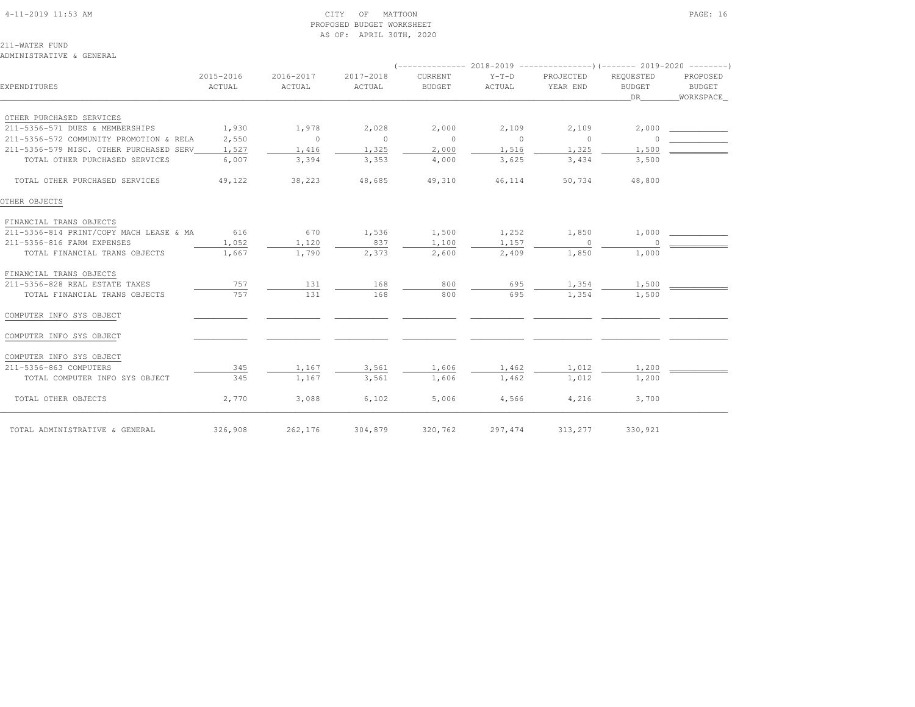CITY OF MATTOON
PROPOSED BUDGET WORKSHEET
AS OF: APRIL 30TH, 2020

211-WATER FUND
ADMINISTRATIVE & GENERAL

| EXPENDITURES | 2015-2016 ACTUAL | 2016-2017 ACTUAL | 2017-2018 ACTUAL | 2018-2019 CURRENT BUDGET | 2018-2019 Y-T-D ACTUAL | 2018-2019 PROJECTED YEAR END | 2019-2020 REQUESTED BUDGET DR | 2019-2020 PROPOSED BUDGET WORKSPACE |
|---|---|---|---|---|---|---|---|---|
| OTHER PURCHASED SERVICES | | | | | | | | |
| 211-5356-571 DUES & MEMBERSHIPS | 1,930 | 1,978 | 2,028 | 2,000 | 2,109 | 2,109 | 2,000 | |
| 211-5356-572 COMMUNITY PROMOTION & RELA | 2,550 | 0 | 0 | 0 | 0 | 0 | 0 | |
| 211-5356-579 MISC. OTHER PURCHASED SERV | 1,527 | 1,416 | 1,325 | 2,000 | 1,516 | 1,325 | 1,500 | |
| TOTAL OTHER PURCHASED SERVICES | 6,007 | 3,394 | 3,353 | 4,000 | 3,625 | 3,434 | 3,500 | |
| TOTAL OTHER PURCHASED SERVICES | 49,122 | 38,223 | 48,685 | 49,310 | 46,114 | 50,734 | 48,800 | |
| OTHER OBJECTS | | | | | | | | |
| FINANCIAL TRANS OBJECTS | | | | | | | | |
| 211-5356-814 PRINT/COPY MACH LEASE & MA | 616 | 670 | 1,536 | 1,500 | 1,252 | 1,850 | 1,000 | |
| 211-5356-816 FARM EXPENSES | 1,052 | 1,120 | 837 | 1,100 | 1,157 | 0 | 0 | |
| TOTAL FINANCIAL TRANS OBJECTS | 1,667 | 1,790 | 2,373 | 2,600 | 2,409 | 1,850 | 1,000 | |
| FINANCIAL TRANS OBJECTS | | | | | | | | |
| 211-5356-828 REAL ESTATE TAXES | 757 | 131 | 168 | 800 | 695 | 1,354 | 1,500 | |
| TOTAL FINANCIAL TRANS OBJECTS | 757 | 131 | 168 | 800 | 695 | 1,354 | 1,500 | |
| COMPUTER INFO SYS OBJECT | | | | | | | | |
| COMPUTER INFO SYS OBJECT | | | | | | | | |
| COMPUTER INFO SYS OBJECT | | | | | | | | |
| 211-5356-863 COMPUTERS | 345 | 1,167 | 3,561 | 1,606 | 1,462 | 1,012 | 1,200 | |
| TOTAL COMPUTER INFO SYS OBJECT | 345 | 1,167 | 3,561 | 1,606 | 1,462 | 1,012 | 1,200 | |
| TOTAL OTHER OBJECTS | 2,770 | 3,088 | 6,102 | 5,006 | 4,566 | 4,216 | 3,700 | |
| TOTAL ADMINISTRATIVE & GENERAL | 326,908 | 262,176 | 304,879 | 320,762 | 297,474 | 313,277 | 330,921 | |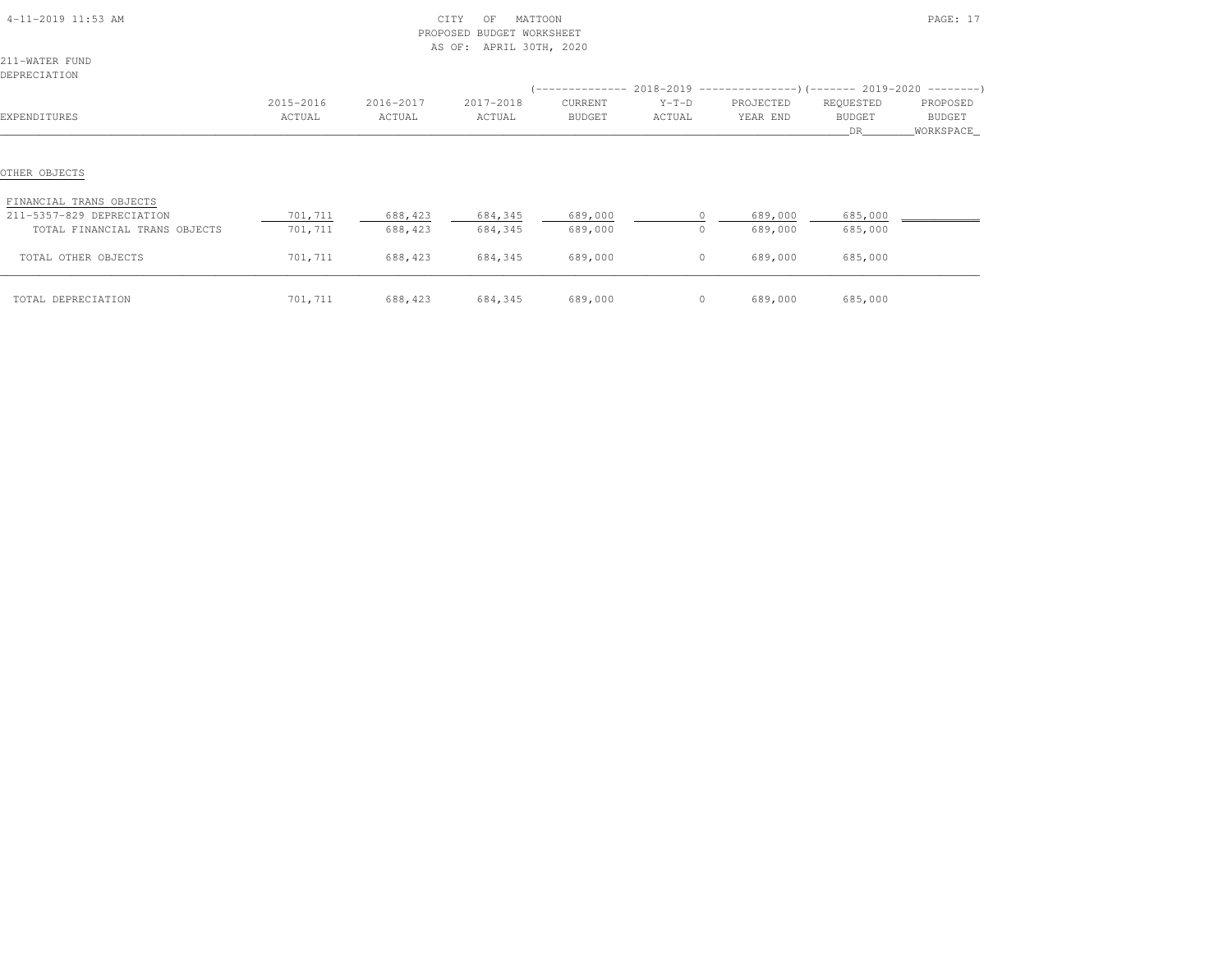CITY OF MATTOON
PROPOSED BUDGET WORKSHEET
AS OF: APRIL 30TH, 2020

211-WATER FUND
DEPRECIATION

| EXPENDITURES | 2015-2016 ACTUAL | 2016-2017 ACTUAL | 2017-2018 ACTUAL | 2018-2019 CURRENT BUDGET | 2018-2019 Y-T-D ACTUAL | 2018-2019 PROJECTED YEAR END | 2019-2020 REQUESTED BUDGET DR | 2019-2020 PROPOSED BUDGET WORKSPACE |
|---|---|---|---|---|---|---|---|---|
| OTHER OBJECTS | | | | | | | | |
| FINANCIAL TRANS OBJECTS | | | | | | | | |
| 211-5357-829 DEPRECIATION | 701,711 | 688,423 | 684,345 | 689,000 | 0 | 689,000 | 685,000 | |
| TOTAL FINANCIAL TRANS OBJECTS | 701,711 | 688,423 | 684,345 | 689,000 | 0 | 689,000 | 685,000 | |
| TOTAL OTHER OBJECTS | 701,711 | 688,423 | 684,345 | 689,000 | 0 | 689,000 | 685,000 | |
| TOTAL DEPRECIATION | 701,711 | 688,423 | 684,345 | 689,000 | 0 | 689,000 | 685,000 | |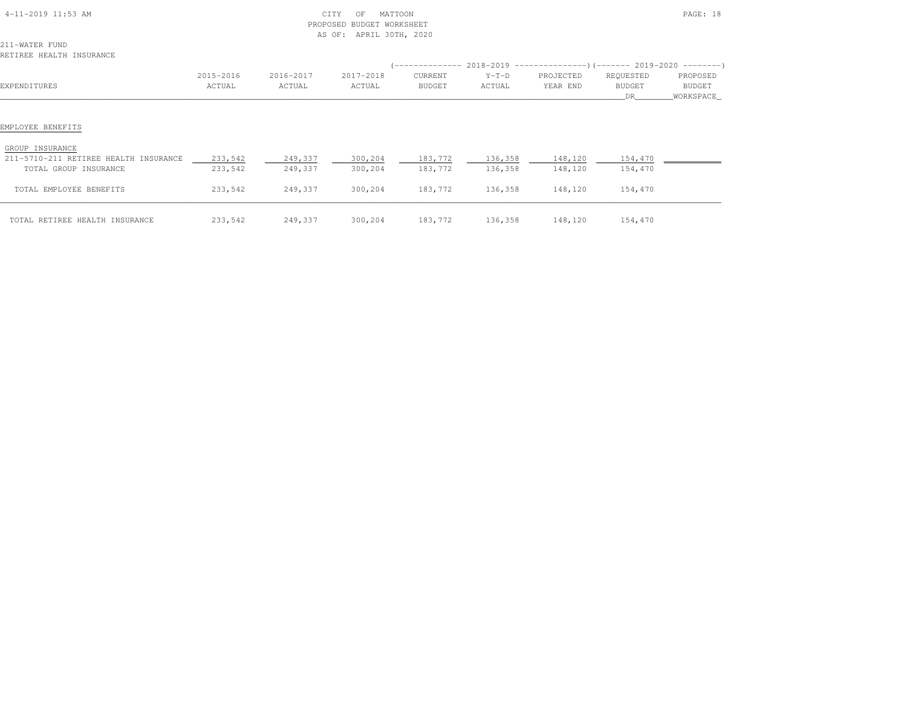CITY OF MATTOON
PROPOSED BUDGET WORKSHEET
AS OF: APRIL 30TH, 2020

211-WATER FUND
RETIREE HEALTH INSURANCE

| EXPENDITURES | 2015-2016 ACTUAL | 2016-2017 ACTUAL | 2017-2018 ACTUAL | 2018-2019 CURRENT BUDGET | 2018-2019 Y-T-D ACTUAL | 2018-2019 PROJECTED YEAR END | 2019-2020 REQUESTED BUDGET DR | 2019-2020 PROPOSED BUDGET WORKSPACE |
|---|---|---|---|---|---|---|---|---|
| **EMPLOYEE BENEFITS** | | | | | | | | |
| GROUP INSURANCE | | | | | | | | |
| 211-5710-211 RETIREE HEALTH INSURANCE | 233,542 | 249,337 | 300,204 | 183,772 | 136,358 | 148,120 | 154,470 | |
| TOTAL GROUP INSURANCE | 233,542 | 249,337 | 300,204 | 183,772 | 136,358 | 148,120 | 154,470 | |
| TOTAL EMPLOYEE BENEFITS | 233,542 | 249,337 | 300,204 | 183,772 | 136,358 | 148,120 | 154,470 | |
| TOTAL RETIREE HEALTH INSURANCE | 233,542 | 249,337 | 300,204 | 183,772 | 136,358 | 148,120 | 154,470 | |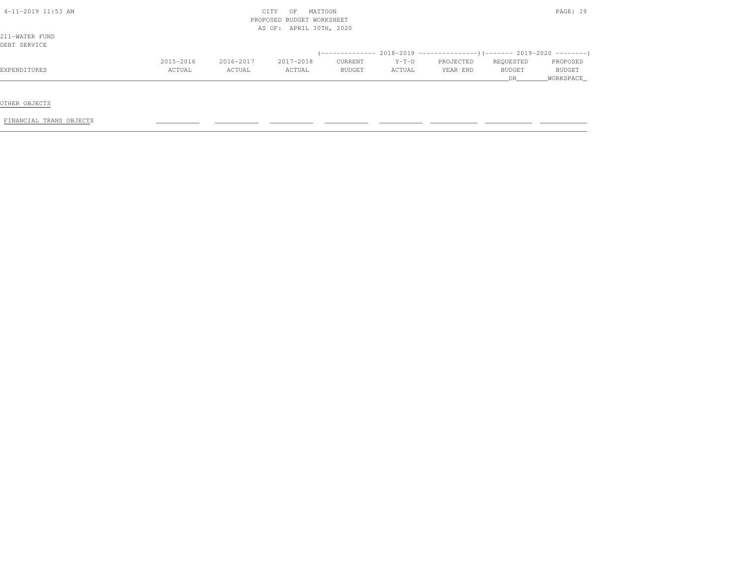CITY OF MATTOON
PROPOSED BUDGET WORKSHEET
AS OF: APRIL 30TH, 2020

211-WATER FUND
DEBT SERVICE

| EXPENDITURES | 2015-2016 ACTUAL | 2016-2017 ACTUAL | 2017-2018 ACTUAL | 2018-2019 CURRENT BUDGET | 2018-2019 Y-T-D ACTUAL | 2018-2019 PROJECTED YEAR END | 2019-2020 REQUESTED BUDGET DR | 2019-2020 PROPOSED BUDGET WORKSPACE |
|---|---|---|---|---|---|---|---|---|
| OTHER OBJECTS | | | | | | | | |
| FINANCIAL TRANS OBJECTS | | | | | | | | |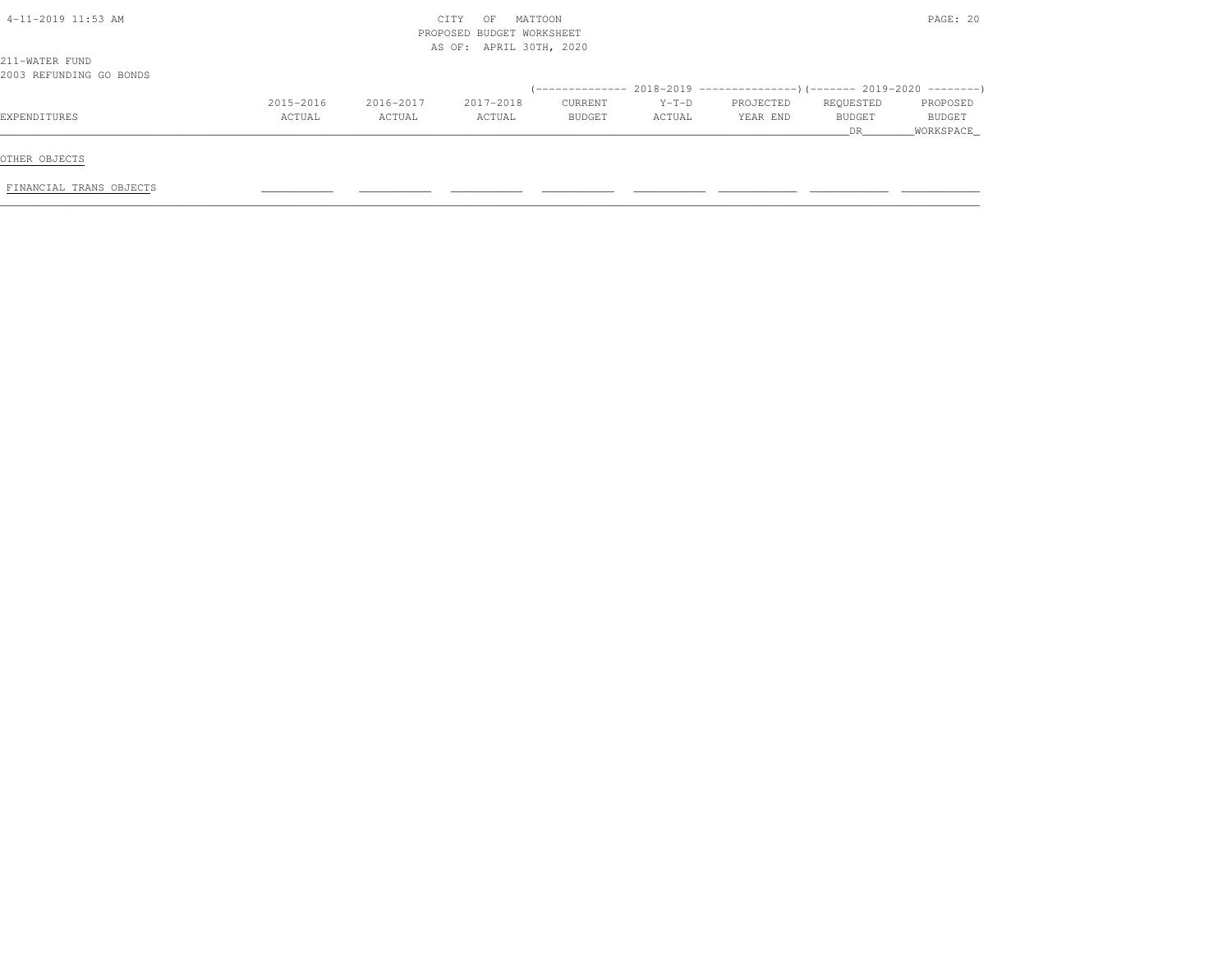CITY OF MATTOON
PROPOSED BUDGET WORKSHEET
AS OF: APRIL 30TH, 2020

211-WATER FUND
2003 REFUNDING GO BONDS

| EXPENDITURES | 2015-2016 ACTUAL | 2016-2017 ACTUAL | 2017-2018 ACTUAL | 2018-2019 CURRENT BUDGET | 2018-2019 Y-T-D ACTUAL | 2018-2019 PROJECTED YEAR END | 2019-2020 REQUESTED BUDGET DR | 2019-2020 PROPOSED BUDGET WORKSPACE |
|---|---|---|---|---|---|---|---|---|
| OTHER OBJECTS | | | | | | | | |
| FINANCIAL TRANS OBJECTS | | | | | | | | |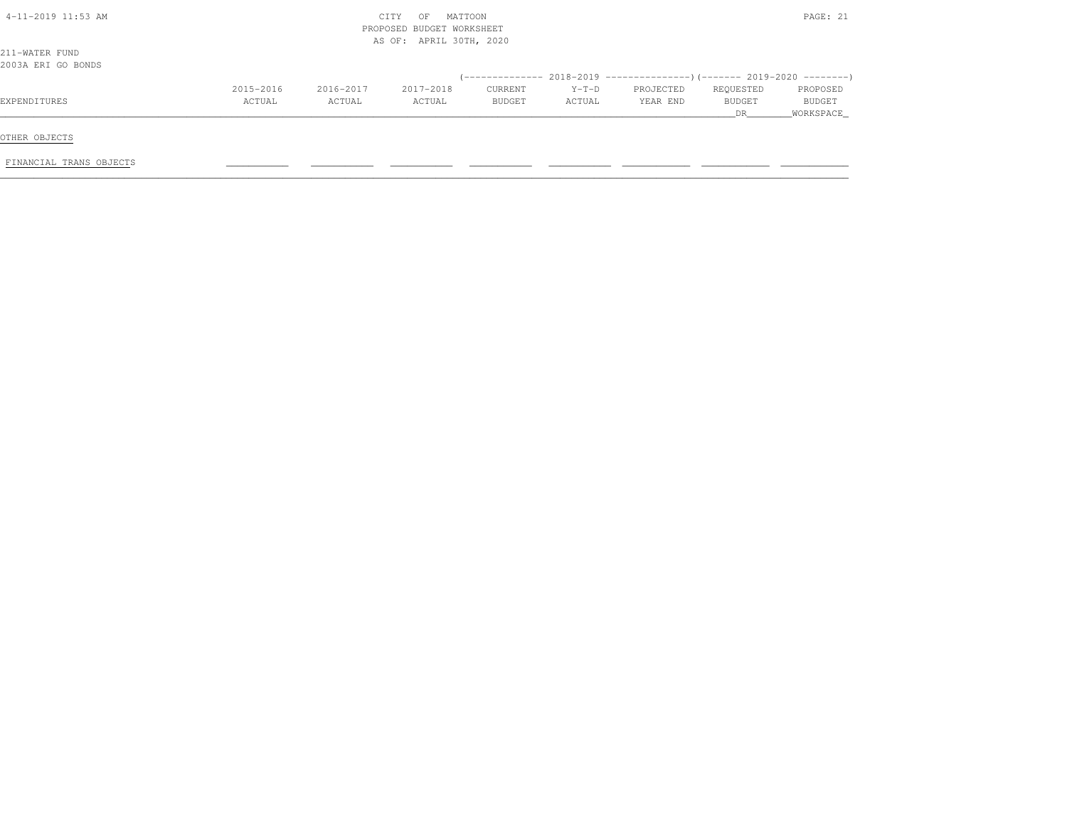CITY OF MATTOON
PROPOSED BUDGET WORKSHEET
AS OF: APRIL 30TH, 2020

211-WATER FUND
2003A ERI GO BONDS

| EXPENDITURES | 2015-2016 ACTUAL | 2016-2017 ACTUAL | 2017-2018 ACTUAL | 2018-2019 CURRENT BUDGET | 2018-2019 Y-T-D ACTUAL | 2018-2019 PROJECTED YEAR END | 2019-2020 REQUESTED BUDGET DR | 2019-2020 PROPOSED BUDGET WORKSPACE |
|---|---|---|---|---|---|---|---|---|
| OTHER OBJECTS | | | | | | | | |
| FINANCIAL TRANS OBJECTS | | | | | | | | |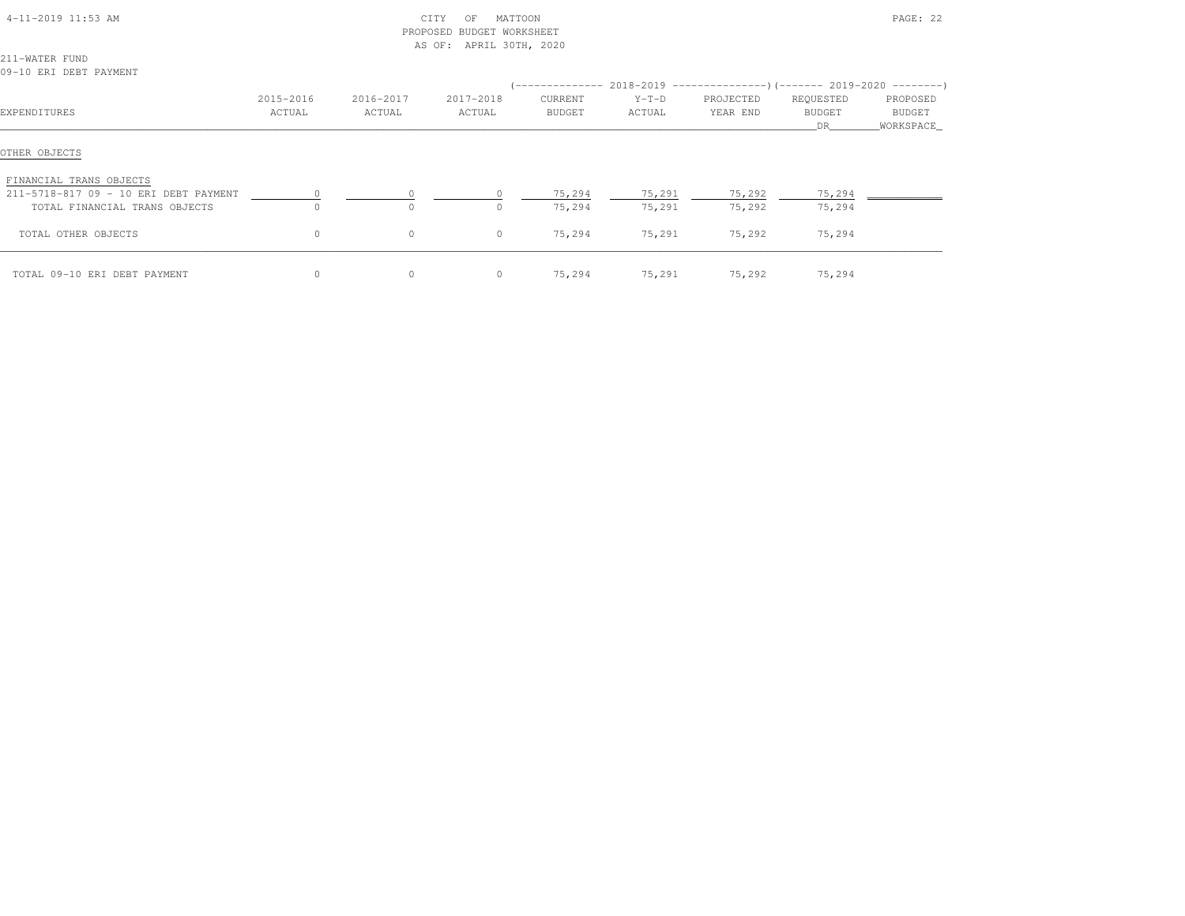CITY OF MATTOON
PROPOSED BUDGET WORKSHEET
AS OF: APRIL 30TH, 2020

211-WATER FUND
09-10 ERI DEBT PAYMENT

| EXPENDITURES | 2015-2016 ACTUAL | 2016-2017 ACTUAL | 2017-2018 ACTUAL | 2018-2019 CURRENT BUDGET | 2018-2019 Y-T-D ACTUAL | 2018-2019 PROJECTED YEAR END | 2019-2020 REQUESTED BUDGET DR | 2019-2020 PROPOSED BUDGET WORKSPACE |
|---|---|---|---|---|---|---|---|---|
| OTHER OBJECTS | | | | | | | | |
| FINANCIAL TRANS OBJECTS | | | | | | | | |
| 211-5718-817 09 - 10 ERI DEBT PAYMENT | 0 | 0 | 0 | 75,294 | 75,291 | 75,292 | 75,294 | |
| TOTAL FINANCIAL TRANS OBJECTS | 0 | 0 | 0 | 75,294 | 75,291 | 75,292 | 75,294 | |
| TOTAL OTHER OBJECTS | 0 | 0 | 0 | 75,294 | 75,291 | 75,292 | 75,294 | |
| TOTAL 09-10 ERI DEBT PAYMENT | 0 | 0 | 0 | 75,294 | 75,291 | 75,292 | 75,294 | |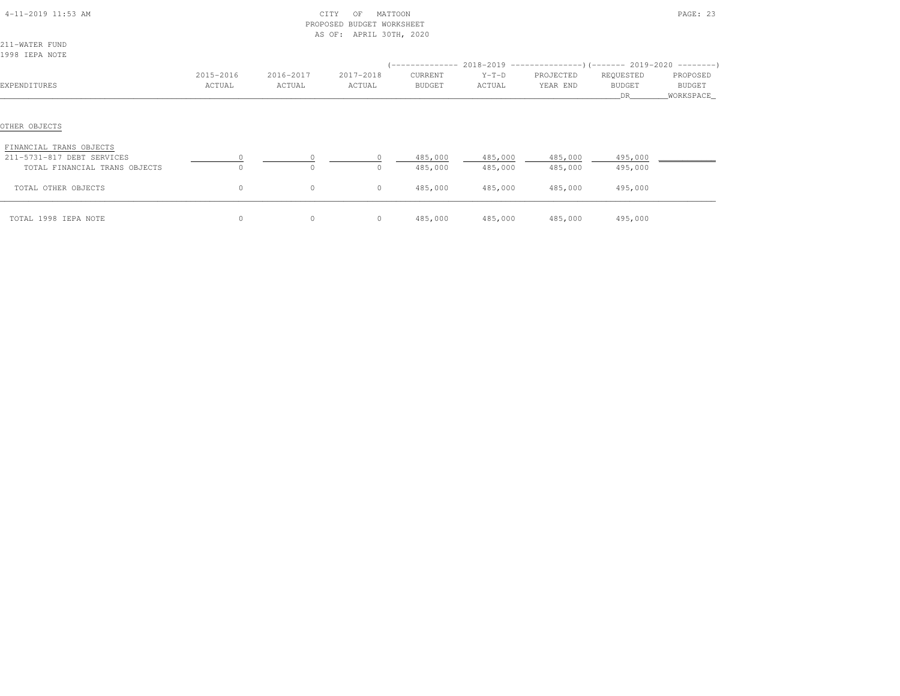CITY OF MATTOON
PROPOSED BUDGET WORKSHEET
AS OF: APRIL 30TH, 2020

211-WATER FUND
1998 IEPA NOTE

| EXPENDITURES | 2015-2016 ACTUAL | 2016-2017 ACTUAL | 2017-2018 ACTUAL | 2018-2019 CURRENT BUDGET | 2018-2019 Y-T-D ACTUAL | 2018-2019 PROJECTED YEAR END | 2019-2020 REQUESTED BUDGET DR | 2019-2020 PROPOSED BUDGET WORKSPACE |
|---|---|---|---|---|---|---|---|---|
| OTHER OBJECTS | | | | | | | | |
| FINANCIAL TRANS OBJECTS | | | | | | | | |
| 211-5731-817 DEBT SERVICES | 0 | 0 | 0 | 485,000 | 485,000 | 485,000 | 495,000 | |
| TOTAL FINANCIAL TRANS OBJECTS | 0 | 0 | 0 | 485,000 | 485,000 | 485,000 | 495,000 | |
| TOTAL OTHER OBJECTS | 0 | 0 | 0 | 485,000 | 485,000 | 485,000 | 495,000 | |
| TOTAL 1998 IEPA NOTE | 0 | 0 | 0 | 485,000 | 485,000 | 485,000 | 495,000 | |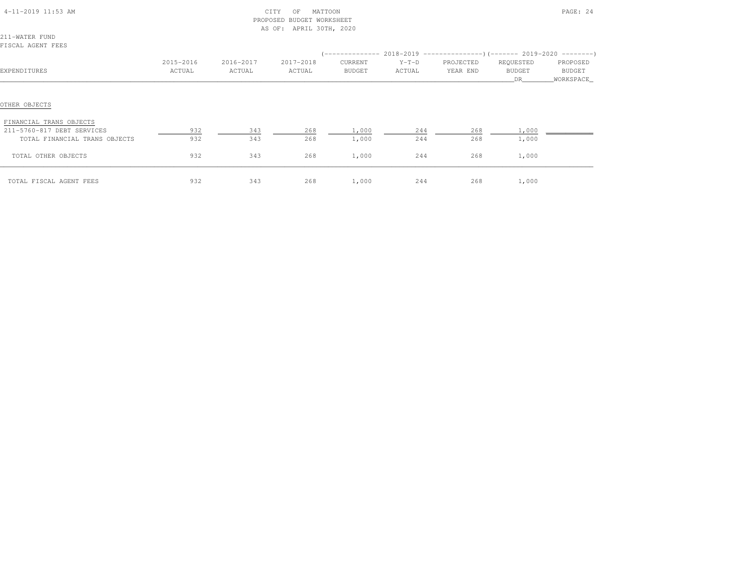CITY OF MATTOON
PROPOSED BUDGET WORKSHEET
AS OF: APRIL 30TH, 2020

211-WATER FUND
FISCAL AGENT FEES

| EXPENDITURES | 2015-2016 ACTUAL | 2016-2017 ACTUAL | 2017-2018 ACTUAL | 2018-2019 CURRENT BUDGET | 2018-2019 Y-T-D ACTUAL | 2018-2019 PROJECTED YEAR END | 2019-2020 REQUESTED BUDGET DR | 2019-2020 PROPOSED BUDGET WORKSPACE |
|---|---|---|---|---|---|---|---|---|
| OTHER OBJECTS | | | | | | | | |
| FINANCIAL TRANS OBJECTS | | | | | | | | |
| 211-5760-817 DEBT SERVICES | 932 | 343 | 268 | 1,000 | 244 | 268 | 1,000 | |
| TOTAL FINANCIAL TRANS OBJECTS | 932 | 343 | 268 | 1,000 | 244 | 268 | 1,000 | |
| TOTAL OTHER OBJECTS | 932 | 343 | 268 | 1,000 | 244 | 268 | 1,000 | |
| TOTAL FISCAL AGENT FEES | 932 | 343 | 268 | 1,000 | 244 | 268 | 1,000 | |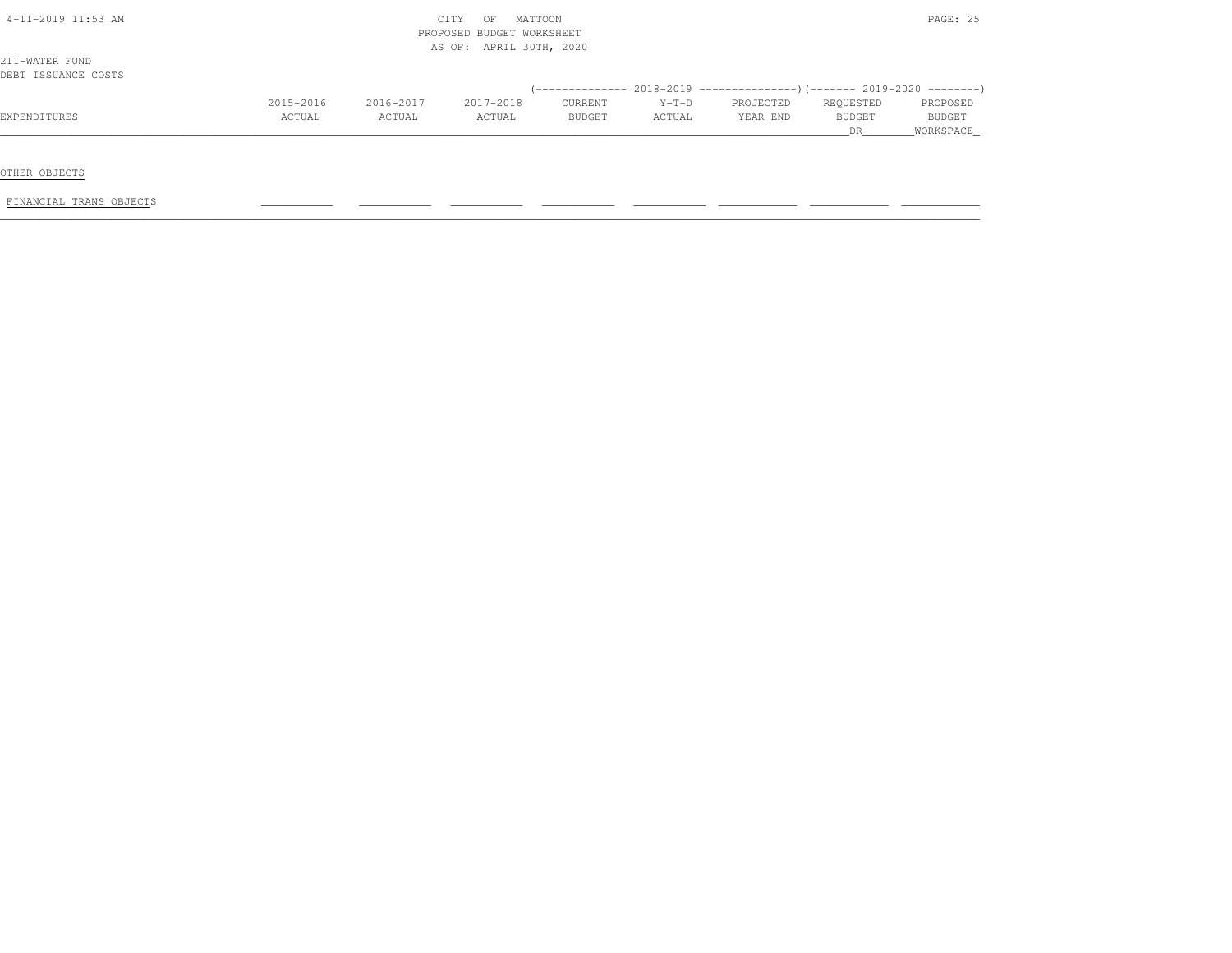CITY OF MATTOON
PROPOSED BUDGET WORKSHEET
AS OF: APRIL 30TH, 2020

211-WATER FUND
DEBT ISSUANCE COSTS

| EXPENDITURES | 2015-2016 ACTUAL | 2016-2017 ACTUAL | 2017-2018 ACTUAL | 2018-2019 CURRENT BUDGET | 2018-2019 Y-T-D ACTUAL | 2018-2019 PROJECTED YEAR END | 2019-2020 REQUESTED BUDGET DR | 2019-2020 PROPOSED BUDGET WORKSPACE |
|---|---|---|---|---|---|---|---|---|
| OTHER OBJECTS | | | | | | | | |
| FINANCIAL TRANS OBJECTS | | | | | | | | |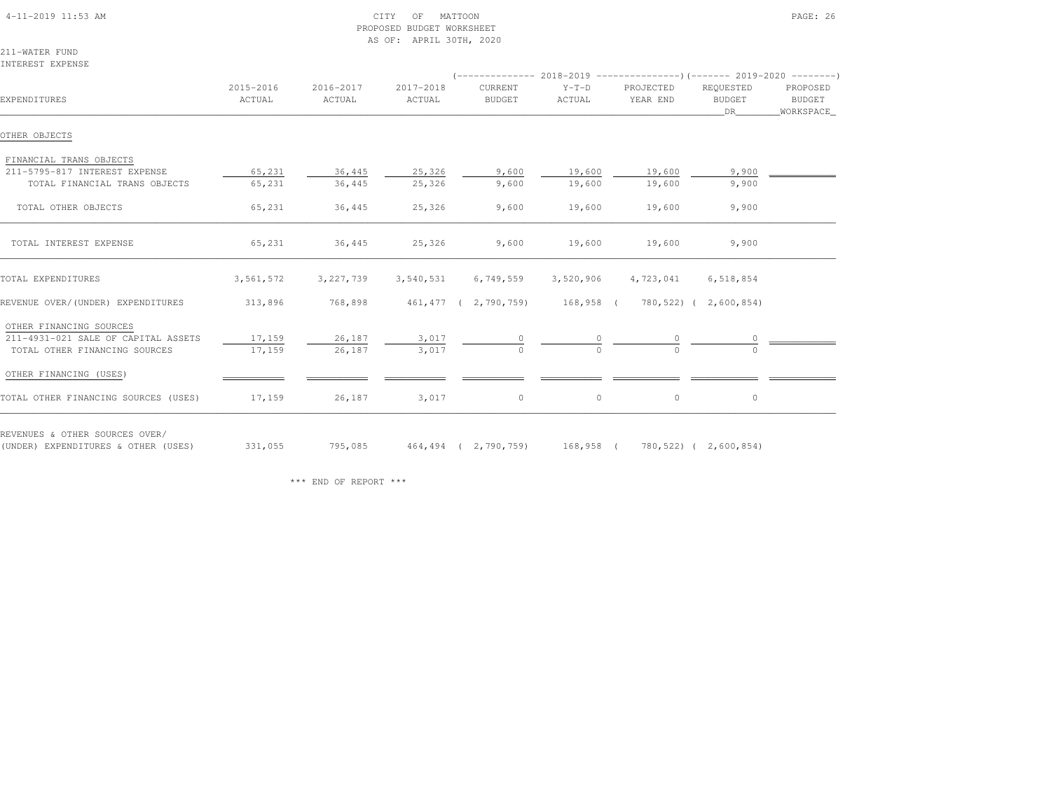CITY OF MATTOON
PROPOSED BUDGET WORKSHEET
AS OF: APRIL 30TH, 2020

211-WATER FUND
INTEREST EXPENSE

| EXPENDITURES | 2015-2016 ACTUAL | 2016-2017 ACTUAL | 2017-2018 ACTUAL | 2018-2019 CURRENT BUDGET | 2018-2019 Y-T-D ACTUAL | 2018-2019 PROJECTED YEAR END | 2019-2020 REQUESTED BUDGET DR | 2019-2020 PROPOSED BUDGET WORKSPACE |
|---|---|---|---|---|---|---|---|---|
| OTHER OBJECTS | | | | | | | | |
| FINANCIAL TRANS OBJECTS | | | | | | | | |
| 211-5795-817 INTEREST EXPENSE | 65,231 | 36,445 | 25,326 | 9,600 | 19,600 | 19,600 | 9,900 | |
| TOTAL FINANCIAL TRANS OBJECTS | 65,231 | 36,445 | 25,326 | 9,600 | 19,600 | 19,600 | 9,900 | |
| TOTAL OTHER OBJECTS | 65,231 | 36,445 | 25,326 | 9,600 | 19,600 | 19,600 | 9,900 | |
| TOTAL INTEREST EXPENSE | 65,231 | 36,445 | 25,326 | 9,600 | 19,600 | 19,600 | 9,900 | |
| TOTAL EXPENDITURES | 3,561,572 | 3,227,739 | 3,540,531 | 6,749,559 | 3,520,906 | 4,723,041 | 6,518,854 | |
| REVENUE OVER/(UNDER) EXPENDITURES | 313,896 | 768,898 | 461,477 | ( 2,790,759) | 168,958 | ( 780,522) | ( 2,600,854) | |
| OTHER FINANCING SOURCES | | | | | | | | |
| 211-4931-021 SALE OF CAPITAL ASSETS | 17,159 | 26,187 | 3,017 | 0 | 0 | 0 | 0 | |
| TOTAL OTHER FINANCING SOURCES | 17,159 | 26,187 | 3,017 | 0 | 0 | 0 | 0 | |
| OTHER FINANCING (USES) | | | | | | | | |
| TOTAL OTHER FINANCING SOURCES (USES) | 17,159 | 26,187 | 3,017 | 0 | 0 | 0 | 0 | |
| REVENUES & OTHER SOURCES OVER/ (UNDER) EXPENDITURES & OTHER (USES) | 331,055 | 795,085 | 464,494 | ( 2,790,759) | 168,958 | ( 780,522) | ( 2,600,854) | |

*** END OF REPORT ***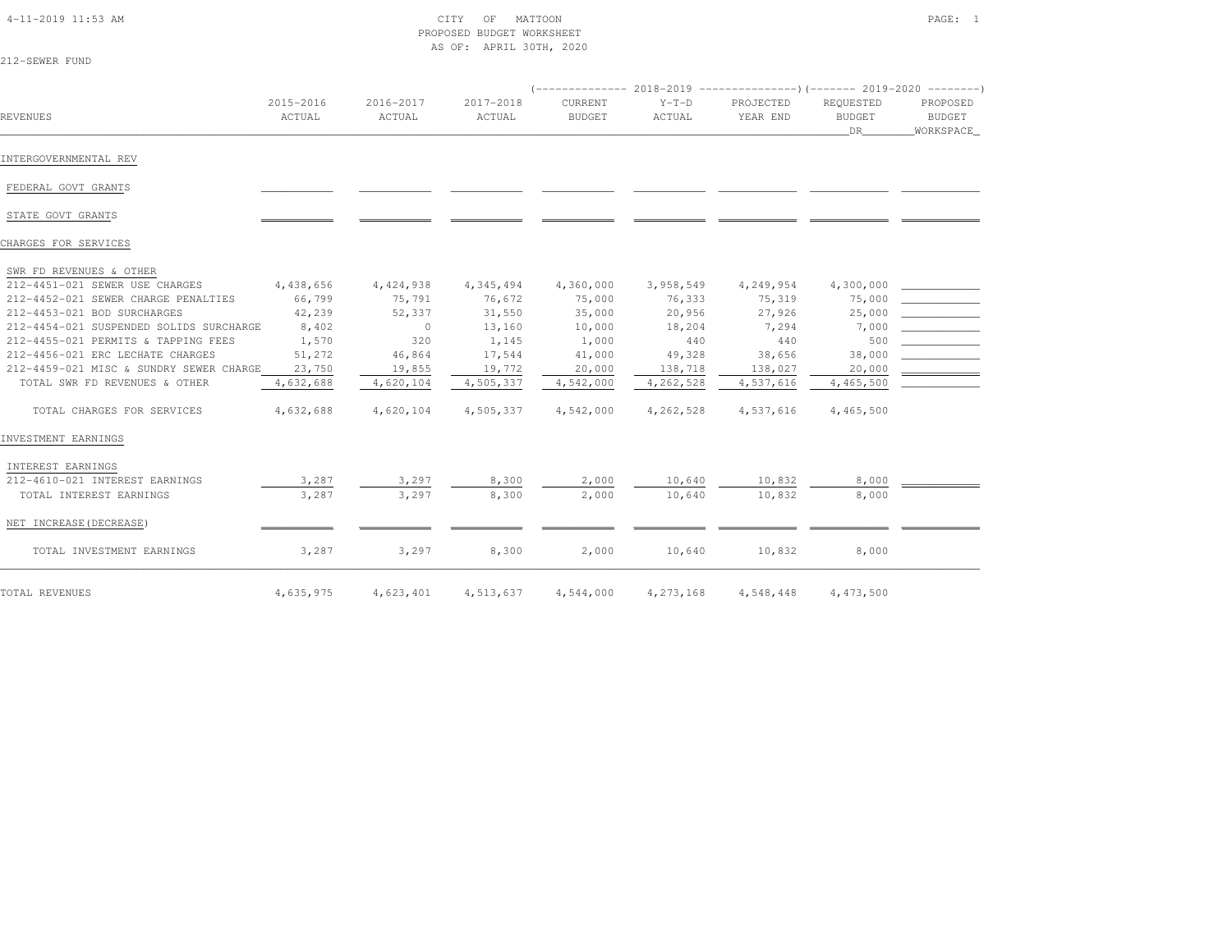CITY OF MATTOON
PROPOSED BUDGET WORKSHEET
AS OF: APRIL 30TH, 2020

212-SEWER FUND

| REVENUES | 2015-2016 ACTUAL | 2016-2017 ACTUAL | 2017-2018 ACTUAL | 2018-2019 CURRENT BUDGET | 2018-2019 Y-T-D ACTUAL | 2018-2019 PROJECTED YEAR END | 2019-2020 REQUESTED BUDGET DR | 2019-2020 PROPOSED BUDGET WORKSPACE |
|---|---|---|---|---|---|---|---|---|
| **INTERGOVERNMENTAL REV** | | | | | | | | |
| FEDERAL GOVT GRANTS | | | | | | | | |
| STATE GOVT GRANTS | | | | | | | | |
| **CHARGES FOR SERVICES** | | | | | | | | |
| SWR FD REVENUES & OTHER | | | | | | | | |
| 212-4451-021 SEWER USE CHARGES | 4,438,656 | 4,424,938 | 4,345,494 | 4,360,000 | 3,958,549 | 4,249,954 | 4,300,000 | |
| 212-4452-021 SEWER CHARGE PENALTIES | 66,799 | 75,791 | 76,672 | 75,000 | 76,333 | 75,319 | 75,000 | |
| 212-4453-021 BOD SURCHARGES | 42,239 | 52,337 | 31,550 | 35,000 | 20,956 | 27,926 | 25,000 | |
| 212-4454-021 SUSPENDED SOLIDS SURCHARGE | 8,402 | 0 | 13,160 | 10,000 | 18,204 | 7,294 | 7,000 | |
| 212-4455-021 PERMITS & TAPPING FEES | 1,570 | 320 | 1,145 | 1,000 | 440 | 440 | 500 | |
| 212-4456-021 ERC LECHATE CHARGES | 51,272 | 46,864 | 17,544 | 41,000 | 49,328 | 38,656 | 38,000 | |
| 212-4459-021 MISC & SUNDRY SEWER CHARGE | 23,750 | 19,855 | 19,772 | 20,000 | 138,718 | 138,027 | 20,000 | |
| TOTAL SWR FD REVENUES & OTHER | 4,632,688 | 4,620,104 | 4,505,337 | 4,542,000 | 4,262,528 | 4,537,616 | 4,465,500 | |
| TOTAL CHARGES FOR SERVICES | 4,632,688 | 4,620,104 | 4,505,337 | 4,542,000 | 4,262,528 | 4,537,616 | 4,465,500 | |
| **INVESTMENT EARNINGS** | | | | | | | | |
| INTEREST EARNINGS | | | | | | | | |
| 212-4610-021 INTEREST EARNINGS | 3,287 | 3,297 | 8,300 | 2,000 | 10,640 | 10,832 | 8,000 | |
| TOTAL INTEREST EARNINGS | 3,287 | 3,297 | 8,300 | 2,000 | 10,640 | 10,832 | 8,000 | |
| NET INCREASE (DECREASE) | | | | | | | | |
| TOTAL INVESTMENT EARNINGS | 3,287 | 3,297 | 8,300 | 2,000 | 10,640 | 10,832 | 8,000 | |
| **TOTAL REVENUES** | 4,635,975 | 4,623,401 | 4,513,637 | 4,544,000 | 4,273,168 | 4,548,448 | 4,473,500 | |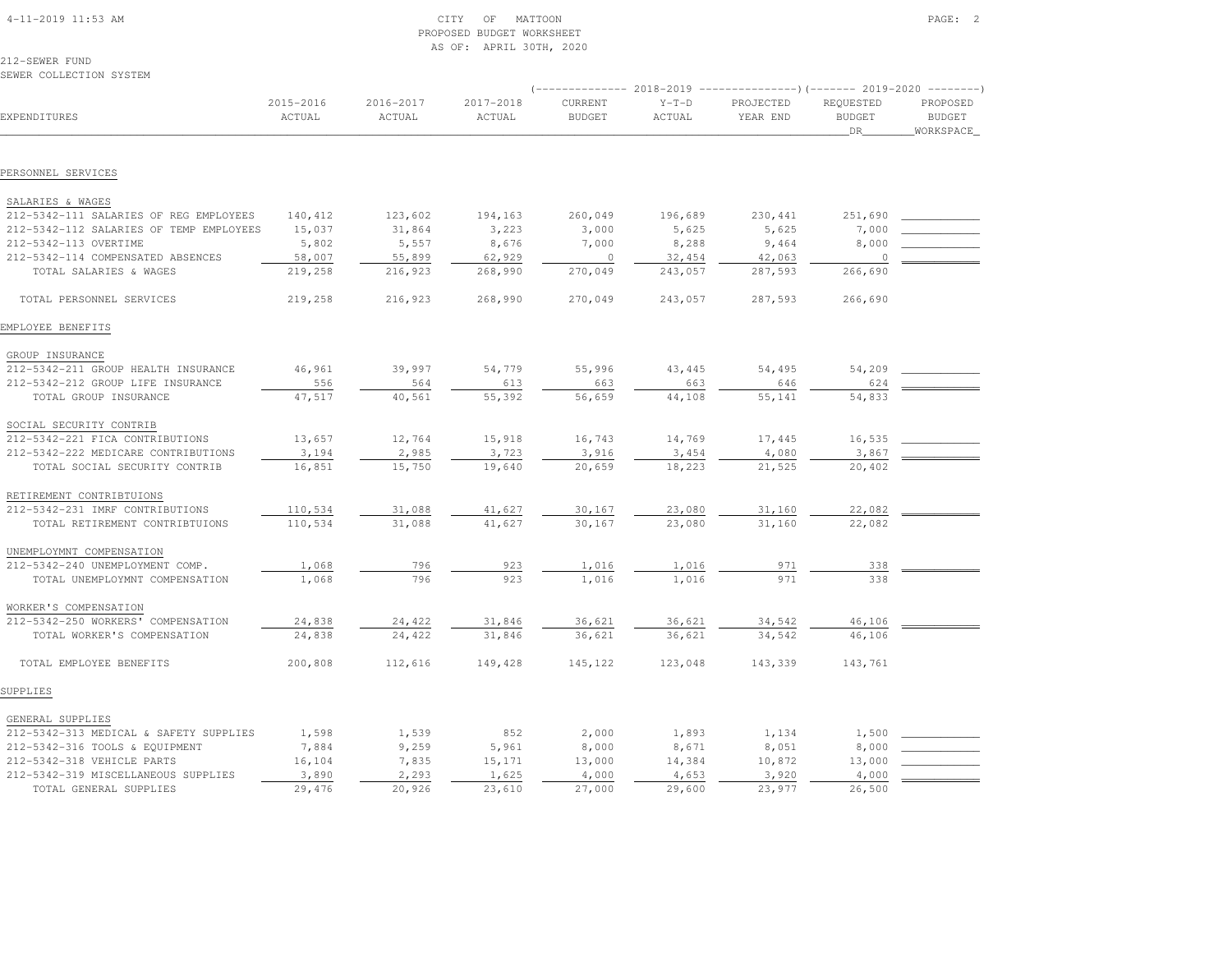CITY OF MATTOON
PROPOSED BUDGET WORKSHEET
AS OF: APRIL 30TH, 2020

212-SEWER FUND
SEWER COLLECTION SYSTEM

| EXPENDITURES | 2015-2016 ACTUAL | 2016-2017 ACTUAL | 2017-2018 ACTUAL | 2018-2019 CURRENT BUDGET | 2018-2019 Y-T-D ACTUAL | 2018-2019 PROJECTED YEAR END | 2019-2020 REQUESTED BUDGET DR | 2019-2020 PROPOSED BUDGET WORKSPACE |
|---|---|---|---|---|---|---|---|---|
| PERSONNEL SERVICES | | | | | | | | |
| SALARIES & WAGES | | | | | | | | |
| 212-5342-111 SALARIES OF REG EMPLOYEES | 140,412 | 123,602 | 194,163 | 260,049 | 196,689 | 230,441 | 251,690 | |
| 212-5342-112 SALARIES OF TEMP EMPLOYEES | 15,037 | 31,864 | 3,223 | 3,000 | 5,625 | 5,625 | 7,000 | |
| 212-5342-113 OVERTIME | 5,802 | 5,557 | 8,676 | 7,000 | 8,288 | 9,464 | 8,000 | |
| 212-5342-114 COMPENSATED ABSENCES | 58,007 | 55,899 | 62,929 | 0 | 32,454 | 42,063 | 0 | |
| TOTAL SALARIES & WAGES | 219,258 | 216,923 | 268,990 | 270,049 | 243,057 | 287,593 | 266,690 | |
| TOTAL PERSONNEL SERVICES | 219,258 | 216,923 | 268,990 | 270,049 | 243,057 | 287,593 | 266,690 | |
| EMPLOYEE BENEFITS | | | | | | | | |
| GROUP INSURANCE | | | | | | | | |
| 212-5342-211 GROUP HEALTH INSURANCE | 46,961 | 39,997 | 54,779 | 55,996 | 43,445 | 54,495 | 54,209 | |
| 212-5342-212 GROUP LIFE INSURANCE | 556 | 564 | 613 | 663 | 663 | 646 | 624 | |
| TOTAL GROUP INSURANCE | 47,517 | 40,561 | 55,392 | 56,659 | 44,108 | 55,141 | 54,833 | |
| SOCIAL SECURITY CONTRIB | | | | | | | | |
| 212-5342-221 FICA CONTRIBUTIONS | 13,657 | 12,764 | 15,918 | 16,743 | 14,769 | 17,445 | 16,535 | |
| 212-5342-222 MEDICARE CONTRIBUTIONS | 3,194 | 2,985 | 3,723 | 3,916 | 3,454 | 4,080 | 3,867 | |
| TOTAL SOCIAL SECURITY CONTRIB | 16,851 | 15,750 | 19,640 | 20,659 | 18,223 | 21,525 | 20,402 | |
| RETIREMENT CONTRIBTUIONS | | | | | | | | |
| 212-5342-231 IMRF CONTRIBUTIONS | 110,534 | 31,088 | 41,627 | 30,167 | 23,080 | 31,160 | 22,082 | |
| TOTAL RETIREMENT CONTRIBTUIONS | 110,534 | 31,088 | 41,627 | 30,167 | 23,080 | 31,160 | 22,082 | |
| UNEMPLOYMNT COMPENSATION | | | | | | | | |
| 212-5342-240 UNEMPLOYMENT COMP. | 1,068 | 796 | 923 | 1,016 | 1,016 | 971 | 338 | |
| TOTAL UNEMPLOYMNT COMPENSATION | 1,068 | 796 | 923 | 1,016 | 1,016 | 971 | 338 | |
| WORKER'S COMPENSATION | | | | | | | | |
| 212-5342-250 WORKERS' COMPENSATION | 24,838 | 24,422 | 31,846 | 36,621 | 36,621 | 34,542 | 46,106 | |
| TOTAL WORKER'S COMPENSATION | 24,838 | 24,422 | 31,846 | 36,621 | 36,621 | 34,542 | 46,106 | |
| TOTAL EMPLOYEE BENEFITS | 200,808 | 112,616 | 149,428 | 145,122 | 123,048 | 143,339 | 143,761 | |
| SUPPLIES | | | | | | | | |
| GENERAL SUPPLIES | | | | | | | | |
| 212-5342-313 MEDICAL & SAFETY SUPPLIES | 1,598 | 1,539 | 852 | 2,000 | 1,893 | 1,134 | 1,500 | |
| 212-5342-316 TOOLS & EQUIPMENT | 7,884 | 9,259 | 5,961 | 8,000 | 8,671 | 8,051 | 8,000 | |
| 212-5342-318 VEHICLE PARTS | 16,104 | 7,835 | 15,171 | 13,000 | 14,384 | 10,872 | 13,000 | |
| 212-5342-319 MISCELLANEOUS SUPPLIES | 3,890 | 2,293 | 1,625 | 4,000 | 4,653 | 3,920 | 4,000 | |
| TOTAL GENERAL SUPPLIES | 29,476 | 20,926 | 23,610 | 27,000 | 29,600 | 23,977 | 26,500 | |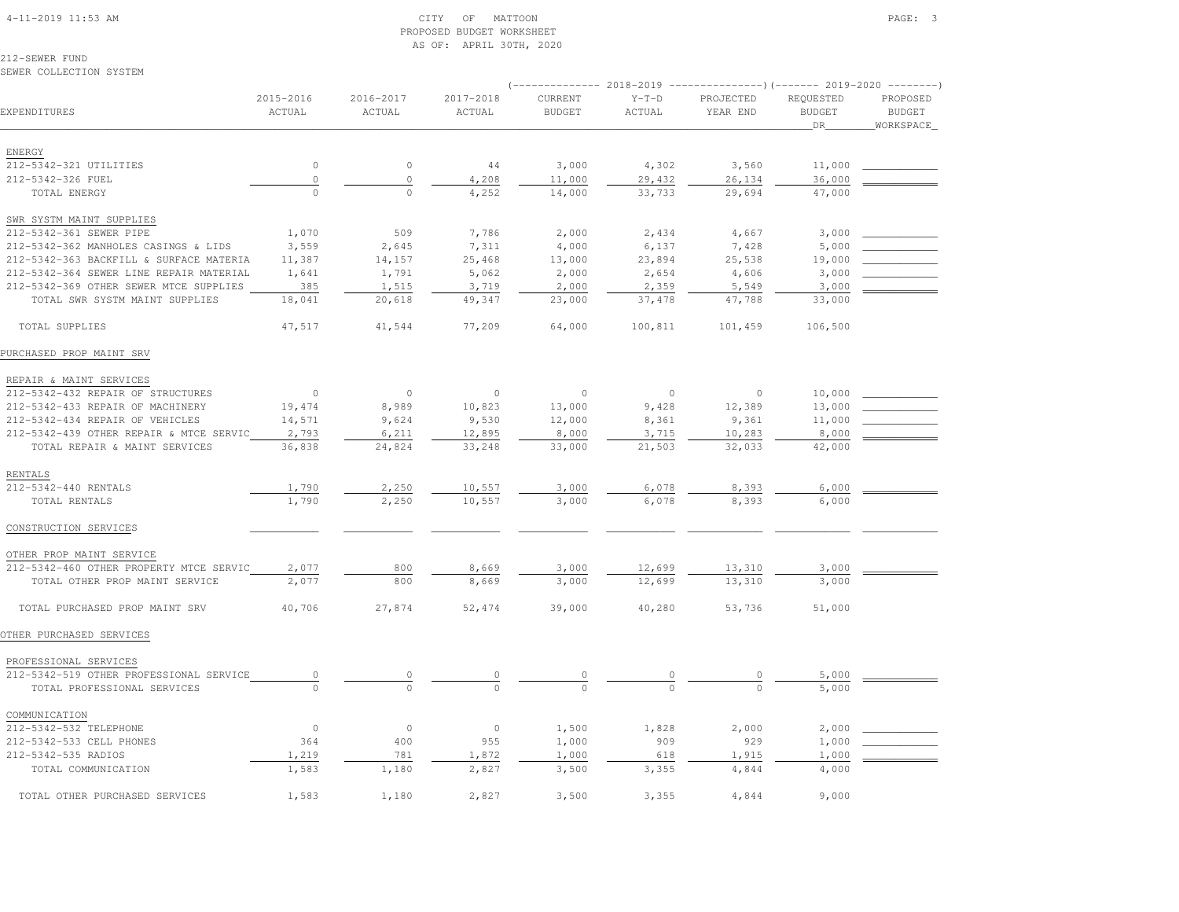CITY OF MATTOON
PROPOSED BUDGET WORKSHEET
AS OF: APRIL 30TH, 2020

212-SEWER FUND
SEWER COLLECTION SYSTEM

| EXPENDITURES | 2015-2016 ACTUAL | 2016-2017 ACTUAL | 2017-2018 ACTUAL | 2018-2019 CURRENT BUDGET | 2018-2019 Y-T-D ACTUAL | 2018-2019 PROJECTED YEAR END | 2019-2020 REQUESTED BUDGET DR | 2019-2020 PROPOSED BUDGET WORKSPACE |
|---|---|---|---|---|---|---|---|---|
| ENERGY | | | | | | | | |
| 212-5342-321 UTILITIES | 0 | 0 | 44 | 3,000 | 4,302 | 3,560 | 11,000 | |
| 212-5342-326 FUEL | 0 | 0 | 4,208 | 11,000 | 29,432 | 26,134 | 36,000 | |
| TOTAL ENERGY | 0 | 0 | 4,252 | 14,000 | 33,733 | 29,694 | 47,000 | |
| SWR SYSTM MAINT SUPPLIES | | | | | | | | |
| 212-5342-361 SEWER PIPE | 1,070 | 509 | 7,786 | 2,000 | 2,434 | 4,667 | 3,000 | |
| 212-5342-362 MANHOLES CASINGS & LIDS | 3,559 | 2,645 | 7,311 | 4,000 | 6,137 | 7,428 | 5,000 | |
| 212-5342-363 BACKFILL & SURFACE MATERIA | 11,387 | 14,157 | 25,468 | 13,000 | 23,894 | 25,538 | 19,000 | |
| 212-5342-364 SEWER LINE REPAIR MATERIAL | 1,641 | 1,791 | 5,062 | 2,000 | 2,654 | 4,606 | 3,000 | |
| 212-5342-369 OTHER SEWER MTCE SUPPLIES | 385 | 1,515 | 3,719 | 2,000 | 2,359 | 5,549 | 3,000 | |
| TOTAL SWR SYSTM MAINT SUPPLIES | 18,041 | 20,618 | 49,347 | 23,000 | 37,478 | 47,788 | 33,000 | |
| TOTAL SUPPLIES | 47,517 | 41,544 | 77,209 | 64,000 | 100,811 | 101,459 | 106,500 | |
| PURCHASED PROP MAINT SRV | | | | | | | | |
| REPAIR & MAINT SERVICES | | | | | | | | |
| 212-5342-432 REPAIR OF STRUCTURES | 0 | 0 | 0 | 0 | 0 | 0 | 10,000 | |
| 212-5342-433 REPAIR OF MACHINERY | 19,474 | 8,989 | 10,823 | 13,000 | 9,428 | 12,389 | 13,000 | |
| 212-5342-434 REPAIR OF VEHICLES | 14,571 | 9,624 | 9,530 | 12,000 | 8,361 | 9,361 | 11,000 | |
| 212-5342-439 OTHER REPAIR & MTCE SERVIC | 2,793 | 6,211 | 12,895 | 8,000 | 3,715 | 10,283 | 8,000 | |
| TOTAL REPAIR & MAINT SERVICES | 36,838 | 24,824 | 33,248 | 33,000 | 21,503 | 32,033 | 42,000 | |
| RENTALS | | | | | | | | |
| 212-5342-440 RENTALS | 1,790 | 2,250 | 10,557 | 3,000 | 6,078 | 8,393 | 6,000 | |
| TOTAL RENTALS | 1,790 | 2,250 | 10,557 | 3,000 | 6,078 | 8,393 | 6,000 | |
| CONSTRUCTION SERVICES | | | | | | | | |
| OTHER PROP MAINT SERVICE | | | | | | | | |
| 212-5342-460 OTHER PROPERTY MTCE SERVIC | 2,077 | 800 | 8,669 | 3,000 | 12,699 | 13,310 | 3,000 | |
| TOTAL OTHER PROP MAINT SERVICE | 2,077 | 800 | 8,669 | 3,000 | 12,699 | 13,310 | 3,000 | |
| TOTAL PURCHASED PROP MAINT SRV | 40,706 | 27,874 | 52,474 | 39,000 | 40,280 | 53,736 | 51,000 | |
| OTHER PURCHASED SERVICES | | | | | | | | |
| PROFESSIONAL SERVICES | | | | | | | | |
| 212-5342-519 OTHER PROFESSIONAL SERVICE | 0 | 0 | 0 | 0 | 0 | 0 | 5,000 | |
| TOTAL PROFESSIONAL SERVICES | 0 | 0 | 0 | 0 | 0 | 0 | 5,000 | |
| COMMUNICATION | | | | | | | | |
| 212-5342-532 TELEPHONE | 0 | 0 | 0 | 1,500 | 1,828 | 2,000 | 2,000 | |
| 212-5342-533 CELL PHONES | 364 | 400 | 955 | 1,000 | 909 | 929 | 1,000 | |
| 212-5342-535 RADIOS | 1,219 | 781 | 1,872 | 1,000 | 618 | 1,915 | 1,000 | |
| TOTAL COMMUNICATION | 1,583 | 1,180 | 2,827 | 3,500 | 3,355 | 4,844 | 4,000 | |
| TOTAL OTHER PURCHASED SERVICES | 1,583 | 1,180 | 2,827 | 3,500 | 3,355 | 4,844 | 9,000 | |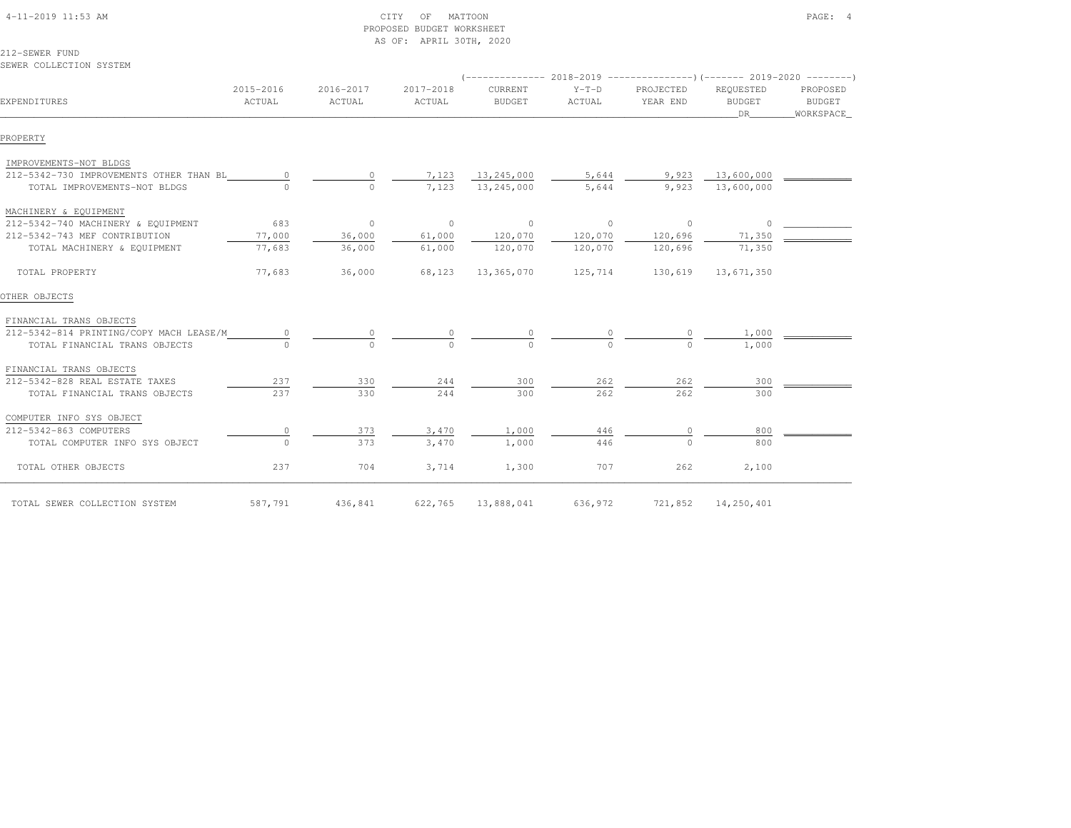CITY OF MATTOON
PROPOSED BUDGET WORKSHEET
AS OF: APRIL 30TH, 2020

212-SEWER FUND
SEWER COLLECTION SYSTEM

| EXPENDITURES | 2015-2016 ACTUAL | 2016-2017 ACTUAL | 2017-2018 ACTUAL | 2018-2019 CURRENT BUDGET | 2018-2019 Y-T-D ACTUAL | 2018-2019 PROJECTED YEAR END | 2019-2020 REQUESTED BUDGET DR | 2019-2020 PROPOSED BUDGET WORKSPACE |
|---|---|---|---|---|---|---|---|---|
| **PROPERTY** | | | | | | | | |
| IMPROVEMENTS-NOT BLDGS | | | | | | | | |
| 212-5342-730 IMPROVEMENTS OTHER THAN BL | 0 | 0 | 7,123 | 13,245,000 | 5,644 | 9,923 | 13,600,000 | |
| TOTAL IMPROVEMENTS-NOT BLDGS | 0 | 0 | 7,123 | 13,245,000 | 5,644 | 9,923 | 13,600,000 | |
| MACHINERY & EQUIPMENT | | | | | | | | |
| 212-5342-740 MACHINERY & EQUIPMENT | 683 | 0 | 0 | 0 | 0 | 0 | 0 | |
| 212-5342-743 MEF CONTRIBUTION | 77,000 | 36,000 | 61,000 | 120,070 | 120,070 | 120,696 | 71,350 | |
| TOTAL MACHINERY & EQUIPMENT | 77,683 | 36,000 | 61,000 | 120,070 | 120,070 | 120,696 | 71,350 | |
| TOTAL PROPERTY | 77,683 | 36,000 | 68,123 | 13,365,070 | 125,714 | 130,619 | 13,671,350 | |
| **OTHER OBJECTS** | | | | | | | | |
| FINANCIAL TRANS OBJECTS | | | | | | | | |
| 212-5342-814 PRINTING/COPY MACH LEASE/M | 0 | 0 | 0 | 0 | 0 | 0 | 1,000 | |
| TOTAL FINANCIAL TRANS OBJECTS | 0 | 0 | 0 | 0 | 0 | 0 | 1,000 | |
| FINANCIAL TRANS OBJECTS | | | | | | | | |
| 212-5342-828 REAL ESTATE TAXES | 237 | 330 | 244 | 300 | 262 | 262 | 300 | |
| TOTAL FINANCIAL TRANS OBJECTS | 237 | 330 | 244 | 300 | 262 | 262 | 300 | |
| COMPUTER INFO SYS OBJECT | | | | | | | | |
| 212-5342-863 COMPUTERS | 0 | 373 | 3,470 | 1,000 | 446 | 0 | 800 | |
| TOTAL COMPUTER INFO SYS OBJECT | 0 | 373 | 3,470 | 1,000 | 446 | 0 | 800 | |
| TOTAL OTHER OBJECTS | 237 | 704 | 3,714 | 1,300 | 707 | 262 | 2,100 | |
| TOTAL SEWER COLLECTION SYSTEM | 587,791 | 436,841 | 622,765 | 13,888,041 | 636,972 | 721,852 | 14,250,401 | |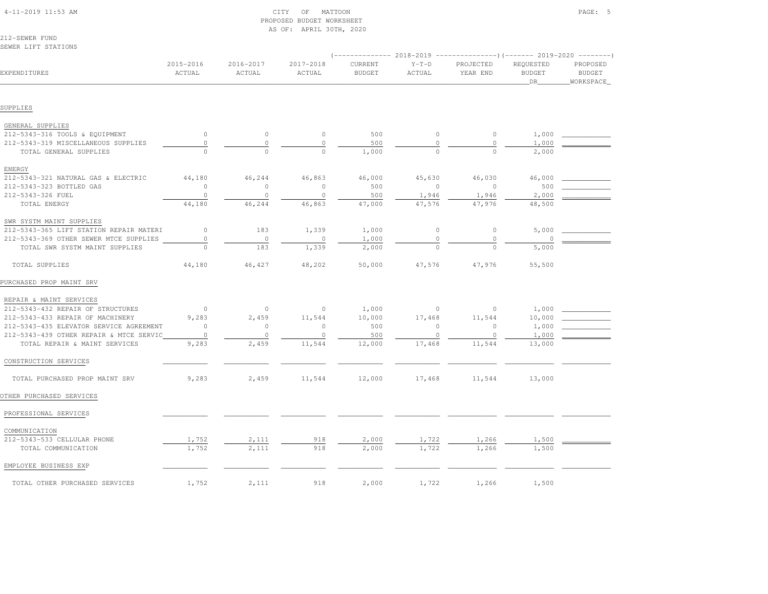CITY OF MATTOON
PROPOSED BUDGET WORKSHEET
AS OF: APRIL 30TH, 2020

212-SEWER FUND
SEWER LIFT STATIONS

| EXPENDITURES | 2015-2016 ACTUAL | 2016-2017 ACTUAL | 2017-2018 ACTUAL | 2018-2019 CURRENT BUDGET | 2018-2019 Y-T-D ACTUAL | 2018-2019 PROJECTED YEAR END | 2019-2020 REQUESTED BUDGET DR | 2019-2020 PROPOSED BUDGET WORKSPACE |
|---|---|---|---|---|---|---|---|---|
| **SUPPLIES** | | | | | | | | |
| GENERAL SUPPLIES | | | | | | | | |
| 212-5343-316 TOOLS & EQUIPMENT | 0 | 0 | 0 | 500 | 0 | 0 | 1,000 | |
| 212-5343-319 MISCELLANEOUS SUPPLIES | 0 | 0 | 0 | 500 | 0 | 0 | 1,000 | |
| TOTAL GENERAL SUPPLIES | 0 | 0 | 0 | 1,000 | 0 | 0 | 2,000 | |
| ENERGY | | | | | | | | |
| 212-5343-321 NATURAL GAS & ELECTRIC | 44,180 | 46,244 | 46,863 | 46,000 | 45,630 | 46,030 | 46,000 | |
| 212-5343-323 BOTTLED GAS | 0 | 0 | 0 | 500 | 0 | 0 | 500 | |
| 212-5343-326 FUEL | 0 | 0 | 0 | 500 | 1,946 | 1,946 | 2,000 | |
| TOTAL ENERGY | 44,180 | 46,244 | 46,863 | 47,000 | 47,576 | 47,976 | 48,500 | |
| SWR SYSTM MAINT SUPPLIES | | | | | | | | |
| 212-5343-365 LIFT STATION REPAIR MATERI | 0 | 183 | 1,339 | 1,000 | 0 | 0 | 5,000 | |
| 212-5343-369 OTHER SEWER MTCE SUPPLIES | 0 | 0 | 0 | 1,000 | 0 | 0 | 0 | |
| TOTAL SWR SYSTM MAINT SUPPLIES | 0 | 183 | 1,339 | 2,000 | 0 | 0 | 5,000 | |
| TOTAL SUPPLIES | 44,180 | 46,427 | 48,202 | 50,000 | 47,576 | 47,976 | 55,500 | |
| **PURCHASED PROP MAINT SRV** | | | | | | | | |
| REPAIR & MAINT SERVICES | | | | | | | | |
| 212-5343-432 REPAIR OF STRUCTURES | 0 | 0 | 0 | 1,000 | 0 | 0 | 1,000 | |
| 212-5343-433 REPAIR OF MACHINERY | 9,283 | 2,459 | 11,544 | 10,000 | 17,468 | 11,544 | 10,000 | |
| 212-5343-435 ELEVATOR SERVICE AGREEMENT | 0 | 0 | 0 | 500 | 0 | 0 | 1,000 | |
| 212-5343-439 OTHER REPAIR & MTCE SERVIC | 0 | 0 | 0 | 500 | 0 | 0 | 1,000 | |
| TOTAL REPAIR & MAINT SERVICES | 9,283 | 2,459 | 11,544 | 12,000 | 17,468 | 11,544 | 13,000 | |
| CONSTRUCTION SERVICES | | | | | | | | |
| TOTAL PURCHASED PROP MAINT SRV | 9,283 | 2,459 | 11,544 | 12,000 | 17,468 | 11,544 | 13,000 | |
| **OTHER PURCHASED SERVICES** | | | | | | | | |
| PROFESSIONAL SERVICES | | | | | | | | |
| COMMUNICATION | | | | | | | | |
| 212-5343-533 CELLULAR PHONE | 1,752 | 2,111 | 918 | 2,000 | 1,722 | 1,266 | 1,500 | |
| TOTAL COMMUNICATION | 1,752 | 2,111 | 918 | 2,000 | 1,722 | 1,266 | 1,500 | |
| EMPLOYEE BUSINESS EXP | | | | | | | | |
| TOTAL OTHER PURCHASED SERVICES | 1,752 | 2,111 | 918 | 2,000 | 1,722 | 1,266 | 1,500 | |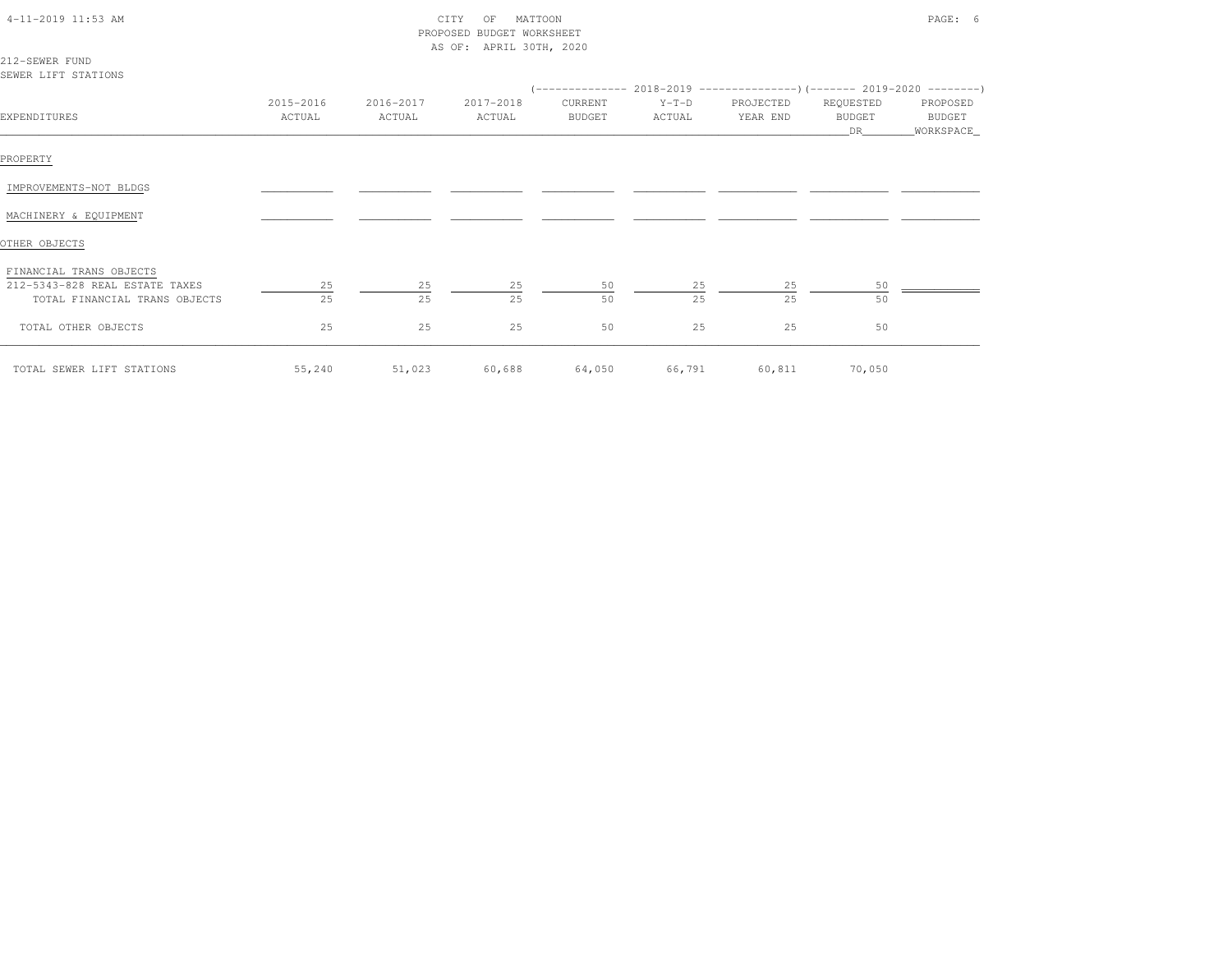CITY OF MATTOON
PROPOSED BUDGET WORKSHEET
AS OF: APRIL 30TH, 2020

212-SEWER FUND
SEWER LIFT STATIONS

| EXPENDITURES | 2015-2016 ACTUAL | 2016-2017 ACTUAL | 2017-2018 ACTUAL | 2018-2019 CURRENT BUDGET | 2018-2019 Y-T-D ACTUAL | 2018-2019 PROJECTED YEAR END | 2019-2020 REQUESTED BUDGET DR | 2019-2020 PROPOSED BUDGET WORKSPACE |
|---|---|---|---|---|---|---|---|---|
| PROPERTY | | | | | | | | |
| IMPROVEMENTS-NOT BLDGS | | | | | | | | |
| MACHINERY & EQUIPMENT | | | | | | | | |
| OTHER OBJECTS | | | | | | | | |
| FINANCIAL TRANS OBJECTS | | | | | | | | |
| 212-5343-828 REAL ESTATE TAXES | 25 | 25 | 25 | 50 | 25 | 25 | 50 | |
| TOTAL FINANCIAL TRANS OBJECTS | 25 | 25 | 25 | 50 | 25 | 25 | 50 | |
| TOTAL OTHER OBJECTS | 25 | 25 | 25 | 50 | 25 | 25 | 50 | |
| TOTAL SEWER LIFT STATIONS | 55,240 | 51,023 | 60,688 | 64,050 | 66,791 | 60,811 | 70,050 | |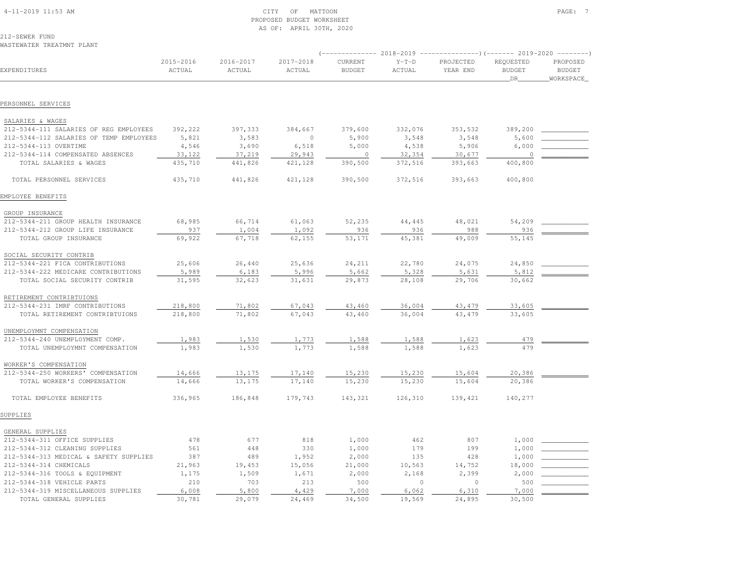CITY OF MATTOON
PROPOSED BUDGET WORKSHEET
AS OF: APRIL 30TH, 2020

212-SEWER FUND
WASTEWATER TREATMNT PLANT

| EXPENDITURES | 2015-2016 ACTUAL | 2016-2017 ACTUAL | 2017-2018 ACTUAL | 2018-2019 CURRENT BUDGET | 2018-2019 Y-T-D ACTUAL | 2018-2019 PROJECTED YEAR END | 2019-2020 REQUESTED BUDGET DR | 2019-2020 PROPOSED BUDGET WORKSPACE |
|---|---|---|---|---|---|---|---|---|
| **PERSONNEL SERVICES** | | | | | | | | |
| SALARIES & WAGES | | | | | | | | |
| 212-5344-111 SALARIES OF REG EMPLOYEES | 392,222 | 397,333 | 384,667 | 379,600 | 332,076 | 353,532 | 389,200 | |
| 212-5344-112 SALARIES OF TEMP EMPLOYEES | 5,821 | 3,583 | 0 | 5,900 | 3,548 | 3,548 | 5,600 | |
| 212-5344-113 OVERTIME | 4,546 | 3,690 | 6,518 | 5,000 | 4,538 | 5,906 | 6,000 | |
| 212-5344-114 COMPENSATED ABSENCES | 33,122 | 37,219 | 29,943 | 0 | 32,354 | 30,677 | 0 | |
| TOTAL SALARIES & WAGES | 435,710 | 441,826 | 421,128 | 390,500 | 372,516 | 393,663 | 400,800 | |
| TOTAL PERSONNEL SERVICES | 435,710 | 441,826 | 421,128 | 390,500 | 372,516 | 393,663 | 400,800 | |
| **EMPLOYEE BENEFITS** | | | | | | | | |
| GROUP INSURANCE | | | | | | | | |
| 212-5344-211 GROUP HEALTH INSURANCE | 68,985 | 66,714 | 61,063 | 52,235 | 44,445 | 48,021 | 54,209 | |
| 212-5344-212 GROUP LIFE INSURANCE | 937 | 1,004 | 1,092 | 936 | 936 | 988 | 936 | |
| TOTAL GROUP INSURANCE | 69,922 | 67,718 | 62,155 | 53,171 | 45,381 | 49,009 | 55,145 | |
| SOCIAL SECURITY CONTRIB | | | | | | | | |
| 212-5344-221 FICA CONTRIBUTIONS | 25,606 | 26,440 | 25,636 | 24,211 | 22,780 | 24,075 | 24,850 | |
| 212-5344-222 MEDICARE CONTRIBUTIONS | 5,989 | 6,183 | 5,996 | 5,662 | 5,328 | 5,631 | 5,812 | |
| TOTAL SOCIAL SECURITY CONTRIB | 31,595 | 32,623 | 31,631 | 29,873 | 28,108 | 29,706 | 30,662 | |
| RETIREMENT CONTRIBTUIONS | | | | | | | | |
| 212-5344-231 IMRF CONTRIBUTIONS | 218,800 | 71,802 | 67,043 | 43,460 | 36,004 | 43,479 | 33,605 | |
| TOTAL RETIREMENT CONTRIBTUIONS | 218,800 | 71,802 | 67,043 | 43,460 | 36,004 | 43,479 | 33,605 | |
| UNEMPLOYMNT COMPENSATION | | | | | | | | |
| 212-5344-240 UNEMPLOYMENT COMP. | 1,983 | 1,530 | 1,773 | 1,588 | 1,588 | 1,623 | 479 | |
| TOTAL UNEMPLOYMNT COMPENSATION | 1,983 | 1,530 | 1,773 | 1,588 | 1,588 | 1,623 | 479 | |
| WORKER'S COMPENSATION | | | | | | | | |
| 212-5344-250 WORKERS' COMPENSATION | 14,666 | 13,175 | 17,140 | 15,230 | 15,230 | 15,604 | 20,386 | |
| TOTAL WORKER'S COMPENSATION | 14,666 | 13,175 | 17,140 | 15,230 | 15,230 | 15,604 | 20,386 | |
| TOTAL EMPLOYEE BENEFITS | 336,965 | 186,848 | 179,743 | 143,321 | 126,310 | 139,421 | 140,277 | |
| **SUPPLIES** | | | | | | | | |
| GENERAL SUPPLIES | | | | | | | | |
| 212-5344-311 OFFICE SUPPLIES | 478 | 677 | 818 | 1,000 | 462 | 807 | 1,000 | |
| 212-5344-312 CLEANING SUPPLIES | 561 | 448 | 330 | 1,000 | 179 | 199 | 1,000 | |
| 212-5344-313 MEDICAL & SAFETY SUPPLIES | 387 | 489 | 1,952 | 2,000 | 135 | 428 | 1,000 | |
| 212-5344-314 CHEMICALS | 21,963 | 19,453 | 15,056 | 21,000 | 10,563 | 14,752 | 18,000 | |
| 212-5344-316 TOOLS & EQUIPMENT | 1,175 | 1,509 | 1,671 | 2,000 | 2,168 | 2,399 | 2,000 | |
| 212-5344-318 VEHICLE PARTS | 210 | 703 | 213 | 500 | 0 | 0 | 500 | |
| 212-5344-319 MISCELLANEOUS SUPPLIES | 6,008 | 5,800 | 4,429 | 7,000 | 6,062 | 6,310 | 7,000 | |
| TOTAL GENERAL SUPPLIES | 30,781 | 29,079 | 24,469 | 34,500 | 19,569 | 24,895 | 30,500 | |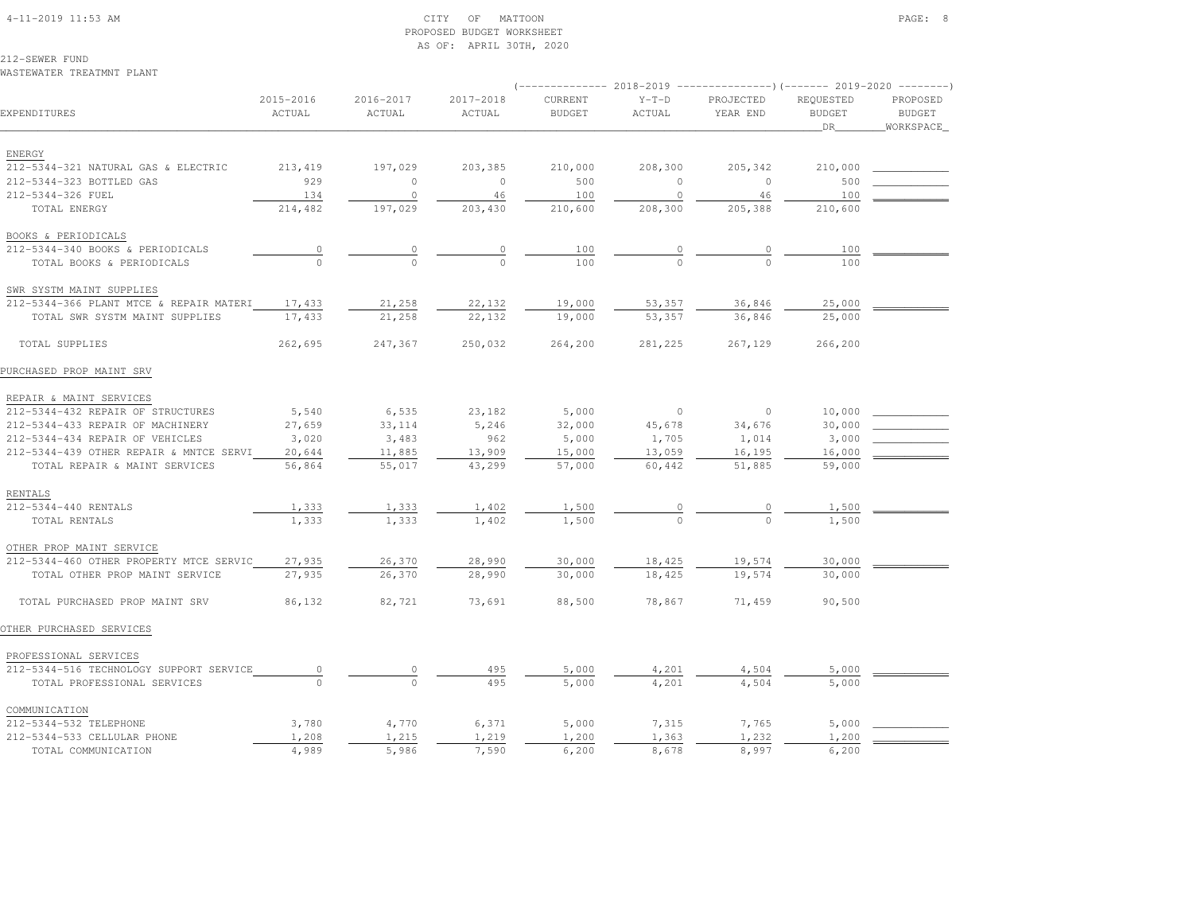CITY OF MATTOON
PROPOSED BUDGET WORKSHEET
AS OF: APRIL 30TH, 2020

212-SEWER FUND
WASTEWATER TREATMNT PLANT

| EXPENDITURES | 2015-2016 ACTUAL | 2016-2017 ACTUAL | 2017-2018 ACTUAL | 2018-2019 CURRENT BUDGET | 2018-2019 Y-T-D ACTUAL | 2018-2019 PROJECTED YEAR END | 2019-2020 REQUESTED BUDGET DR | 2019-2020 PROPOSED BUDGET WORKSPACE |
|---|---|---|---|---|---|---|---|---|
| ENERGY | | | | | | | | |
| 212-5344-321 NATURAL GAS & ELECTRIC | 213,419 | 197,029 | 203,385 | 210,000 | 208,300 | 205,342 | 210,000 | |
| 212-5344-323 BOTTLED GAS | 929 | 0 | 0 | 500 | 0 | 0 | 500 | |
| 212-5344-326 FUEL | 134 | 0 | 46 | 100 | 0 | 46 | 100 | |
| TOTAL ENERGY | 214,482 | 197,029 | 203,430 | 210,600 | 208,300 | 205,388 | 210,600 | |
| BOOKS & PERIODICALS | | | | | | | | |
| 212-5344-340 BOOKS & PERIODICALS | 0 | 0 | 0 | 100 | 0 | 0 | 100 | |
| TOTAL BOOKS & PERIODICALS | 0 | 0 | 0 | 100 | 0 | 0 | 100 | |
| SWR SYSTM MAINT SUPPLIES | | | | | | | | |
| 212-5344-366 PLANT MTCE & REPAIR MATERI | 17,433 | 21,258 | 22,132 | 19,000 | 53,357 | 36,846 | 25,000 | |
| TOTAL SWR SYSTM MAINT SUPPLIES | 17,433 | 21,258 | 22,132 | 19,000 | 53,357 | 36,846 | 25,000 | |
| TOTAL SUPPLIES | 262,695 | 247,367 | 250,032 | 264,200 | 281,225 | 267,129 | 266,200 | |
| PURCHASED PROP MAINT SRV | | | | | | | | |
| REPAIR & MAINT SERVICES | | | | | | | | |
| 212-5344-432 REPAIR OF STRUCTURES | 5,540 | 6,535 | 23,182 | 5,000 | 0 | 0 | 10,000 | |
| 212-5344-433 REPAIR OF MACHINERY | 27,659 | 33,114 | 5,246 | 32,000 | 45,678 | 34,676 | 30,000 | |
| 212-5344-434 REPAIR OF VEHICLES | 3,020 | 3,483 | 962 | 5,000 | 1,705 | 1,014 | 3,000 | |
| 212-5344-439 OTHER REPAIR & MNTCE SERVI | 20,644 | 11,885 | 13,909 | 15,000 | 13,059 | 16,195 | 16,000 | |
| TOTAL REPAIR & MAINT SERVICES | 56,864 | 55,017 | 43,299 | 57,000 | 60,442 | 51,885 | 59,000 | |
| RENTALS | | | | | | | | |
| 212-5344-440 RENTALS | 1,333 | 1,333 | 1,402 | 1,500 | 0 | 0 | 1,500 | |
| TOTAL RENTALS | 1,333 | 1,333 | 1,402 | 1,500 | 0 | 0 | 1,500 | |
| OTHER PROP MAINT SERVICE | | | | | | | | |
| 212-5344-460 OTHER PROPERTY MTCE SERVIC | 27,935 | 26,370 | 28,990 | 30,000 | 18,425 | 19,574 | 30,000 | |
| TOTAL OTHER PROP MAINT SERVICE | 27,935 | 26,370 | 28,990 | 30,000 | 18,425 | 19,574 | 30,000 | |
| TOTAL PURCHASED PROP MAINT SRV | 86,132 | 82,721 | 73,691 | 88,500 | 78,867 | 71,459 | 90,500 | |
| OTHER PURCHASED SERVICES | | | | | | | | |
| PROFESSIONAL SERVICES | | | | | | | | |
| 212-5344-516 TECHNOLOGY SUPPORT SERVICE | 0 | 0 | 495 | 5,000 | 4,201 | 4,504 | 5,000 | |
| TOTAL PROFESSIONAL SERVICES | 0 | 0 | 495 | 5,000 | 4,201 | 4,504 | 5,000 | |
| COMMUNICATION | | | | | | | | |
| 212-5344-532 TELEPHONE | 3,780 | 4,770 | 6,371 | 5,000 | 7,315 | 7,765 | 5,000 | |
| 212-5344-533 CELLULAR PHONE | 1,208 | 1,215 | 1,219 | 1,200 | 1,363 | 1,232 | 1,200 | |
| TOTAL COMMUNICATION | 4,989 | 5,986 | 7,590 | 6,200 | 8,678 | 8,997 | 6,200 | |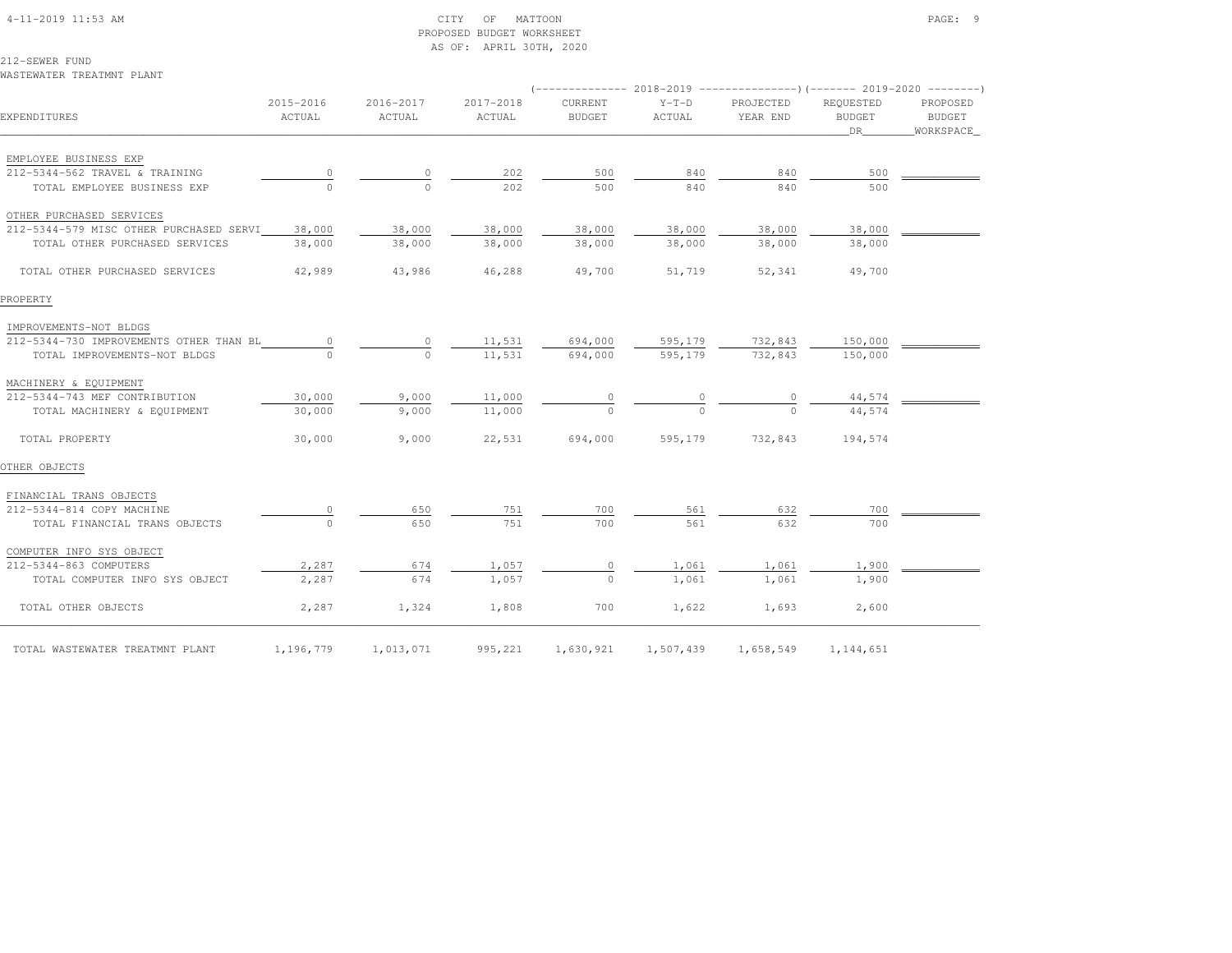CITY OF MATTOON
PROPOSED BUDGET WORKSHEET
AS OF: APRIL 30TH, 2020

212-SEWER FUND
WASTEWATER TREATMNT PLANT

| EXPENDITURES | 2015-2016 ACTUAL | 2016-2017 ACTUAL | 2017-2018 ACTUAL | 2018-2019 CURRENT BUDGET | 2018-2019 Y-T-D ACTUAL | 2018-2019 PROJECTED YEAR END | 2019-2020 REQUESTED BUDGET DR | 2019-2020 PROPOSED BUDGET WORKSPACE |
|---|---|---|---|---|---|---|---|---|
| EMPLOYEE BUSINESS EXP | | | | | | | | |
| 212-5344-562 TRAVEL & TRAINING | 0 | 0 | 202 | 500 | 840 | 840 | 500 | |
| TOTAL EMPLOYEE BUSINESS EXP | 0 | 0 | 202 | 500 | 840 | 840 | 500 | |
| OTHER PURCHASED SERVICES | | | | | | | | |
| 212-5344-579 MISC OTHER PURCHASED SERVI | 38,000 | 38,000 | 38,000 | 38,000 | 38,000 | 38,000 | 38,000 | |
| TOTAL OTHER PURCHASED SERVICES | 38,000 | 38,000 | 38,000 | 38,000 | 38,000 | 38,000 | 38,000 | |
| TOTAL OTHER PURCHASED SERVICES | 42,989 | 43,986 | 46,288 | 49,700 | 51,719 | 52,341 | 49,700 | |
| PROPERTY | | | | | | | | |
| IMPROVEMENTS-NOT BLDGS | | | | | | | | |
| 212-5344-730 IMPROVEMENTS OTHER THAN BL | 0 | 0 | 11,531 | 694,000 | 595,179 | 732,843 | 150,000 | |
| TOTAL IMPROVEMENTS-NOT BLDGS | 0 | 0 | 11,531 | 694,000 | 595,179 | 732,843 | 150,000 | |
| MACHINERY & EQUIPMENT | | | | | | | | |
| 212-5344-743 MEF CONTRIBUTION | 30,000 | 9,000 | 11,000 | 0 | 0 | 0 | 44,574 | |
| TOTAL MACHINERY & EQUIPMENT | 30,000 | 9,000 | 11,000 | 0 | 0 | 0 | 44,574 | |
| TOTAL PROPERTY | 30,000 | 9,000 | 22,531 | 694,000 | 595,179 | 732,843 | 194,574 | |
| OTHER OBJECTS | | | | | | | | |
| FINANCIAL TRANS OBJECTS | | | | | | | | |
| 212-5344-814 COPY MACHINE | 0 | 650 | 751 | 700 | 561 | 632 | 700 | |
| TOTAL FINANCIAL TRANS OBJECTS | 0 | 650 | 751 | 700 | 561 | 632 | 700 | |
| COMPUTER INFO SYS OBJECT | | | | | | | | |
| 212-5344-863 COMPUTERS | 2,287 | 674 | 1,057 | 0 | 1,061 | 1,061 | 1,900 | |
| TOTAL COMPUTER INFO SYS OBJECT | 2,287 | 674 | 1,057 | 0 | 1,061 | 1,061 | 1,900 | |
| TOTAL OTHER OBJECTS | 2,287 | 1,324 | 1,808 | 700 | 1,622 | 1,693 | 2,600 | |
| TOTAL WASTEWATER TREATMNT PLANT | 1,196,779 | 1,013,071 | 995,221 | 1,630,921 | 1,507,439 | 1,658,549 | 1,144,651 | |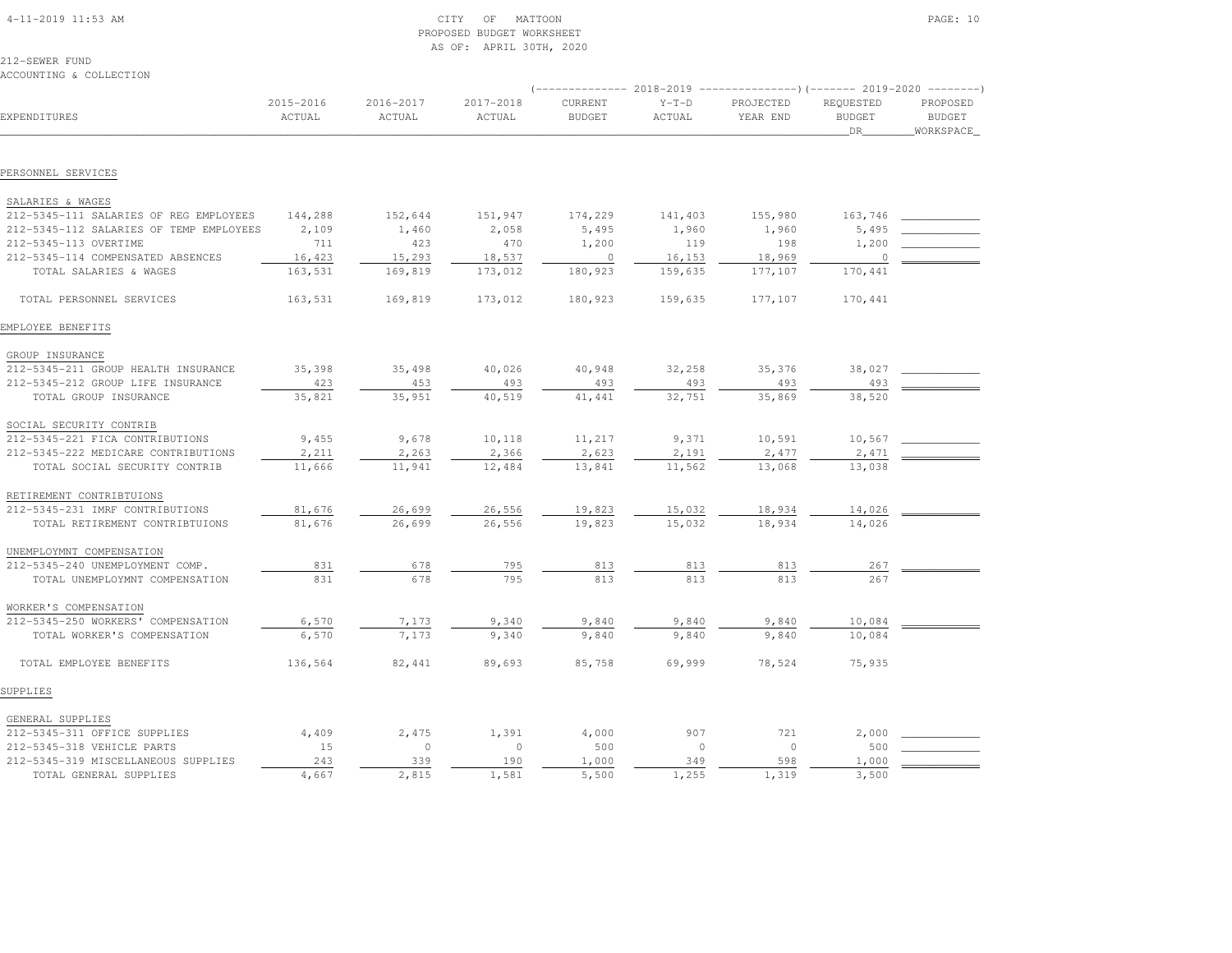CITY OF MATTOON
PROPOSED BUDGET WORKSHEET
AS OF: APRIL 30TH, 2020

212-SEWER FUND
ACCOUNTING & COLLECTION

| EXPENDITURES | 2015-2016 ACTUAL | 2016-2017 ACTUAL | 2017-2018 ACTUAL | 2018-2019 CURRENT BUDGET | 2018-2019 Y-T-D ACTUAL | 2018-2019 PROJECTED YEAR END | 2019-2020 REQUESTED BUDGET DR | 2019-2020 PROPOSED BUDGET WORKSPACE |
|---|---|---|---|---|---|---|---|---|
| **PERSONNEL SERVICES** | | | | | | | | |
| SALARIES & WAGES | | | | | | | | |
| 212-5345-111 SALARIES OF REG EMPLOYEES | 144,288 | 152,644 | 151,947 | 174,229 | 141,403 | 155,980 | 163,746 | ____________ |
| 212-5345-112 SALARIES OF TEMP EMPLOYEES | 2,109 | 1,460 | 2,058 | 5,495 | 1,960 | 1,960 | 5,495 | ____________ |
| 212-5345-113 OVERTIME | 711 | 423 | 470 | 1,200 | 119 | 198 | 1,200 | ____________ |
| 212-5345-114 COMPENSATED ABSENCES | 16,423 | 15,293 | 18,537 | 0 | 16,153 | 18,969 | 0 | ____________ |
| TOTAL SALARIES & WAGES | 163,531 | 169,819 | 173,012 | 180,923 | 159,635 | 177,107 | 170,441 | |
| TOTAL PERSONNEL SERVICES | 163,531 | 169,819 | 173,012 | 180,923 | 159,635 | 177,107 | 170,441 | |
| **EMPLOYEE BENEFITS** | | | | | | | | |
| GROUP INSURANCE | | | | | | | | |
| 212-5345-211 GROUP HEALTH INSURANCE | 35,398 | 35,498 | 40,026 | 40,948 | 32,258 | 35,376 | 38,027 | ____________ |
| 212-5345-212 GROUP LIFE INSURANCE | 423 | 453 | 493 | 493 | 493 | 493 | 493 | ____________ |
| TOTAL GROUP INSURANCE | 35,821 | 35,951 | 40,519 | 41,441 | 32,751 | 35,869 | 38,520 | |
| SOCIAL SECURITY CONTRIB | | | | | | | | |
| 212-5345-221 FICA CONTRIBUTIONS | 9,455 | 9,678 | 10,118 | 11,217 | 9,371 | 10,591 | 10,567 | ____________ |
| 212-5345-222 MEDICARE CONTRIBUTIONS | 2,211 | 2,263 | 2,366 | 2,623 | 2,191 | 2,477 | 2,471 | ____________ |
| TOTAL SOCIAL SECURITY CONTRIB | 11,666 | 11,941 | 12,484 | 13,841 | 11,562 | 13,068 | 13,038 | |
| RETIREMENT CONTRIBTUIONS | | | | | | | | |
| 212-5345-231 IMRF CONTRIBUTIONS | 81,676 | 26,699 | 26,556 | 19,823 | 15,032 | 18,934 | 14,026 | ____________ |
| TOTAL RETIREMENT CONTRIBTUIONS | 81,676 | 26,699 | 26,556 | 19,823 | 15,032 | 18,934 | 14,026 | |
| UNEMPLOYMNT COMPENSATION | | | | | | | | |
| 212-5345-240 UNEMPLOYMENT COMP. | 831 | 678 | 795 | 813 | 813 | 813 | 267 | ____________ |
| TOTAL UNEMPLOYMNT COMPENSATION | 831 | 678 | 795 | 813 | 813 | 813 | 267 | |
| WORKER'S COMPENSATION | | | | | | | | |
| 212-5345-250 WORKERS' COMPENSATION | 6,570 | 7,173 | 9,340 | 9,840 | 9,840 | 9,840 | 10,084 | ____________ |
| TOTAL WORKER'S COMPENSATION | 6,570 | 7,173 | 9,340 | 9,840 | 9,840 | 9,840 | 10,084 | |
| TOTAL EMPLOYEE BENEFITS | 136,564 | 82,441 | 89,693 | 85,758 | 69,999 | 78,524 | 75,935 | |
| **SUPPLIES** | | | | | | | | |
| GENERAL SUPPLIES | | | | | | | | |
| 212-5345-311 OFFICE SUPPLIES | 4,409 | 2,475 | 1,391 | 4,000 | 907 | 721 | 2,000 | ____________ |
| 212-5345-318 VEHICLE PARTS | 15 | 0 | 0 | 500 | 0 | 0 | 500 | ____________ |
| 212-5345-319 MISCELLANEOUS SUPPLIES | 243 | 339 | 190 | 1,000 | 349 | 598 | 1,000 | ____________ |
| TOTAL GENERAL SUPPLIES | 4,667 | 2,815 | 1,581 | 5,500 | 1,255 | 1,319 | 3,500 | |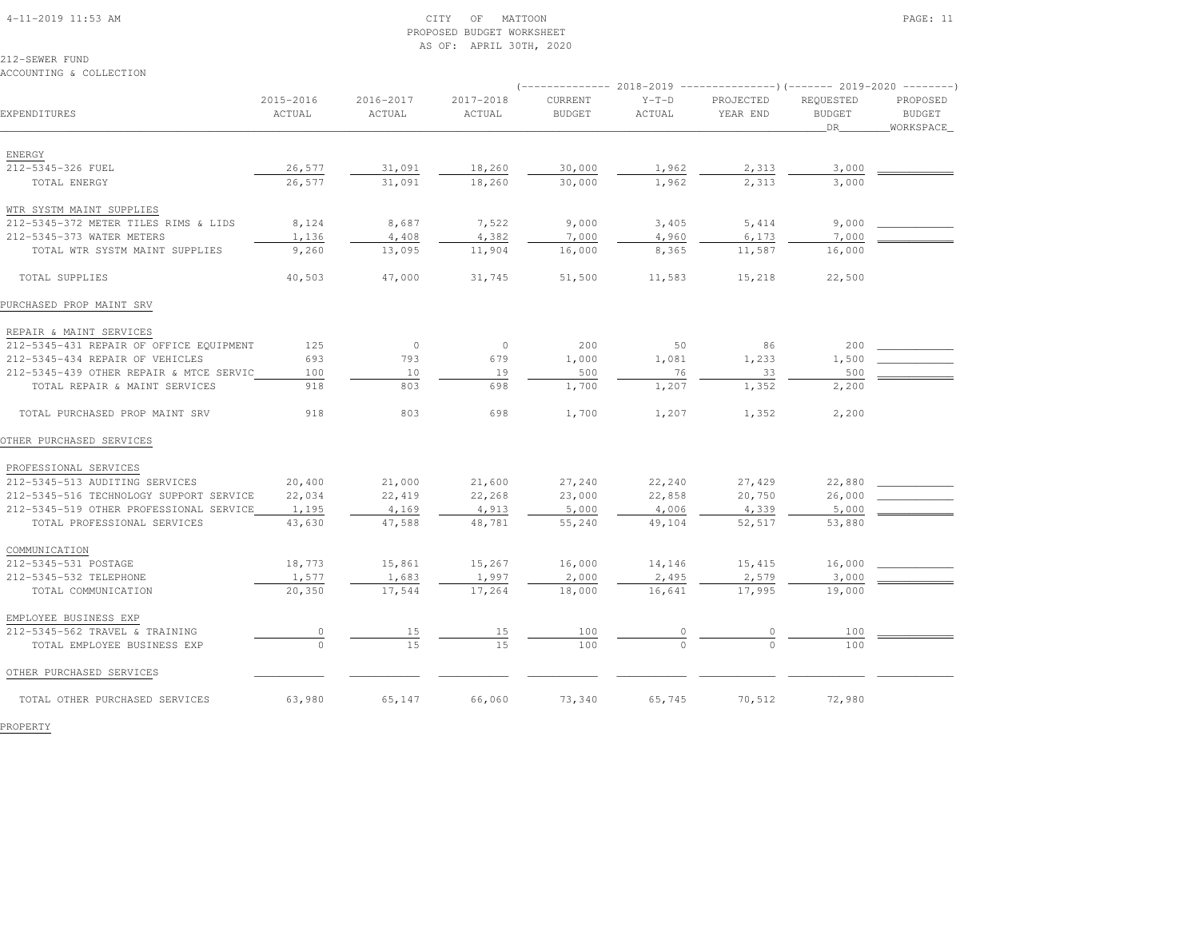4-11-2019 11:53 AM

CITY OF MATTOON
PROPOSED BUDGET WORKSHEET
AS OF: APRIL 30TH, 2020

212-SEWER FUND
ACCOUNTING & COLLECTION

| EXPENDITURES | 2015-2016 ACTUAL | 2016-2017 ACTUAL | 2017-2018 ACTUAL | 2018-2019 CURRENT BUDGET | 2018-2019 Y-T-D ACTUAL | 2018-2019 PROJECTED YEAR END | 2019-2020 REQUESTED BUDGET DR | 2019-2020 PROPOSED BUDGET WORKSPACE |
|---|---|---|---|---|---|---|---|---|
| ENERGY | | | | | | | | |
| 212-5345-326 FUEL | 26,577 | 31,091 | 18,260 | 30,000 | 1,962 | 2,313 | 3,000 | |
| TOTAL ENERGY | 26,577 | 31,091 | 18,260 | 30,000 | 1,962 | 2,313 | 3,000 | |
| WTR SYSTM MAINT SUPPLIES | | | | | | | | |
| 212-5345-372 METER TILES RIMS & LIDS | 8,124 | 8,687 | 7,522 | 9,000 | 3,405 | 5,414 | 9,000 | |
| 212-5345-373 WATER METERS | 1,136 | 4,408 | 4,382 | 7,000 | 4,960 | 6,173 | 7,000 | |
| TOTAL WTR SYSTM MAINT SUPPLIES | 9,260 | 13,095 | 11,904 | 16,000 | 8,365 | 11,587 | 16,000 | |
| TOTAL SUPPLIES | 40,503 | 47,000 | 31,745 | 51,500 | 11,583 | 15,218 | 22,500 | |
| PURCHASED PROP MAINT SRV | | | | | | | | |
| REPAIR & MAINT SERVICES | | | | | | | | |
| 212-5345-431 REPAIR OF OFFICE EQUIPMENT | 125 | 0 | 0 | 200 | 50 | 86 | 200 | |
| 212-5345-434 REPAIR OF VEHICLES | 693 | 793 | 679 | 1,000 | 1,081 | 1,233 | 1,500 | |
| 212-5345-439 OTHER REPAIR & MTCE SERVIC | 100 | 10 | 19 | 500 | 76 | 33 | 500 | |
| TOTAL REPAIR & MAINT SERVICES | 918 | 803 | 698 | 1,700 | 1,207 | 1,352 | 2,200 | |
| TOTAL PURCHASED PROP MAINT SRV | 918 | 803 | 698 | 1,700 | 1,207 | 1,352 | 2,200 | |
| OTHER PURCHASED SERVICES | | | | | | | | |
| PROFESSIONAL SERVICES | | | | | | | | |
| 212-5345-513 AUDITING SERVICES | 20,400 | 21,000 | 21,600 | 27,240 | 22,240 | 27,429 | 22,880 | |
| 212-5345-516 TECHNOLOGY SUPPORT SERVICE | 22,034 | 22,419 | 22,268 | 23,000 | 22,858 | 20,750 | 26,000 | |
| 212-5345-519 OTHER PROFESSIONAL SERVICE | 1,195 | 4,169 | 4,913 | 5,000 | 4,006 | 4,339 | 5,000 | |
| TOTAL PROFESSIONAL SERVICES | 43,630 | 47,588 | 48,781 | 55,240 | 49,104 | 52,517 | 53,880 | |
| COMMUNICATION | | | | | | | | |
| 212-5345-531 POSTAGE | 18,773 | 15,861 | 15,267 | 16,000 | 14,146 | 15,415 | 16,000 | |
| 212-5345-532 TELEPHONE | 1,577 | 1,683 | 1,997 | 2,000 | 2,495 | 2,579 | 3,000 | |
| TOTAL COMMUNICATION | 20,350 | 17,544 | 17,264 | 18,000 | 16,641 | 17,995 | 19,000 | |
| EMPLOYEE BUSINESS EXP | | | | | | | | |
| 212-5345-562 TRAVEL & TRAINING | 0 | 15 | 15 | 100 | 0 | 0 | 100 | |
| TOTAL EMPLOYEE BUSINESS EXP | 0 | 15 | 15 | 100 | 0 | 0 | 100 | |
| OTHER PURCHASED SERVICES | | | | | | | | |
| TOTAL OTHER PURCHASED SERVICES | 63,980 | 65,147 | 66,060 | 73,340 | 65,745 | 70,512 | 72,980 | |
| PROPERTY | | | | | | | | |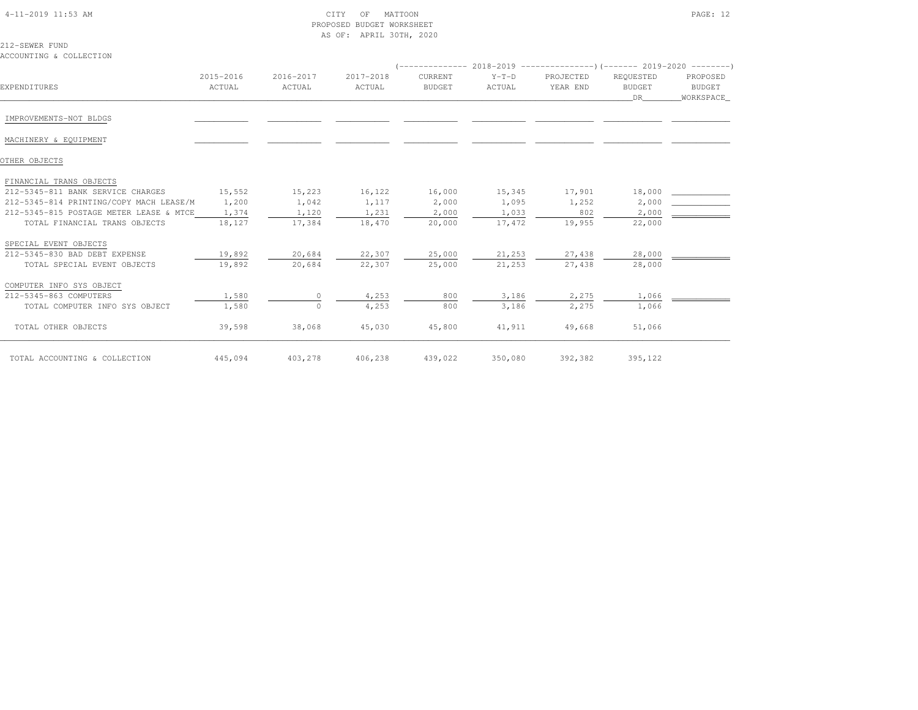CITY OF MATTOON
PROPOSED BUDGET WORKSHEET
AS OF: APRIL 30TH, 2020

212-SEWER FUND
ACCOUNTING & COLLECTION

| EXPENDITURES | 2015-2016 ACTUAL | 2016-2017 ACTUAL | 2017-2018 ACTUAL | 2018-2019 CURRENT BUDGET | 2018-2019 Y-T-D ACTUAL | 2018-2019 PROJECTED YEAR END | 2019-2020 REQUESTED BUDGET DR | 2019-2020 PROPOSED BUDGET WORKSPACE |
|---|---|---|---|---|---|---|---|---|
| IMPROVEMENTS-NOT BLDGS | | | | | | | | |
| MACHINERY & EQUIPMENT | | | | | | | | |
| OTHER OBJECTS | | | | | | | | |
| FINANCIAL TRANS OBJECTS | | | | | | | | |
| 212-5345-811 BANK SERVICE CHARGES | 15,552 | 15,223 | 16,122 | 16,000 | 15,345 | 17,901 | 18,000 | |
| 212-5345-814 PRINTING/COPY MACH LEASE/M | 1,200 | 1,042 | 1,117 | 2,000 | 1,095 | 1,252 | 2,000 | |
| 212-5345-815 POSTAGE METER LEASE & MTCE | 1,374 | 1,120 | 1,231 | 2,000 | 1,033 | 802 | 2,000 | |
| TOTAL FINANCIAL TRANS OBJECTS | 18,127 | 17,384 | 18,470 | 20,000 | 17,472 | 19,955 | 22,000 | |
| SPECIAL EVENT OBJECTS | | | | | | | | |
| 212-5345-830 BAD DEBT EXPENSE | 19,892 | 20,684 | 22,307 | 25,000 | 21,253 | 27,438 | 28,000 | |
| TOTAL SPECIAL EVENT OBJECTS | 19,892 | 20,684 | 22,307 | 25,000 | 21,253 | 27,438 | 28,000 | |
| COMPUTER INFO SYS OBJECT | | | | | | | | |
| 212-5345-863 COMPUTERS | 1,580 | 0 | 4,253 | 800 | 3,186 | 2,275 | 1,066 | |
| TOTAL COMPUTER INFO SYS OBJECT | 1,580 | 0 | 4,253 | 800 | 3,186 | 2,275 | 1,066 | |
| TOTAL OTHER OBJECTS | 39,598 | 38,068 | 45,030 | 45,800 | 41,911 | 49,668 | 51,066 | |
| TOTAL ACCOUNTING & COLLECTION | 445,094 | 403,278 | 406,238 | 439,022 | 350,080 | 392,382 | 395,122 | |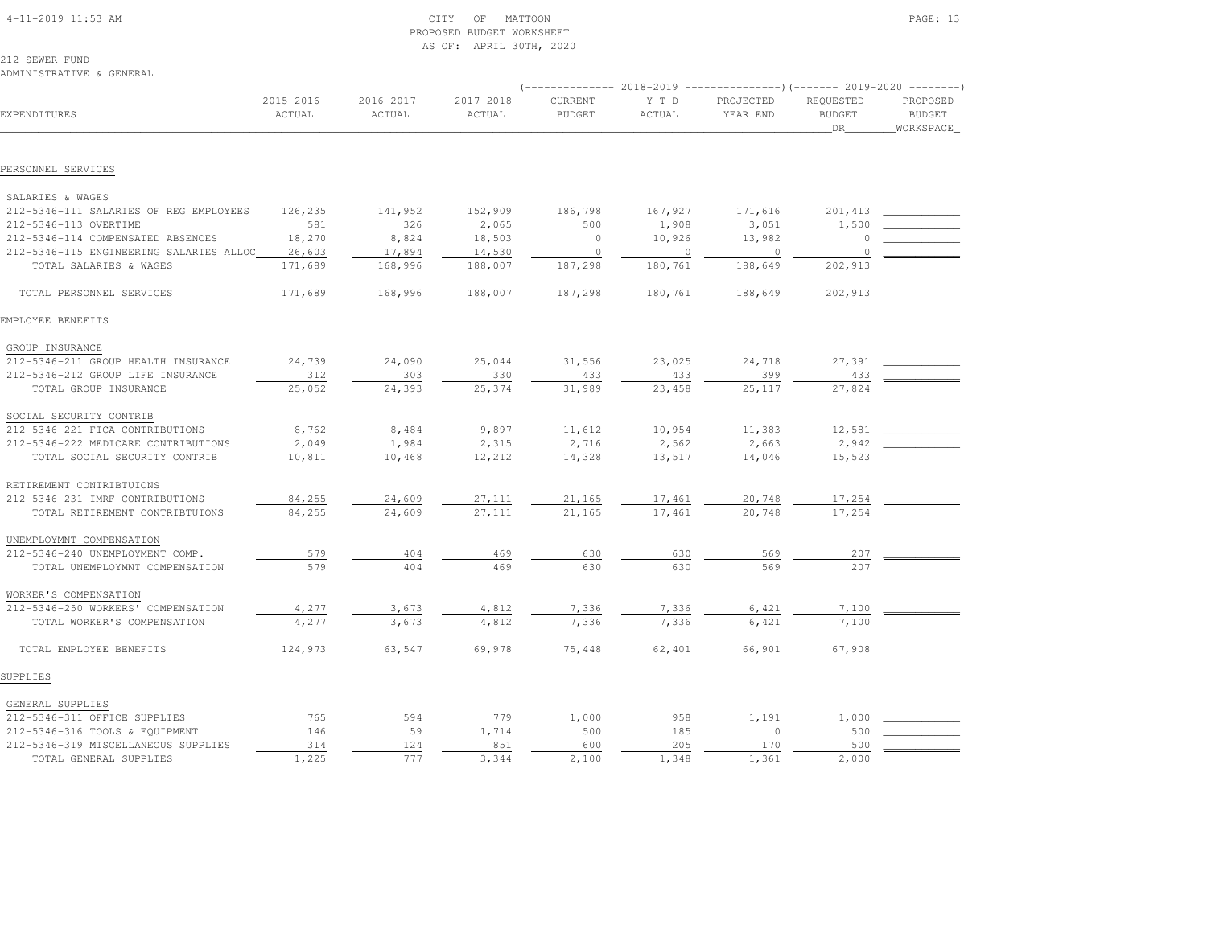CITY OF MATTOON
PROPOSED BUDGET WORKSHEET
AS OF: APRIL 30TH, 2020

212-SEWER FUND
ADMINISTRATIVE & GENERAL

| EXPENDITURES | 2015-2016 ACTUAL | 2016-2017 ACTUAL | 2017-2018 ACTUAL | 2018-2019 CURRENT BUDGET | 2018-2019 Y-T-D ACTUAL | 2018-2019 PROJECTED YEAR END | 2019-2020 REQUESTED BUDGET DR | 2019-2020 PROPOSED BUDGET WORKSPACE |
|---|---|---|---|---|---|---|---|---|
| **PERSONNEL SERVICES** | | | | | | | | |
| SALARIES & WAGES | | | | | | | | |
| 212-5346-111 SALARIES OF REG EMPLOYEES | 126,235 | 141,952 | 152,909 | 186,798 | 167,927 | 171,616 | 201,413 | |
| 212-5346-113 OVERTIME | 581 | 326 | 2,065 | 500 | 1,908 | 3,051 | 1,500 | |
| 212-5346-114 COMPENSATED ABSENCES | 18,270 | 8,824 | 18,503 | 0 | 10,926 | 13,982 | 0 | |
| 212-5346-115 ENGINEERING SALARIES ALLOC | 26,603 | 17,894 | 14,530 | 0 | 0 | 0 | 0 | |
| TOTAL SALARIES & WAGES | 171,689 | 168,996 | 188,007 | 187,298 | 180,761 | 188,649 | 202,913 | |
| TOTAL PERSONNEL SERVICES | 171,689 | 168,996 | 188,007 | 187,298 | 180,761 | 188,649 | 202,913 | |
| **EMPLOYEE BENEFITS** | | | | | | | | |
| GROUP INSURANCE | | | | | | | | |
| 212-5346-211 GROUP HEALTH INSURANCE | 24,739 | 24,090 | 25,044 | 31,556 | 23,025 | 24,718 | 27,391 | |
| 212-5346-212 GROUP LIFE INSURANCE | 312 | 303 | 330 | 433 | 433 | 399 | 433 | |
| TOTAL GROUP INSURANCE | 25,052 | 24,393 | 25,374 | 31,989 | 23,458 | 25,117 | 27,824 | |
| SOCIAL SECURITY CONTRIB | | | | | | | | |
| 212-5346-221 FICA CONTRIBUTIONS | 8,762 | 8,484 | 9,897 | 11,612 | 10,954 | 11,383 | 12,581 | |
| 212-5346-222 MEDICARE CONTRIBUTIONS | 2,049 | 1,984 | 2,315 | 2,716 | 2,562 | 2,663 | 2,942 | |
| TOTAL SOCIAL SECURITY CONTRIB | 10,811 | 10,468 | 12,212 | 14,328 | 13,517 | 14,046 | 15,523 | |
| RETIREMENT CONTRIBTUIONS | | | | | | | | |
| 212-5346-231 IMRF CONTRIBUTIONS | 84,255 | 24,609 | 27,111 | 21,165 | 17,461 | 20,748 | 17,254 | |
| TOTAL RETIREMENT CONTRIBTUIONS | 84,255 | 24,609 | 27,111 | 21,165 | 17,461 | 20,748 | 17,254 | |
| UNEMPLOYMNT COMPENSATION | | | | | | | | |
| 212-5346-240 UNEMPLOYMENT COMP. | 579 | 404 | 469 | 630 | 630 | 569 | 207 | |
| TOTAL UNEMPLOYMNT COMPENSATION | 579 | 404 | 469 | 630 | 630 | 569 | 207 | |
| WORKER'S COMPENSATION | | | | | | | | |
| 212-5346-250 WORKERS' COMPENSATION | 4,277 | 3,673 | 4,812 | 7,336 | 7,336 | 6,421 | 7,100 | |
| TOTAL WORKER'S COMPENSATION | 4,277 | 3,673 | 4,812 | 7,336 | 7,336 | 6,421 | 7,100 | |
| TOTAL EMPLOYEE BENEFITS | 124,973 | 63,547 | 69,978 | 75,448 | 62,401 | 66,901 | 67,908 | |
| **SUPPLIES** | | | | | | | | |
| GENERAL SUPPLIES | | | | | | | | |
| 212-5346-311 OFFICE SUPPLIES | 765 | 594 | 779 | 1,000 | 958 | 1,191 | 1,000 | |
| 212-5346-316 TOOLS & EQUIPMENT | 146 | 59 | 1,714 | 500 | 185 | 0 | 500 | |
| 212-5346-319 MISCELLANEOUS SUPPLIES | 314 | 124 | 851 | 600 | 205 | 170 | 500 | |
| TOTAL GENERAL SUPPLIES | 1,225 | 777 | 3,344 | 2,100 | 1,348 | 1,361 | 2,000 | |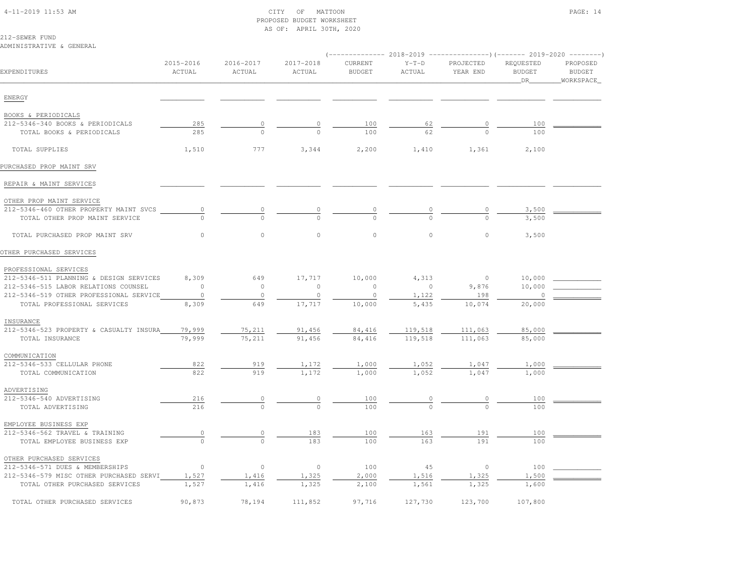CITY OF MATTOON
PROPOSED BUDGET WORKSHEET
AS OF: APRIL 30TH, 2020

212-SEWER FUND
ADMINISTRATIVE & GENERAL

| EXPENDITURES | 2015-2016 ACTUAL | 2016-2017 ACTUAL | 2017-2018 ACTUAL | 2018-2019 CURRENT BUDGET | 2018-2019 Y-T-D ACTUAL | 2018-2019 PROJECTED YEAR END | 2019-2020 REQUESTED BUDGET DR | 2019-2020 PROPOSED BUDGET WORKSPACE |
|---|---|---|---|---|---|---|---|---|
| ENERGY | | | | | | | | |
| BOOKS & PERIODICALS | | | | | | | | |
| 212-5346-340 BOOKS & PERIODICALS | 285 | 0 | 0 | 100 | 62 | 0 | 100 | |
| TOTAL BOOKS & PERIODICALS | 285 | 0 | 0 | 100 | 62 | 0 | 100 | |
| TOTAL SUPPLIES | 1,510 | 777 | 3,344 | 2,200 | 1,410 | 1,361 | 2,100 | |
| PURCHASED PROP MAINT SRV | | | | | | | | |
| REPAIR & MAINT SERVICES | | | | | | | | |
| OTHER PROP MAINT SERVICE | | | | | | | | |
| 212-5346-460 OTHER PROPERTY MAINT SVCS | 0 | 0 | 0 | 0 | 0 | 0 | 3,500 | |
| TOTAL OTHER PROP MAINT SERVICE | 0 | 0 | 0 | 0 | 0 | 0 | 3,500 | |
| TOTAL PURCHASED PROP MAINT SRV | 0 | 0 | 0 | 0 | 0 | 0 | 3,500 | |
| OTHER PURCHASED SERVICES | | | | | | | | |
| PROFESSIONAL SERVICES | | | | | | | | |
| 212-5346-511 PLANNING & DESIGN SERVICES | 8,309 | 649 | 17,717 | 10,000 | 4,313 | 0 | 10,000 | |
| 212-5346-515 LABOR RELATIONS COUNSEL | 0 | 0 | 0 | 0 | 0 | 9,876 | 10,000 | |
| 212-5346-519 OTHER PROFESSIONAL SERVICE | 0 | 0 | 0 | 0 | 1,122 | 198 | 0 | |
| TOTAL PROFESSIONAL SERVICES | 8,309 | 649 | 17,717 | 10,000 | 5,435 | 10,074 | 20,000 | |
| INSURANCE | | | | | | | | |
| 212-5346-523 PROPERTY & CASUALTY INSURA | 79,999 | 75,211 | 91,456 | 84,416 | 119,518 | 111,063 | 85,000 | |
| TOTAL INSURANCE | 79,999 | 75,211 | 91,456 | 84,416 | 119,518 | 111,063 | 85,000 | |
| COMMUNICATION | | | | | | | | |
| 212-5346-533 CELLULAR PHONE | 822 | 919 | 1,172 | 1,000 | 1,052 | 1,047 | 1,000 | |
| TOTAL COMMUNICATION | 822 | 919 | 1,172 | 1,000 | 1,052 | 1,047 | 1,000 | |
| ADVERTISING | | | | | | | | |
| 212-5346-540 ADVERTISING | 216 | 0 | 0 | 100 | 0 | 0 | 100 | |
| TOTAL ADVERTISING | 216 | 0 | 0 | 100 | 0 | 0 | 100 | |
| EMPLOYEE BUSINESS EXP | | | | | | | | |
| 212-5346-562 TRAVEL & TRAINING | 0 | 0 | 183 | 100 | 163 | 191 | 100 | |
| TOTAL EMPLOYEE BUSINESS EXP | 0 | 0 | 183 | 100 | 163 | 191 | 100 | |
| OTHER PURCHASED SERVICES | | | | | | | | |
| 212-5346-571 DUES & MEMBERSHIPS | 0 | 0 | 0 | 100 | 45 | 0 | 100 | |
| 212-5346-579 MISC OTHER PURCHASED SERVI | 1,527 | 1,416 | 1,325 | 2,000 | 1,516 | 1,325 | 1,500 | |
| TOTAL OTHER PURCHASED SERVICES | 1,527 | 1,416 | 1,325 | 2,100 | 1,561 | 1,325 | 1,600 | |
| TOTAL OTHER PURCHASED SERVICES | 90,873 | 78,194 | 111,852 | 97,716 | 127,730 | 123,700 | 107,800 | |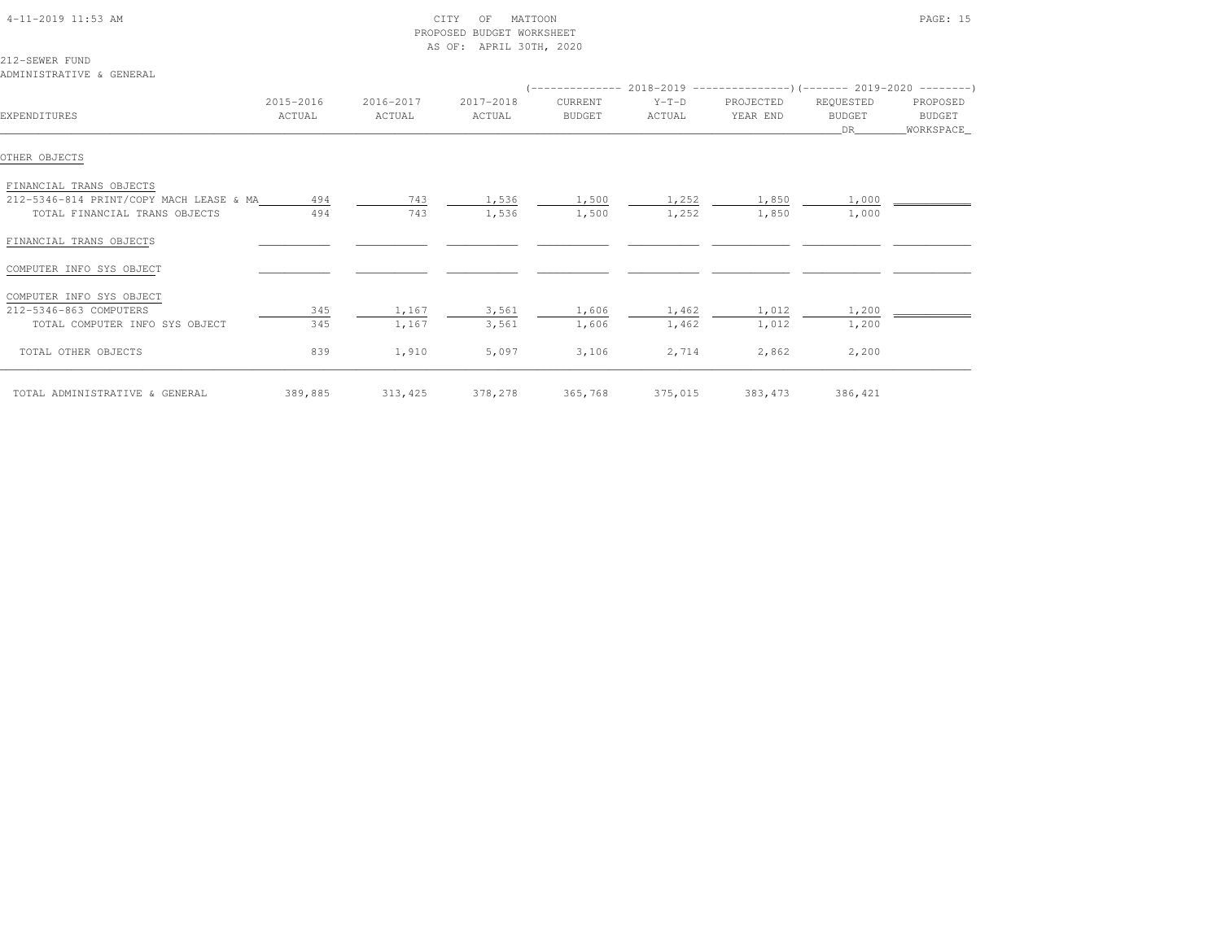CITY OF MATTOON
PROPOSED BUDGET WORKSHEET
AS OF: APRIL 30TH, 2020

212-SEWER FUND
ADMINISTRATIVE & GENERAL

| EXPENDITURES | 2015-2016 ACTUAL | 2016-2017 ACTUAL | 2017-2018 ACTUAL | 2018-2019 CURRENT BUDGET | 2018-2019 Y-T-D ACTUAL | 2018-2019 PROJECTED YEAR END | 2019-2020 REQUESTED BUDGET DR | 2019-2020 PROPOSED BUDGET WORKSPACE |
|---|---|---|---|---|---|---|---|---|
| OTHER OBJECTS | | | | | | | | |
| FINANCIAL TRANS OBJECTS | | | | | | | | |
| 212-5346-814 PRINT/COPY MACH LEASE & MA | 494 | 743 | 1,536 | 1,500 | 1,252 | 1,850 | 1,000 | |
| TOTAL FINANCIAL TRANS OBJECTS | 494 | 743 | 1,536 | 1,500 | 1,252 | 1,850 | 1,000 | |
| FINANCIAL TRANS OBJECTS | | | | | | | | |
| COMPUTER INFO SYS OBJECT | | | | | | | | |
| COMPUTER INFO SYS OBJECT | | | | | | | | |
| 212-5346-863 COMPUTERS | 345 | 1,167 | 3,561 | 1,606 | 1,462 | 1,012 | 1,200 | |
| TOTAL COMPUTER INFO SYS OBJECT | 345 | 1,167 | 3,561 | 1,606 | 1,462 | 1,012 | 1,200 | |
| TOTAL OTHER OBJECTS | 839 | 1,910 | 5,097 | 3,106 | 2,714 | 2,862 | 2,200 | |
| TOTAL ADMINISTRATIVE & GENERAL | 389,885 | 313,425 | 378,278 | 365,768 | 375,015 | 383,473 | 386,421 | |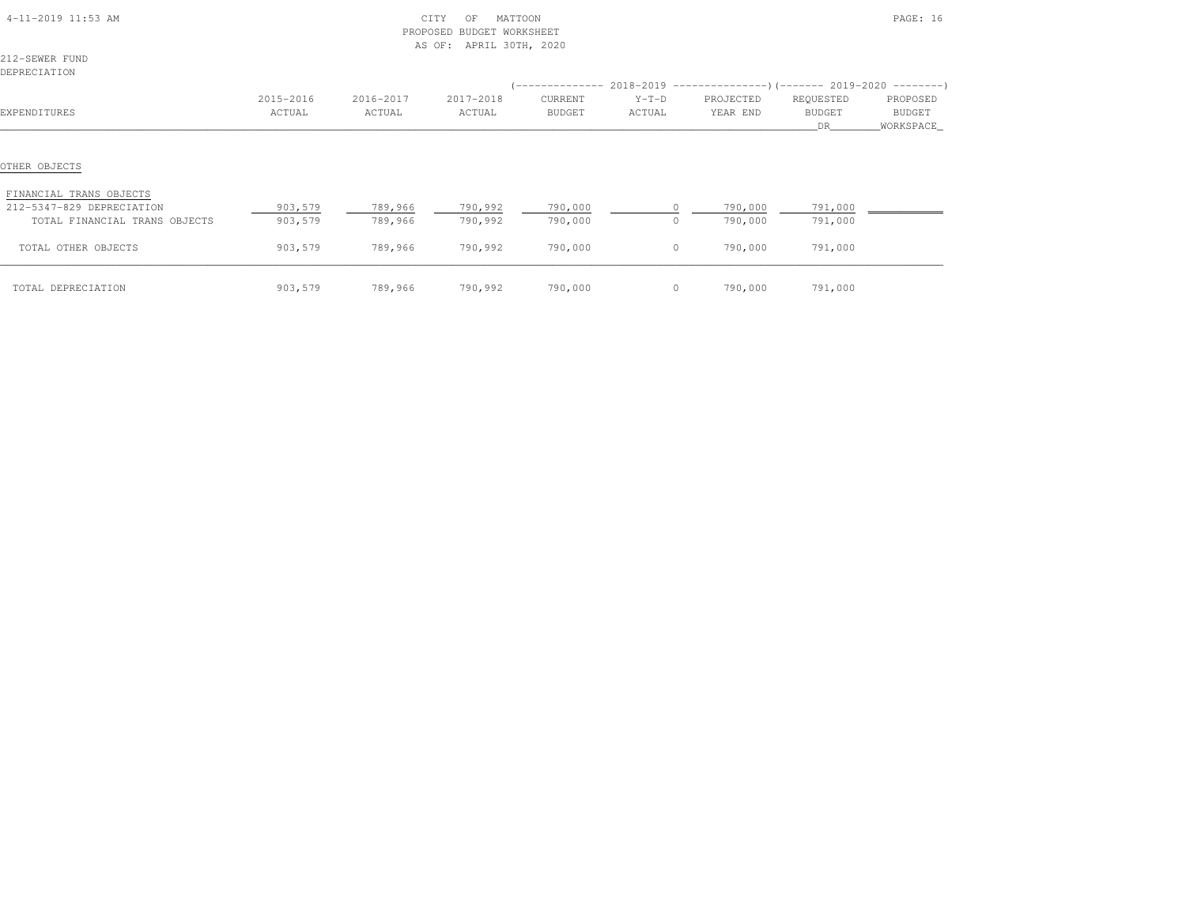CITY OF MATTOON
PROPOSED BUDGET WORKSHEET
AS OF: APRIL 30TH, 2020

212-SEWER FUND
DEPRECIATION

| EXPENDITURES | 2015-2016 ACTUAL | 2016-2017 ACTUAL | 2017-2018 ACTUAL | 2018-2019 CURRENT BUDGET | 2018-2019 Y-T-D ACTUAL | 2018-2019 PROJECTED YEAR END | 2019-2020 REQUESTED BUDGET DR | 2019-2020 PROPOSED BUDGET WORKSPACE |
|---|---|---|---|---|---|---|---|---|
| OTHER OBJECTS | | | | | | | | |
| FINANCIAL TRANS OBJECTS | | | | | | | | |
| 212-5347-829 DEPRECIATION | 903,579 | 789,966 | 790,992 | 790,000 | 0 | 790,000 | 791,000 | |
| TOTAL FINANCIAL TRANS OBJECTS | 903,579 | 789,966 | 790,992 | 790,000 | 0 | 790,000 | 791,000 | |
| TOTAL OTHER OBJECTS | 903,579 | 789,966 | 790,992 | 790,000 | 0 | 790,000 | 791,000 | |
| TOTAL DEPRECIATION | 903,579 | 789,966 | 790,992 | 790,000 | 0 | 790,000 | 791,000 | |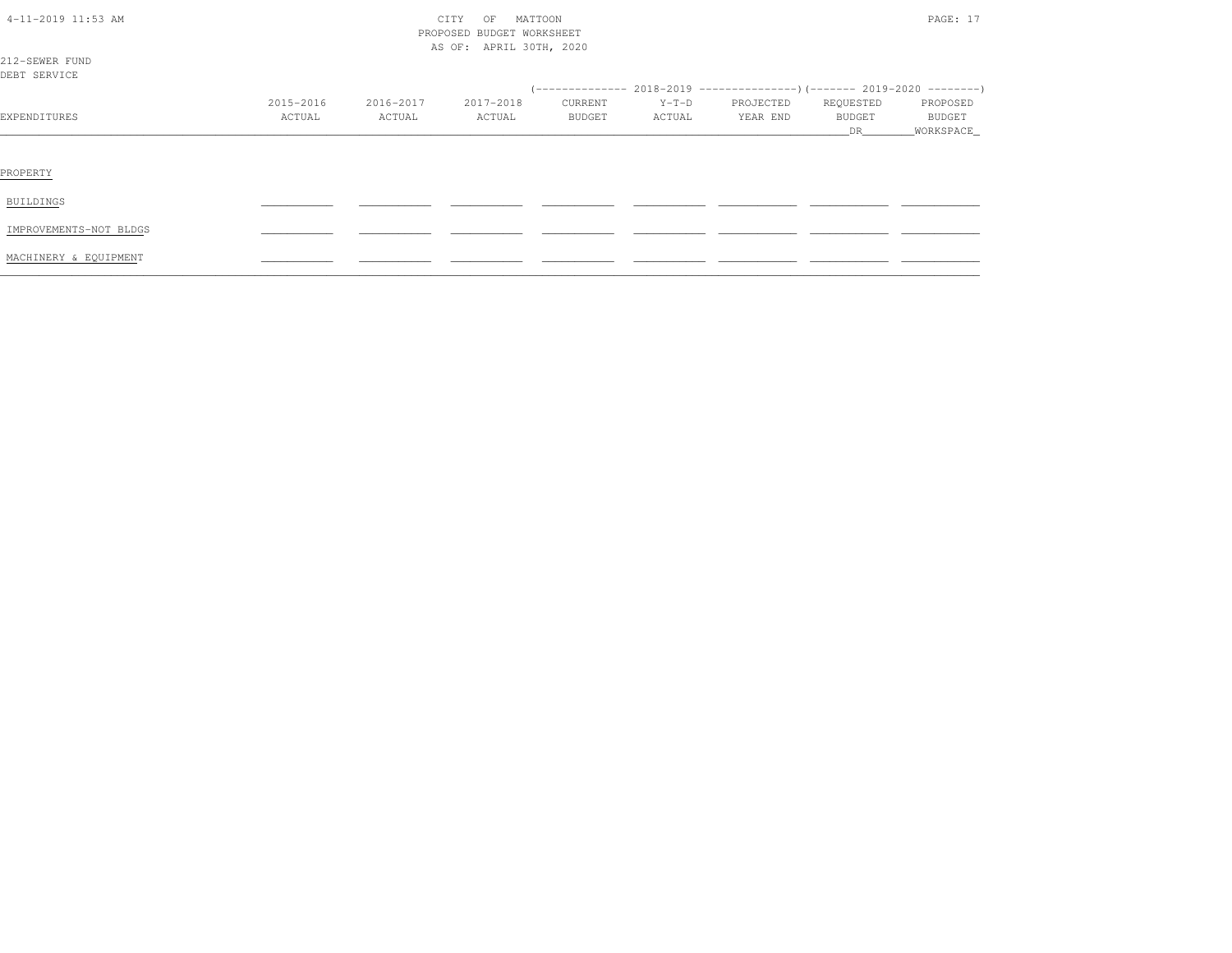CITY OF MATTOON
PROPOSED BUDGET WORKSHEET
AS OF: APRIL 30TH, 2020

212-SEWER FUND
DEBT SERVICE

| EXPENDITURES | 2015-2016 ACTUAL | 2016-2017 ACTUAL | 2017-2018 ACTUAL | 2018-2019 CURRENT BUDGET | 2018-2019 Y-T-D ACTUAL | 2018-2019 PROJECTED YEAR END | 2019-2020 REQUESTED BUDGET DR | 2019-2020 PROPOSED BUDGET WORKSPACE |
|---|---|---|---|---|---|---|---|---|
| PROPERTY | | | | | | | | |
| BUILDINGS | | | | | | | | |
| IMPROVEMENTS-NOT BLDGS | | | | | | | | |
| MACHINERY & EQUIPMENT | | | | | | | | |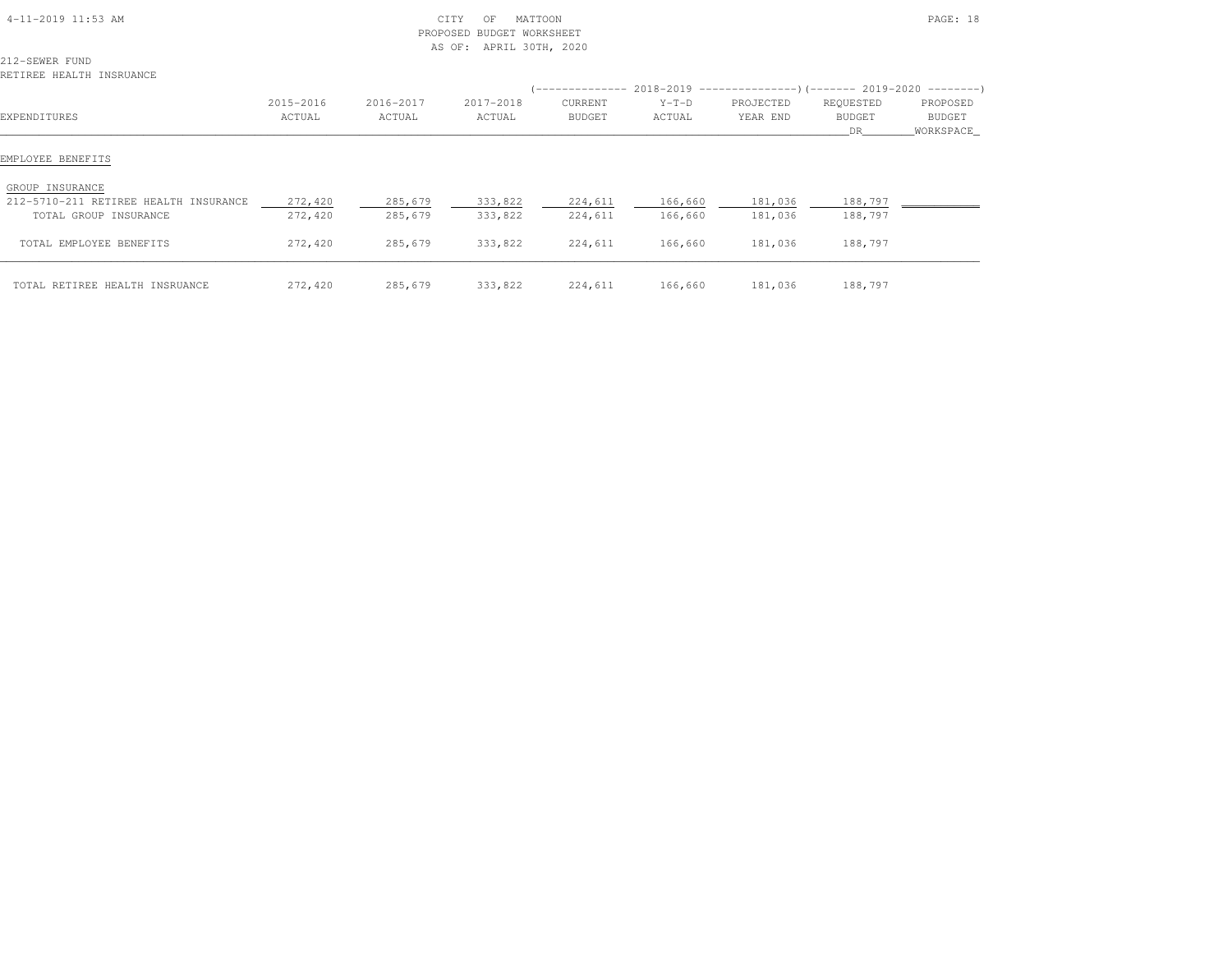CITY OF MATTOON
PROPOSED BUDGET WORKSHEET
AS OF: APRIL 30TH, 2020

212-SEWER FUND
RETIREE HEALTH INSRUANCE

| EXPENDITURES | 2015-2016 ACTUAL | 2016-2017 ACTUAL | 2017-2018 ACTUAL | 2018-2019 CURRENT BUDGET | 2018-2019 Y-T-D ACTUAL | 2018-2019 PROJECTED YEAR END | 2019-2020 REQUESTED BUDGET DR | 2019-2020 PROPOSED BUDGET WORKSPACE |
|---|---|---|---|---|---|---|---|---|
| **EMPLOYEE BENEFITS** | | | | | | | | |
| GROUP INSURANCE | | | | | | | | |
| 212-5710-211 RETIREE HEALTH INSURANCE | 272,420 | 285,679 | 333,822 | 224,611 | 166,660 | 181,036 | 188,797 | |
| TOTAL GROUP INSURANCE | 272,420 | 285,679 | 333,822 | 224,611 | 166,660 | 181,036 | 188,797 | |
| TOTAL EMPLOYEE BENEFITS | 272,420 | 285,679 | 333,822 | 224,611 | 166,660 | 181,036 | 188,797 | |
| TOTAL RETIREE HEALTH INSRUANCE | 272,420 | 285,679 | 333,822 | 224,611 | 166,660 | 181,036 | 188,797 | |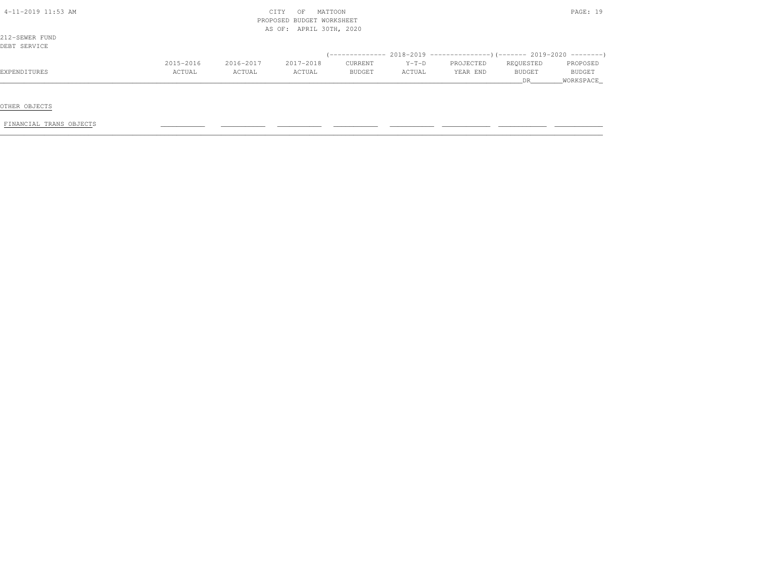CITY OF MATTOON
PROPOSED BUDGET WORKSHEET
AS OF: APRIL 30TH, 2020

212-SEWER FUND
DEBT SERVICE

| EXPENDITURES | 2015-2016 ACTUAL | 2016-2017 ACTUAL | 2017-2018 ACTUAL | 2018-2019 CURRENT BUDGET | 2018-2019 Y-T-D ACTUAL | 2018-2019 PROJECTED YEAR END | 2019-2020 REQUESTED BUDGET DR | 2019-2020 PROPOSED BUDGET WORKSPACE |
|---|---|---|---|---|---|---|---|---|
| OTHER OBJECTS | | | | | | | | |
| FINANCIAL TRANS OBJECTS | | | | | | | | |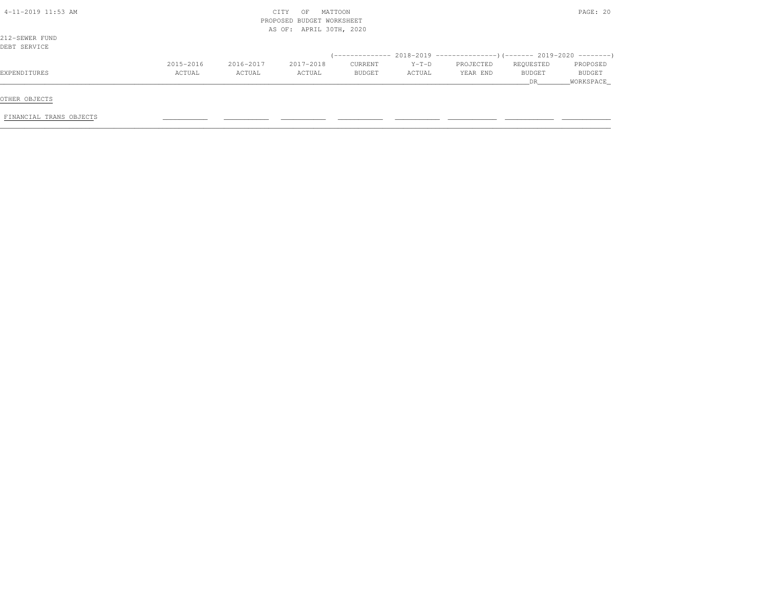CITY OF MATTOON
PROPOSED BUDGET WORKSHEET
AS OF: APRIL 30TH, 2020

212-SEWER FUND
DEBT SERVICE

| EXPENDITURES | 2015-2016 ACTUAL | 2016-2017 ACTUAL | 2017-2018 ACTUAL | 2018-2019 CURRENT BUDGET | 2018-2019 Y-T-D ACTUAL | 2018-2019 PROJECTED YEAR END | 2019-2020 REQUESTED BUDGET DR | 2019-2020 PROPOSED BUDGET WORKSPACE |
|---|---|---|---|---|---|---|---|---|
| **OTHER OBJECTS** | | | | | | | | |
| FINANCIAL TRANS OBJECTS | | | | | | | | |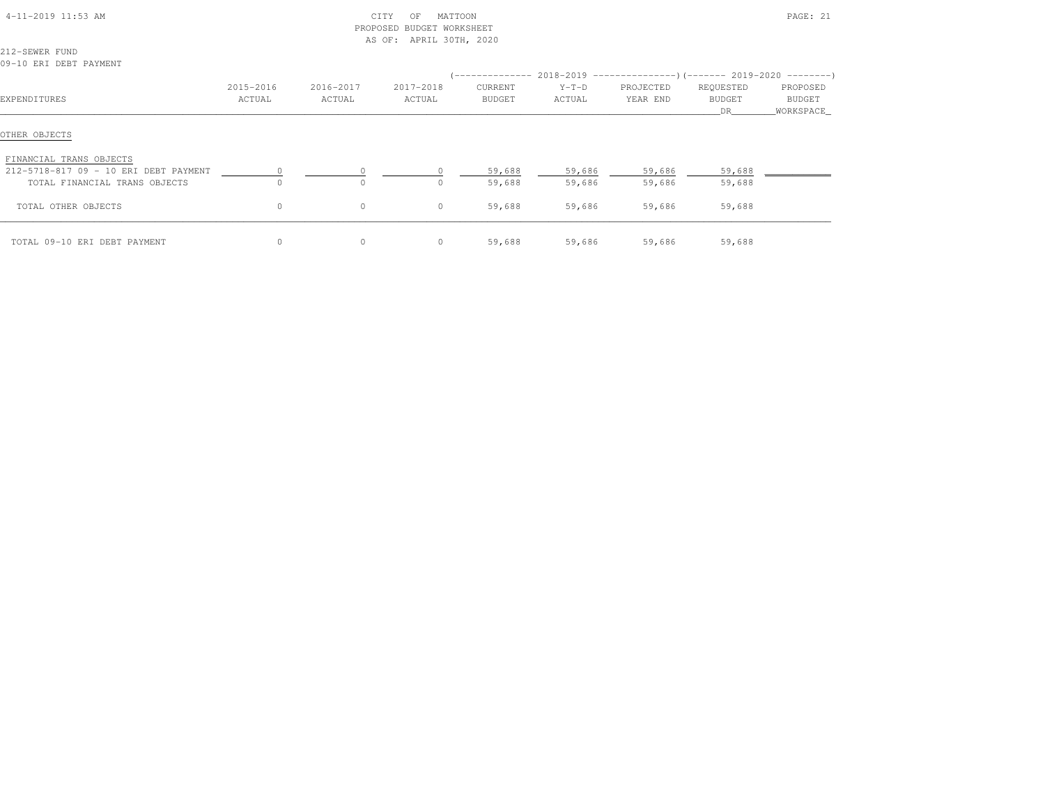CITY OF MATTOON
PROPOSED BUDGET WORKSHEET
AS OF: APRIL 30TH, 2020

212-SEWER FUND
09-10 ERI DEBT PAYMENT

| EXPENDITURES | 2015-2016 ACTUAL | 2016-2017 ACTUAL | 2017-2018 ACTUAL | 2018-2019 CURRENT BUDGET | 2018-2019 Y-T-D ACTUAL | 2018-2019 PROJECTED YEAR END | 2019-2020 REQUESTED BUDGET DR | 2019-2020 PROPOSED BUDGET WORKSPACE |
|---|---|---|---|---|---|---|---|---|
| OTHER OBJECTS | | | | | | | | |
| FINANCIAL TRANS OBJECTS | | | | | | | | |
| 212-5718-817 09 - 10 ERI DEBT PAYMENT | 0 | 0 | 0 | 59,688 | 59,686 | 59,686 | 59,688 | |
| TOTAL FINANCIAL TRANS OBJECTS | 0 | 0 | 0 | 59,688 | 59,686 | 59,686 | 59,688 | |
| TOTAL OTHER OBJECTS | 0 | 0 | 0 | 59,688 | 59,686 | 59,686 | 59,688 | |
| TOTAL 09-10 ERI DEBT PAYMENT | 0 | 0 | 0 | 59,688 | 59,686 | 59,686 | 59,688 | |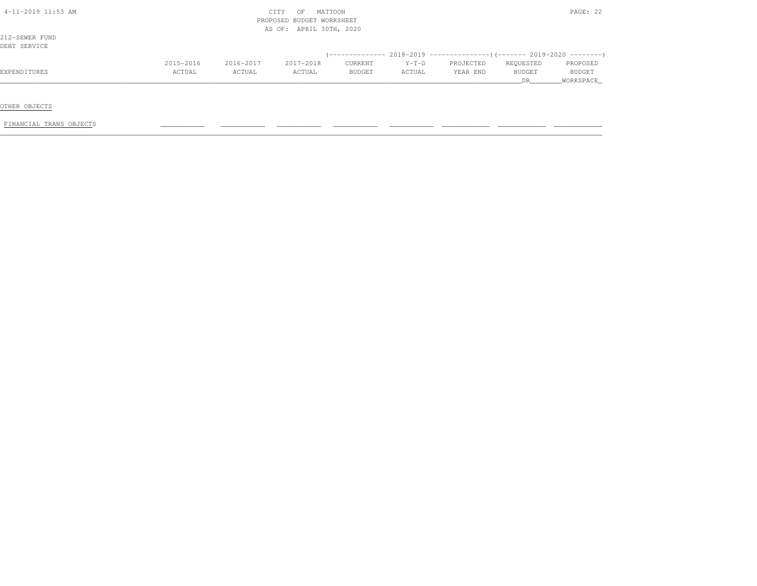CITY OF MATTOON
PROPOSED BUDGET WORKSHEET
AS OF: APRIL 30TH, 2020

212-SEWER FUND
DEBT SERVICE

| EXPENDITURES | 2015-2016 ACTUAL | 2016-2017 ACTUAL | 2017-2018 ACTUAL | 2018-2019 CURRENT BUDGET | 2018-2019 Y-T-D ACTUAL | 2018-2019 PROJECTED YEAR END | 2019-2020 REQUESTED BUDGET DR | 2019-2020 PROPOSED BUDGET WORKSPACE |
|---|---|---|---|---|---|---|---|---|
| OTHER OBJECTS | | | | | | | | |
| FINANCIAL TRANS OBJECTS | | | | | | | | |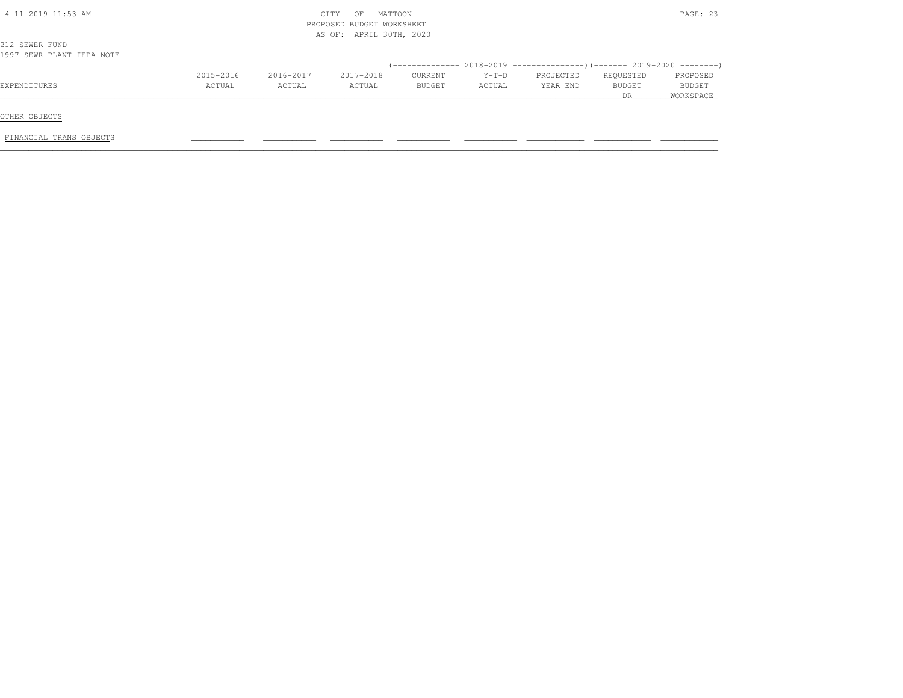CITY OF MATTOON
PROPOSED BUDGET WORKSHEET
AS OF: APRIL 30TH, 2020

212-SEWER FUND
1997 SEWR PLANT IEPA NOTE

| EXPENDITURES | 2015-2016 ACTUAL | 2016-2017 ACTUAL | 2017-2018 ACTUAL | 2018-2019 CURRENT BUDGET | 2018-2019 Y-T-D ACTUAL | 2018-2019 PROJECTED YEAR END | 2019-2020 REQUESTED BUDGET DR | 2019-2020 PROPOSED BUDGET WORKSPACE |
|---|---|---|---|---|---|---|---|---|
| OTHER OBJECTS | | | | | | | | |
| FINANCIAL TRANS OBJECTS | | | | | | | | |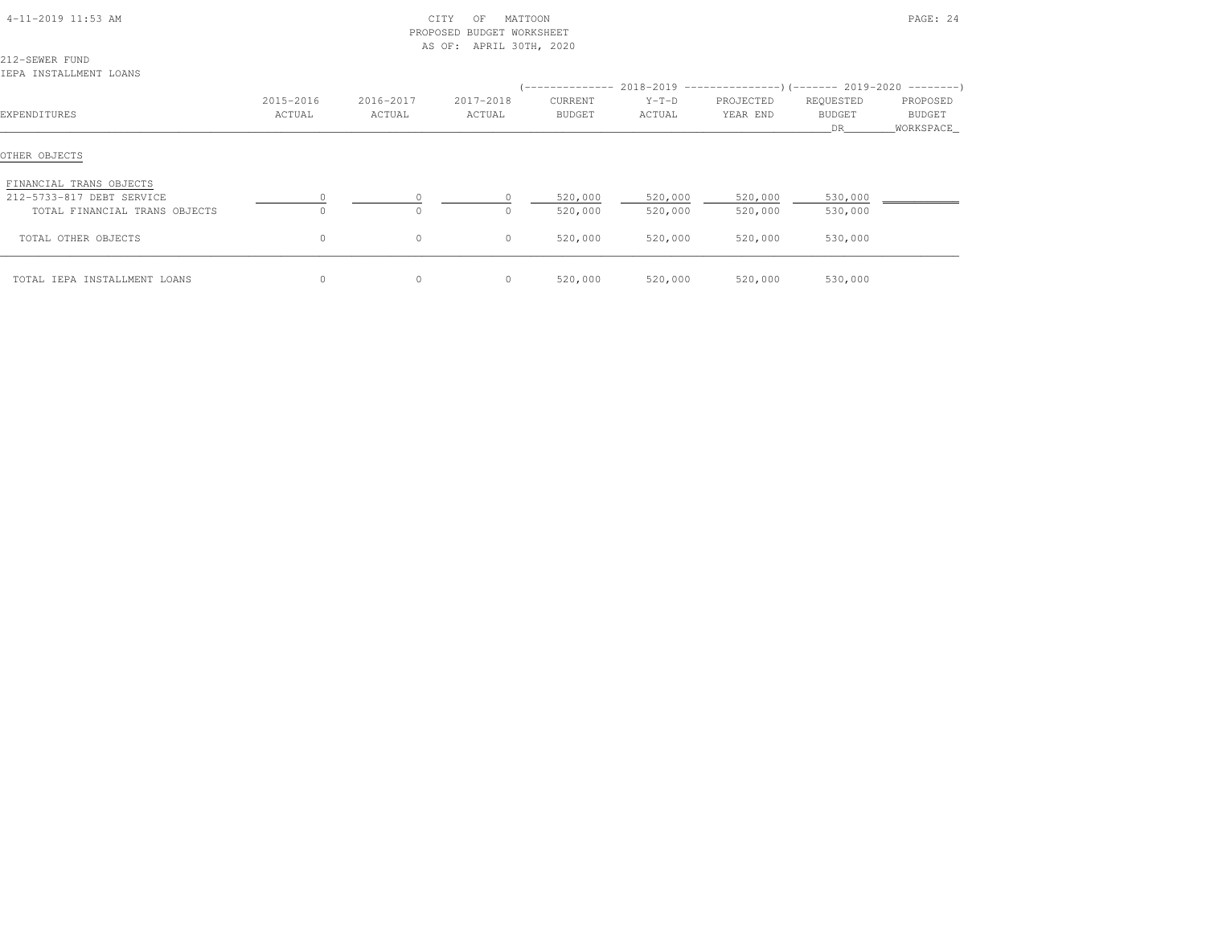CITY OF MATTOON
PROPOSED BUDGET WORKSHEET
AS OF: APRIL 30TH, 2020

212-SEWER FUND
IEPA INSTALLMENT LOANS

| EXPENDITURES | 2015-2016 ACTUAL | 2016-2017 ACTUAL | 2017-2018 ACTUAL | 2018-2019 CURRENT BUDGET | 2018-2019 Y-T-D ACTUAL | 2018-2019 PROJECTED YEAR END | 2019-2020 REQUESTED BUDGET DR | 2019-2020 PROPOSED BUDGET WORKSPACE |
|---|---|---|---|---|---|---|---|---|
| OTHER OBJECTS | | | | | | | | |
| FINANCIAL TRANS OBJECTS | | | | | | | | |
| 212-5733-817 DEBT SERVICE | 0 | 0 | 0 | 520,000 | 520,000 | 520,000 | 530,000 | |
| TOTAL FINANCIAL TRANS OBJECTS | 0 | 0 | 0 | 520,000 | 520,000 | 520,000 | 530,000 | |
| TOTAL OTHER OBJECTS | 0 | 0 | 0 | 520,000 | 520,000 | 520,000 | 530,000 | |
| TOTAL IEPA INSTALLMENT LOANS | 0 | 0 | 0 | 520,000 | 520,000 | 520,000 | 530,000 | |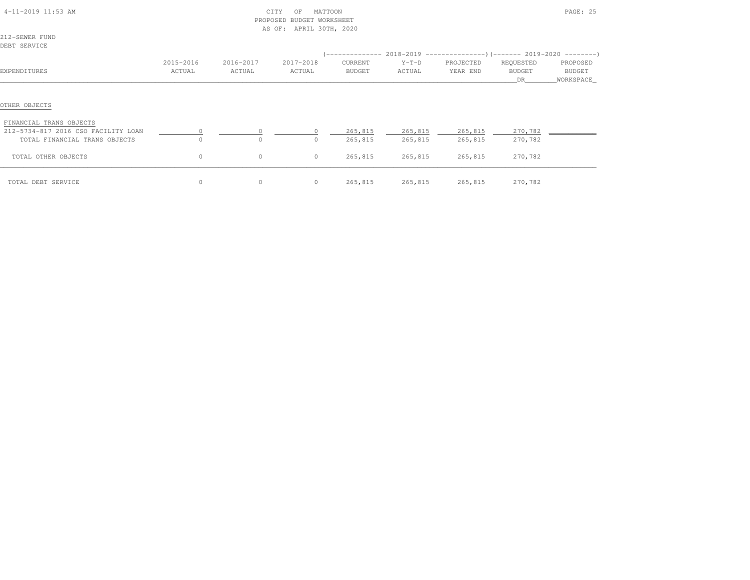CITY OF MATTOON
PROPOSED BUDGET WORKSHEET
AS OF: APRIL 30TH, 2020

212-SEWER FUND
DEBT SERVICE

| EXPENDITURES | 2015-2016 ACTUAL | 2016-2017 ACTUAL | 2017-2018 ACTUAL | 2018-2019 CURRENT BUDGET | 2018-2019 Y-T-D ACTUAL | 2018-2019 PROJECTED YEAR END | 2019-2020 REQUESTED BUDGET DR | 2019-2020 PROPOSED BUDGET WORKSPACE |
|---|---|---|---|---|---|---|---|---|
| OTHER OBJECTS | | | | | | | | |
| FINANCIAL TRANS OBJECTS | | | | | | | | |
| 212-5734-817 2016 CSO FACILITY LOAN | 0 | 0 | 0 | 265,815 | 265,815 | 265,815 | 270,782 | |
| TOTAL FINANCIAL TRANS OBJECTS | 0 | 0 | 0 | 265,815 | 265,815 | 265,815 | 270,782 | |
| TOTAL OTHER OBJECTS | 0 | 0 | 0 | 265,815 | 265,815 | 265,815 | 270,782 | |
| TOTAL DEBT SERVICE | 0 | 0 | 0 | 265,815 | 265,815 | 265,815 | 270,782 | |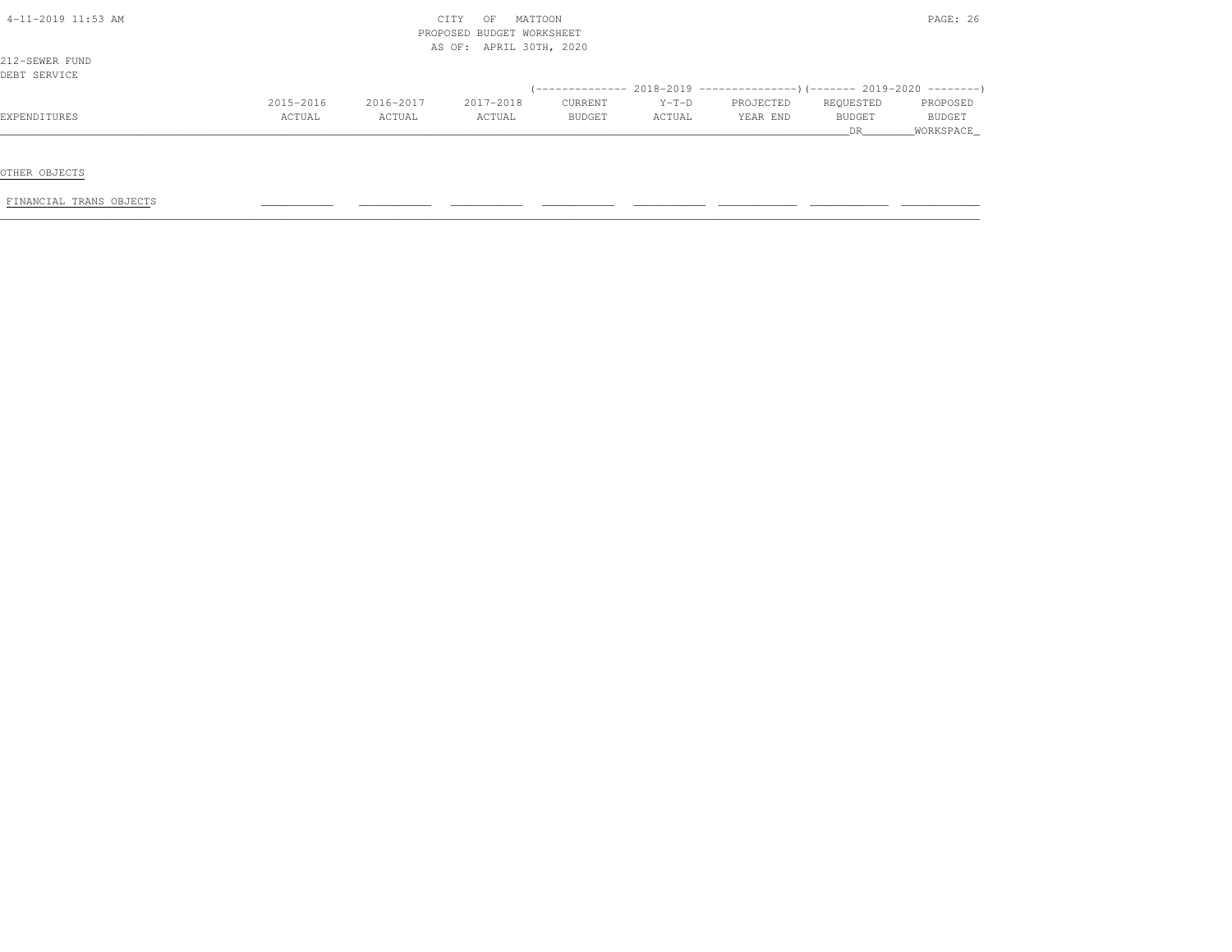CITY OF MATTOON
PROPOSED BUDGET WORKSHEET
AS OF: APRIL 30TH, 2020

212-SEWER FUND
DEBT SERVICE

| EXPENDITURES | 2015-2016 ACTUAL | 2016-2017 ACTUAL | 2017-2018 ACTUAL | 2018-2019 CURRENT BUDGET | 2018-2019 Y-T-D ACTUAL | 2018-2019 PROJECTED YEAR END | 2019-2020 REQUESTED BUDGET DR | 2019-2020 PROPOSED BUDGET WORKSPACE |
|---|---|---|---|---|---|---|---|---|
| OTHER OBJECTS | | | | | | | | |
| FINANCIAL TRANS OBJECTS | | | | | | | | |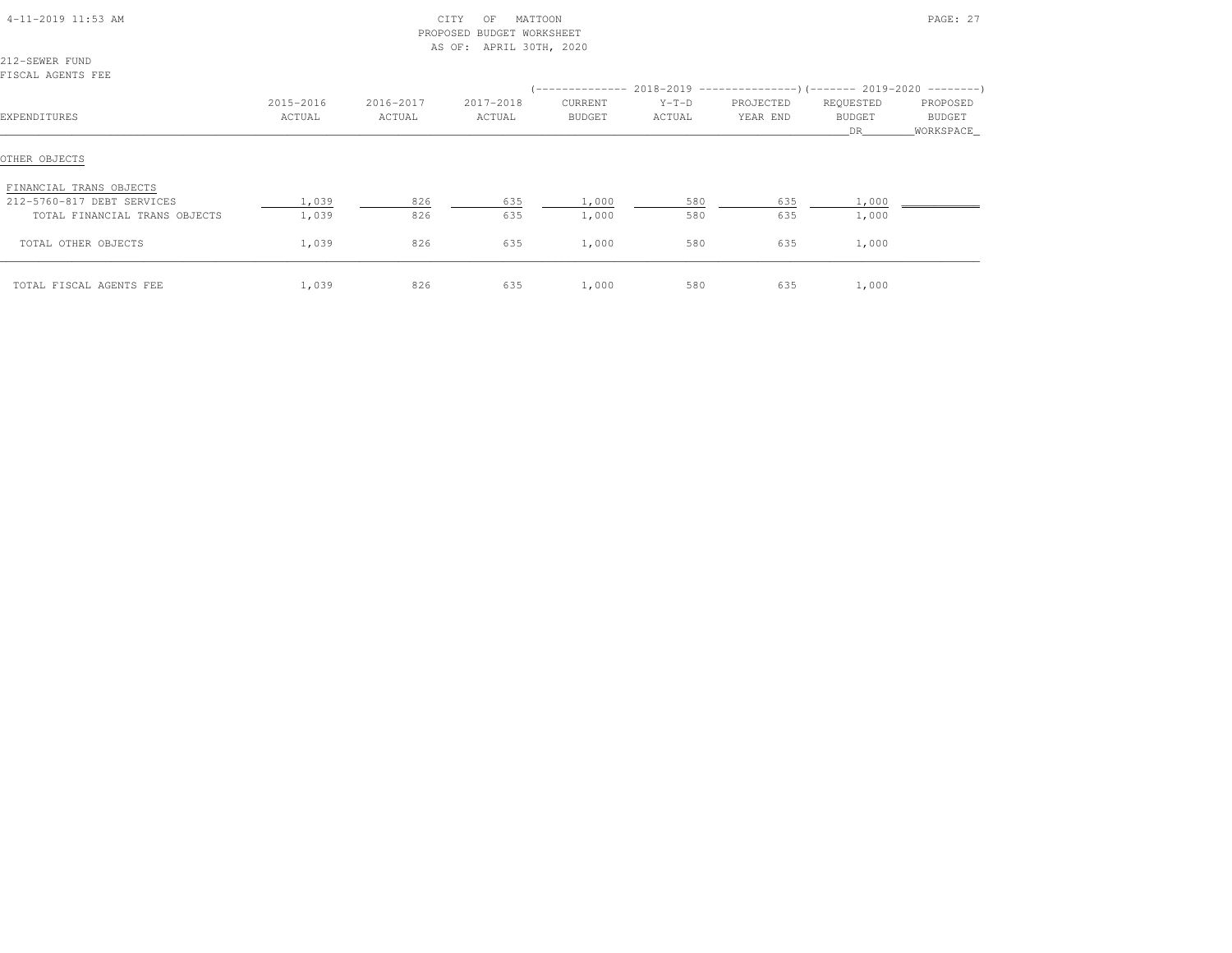CITY OF MATTOON
PROPOSED BUDGET WORKSHEET
AS OF: APRIL 30TH, 2020

212-SEWER FUND
FISCAL AGENTS FEE

| EXPENDITURES | 2015-2016 ACTUAL | 2016-2017 ACTUAL | 2017-2018 ACTUAL | 2018-2019 CURRENT BUDGET | 2018-2019 Y-T-D ACTUAL | 2018-2019 PROJECTED YEAR END | 2019-2020 REQUESTED BUDGET DR | 2019-2020 PROPOSED BUDGET WORKSPACE |
|---|---|---|---|---|---|---|---|---|
| OTHER OBJECTS | | | | | | | | |
| FINANCIAL TRANS OBJECTS | | | | | | | | |
| 212-5760-817 DEBT SERVICES | 1,039 | 826 | 635 | 1,000 | 580 | 635 | 1,000 | |
| TOTAL FINANCIAL TRANS OBJECTS | 1,039 | 826 | 635 | 1,000 | 580 | 635 | 1,000 | |
| TOTAL OTHER OBJECTS | 1,039 | 826 | 635 | 1,000 | 580 | 635 | 1,000 | |
| TOTAL FISCAL AGENTS FEE | 1,039 | 826 | 635 | 1,000 | 580 | 635 | 1,000 | |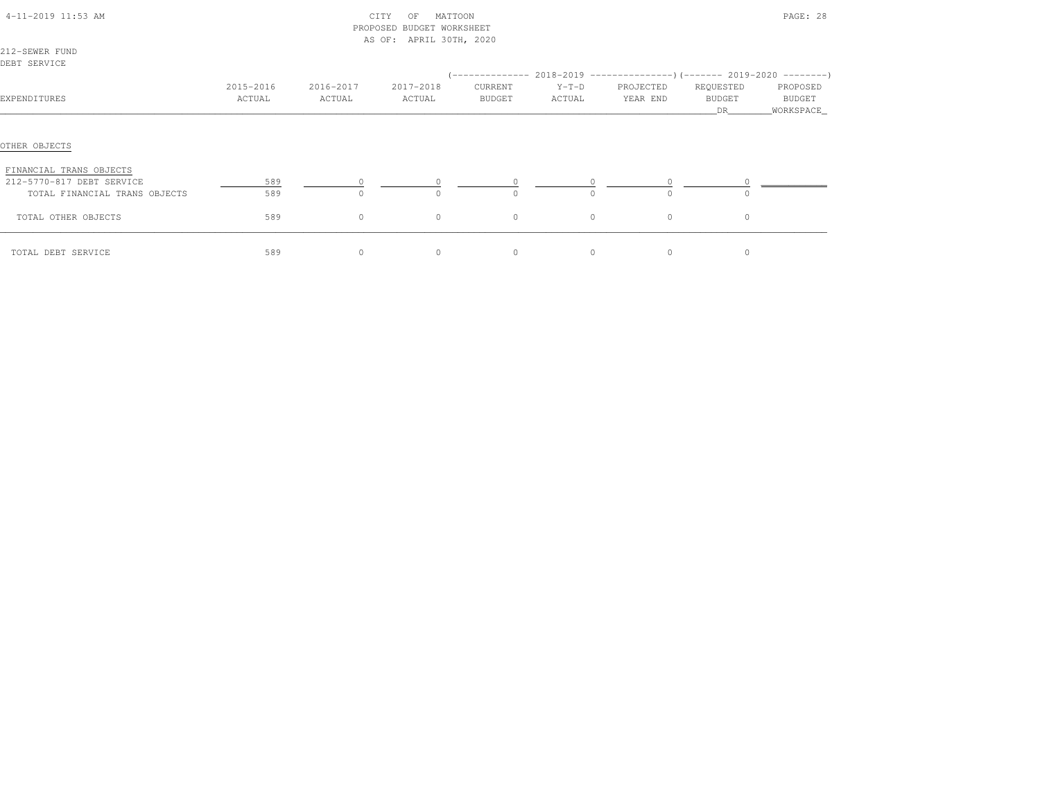CITY OF MATTOON
PROPOSED BUDGET WORKSHEET
AS OF: APRIL 30TH, 2020

212-SEWER FUND
DEBT SERVICE

| EXPENDITURES | 2015-2016 ACTUAL | 2016-2017 ACTUAL | 2017-2018 ACTUAL | 2018-2019 CURRENT BUDGET | 2018-2019 Y-T-D ACTUAL | 2018-2019 PROJECTED YEAR END | 2019-2020 REQUESTED BUDGET DR | 2019-2020 PROPOSED BUDGET WORKSPACE |
|---|---|---|---|---|---|---|---|---|
| OTHER OBJECTS | | | | | | | | |
| FINANCIAL TRANS OBJECTS | | | | | | | | |
| 212-5770-817 DEBT SERVICE | 589 | 0 | 0 | 0 | 0 | 0 | 0 | |
| TOTAL FINANCIAL TRANS OBJECTS | 589 | 0 | 0 | 0 | 0 | 0 | 0 | |
| TOTAL OTHER OBJECTS | 589 | 0 | 0 | 0 | 0 | 0 | 0 | |
| TOTAL DEBT SERVICE | 589 | 0 | 0 | 0 | 0 | 0 | 0 | |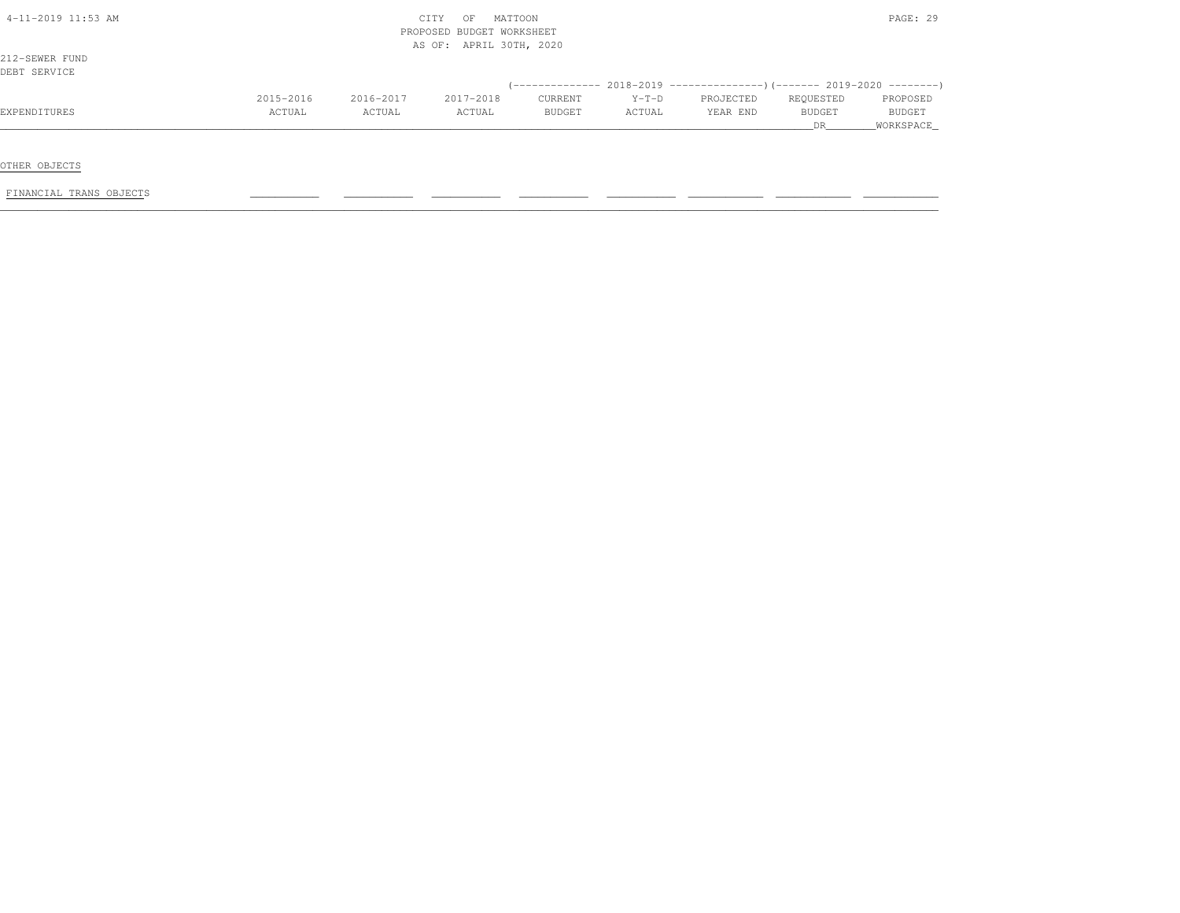CITY OF MATTOON
PROPOSED BUDGET WORKSHEET
AS OF: APRIL 30TH, 2020

212-SEWER FUND
DEBT SERVICE

| EXPENDITURES | 2015-2016 ACTUAL | 2016-2017 ACTUAL | 2017-2018 ACTUAL | 2018-2019 CURRENT BUDGET | 2018-2019 Y-T-D ACTUAL | 2018-2019 PROJECTED YEAR END | 2019-2020 REQUESTED BUDGET DR | 2019-2020 PROPOSED BUDGET WORKSPACE |
|---|---|---|---|---|---|---|---|---|
| OTHER OBJECTS | | | | | | | | |
| FINANCIAL TRANS OBJECTS | | | | | | | | |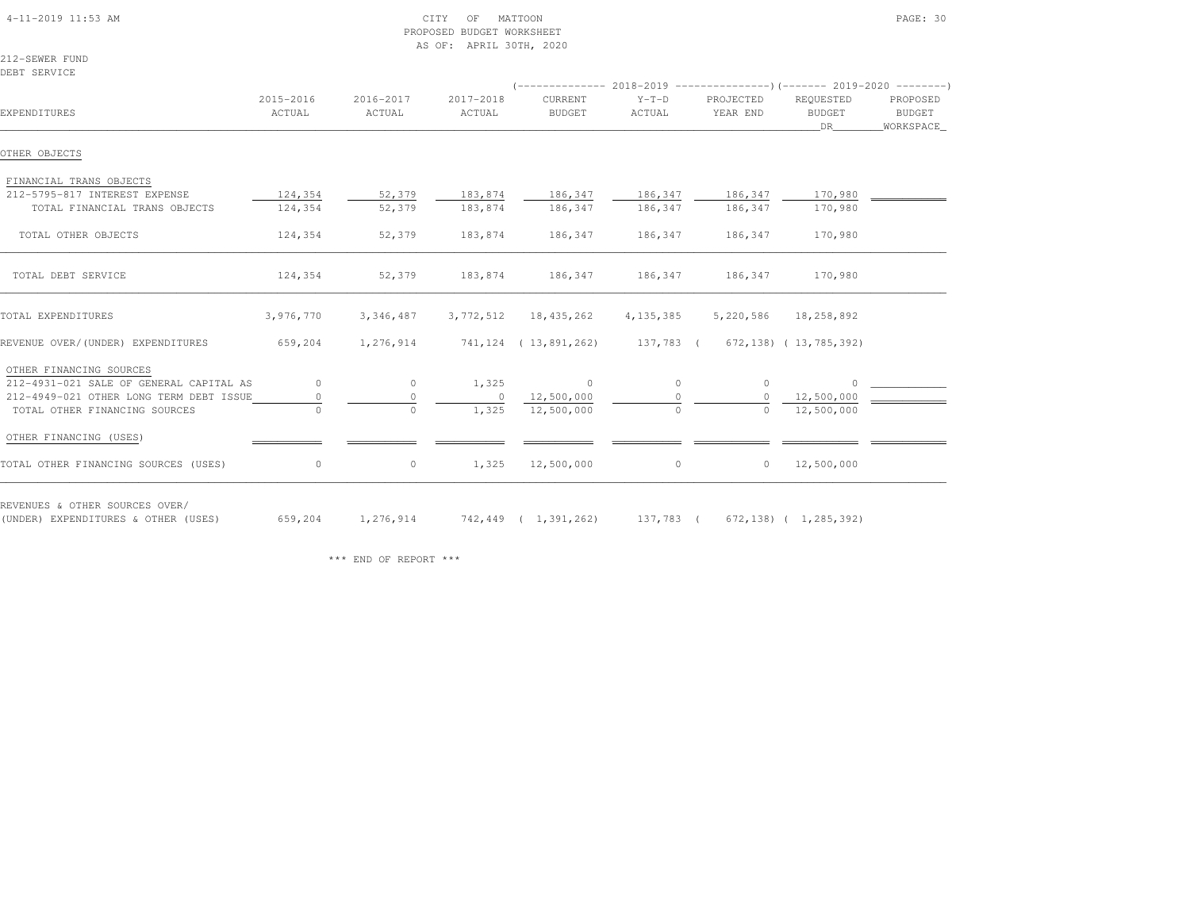CITY OF MATTOON
PROPOSED BUDGET WORKSHEET
AS OF: APRIL 30TH, 2020

212-SEWER FUND
DEBT SERVICE

| EXPENDITURES | 2015-2016 ACTUAL | 2016-2017 ACTUAL | 2017-2018 ACTUAL | 2018-2019 CURRENT BUDGET | 2018-2019 Y-T-D ACTUAL | 2018-2019 PROJECTED YEAR END | 2019-2020 REQUESTED BUDGET DR | 2019-2020 PROPOSED BUDGET WORKSPACE |
|---|---|---|---|---|---|---|---|---|
| OTHER OBJECTS | | | | | | | | |
| FINANCIAL TRANS OBJECTS | | | | | | | | |
| 212-5795-817 INTEREST EXPENSE | 124,354 | 52,379 | 183,874 | 186,347 | 186,347 | 186,347 | 170,980 | |
| TOTAL FINANCIAL TRANS OBJECTS | 124,354 | 52,379 | 183,874 | 186,347 | 186,347 | 186,347 | 170,980 | |
| TOTAL OTHER OBJECTS | 124,354 | 52,379 | 183,874 | 186,347 | 186,347 | 186,347 | 170,980 | |
| TOTAL DEBT SERVICE | 124,354 | 52,379 | 183,874 | 186,347 | 186,347 | 186,347 | 170,980 | |
| TOTAL EXPENDITURES | 3,976,770 | 3,346,487 | 3,772,512 | 18,435,262 | 4,135,385 | 5,220,586 | 18,258,892 | |
| REVENUE OVER/(UNDER) EXPENDITURES | 659,204 | 1,276,914 | 741,124 | ( 13,891,262) | 137,783 | ( 672,138) | ( 13,785,392) | |
| OTHER FINANCING SOURCES | | | | | | | | |
| 212-4931-021 SALE OF GENERAL CAPITAL AS | 0 | 0 | 1,325 | 0 | 0 | 0 | 0 | |
| 212-4949-021 OTHER LONG TERM DEBT ISSUE | 0 | 0 | 0 | 12,500,000 | 0 | 0 | 12,500,000 | |
| TOTAL OTHER FINANCING SOURCES | 0 | 0 | 1,325 | 12,500,000 | 0 | 0 | 12,500,000 | |
| OTHER FINANCING (USES) | | | | | | | | |
| TOTAL OTHER FINANCING SOURCES (USES) | 0 | 0 | 1,325 | 12,500,000 | 0 | 0 | 12,500,000 | |
| REVENUES & OTHER SOURCES OVER/ (UNDER) EXPENDITURES & OTHER (USES) | 659,204 | 1,276,914 | 742,449 | ( 1,391,262) | 137,783 | ( 672,138) | ( 1,285,392) | |

\*\*\* END OF REPORT \*\*\*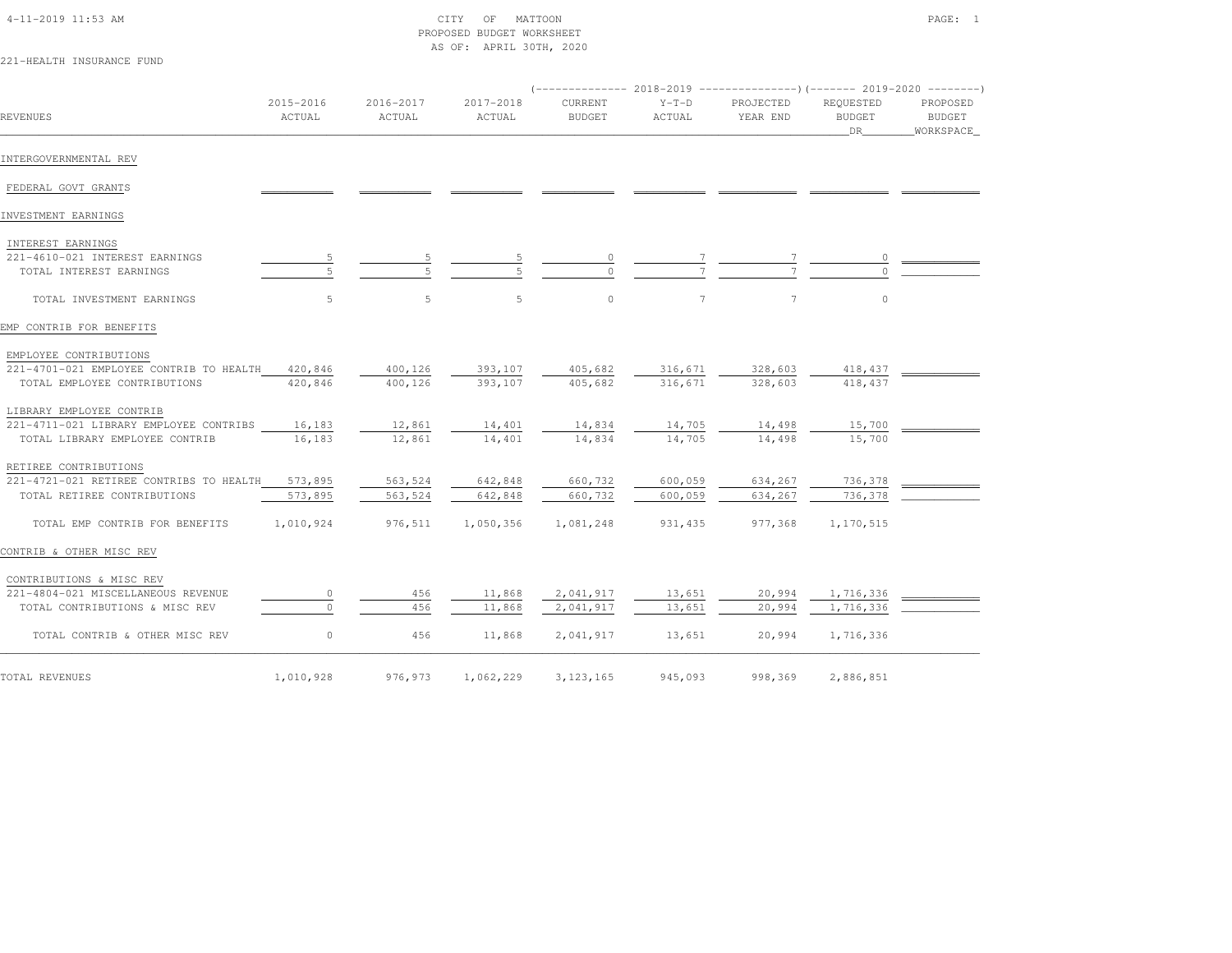CITY OF MATTOON
PROPOSED BUDGET WORKSHEET
AS OF: APRIL 30TH, 2020

221-HEALTH INSURANCE FUND

| REVENUES | 2015-2016 ACTUAL | 2016-2017 ACTUAL | 2017-2018 ACTUAL | 2018-2019 CURRENT BUDGET | 2018-2019 Y-T-D ACTUAL | 2018-2019 PROJECTED YEAR END | 2019-2020 REQUESTED BUDGET DR | 2019-2020 PROPOSED BUDGET WORKSPACE |
|---|---|---|---|---|---|---|---|---|
| INTERGOVERNMENTAL REV | | | | | | | | |
| FEDERAL GOVT GRANTS | | | | | | | | |
| INVESTMENT EARNINGS | | | | | | | | |
| INTEREST EARNINGS | | | | | | | | |
| 221-4610-021 INTEREST EARNINGS | 5 | 5 | 5 | 0 | 7 | 7 | 0 | |
| TOTAL INTEREST EARNINGS | 5 | 5 | 5 | 0 | 7 | 7 | 0 | |
| TOTAL INVESTMENT EARNINGS | 5 | 5 | 5 | 0 | 7 | 7 | 0 | |
| EMP CONTRIB FOR BENEFITS | | | | | | | | |
| EMPLOYEE CONTRIBUTIONS | | | | | | | | |
| 221-4701-021 EMPLOYEE CONTRIB TO HEALTH | 420,846 | 400,126 | 393,107 | 405,682 | 316,671 | 328,603 | 418,437 | |
| TOTAL EMPLOYEE CONTRIBUTIONS | 420,846 | 400,126 | 393,107 | 405,682 | 316,671 | 328,603 | 418,437 | |
| LIBRARY EMPLOYEE CONTRIB | | | | | | | | |
| 221-4711-021 LIBRARY EMPLOYEE CONTRIBS | 16,183 | 12,861 | 14,401 | 14,834 | 14,705 | 14,498 | 15,700 | |
| TOTAL LIBRARY EMPLOYEE CONTRIB | 16,183 | 12,861 | 14,401 | 14,834 | 14,705 | 14,498 | 15,700 | |
| RETIREE CONTRIBUTIONS | | | | | | | | |
| 221-4721-021 RETIREE CONTRIBS TO HEALTH | 573,895 | 563,524 | 642,848 | 660,732 | 600,059 | 634,267 | 736,378 | |
| TOTAL RETIREE CONTRIBUTIONS | 573,895 | 563,524 | 642,848 | 660,732 | 600,059 | 634,267 | 736,378 | |
| TOTAL EMP CONTRIB FOR BENEFITS | 1,010,924 | 976,511 | 1,050,356 | 1,081,248 | 931,435 | 977,368 | 1,170,515 | |
| CONTRIB & OTHER MISC REV | | | | | | | | |
| CONTRIBUTIONS & MISC REV | | | | | | | | |
| 221-4804-021 MISCELLANEOUS REVENUE | 0 | 456 | 11,868 | 2,041,917 | 13,651 | 20,994 | 1,716,336 | |
| TOTAL CONTRIBUTIONS & MISC REV | 0 | 456 | 11,868 | 2,041,917 | 13,651 | 20,994 | 1,716,336 | |
| TOTAL CONTRIB & OTHER MISC REV | 0 | 456 | 11,868 | 2,041,917 | 13,651 | 20,994 | 1,716,336 | |
| TOTAL REVENUES | 1,010,928 | 976,973 | 1,062,229 | 3,123,165 | 945,093 | 998,369 | 2,886,851 | |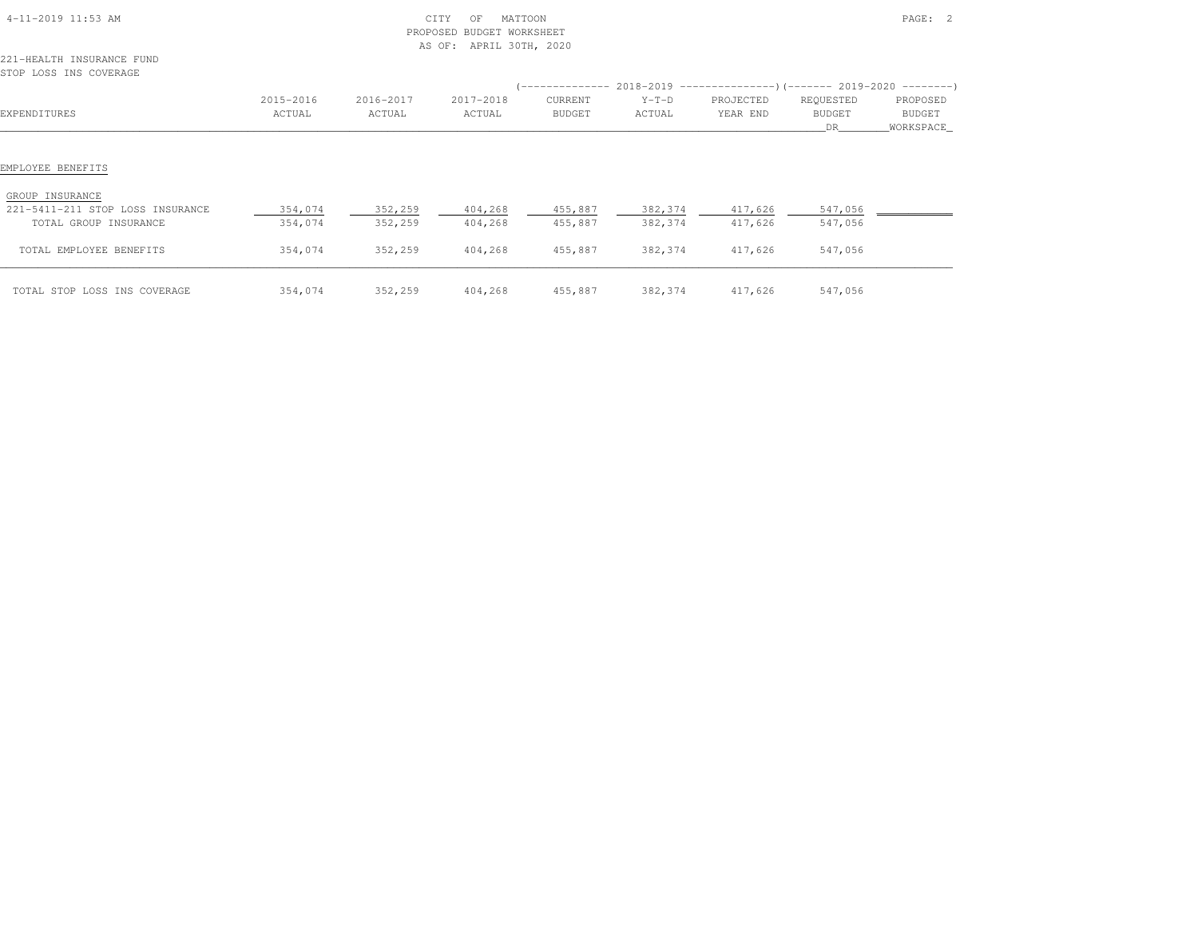CITY OF MATTOON
PROPOSED BUDGET WORKSHEET
AS OF: APRIL 30TH, 2020

221-HEALTH INSURANCE FUND
STOP LOSS INS COVERAGE

| EXPENDITURES | 2015-2016 ACTUAL | 2016-2017 ACTUAL | 2017-2018 ACTUAL | 2018-2019 CURRENT BUDGET | 2018-2019 Y-T-D ACTUAL | 2018-2019 PROJECTED YEAR END | 2019-2020 REQUESTED BUDGET DR | 2019-2020 PROPOSED BUDGET WORKSPACE |
|---|---|---|---|---|---|---|---|---|
| **EMPLOYEE BENEFITS** | | | | | | | | |
| GROUP INSURANCE | | | | | | | | |
| 221-5411-211 STOP LOSS INSURANCE | 354,074 | 352,259 | 404,268 | 455,887 | 382,374 | 417,626 | 547,056 | |
| TOTAL GROUP INSURANCE | 354,074 | 352,259 | 404,268 | 455,887 | 382,374 | 417,626 | 547,056 | |
| TOTAL EMPLOYEE BENEFITS | 354,074 | 352,259 | 404,268 | 455,887 | 382,374 | 417,626 | 547,056 | |
| TOTAL STOP LOSS INS COVERAGE | 354,074 | 352,259 | 404,268 | 455,887 | 382,374 | 417,626 | 547,056 | |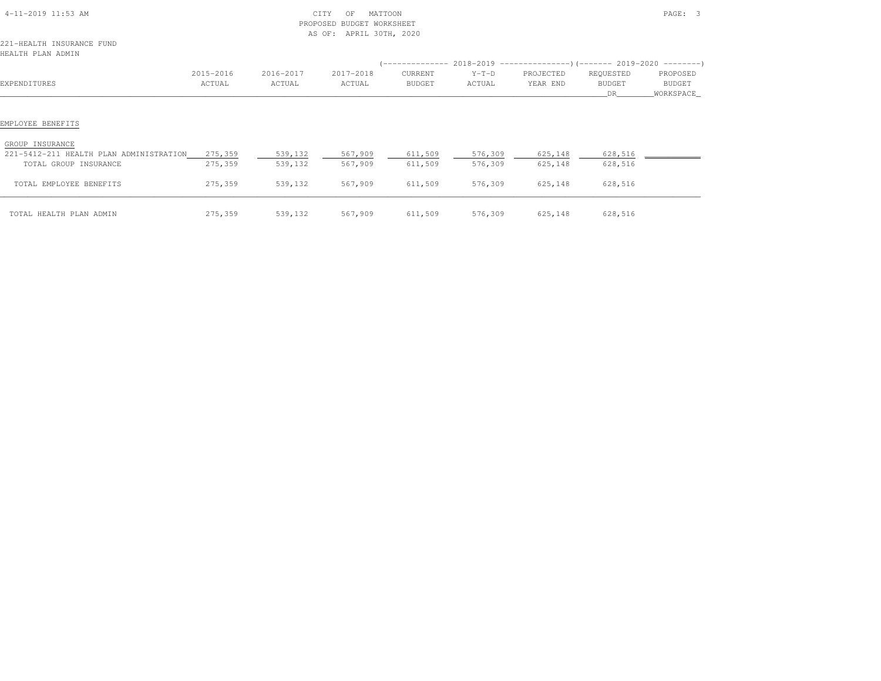CITY OF MATTOON
PROPOSED BUDGET WORKSHEET
AS OF: APRIL 30TH, 2020

221-HEALTH INSURANCE FUND
HEALTH PLAN ADMIN

| EXPENDITURES | 2015-2016 ACTUAL | 2016-2017 ACTUAL | 2017-2018 ACTUAL | 2018-2019 CURRENT BUDGET | 2018-2019 Y-T-D ACTUAL | 2018-2019 PROJECTED YEAR END | 2019-2020 REQUESTED BUDGET DR | 2019-2020 PROPOSED BUDGET WORKSPACE |
|---|---|---|---|---|---|---|---|---|
| **EMPLOYEE BENEFITS** | | | | | | | | |
| GROUP INSURANCE | | | | | | | | |
| 221-5412-211 HEALTH PLAN ADMINISTRATION | 275,359 | 539,132 | 567,909 | 611,509 | 576,309 | 625,148 | 628,516 | |
| TOTAL GROUP INSURANCE | 275,359 | 539,132 | 567,909 | 611,509 | 576,309 | 625,148 | 628,516 | |
| TOTAL EMPLOYEE BENEFITS | 275,359 | 539,132 | 567,909 | 611,509 | 576,309 | 625,148 | 628,516 | |
| TOTAL HEALTH PLAN ADMIN | 275,359 | 539,132 | 567,909 | 611,509 | 576,309 | 625,148 | 628,516 | |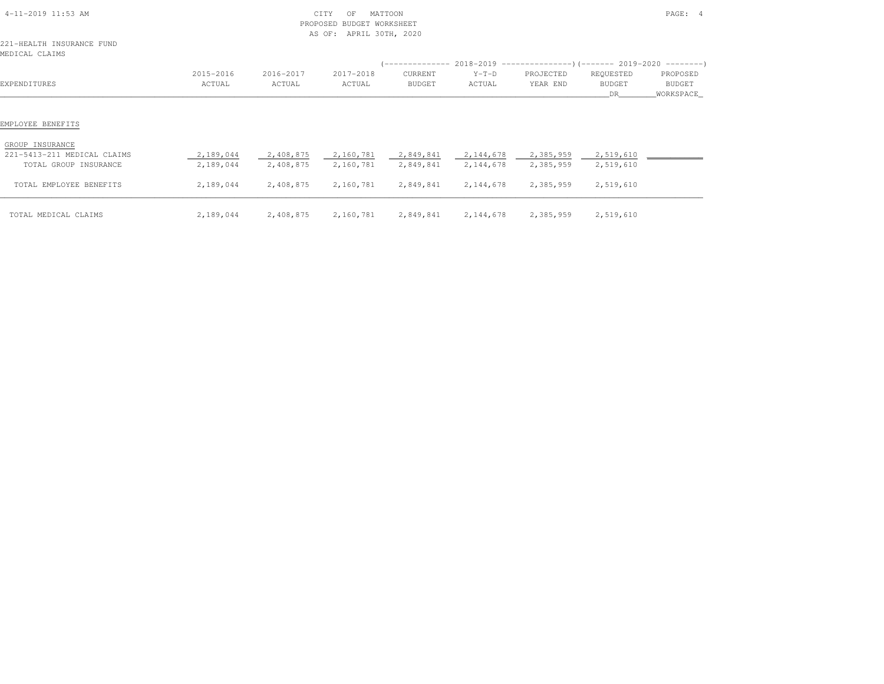CITY OF MATTOON
PROPOSED BUDGET WORKSHEET
AS OF: APRIL 30TH, 2020

221-HEALTH INSURANCE FUND
MEDICAL CLAIMS

| EXPENDITURES | 2015-2016 ACTUAL | 2016-2017 ACTUAL | 2017-2018 ACTUAL | 2018-2019 CURRENT BUDGET | 2018-2019 Y-T-D ACTUAL | 2018-2019 PROJECTED YEAR END | 2019-2020 REQUESTED BUDGET DR | 2019-2020 PROPOSED BUDGET WORKSPACE |
|---|---|---|---|---|---|---|---|---|
| EMPLOYEE BENEFITS | | | | | | | | |
| GROUP INSURANCE | | | | | | | | |
| 221-5413-211 MEDICAL CLAIMS | 2,189,044 | 2,408,875 | 2,160,781 | 2,849,841 | 2,144,678 | 2,385,959 | 2,519,610 | |
| TOTAL GROUP INSURANCE | 2,189,044 | 2,408,875 | 2,160,781 | 2,849,841 | 2,144,678 | 2,385,959 | 2,519,610 | |
| TOTAL EMPLOYEE BENEFITS | 2,189,044 | 2,408,875 | 2,160,781 | 2,849,841 | 2,144,678 | 2,385,959 | 2,519,610 | |
| TOTAL MEDICAL CLAIMS | 2,189,044 | 2,408,875 | 2,160,781 | 2,849,841 | 2,144,678 | 2,385,959 | 2,519,610 | |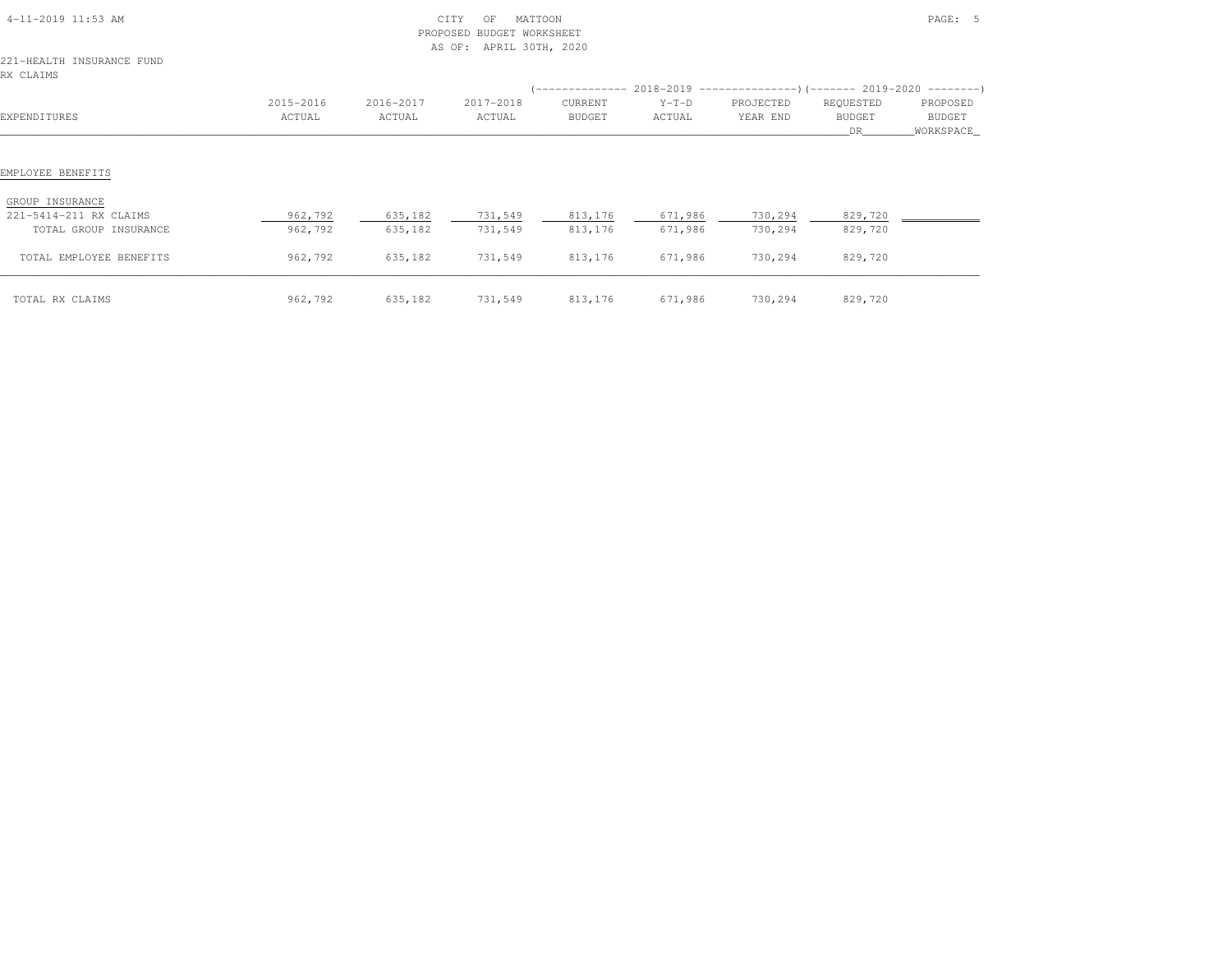CITY OF MATTOON
PROPOSED BUDGET WORKSHEET
AS OF: APRIL 30TH, 2020

221-HEALTH INSURANCE FUND
RX CLAIMS

| EXPENDITURES | 2015-2016 ACTUAL | 2016-2017 ACTUAL | 2017-2018 ACTUAL | 2018-2019 CURRENT BUDGET | 2018-2019 Y-T-D ACTUAL | 2018-2019 PROJECTED YEAR END | 2019-2020 REQUESTED BUDGET DR | 2019-2020 PROPOSED BUDGET WORKSPACE |
|---|---|---|---|---|---|---|---|---|
| EMPLOYEE BENEFITS | | | | | | | | |
| GROUP INSURANCE | | | | | | | | |
| 221-5414-211 RX CLAIMS | 962,792 | 635,182 | 731,549 | 813,176 | 671,986 | 730,294 | 829,720 | |
| TOTAL GROUP INSURANCE | 962,792 | 635,182 | 731,549 | 813,176 | 671,986 | 730,294 | 829,720 | |
| TOTAL EMPLOYEE BENEFITS | 962,792 | 635,182 | 731,549 | 813,176 | 671,986 | 730,294 | 829,720 | |
| TOTAL RX CLAIMS | 962,792 | 635,182 | 731,549 | 813,176 | 671,986 | 730,294 | 829,720 | |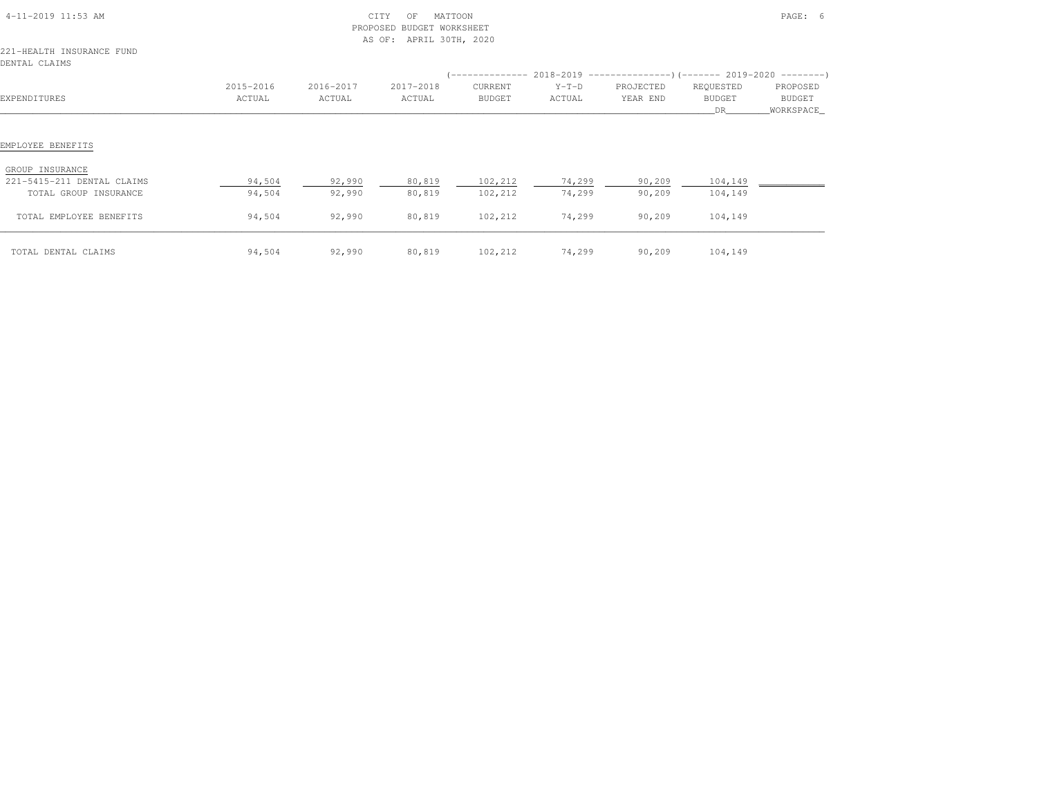CITY OF MATTOON
PROPOSED BUDGET WORKSHEET
AS OF: APRIL 30TH, 2020

221-HEALTH INSURANCE FUND
DENTAL CLAIMS

| EXPENDITURES | 2015-2016 ACTUAL | 2016-2017 ACTUAL | 2017-2018 ACTUAL | 2018-2019 CURRENT BUDGET | 2018-2019 Y-T-D ACTUAL | 2018-2019 PROJECTED YEAR END | 2019-2020 REQUESTED BUDGET DR | 2019-2020 PROPOSED BUDGET WORKSPACE |
|---|---|---|---|---|---|---|---|---|
| **EMPLOYEE BENEFITS** | | | | | | | | |
| GROUP INSURANCE | | | | | | | | |
| 221-5415-211 DENTAL CLAIMS | 94,504 | 92,990 | 80,819 | 102,212 | 74,299 | 90,209 | 104,149 | |
| TOTAL GROUP INSURANCE | 94,504 | 92,990 | 80,819 | 102,212 | 74,299 | 90,209 | 104,149 | |
| TOTAL EMPLOYEE BENEFITS | 94,504 | 92,990 | 80,819 | 102,212 | 74,299 | 90,209 | 104,149 | |
| TOTAL DENTAL CLAIMS | 94,504 | 92,990 | 80,819 | 102,212 | 74,299 | 90,209 | 104,149 | |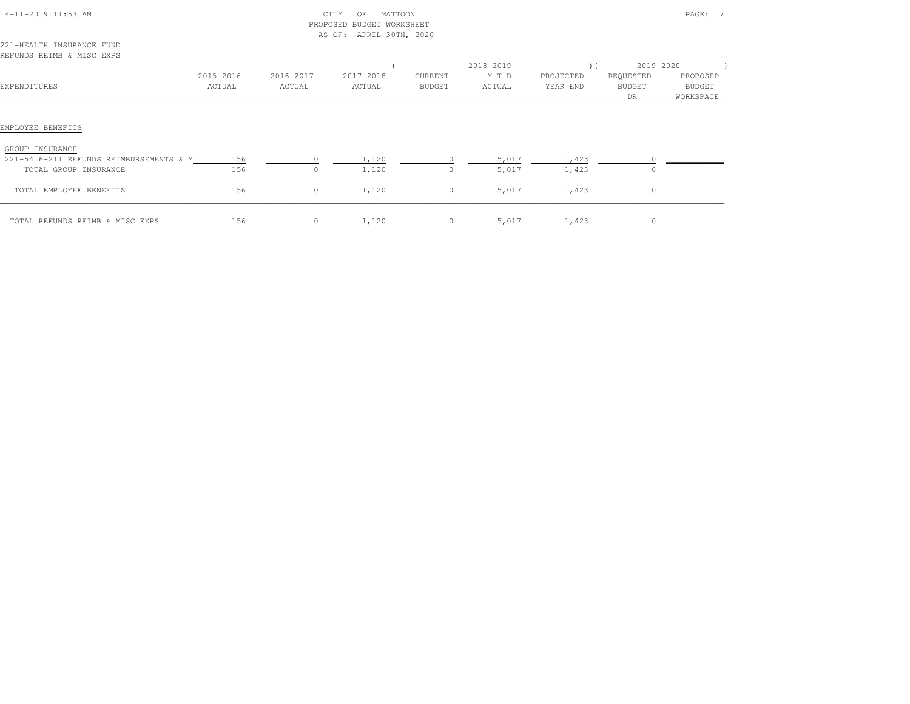CITY OF MATTOON
PROPOSED BUDGET WORKSHEET
AS OF: APRIL 30TH, 2020

221-HEALTH INSURANCE FUND
REFUNDS REIMB & MISC EXPS

| EXPENDITURES | 2015-2016 ACTUAL | 2016-2017 ACTUAL | 2017-2018 ACTUAL | 2018-2019 CURRENT BUDGET | 2018-2019 Y-T-D ACTUAL | 2018-2019 PROJECTED YEAR END | 2019-2020 REQUESTED BUDGET DR | 2019-2020 PROPOSED BUDGET WORKSPACE |
|---|---|---|---|---|---|---|---|---|
| **EMPLOYEE BENEFITS** | | | | | | | | |
| GROUP INSURANCE | | | | | | | | |
| 221-5416-211 REFUNDS REIMBURSEMENTS & M | 156 | 0 | 1,120 | 0 | 5,017 | 1,423 | 0 | |
| TOTAL GROUP INSURANCE | 156 | 0 | 1,120 | 0 | 5,017 | 1,423 | 0 | |
| TOTAL EMPLOYEE BENEFITS | 156 | 0 | 1,120 | 0 | 5,017 | 1,423 | 0 | |
| TOTAL REFUNDS REIMB & MISC EXPS | 156 | 0 | 1,120 | 0 | 5,017 | 1,423 | 0 | |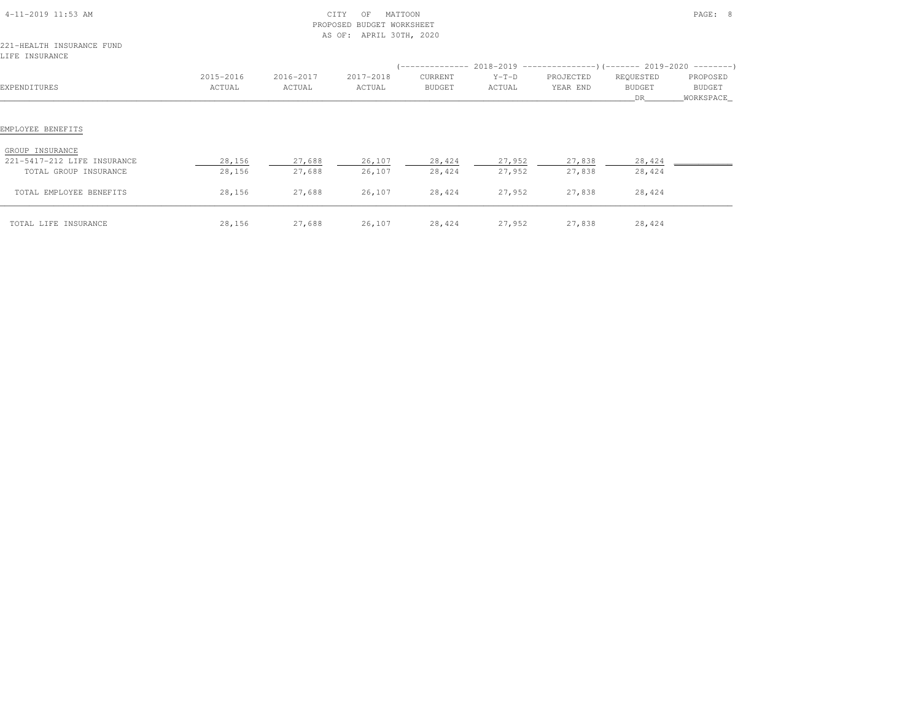CITY OF MATTOON
PROPOSED BUDGET WORKSHEET
AS OF: APRIL 30TH, 2020

221-HEALTH INSURANCE FUND
LIFE INSURANCE

| EXPENDITURES | 2015-2016 ACTUAL | 2016-2017 ACTUAL | 2017-2018 ACTUAL | 2018-2019 CURRENT BUDGET | 2018-2019 Y-T-D ACTUAL | 2018-2019 PROJECTED YEAR END | 2019-2020 REQUESTED BUDGET DR | 2019-2020 PROPOSED BUDGET WORKSPACE |
|---|---|---|---|---|---|---|---|---|
| EMPLOYEE BENEFITS | | | | | | | | |
| GROUP INSURANCE | | | | | | | | |
| 221-5417-212 LIFE INSURANCE | 28,156 | 27,688 | 26,107 | 28,424 | 27,952 | 27,838 | 28,424 | |
| TOTAL GROUP INSURANCE | 28,156 | 27,688 | 26,107 | 28,424 | 27,952 | 27,838 | 28,424 | |
| TOTAL EMPLOYEE BENEFITS | 28,156 | 27,688 | 26,107 | 28,424 | 27,952 | 27,838 | 28,424 | |
| TOTAL LIFE INSURANCE | 28,156 | 27,688 | 26,107 | 28,424 | 27,952 | 27,838 | 28,424 | |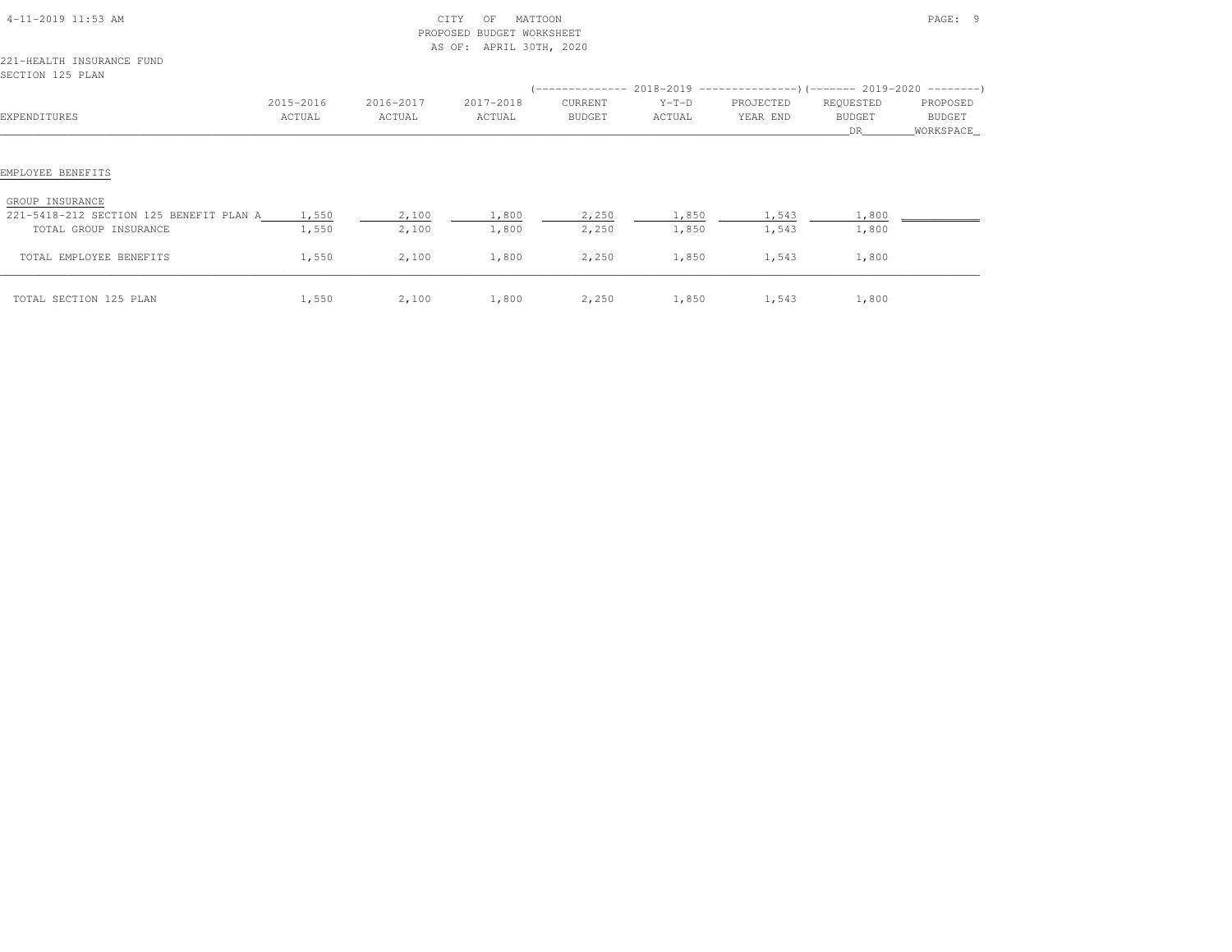CITY OF MATTOON
PROPOSED BUDGET WORKSHEET
AS OF: APRIL 30TH, 2020

221-HEALTH INSURANCE FUND
SECTION 125 PLAN

| EXPENDITURES | 2015-2016 ACTUAL | 2016-2017 ACTUAL | 2017-2018 ACTUAL | 2018-2019 CURRENT BUDGET | 2018-2019 Y-T-D ACTUAL | 2018-2019 PROJECTED YEAR END | 2019-2020 REQUESTED BUDGET DR | 2019-2020 PROPOSED BUDGET WORKSPACE |
|---|---|---|---|---|---|---|---|---|
| **EMPLOYEE BENEFITS** | | | | | | | | |
| GROUP INSURANCE | | | | | | | | |
| 221-5418-212 SECTION 125 BENEFIT PLAN A | 1,550 | 2,100 | 1,800 | 2,250 | 1,850 | 1,543 | 1,800 | |
| TOTAL GROUP INSURANCE | 1,550 | 2,100 | 1,800 | 2,250 | 1,850 | 1,543 | 1,800 | |
| TOTAL EMPLOYEE BENEFITS | 1,550 | 2,100 | 1,800 | 2,250 | 1,850 | 1,543 | 1,800 | |
| TOTAL SECTION 125 PLAN | 1,550 | 2,100 | 1,800 | 2,250 | 1,850 | 1,543 | 1,800 | |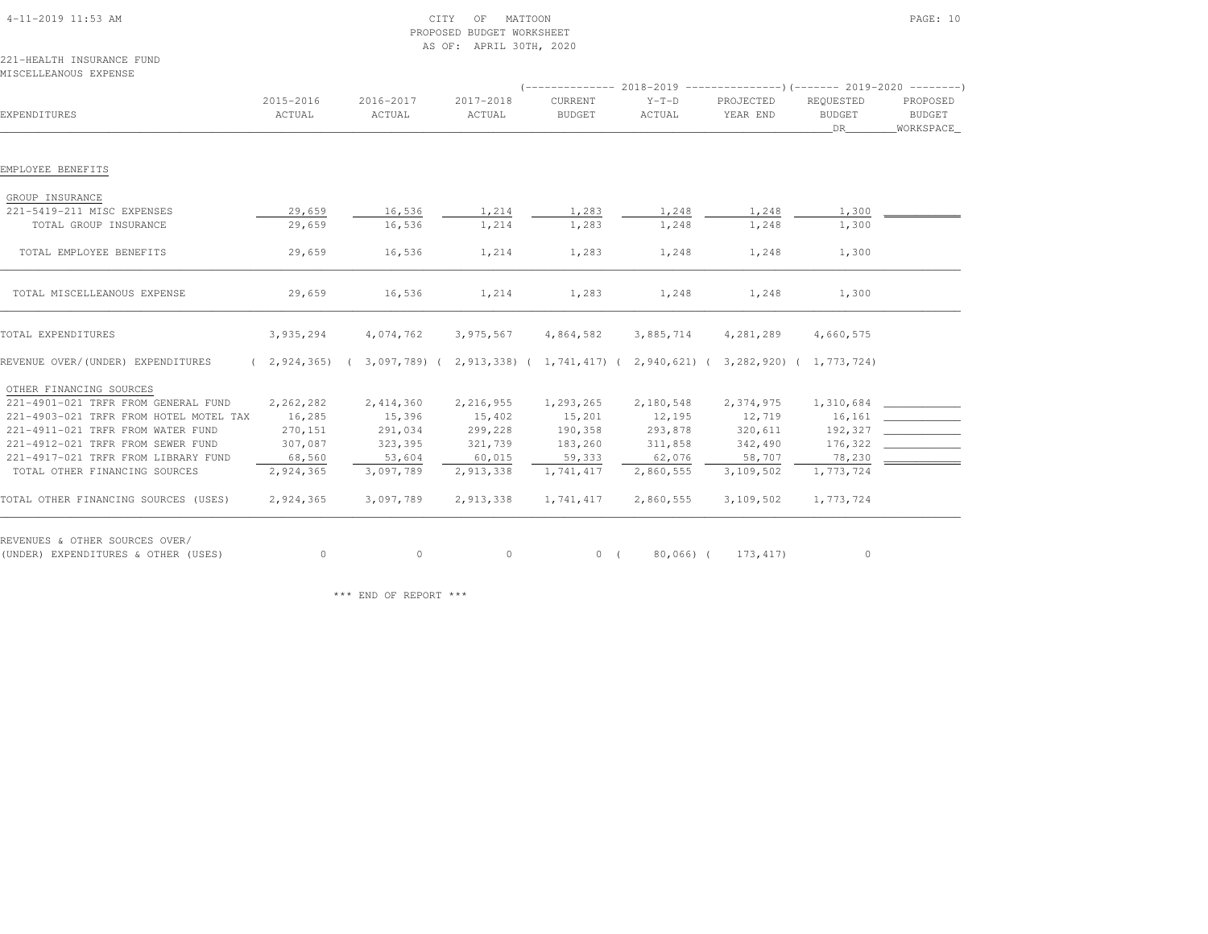CITY OF MATTOON
PROPOSED BUDGET WORKSHEET
AS OF: APRIL 30TH, 2020

221-HEALTH INSURANCE FUND
MISCELLANEOUS EXPENSE

| EXPENDITURES | 2015-2016 ACTUAL | 2016-2017 ACTUAL | 2017-2018 ACTUAL | 2018-2019 CURRENT BUDGET | 2018-2019 Y-T-D ACTUAL | 2018-2019 PROJECTED YEAR END | 2019-2020 REQUESTED BUDGET DR | 2019-2020 PROPOSED BUDGET WORKSPACE |
|---|---|---|---|---|---|---|---|---|
| EMPLOYEE BENEFITS | | | | | | | | |
| GROUP INSURANCE | | | | | | | | |
| 221-5419-211 MISC EXPENSES | 29,659 | 16,536 | 1,214 | 1,283 | 1,248 | 1,248 | 1,300 | |
| TOTAL GROUP INSURANCE | 29,659 | 16,536 | 1,214 | 1,283 | 1,248 | 1,248 | 1,300 | |
| TOTAL EMPLOYEE BENEFITS | 29,659 | 16,536 | 1,214 | 1,283 | 1,248 | 1,248 | 1,300 | |
| TOTAL MISCELLANEOUS EXPENSE | 29,659 | 16,536 | 1,214 | 1,283 | 1,248 | 1,248 | 1,300 | |
| TOTAL EXPENDITURES | 3,935,294 | 4,074,762 | 3,975,567 | 4,864,582 | 3,885,714 | 4,281,289 | 4,660,575 | |
| REVENUE OVER/(UNDER) EXPENDITURES | ( 2,924,365) | ( 3,097,789) | ( 2,913,338) | ( 1,741,417) | ( 2,940,621) | ( 3,282,920) | ( 1,773,724) | |
| OTHER FINANCING SOURCES | | | | | | | | |
| 221-4901-021 TRFR FROM GENERAL FUND | 2,262,282 | 2,414,360 | 2,216,955 | 1,293,265 | 2,180,548 | 2,374,975 | 1,310,684 | |
| 221-4903-021 TRFR FROM HOTEL MOTEL TAX | 16,285 | 15,396 | 15,402 | 15,201 | 12,195 | 12,719 | 16,161 | |
| 221-4911-021 TRFR FROM WATER FUND | 270,151 | 291,034 | 299,228 | 190,358 | 293,878 | 320,611 | 192,327 | |
| 221-4912-021 TRFR FROM SEWER FUND | 307,087 | 323,395 | 321,739 | 183,260 | 311,858 | 342,490 | 176,322 | |
| 221-4917-021 TRFR FROM LIBRARY FUND | 68,560 | 53,604 | 60,015 | 59,333 | 62,076 | 58,707 | 78,230 | |
| TOTAL OTHER FINANCING SOURCES | 2,924,365 | 3,097,789 | 2,913,338 | 1,741,417 | 2,860,555 | 3,109,502 | 1,773,724 | |
| TOTAL OTHER FINANCING SOURCES (USES) | 2,924,365 | 3,097,789 | 2,913,338 | 1,741,417 | 2,860,555 | 3,109,502 | 1,773,724 | |
| REVENUES & OTHER SOURCES OVER/ (UNDER) EXPENDITURES & OTHER (USES) | 0 | 0 | 0 | 0 | ( 80,066) | ( 173,417) | 0 | |

\*\*\* END OF REPORT \*\*\*